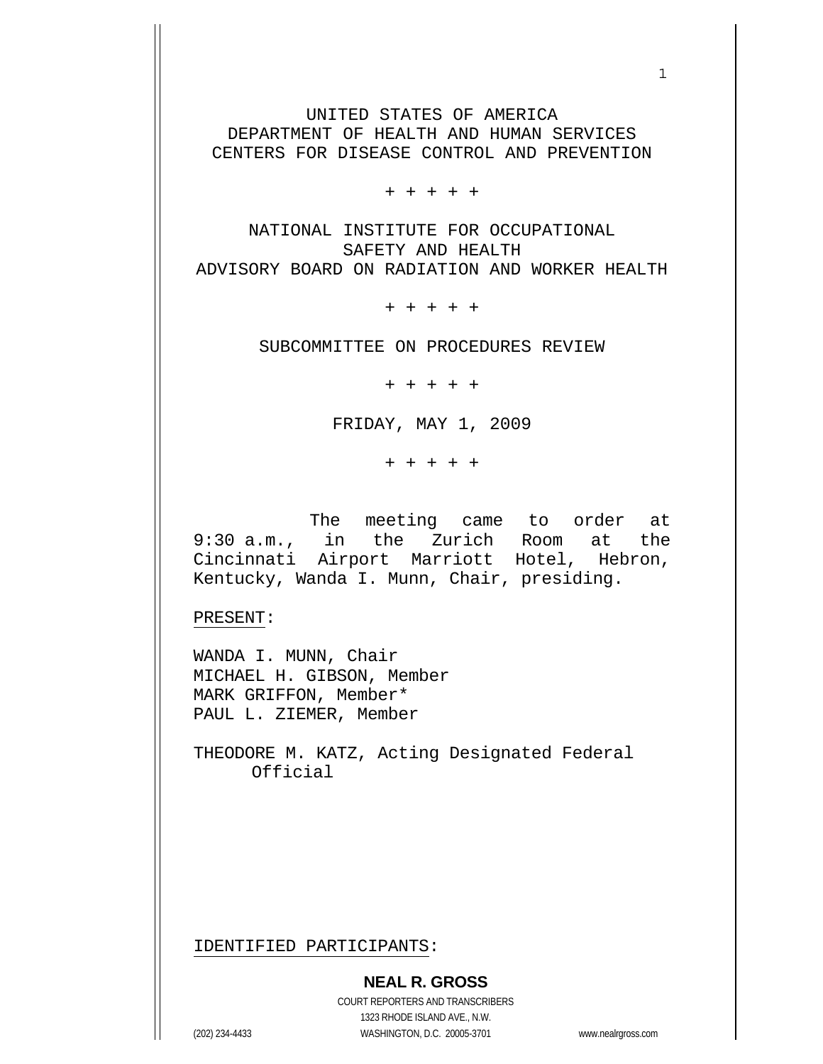UNITED STATES OF AMERICA
DEPARTMENT OF HEALTH AND HUMAN SERVICES
CENTERS FOR DISEASE CONTROL AND PREVENTION

+ + + + +

NATIONAL INSTITUTE FOR OCCUPATIONAL
SAFETY AND HEALTH
ADVISORY BOARD ON RADIATION AND WORKER HEALTH

+ + + + +

SUBCOMMITTEE ON PROCEDURES REVIEW

+ + + + +

FRIDAY, MAY 1, 2009

+ + + + +

The meeting came to order at 9:30 a.m., in the Zurich Room at the Cincinnati Airport Marriott Hotel, Hebron, Kentucky, Wanda I. Munn, Chair, presiding.

PRESENT:

WANDA I. MUNN, Chair
MICHAEL H. GIBSON, Member
MARK GRIFFON, Member*
PAUL L. ZIEMER, Member

THEODORE M. KATZ, Acting Designated Federal Official

IDENTIFIED PARTICIPANTS: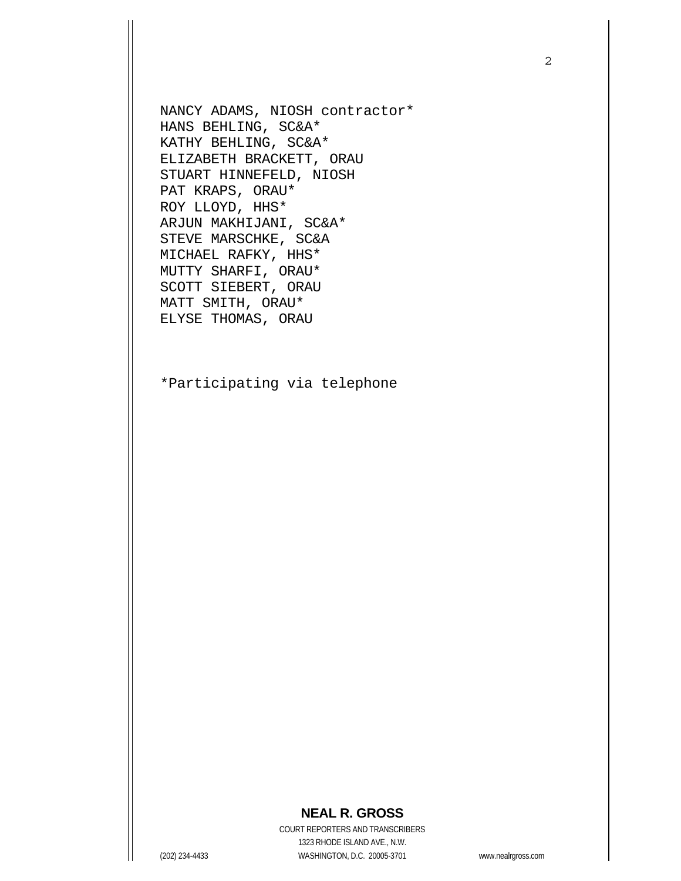NANCY ADAMS, NIOSH contractor*
HANS BEHLING, SC&A*
KATHY BEHLING, SC&A*
ELIZABETH BRACKETT, ORAU
STUART HINNEFELD, NIOSH
PAT KRAPS, ORAU*
ROY LLOYD, HHS*
ARJUN MAKHIJANI, SC&A*
STEVE MARSCHKE, SC&A
MICHAEL RAFKY, HHS*
MUTTY SHARFI, ORAU*
SCOTT SIEBERT, ORAU
MATT SMITH, ORAU*
ELYSE THOMAS, ORAU

*Participating via telephone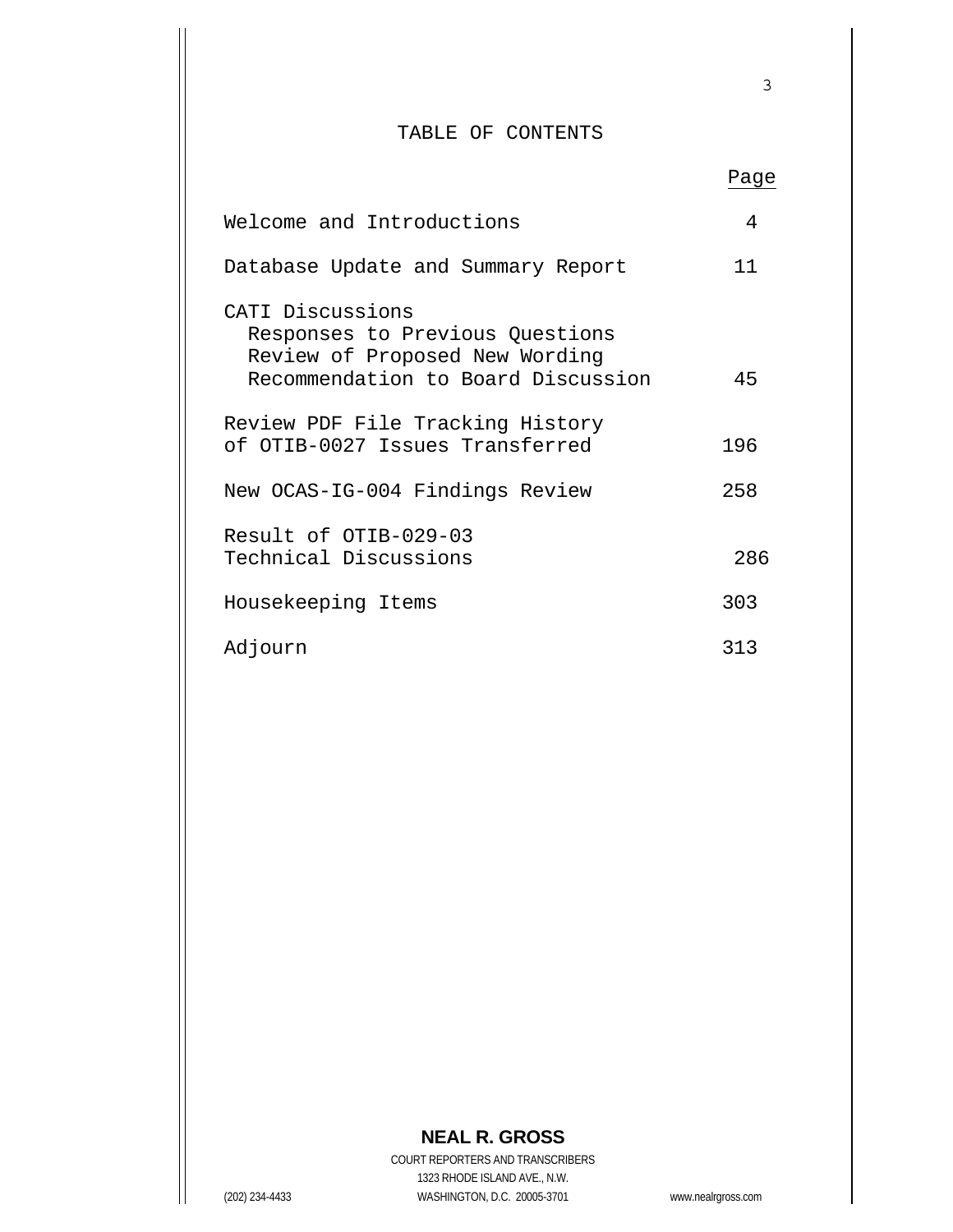# TABLE OF CONTENTS

| | Page |
|---|---|
| Welcome and Introductions | 4 |
| Database Update and Summary Report | 11 |
| CATI Discussions<br>Responses to Previous Questions<br>Review of Proposed New Wording<br>Recommendation to Board Discussion | 45 |
| Review PDF File Tracking History of OTIB-0027 Issues Transferred | 196 |
| New OCAS-IG-004 Findings Review | 258 |
| Result of OTIB-029-03 Technical Discussions | 286 |
| Housekeeping Items | 303 |
| Adjourn | 313 |

**NEAL R. GROSS**

COURT REPORTERS AND TRANSCRIBERS

1323 RHODE ISLAND AVE., N.W.

(202) 234-4433 WASHINGTON, D.C. 20005-3701 www.nealrgross.com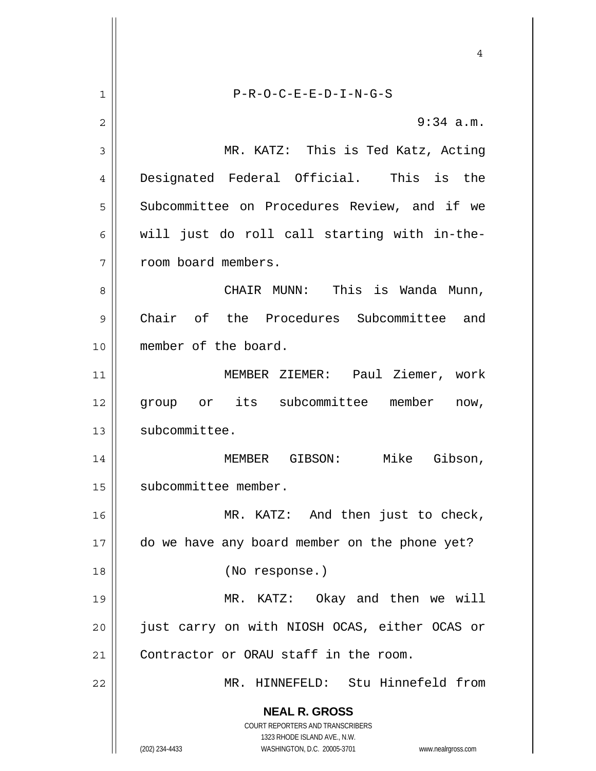P-R-O-C-E-E-D-I-N-G-S

9:34 a.m.

MR. KATZ: This is Ted Katz, Acting Designated Federal Official. This is the Subcommittee on Procedures Review, and if we will just do roll call starting with in-the-room board members.

CHAIR MUNN: This is Wanda Munn, Chair of the Procedures Subcommittee and member of the board.

MEMBER ZIEMER: Paul Ziemer, work group or its subcommittee member now, subcommittee.

MEMBER GIBSON: Mike Gibson, subcommittee member.

MR. KATZ: And then just to check, do we have any board member on the phone yet?

(No response.)

MR. KATZ: Okay and then we will just carry on with NIOSH OCAS, either OCAS or Contractor or ORAU staff in the room.

MR. HINNEFELD: Stu Hinnefeld from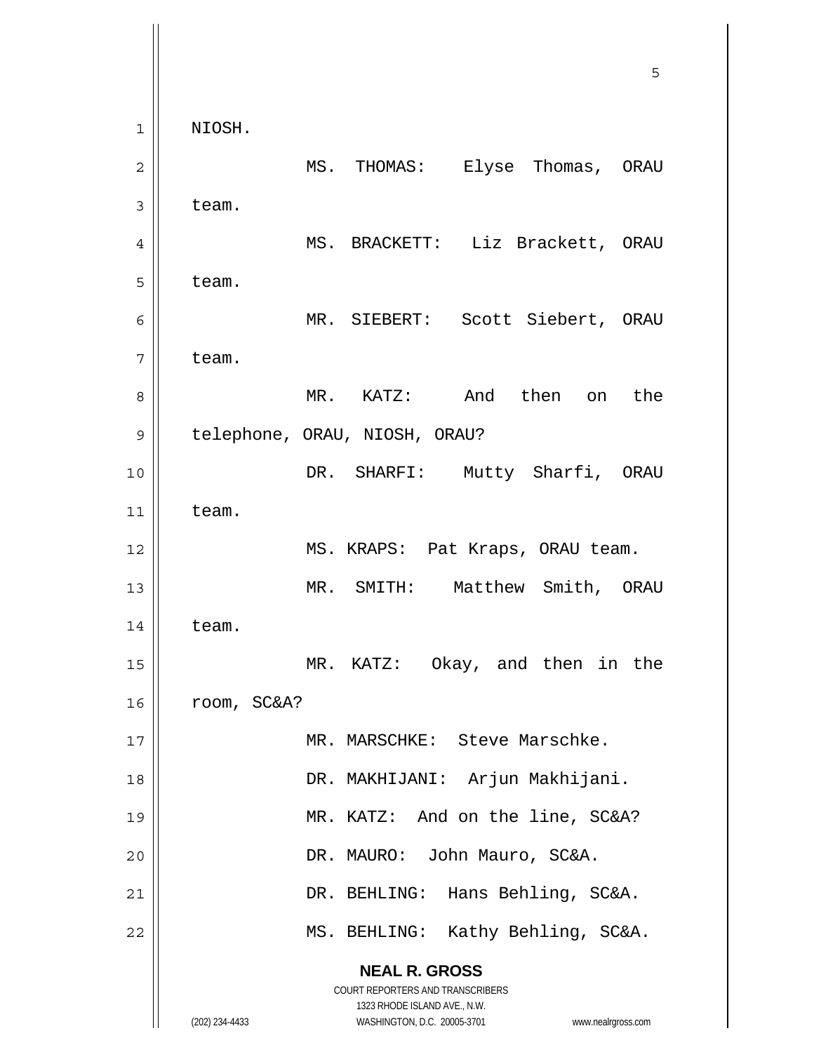NIOSH.

MS. THOMAS: Elyse Thomas, ORAU team.

MS. BRACKETT: Liz Brackett, ORAU team.

MR. SIEBERT: Scott Siebert, ORAU team.

MR. KATZ: And then on the telephone, ORAU, NIOSH, ORAU?

DR. SHARFI: Mutty Sharfi, ORAU team.

MS. KRAPS: Pat Kraps, ORAU team.

MR. SMITH: Matthew Smith, ORAU team.

MR. KATZ: Okay, and then in the room, SC&A?

MR. MARSCHKE: Steve Marschke.

DR. MAKHIJANI: Arjun Makhijani.

MR. KATZ: And on the line, SC&A?

DR. MAURO: John Mauro, SC&A.

DR. BEHLING: Hans Behling, SC&A.

MS. BEHLING: Kathy Behling, SC&A.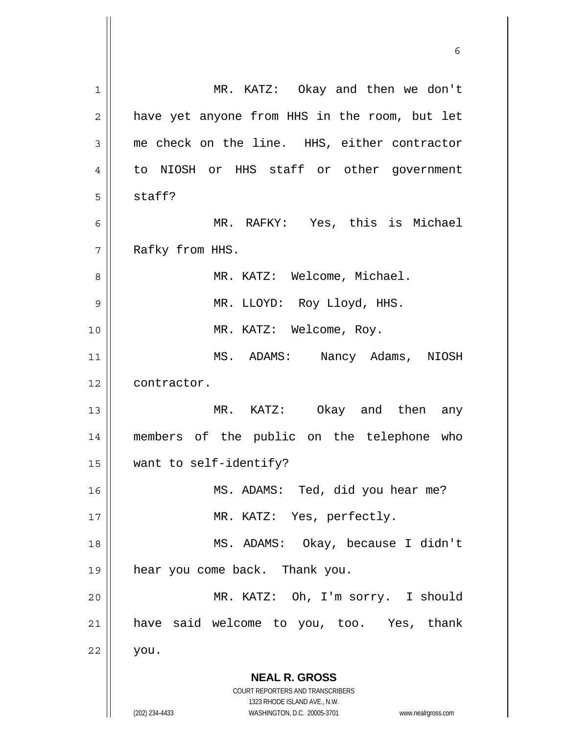MR. KATZ: Okay and then we don't have yet anyone from HHS in the room, but let me check on the line. HHS, either contractor to NIOSH or HHS staff or other government staff?

MR. RAFKY: Yes, this is Michael Rafky from HHS.

MR. KATZ: Welcome, Michael.

MR. LLOYD: Roy Lloyd, HHS.

MR. KATZ: Welcome, Roy.

MS. ADAMS: Nancy Adams, NIOSH contractor.

MR. KATZ: Okay and then any members of the public on the telephone who want to self-identify?

MS. ADAMS: Ted, did you hear me?

MR. KATZ: Yes, perfectly.

MS. ADAMS: Okay, because I didn't hear you come back. Thank you.

MR. KATZ: Oh, I'm sorry. I should have said welcome to you, too. Yes, thank you.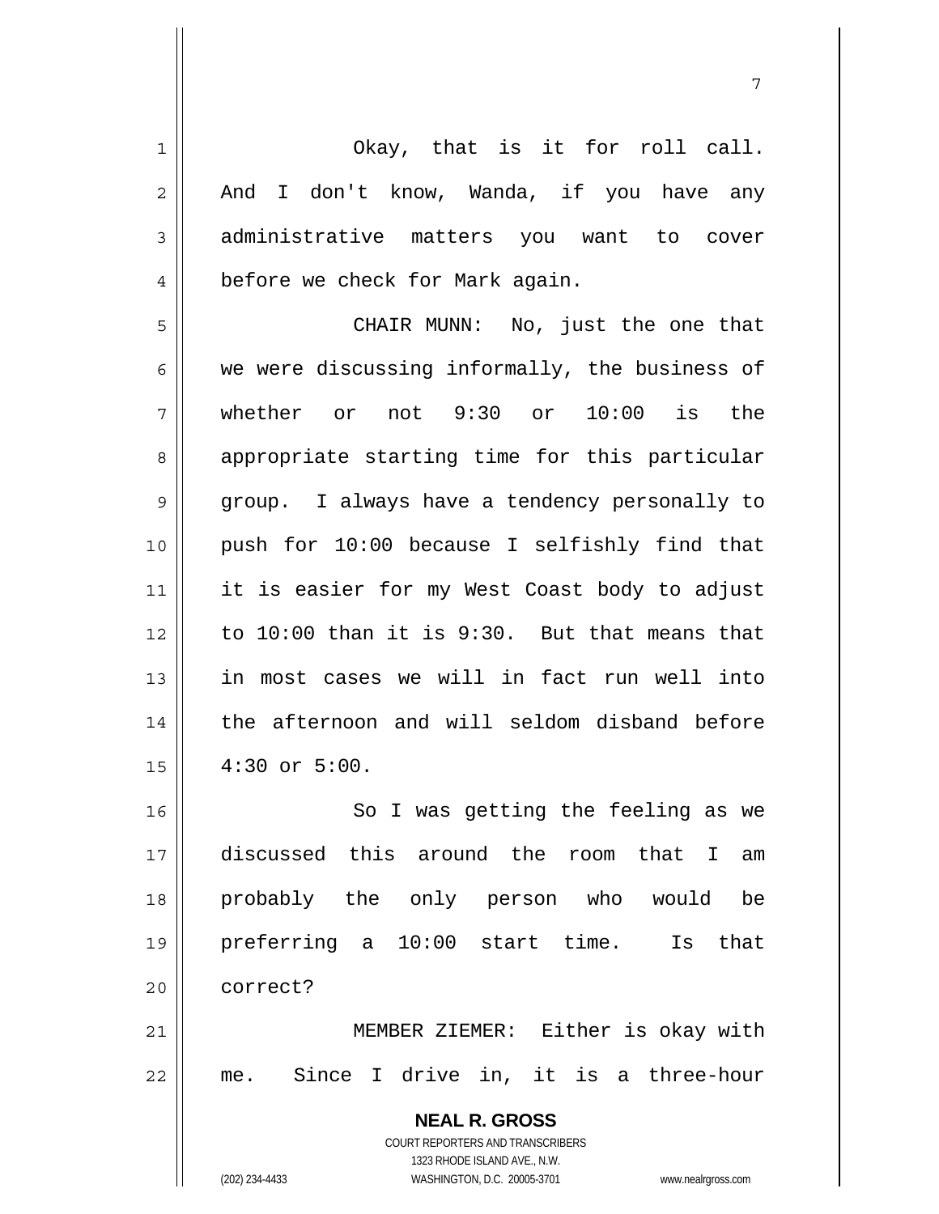Okay, that is it for roll call. And I don't know, Wanda, if you have any administrative matters you want to cover before we check for Mark again.

CHAIR MUNN: No, just the one that we were discussing informally, the business of whether or not 9:30 or 10:00 is the appropriate starting time for this particular group. I always have a tendency personally to push for 10:00 because I selfishly find that it is easier for my West Coast body to adjust to 10:00 than it is 9:30. But that means that in most cases we will in fact run well into the afternoon and will seldom disband before 4:30 or 5:00.

So I was getting the feeling as we discussed this around the room that I am probably the only person who would be preferring a 10:00 start time. Is that correct?

MEMBER ZIEMER: Either is okay with me. Since I drive in, it is a three-hour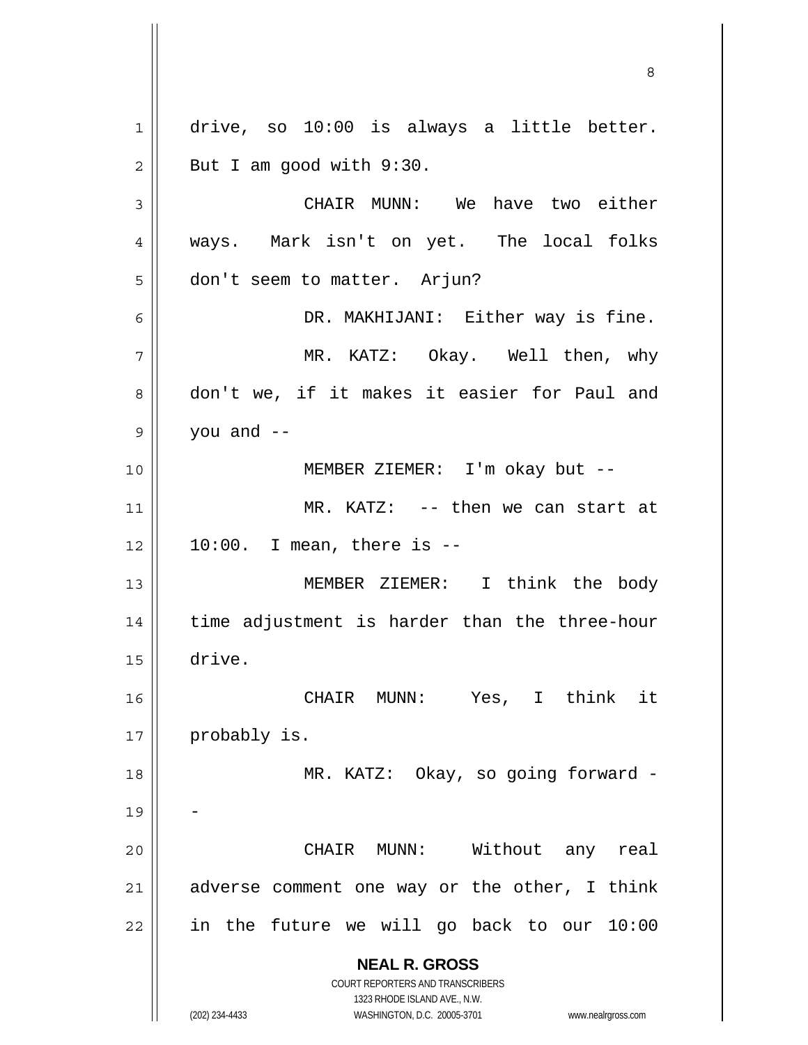drive, so 10:00 is always a little better. But I am good with 9:30.

CHAIR MUNN: We have two either ways. Mark isn't on yet. The local folks don't seem to matter. Arjun?

DR. MAKHIJANI: Either way is fine.

MR. KATZ: Okay. Well then, why don't we, if it makes it easier for Paul and you and --

MEMBER ZIEMER: I'm okay but --

MR. KATZ: -- then we can start at 10:00. I mean, there is --

MEMBER ZIEMER: I think the body time adjustment is harder than the three-hour drive.

CHAIR MUNN: Yes, I think it probably is.

MR. KATZ: Okay, so going forward --

CHAIR MUNN: Without any real adverse comment one way or the other, I think in the future we will go back to our 10:00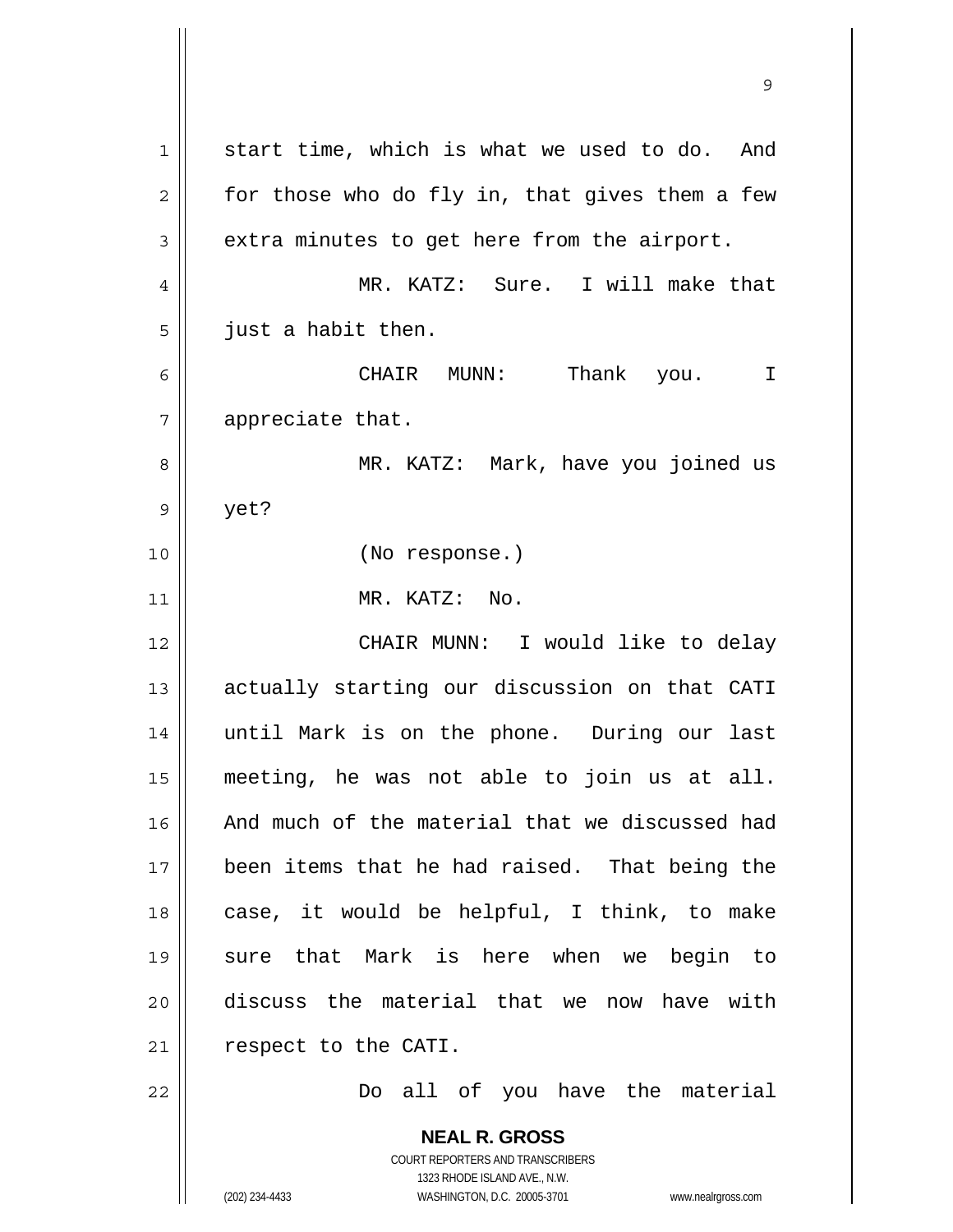start time, which is what we used to do. And for those who do fly in, that gives them a few extra minutes to get here from the airport.

MR. KATZ: Sure. I will make that just a habit then.

CHAIR MUNN: Thank you. I appreciate that.

MR. KATZ: Mark, have you joined us yet?

(No response.)

MR. KATZ: No.

CHAIR MUNN: I would like to delay actually starting our discussion on that CATI until Mark is on the phone. During our last meeting, he was not able to join us at all. And much of the material that we discussed had been items that he had raised. That being the case, it would be helpful, I think, to make sure that Mark is here when we begin to discuss the material that we now have with respect to the CATI.

Do all of you have the material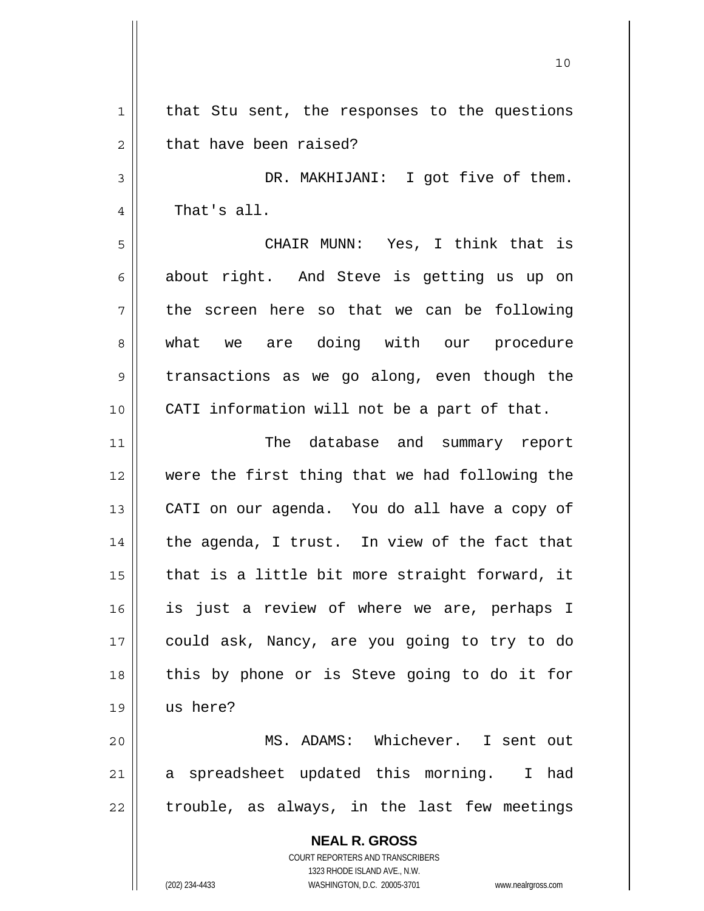that Stu sent, the responses to the questions that have been raised?

DR. MAKHIJANI: I got five of them. That's all.

CHAIR MUNN: Yes, I think that is about right. And Steve is getting us up on the screen here so that we can be following what we are doing with our procedure transactions as we go along, even though the CATI information will not be a part of that.

The database and summary report were the first thing that we had following the CATI on our agenda. You do all have a copy of the agenda, I trust. In view of the fact that that is a little bit more straight forward, it is just a review of where we are, perhaps I could ask, Nancy, are you going to try to do this by phone or is Steve going to do it for us here?

MS. ADAMS: Whichever. I sent out a spreadsheet updated this morning. I had trouble, as always, in the last few meetings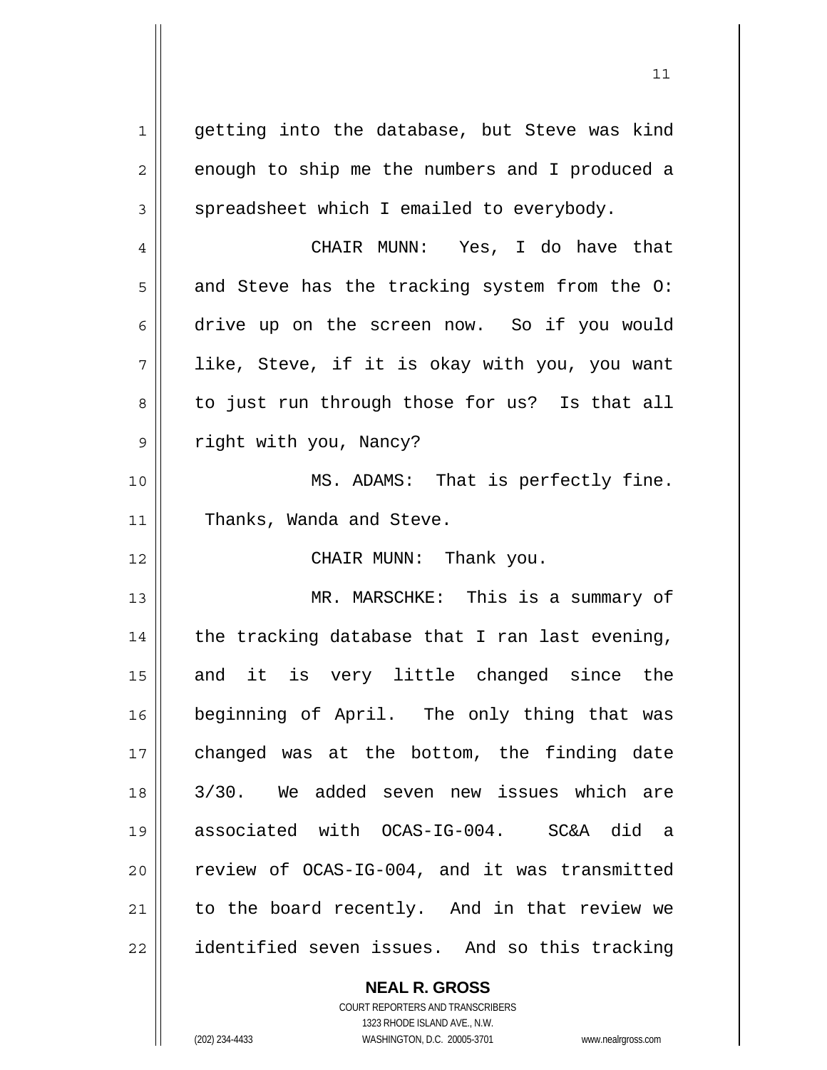getting into the database, but Steve was kind enough to ship me the numbers and I produced a spreadsheet which I emailed to everybody.

CHAIR MUNN: Yes, I do have that and Steve has the tracking system from the O: drive up on the screen now. So if you would like, Steve, if it is okay with you, you want to just run through those for us? Is that all right with you, Nancy?

MS. ADAMS: That is perfectly fine. Thanks, Wanda and Steve.

CHAIR MUNN: Thank you.

MR. MARSCHKE: This is a summary of the tracking database that I ran last evening, and it is very little changed since the beginning of April. The only thing that was changed was at the bottom, the finding date 3/30. We added seven new issues which are associated with OCAS-IG-004. SC&A did a review of OCAS-IG-004, and it was transmitted to the board recently. And in that review we identified seven issues. And so this tracking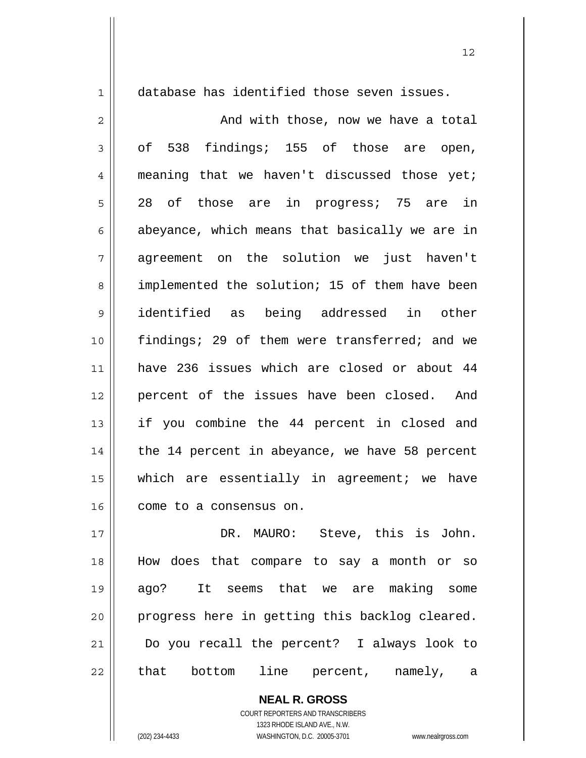database has identified those seven issues.

And with those, now we have a total of 538 findings; 155 of those are open, meaning that we haven't discussed those yet; 28 of those are in progress; 75 are in abeyance, which means that basically we are in agreement on the solution we just haven't implemented the solution; 15 of them have been identified as being addressed in other findings; 29 of them were transferred; and we have 236 issues which are closed or about 44 percent of the issues have been closed. And if you combine the 44 percent in closed and the 14 percent in abeyance, we have 58 percent which are essentially in agreement; we have come to a consensus on.

DR. MAURO: Steve, this is John. How does that compare to say a month or so ago? It seems that we are making some progress here in getting this backlog cleared. Do you recall the percent? I always look to that bottom line percent, namely, a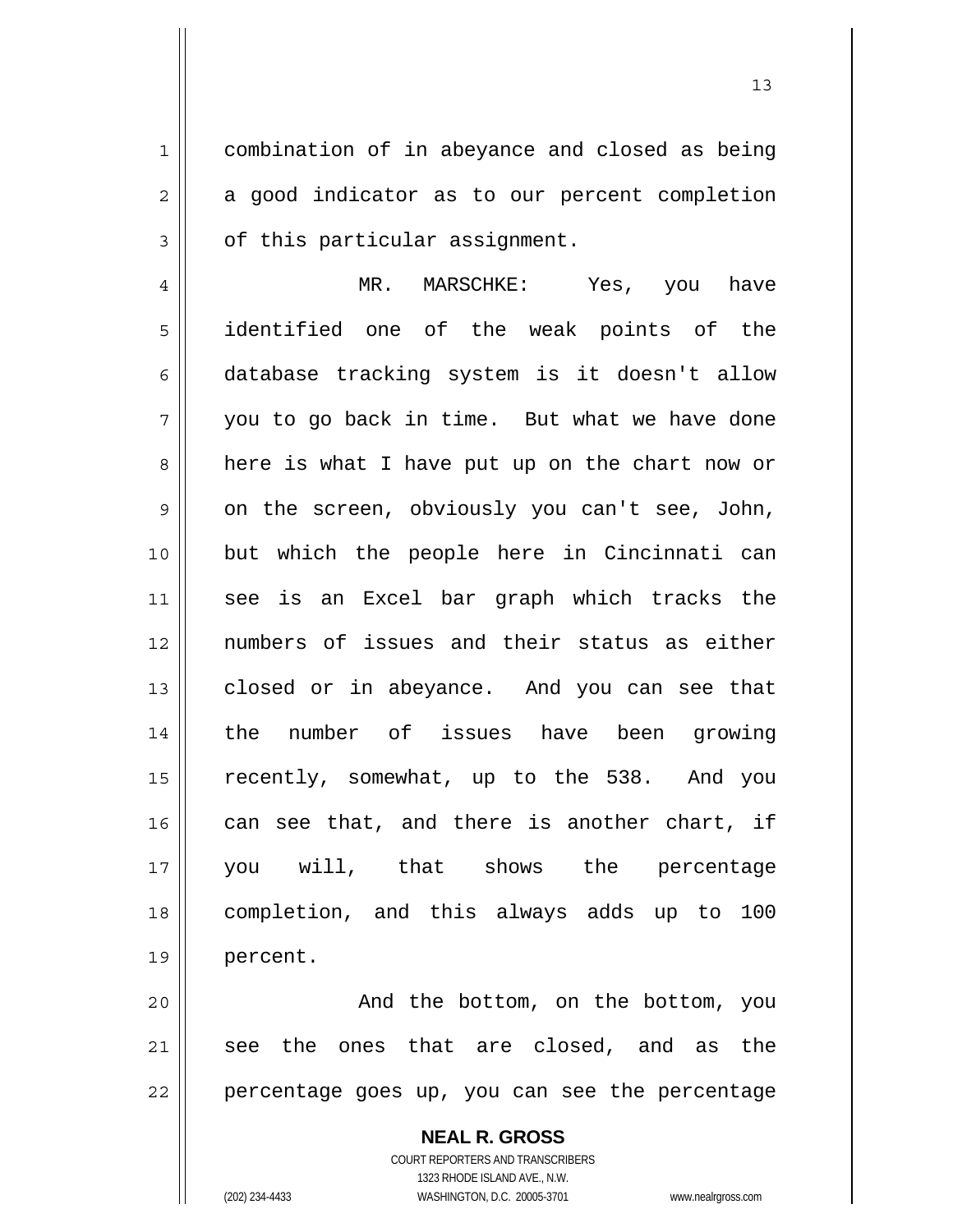combination of in abeyance and closed as being a good indicator as to our percent completion of this particular assignment.

MR. MARSCHKE: Yes, you have identified one of the weak points of the database tracking system is it doesn't allow you to go back in time. But what we have done here is what I have put up on the chart now or on the screen, obviously you can't see, John, but which the people here in Cincinnati can see is an Excel bar graph which tracks the numbers of issues and their status as either closed or in abeyance. And you can see that the number of issues have been growing recently, somewhat, up to the 538. And you can see that, and there is another chart, if you will, that shows the percentage completion, and this always adds up to 100 percent.

And the bottom, on the bottom, you see the ones that are closed, and as the percentage goes up, you can see the percentage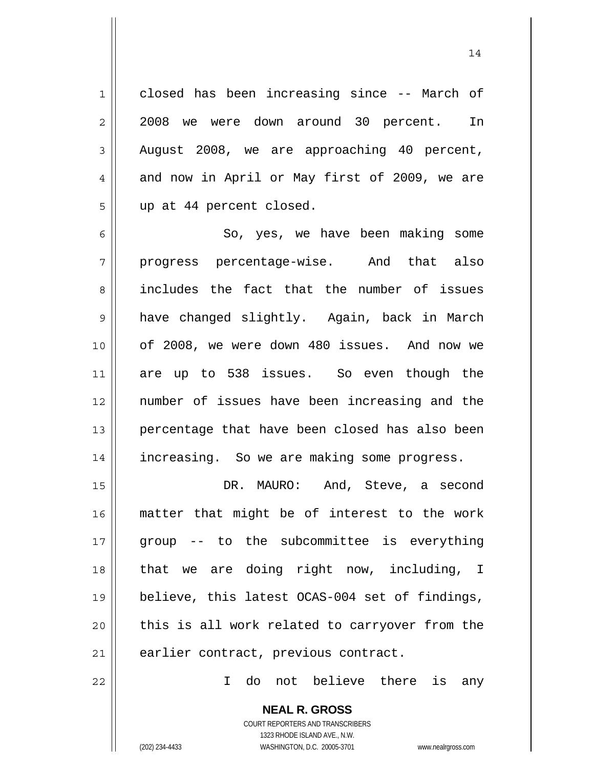closed has been increasing since -- March of 2008 we were down around 30 percent. In August 2008, we are approaching 40 percent, and now in April or May first of 2009, we are up at 44 percent closed.

So, yes, we have been making some progress percentage-wise. And that also includes the fact that the number of issues have changed slightly. Again, back in March of 2008, we were down 480 issues. And now we are up to 538 issues. So even though the number of issues have been increasing and the percentage that have been closed has also been increasing. So we are making some progress.

DR. MAURO: And, Steve, a second matter that might be of interest to the work group -- to the subcommittee is everything that we are doing right now, including, I believe, this latest OCAS-004 set of findings, this is all work related to carryover from the earlier contract, previous contract.

I do not believe there is any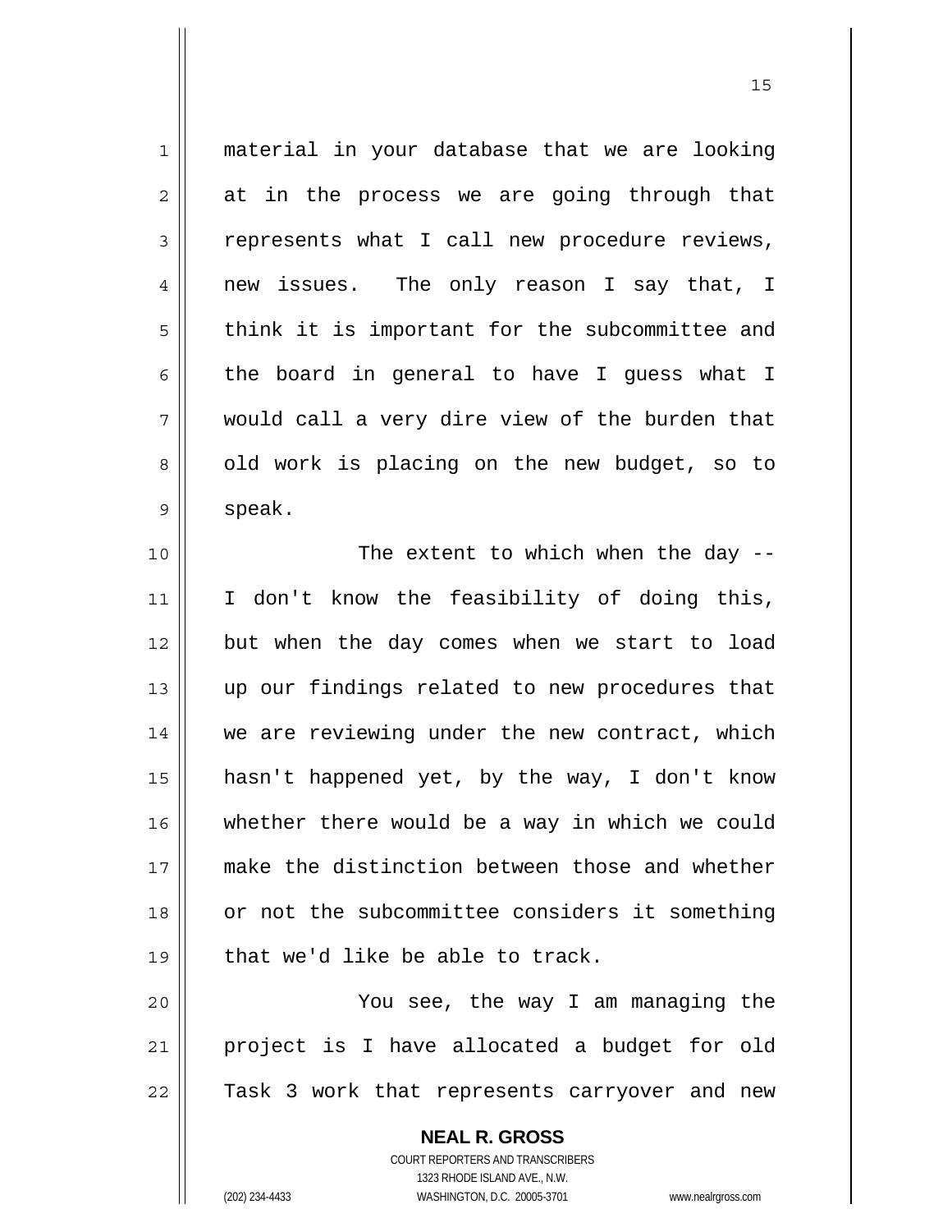material in your database that we are looking at in the process we are going through that represents what I call new procedure reviews, new issues. The only reason I say that, I think it is important for the subcommittee and the board in general to have I guess what I would call a very dire view of the burden that old work is placing on the new budget, so to speak.

The extent to which when the day -- I don't know the feasibility of doing this, but when the day comes when we start to load up our findings related to new procedures that we are reviewing under the new contract, which hasn't happened yet, by the way, I don't know whether there would be a way in which we could make the distinction between those and whether or not the subcommittee considers it something that we'd like be able to track.

You see, the way I am managing the project is I have allocated a budget for old Task 3 work that represents carryover and new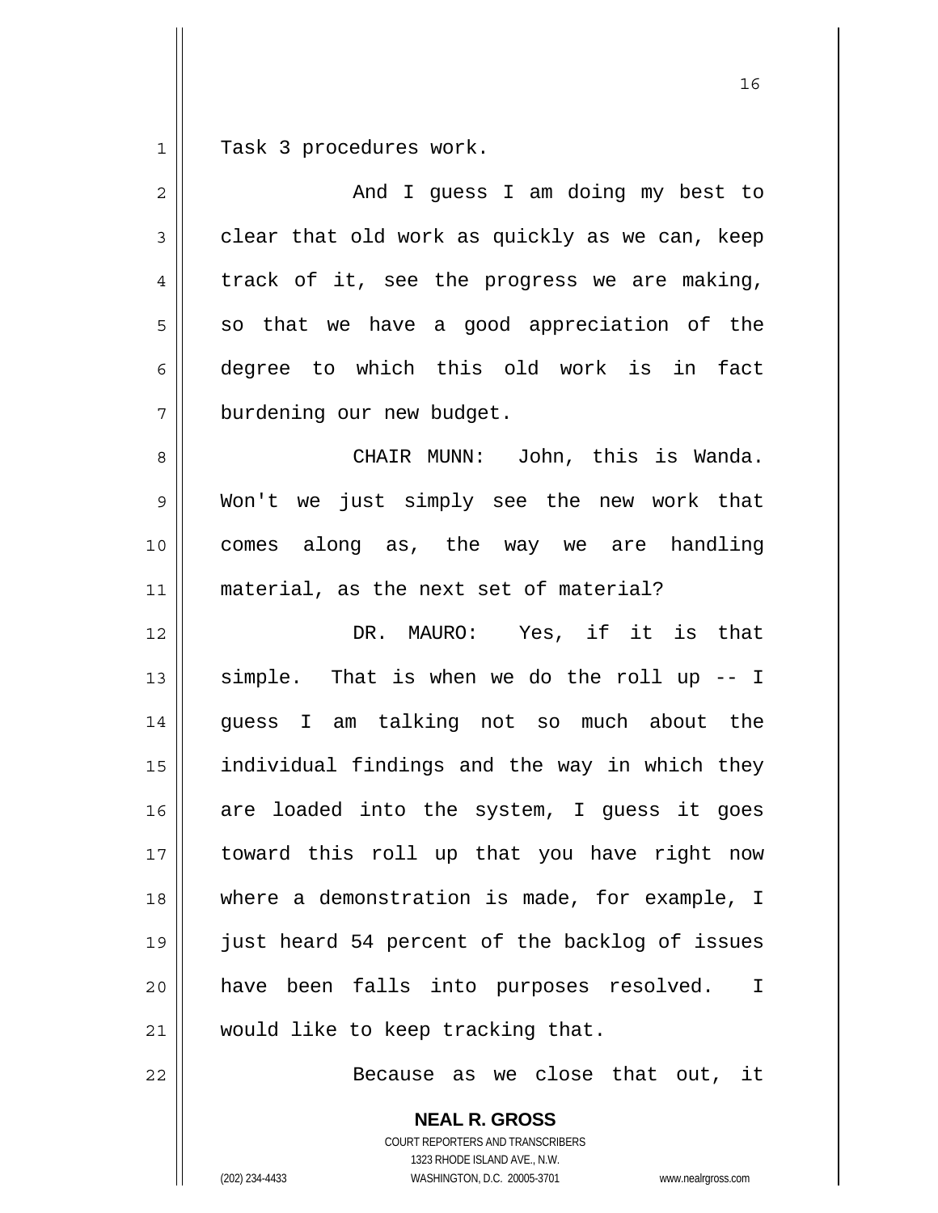Task 3 procedures work.

And I guess I am doing my best to clear that old work as quickly as we can, keep track of it, see the progress we are making, so that we have a good appreciation of the degree to which this old work is in fact burdening our new budget.

CHAIR MUNN: John, this is Wanda. Won't we just simply see the new work that comes along as, the way we are handling material, as the next set of material?

DR. MAURO: Yes, if it is that simple. That is when we do the roll up -- I guess I am talking not so much about the individual findings and the way in which they are loaded into the system, I guess it goes toward this roll up that you have right now where a demonstration is made, for example, I just heard 54 percent of the backlog of issues have been falls into purposes resolved. I would like to keep tracking that.

Because as we close that out, it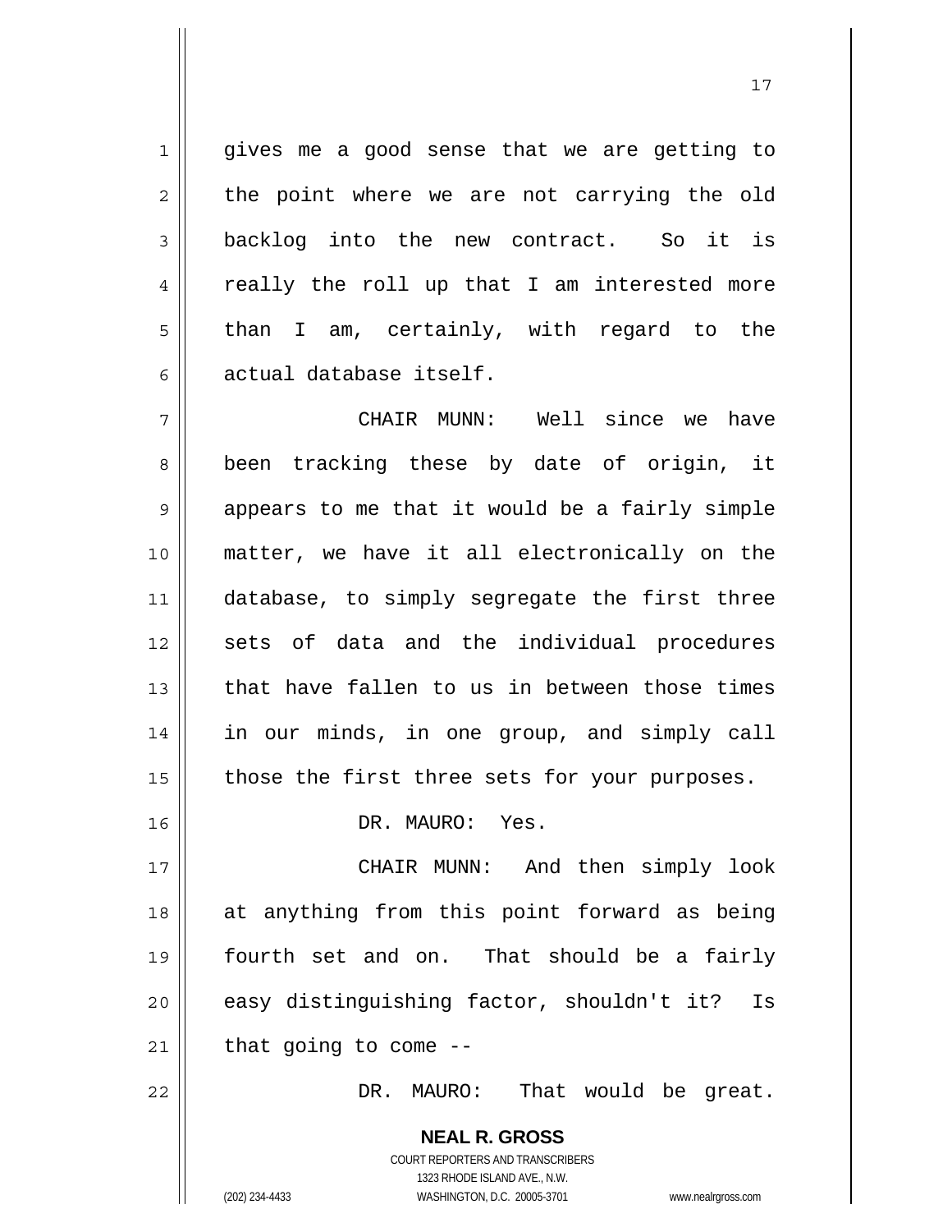gives me a good sense that we are getting to the point where we are not carrying the old backlog into the new contract. So it is really the roll up that I am interested more than I am, certainly, with regard to the actual database itself.

CHAIR MUNN: Well since we have been tracking these by date of origin, it appears to me that it would be a fairly simple matter, we have it all electronically on the database, to simply segregate the first three sets of data and the individual procedures that have fallen to us in between those times in our minds, in one group, and simply call those the first three sets for your purposes.

DR. MAURO: Yes.

CHAIR MUNN: And then simply look at anything from this point forward as being fourth set and on. That should be a fairly easy distinguishing factor, shouldn't it? Is that going to come --

DR. MAURO: That would be great.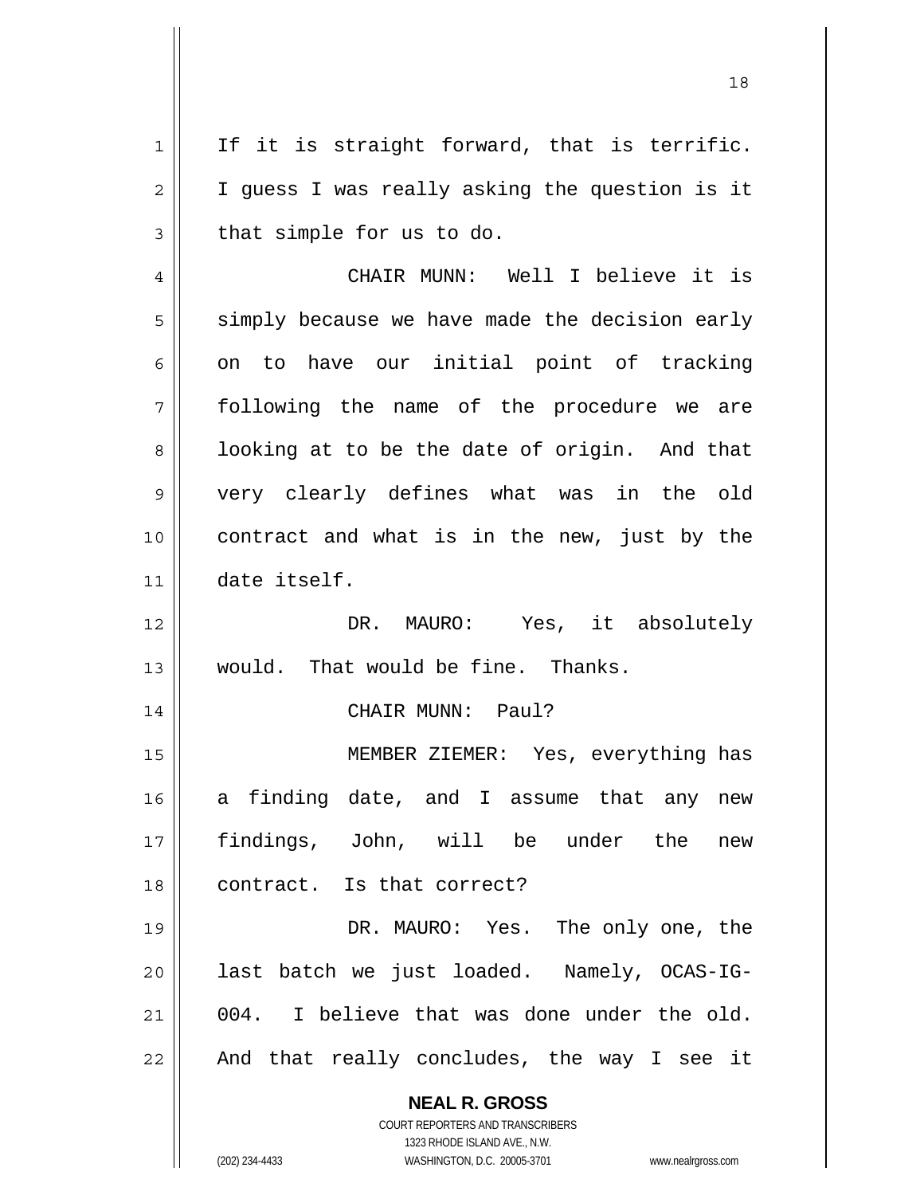If it is straight forward, that is terrific. I guess I was really asking the question is it that simple for us to do.

CHAIR MUNN: Well I believe it is simply because we have made the decision early on to have our initial point of tracking following the name of the procedure we are looking at to be the date of origin. And that very clearly defines what was in the old contract and what is in the new, just by the date itself.

DR. MAURO: Yes, it absolutely would. That would be fine. Thanks.

CHAIR MUNN: Paul?

MEMBER ZIEMER: Yes, everything has a finding date, and I assume that any new findings, John, will be under the new contract. Is that correct?

DR. MAURO: Yes. The only one, the last batch we just loaded. Namely, OCAS-IG-004. I believe that was done under the old. And that really concludes, the way I see it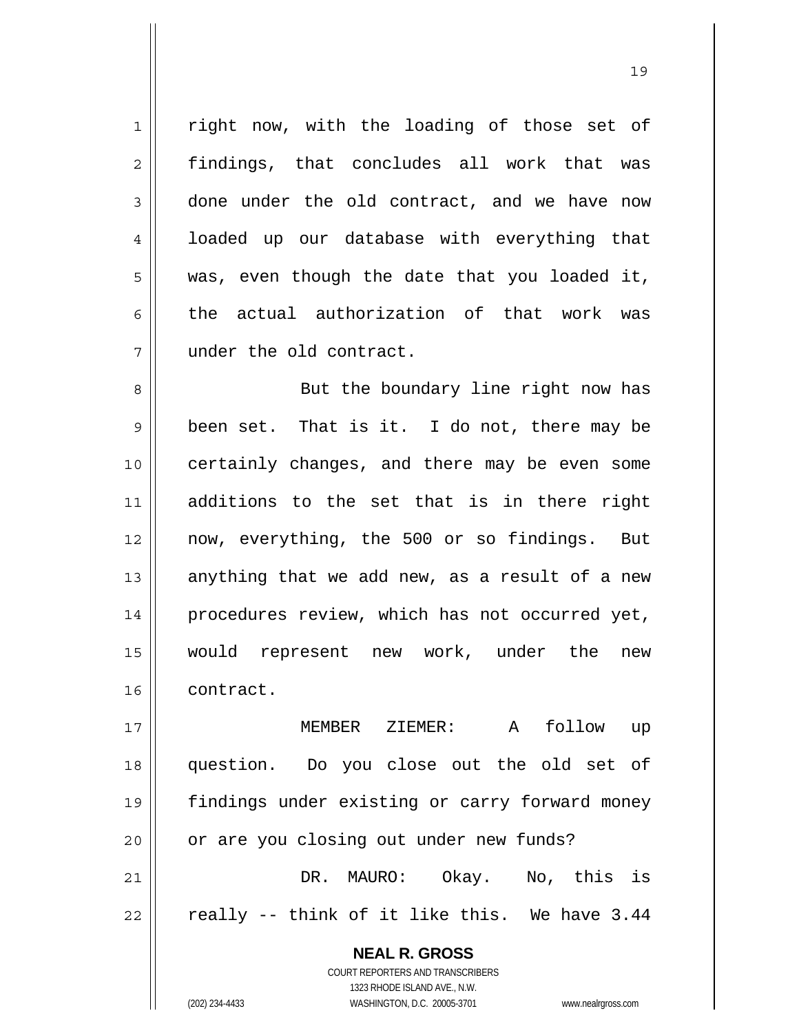right now, with the loading of those set of findings, that concludes all work that was done under the old contract, and we have now loaded up our database with everything that was, even though the date that you loaded it, the actual authorization of that work was under the old contract.

But the boundary line right now has been set. That is it. I do not, there may be certainly changes, and there may be even some additions to the set that is in there right now, everything, the 500 or so findings. But anything that we add new, as a result of a new procedures review, which has not occurred yet, would represent new work, under the new contract.

MEMBER ZIEMER: A follow up question. Do you close out the old set of findings under existing or carry forward money or are you closing out under new funds?

DR. MAURO: Okay. No, this is really -- think of it like this. We have 3.44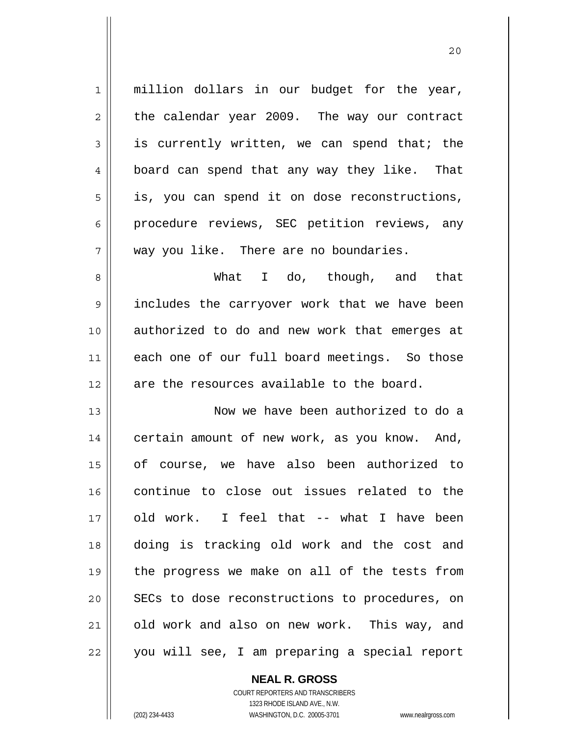million dollars in our budget for the year, the calendar year 2009. The way our contract is currently written, we can spend that; the board can spend that any way they like. That is, you can spend it on dose reconstructions, procedure reviews, SEC petition reviews, any way you like. There are no boundaries.

What I do, though, and that includes the carryover work that we have been authorized to do and new work that emerges at each one of our full board meetings. So those are the resources available to the board.

Now we have been authorized to do a certain amount of new work, as you know. And, of course, we have also been authorized to continue to close out issues related to the old work. I feel that -- what I have been doing is tracking old work and the cost and the progress we make on all of the tests from SECs to dose reconstructions to procedures, on old work and also on new work. This way, and you will see, I am preparing a special report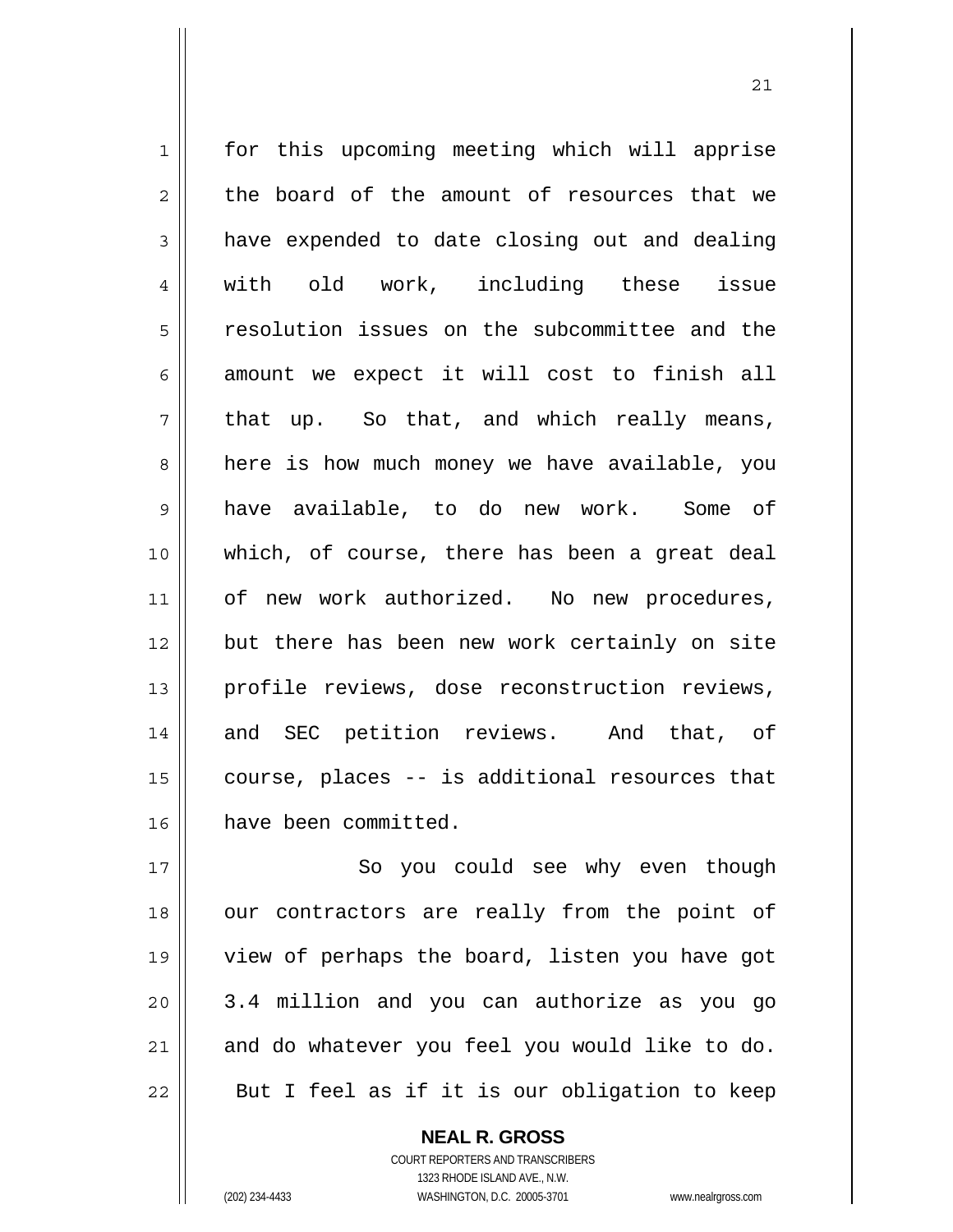for this upcoming meeting which will apprise the board of the amount of resources that we have expended to date closing out and dealing with old work, including these issue resolution issues on the subcommittee and the amount we expect it will cost to finish all that up. So that, and which really means, here is how much money we have available, you have available, to do new work. Some of which, of course, there has been a great deal of new work authorized. No new procedures, but there has been new work certainly on site profile reviews, dose reconstruction reviews, and SEC petition reviews. And that, of course, places -- is additional resources that have been committed.

So you could see why even though our contractors are really from the point of view of perhaps the board, listen you have got 3.4 million and you can authorize as you go and do whatever you feel you would like to do. But I feel as if it is our obligation to keep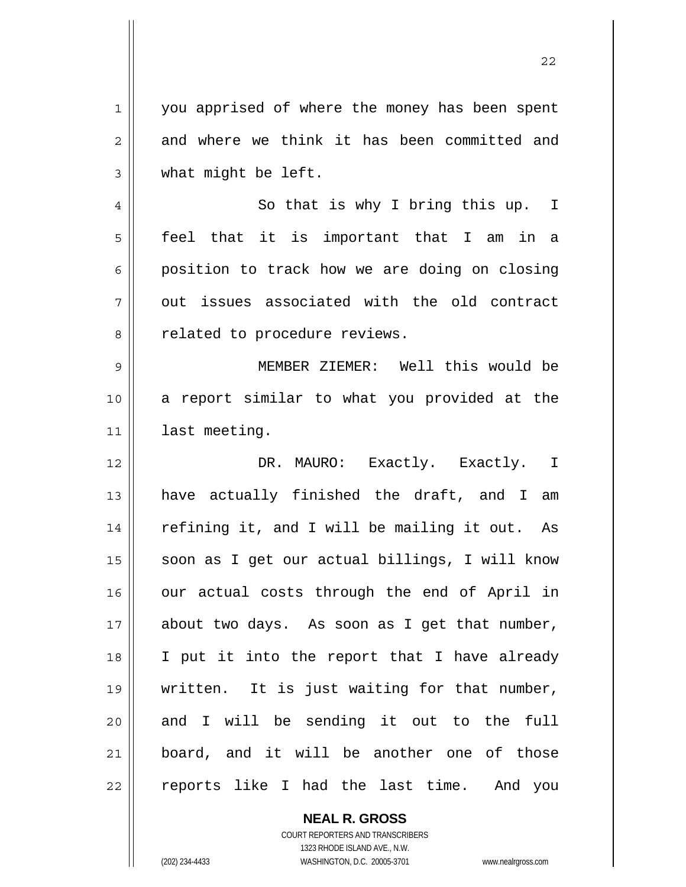you apprised of where the money has been spent and where we think it has been committed and what might be left.

So that is why I bring this up. I feel that it is important that I am in a position to track how we are doing on closing out issues associated with the old contract related to procedure reviews.

MEMBER ZIEMER: Well this would be a report similar to what you provided at the last meeting.

DR. MAURO: Exactly. Exactly. I have actually finished the draft, and I am refining it, and I will be mailing it out. As soon as I get our actual billings, I will know our actual costs through the end of April in about two days. As soon as I get that number, I put it into the report that I have already written. It is just waiting for that number, and I will be sending it out to the full board, and it will be another one of those reports like I had the last time. And you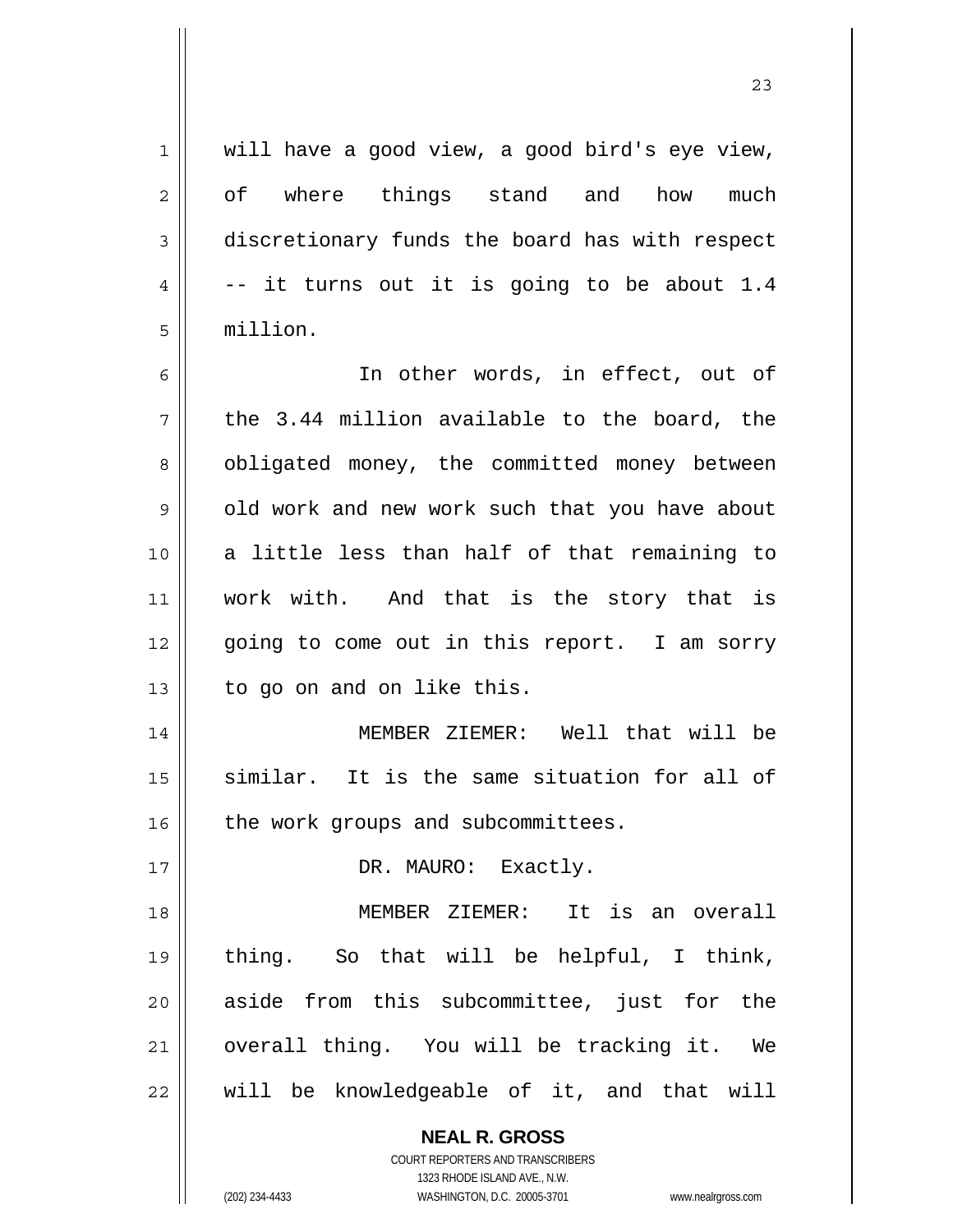will have a good view, a good bird's eye view, of where things stand and how much discretionary funds the board has with respect -- it turns out it is going to be about 1.4 million.

In other words, in effect, out of the 3.44 million available to the board, the obligated money, the committed money between old work and new work such that you have about a little less than half of that remaining to work with. And that is the story that is going to come out in this report. I am sorry to go on and on like this.

MEMBER ZIEMER: Well that will be similar. It is the same situation for all of the work groups and subcommittees.

DR. MAURO: Exactly.

MEMBER ZIEMER: It is an overall thing. So that will be helpful, I think, aside from this subcommittee, just for the overall thing. You will be tracking it. We will be knowledgeable of it, and that will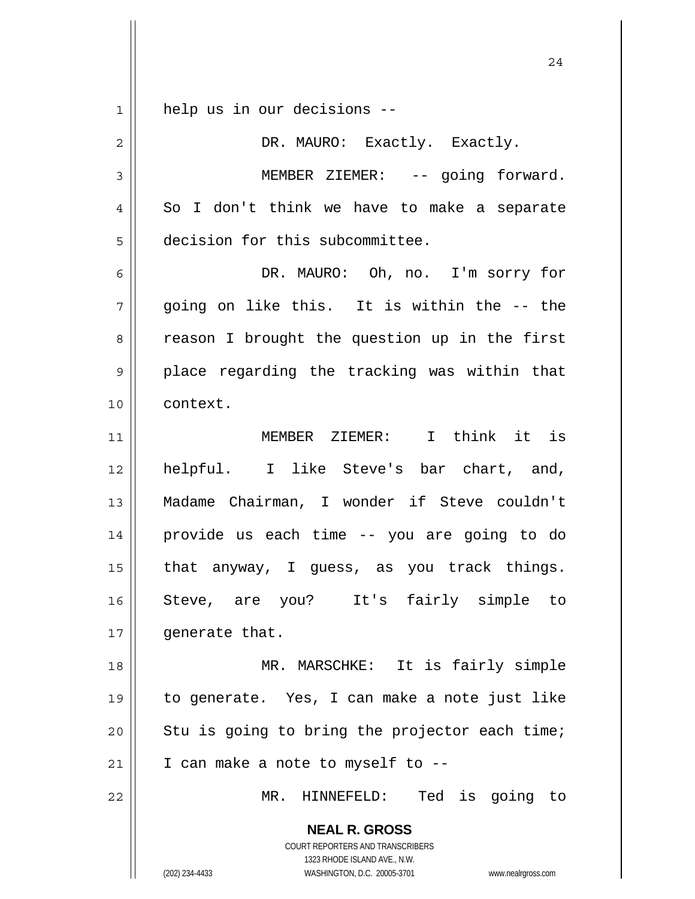help us in our decisions --

DR. MAURO: Exactly. Exactly.

MEMBER ZIEMER: -- going forward. So I don't think we have to make a separate decision for this subcommittee.

DR. MAURO: Oh, no. I'm sorry for going on like this. It is within the -- the reason I brought the question up in the first place regarding the tracking was within that context.

MEMBER ZIEMER: I think it is helpful. I like Steve's bar chart, and, Madame Chairman, I wonder if Steve couldn't provide us each time -- you are going to do that anyway, I guess, as you track things. Steve, are you? It's fairly simple to generate that.

MR. MARSCHKE: It is fairly simple to generate. Yes, I can make a note just like Stu is going to bring the projector each time; I can make a note to myself to --

MR. HINNEFELD: Ted is going to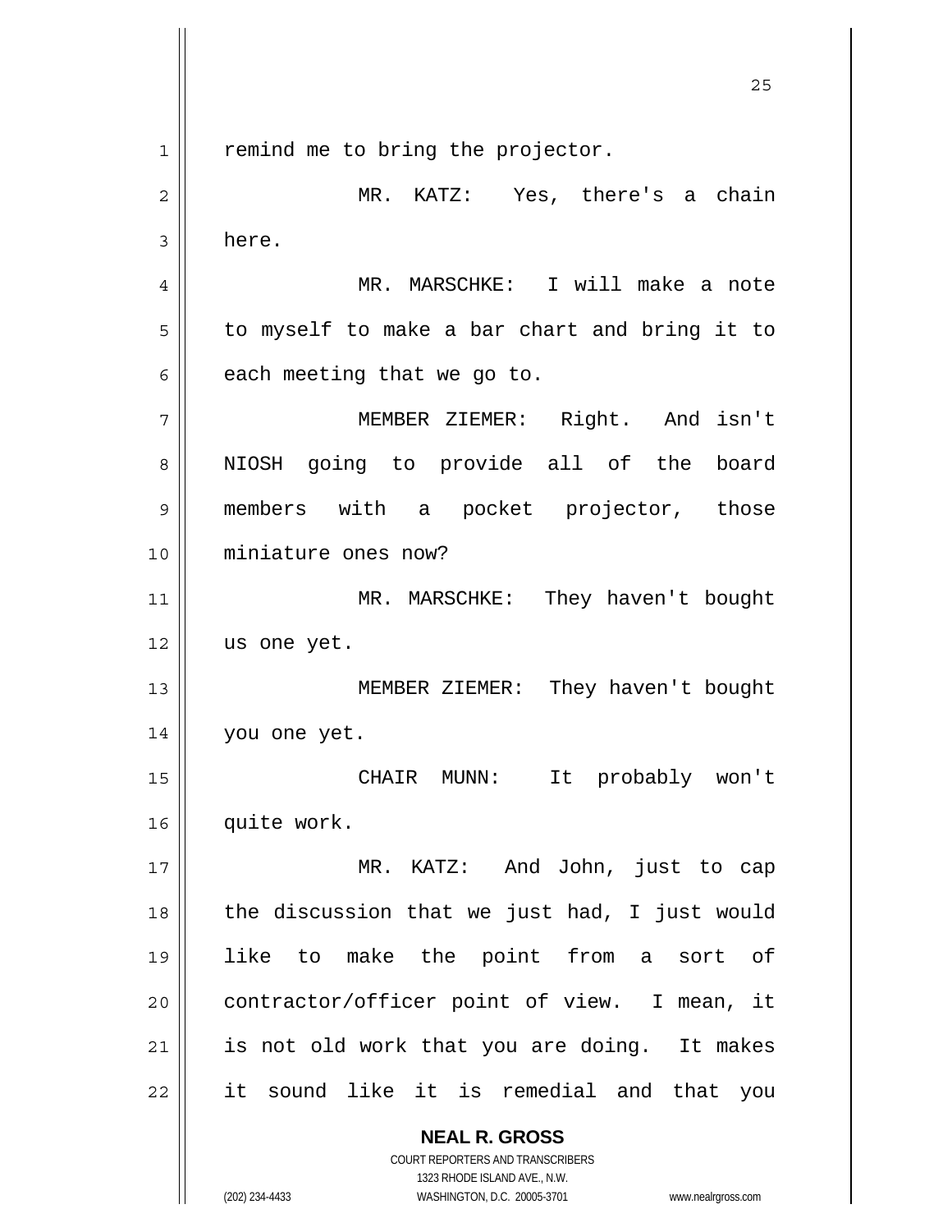remind me to bring the projector.

MR. KATZ: Yes, there's a chain here.

MR. MARSCHKE: I will make a note to myself to make a bar chart and bring it to each meeting that we go to.

MEMBER ZIEMER: Right. And isn't NIOSH going to provide all of the board members with a pocket projector, those miniature ones now?

MR. MARSCHKE: They haven't bought us one yet.

MEMBER ZIEMER: They haven't bought you one yet.

CHAIR MUNN: It probably won't quite work.

MR. KATZ: And John, just to cap the discussion that we just had, I just would like to make the point from a sort of contractor/officer point of view. I mean, it is not old work that you are doing. It makes it sound like it is remedial and that you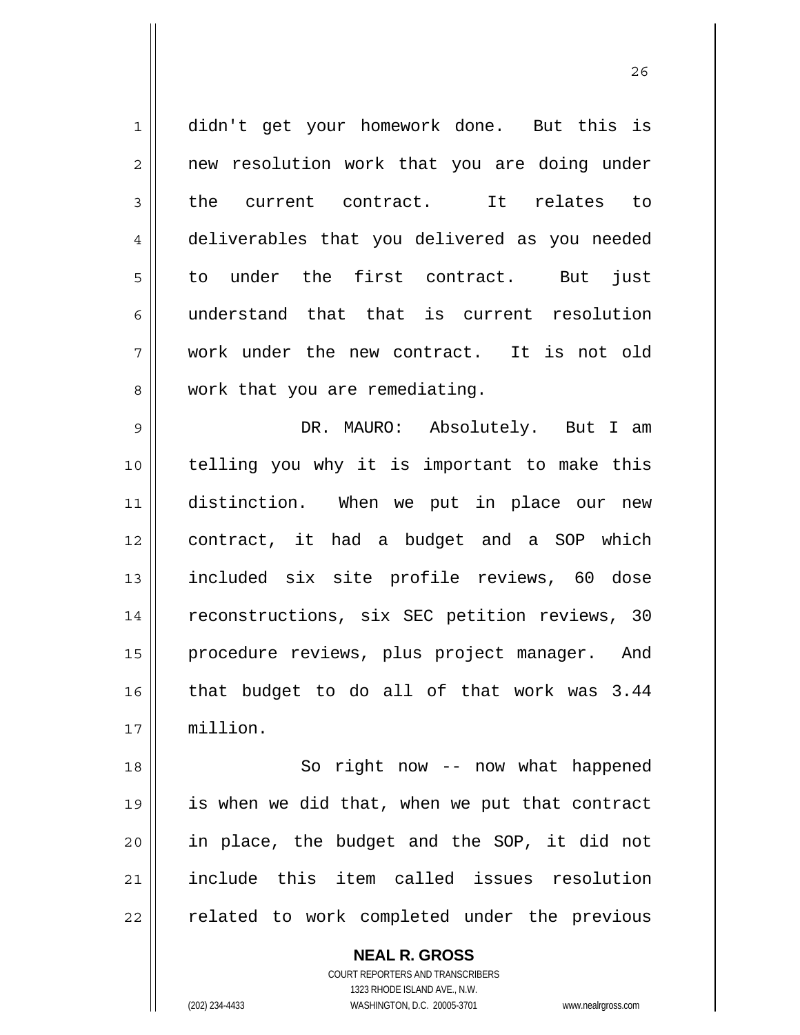didn't get your homework done. But this is new resolution work that you are doing under the current contract. It relates to deliverables that you delivered as you needed to under the first contract. But just understand that that is current resolution work under the new contract. It is not old work that you are remediating.

DR. MAURO: Absolutely. But I am telling you why it is important to make this distinction. When we put in place our new contract, it had a budget and a SOP which included six site profile reviews, 60 dose reconstructions, six SEC petition reviews, 30 procedure reviews, plus project manager. And that budget to do all of that work was 3.44 million.

So right now -- now what happened is when we did that, when we put that contract in place, the budget and the SOP, it did not include this item called issues resolution related to work completed under the previous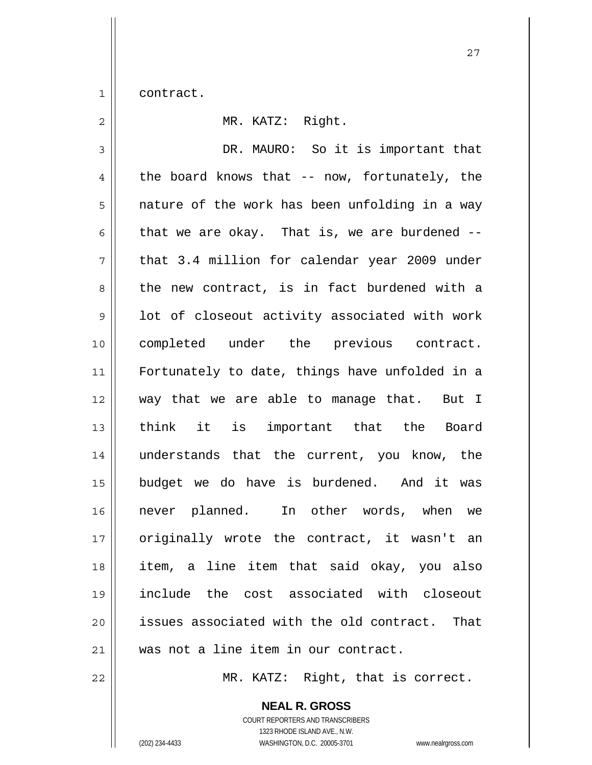contract.

MR. KATZ: Right.

DR. MAURO: So it is important that the board knows that -- now, fortunately, the nature of the work has been unfolding in a way that we are okay. That is, we are burdened -- that 3.4 million for calendar year 2009 under the new contract, is in fact burdened with a lot of closeout activity associated with work completed under the previous contract. Fortunately to date, things have unfolded in a way that we are able to manage that. But I think it is important that the Board understands that the current, you know, the budget we do have is burdened. And it was never planned. In other words, when we originally wrote the contract, it wasn't an item, a line item that said okay, you also include the cost associated with closeout issues associated with the old contract. That was not a line item in our contract.

MR. KATZ: Right, that is correct.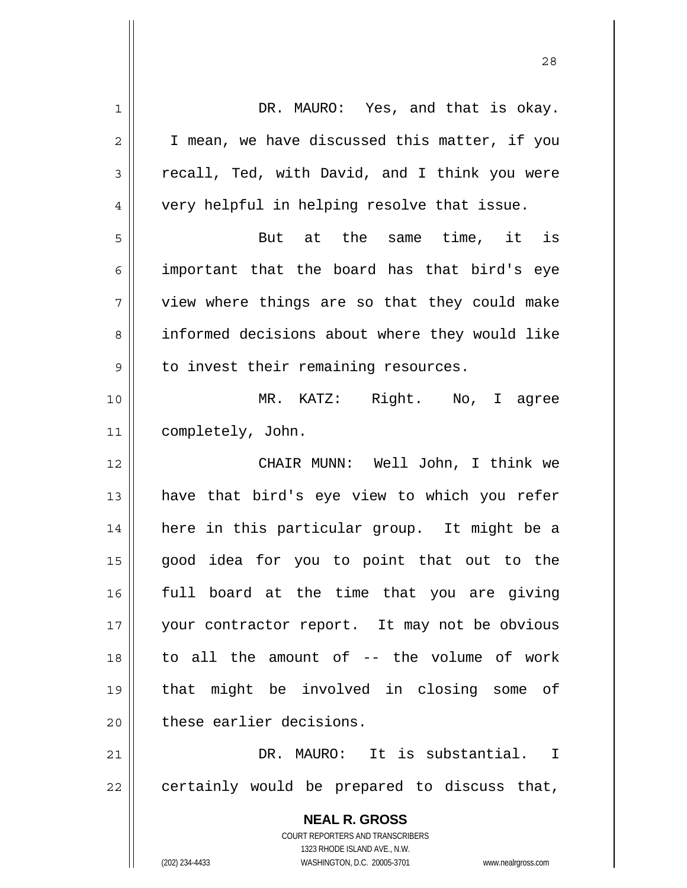DR. MAURO: Yes, and that is okay. I mean, we have discussed this matter, if you recall, Ted, with David, and I think you were very helpful in helping resolve that issue.

But at the same time, it is important that the board has that bird's eye view where things are so that they could make informed decisions about where they would like to invest their remaining resources.

MR. KATZ: Right. No, I agree completely, John.

CHAIR MUNN: Well John, I think we have that bird's eye view to which you refer here in this particular group. It might be a good idea for you to point that out to the full board at the time that you are giving your contractor report. It may not be obvious to all the amount of -- the volume of work that might be involved in closing some of these earlier decisions.

DR. MAURO: It is substantial. I certainly would be prepared to discuss that,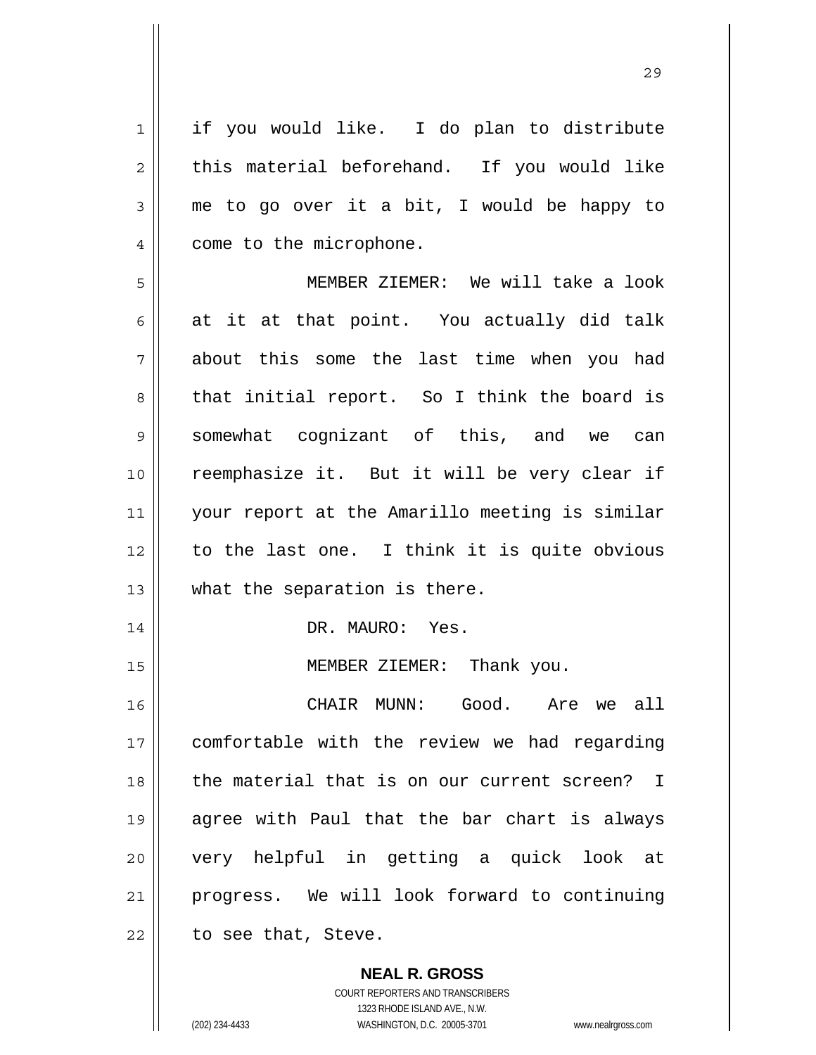if you would like. I do plan to distribute this material beforehand. If you would like me to go over it a bit, I would be happy to come to the microphone.

MEMBER ZIEMER: We will take a look at it at that point. You actually did talk about this some the last time when you had that initial report. So I think the board is somewhat cognizant of this, and we can reemphasize it. But it will be very clear if your report at the Amarillo meeting is similar to the last one. I think it is quite obvious what the separation is there.

DR. MAURO: Yes.

MEMBER ZIEMER: Thank you.

CHAIR MUNN: Good. Are we all comfortable with the review we had regarding the material that is on our current screen? I agree with Paul that the bar chart is always very helpful in getting a quick look at progress. We will look forward to continuing to see that, Steve.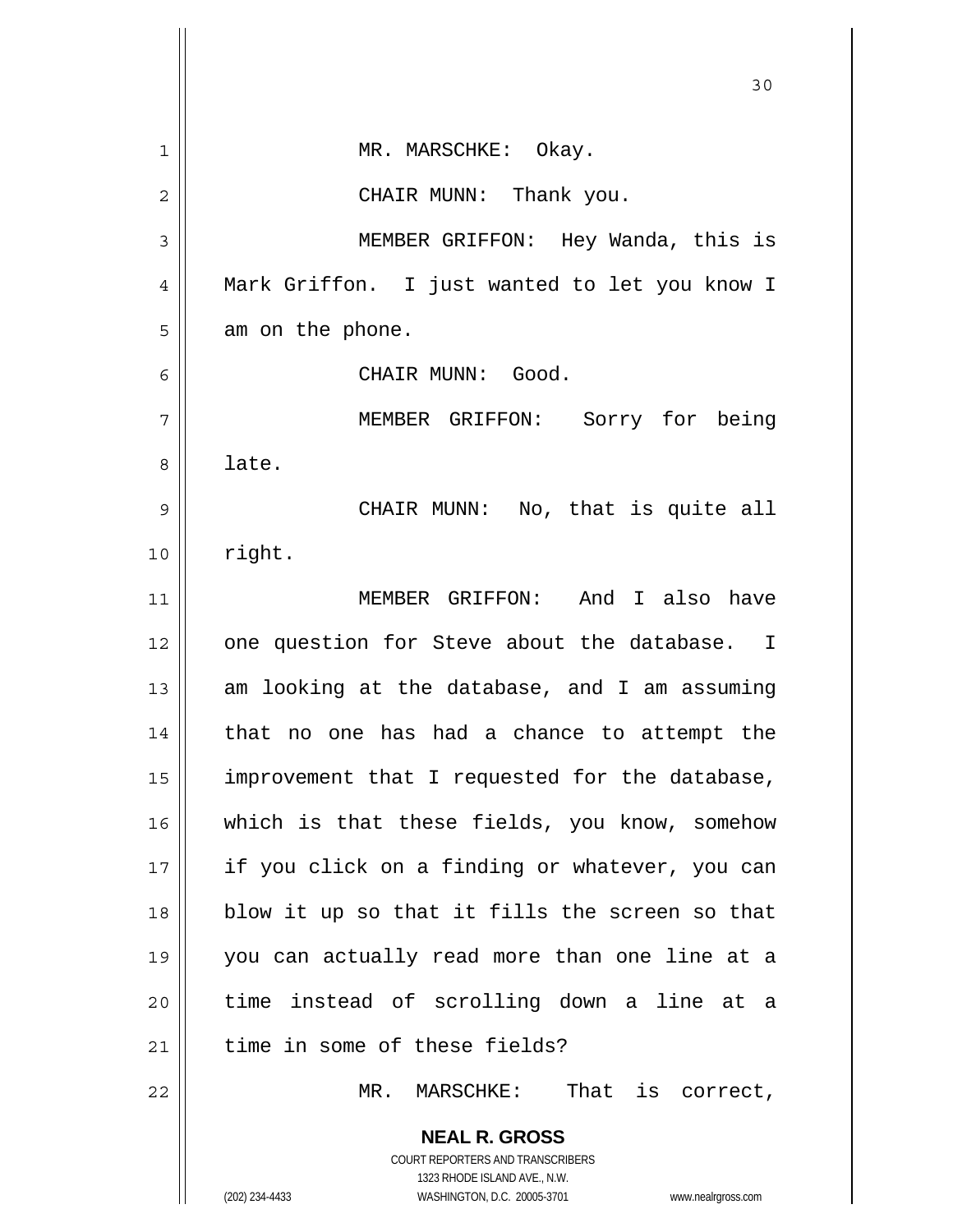MR. MARSCHKE: Okay.

CHAIR MUNN: Thank you.

MEMBER GRIFFON: Hey Wanda, this is Mark Griffon. I just wanted to let you know I am on the phone.

CHAIR MUNN: Good.

MEMBER GRIFFON: Sorry for being late.

CHAIR MUNN: No, that is quite all right.

MEMBER GRIFFON: And I also have one question for Steve about the database. I am looking at the database, and I am assuming that no one has had a chance to attempt the improvement that I requested for the database, which is that these fields, you know, somehow if you click on a finding or whatever, you can blow it up so that it fills the screen so that you can actually read more than one line at a time instead of scrolling down a line at a time in some of these fields?

MR. MARSCHKE: That is correct,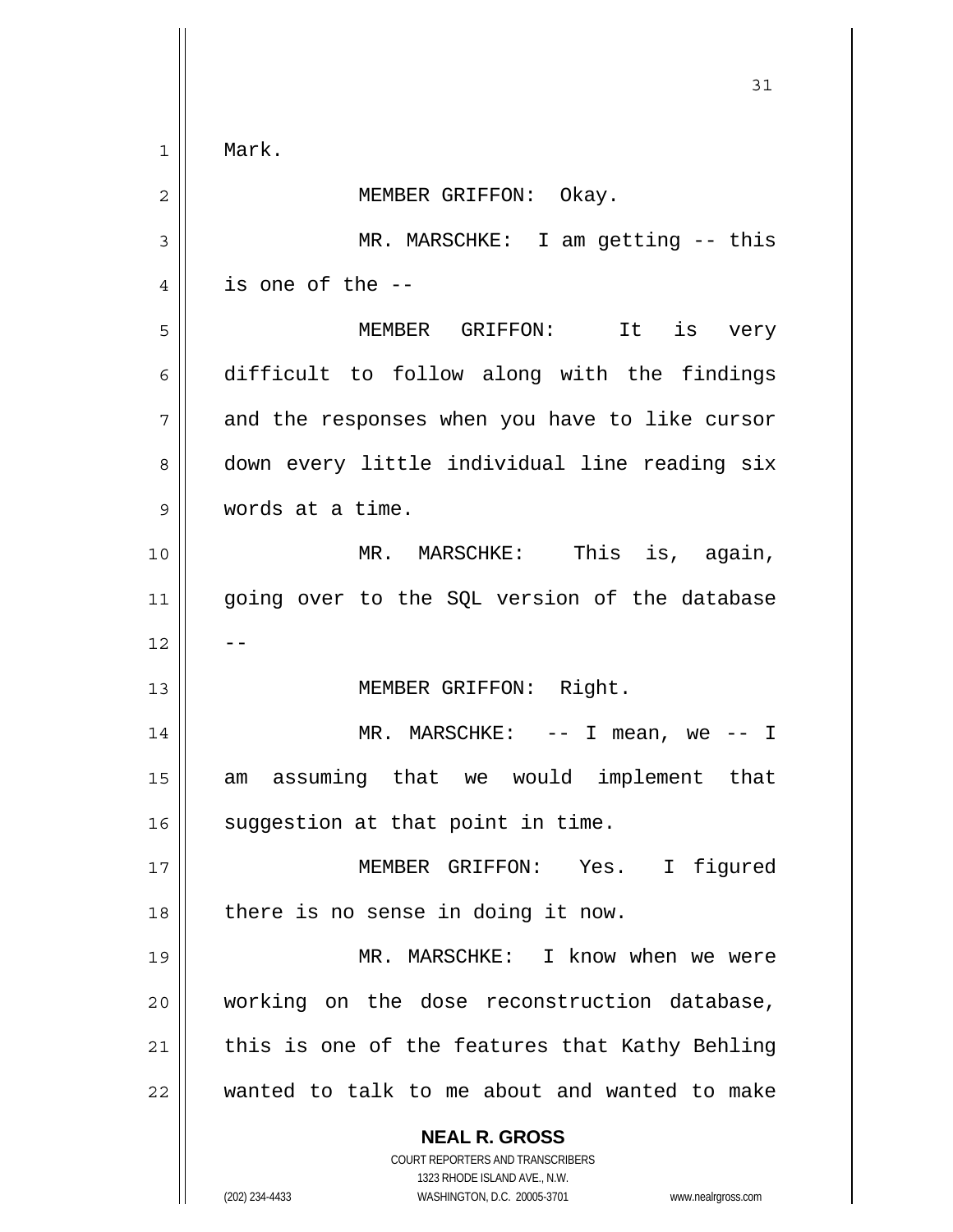Mark.

MEMBER GRIFFON: Okay.

MR. MARSCHKE: I am getting -- this is one of the --

MEMBER GRIFFON: It is very difficult to follow along with the findings and the responses when you have to like cursor down every little individual line reading six words at a time.

MR. MARSCHKE: This is, again, going over to the SQL version of the database --

MEMBER GRIFFON: Right.

MR. MARSCHKE: -- I mean, we -- I am assuming that we would implement that suggestion at that point in time.

MEMBER GRIFFON: Yes. I figured there is no sense in doing it now.

MR. MARSCHKE: I know when we were working on the dose reconstruction database, this is one of the features that Kathy Behling wanted to talk to me about and wanted to make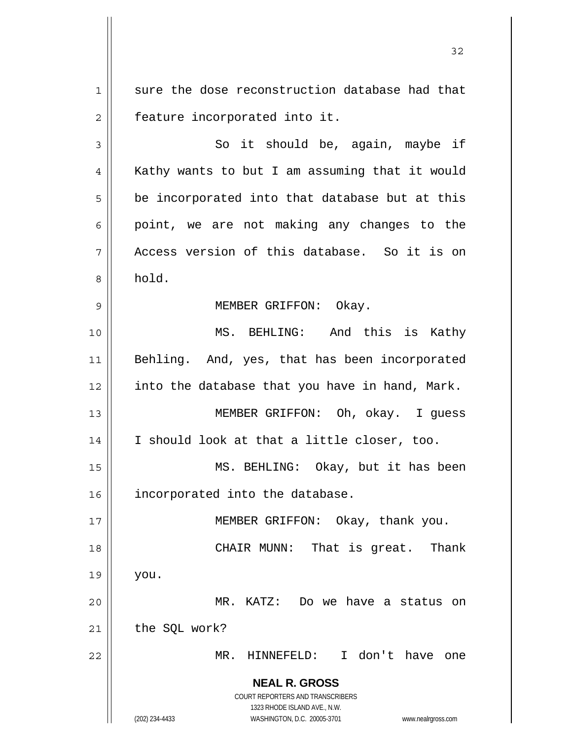sure the dose reconstruction database had that feature incorporated into it.

So it should be, again, maybe if Kathy wants to but I am assuming that it would be incorporated into that database but at this point, we are not making any changes to the Access version of this database. So it is on hold.

MEMBER GRIFFON: Okay.

MS. BEHLING: And this is Kathy Behling. And, yes, that has been incorporated into the database that you have in hand, Mark.

MEMBER GRIFFON: Oh, okay. I guess I should look at that a little closer, too.

MS. BEHLING: Okay, but it has been incorporated into the database.

MEMBER GRIFFON: Okay, thank you.

CHAIR MUNN: That is great. Thank you.

MR. KATZ: Do we have a status on the SQL work?

MR. HINNEFELD: I don't have one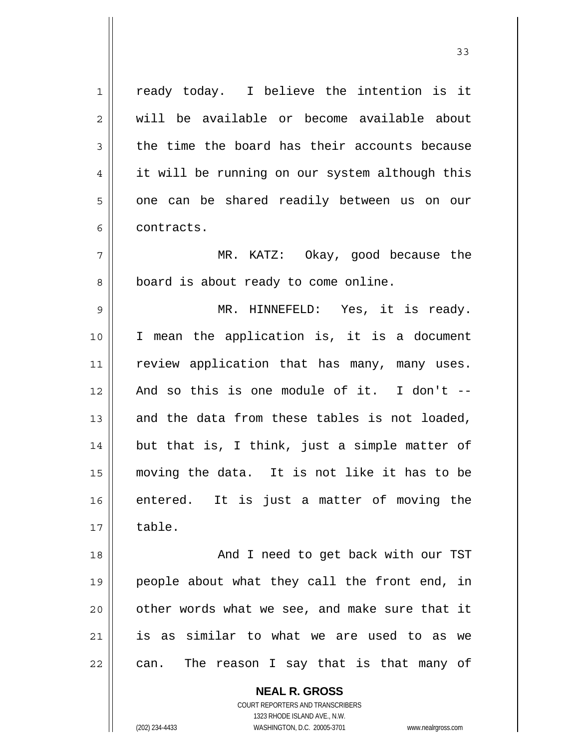ready today. I believe the intention is it will be available or become available about the time the board has their accounts because it will be running on our system although this one can be shared readily between us on our contracts.

MR. KATZ: Okay, good because the board is about ready to come online.

MR. HINNEFELD: Yes, it is ready. I mean the application is, it is a document review application that has many, many uses. And so this is one module of it. I don't -- and the data from these tables is not loaded, but that is, I think, just a simple matter of moving the data. It is not like it has to be entered. It is just a matter of moving the table.

And I need to get back with our TST people about what they call the front end, in other words what we see, and make sure that it is as similar to what we are used to as we can. The reason I say that is that many of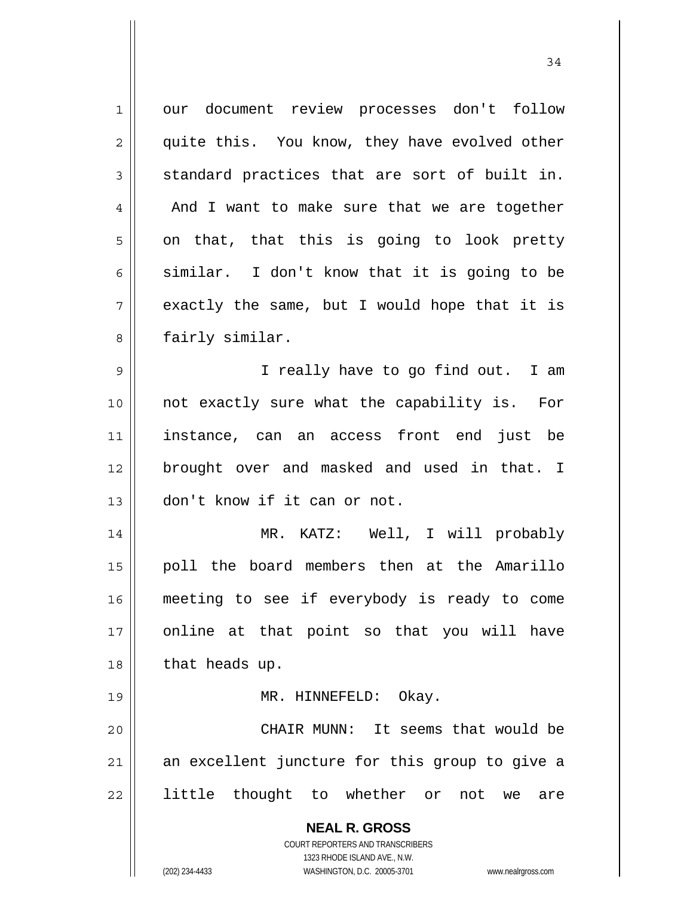our document review processes don't follow quite this. You know, they have evolved other standard practices that are sort of built in. And I want to make sure that we are together on that, that this is going to look pretty similar. I don't know that it is going to be exactly the same, but I would hope that it is fairly similar.

I really have to go find out. I am not exactly sure what the capability is. For instance, can an access front end just be brought over and masked and used in that. I don't know if it can or not.

MR. KATZ: Well, I will probably poll the board members then at the Amarillo meeting to see if everybody is ready to come online at that point so that you will have that heads up.

MR. HINNEFELD: Okay.

CHAIR MUNN: It seems that would be an excellent juncture for this group to give a little thought to whether or not we are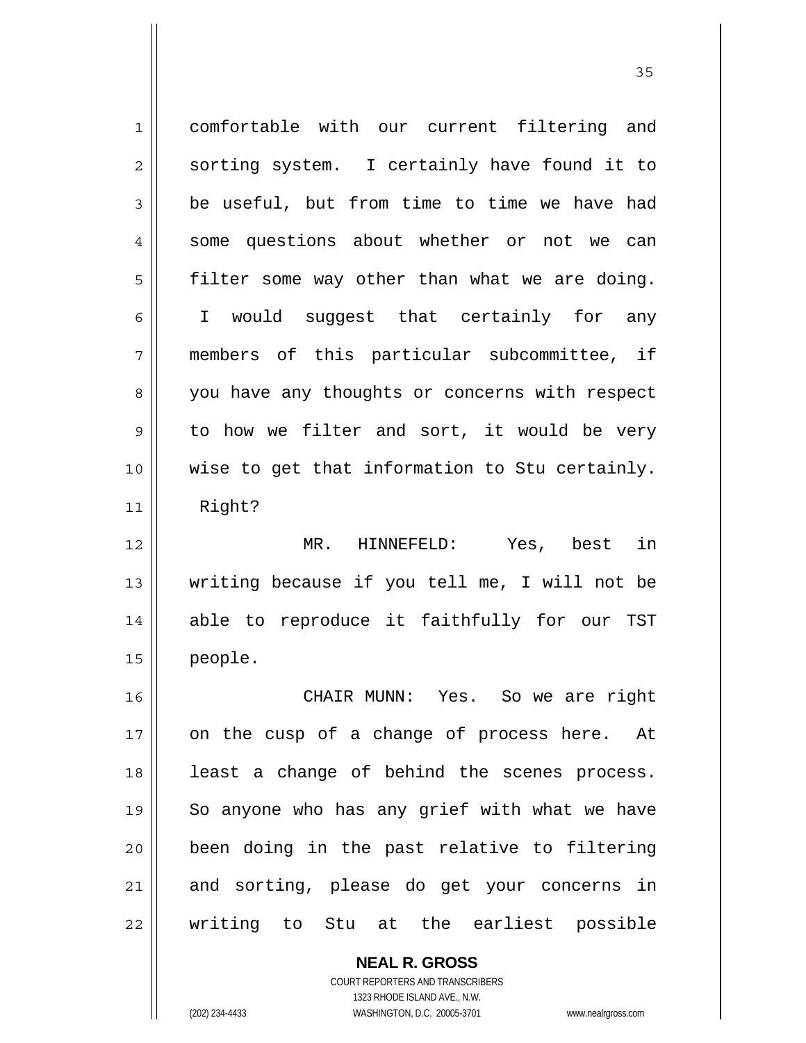comfortable with our current filtering and sorting system. I certainly have found it to be useful, but from time to time we have had some questions about whether or not we can filter some way other than what we are doing. I would suggest that certainly for any members of this particular subcommittee, if you have any thoughts or concerns with respect to how we filter and sort, it would be very wise to get that information to Stu certainly. Right?

MR. HINNEFELD: Yes, best in writing because if you tell me, I will not be able to reproduce it faithfully for our TST people.

CHAIR MUNN: Yes. So we are right on the cusp of a change of process here. At least a change of behind the scenes process. So anyone who has any grief with what we have been doing in the past relative to filtering and sorting, please do get your concerns in writing to Stu at the earliest possible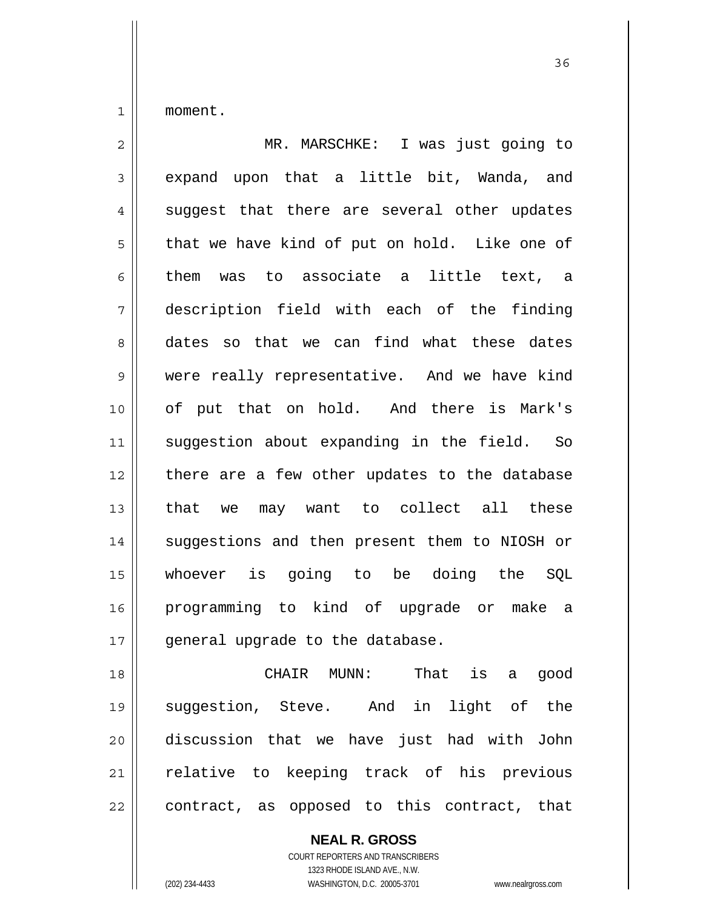moment.

MR. MARSCHKE: I was just going to expand upon that a little bit, Wanda, and suggest that there are several other updates that we have kind of put on hold. Like one of them was to associate a little text, a description field with each of the finding dates so that we can find what these dates were really representative. And we have kind of put that on hold. And there is Mark's suggestion about expanding in the field. So there are a few other updates to the database that we may want to collect all these suggestions and then present them to NIOSH or whoever is going to be doing the SQL programming to kind of upgrade or make a general upgrade to the database.

CHAIR MUNN: That is a good suggestion, Steve. And in light of the discussion that we have just had with John relative to keeping track of his previous contract, as opposed to this contract, that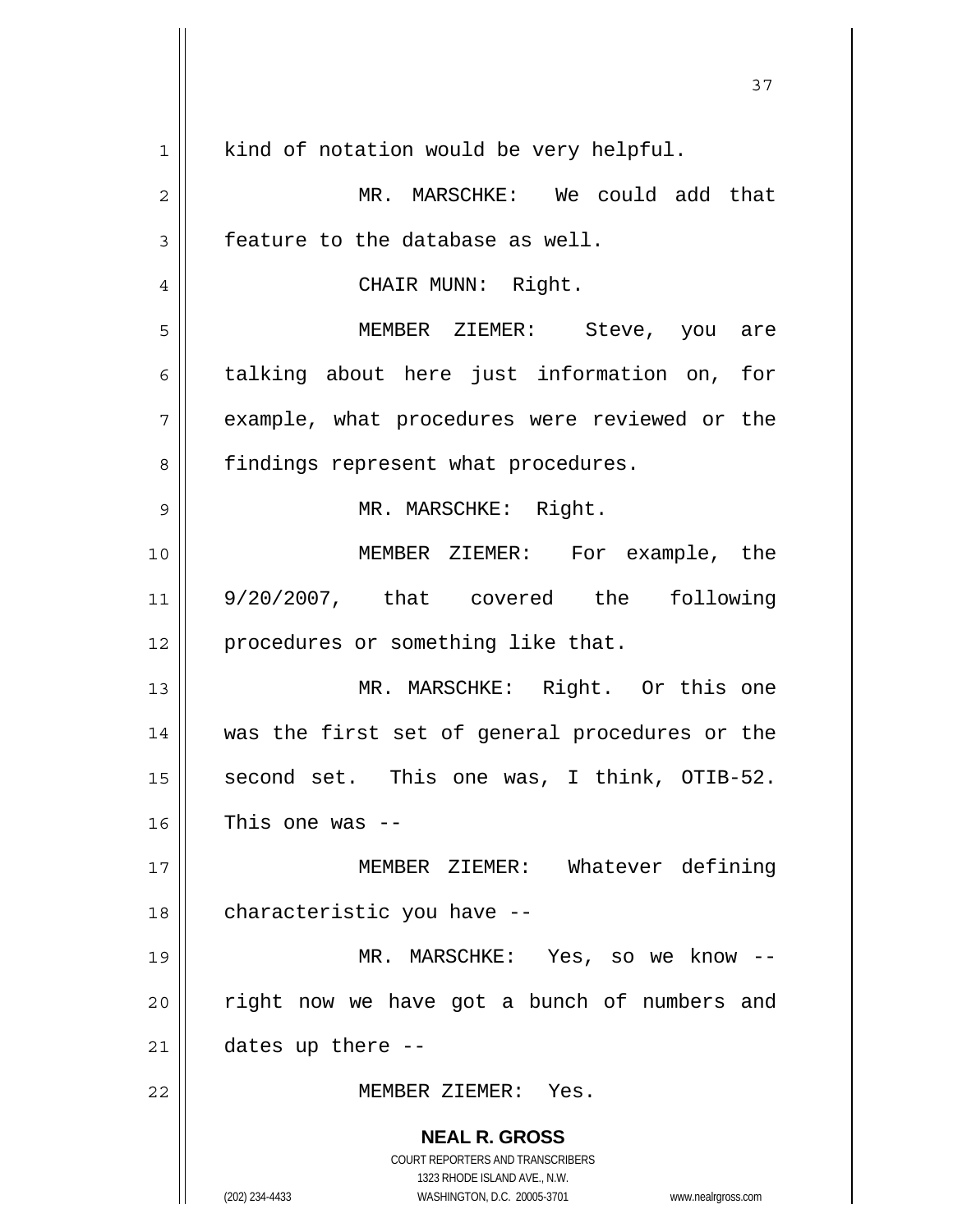kind of notation would be very helpful.

MR. MARSCHKE: We could add that feature to the database as well.

CHAIR MUNN: Right.

MEMBER ZIEMER: Steve, you are talking about here just information on, for example, what procedures were reviewed or the findings represent what procedures.

MR. MARSCHKE: Right.

MEMBER ZIEMER: For example, the 9/20/2007, that covered the following procedures or something like that.

MR. MARSCHKE: Right. Or this one was the first set of general procedures or the second set. This one was, I think, OTIB-52. This one was --

MEMBER ZIEMER: Whatever defining characteristic you have --

MR. MARSCHKE: Yes, so we know -- right now we have got a bunch of numbers and dates up there --

MEMBER ZIEMER: Yes.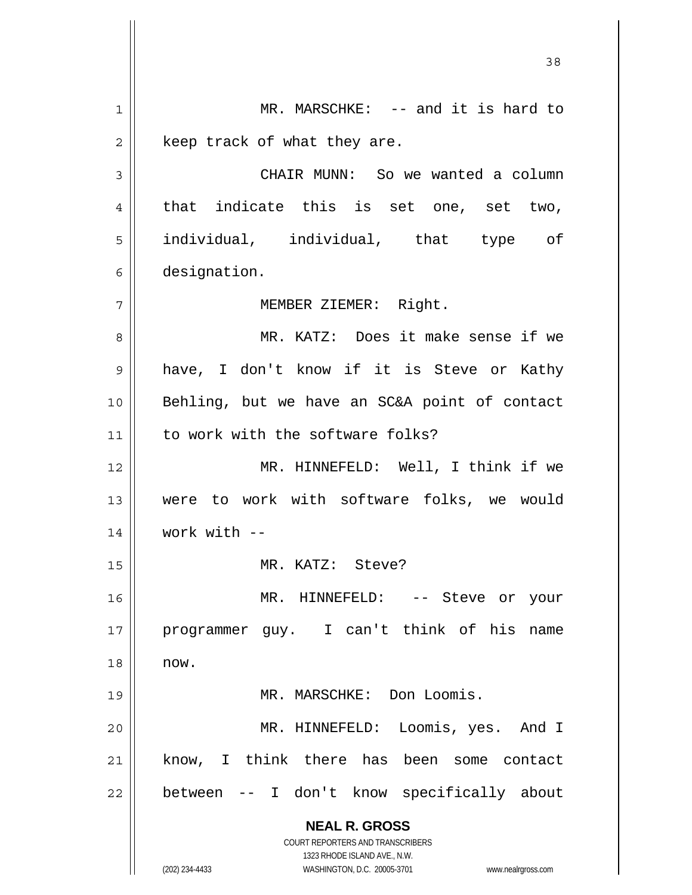MR. MARSCHKE: -- and it is hard to keep track of what they are.

CHAIR MUNN: So we wanted a column that indicate this is set one, set two, individual, individual, that type of designation.

MEMBER ZIEMER: Right.

MR. KATZ: Does it make sense if we have, I don't know if it is Steve or Kathy Behling, but we have an SC&A point of contact to work with the software folks?

MR. HINNEFELD: Well, I think if we were to work with software folks, we would work with --

MR. KATZ: Steve?

MR. HINNEFELD: -- Steve or your programmer guy. I can't think of his name now.

MR. MARSCHKE: Don Loomis.

MR. HINNEFELD: Loomis, yes. And I know, I think there has been some contact between -- I don't know specifically about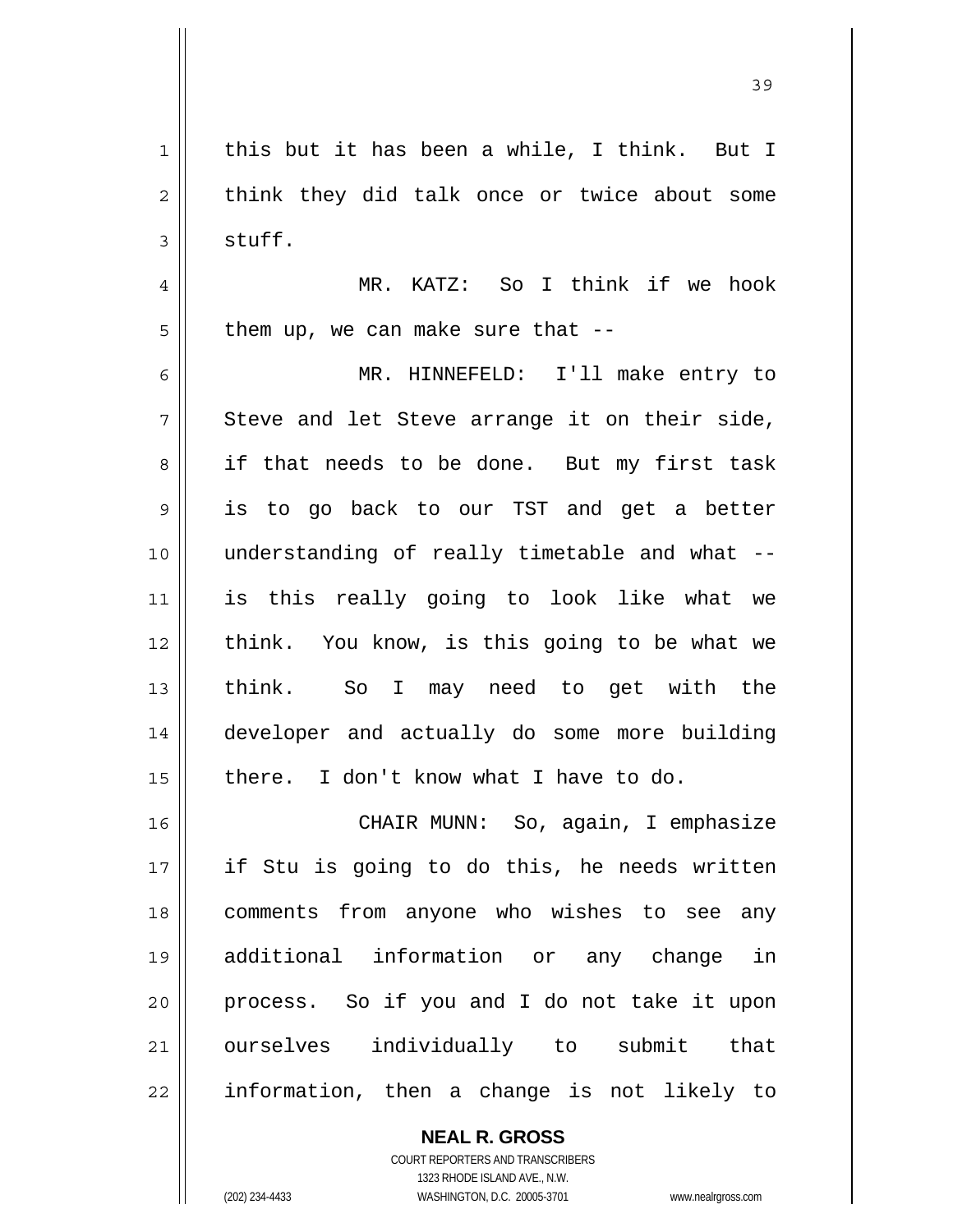this but it has been a while, I think. But I think they did talk once or twice about some stuff.

MR. KATZ: So I think if we hook them up, we can make sure that --

MR. HINNEFELD: I'll make entry to Steve and let Steve arrange it on their side, if that needs to be done. But my first task is to go back to our TST and get a better understanding of really timetable and what -- is this really going to look like what we think. You know, is this going to be what we think. So I may need to get with the developer and actually do some more building there. I don't know what I have to do.

CHAIR MUNN: So, again, I emphasize if Stu is going to do this, he needs written comments from anyone who wishes to see any additional information or any change in process. So if you and I do not take it upon ourselves individually to submit that information, then a change is not likely to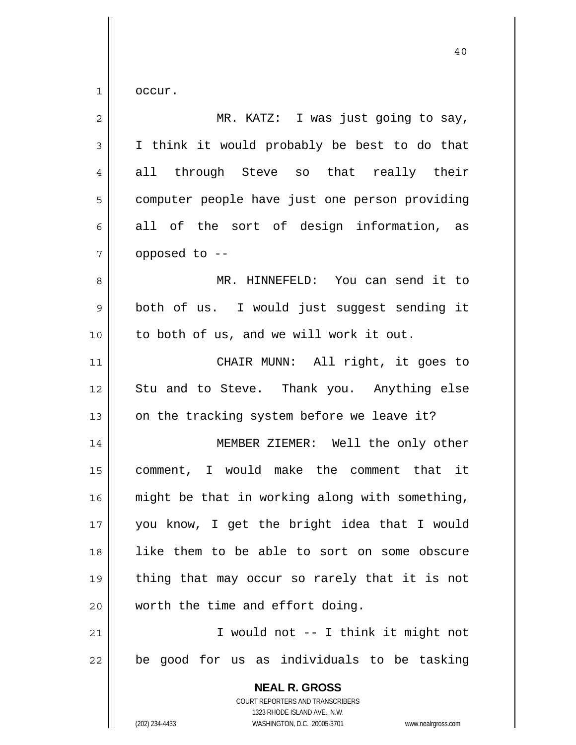occur.

MR. KATZ: I was just going to say, I think it would probably be best to do that all through Steve so that really their computer people have just one person providing all of the sort of design information, as opposed to --

MR. HINNEFELD: You can send it to both of us. I would just suggest sending it to both of us, and we will work it out.

CHAIR MUNN: All right, it goes to Stu and to Steve. Thank you. Anything else on the tracking system before we leave it?

MEMBER ZIEMER: Well the only other comment, I would make the comment that it might be that in working along with something, you know, I get the bright idea that I would like them to be able to sort on some obscure thing that may occur so rarely that it is not worth the time and effort doing.

I would not -- I think it might not be good for us as individuals to be tasking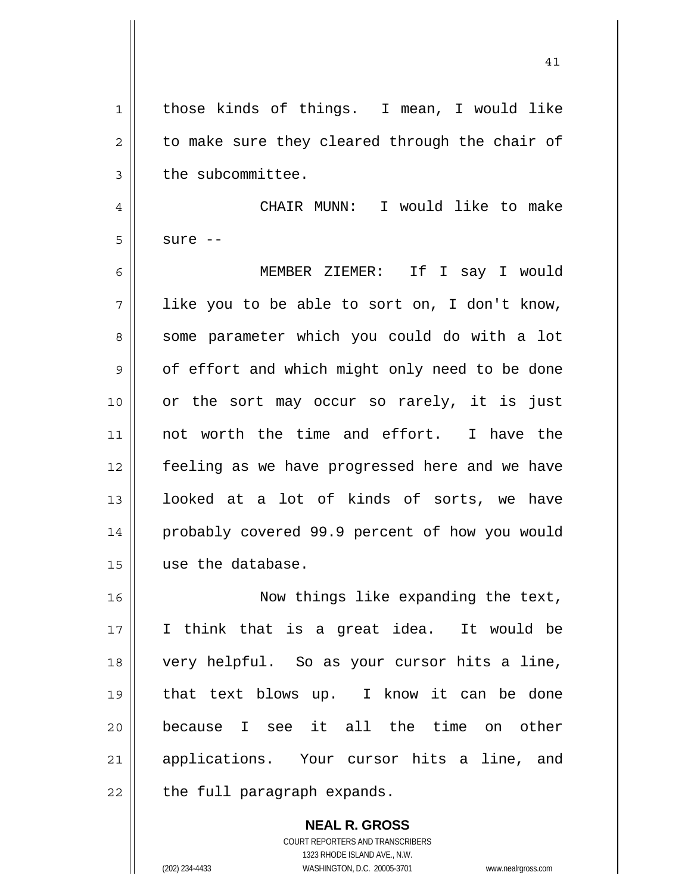those kinds of things. I mean, I would like to make sure they cleared through the chair of the subcommittee.

CHAIR MUNN: I would like to make sure --

MEMBER ZIEMER: If I say I would like you to be able to sort on, I don't know, some parameter which you could do with a lot of effort and which might only need to be done or the sort may occur so rarely, it is just not worth the time and effort. I have the feeling as we have progressed here and we have looked at a lot of kinds of sorts, we have probably covered 99.9 percent of how you would use the database.

Now things like expanding the text, I think that is a great idea. It would be very helpful. So as your cursor hits a line, that text blows up. I know it can be done because I see it all the time on other applications. Your cursor hits a line, and the full paragraph expands.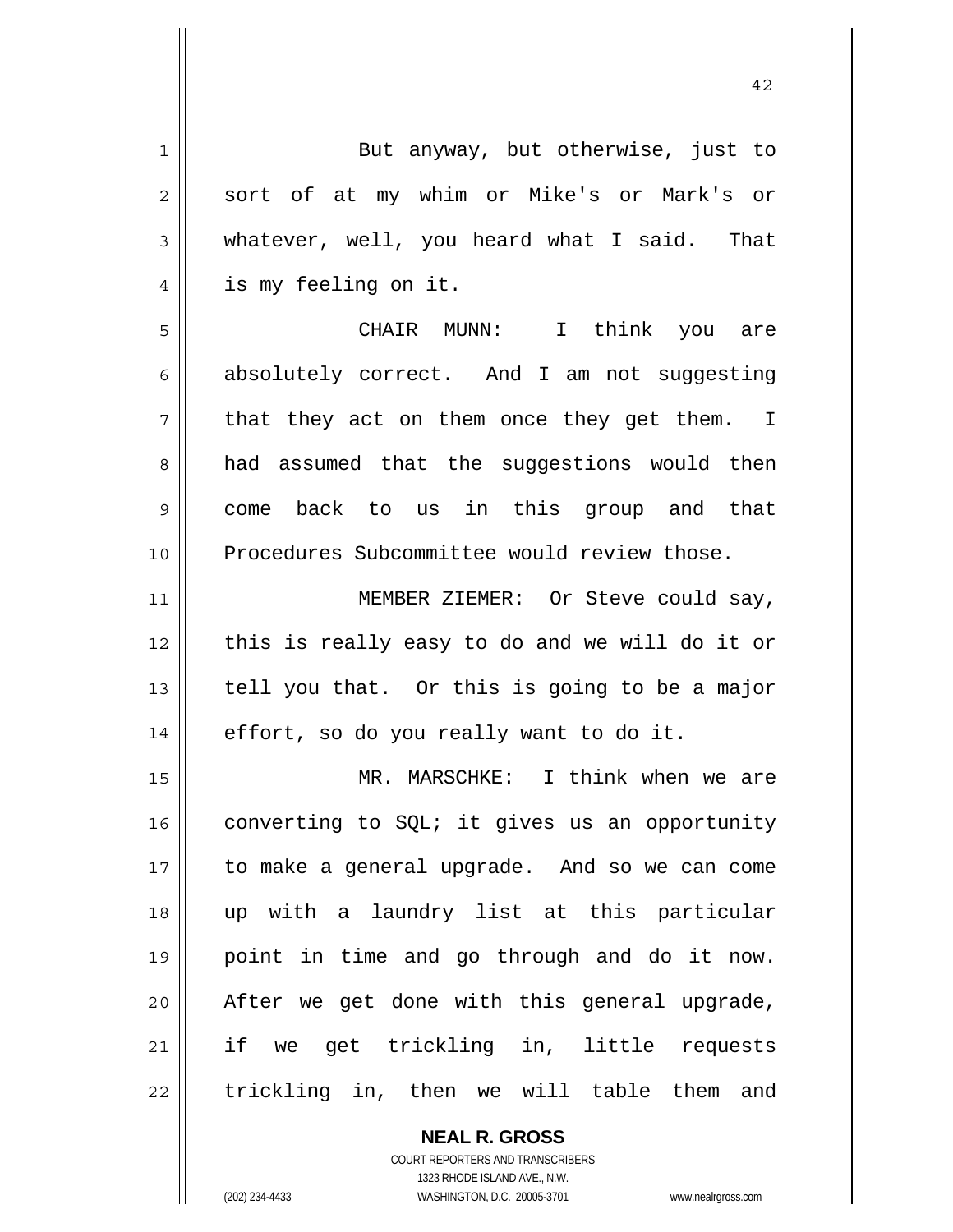But anyway, but otherwise, just to sort of at my whim or Mike's or Mark's or whatever, well, you heard what I said. That is my feeling on it.

CHAIR MUNN: I think you are absolutely correct. And I am not suggesting that they act on them once they get them. I had assumed that the suggestions would then come back to us in this group and that Procedures Subcommittee would review those.

MEMBER ZIEMER: Or Steve could say, this is really easy to do and we will do it or tell you that. Or this is going to be a major effort, so do you really want to do it.

MR. MARSCHKE: I think when we are converting to SQL; it gives us an opportunity to make a general upgrade. And so we can come up with a laundry list at this particular point in time and go through and do it now. After we get done with this general upgrade, if we get trickling in, little requests trickling in, then we will table them and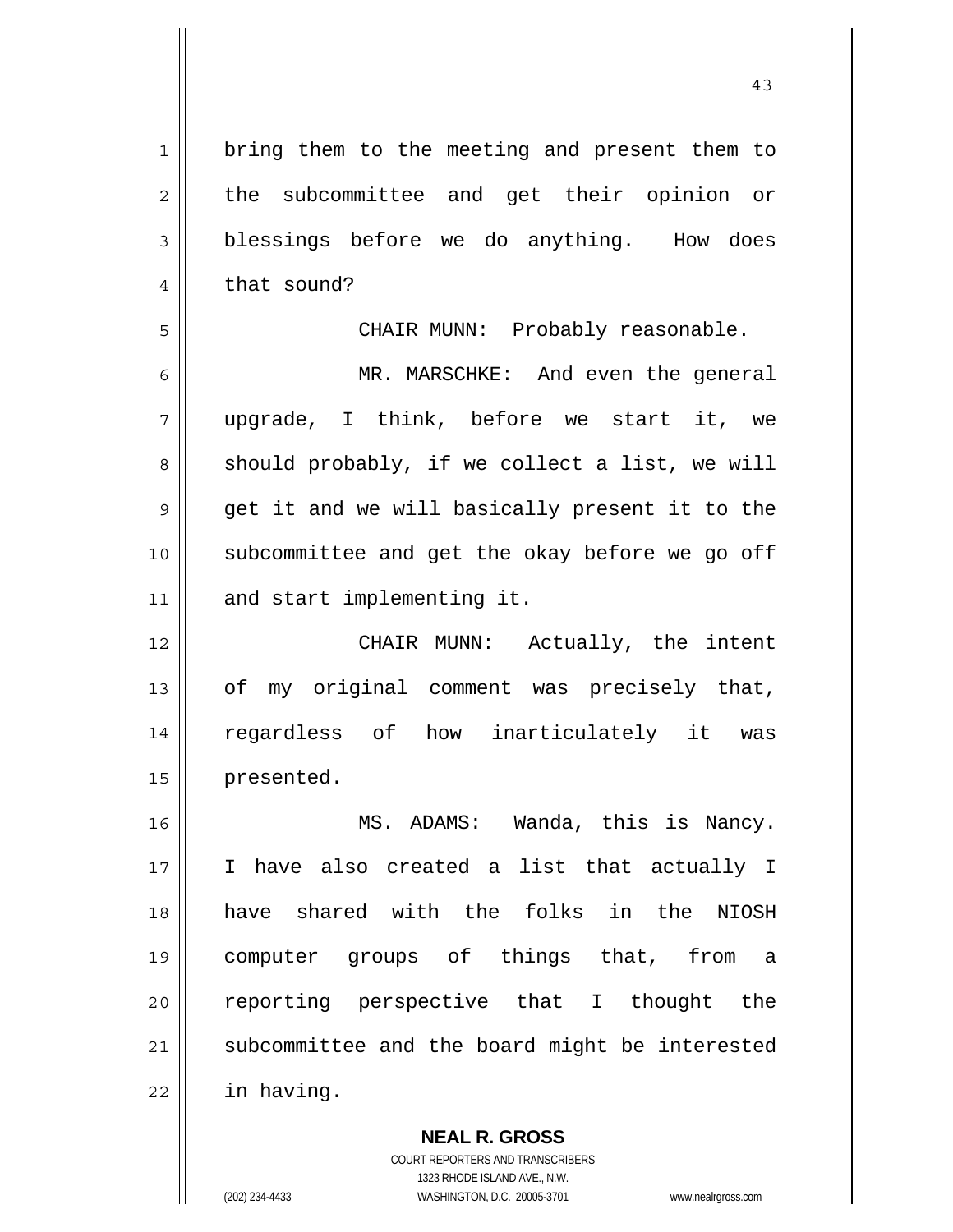bring them to the meeting and present them to the subcommittee and get their opinion or blessings before we do anything. How does that sound?

CHAIR MUNN: Probably reasonable.

MR. MARSCHKE: And even the general upgrade, I think, before we start it, we should probably, if we collect a list, we will get it and we will basically present it to the subcommittee and get the okay before we go off and start implementing it.

CHAIR MUNN: Actually, the intent of my original comment was precisely that, regardless of how inarticulately it was presented.

MS. ADAMS: Wanda, this is Nancy. I have also created a list that actually I have shared with the folks in the NIOSH computer groups of things that, from a reporting perspective that I thought the subcommittee and the board might be interested in having.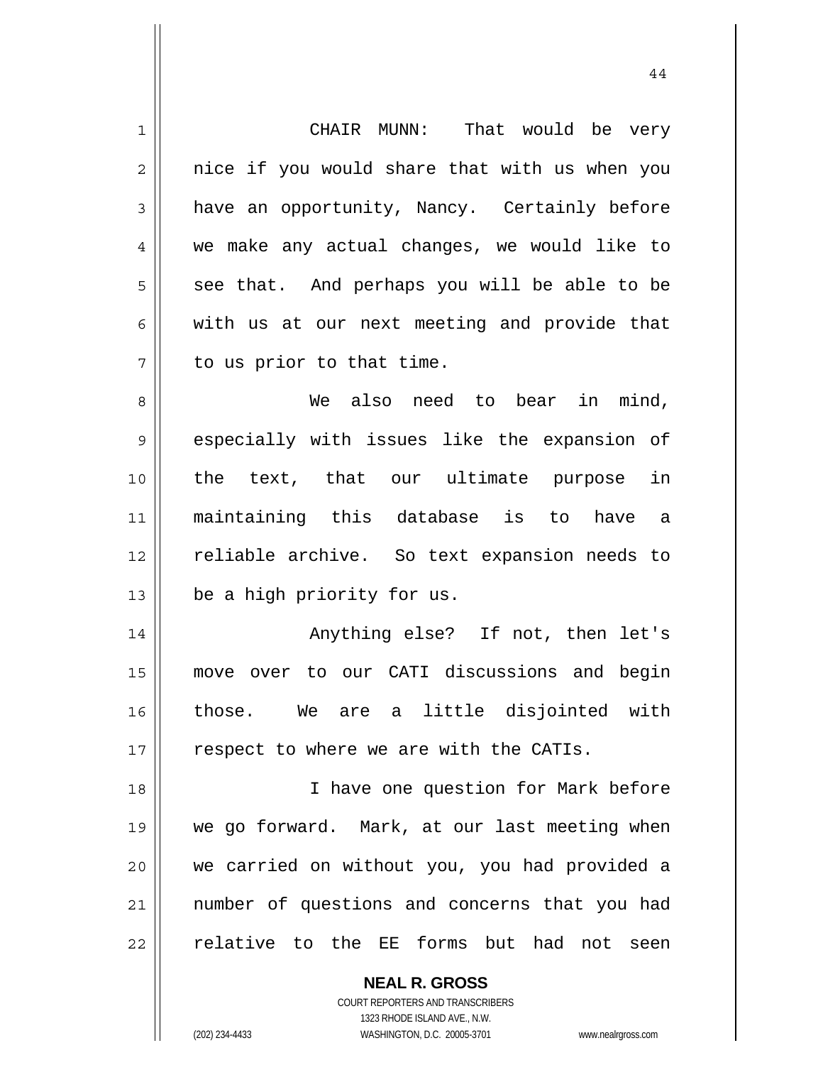CHAIR MUNN: That would be very nice if you would share that with us when you have an opportunity, Nancy. Certainly before we make any actual changes, we would like to see that. And perhaps you will be able to be with us at our next meeting and provide that to us prior to that time.

We also need to bear in mind, especially with issues like the expansion of the text, that our ultimate purpose in maintaining this database is to have a reliable archive. So text expansion needs to be a high priority for us.

Anything else? If not, then let's move over to our CATI discussions and begin those. We are a little disjointed with respect to where we are with the CATIs.

I have one question for Mark before we go forward. Mark, at our last meeting when we carried on without you, you had provided a number of questions and concerns that you had relative to the EE forms but had not seen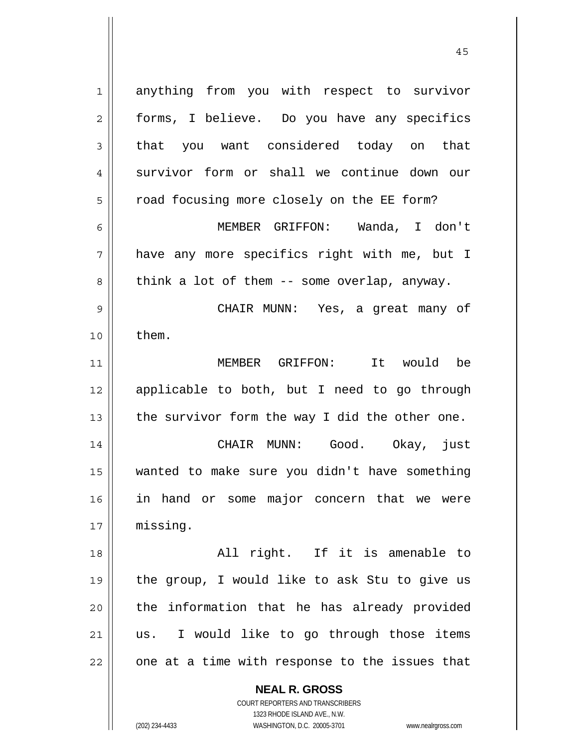anything from you with respect to survivor forms, I believe. Do you have any specifics that you want considered today on that survivor form or shall we continue down our road focusing more closely on the EE form?

MEMBER GRIFFON: Wanda, I don't have any more specifics right with me, but I think a lot of them -- some overlap, anyway.

CHAIR MUNN: Yes, a great many of them.

MEMBER GRIFFON: It would be applicable to both, but I need to go through the survivor form the way I did the other one.

CHAIR MUNN: Good. Okay, just wanted to make sure you didn't have something in hand or some major concern that we were missing.

All right. If it is amenable to the group, I would like to ask Stu to give us the information that he has already provided us. I would like to go through those items one at a time with response to the issues that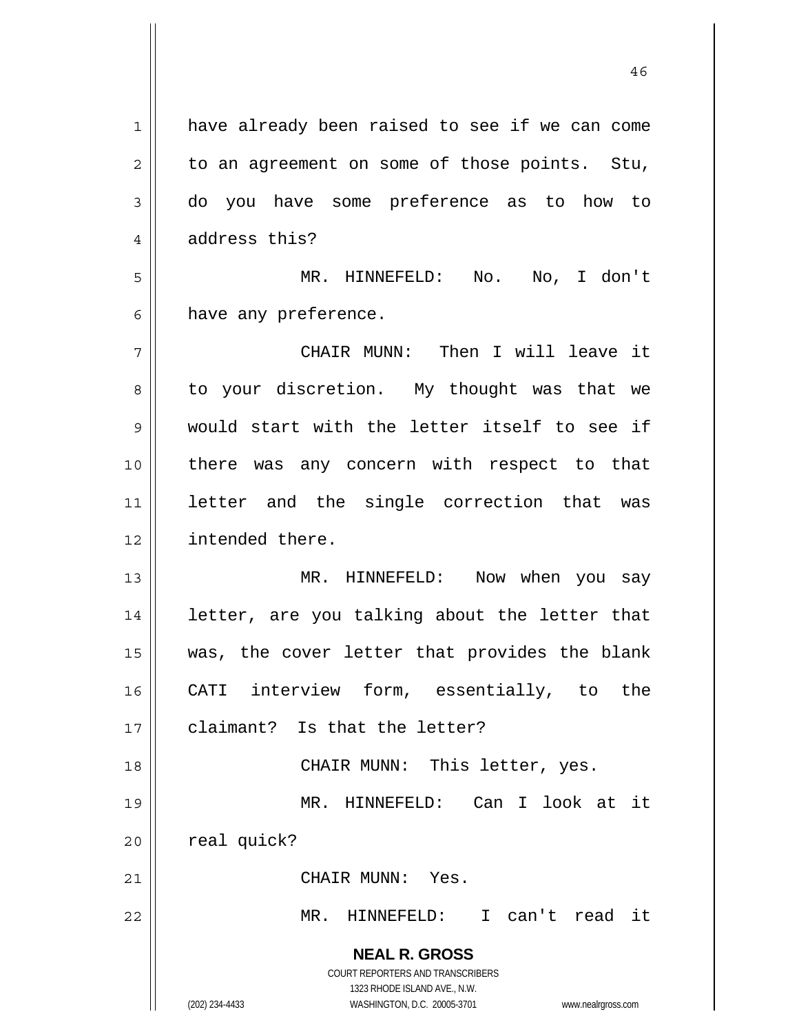have already been raised to see if we can come to an agreement on some of those points. Stu, do you have some preference as to how to address this?

MR. HINNEFELD: No. No, I don't have any preference.

CHAIR MUNN: Then I will leave it to your discretion. My thought was that we would start with the letter itself to see if there was any concern with respect to that letter and the single correction that was intended there.

MR. HINNEFELD: Now when you say letter, are you talking about the letter that was, the cover letter that provides the blank CATI interview form, essentially, to the claimant? Is that the letter?

CHAIR MUNN: This letter, yes.

MR. HINNEFELD: Can I look at it real quick?

CHAIR MUNN: Yes.

MR. HINNEFELD: I can't read it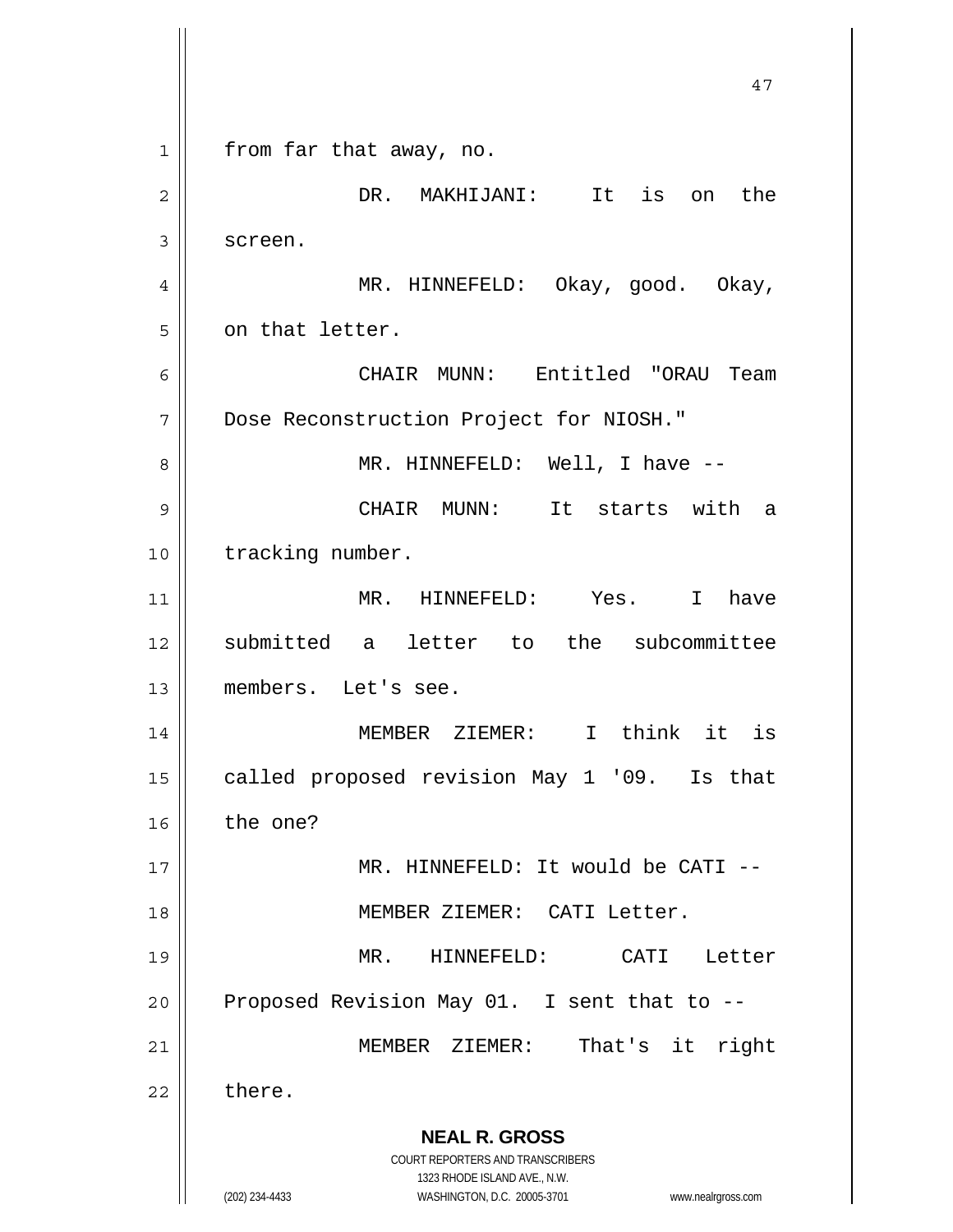from far that away, no.

DR. MAKHIJANI: It is on the screen.

MR. HINNEFELD: Okay, good. Okay, on that letter.

CHAIR MUNN: Entitled "ORAU Team Dose Reconstruction Project for NIOSH."

MR. HINNEFELD: Well, I have --

CHAIR MUNN: It starts with a tracking number.

MR. HINNEFELD: Yes. I have submitted a letter to the subcommittee members. Let's see.

MEMBER ZIEMER: I think it is called proposed revision May 1 '09. Is that the one?

MR. HINNEFELD: It would be CATI --

MEMBER ZIEMER: CATI Letter.

MR. HINNEFELD: CATI Letter Proposed Revision May 01. I sent that to --

MEMBER ZIEMER: That's it right there.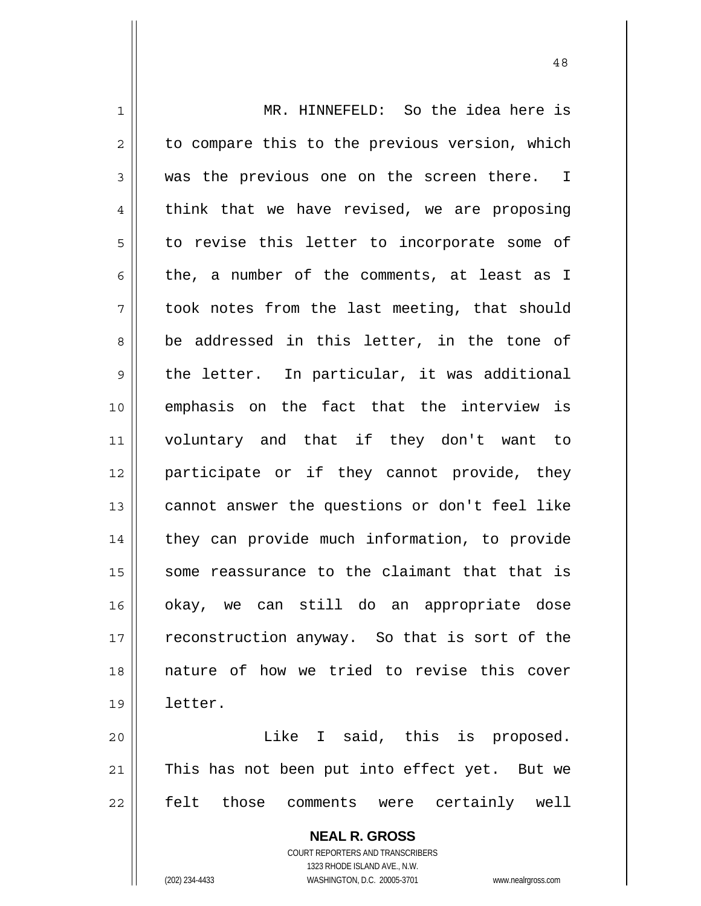MR. HINNEFELD: So the idea here is to compare this to the previous version, which was the previous one on the screen there. I think that we have revised, we are proposing to revise this letter to incorporate some of the, a number of the comments, at least as I took notes from the last meeting, that should be addressed in this letter, in the tone of the letter. In particular, it was additional emphasis on the fact that the interview is voluntary and that if they don't want to participate or if they cannot provide, they cannot answer the questions or don't feel like they can provide much information, to provide some reassurance to the claimant that that is okay, we can still do an appropriate dose reconstruction anyway. So that is sort of the nature of how we tried to revise this cover letter.

Like I said, this is proposed. This has not been put into effect yet. But we felt those comments were certainly well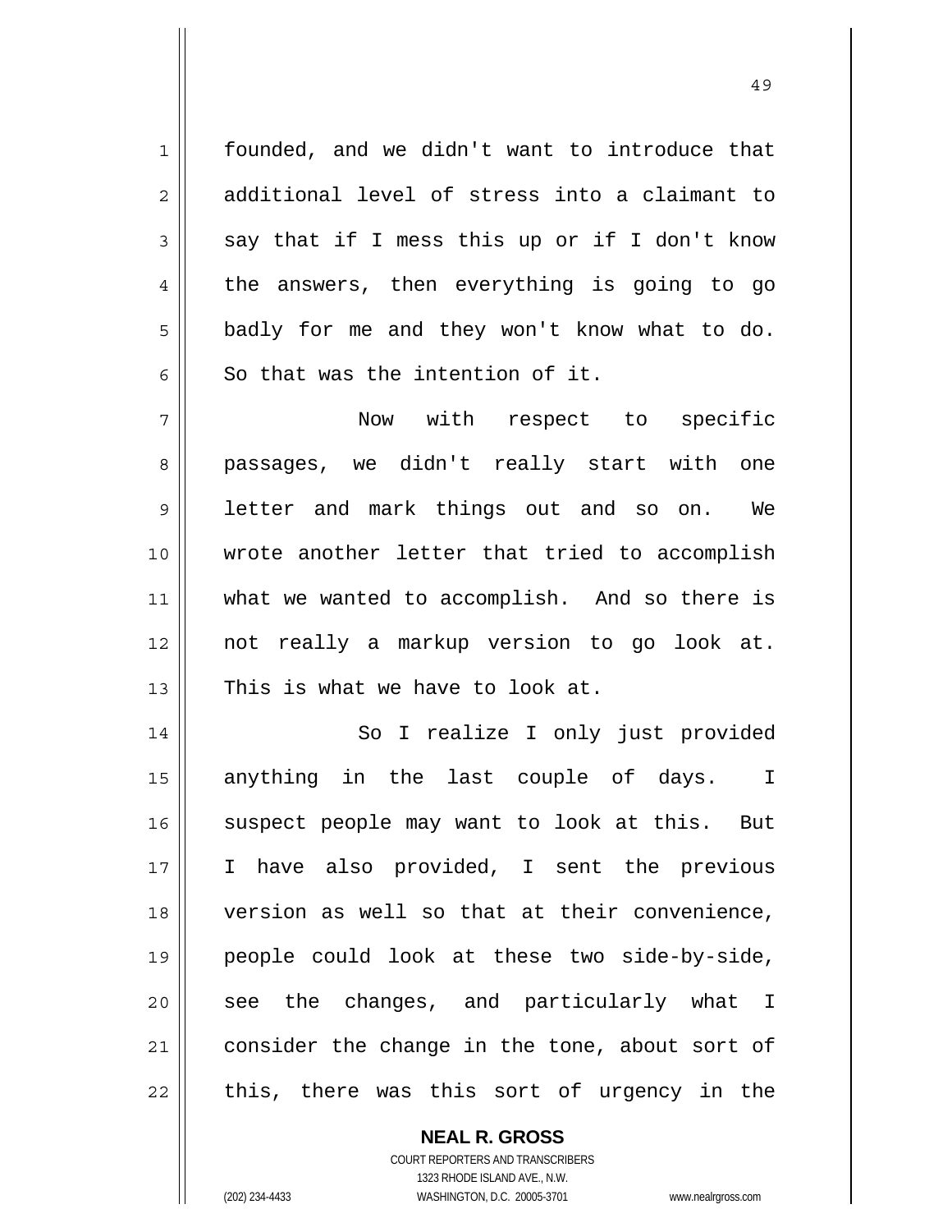founded, and we didn't want to introduce that additional level of stress into a claimant to say that if I mess this up or if I don't know the answers, then everything is going to go badly for me and they won't know what to do. So that was the intention of it.

Now with respect to specific passages, we didn't really start with one letter and mark things out and so on. We wrote another letter that tried to accomplish what we wanted to accomplish. And so there is not really a markup version to go look at. This is what we have to look at.

So I realize I only just provided anything in the last couple of days. I suspect people may want to look at this. But I have also provided, I sent the previous version as well so that at their convenience, people could look at these two side-by-side, see the changes, and particularly what I consider the change in the tone, about sort of this, there was this sort of urgency in the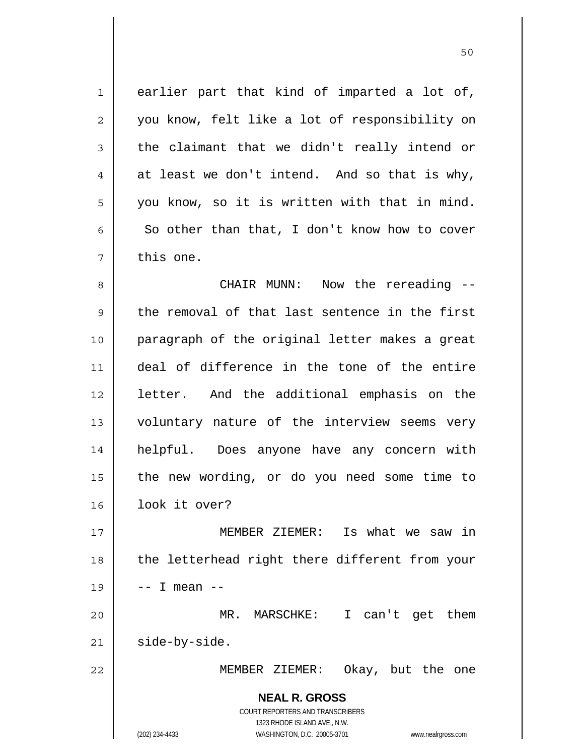earlier part that kind of imparted a lot of, you know, felt like a lot of responsibility on the claimant that we didn't really intend or at least we don't intend. And so that is why, you know, so it is written with that in mind. So other than that, I don't know how to cover this one.

CHAIR MUNN: Now the rereading -- the removal of that last sentence in the first paragraph of the original letter makes a great deal of difference in the tone of the entire letter. And the additional emphasis on the voluntary nature of the interview seems very helpful. Does anyone have any concern with the new wording, or do you need some time to look it over?

MEMBER ZIEMER: Is what we saw in the letterhead right there different from your -- I mean --

MR. MARSCHKE: I can't get them side-by-side.

MEMBER ZIEMER: Okay, but the one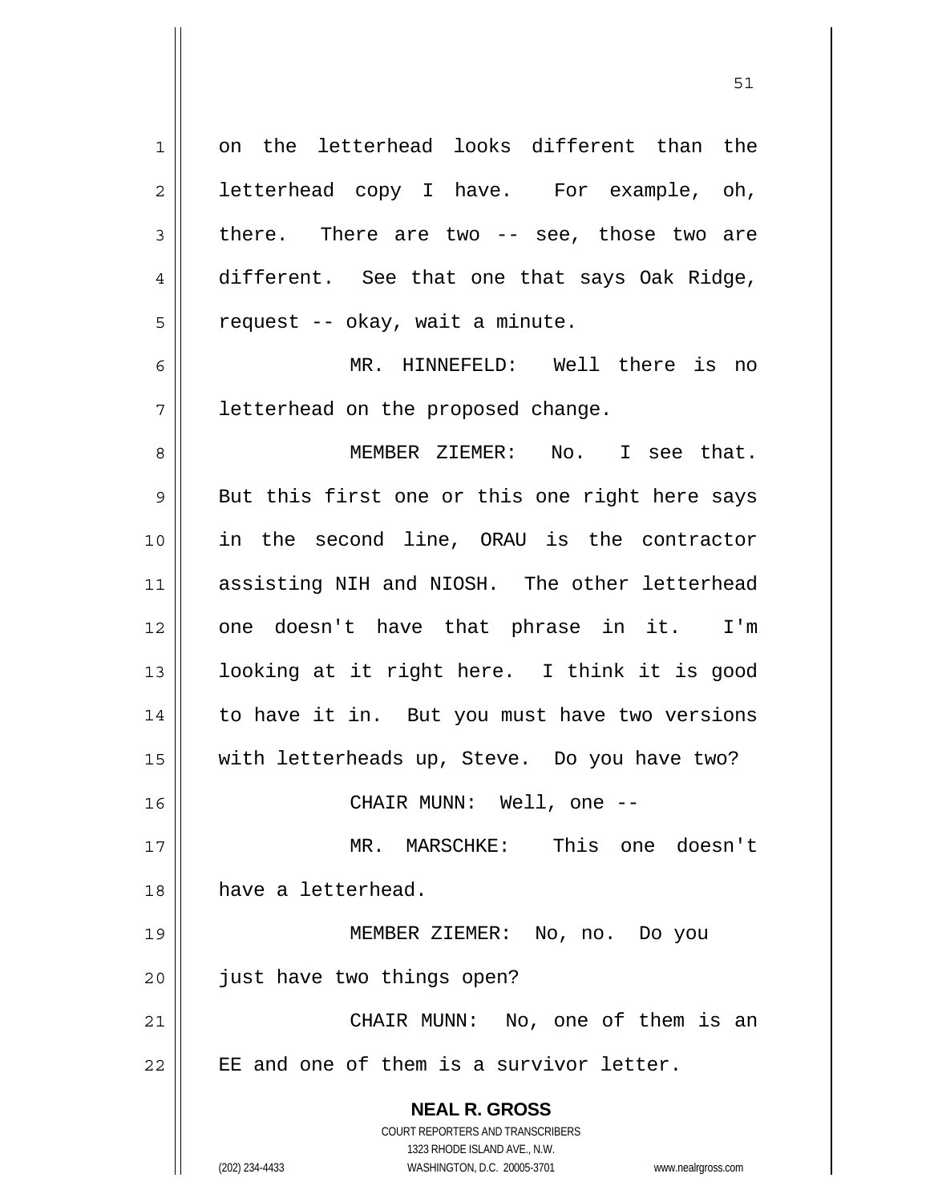on the letterhead looks different than the letterhead copy I have. For example, oh, there. There are two -- see, those two are different. See that one that says Oak Ridge, request -- okay, wait a minute.

MR. HINNEFELD: Well there is no letterhead on the proposed change.

MEMBER ZIEMER: No. I see that. But this first one or this one right here says in the second line, ORAU is the contractor assisting NIH and NIOSH. The other letterhead one doesn't have that phrase in it. I'm looking at it right here. I think it is good to have it in. But you must have two versions with letterheads up, Steve. Do you have two?

CHAIR MUNN: Well, one --

MR. MARSCHKE: This one doesn't have a letterhead.

MEMBER ZIEMER: No, no. Do you just have two things open?

CHAIR MUNN: No, one of them is an EE and one of them is a survivor letter.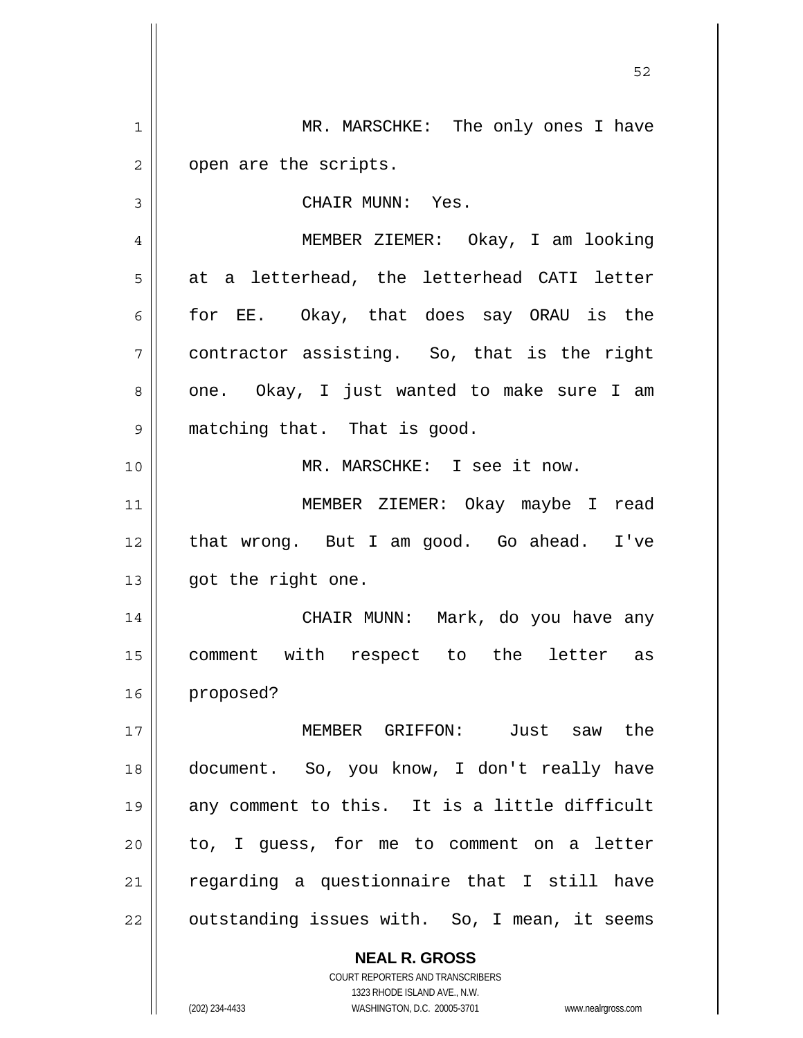MR. MARSCHKE: The only ones I have open are the scripts.

CHAIR MUNN: Yes.

MEMBER ZIEMER: Okay, I am looking at a letterhead, the letterhead CATI letter for EE. Okay, that does say ORAU is the contractor assisting. So, that is the right one. Okay, I just wanted to make sure I am matching that. That is good.

MR. MARSCHKE: I see it now.

MEMBER ZIEMER: Okay maybe I read that wrong. But I am good. Go ahead. I've got the right one.

CHAIR MUNN: Mark, do you have any comment with respect to the letter as proposed?

MEMBER GRIFFON: Just saw the document. So, you know, I don't really have any comment to this. It is a little difficult to, I guess, for me to comment on a letter regarding a questionnaire that I still have outstanding issues with. So, I mean, it seems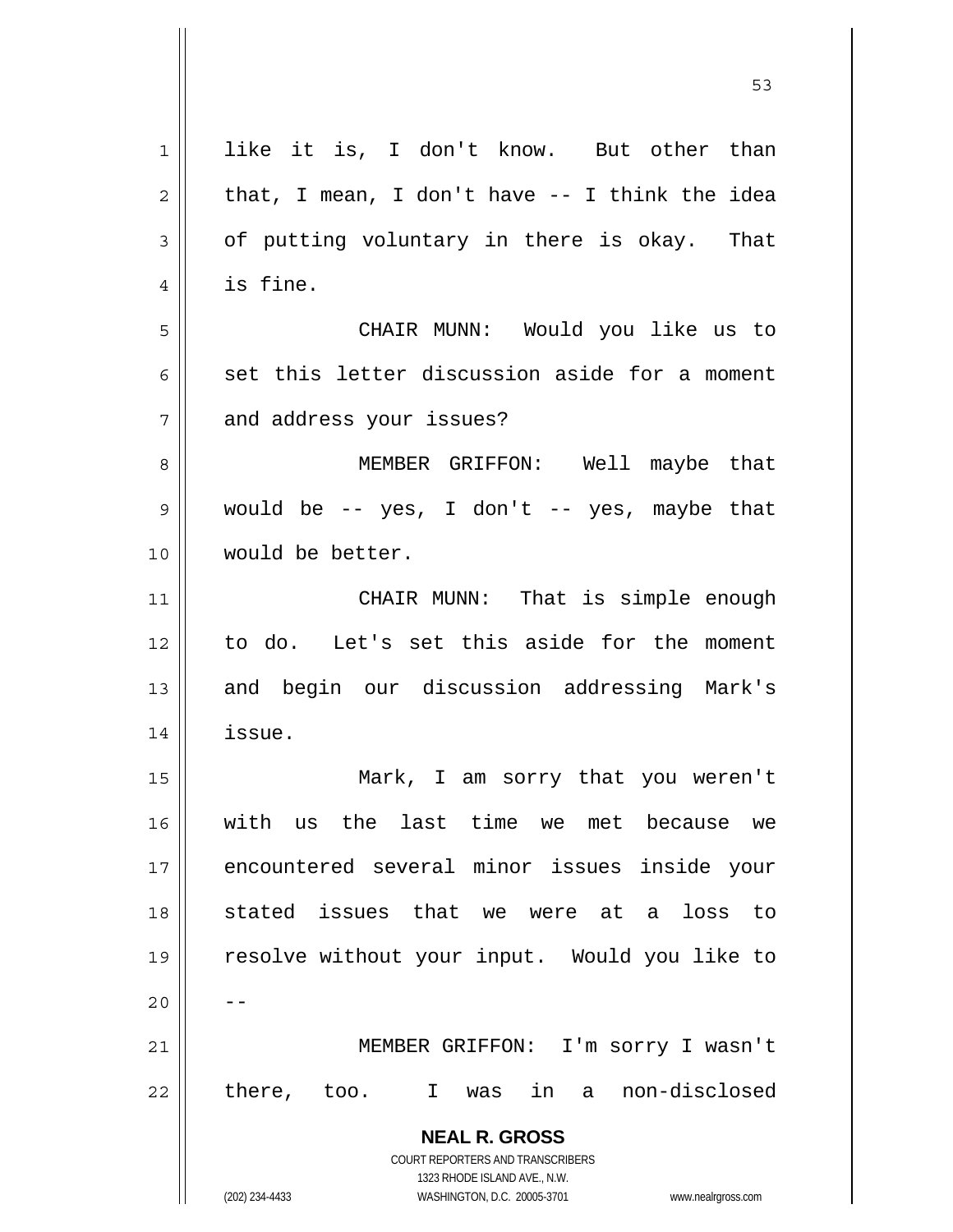like it is, I don't know. But other than that, I mean, I don't have -- I think the idea of putting voluntary in there is okay. That is fine.

CHAIR MUNN: Would you like us to set this letter discussion aside for a moment and address your issues?

MEMBER GRIFFON: Well maybe that would be -- yes, I don't -- yes, maybe that would be better.

CHAIR MUNN: That is simple enough to do. Let's set this aside for the moment and begin our discussion addressing Mark's issue.

Mark, I am sorry that you weren't with us the last time we met because we encountered several minor issues inside your stated issues that we were at a loss to resolve without your input. Would you like to --

MEMBER GRIFFON: I'm sorry I wasn't there, too. I was in a non-disclosed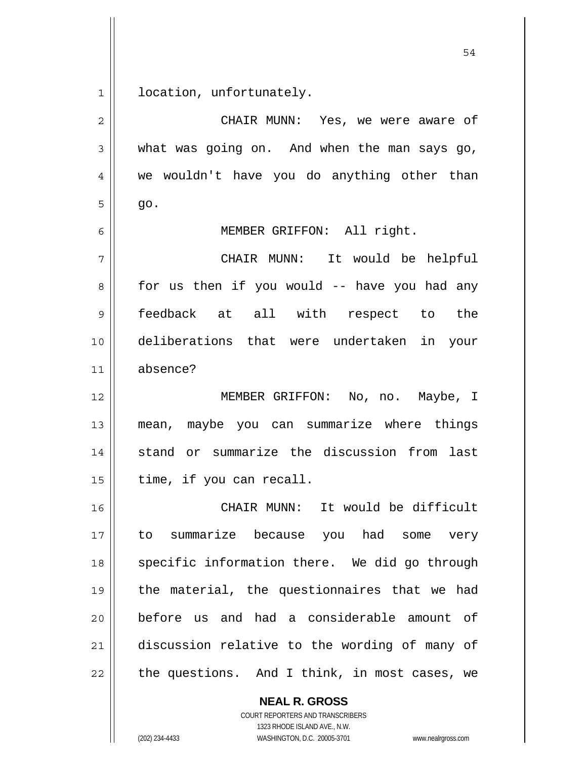location, unfortunately.

CHAIR MUNN: Yes, we were aware of what was going on. And when the man says go, we wouldn't have you do anything other than go.

MEMBER GRIFFON: All right.

CHAIR MUNN: It would be helpful for us then if you would -- have you had any feedback at all with respect to the deliberations that were undertaken in your absence?

MEMBER GRIFFON: No, no. Maybe, I mean, maybe you can summarize where things stand or summarize the discussion from last time, if you can recall.

CHAIR MUNN: It would be difficult to summarize because you had some very specific information there. We did go through the material, the questionnaires that we had before us and had a considerable amount of discussion relative to the wording of many of the questions. And I think, in most cases, we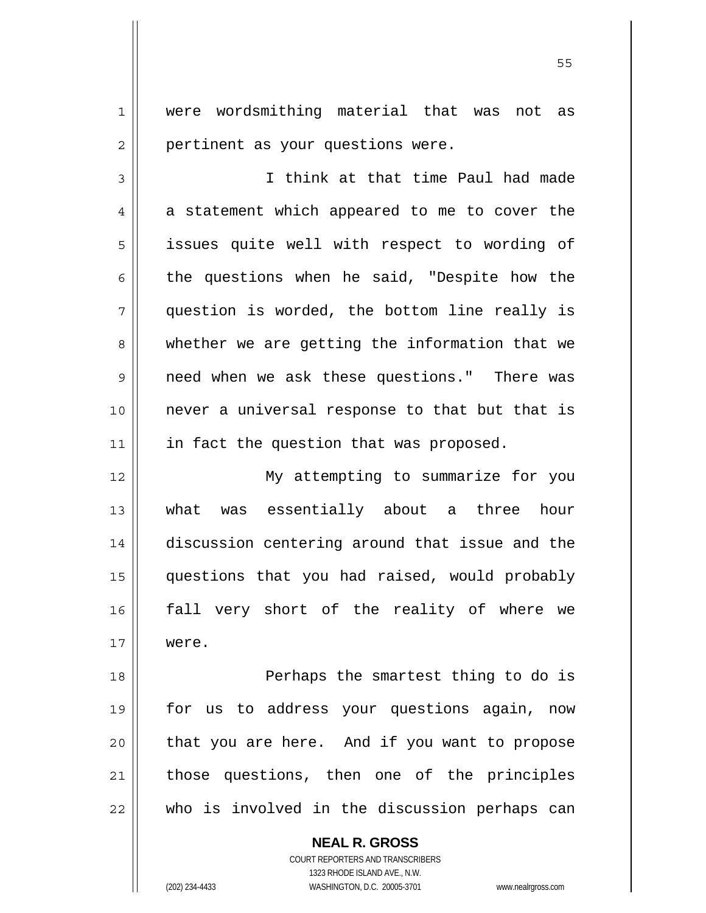were wordsmithing material that was not as pertinent as your questions were.

I think at that time Paul had made a statement which appeared to me to cover the issues quite well with respect to wording of the questions when he said, "Despite how the question is worded, the bottom line really is whether we are getting the information that we need when we ask these questions." There was never a universal response to that but that is in fact the question that was proposed.

My attempting to summarize for you what was essentially about a three hour discussion centering around that issue and the questions that you had raised, would probably fall very short of the reality of where we were.

Perhaps the smartest thing to do is for us to address your questions again, now that you are here. And if you want to propose those questions, then one of the principles who is involved in the discussion perhaps can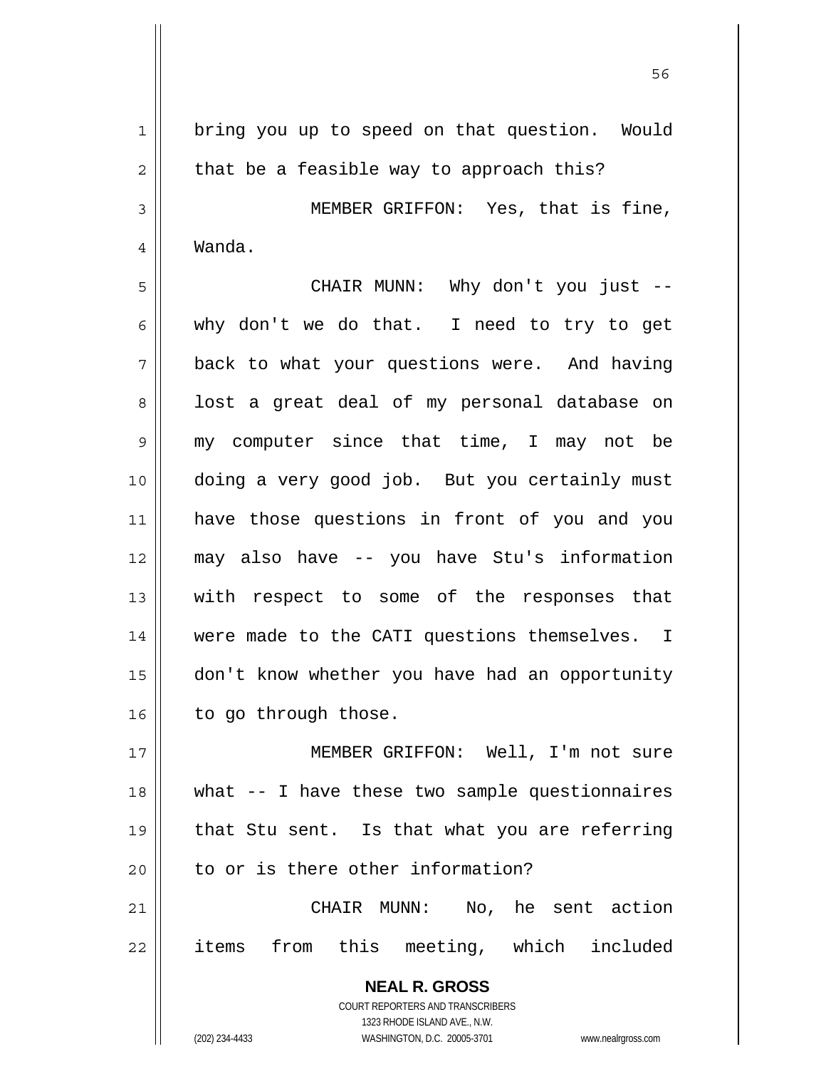bring you up to speed on that question. Would that be a feasible way to approach this?

MEMBER GRIFFON: Yes, that is fine, Wanda.

CHAIR MUNN: Why don't you just -- why don't we do that. I need to try to get back to what your questions were. And having lost a great deal of my personal database on my computer since that time, I may not be doing a very good job. But you certainly must have those questions in front of you and you may also have -- you have Stu's information with respect to some of the responses that were made to the CATI questions themselves. I don't know whether you have had an opportunity to go through those.

MEMBER GRIFFON: Well, I'm not sure what -- I have these two sample questionnaires that Stu sent. Is that what you are referring to or is there other information?

CHAIR MUNN: No, he sent action items from this meeting, which included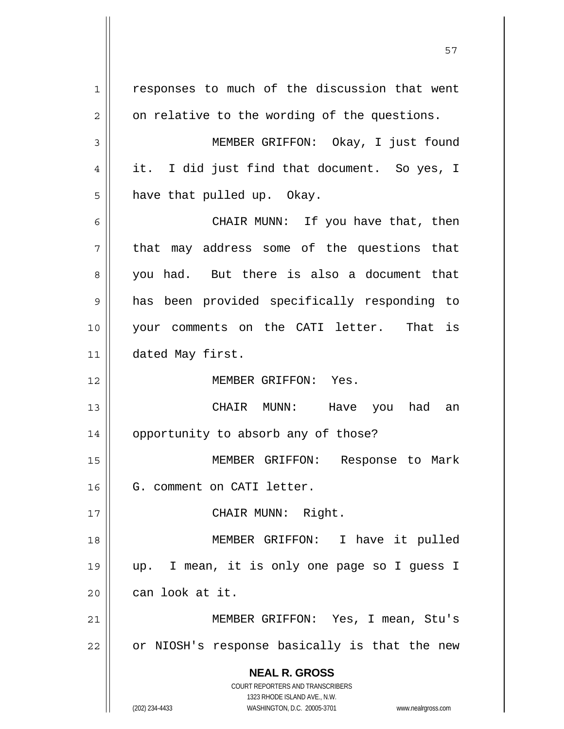responses to much of the discussion that went on relative to the wording of the questions.

MEMBER GRIFFON: Okay, I just found it. I did just find that document. So yes, I have that pulled up. Okay.

CHAIR MUNN: If you have that, then that may address some of the questions that you had. But there is also a document that has been provided specifically responding to your comments on the CATI letter. That is dated May first.

MEMBER GRIFFON: Yes.

CHAIR MUNN: Have you had an opportunity to absorb any of those?

MEMBER GRIFFON: Response to Mark G. comment on CATI letter.

CHAIR MUNN: Right.

MEMBER GRIFFON: I have it pulled up. I mean, it is only one page so I guess I can look at it.

MEMBER GRIFFON: Yes, I mean, Stu's or NIOSH's response basically is that the new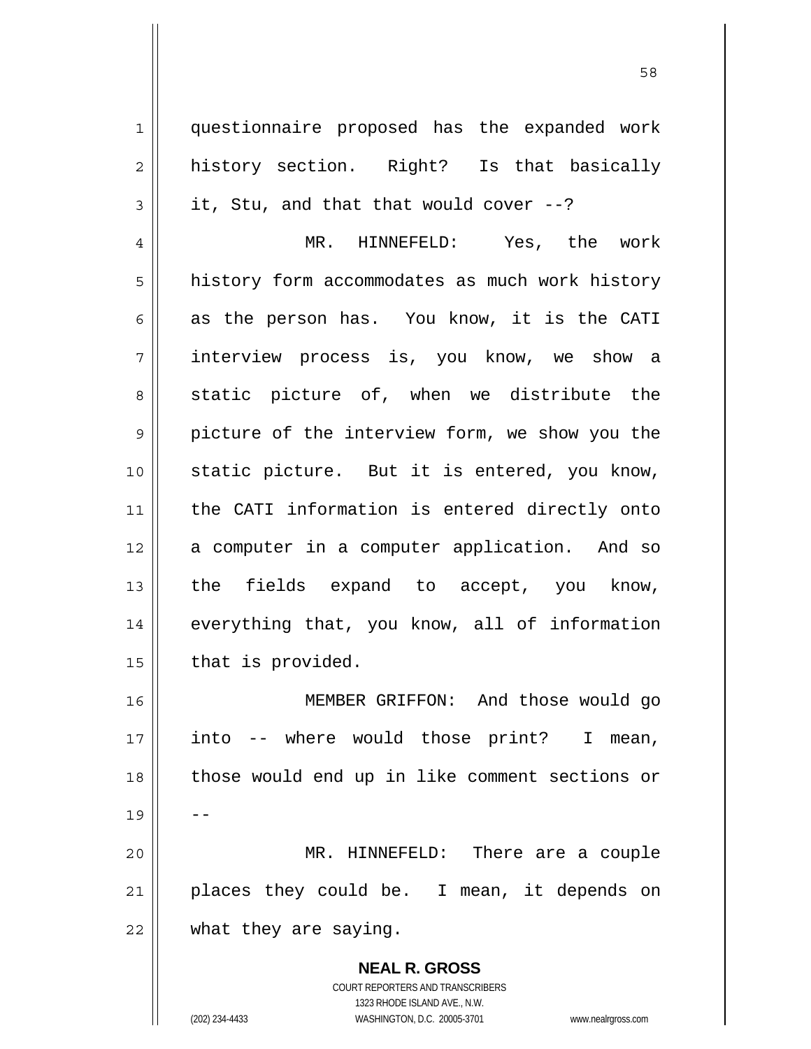questionnaire proposed has the expanded work history section. Right? Is that basically it, Stu, and that that would cover --?

MR. HINNEFELD: Yes, the work history form accommodates as much work history as the person has. You know, it is the CATI interview process is, you know, we show a static picture of, when we distribute the picture of the interview form, we show you the static picture. But it is entered, you know, the CATI information is entered directly onto a computer in a computer application. And so the fields expand to accept, you know, everything that, you know, all of information that is provided.

MEMBER GRIFFON: And those would go into -- where would those print? I mean, those would end up in like comment sections or --

MR. HINNEFELD: There are a couple places they could be. I mean, it depends on what they are saying.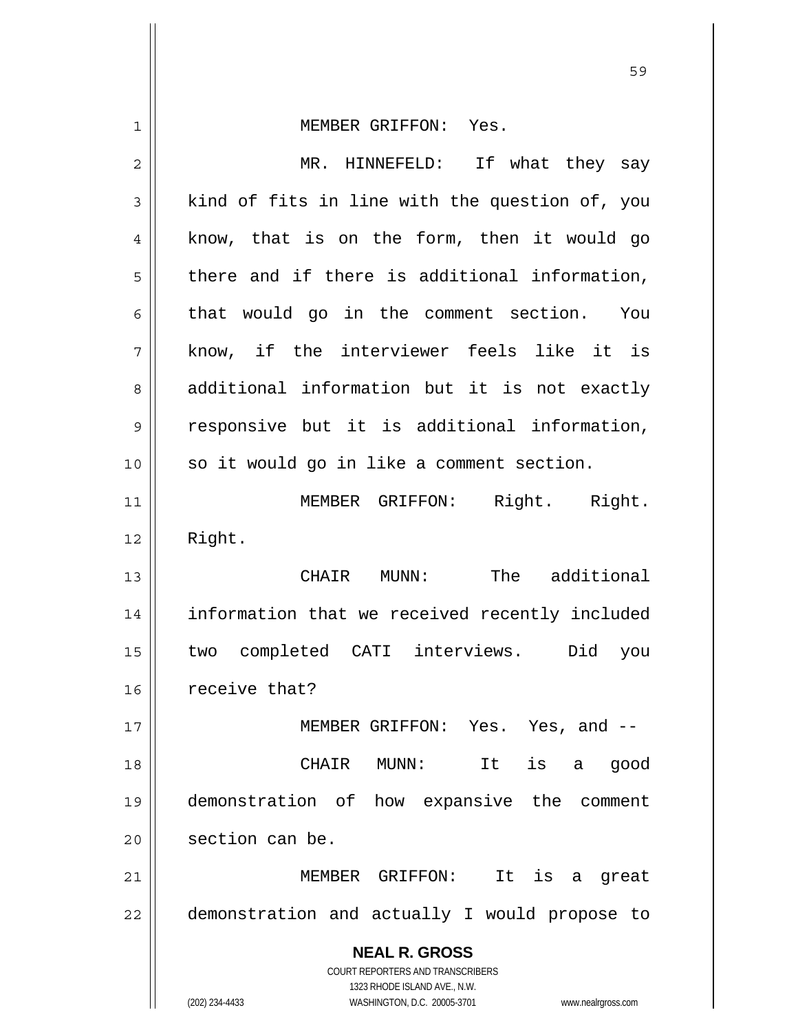MEMBER GRIFFON: Yes.

MR. HINNEFELD: If what they say kind of fits in line with the question of, you know, that is on the form, then it would go there and if there is additional information, that would go in the comment section. You know, if the interviewer feels like it is additional information but it is not exactly responsive but it is additional information, so it would go in like a comment section.

MEMBER GRIFFON: Right. Right. Right.

CHAIR MUNN: The additional information that we received recently included two completed CATI interviews. Did you receive that?

MEMBER GRIFFON: Yes. Yes, and --

CHAIR MUNN: It is a good demonstration of how expansive the comment section can be.

MEMBER GRIFFON: It is a great demonstration and actually I would propose to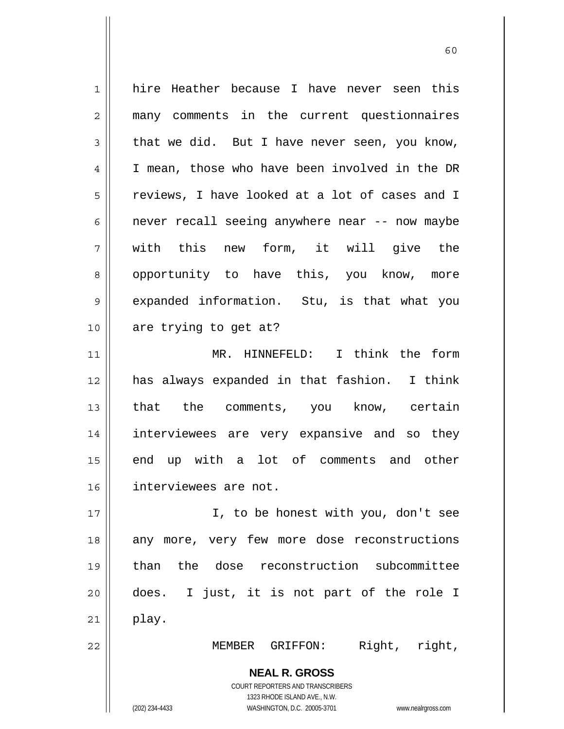hire Heather because I have never seen this many comments in the current questionnaires that we did. But I have never seen, you know, I mean, those who have been involved in the DR reviews, I have looked at a lot of cases and I never recall seeing anywhere near -- now maybe with this new form, it will give the opportunity to have this, you know, more expanded information. Stu, is that what you are trying to get at?

MR. HINNEFELD: I think the form has always expanded in that fashion. I think that the comments, you know, certain interviewees are very expansive and so they end up with a lot of comments and other interviewees are not.

I, to be honest with you, don't see any more, very few more dose reconstructions than the dose reconstruction subcommittee does. I just, it is not part of the role I play.

MEMBER GRIFFON: Right, right,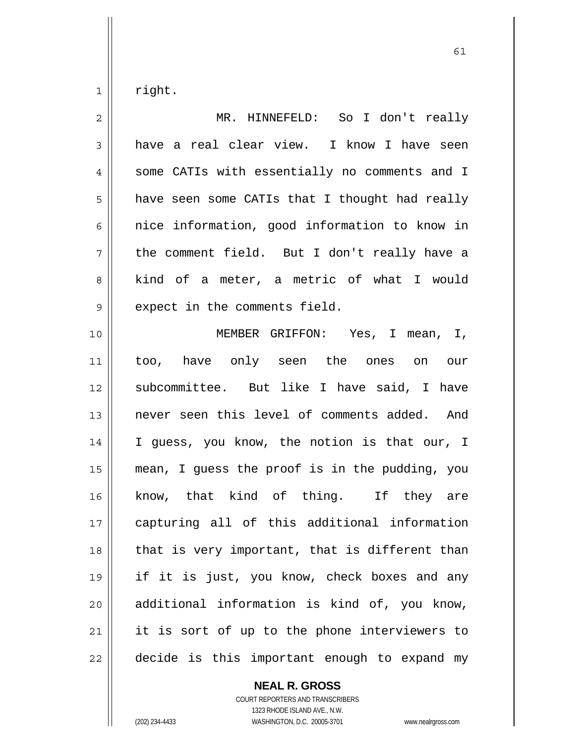right.

MR. HINNEFELD: So I don't really have a real clear view. I know I have seen some CATIs with essentially no comments and I have seen some CATIs that I thought had really nice information, good information to know in the comment field. But I don't really have a kind of a meter, a metric of what I would expect in the comments field.

MEMBER GRIFFON: Yes, I mean, I, too, have only seen the ones on our subcommittee. But like I have said, I have never seen this level of comments added. And I guess, you know, the notion is that our, I mean, I guess the proof is in the pudding, you know, that kind of thing. If they are capturing all of this additional information that is very important, that is different than if it is just, you know, check boxes and any additional information is kind of, you know, it is sort of up to the phone interviewers to decide is this important enough to expand my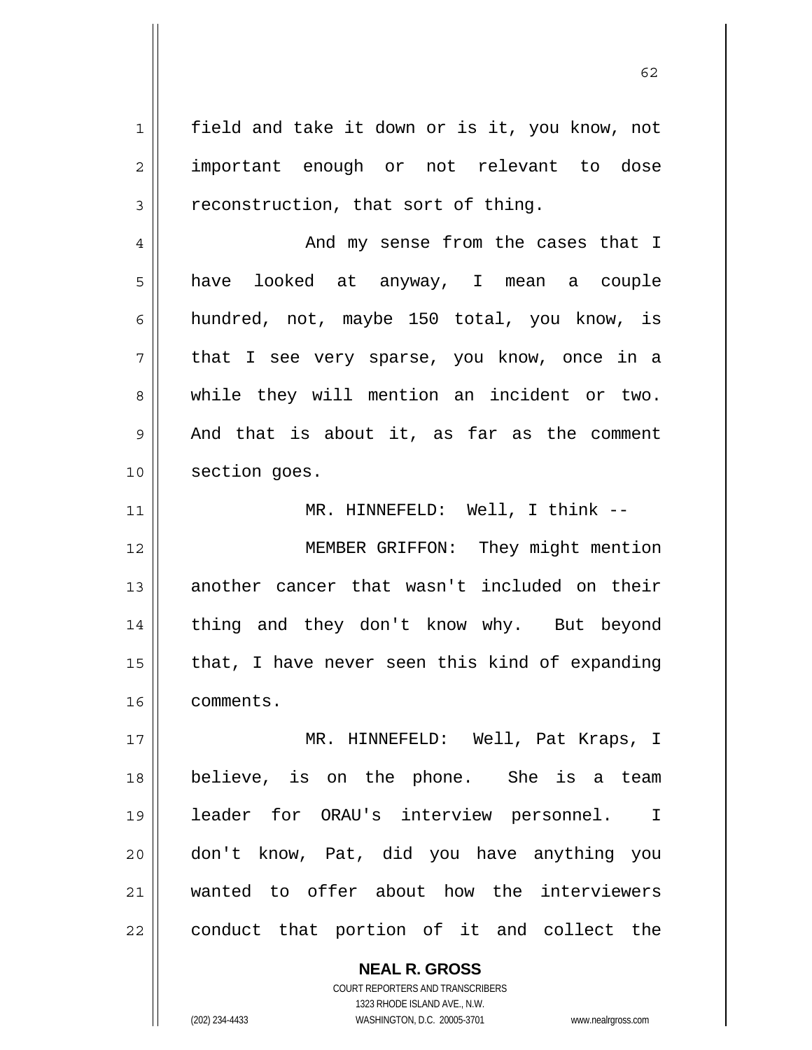field and take it down or is it, you know, not important enough or not relevant to dose reconstruction, that sort of thing.

And my sense from the cases that I have looked at anyway, I mean a couple hundred, not, maybe 150 total, you know, is that I see very sparse, you know, once in a while they will mention an incident or two. And that is about it, as far as the comment section goes.

MR. HINNEFELD: Well, I think --

MEMBER GRIFFON: They might mention another cancer that wasn't included on their thing and they don't know why. But beyond that, I have never seen this kind of expanding comments.

MR. HINNEFELD: Well, Pat Kraps, I believe, is on the phone. She is a team leader for ORAU's interview personnel. I don't know, Pat, did you have anything you wanted to offer about how the interviewers conduct that portion of it and collect the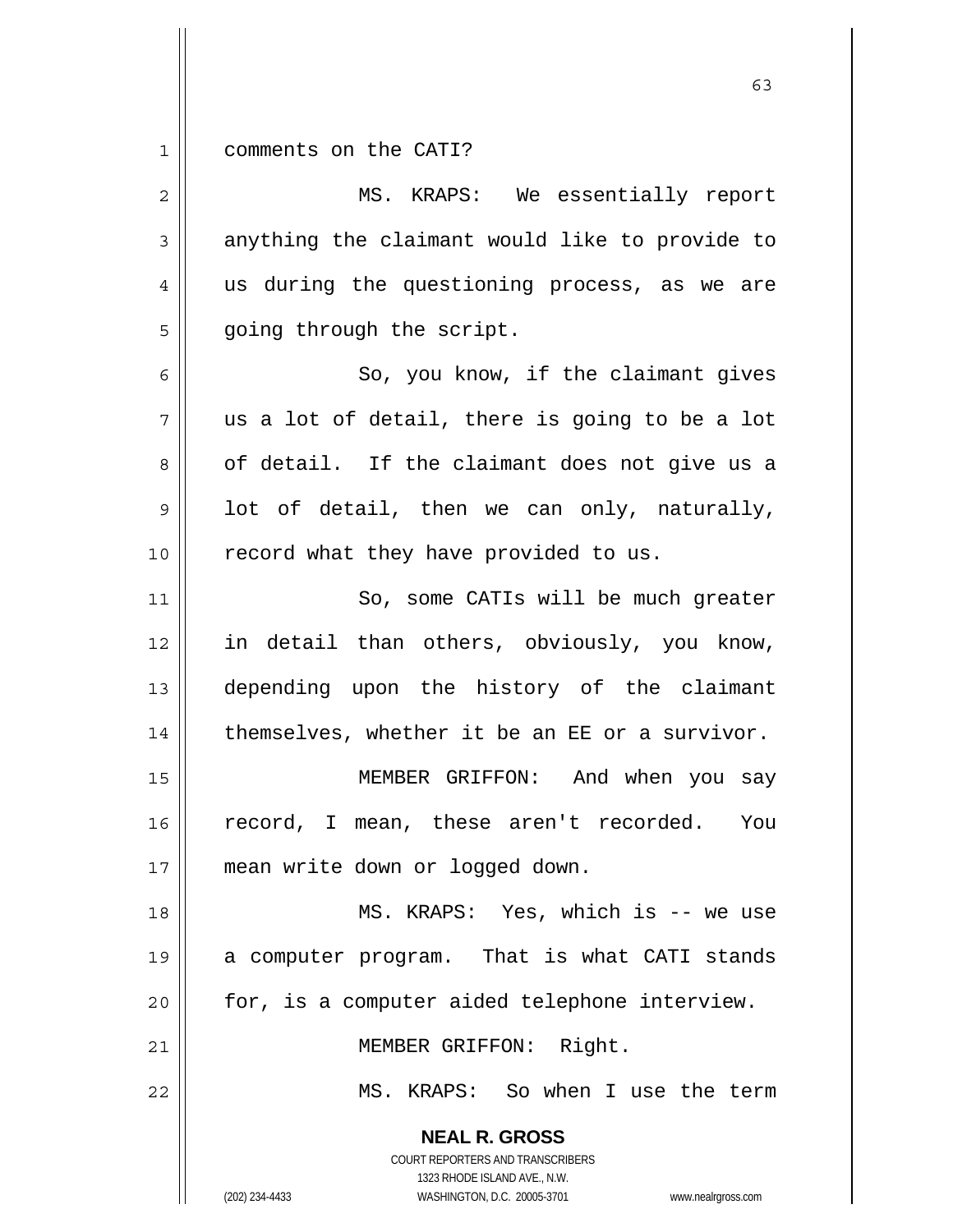comments on the CATI?

MS. KRAPS: We essentially report anything the claimant would like to provide to us during the questioning process, as we are going through the script.

So, you know, if the claimant gives us a lot of detail, there is going to be a lot of detail. If the claimant does not give us a lot of detail, then we can only, naturally, record what they have provided to us.

So, some CATIs will be much greater in detail than others, obviously, you know, depending upon the history of the claimant themselves, whether it be an EE or a survivor.

MEMBER GRIFFON: And when you say record, I mean, these aren't recorded. You mean write down or logged down.

MS. KRAPS: Yes, which is -- we use a computer program. That is what CATI stands for, is a computer aided telephone interview.

MEMBER GRIFFON: Right.

MS. KRAPS: So when I use the term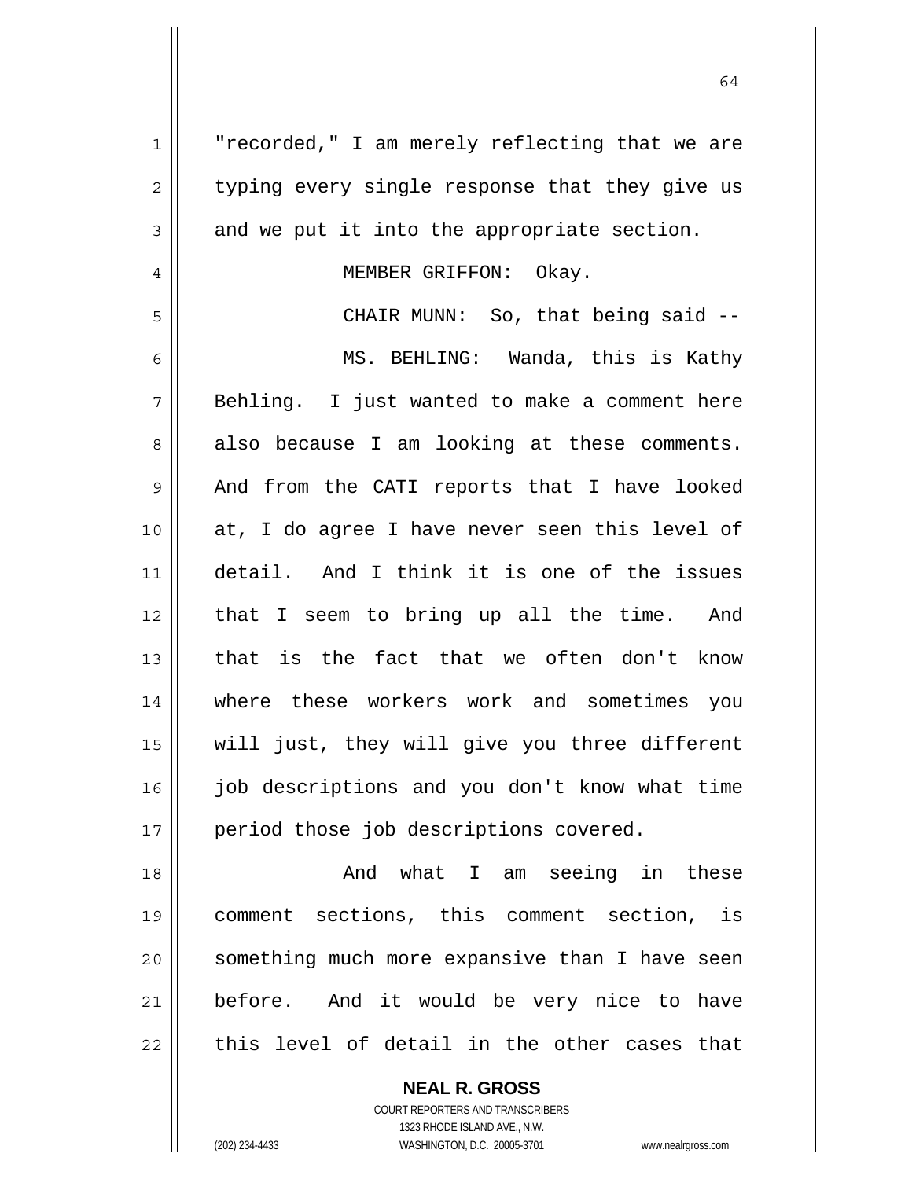"recorded," I am merely reflecting that we are typing every single response that they give us and we put it into the appropriate section.

MEMBER GRIFFON: Okay.

CHAIR MUNN: So, that being said --

MS. BEHLING: Wanda, this is Kathy Behling. I just wanted to make a comment here also because I am looking at these comments. And from the CATI reports that I have looked at, I do agree I have never seen this level of detail. And I think it is one of the issues that I seem to bring up all the time. And that is the fact that we often don't know where these workers work and sometimes you will just, they will give you three different job descriptions and you don't know what time period those job descriptions covered.

And what I am seeing in these comment sections, this comment section, is something much more expansive than I have seen before. And it would be very nice to have this level of detail in the other cases that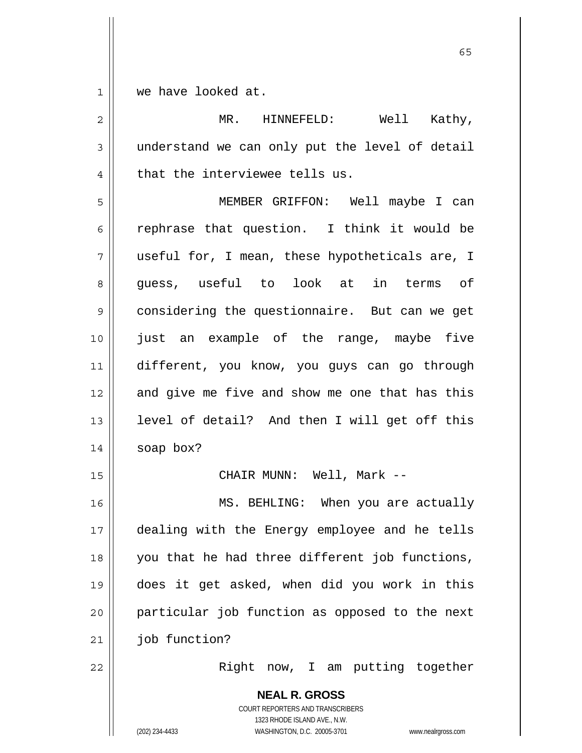we have looked at.

MR. HINNEFELD: Well Kathy, understand we can only put the level of detail that the interviewee tells us.

MEMBER GRIFFON: Well maybe I can rephrase that question. I think it would be useful for, I mean, these hypotheticals are, I guess, useful to look at in terms of considering the questionnaire. But can we get just an example of the range, maybe five different, you know, you guys can go through and give me five and show me one that has this level of detail? And then I will get off this soap box?

CHAIR MUNN: Well, Mark --

MS. BEHLING: When you are actually dealing with the Energy employee and he tells you that he had three different job functions, does it get asked, when did you work in this particular job function as opposed to the next job function?

Right now, I am putting together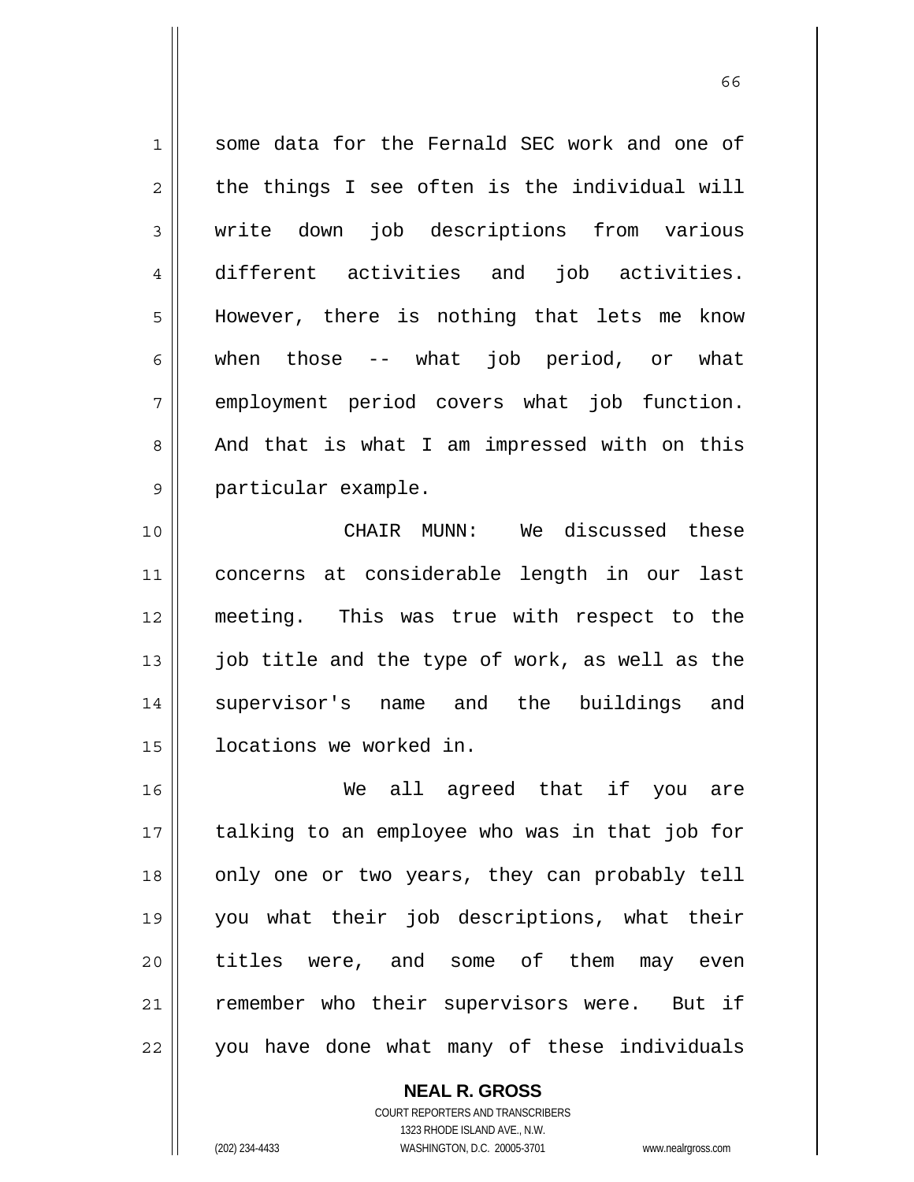some data for the Fernald SEC work and one of the things I see often is the individual will write down job descriptions from various different activities and job activities. However, there is nothing that lets me know when those -- what job period, or what employment period covers what job function. And that is what I am impressed with on this particular example.

CHAIR MUNN: We discussed these concerns at considerable length in our last meeting. This was true with respect to the job title and the type of work, as well as the supervisor's name and the buildings and locations we worked in.

We all agreed that if you are talking to an employee who was in that job for only one or two years, they can probably tell you what their job descriptions, what their titles were, and some of them may even remember who their supervisors were. But if you have done what many of these individuals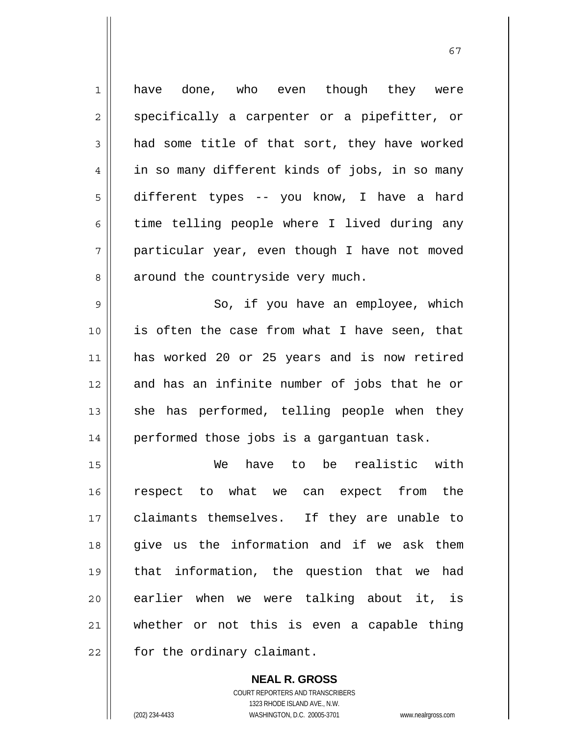have done, who even though they were specifically a carpenter or a pipefitter, or had some title of that sort, they have worked in so many different kinds of jobs, in so many different types -- you know, I have a hard time telling people where I lived during any particular year, even though I have not moved around the countryside very much.

So, if you have an employee, which is often the case from what I have seen, that has worked 20 or 25 years and is now retired and has an infinite number of jobs that he or she has performed, telling people when they performed those jobs is a gargantuan task.

We have to be realistic with respect to what we can expect from the claimants themselves. If they are unable to give us the information and if we ask them that information, the question that we had earlier when we were talking about it, is whether or not this is even a capable thing for the ordinary claimant.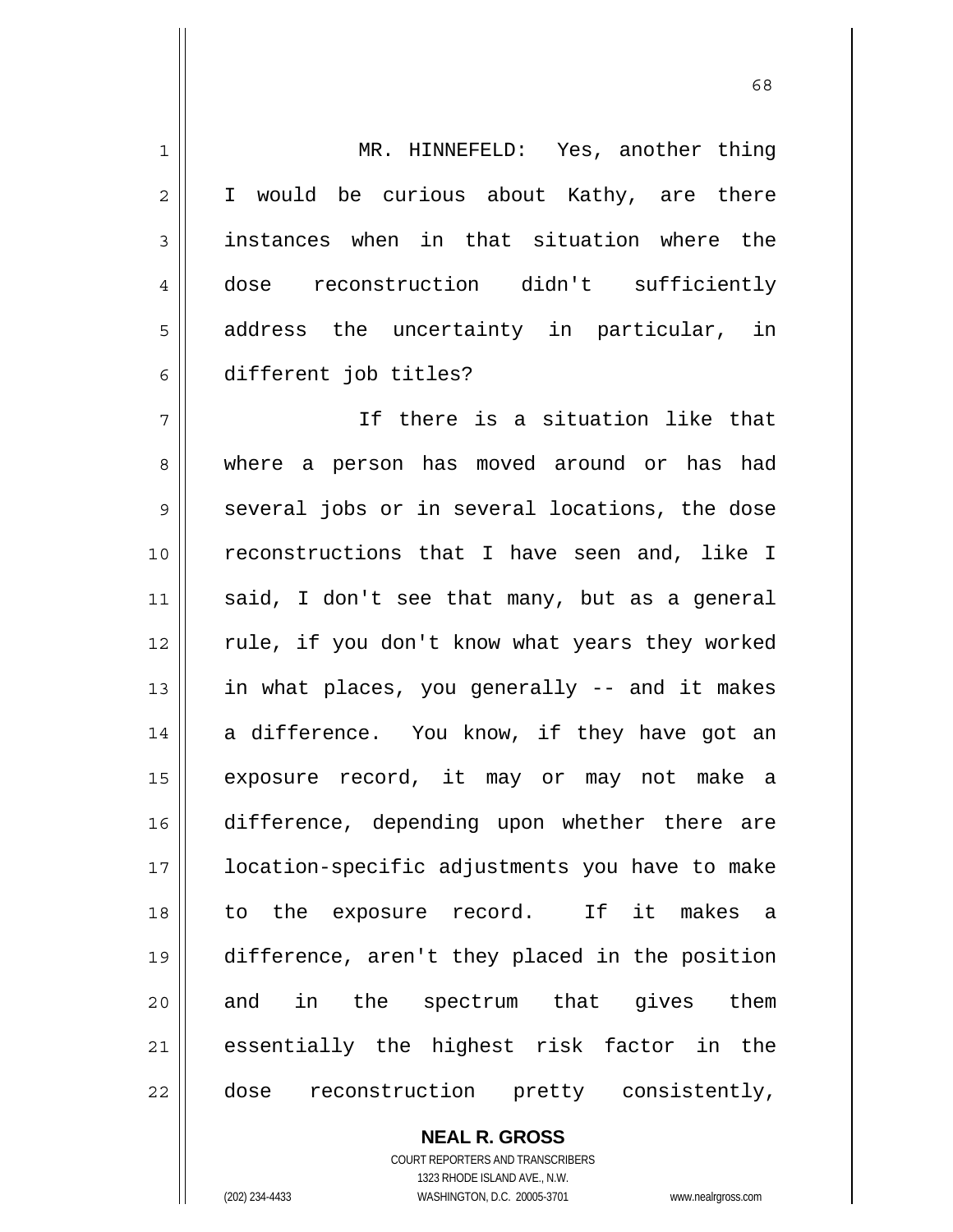MR. HINNEFELD: Yes, another thing I would be curious about Kathy, are there instances when in that situation where the dose reconstruction didn't sufficiently address the uncertainty in particular, in different job titles?

If there is a situation like that where a person has moved around or has had several jobs or in several locations, the dose reconstructions that I have seen and, like I said, I don't see that many, but as a general rule, if you don't know what years they worked in what places, you generally -- and it makes a difference. You know, if they have got an exposure record, it may or may not make a difference, depending upon whether there are location-specific adjustments you have to make to the exposure record. If it makes a difference, aren't they placed in the position and in the spectrum that gives them essentially the highest risk factor in the dose reconstruction pretty consistently,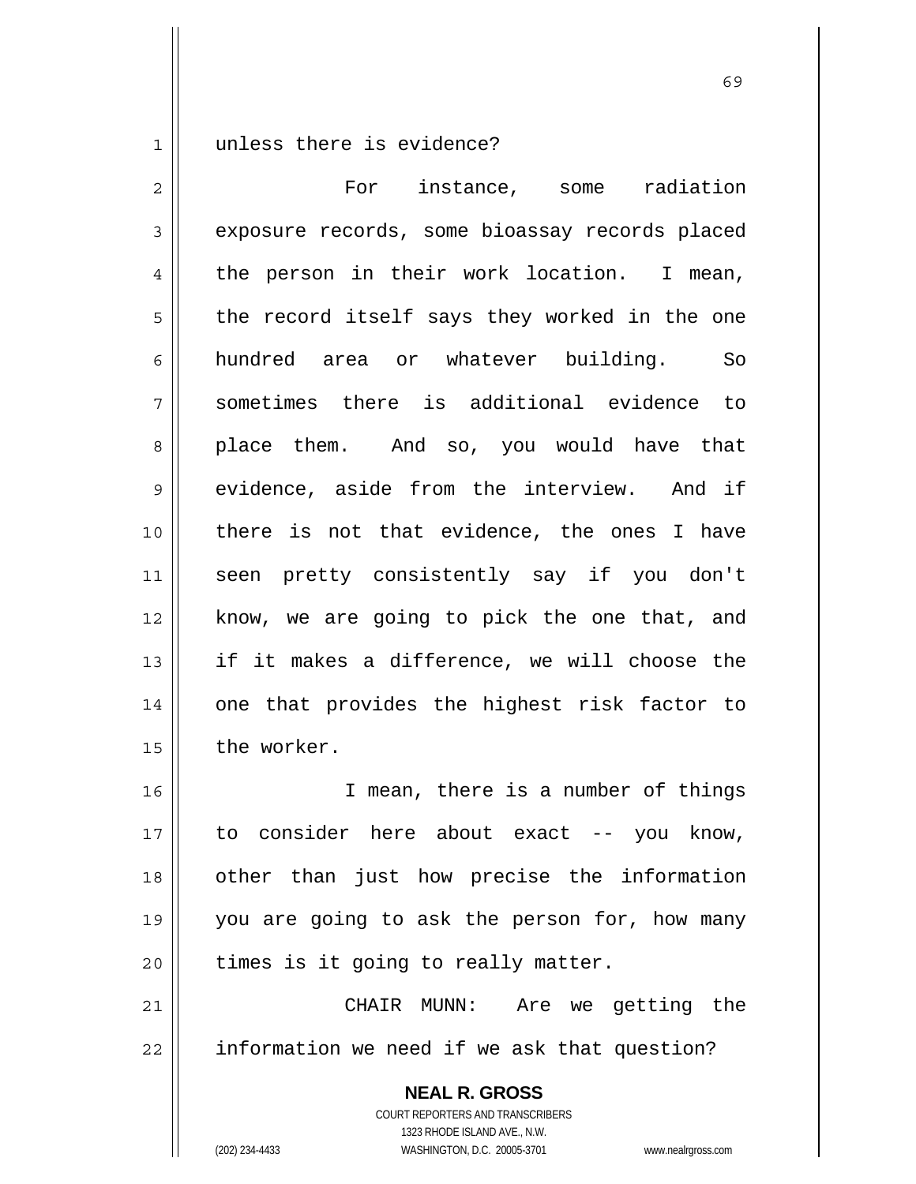unless there is evidence?

For instance, some radiation exposure records, some bioassay records placed the person in their work location. I mean, the record itself says they worked in the one hundred area or whatever building. So sometimes there is additional evidence to place them. And so, you would have that evidence, aside from the interview. And if there is not that evidence, the ones I have seen pretty consistently say if you don't know, we are going to pick the one that, and if it makes a difference, we will choose the one that provides the highest risk factor to the worker.

I mean, there is a number of things to consider here about exact -- you know, other than just how precise the information you are going to ask the person for, how many times is it going to really matter.

CHAIR MUNN: Are we getting the information we need if we ask that question?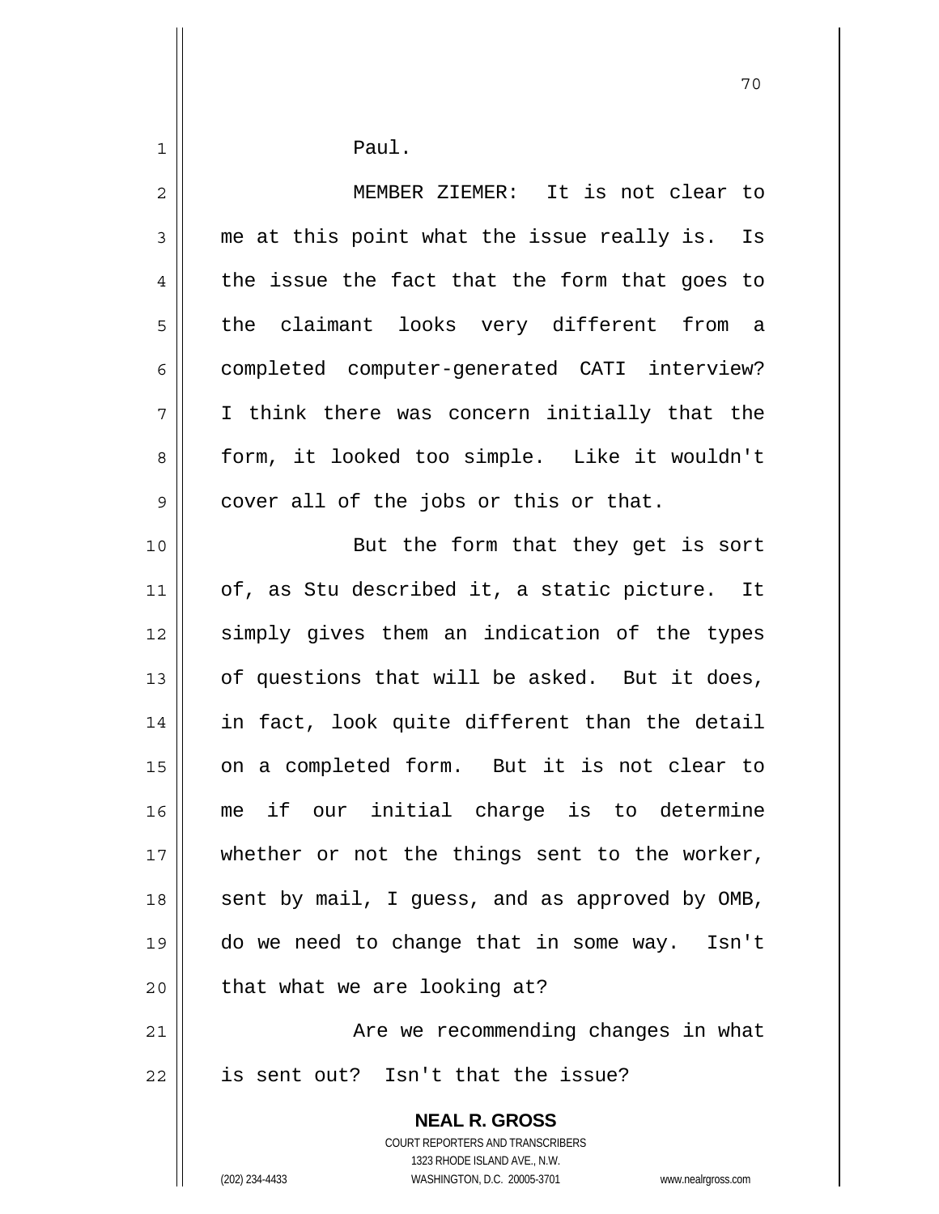Paul.

MEMBER ZIEMER: It is not clear to me at this point what the issue really is. Is the issue the fact that the form that goes to the claimant looks very different from a completed computer-generated CATI interview? I think there was concern initially that the form, it looked too simple. Like it wouldn't cover all of the jobs or this or that.

But the form that they get is sort of, as Stu described it, a static picture. It simply gives them an indication of the types of questions that will be asked. But it does, in fact, look quite different than the detail on a completed form. But it is not clear to me if our initial charge is to determine whether or not the things sent to the worker, sent by mail, I guess, and as approved by OMB, do we need to change that in some way. Isn't that what we are looking at?

Are we recommending changes in what is sent out? Isn't that the issue?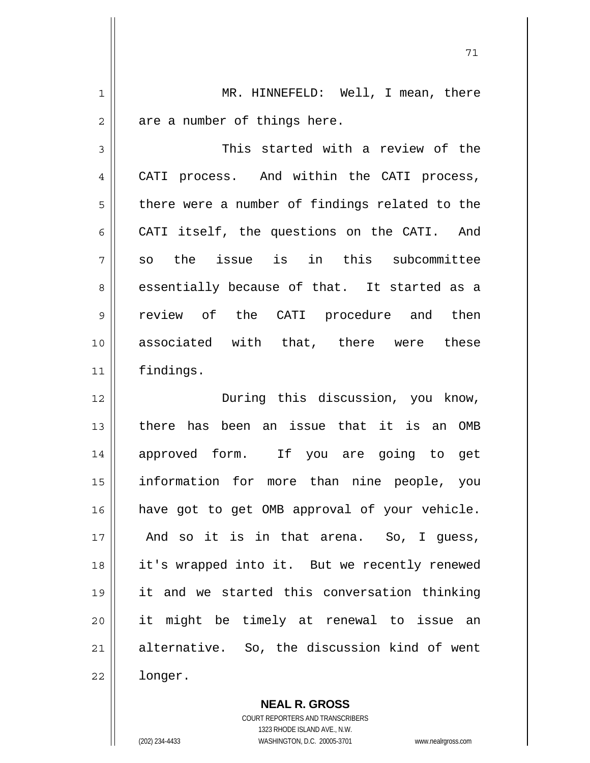MR. HINNEFELD: Well, I mean, there are a number of things here.

This started with a review of the CATI process. And within the CATI process, there were a number of findings related to the CATI itself, the questions on the CATI. And so the issue is in this subcommittee essentially because of that. It started as a review of the CATI procedure and then associated with that, there were these findings.

During this discussion, you know, there has been an issue that it is an OMB approved form. If you are going to get information for more than nine people, you have got to get OMB approval of your vehicle. And so it is in that arena. So, I guess, it's wrapped into it. But we recently renewed it and we started this conversation thinking it might be timely at renewal to issue an alternative. So, the discussion kind of went longer.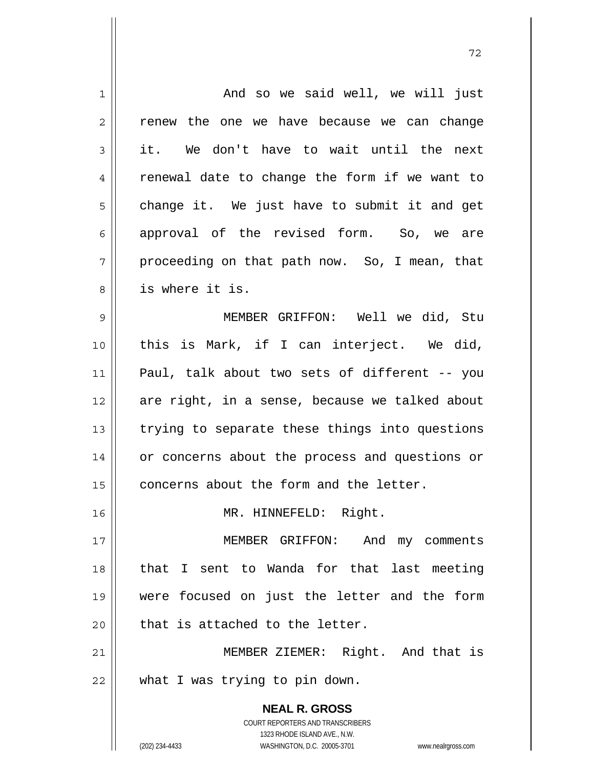And so we said well, we will just renew the one we have because we can change it. We don't have to wait until the next renewal date to change the form if we want to change it. We just have to submit it and get approval of the revised form. So, we are proceeding on that path now. So, I mean, that is where it is.

MEMBER GRIFFON: Well we did, Stu this is Mark, if I can interject. We did, Paul, talk about two sets of different -- you are right, in a sense, because we talked about trying to separate these things into questions or concerns about the process and questions or concerns about the form and the letter.

MR. HINNEFELD: Right.

MEMBER GRIFFON: And my comments that I sent to Wanda for that last meeting were focused on just the letter and the form that is attached to the letter.

MEMBER ZIEMER: Right. And that is what I was trying to pin down.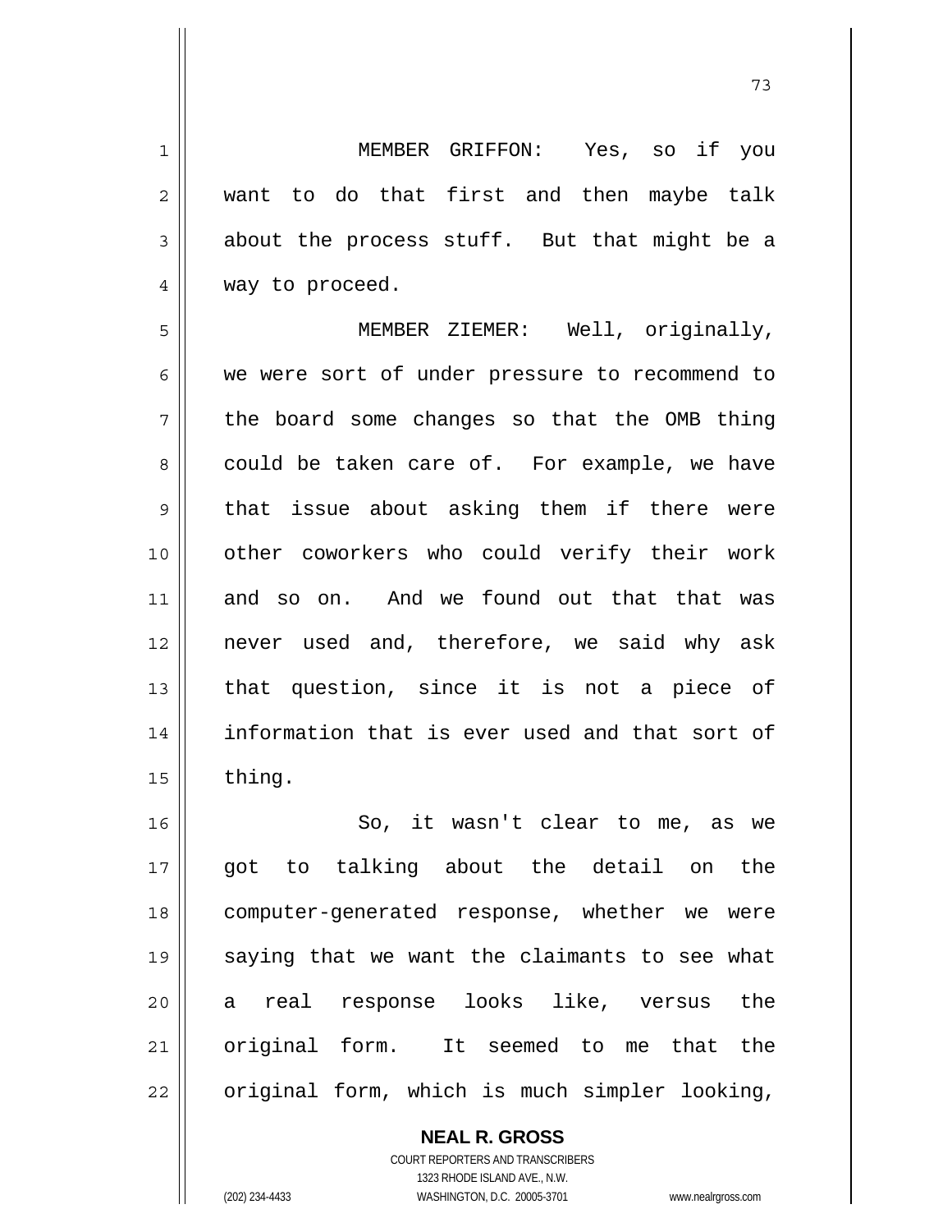MEMBER GRIFFON: Yes, so if you want to do that first and then maybe talk about the process stuff. But that might be a way to proceed.

MEMBER ZIEMER: Well, originally, we were sort of under pressure to recommend to the board some changes so that the OMB thing could be taken care of. For example, we have that issue about asking them if there were other coworkers who could verify their work and so on. And we found out that that was never used and, therefore, we said why ask that question, since it is not a piece of information that is ever used and that sort of thing.

So, it wasn't clear to me, as we got to talking about the detail on the computer-generated response, whether we were saying that we want the claimants to see what a real response looks like, versus the original form. It seemed to me that the original form, which is much simpler looking,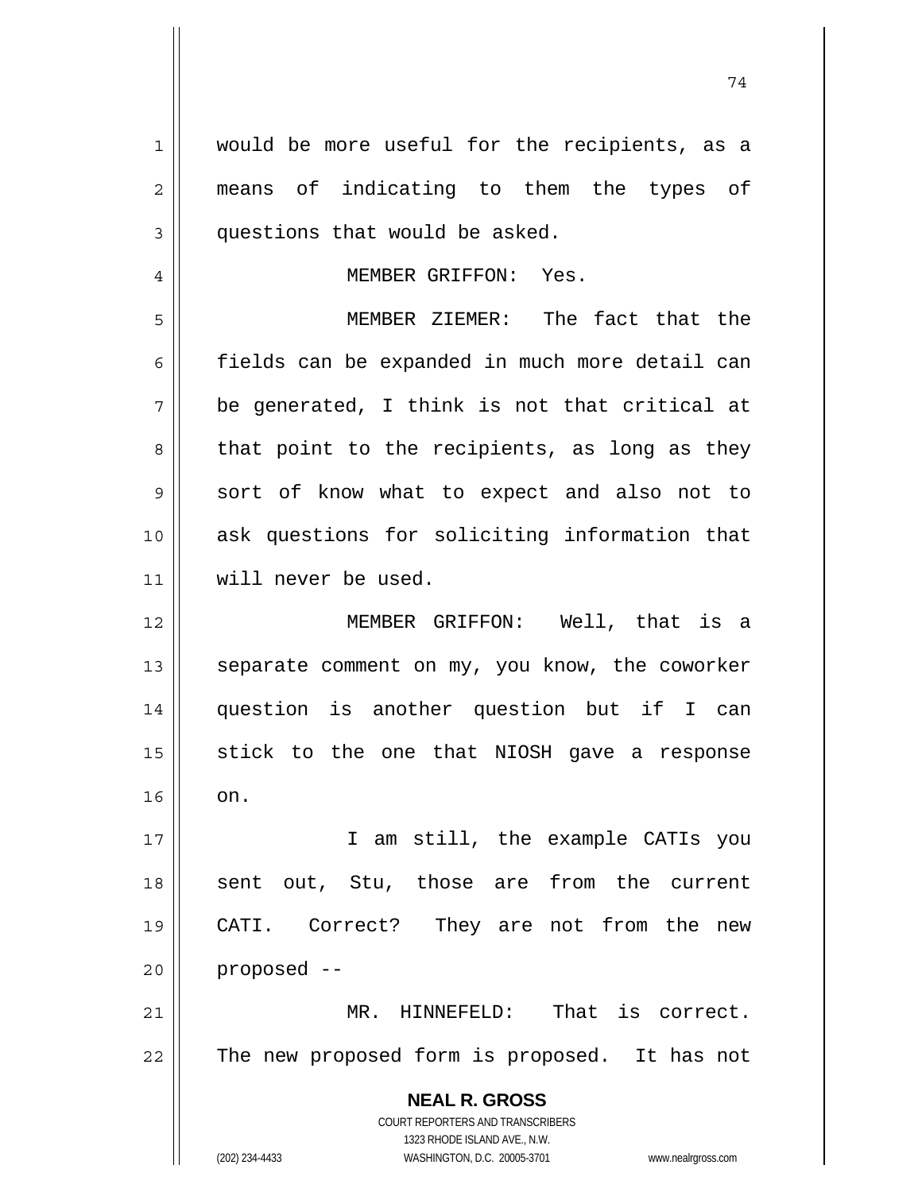would be more useful for the recipients, as a means of indicating to them the types of questions that would be asked.

MEMBER GRIFFON: Yes.

MEMBER ZIEMER: The fact that the fields can be expanded in much more detail can be generated, I think is not that critical at that point to the recipients, as long as they sort of know what to expect and also not to ask questions for soliciting information that will never be used.

MEMBER GRIFFON: Well, that is a separate comment on my, you know, the coworker question is another question but if I can stick to the one that NIOSH gave a response on.

I am still, the example CATIs you sent out, Stu, those are from the current CATI. Correct? They are not from the new proposed --

MR. HINNEFELD: That is correct. The new proposed form is proposed. It has not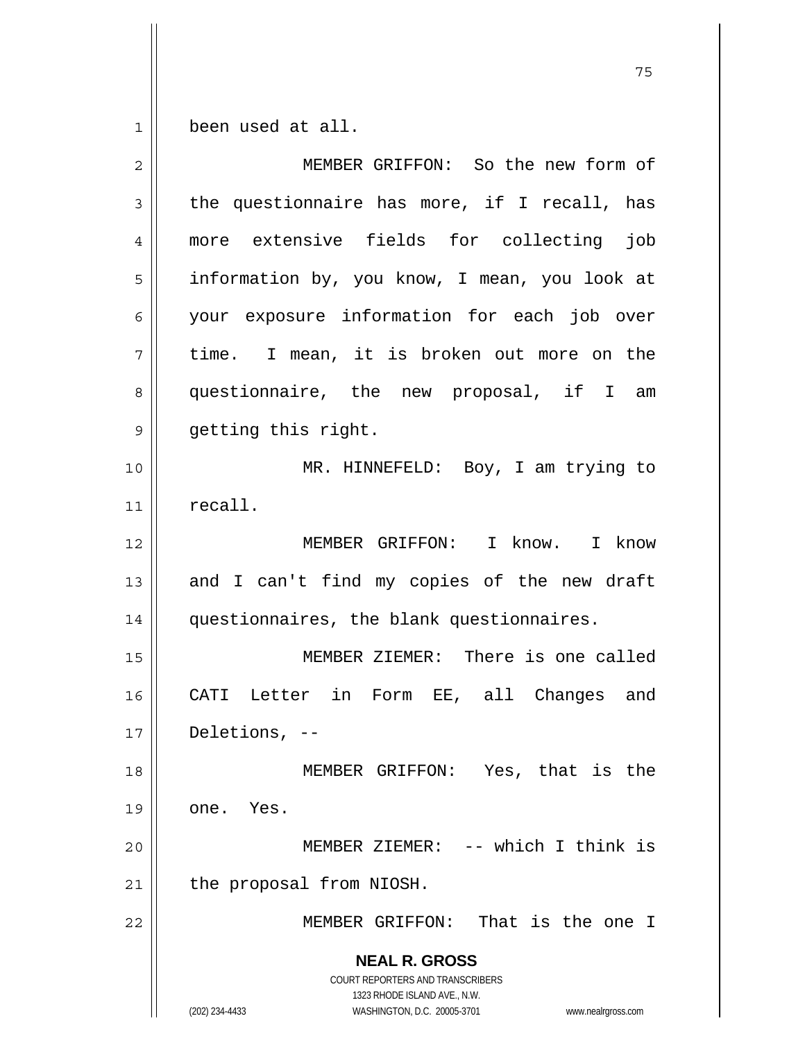been used at all.

MEMBER GRIFFON: So the new form of the questionnaire has more, if I recall, has more extensive fields for collecting job information by, you know, I mean, you look at your exposure information for each job over time. I mean, it is broken out more on the questionnaire, the new proposal, if I am getting this right.

MR. HINNEFELD: Boy, I am trying to recall.

MEMBER GRIFFON: I know. I know and I can't find my copies of the new draft questionnaires, the blank questionnaires.

MEMBER ZIEMER: There is one called CATI Letter in Form EE, all Changes and Deletions, --

MEMBER GRIFFON: Yes, that is the one. Yes.

MEMBER ZIEMER: -- which I think is the proposal from NIOSH.

MEMBER GRIFFON: That is the one I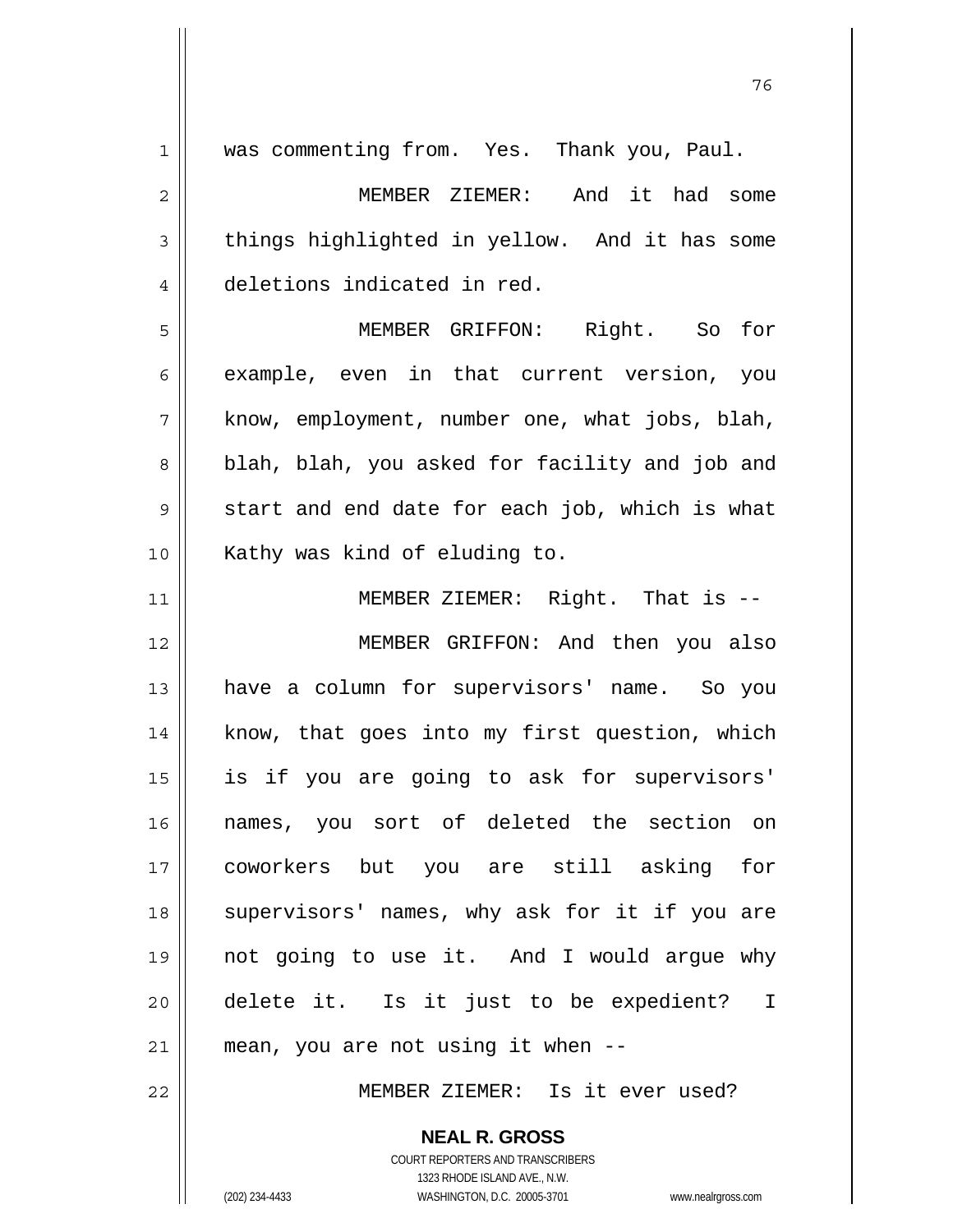was commenting from. Yes. Thank you, Paul.

MEMBER ZIEMER: And it had some things highlighted in yellow. And it has some deletions indicated in red.

MEMBER GRIFFON: Right. So for example, even in that current version, you know, employment, number one, what jobs, blah, blah, blah, you asked for facility and job and start and end date for each job, which is what Kathy was kind of eluding to.

MEMBER ZIEMER: Right. That is --

MEMBER GRIFFON: And then you also have a column for supervisors' name. So you know, that goes into my first question, which is if you are going to ask for supervisors' names, you sort of deleted the section on coworkers but you are still asking for supervisors' names, why ask for it if you are not going to use it. And I would argue why delete it. Is it just to be expedient? I mean, you are not using it when --

MEMBER ZIEMER: Is it ever used?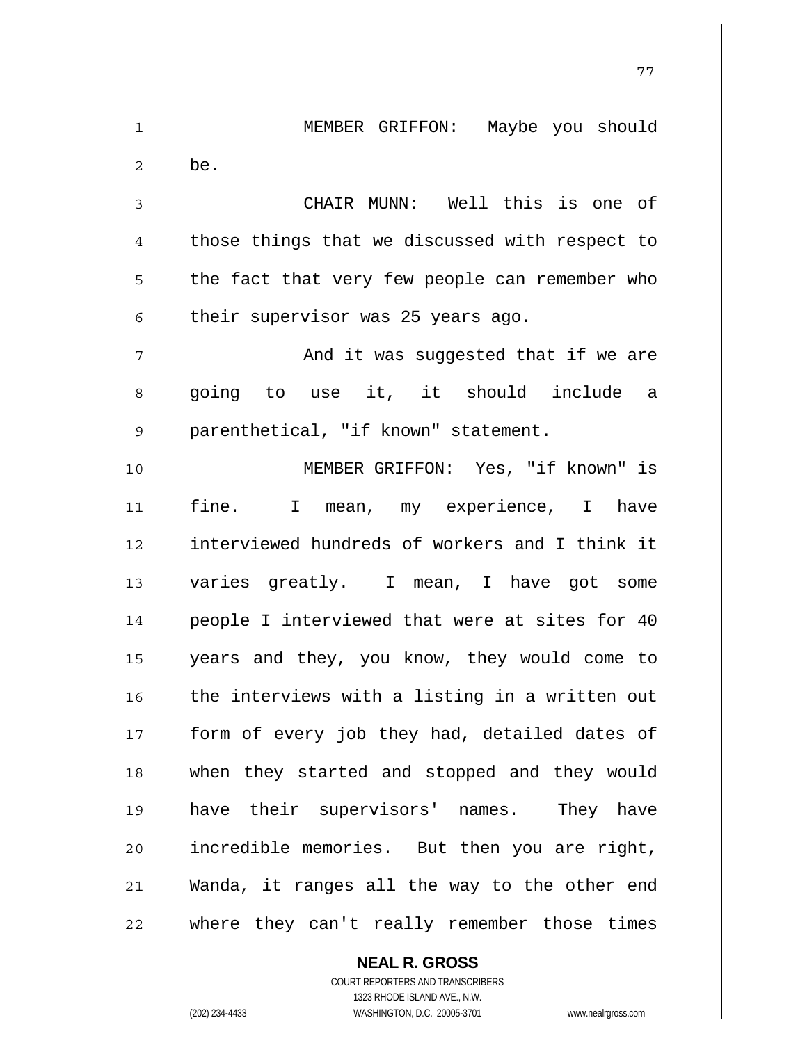MEMBER GRIFFON: Maybe you should be.

CHAIR MUNN: Well this is one of those things that we discussed with respect to the fact that very few people can remember who their supervisor was 25 years ago.

And it was suggested that if we are going to use it, it should include a parenthetical, "if known" statement.

MEMBER GRIFFON: Yes, "if known" is fine. I mean, my experience, I have interviewed hundreds of workers and I think it varies greatly. I mean, I have got some people I interviewed that were at sites for 40 years and they, you know, they would come to the interviews with a listing in a written out form of every job they had, detailed dates of when they started and stopped and they would have their supervisors' names. They have incredible memories. But then you are right, Wanda, it ranges all the way to the other end where they can't really remember those times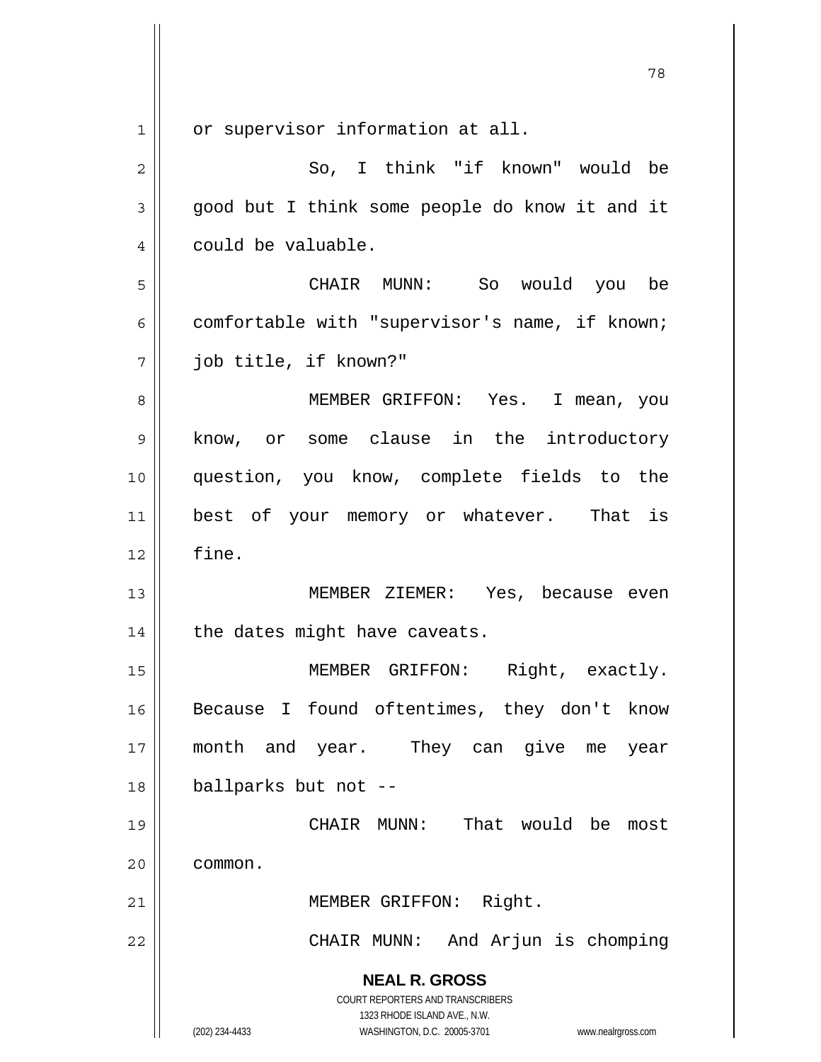or supervisor information at all.

So, I think "if known" would be good but I think some people do know it and it could be valuable.

CHAIR MUNN: So would you be comfortable with "supervisor's name, if known; job title, if known?"

MEMBER GRIFFON: Yes. I mean, you know, or some clause in the introductory question, you know, complete fields to the best of your memory or whatever. That is fine.

MEMBER ZIEMER: Yes, because even the dates might have caveats.

MEMBER GRIFFON: Right, exactly. Because I found oftentimes, they don't know month and year. They can give me year ballparks but not --

CHAIR MUNN: That would be most common.

MEMBER GRIFFON: Right.

CHAIR MUNN: And Arjun is chomping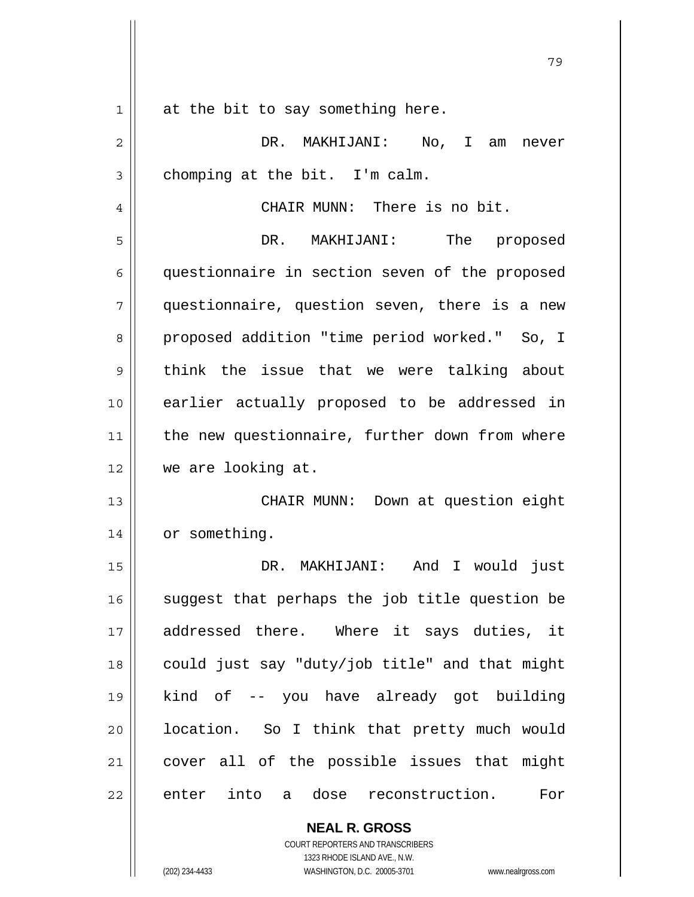at the bit to say something here.

DR. MAKHIJANI: No, I am never chomping at the bit. I'm calm.

CHAIR MUNN: There is no bit.

DR. MAKHIJANI: The proposed questionnaire in section seven of the proposed questionnaire, question seven, there is a new proposed addition "time period worked." So, I think the issue that we were talking about earlier actually proposed to be addressed in the new questionnaire, further down from where we are looking at.

CHAIR MUNN: Down at question eight or something.

DR. MAKHIJANI: And I would just suggest that perhaps the job title question be addressed there. Where it says duties, it could just say "duty/job title" and that might kind of -- you have already got building location. So I think that pretty much would cover all of the possible issues that might enter into a dose reconstruction. For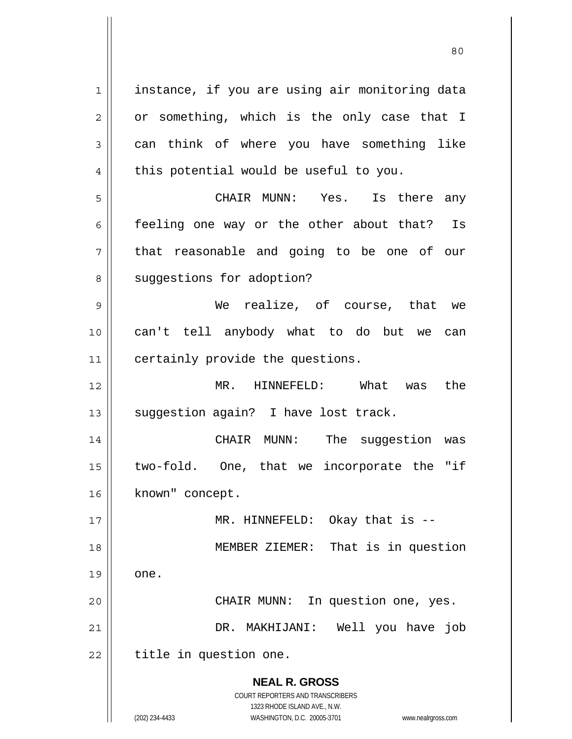instance, if you are using air monitoring data or something, which is the only case that I can think of where you have something like this potential would be useful to you.

CHAIR MUNN: Yes. Is there any feeling one way or the other about that? Is that reasonable and going to be one of our suggestions for adoption?

We realize, of course, that we can't tell anybody what to do but we can certainly provide the questions.

MR. HINNEFELD: What was the suggestion again? I have lost track.

CHAIR MUNN: The suggestion was two-fold. One, that we incorporate the "if known" concept.

MR. HINNEFELD: Okay that is --

MEMBER ZIEMER: That is in question one.

CHAIR MUNN: In question one, yes.

DR. MAKHIJANI: Well you have job title in question one.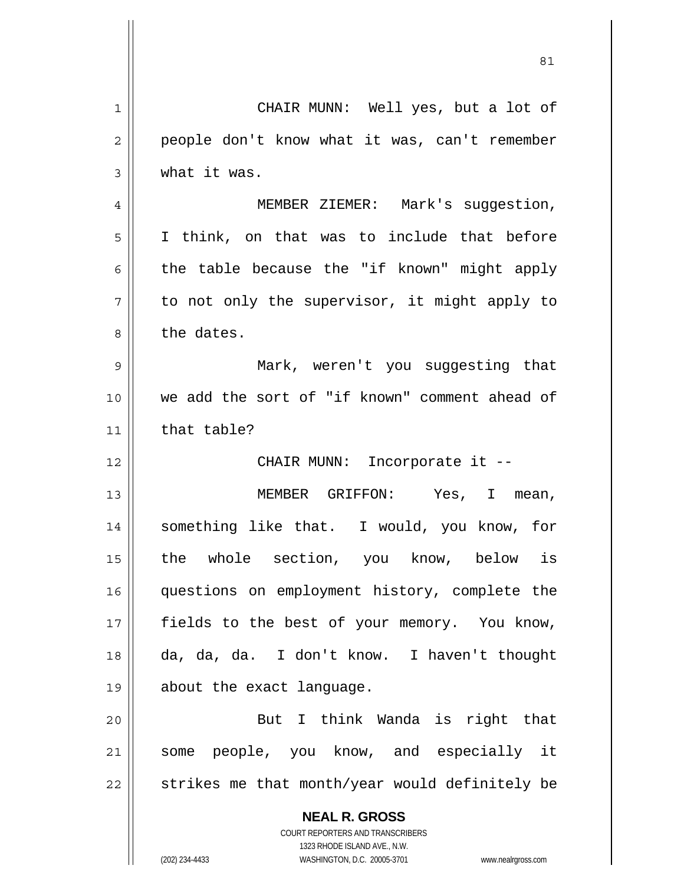CHAIR MUNN: Well yes, but a lot of people don't know what it was, can't remember what it was.

MEMBER ZIEMER: Mark's suggestion, I think, on that was to include that before the table because the "if known" might apply to not only the supervisor, it might apply to the dates.

Mark, weren't you suggesting that we add the sort of "if known" comment ahead of that table?

CHAIR MUNN: Incorporate it --

MEMBER GRIFFON: Yes, I mean, something like that. I would, you know, for the whole section, you know, below is questions on employment history, complete the fields to the best of your memory. You know, da, da, da. I don't know. I haven't thought about the exact language.

But I think Wanda is right that some people, you know, and especially it strikes me that month/year would definitely be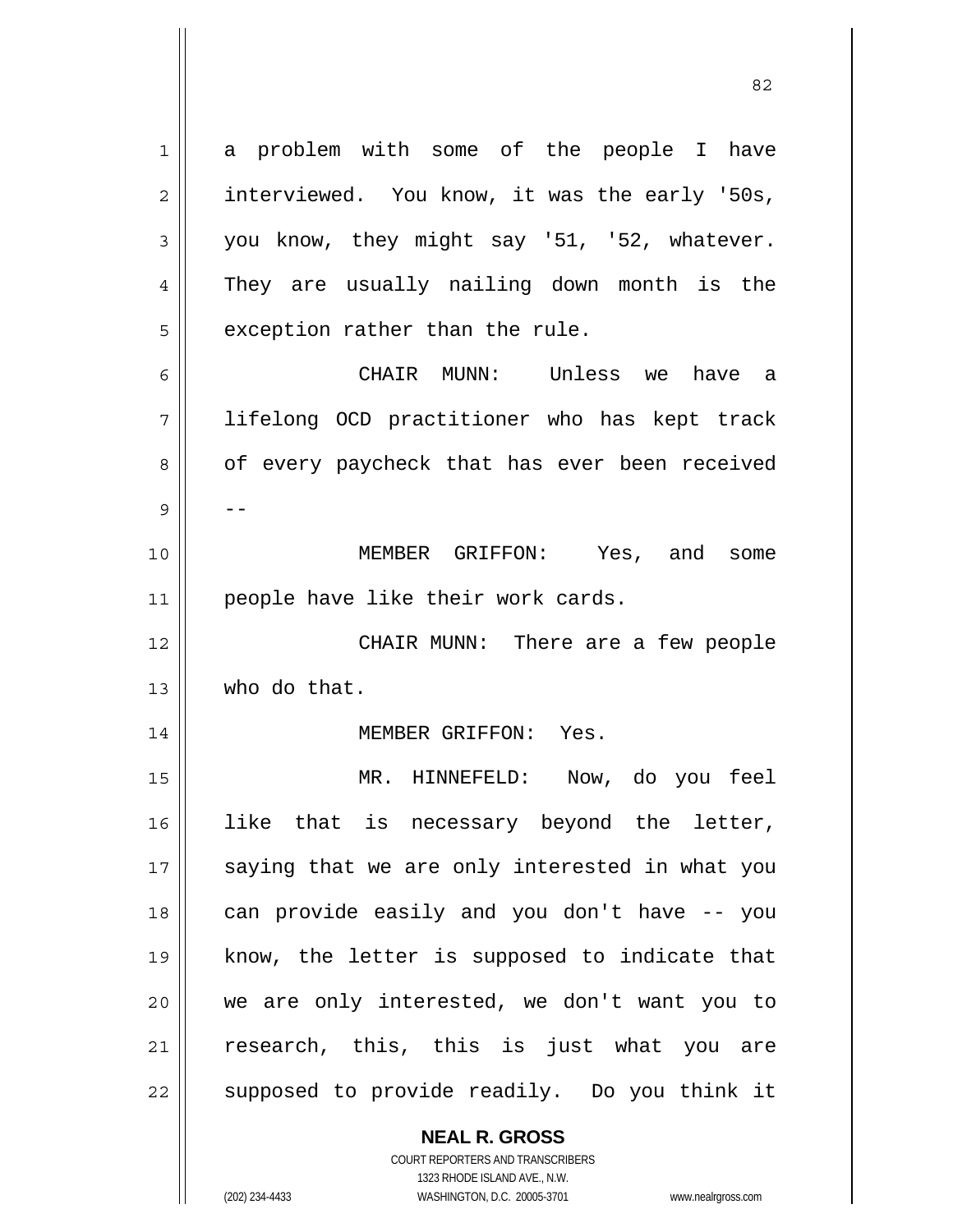a problem with some of the people I have interviewed. You know, it was the early '50s, you know, they might say '51, '52, whatever. They are usually nailing down month is the exception rather than the rule.

CHAIR MUNN: Unless we have a lifelong OCD practitioner who has kept track of every paycheck that has ever been received --

MEMBER GRIFFON: Yes, and some people have like their work cards.

CHAIR MUNN: There are a few people who do that.

MEMBER GRIFFON: Yes.

MR. HINNEFELD: Now, do you feel like that is necessary beyond the letter, saying that we are only interested in what you can provide easily and you don't have -- you know, the letter is supposed to indicate that we are only interested, we don't want you to research, this, this is just what you are supposed to provide readily. Do you think it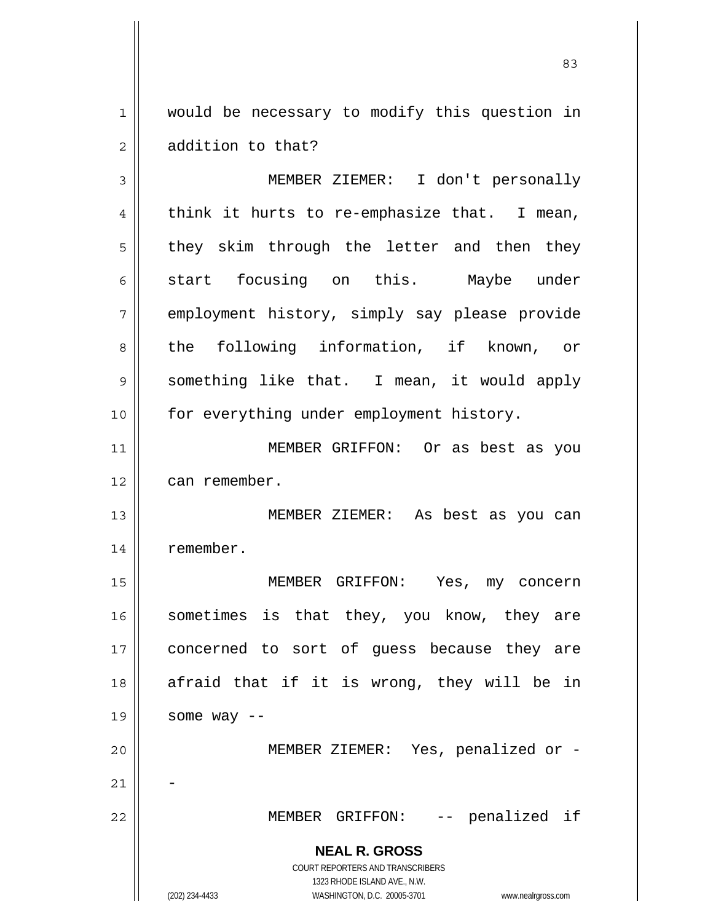would be necessary to modify this question in addition to that?

MEMBER ZIEMER: I don't personally think it hurts to re-emphasize that. I mean, they skim through the letter and then they start focusing on this. Maybe under employment history, simply say please provide the following information, if known, or something like that. I mean, it would apply for everything under employment history.

MEMBER GRIFFON: Or as best as you can remember.

MEMBER ZIEMER: As best as you can remember.

MEMBER GRIFFON: Yes, my concern sometimes is that they, you know, they are concerned to sort of guess because they are afraid that if it is wrong, they will be in some way --

MEMBER ZIEMER: Yes, penalized or --

MEMBER GRIFFON: -- penalized if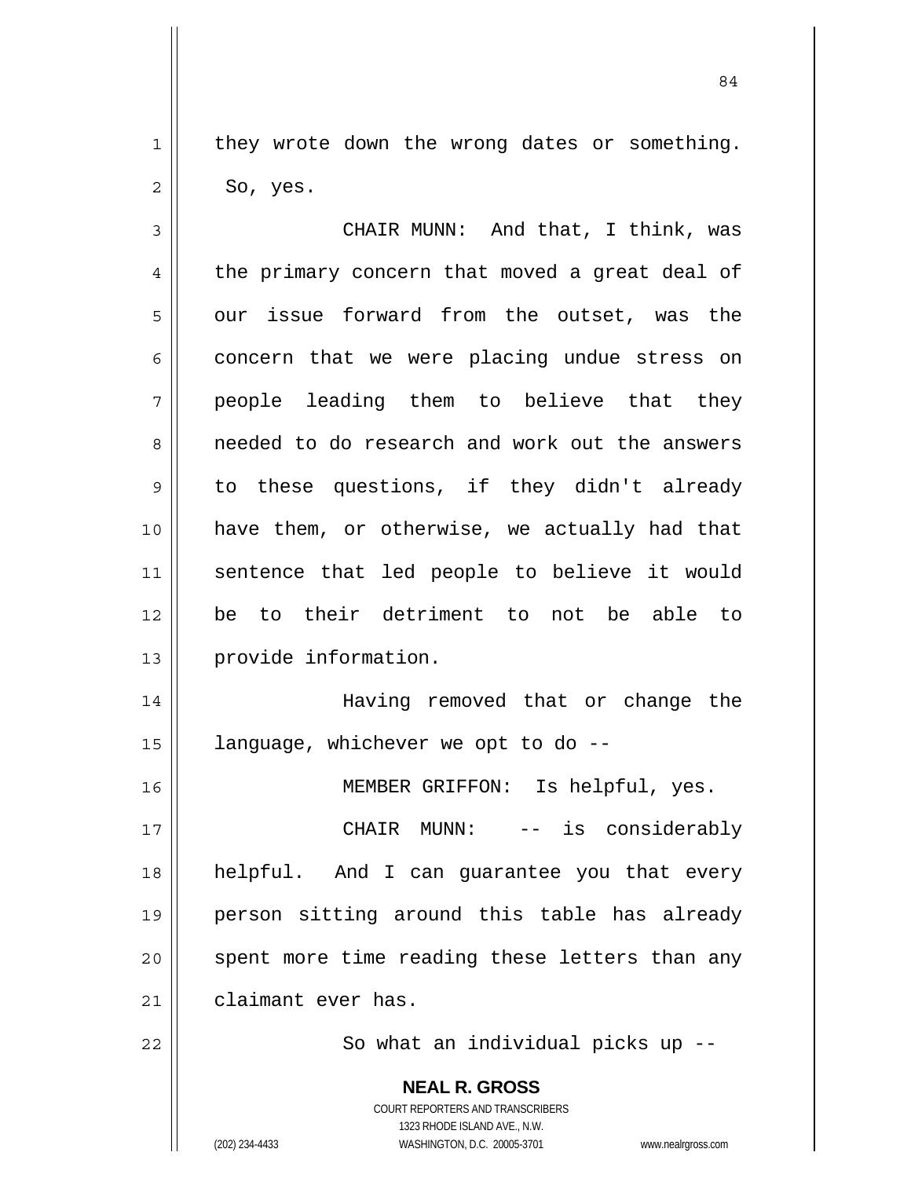they wrote down the wrong dates or something. So, yes.

CHAIR MUNN: And that, I think, was the primary concern that moved a great deal of our issue forward from the outset, was the concern that we were placing undue stress on people leading them to believe that they needed to do research and work out the answers to these questions, if they didn't already have them, or otherwise, we actually had that sentence that led people to believe it would be to their detriment to not be able to provide information.

Having removed that or change the language, whichever we opt to do --

MEMBER GRIFFON: Is helpful, yes.

CHAIR MUNN: -- is considerably helpful. And I can guarantee you that every person sitting around this table has already spent more time reading these letters than any claimant ever has.

So what an individual picks up --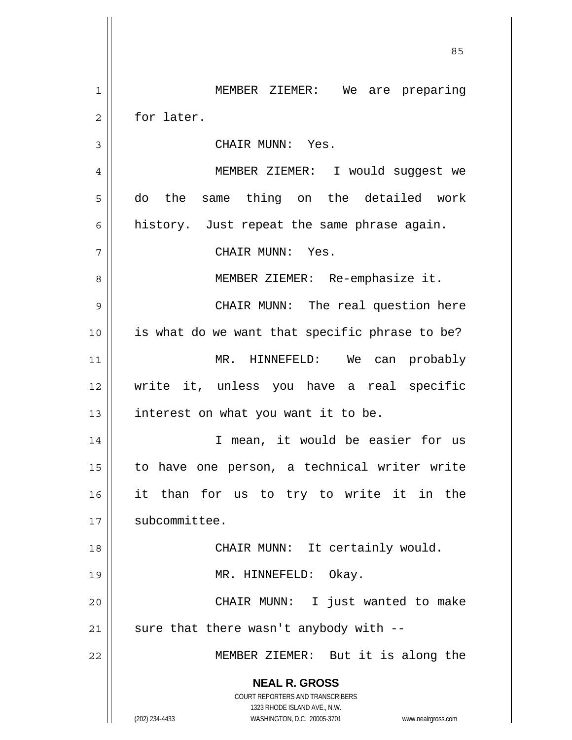MEMBER ZIEMER: We are preparing for later.

CHAIR MUNN: Yes.

MEMBER ZIEMER: I would suggest we do the same thing on the detailed work history. Just repeat the same phrase again.

CHAIR MUNN: Yes.

MEMBER ZIEMER: Re-emphasize it.

CHAIR MUNN: The real question here is what do we want that specific phrase to be?

MR. HINNEFELD: We can probably write it, unless you have a real specific interest on what you want it to be.

I mean, it would be easier for us to have one person, a technical writer write it than for us to try to write it in the subcommittee.

CHAIR MUNN: It certainly would.

MR. HINNEFELD: Okay.

CHAIR MUNN: I just wanted to make sure that there wasn't anybody with --

MEMBER ZIEMER: But it is along the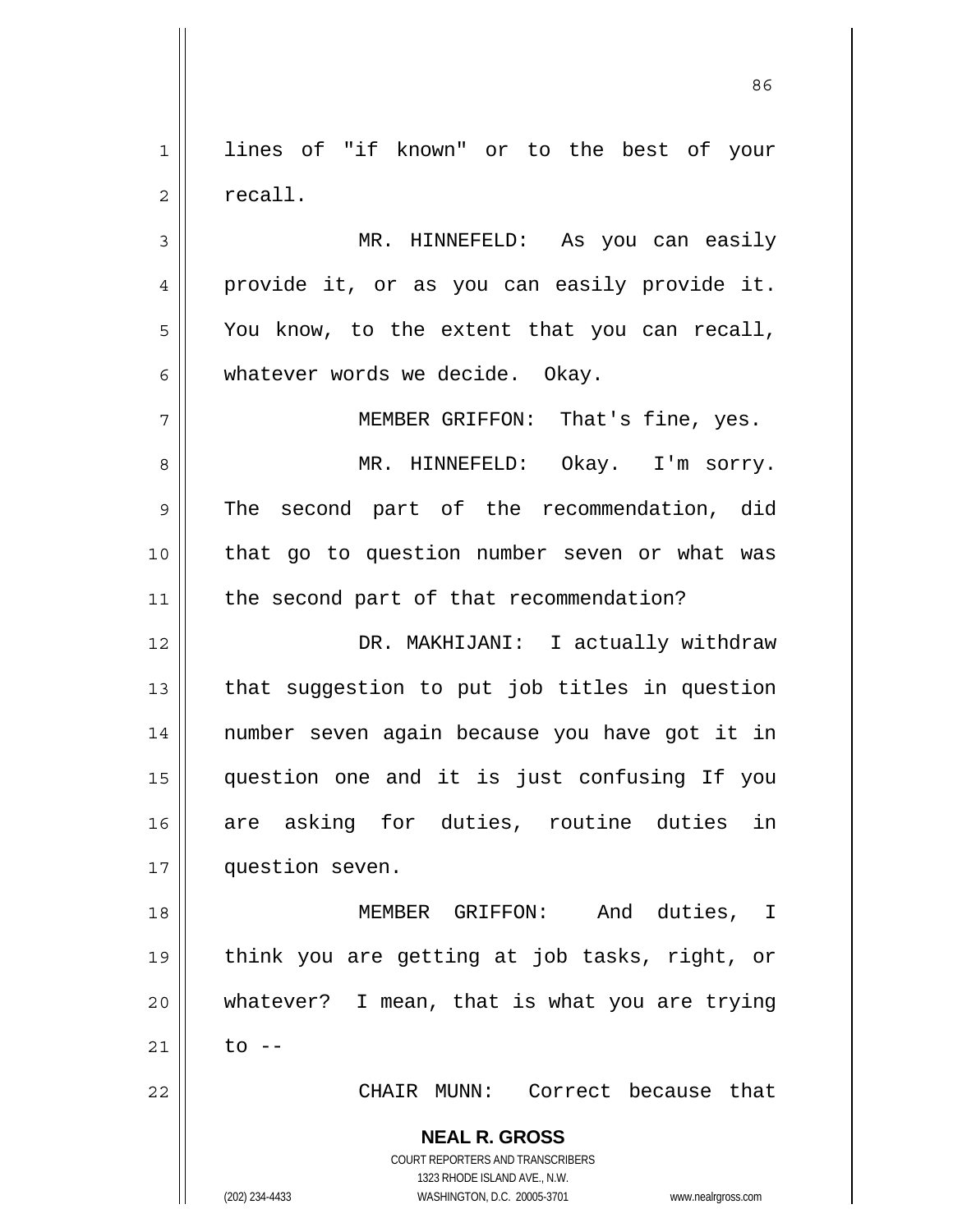lines of "if known" or to the best of your recall.

MR. HINNEFELD: As you can easily provide it, or as you can easily provide it. You know, to the extent that you can recall, whatever words we decide. Okay.

MEMBER GRIFFON: That's fine, yes.

MR. HINNEFELD: Okay. I'm sorry. The second part of the recommendation, did that go to question number seven or what was the second part of that recommendation?

DR. MAKHIJANI: I actually withdraw that suggestion to put job titles in question number seven again because you have got it in question one and it is just confusing If you are asking for duties, routine duties in question seven.

MEMBER GRIFFON: And duties, I think you are getting at job tasks, right, or whatever? I mean, that is what you are trying to --

CHAIR MUNN: Correct because that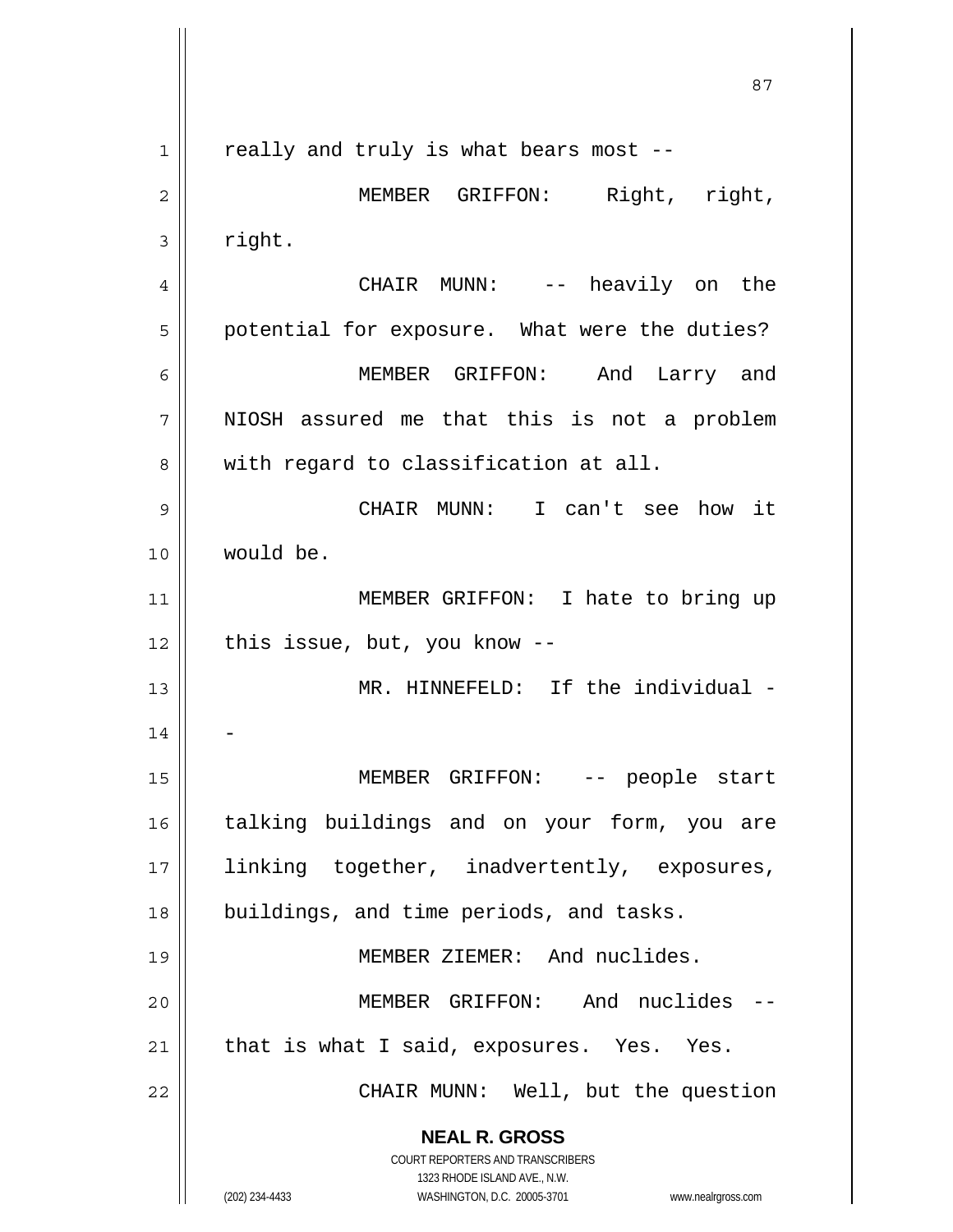really and truly is what bears most --

MEMBER GRIFFON: Right, right, right.

CHAIR MUNN: -- heavily on the potential for exposure. What were the duties?

MEMBER GRIFFON: And Larry and NIOSH assured me that this is not a problem with regard to classification at all.

CHAIR MUNN: I can't see how it would be.

MEMBER GRIFFON: I hate to bring up this issue, but, you know --

MR. HINNEFELD: If the individual --

MEMBER GRIFFON: -- people start talking buildings and on your form, you are linking together, inadvertently, exposures, buildings, and time periods, and tasks.

MEMBER ZIEMER: And nuclides.

MEMBER GRIFFON: And nuclides -- that is what I said, exposures. Yes. Yes.

CHAIR MUNN: Well, but the question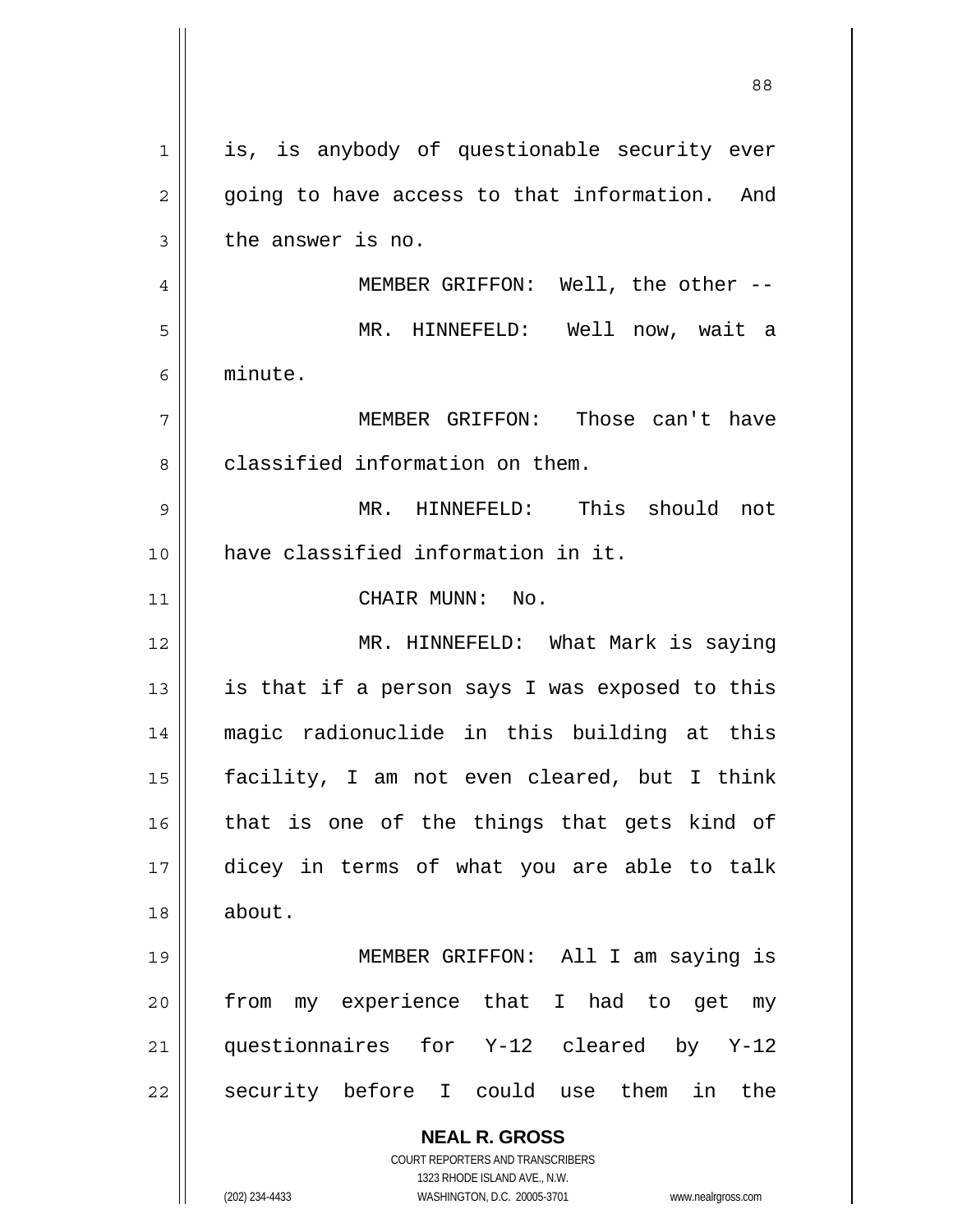is, is anybody of questionable security ever going to have access to that information. And the answer is no.

MEMBER GRIFFON: Well, the other --

MR. HINNEFELD: Well now, wait a minute.

MEMBER GRIFFON: Those can't have classified information on them.

MR. HINNEFELD: This should not have classified information in it.

CHAIR MUNN: No.

MR. HINNEFELD: What Mark is saying is that if a person says I was exposed to this magic radionuclide in this building at this facility, I am not even cleared, but I think that is one of the things that gets kind of dicey in terms of what you are able to talk about.

MEMBER GRIFFON: All I am saying is from my experience that I had to get my questionnaires for Y-12 cleared by Y-12 security before I could use them in the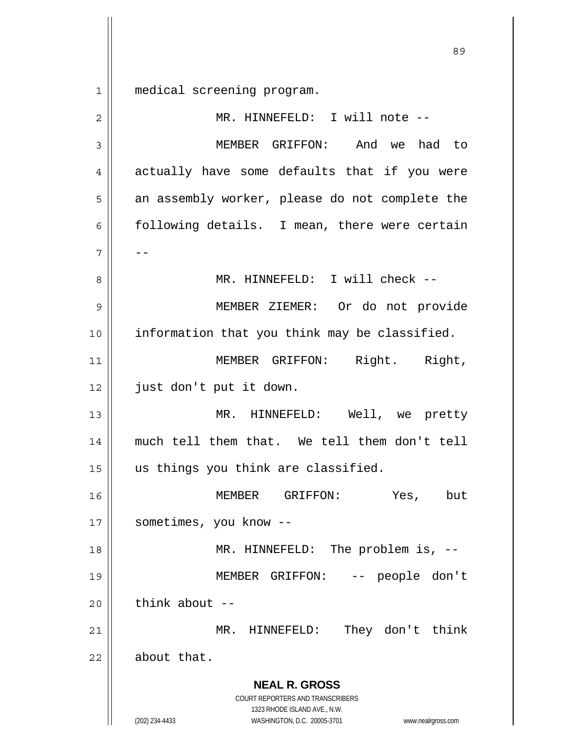medical screening program.

MR. HINNEFELD: I will note --

MEMBER GRIFFON: And we had to actually have some defaults that if you were an assembly worker, please do not complete the following details. I mean, there were certain --

MR. HINNEFELD: I will check --

MEMBER ZIEMER: Or do not provide information that you think may be classified.

MEMBER GRIFFON: Right. Right, just don't put it down.

MR. HINNEFELD: Well, we pretty much tell them that. We tell them don't tell us things you think are classified.

MEMBER GRIFFON: Yes, but sometimes, you know --

MR. HINNEFELD: The problem is, --

MEMBER GRIFFON: -- people don't think about --

MR. HINNEFELD: They don't think about that.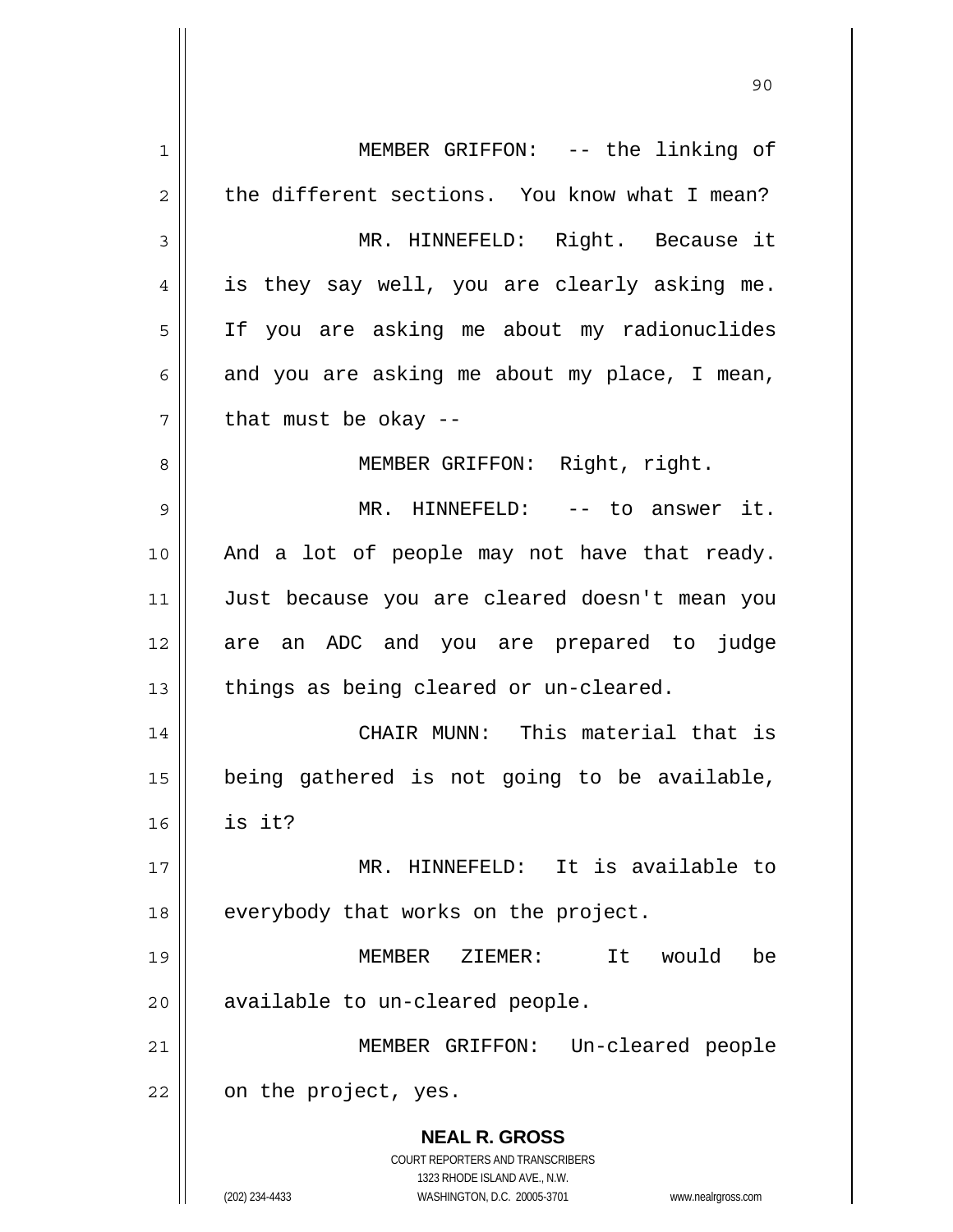MEMBER GRIFFON: -- the linking of the different sections. You know what I mean?

MR. HINNEFELD: Right. Because it is they say well, you are clearly asking me. If you are asking me about my radionuclides and you are asking me about my place, I mean, that must be okay --

MEMBER GRIFFON: Right, right.

MR. HINNEFELD: -- to answer it. And a lot of people may not have that ready. Just because you are cleared doesn't mean you are an ADC and you are prepared to judge things as being cleared or un-cleared.

CHAIR MUNN: This material that is being gathered is not going to be available, is it?

MR. HINNEFELD: It is available to everybody that works on the project.

MEMBER ZIEMER: It would be available to un-cleared people.

MEMBER GRIFFON: Un-cleared people on the project, yes.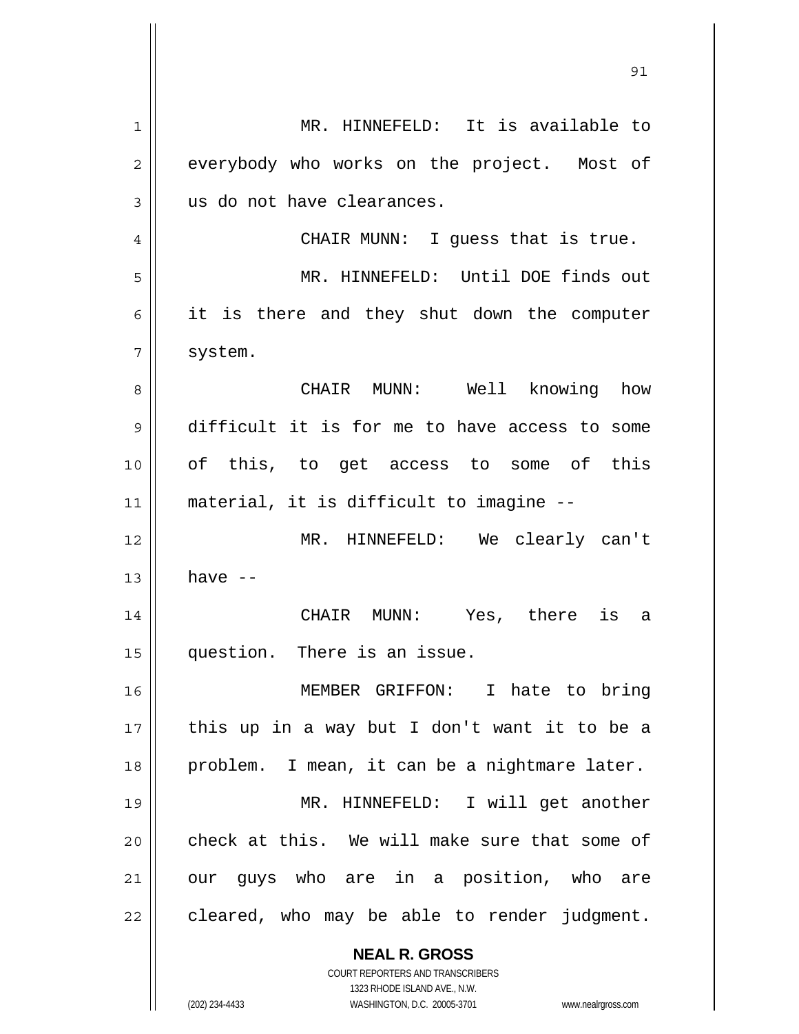MR. HINNEFELD: It is available to everybody who works on the project. Most of us do not have clearances.

CHAIR MUNN: I guess that is true.

MR. HINNEFELD: Until DOE finds out it is there and they shut down the computer system.

CHAIR MUNN: Well knowing how difficult it is for me to have access to some of this, to get access to some of this material, it is difficult to imagine --

MR. HINNEFELD: We clearly can't have --

CHAIR MUNN: Yes, there is a question. There is an issue.

MEMBER GRIFFON: I hate to bring this up in a way but I don't want it to be a problem. I mean, it can be a nightmare later.

MR. HINNEFELD: I will get another check at this. We will make sure that some of our guys who are in a position, who are cleared, who may be able to render judgment.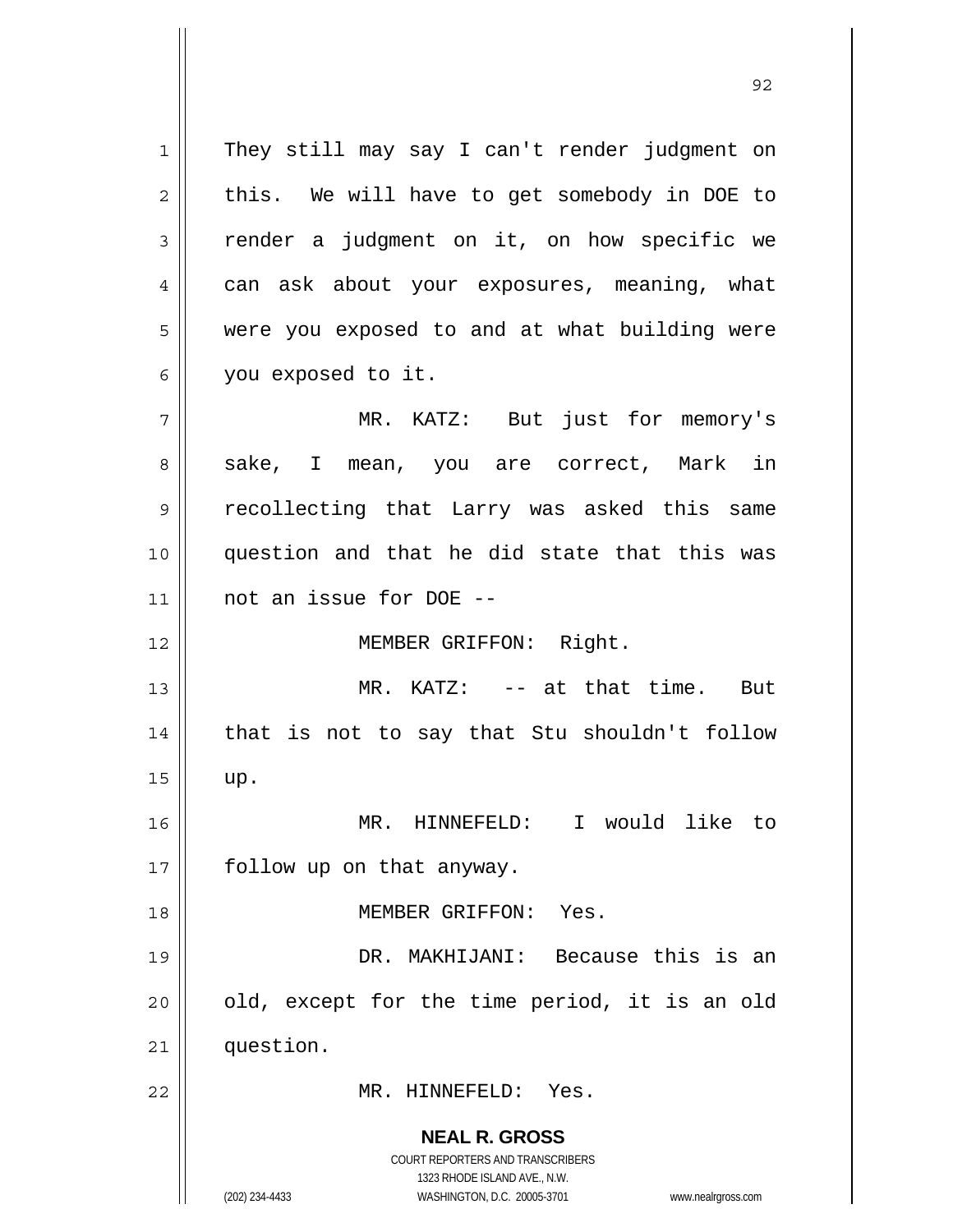They still may say I can't render judgment on this. We will have to get somebody in DOE to render a judgment on it, on how specific we can ask about your exposures, meaning, what were you exposed to and at what building were you exposed to it.

MR. KATZ: But just for memory's sake, I mean, you are correct, Mark in recollecting that Larry was asked this same question and that he did state that this was not an issue for DOE --

MEMBER GRIFFON: Right.

MR. KATZ: -- at that time. But that is not to say that Stu shouldn't follow up.

MR. HINNEFELD: I would like to follow up on that anyway.

MEMBER GRIFFON: Yes.

DR. MAKHIJANI: Because this is an old, except for the time period, it is an old question.

MR. HINNEFELD: Yes.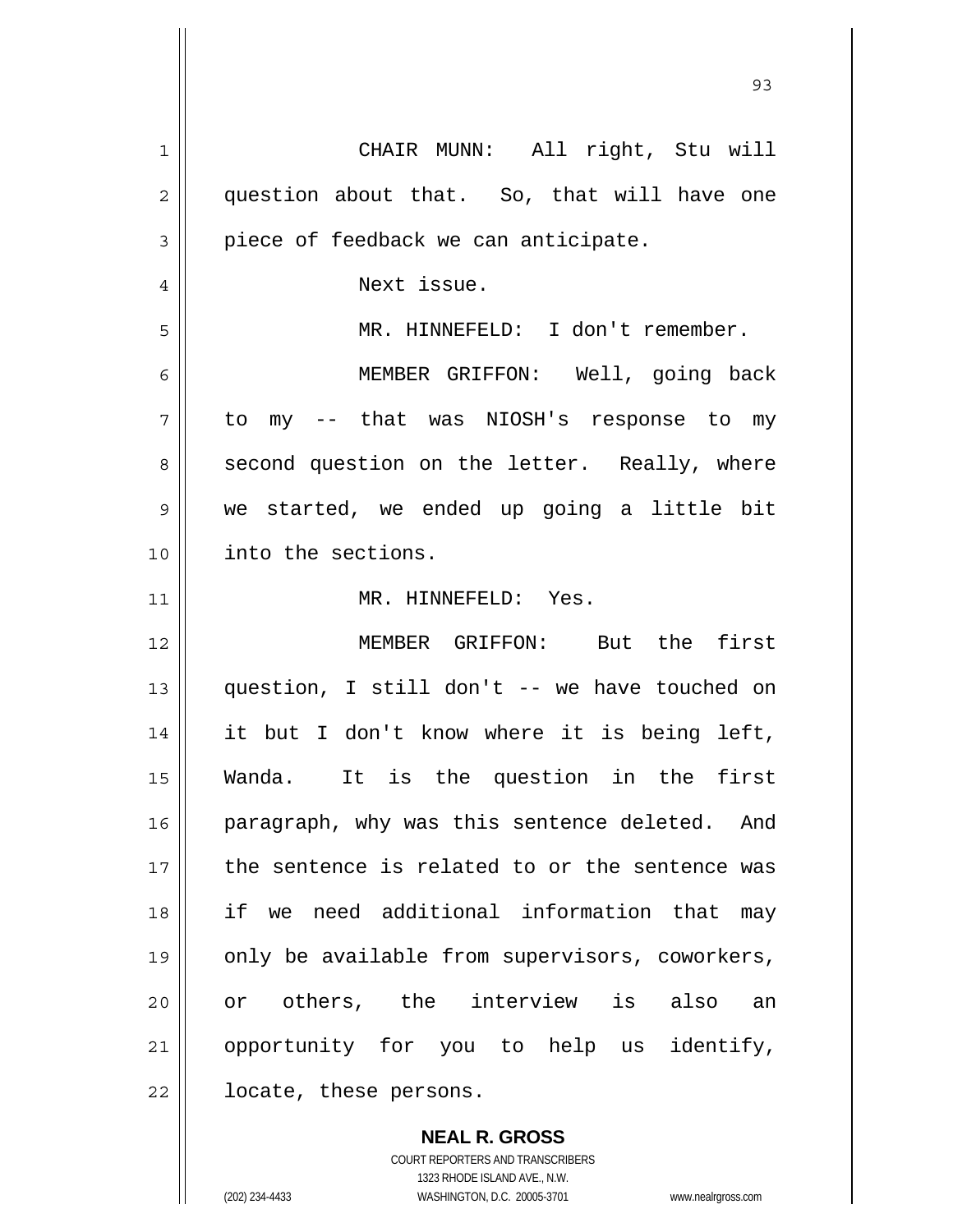CHAIR MUNN: All right, Stu will question about that. So, that will have one piece of feedback we can anticipate.

Next issue.

MR. HINNEFELD: I don't remember.

MEMBER GRIFFON: Well, going back to my -- that was NIOSH's response to my second question on the letter. Really, where we started, we ended up going a little bit into the sections.

MR. HINNEFELD: Yes.

MEMBER GRIFFON: But the first question, I still don't -- we have touched on it but I don't know where it is being left, Wanda. It is the question in the first paragraph, why was this sentence deleted. And the sentence is related to or the sentence was if we need additional information that may only be available from supervisors, coworkers, or others, the interview is also an opportunity for you to help us identify, locate, these persons.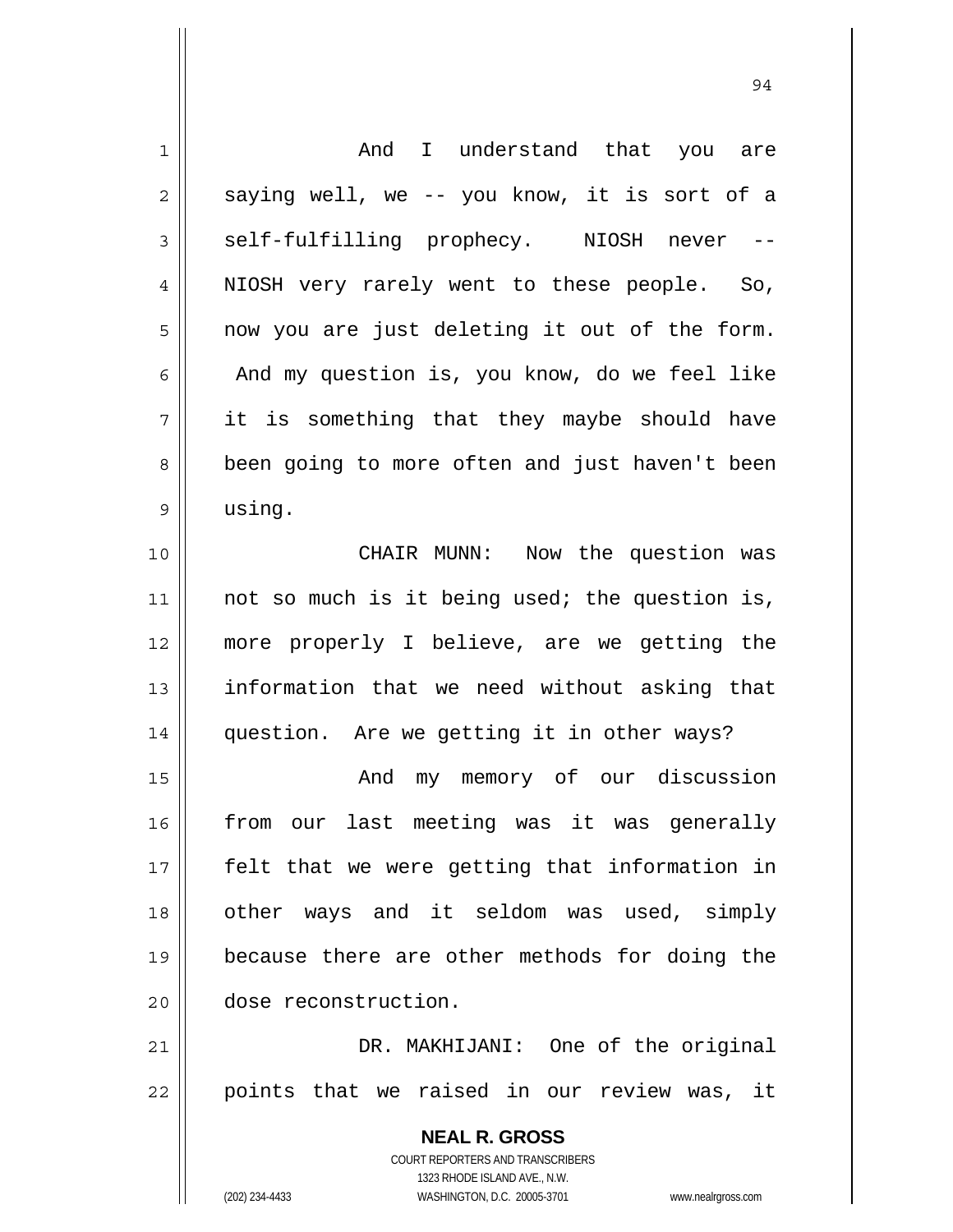And I understand that you are saying well, we -- you know, it is sort of a self-fulfilling prophecy. NIOSH never -- NIOSH very rarely went to these people. So, now you are just deleting it out of the form. And my question is, you know, do we feel like it is something that they maybe should have been going to more often and just haven't been using.

CHAIR MUNN: Now the question was not so much is it being used; the question is, more properly I believe, are we getting the information that we need without asking that question. Are we getting it in other ways?

And my memory of our discussion from our last meeting was it was generally felt that we were getting that information in other ways and it seldom was used, simply because there are other methods for doing the dose reconstruction.

DR. MAKHIJANI: One of the original points that we raised in our review was, it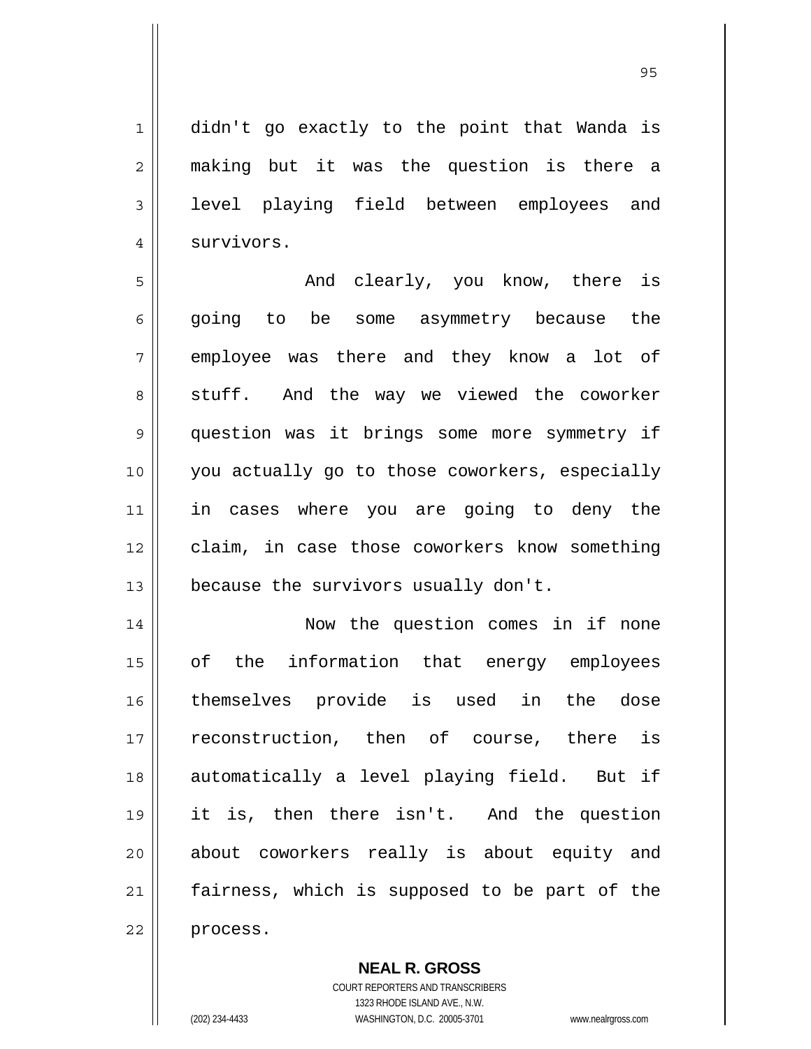didn't go exactly to the point that Wanda is making but it was the question is there a level playing field between employees and survivors.

And clearly, you know, there is going to be some asymmetry because the employee was there and they know a lot of stuff. And the way we viewed the coworker question was it brings some more symmetry if you actually go to those coworkers, especially in cases where you are going to deny the claim, in case those coworkers know something because the survivors usually don't.

Now the question comes in if none of the information that energy employees themselves provide is used in the dose reconstruction, then of course, there is automatically a level playing field. But if it is, then there isn't. And the question about coworkers really is about equity and fairness, which is supposed to be part of the process.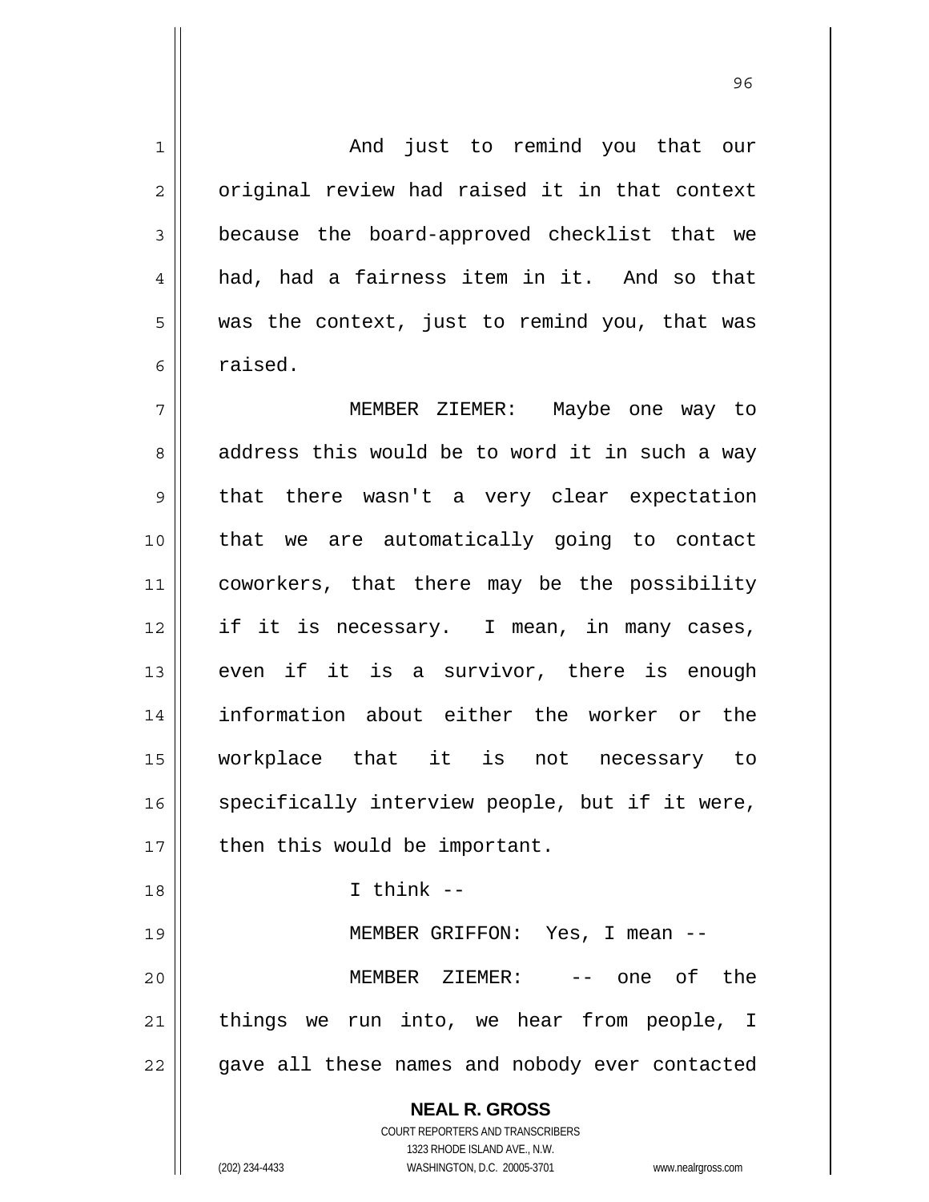And just to remind you that our original review had raised it in that context because the board-approved checklist that we had, had a fairness item in it. And so that was the context, just to remind you, that was raised.

MEMBER ZIEMER: Maybe one way to address this would be to word it in such a way that there wasn't a very clear expectation that we are automatically going to contact coworkers, that there may be the possibility if it is necessary. I mean, in many cases, even if it is a survivor, there is enough information about either the worker or the workplace that it is not necessary to specifically interview people, but if it were, then this would be important.

I think --

MEMBER GRIFFON: Yes, I mean --

MEMBER ZIEMER: -- one of the things we run into, we hear from people, I gave all these names and nobody ever contacted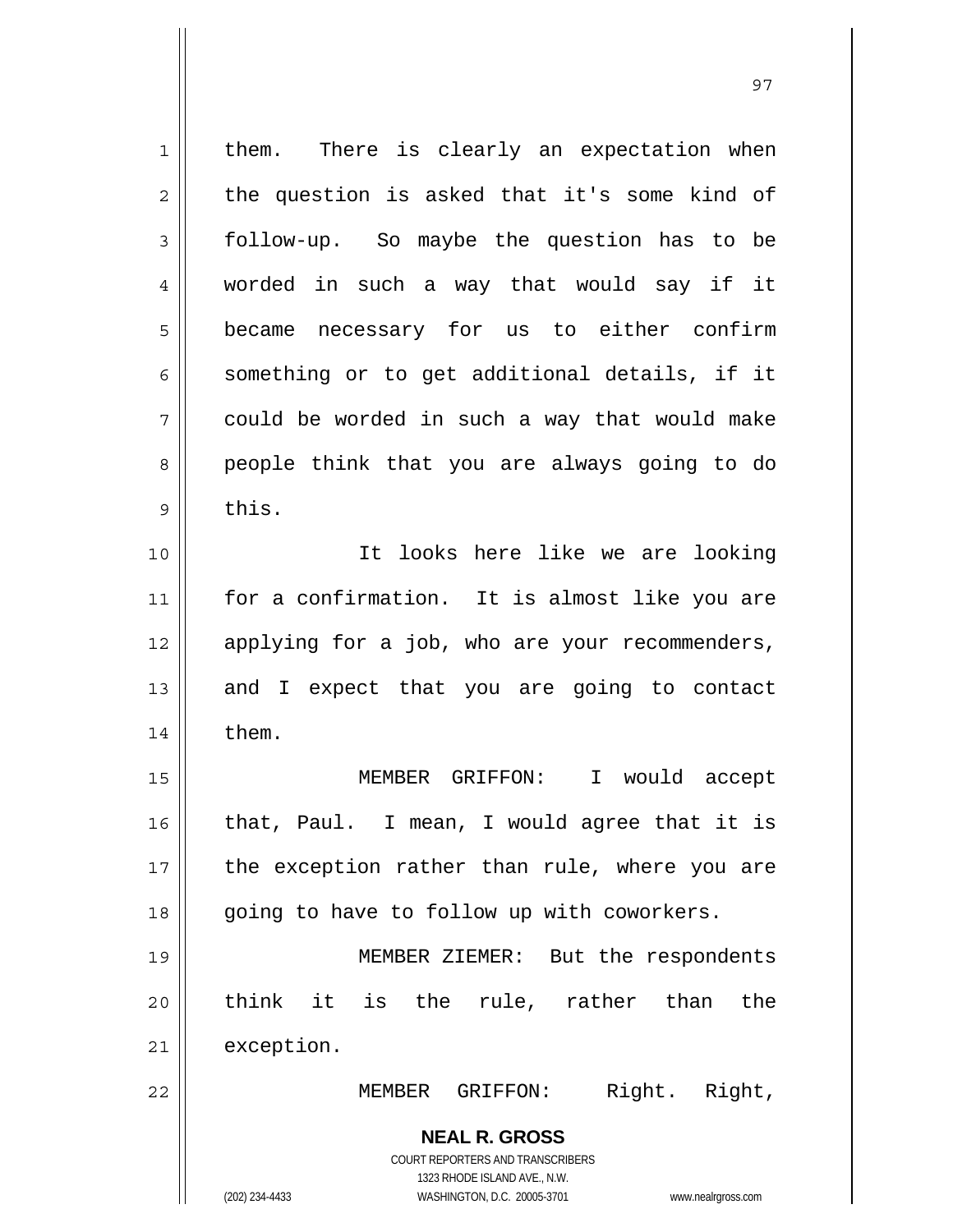them. There is clearly an expectation when the question is asked that it's some kind of follow-up. So maybe the question has to be worded in such a way that would say if it became necessary for us to either confirm something or to get additional details, if it could be worded in such a way that would make people think that you are always going to do this.

It looks here like we are looking for a confirmation. It is almost like you are applying for a job, who are your recommenders, and I expect that you are going to contact them.

MEMBER GRIFFON: I would accept that, Paul. I mean, I would agree that it is the exception rather than rule, where you are going to have to follow up with coworkers.

MEMBER ZIEMER: But the respondents think it is the rule, rather than the exception.

MEMBER GRIFFON: Right. Right,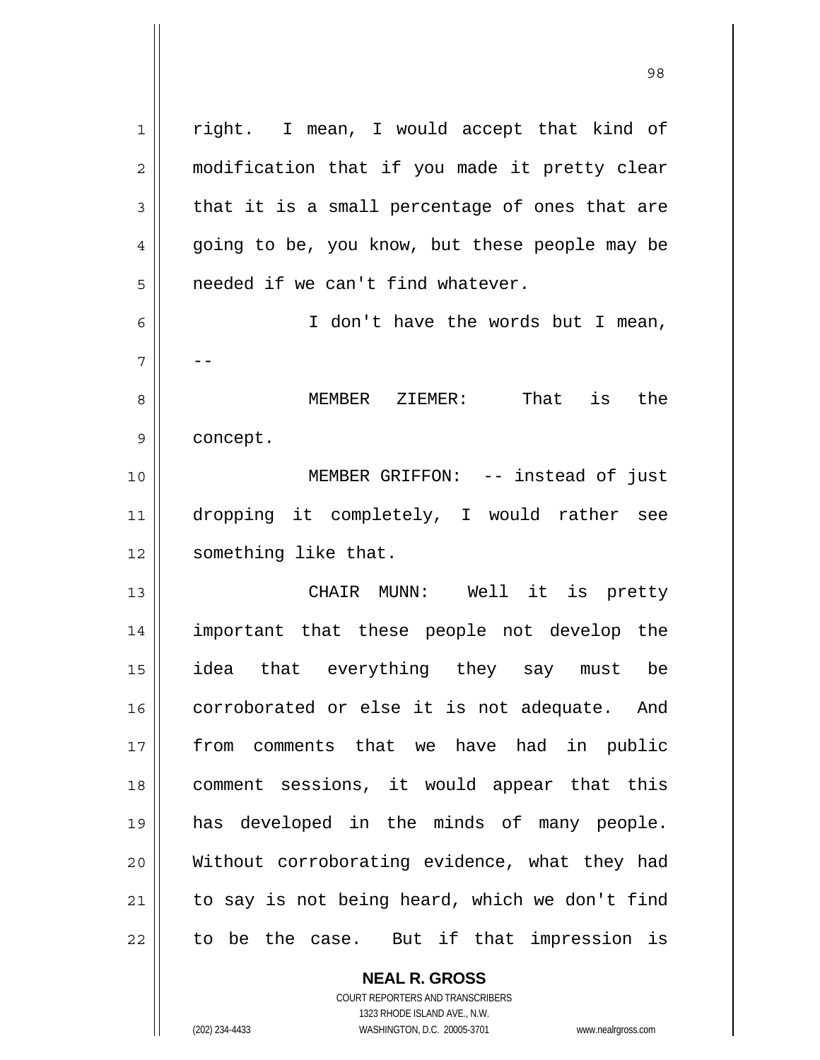right. I mean, I would accept that kind of modification that if you made it pretty clear that it is a small percentage of ones that are going to be, you know, but these people may be needed if we can't find whatever.

I don't have the words but I mean, --

MEMBER ZIEMER: That is the concept.

MEMBER GRIFFON: -- instead of just dropping it completely, I would rather see something like that.

CHAIR MUNN: Well it is pretty important that these people not develop the idea that everything they say must be corroborated or else it is not adequate. And from comments that we have had in public comment sessions, it would appear that this has developed in the minds of many people. Without corroborating evidence, what they had to say is not being heard, which we don't find to be the case. But if that impression is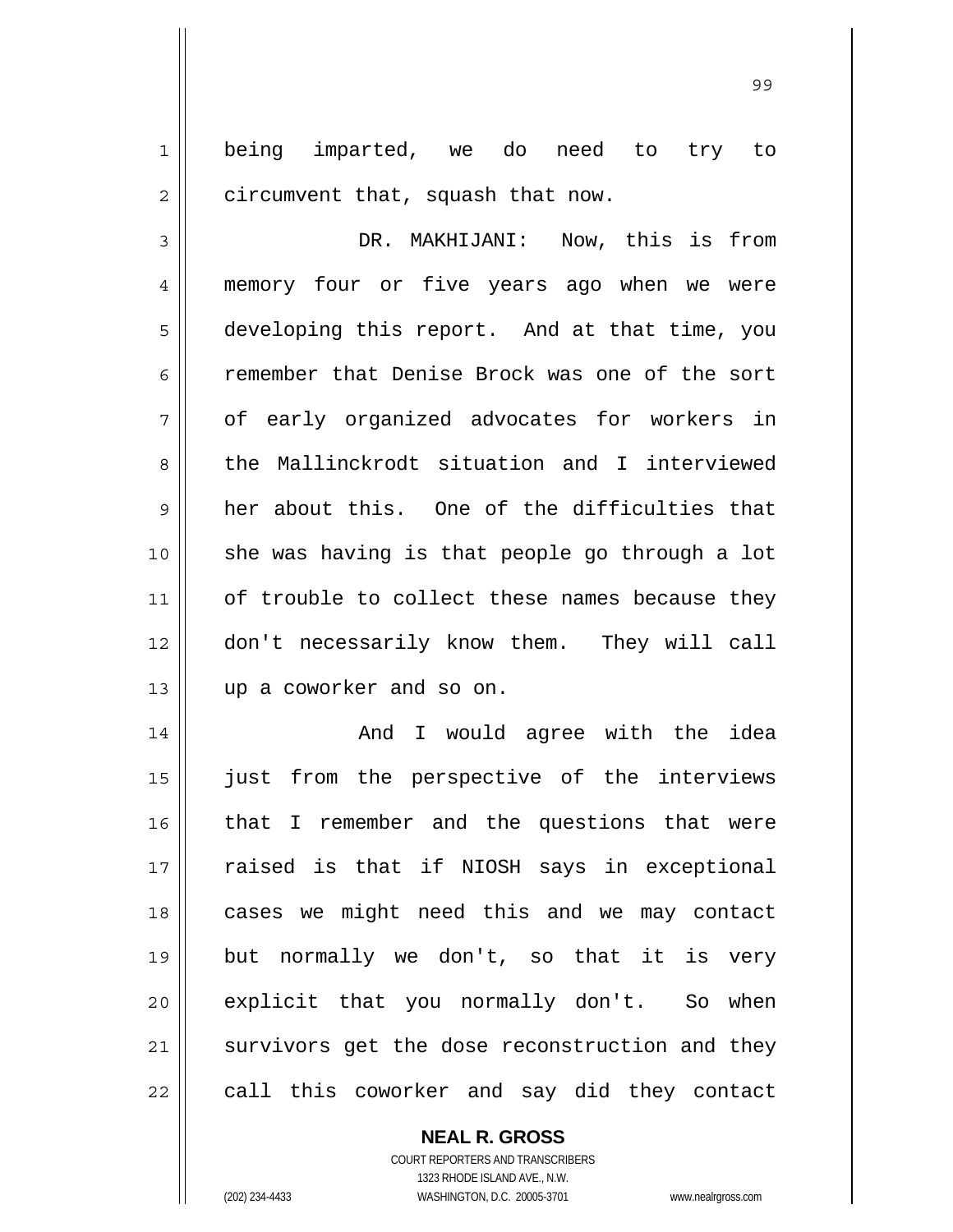being imparted, we do need to try to circumvent that, squash that now.

DR. MAKHIJANI: Now, this is from memory four or five years ago when we were developing this report. And at that time, you remember that Denise Brock was one of the sort of early organized advocates for workers in the Mallinckrodt situation and I interviewed her about this. One of the difficulties that she was having is that people go through a lot of trouble to collect these names because they don't necessarily know them. They will call up a coworker and so on.

And I would agree with the idea just from the perspective of the interviews that I remember and the questions that were raised is that if NIOSH says in exceptional cases we might need this and we may contact but normally we don't, so that it is very explicit that you normally don't. So when survivors get the dose reconstruction and they call this coworker and say did they contact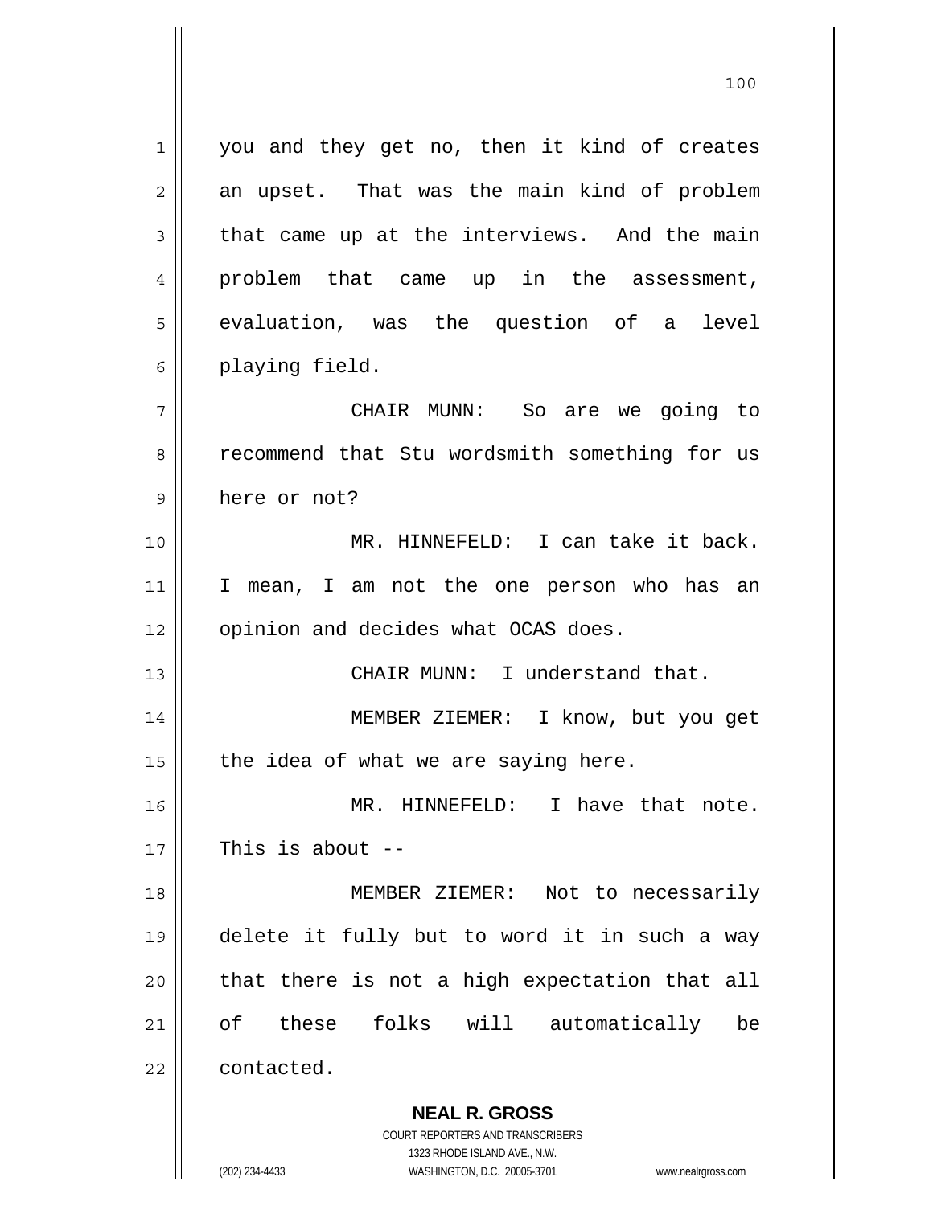you and they get no, then it kind of creates an upset. That was the main kind of problem that came up at the interviews. And the main problem that came up in the assessment, evaluation, was the question of a level playing field.

CHAIR MUNN: So are we going to recommend that Stu wordsmith something for us here or not?

MR. HINNEFELD: I can take it back. I mean, I am not the one person who has an opinion and decides what OCAS does.

CHAIR MUNN: I understand that.

MEMBER ZIEMER: I know, but you get the idea of what we are saying here.

MR. HINNEFELD: I have that note. This is about --

MEMBER ZIEMER: Not to necessarily delete it fully but to word it in such a way that there is not a high expectation that all of these folks will automatically be contacted.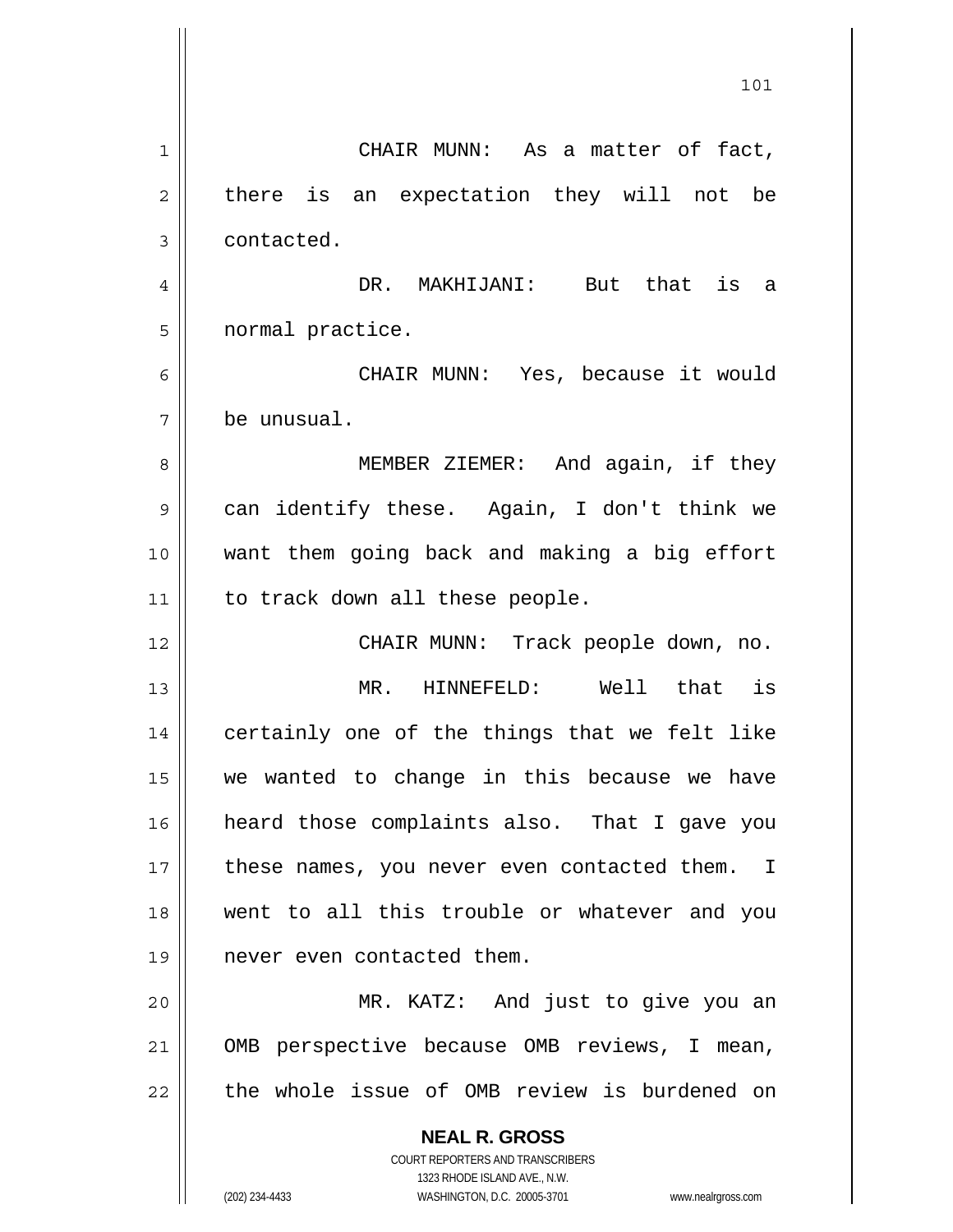CHAIR MUNN: As a matter of fact, there is an expectation they will not be contacted.

DR. MAKHIJANI: But that is a normal practice.

CHAIR MUNN: Yes, because it would be unusual.

MEMBER ZIEMER: And again, if they can identify these. Again, I don't think we want them going back and making a big effort to track down all these people.

CHAIR MUNN: Track people down, no.

MR. HINNEFELD: Well that is certainly one of the things that we felt like we wanted to change in this because we have heard those complaints also. That I gave you these names, you never even contacted them. I went to all this trouble or whatever and you never even contacted them.

MR. KATZ: And just to give you an OMB perspective because OMB reviews, I mean, the whole issue of OMB review is burdened on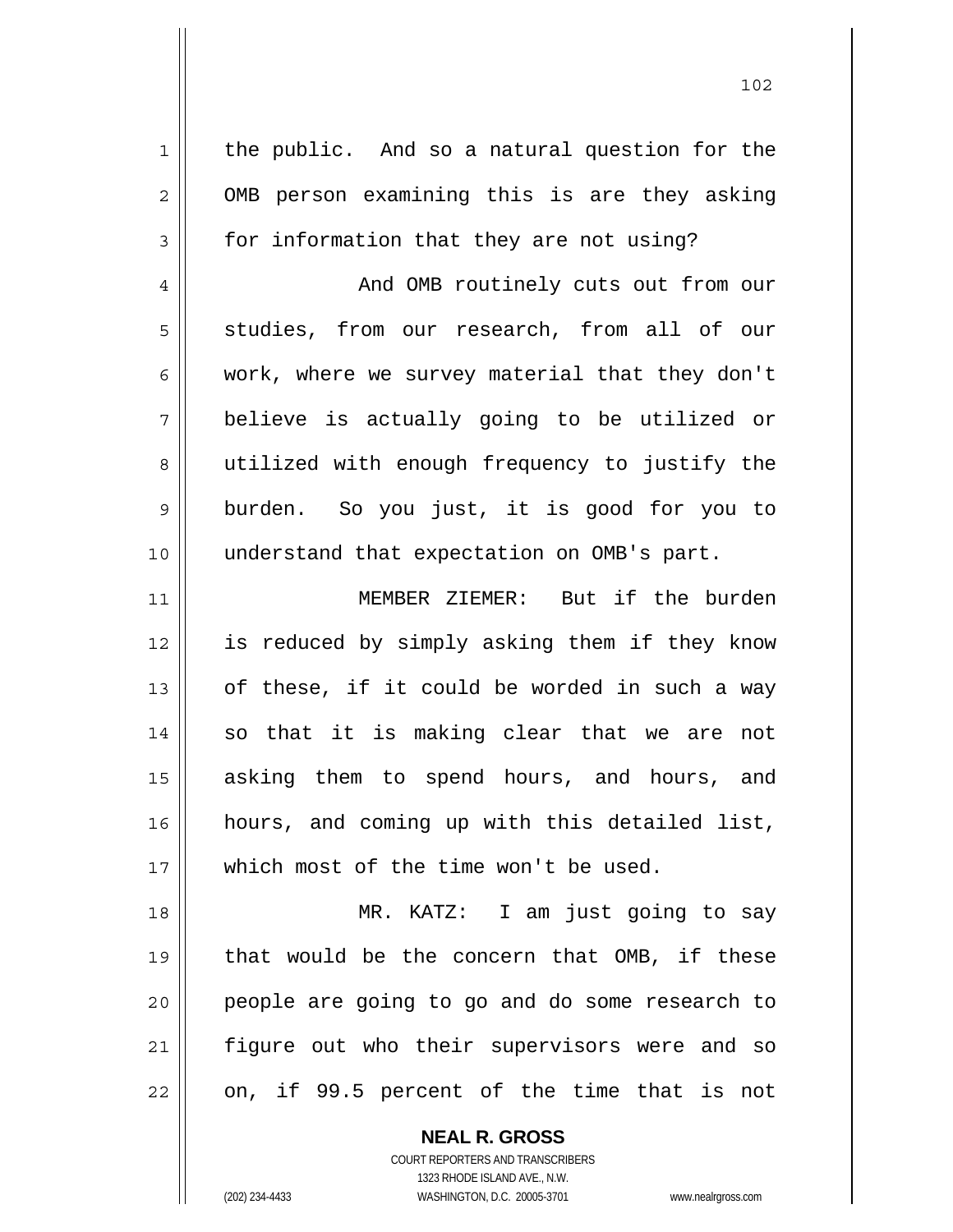the public. And so a natural question for the OMB person examining this is are they asking for information that they are not using?

And OMB routinely cuts out from our studies, from our research, from all of our work, where we survey material that they don't believe is actually going to be utilized or utilized with enough frequency to justify the burden. So you just, it is good for you to understand that expectation on OMB's part.

MEMBER ZIEMER: But if the burden is reduced by simply asking them if they know of these, if it could be worded in such a way so that it is making clear that we are not asking them to spend hours, and hours, and hours, and coming up with this detailed list, which most of the time won't be used.

MR. KATZ: I am just going to say that would be the concern that OMB, if these people are going to go and do some research to figure out who their supervisors were and so on, if 99.5 percent of the time that is not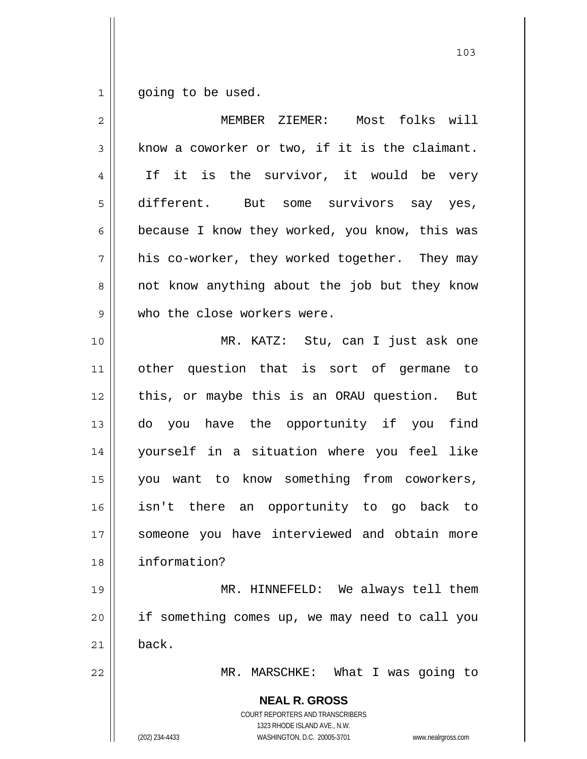going to be used.

MEMBER ZIEMER: Most folks will know a coworker or two, if it is the claimant. If it is the survivor, it would be very different. But some survivors say yes, because I know they worked, you know, this was his co-worker, they worked together. They may not know anything about the job but they know who the close workers were.

MR. KATZ: Stu, can I just ask one other question that is sort of germane to this, or maybe this is an ORAU question. But do you have the opportunity if you find yourself in a situation where you feel like you want to know something from coworkers, isn't there an opportunity to go back to someone you have interviewed and obtain more information?

MR. HINNEFELD: We always tell them if something comes up, we may need to call you back.

MR. MARSCHKE: What I was going to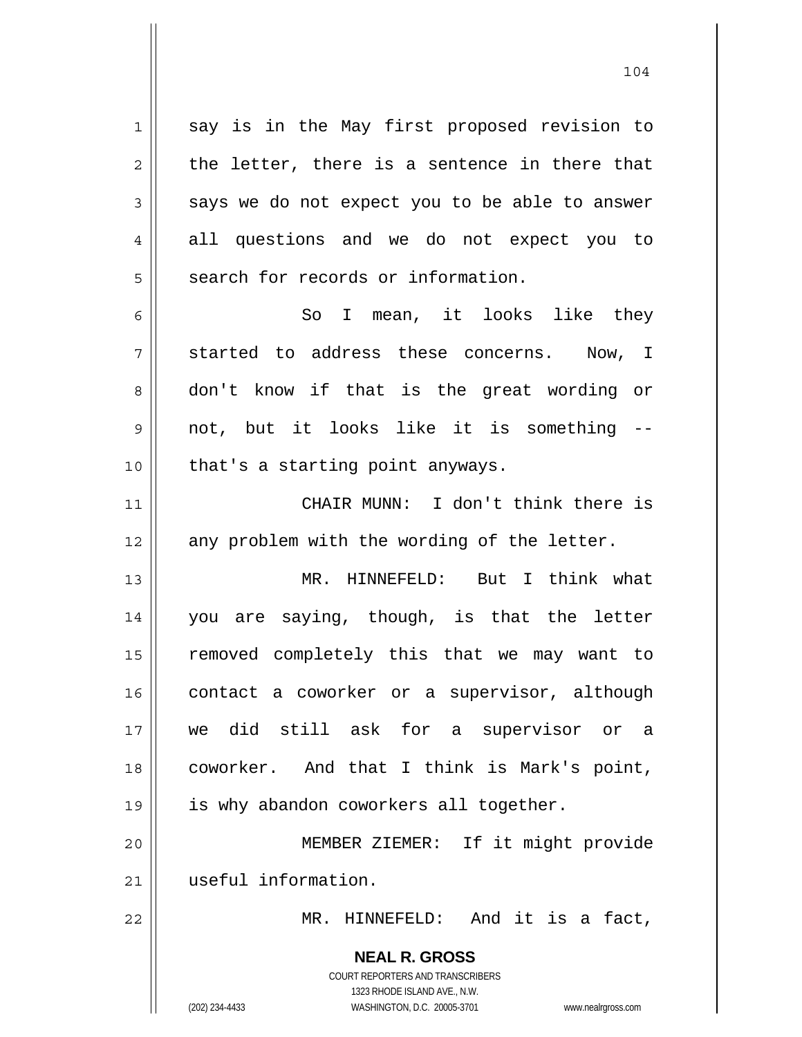say is in the May first proposed revision to the letter, there is a sentence in there that says we do not expect you to be able to answer all questions and we do not expect you to search for records or information.

So I mean, it looks like they started to address these concerns. Now, I don't know if that is the great wording or not, but it looks like it is something -- that's a starting point anyways.

CHAIR MUNN: I don't think there is any problem with the wording of the letter.

MR. HINNEFELD: But I think what you are saying, though, is that the letter removed completely this that we may want to contact a coworker or a supervisor, although we did still ask for a supervisor or a coworker. And that I think is Mark's point, is why abandon coworkers all together.

MEMBER ZIEMER: If it might provide useful information.

MR. HINNEFELD: And it is a fact,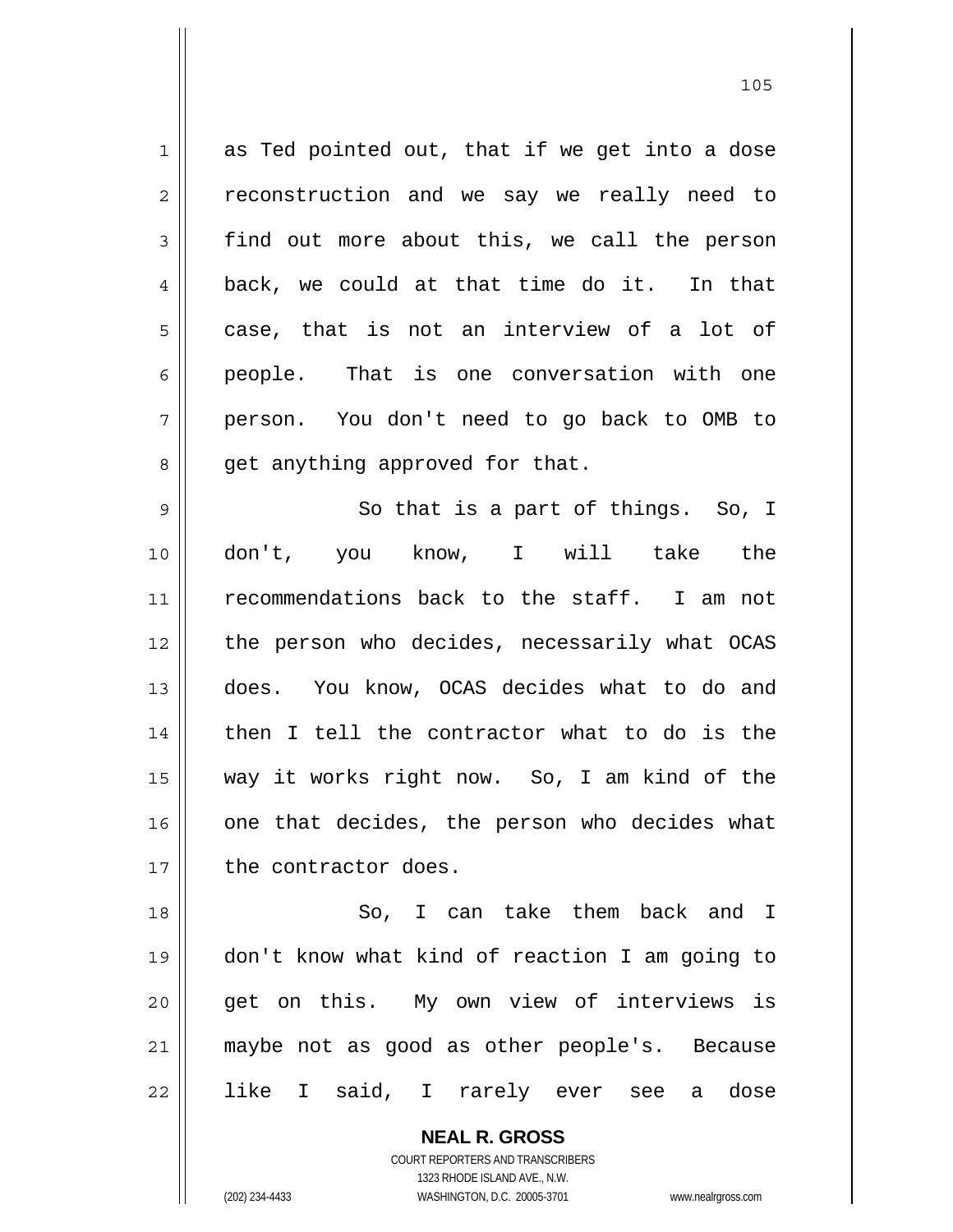as Ted pointed out, that if we get into a dose reconstruction and we say we really need to find out more about this, we call the person back, we could at that time do it. In that case, that is not an interview of a lot of people. That is one conversation with one person. You don't need to go back to OMB to get anything approved for that.

So that is a part of things. So, I don't, you know, I will take the recommendations back to the staff. I am not the person who decides, necessarily what OCAS does. You know, OCAS decides what to do and then I tell the contractor what to do is the way it works right now. So, I am kind of the one that decides, the person who decides what the contractor does.

So, I can take them back and I don't know what kind of reaction I am going to get on this. My own view of interviews is maybe not as good as other people's. Because like I said, I rarely ever see a dose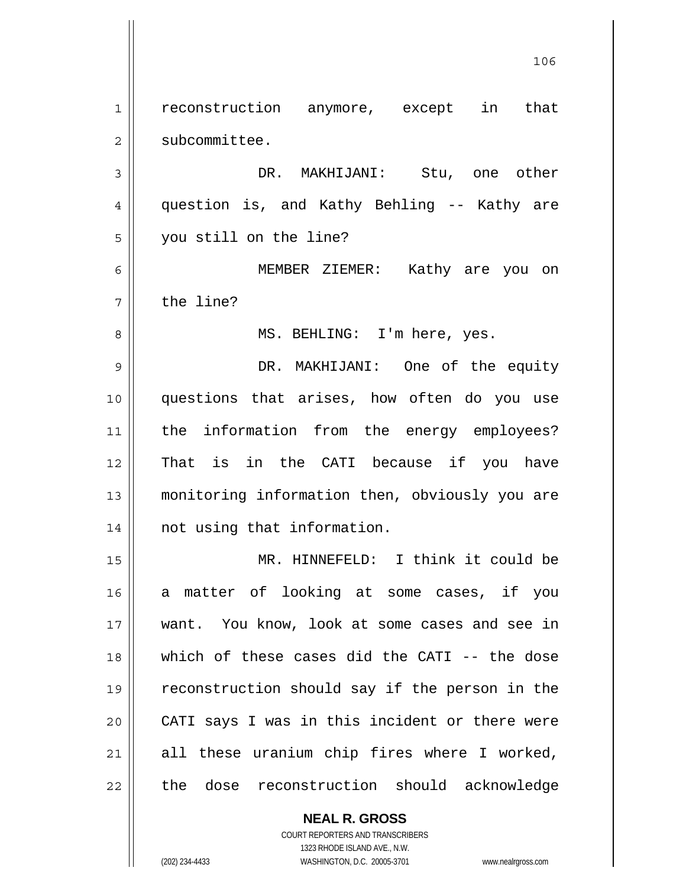reconstruction anymore, except in that subcommittee.

DR. MAKHIJANI: Stu, one other question is, and Kathy Behling -- Kathy are you still on the line?

MEMBER ZIEMER: Kathy are you on the line?

MS. BEHLING: I'm here, yes.

DR. MAKHIJANI: One of the equity questions that arises, how often do you use the information from the energy employees? That is in the CATI because if you have monitoring information then, obviously you are not using that information.

MR. HINNEFELD: I think it could be a matter of looking at some cases, if you want. You know, look at some cases and see in which of these cases did the CATI -- the dose reconstruction should say if the person in the CATI says I was in this incident or there were all these uranium chip fires where I worked, the dose reconstruction should acknowledge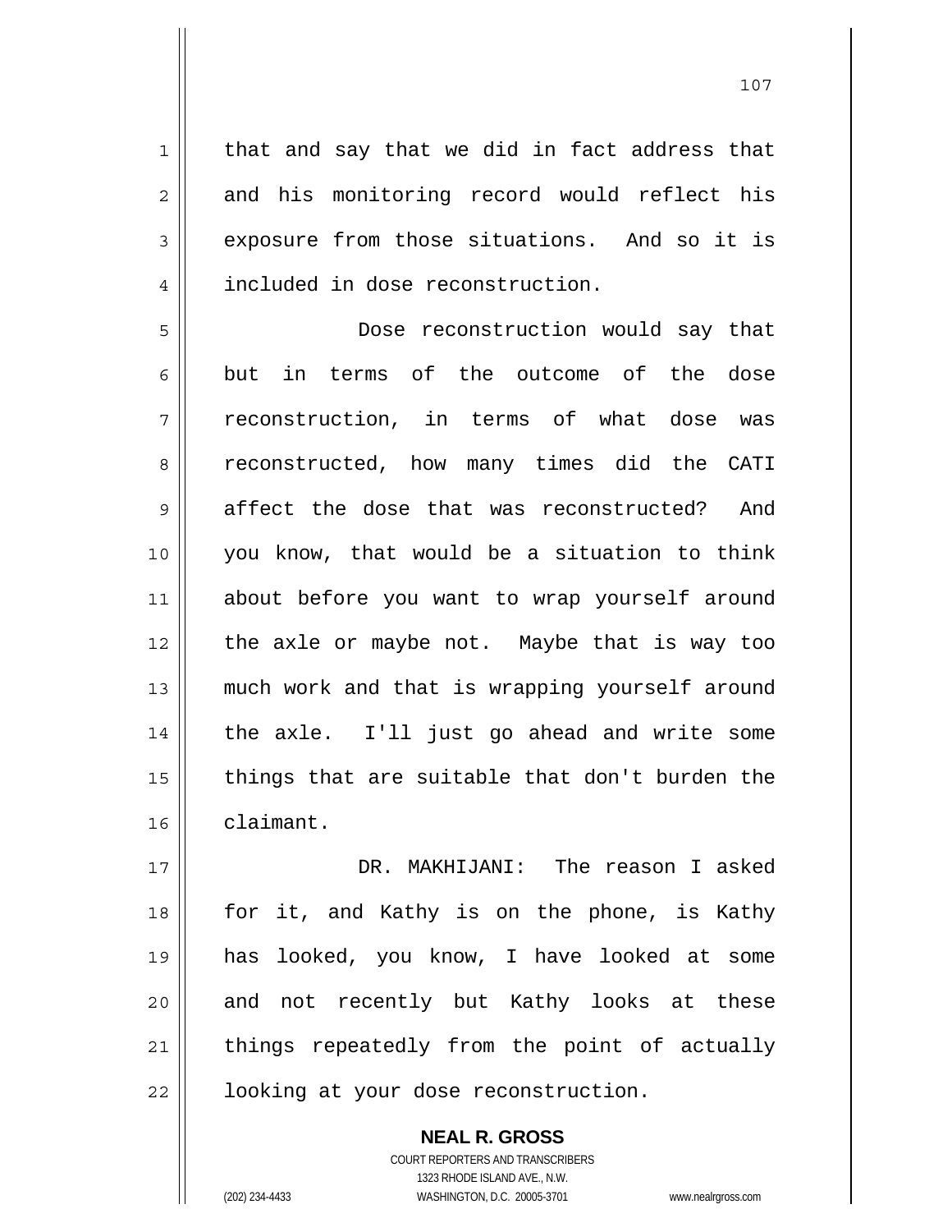that and say that we did in fact address that and his monitoring record would reflect his exposure from those situations. And so it is included in dose reconstruction.

Dose reconstruction would say that but in terms of the outcome of the dose reconstruction, in terms of what dose was reconstructed, how many times did the CATI affect the dose that was reconstructed? And you know, that would be a situation to think about before you want to wrap yourself around the axle or maybe not. Maybe that is way too much work and that is wrapping yourself around the axle. I'll just go ahead and write some things that are suitable that don't burden the claimant.

DR. MAKHIJANI: The reason I asked for it, and Kathy is on the phone, is Kathy has looked, you know, I have looked at some and not recently but Kathy looks at these things repeatedly from the point of actually looking at your dose reconstruction.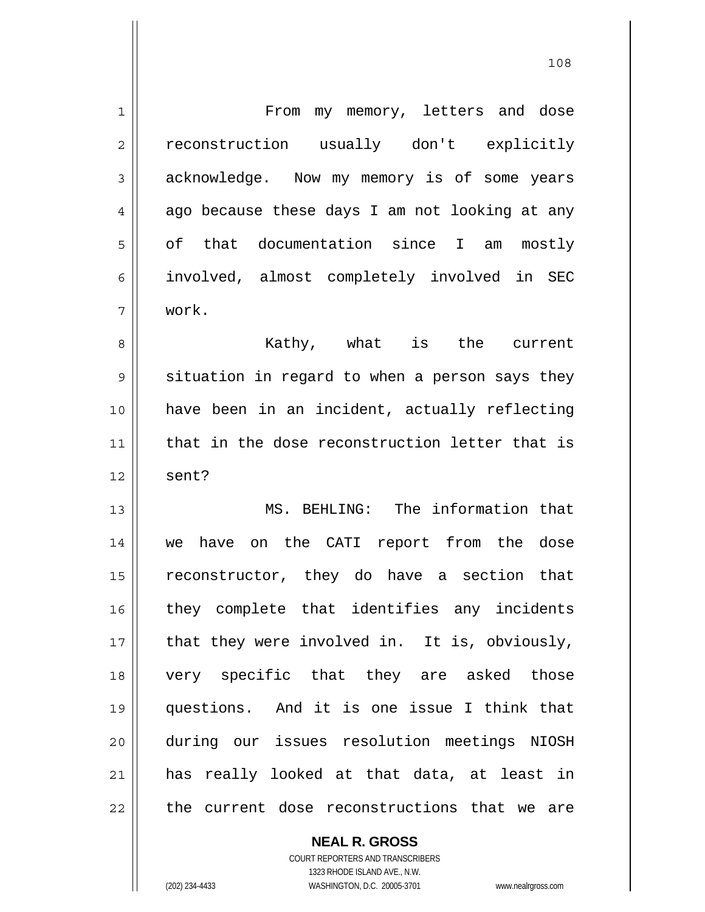From my memory, letters and dose reconstruction usually don't explicitly acknowledge. Now my memory is of some years ago because these days I am not looking at any of that documentation since I am mostly involved, almost completely involved in SEC work.

Kathy, what is the current situation in regard to when a person says they have been in an incident, actually reflecting that in the dose reconstruction letter that is sent?

MS. BEHLING: The information that we have on the CATI report from the dose reconstructor, they do have a section that they complete that identifies any incidents that they were involved in. It is, obviously, very specific that they are asked those questions. And it is one issue I think that during our issues resolution meetings NIOSH has really looked at that data, at least in the current dose reconstructions that we are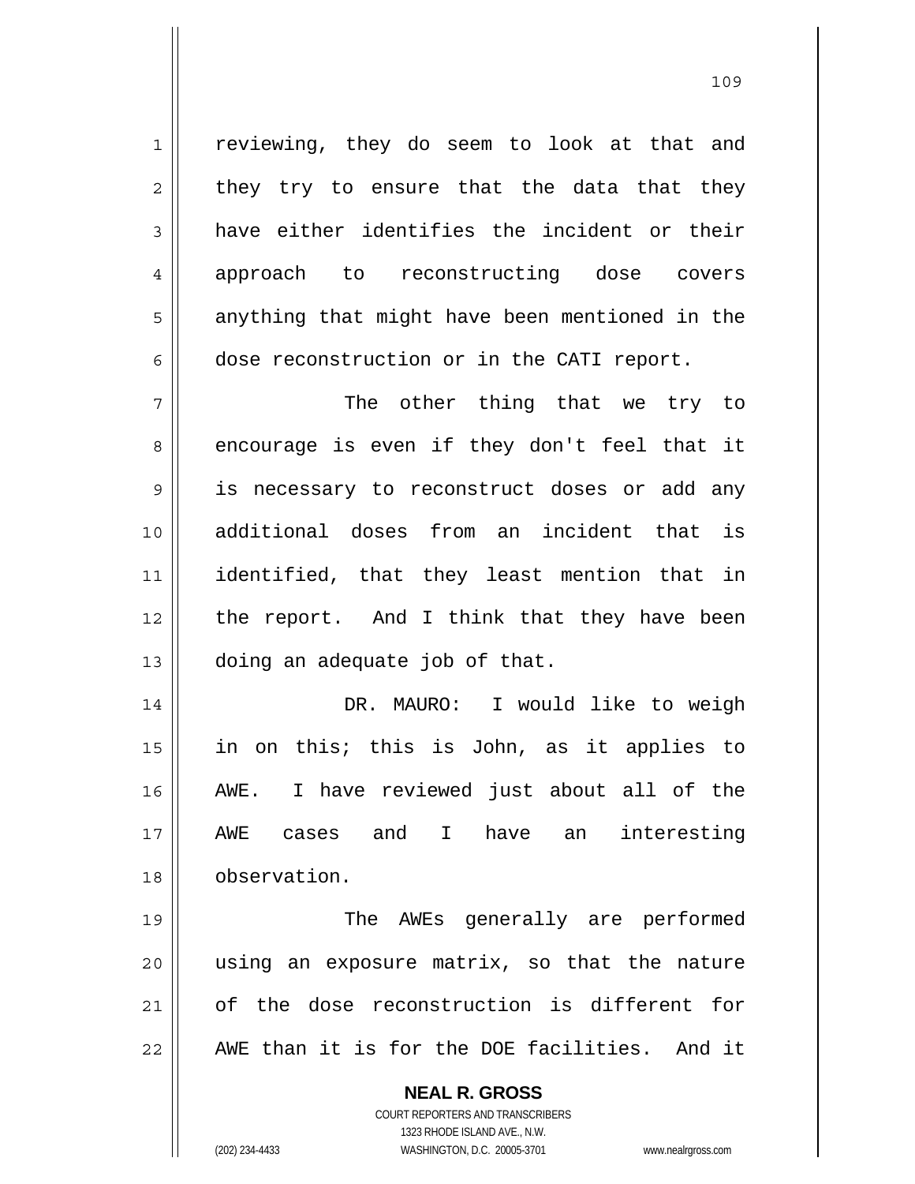reviewing, they do seem to look at that and they try to ensure that the data that they have either identifies the incident or their approach to reconstructing dose covers anything that might have been mentioned in the dose reconstruction or in the CATI report.

The other thing that we try to encourage is even if they don't feel that it is necessary to reconstruct doses or add any additional doses from an incident that is identified, that they least mention that in the report. And I think that they have been doing an adequate job of that.

DR. MAURO: I would like to weigh in on this; this is John, as it applies to AWE. I have reviewed just about all of the AWE cases and I have an interesting observation.

The AWEs generally are performed using an exposure matrix, so that the nature of the dose reconstruction is different for AWE than it is for the DOE facilities. And it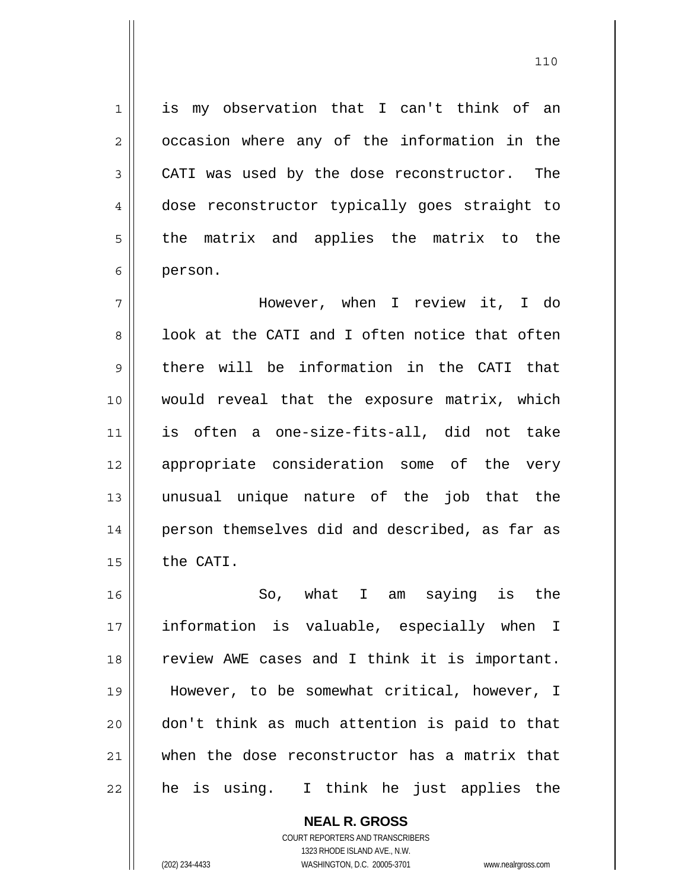is my observation that I can't think of an occasion where any of the information in the CATI was used by the dose reconstructor. The dose reconstructor typically goes straight to the matrix and applies the matrix to the person.

However, when I review it, I do look at the CATI and I often notice that often there will be information in the CATI that would reveal that the exposure matrix, which is often a one-size-fits-all, did not take appropriate consideration some of the very unusual unique nature of the job that the person themselves did and described, as far as the CATI.

So, what I am saying is the information is valuable, especially when I review AWE cases and I think it is important. However, to be somewhat critical, however, I don't think as much attention is paid to that when the dose reconstructor has a matrix that he is using. I think he just applies the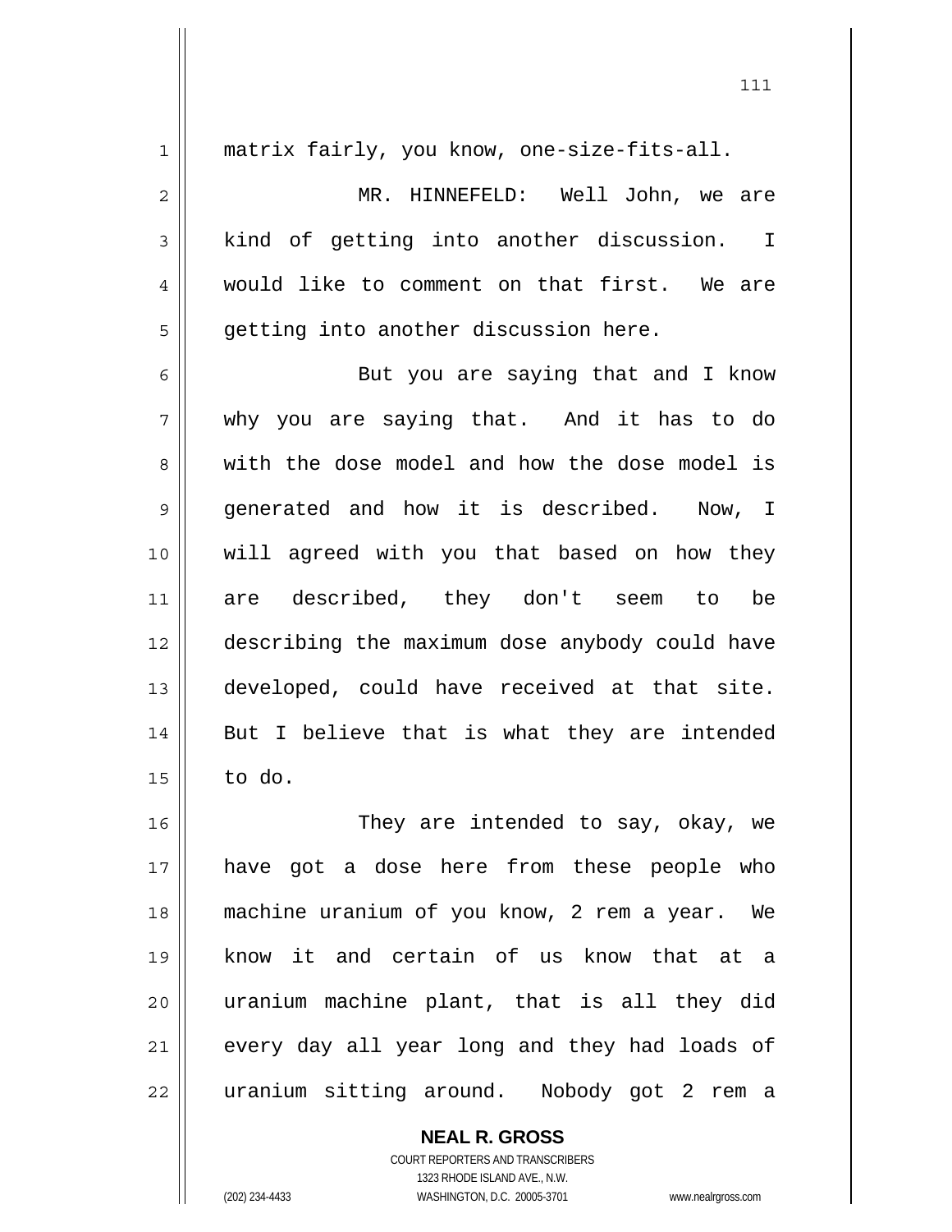matrix fairly, you know, one-size-fits-all.

MR. HINNEFELD: Well John, we are kind of getting into another discussion. I would like to comment on that first. We are getting into another discussion here.

But you are saying that and I know why you are saying that. And it has to do with the dose model and how the dose model is generated and how it is described. Now, I will agreed with you that based on how they are described, they don't seem to be describing the maximum dose anybody could have developed, could have received at that site. But I believe that is what they are intended to do.

They are intended to say, okay, we have got a dose here from these people who machine uranium of you know, 2 rem a year. We know it and certain of us know that at a uranium machine plant, that is all they did every day all year long and they had loads of uranium sitting around. Nobody got 2 rem a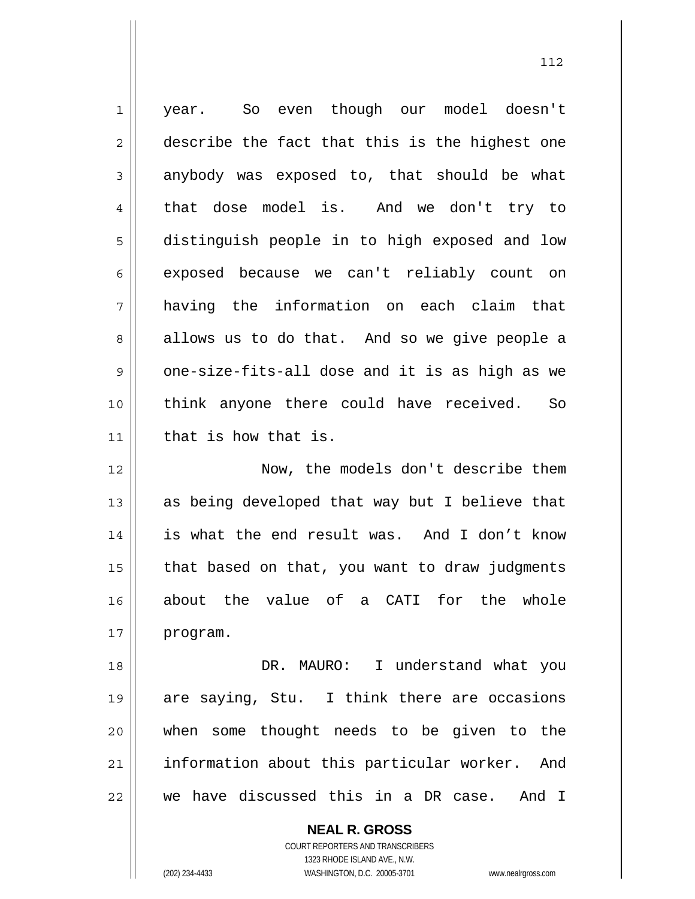year. So even though our model doesn't describe the fact that this is the highest one anybody was exposed to, that should be what that dose model is. And we don't try to distinguish people in to high exposed and low exposed because we can't reliably count on having the information on each claim that allows us to do that. And so we give people a one-size-fits-all dose and it is as high as we think anyone there could have received. So that is how that is.

Now, the models don't describe them as being developed that way but I believe that is what the end result was. And I don't know that based on that, you want to draw judgments about the value of a CATI for the whole program.

DR. MAURO: I understand what you are saying, Stu. I think there are occasions when some thought needs to be given to the information about this particular worker. And we have discussed this in a DR case. And I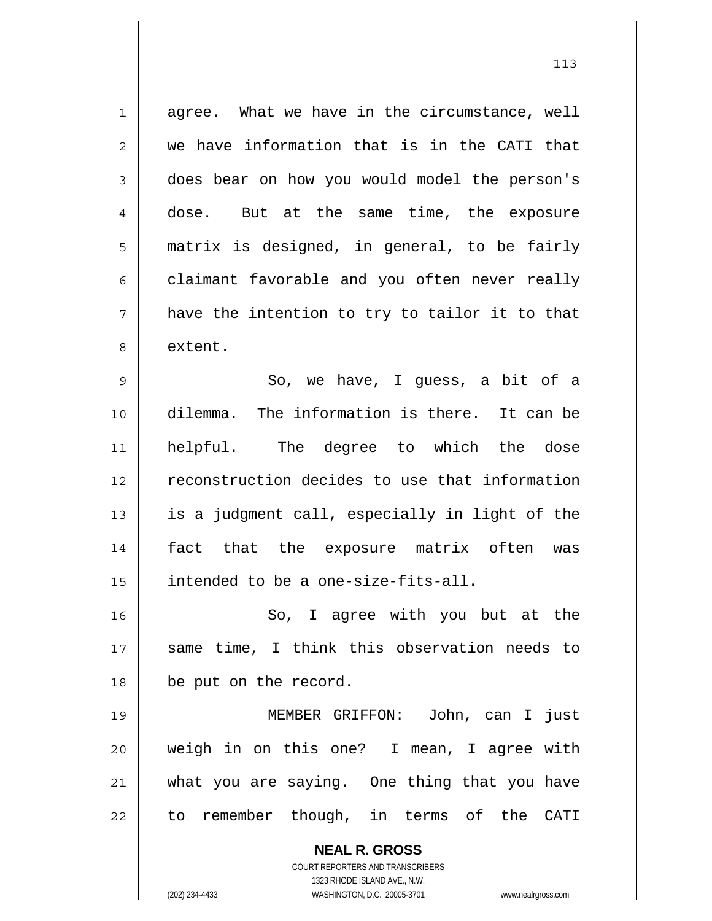agree. What we have in the circumstance, well we have information that is in the CATI that does bear on how you would model the person's dose. But at the same time, the exposure matrix is designed, in general, to be fairly claimant favorable and you often never really have the intention to try to tailor it to that extent.

So, we have, I guess, a bit of a dilemma. The information is there. It can be helpful. The degree to which the dose reconstruction decides to use that information is a judgment call, especially in light of the fact that the exposure matrix often was intended to be a one-size-fits-all.

So, I agree with you but at the same time, I think this observation needs to be put on the record.

MEMBER GRIFFON: John, can I just weigh in on this one? I mean, I agree with what you are saying. One thing that you have to remember though, in terms of the CATI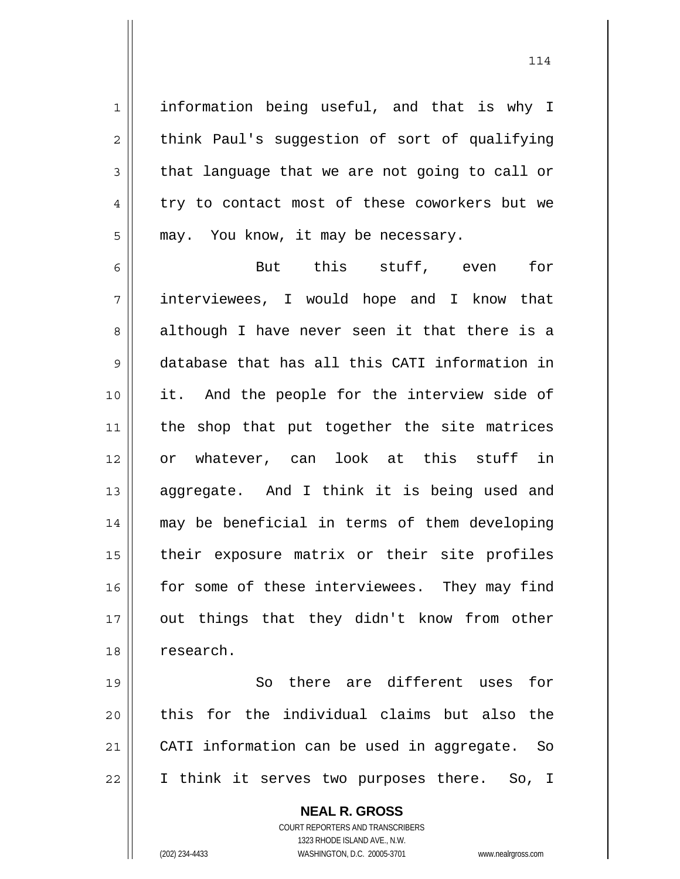information being useful, and that is why I think Paul's suggestion of sort of qualifying that language that we are not going to call or try to contact most of these coworkers but we may. You know, it may be necessary.

But this stuff, even for interviewees, I would hope and I know that although I have never seen it that there is a database that has all this CATI information in it. And the people for the interview side of the shop that put together the site matrices or whatever, can look at this stuff in aggregate. And I think it is being used and may be beneficial in terms of them developing their exposure matrix or their site profiles for some of these interviewees. They may find out things that they didn't know from other research.

So there are different uses for this for the individual claims but also the CATI information can be used in aggregate. So I think it serves two purposes there. So, I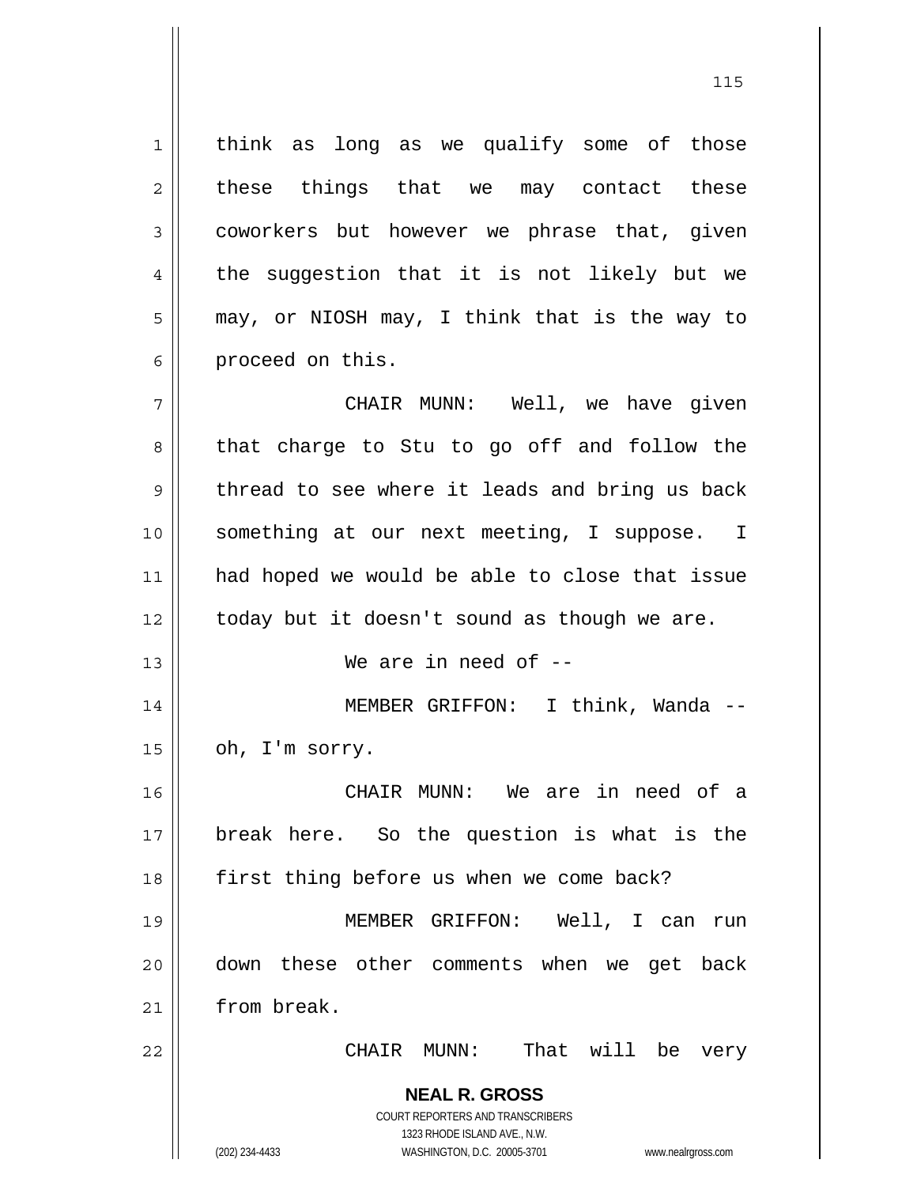think as long as we qualify some of those these things that we may contact these coworkers but however we phrase that, given the suggestion that it is not likely but we may, or NIOSH may, I think that is the way to proceed on this.

CHAIR MUNN: Well, we have given that charge to Stu to go off and follow the thread to see where it leads and bring us back something at our next meeting, I suppose. I had hoped we would be able to close that issue today but it doesn't sound as though we are.

We are in need of --

MEMBER GRIFFON: I think, Wanda -- oh, I'm sorry.

CHAIR MUNN: We are in need of a break here. So the question is what is the first thing before us when we come back?

MEMBER GRIFFON: Well, I can run down these other comments when we get back from break.

CHAIR MUNN: That will be very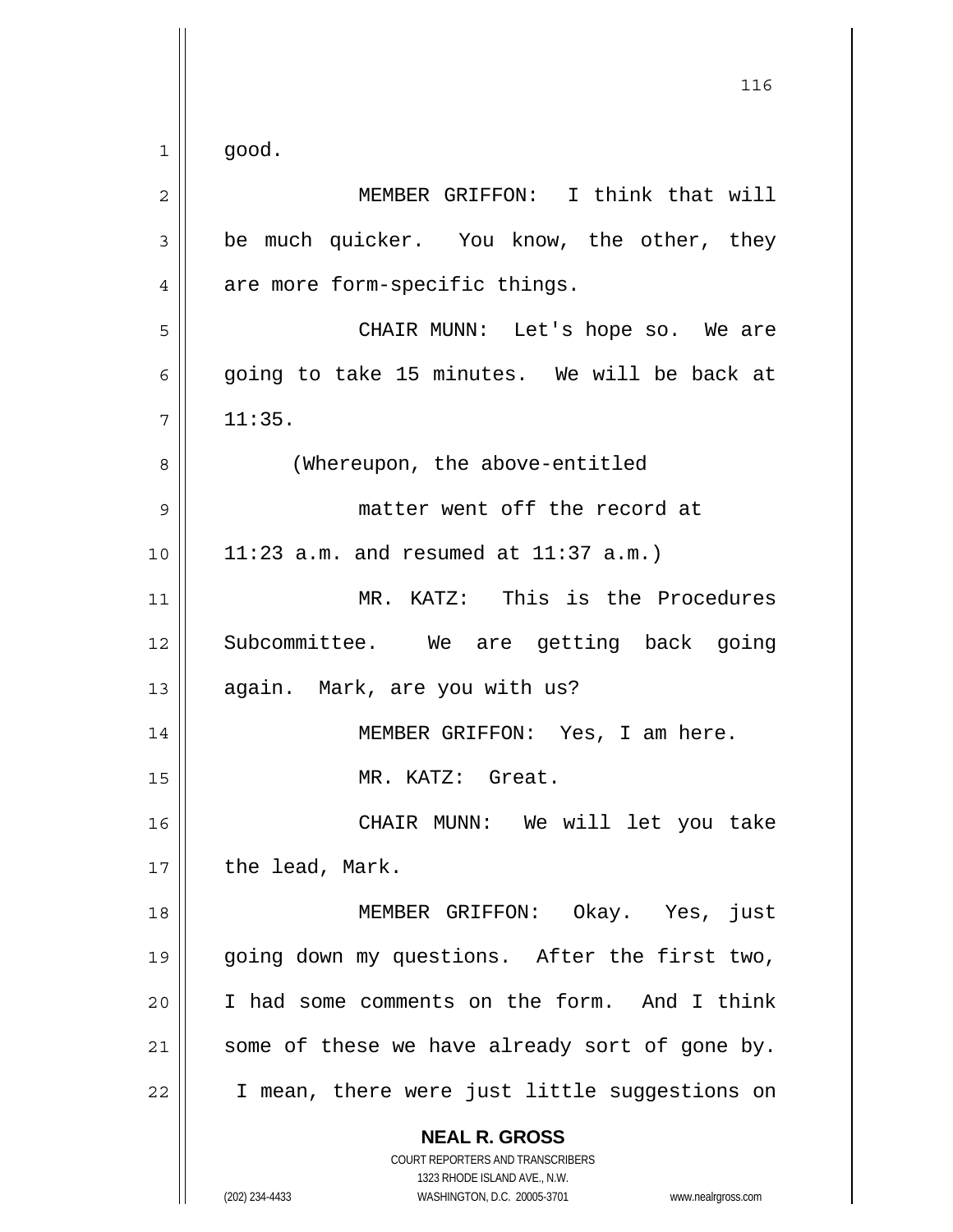good.

MEMBER GRIFFON: I think that will be much quicker. You know, the other, they are more form-specific things.

CHAIR MUNN: Let's hope so. We are going to take 15 minutes. We will be back at 11:35.

(Whereupon, the above-entitled matter went off the record at 11:23 a.m. and resumed at 11:37 a.m.)

MR. KATZ: This is the Procedures Subcommittee. We are getting back going again. Mark, are you with us?

MEMBER GRIFFON: Yes, I am here.

MR. KATZ: Great.

CHAIR MUNN: We will let you take the lead, Mark.

MEMBER GRIFFON: Okay. Yes, just going down my questions. After the first two, I had some comments on the form. And I think some of these we have already sort of gone by. I mean, there were just little suggestions on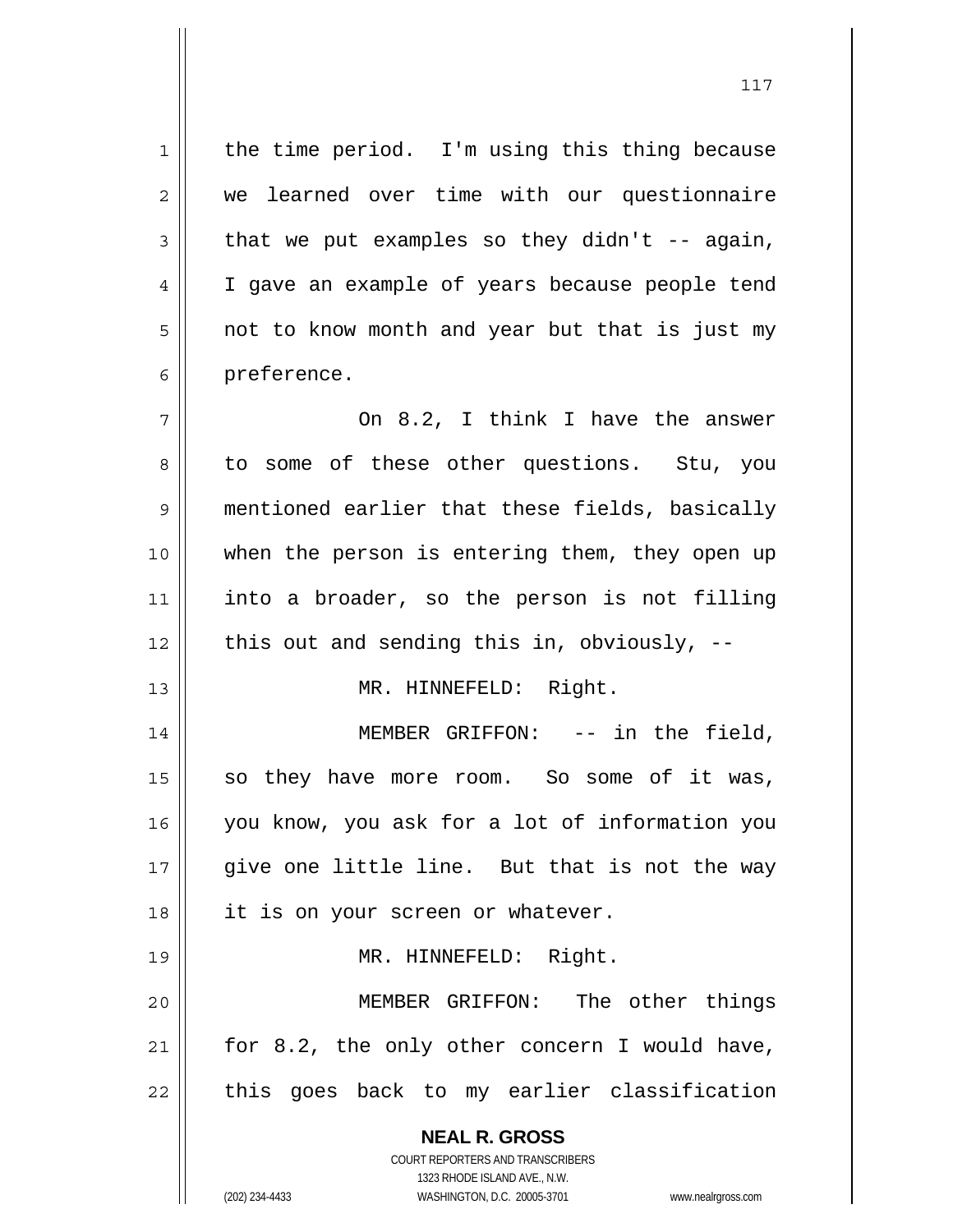the time period. I'm using this thing because we learned over time with our questionnaire that we put examples so they didn't -- again, I gave an example of years because people tend not to know month and year but that is just my preference.

On 8.2, I think I have the answer to some of these other questions. Stu, you mentioned earlier that these fields, basically when the person is entering them, they open up into a broader, so the person is not filling this out and sending this in, obviously, --

MR. HINNEFELD: Right.

MEMBER GRIFFON: -- in the field, so they have more room. So some of it was, you know, you ask for a lot of information you give one little line. But that is not the way it is on your screen or whatever.

MR. HINNEFELD: Right.

MEMBER GRIFFON: The other things for 8.2, the only other concern I would have, this goes back to my earlier classification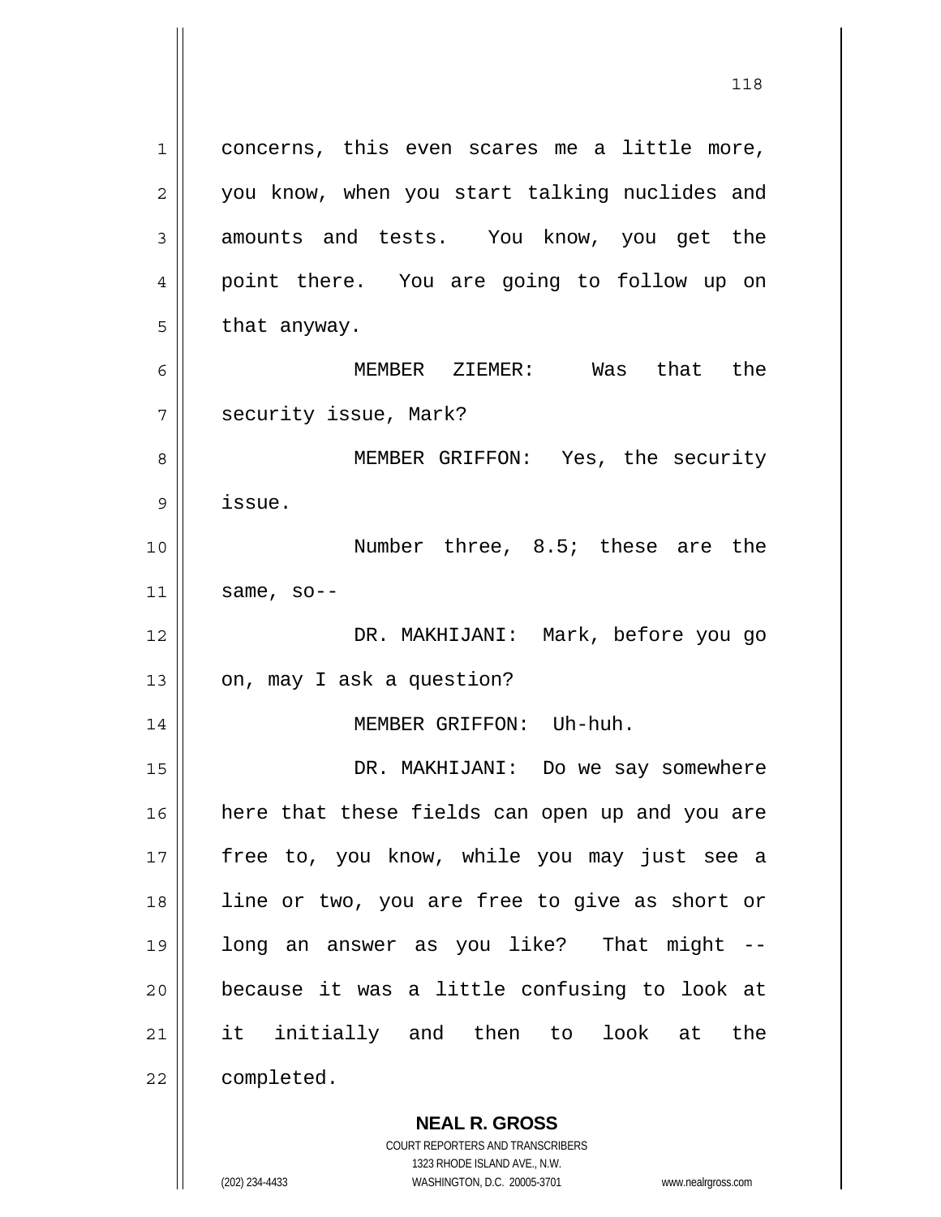concerns, this even scares me a little more, you know, when you start talking nuclides and amounts and tests. You know, you get the point there. You are going to follow up on that anyway.

MEMBER ZIEMER: Was that the security issue, Mark?

MEMBER GRIFFON: Yes, the security issue.

Number three, 8.5; these are the same, so--

DR. MAKHIJANI: Mark, before you go on, may I ask a question?

MEMBER GRIFFON: Uh-huh.

DR. MAKHIJANI: Do we say somewhere here that these fields can open up and you are free to, you know, while you may just see a line or two, you are free to give as short or long an answer as you like? That might -- because it was a little confusing to look at it initially and then to look at the completed.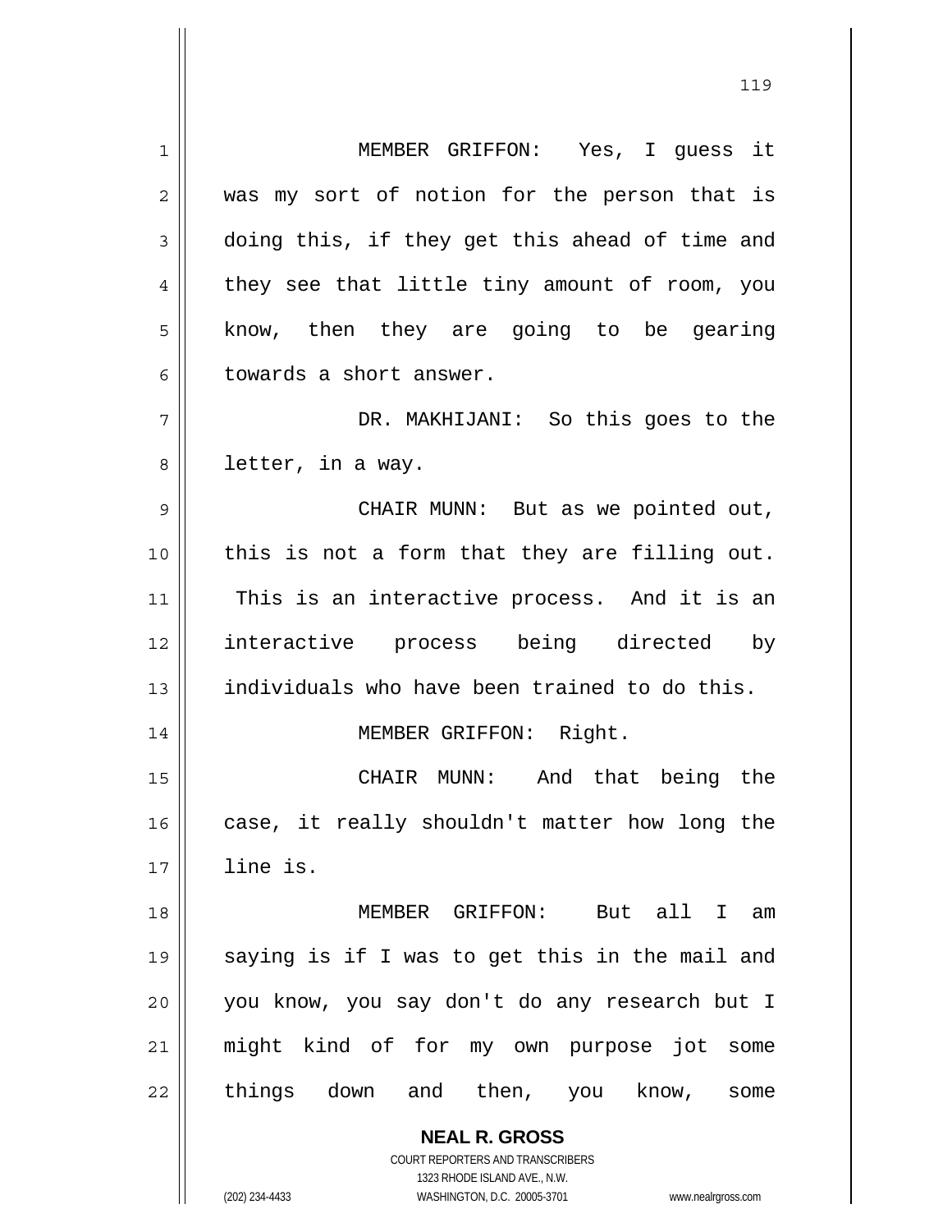MEMBER GRIFFON: Yes, I guess it was my sort of notion for the person that is doing this, if they get this ahead of time and they see that little tiny amount of room, you know, then they are going to be gearing towards a short answer.

DR. MAKHIJANI: So this goes to the letter, in a way.

CHAIR MUNN: But as we pointed out, this is not a form that they are filling out. This is an interactive process. And it is an interactive process being directed by individuals who have been trained to do this.

MEMBER GRIFFON: Right.

CHAIR MUNN: And that being the case, it really shouldn't matter how long the line is.

MEMBER GRIFFON: But all I am saying is if I was to get this in the mail and you know, you say don't do any research but I might kind of for my own purpose jot some things down and then, you know, some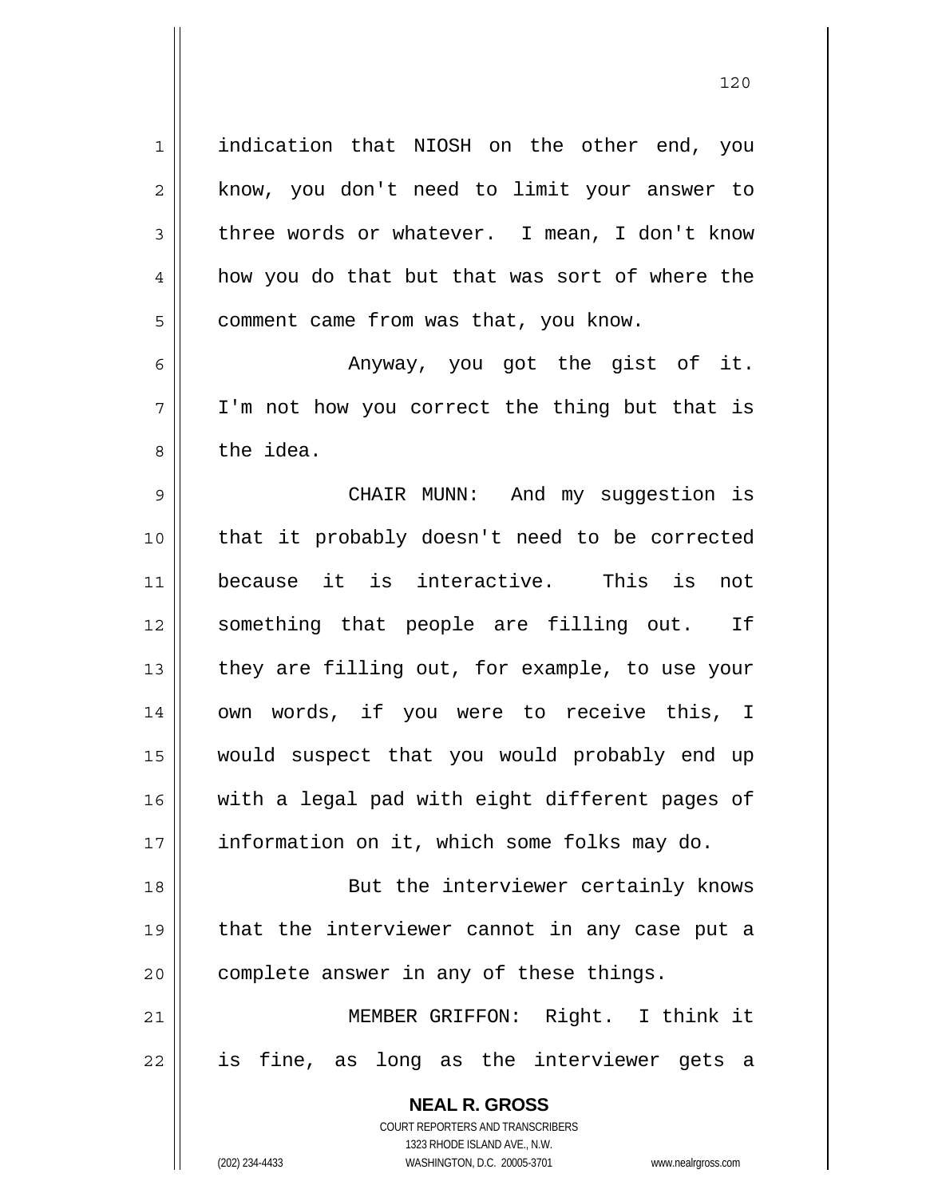indication that NIOSH on the other end, you know, you don't need to limit your answer to three words or whatever. I mean, I don't know how you do that but that was sort of where the comment came from was that, you know.

Anyway, you got the gist of it. I'm not how you correct the thing but that is the idea.

CHAIR MUNN: And my suggestion is that it probably doesn't need to be corrected because it is interactive. This is not something that people are filling out. If they are filling out, for example, to use your own words, if you were to receive this, I would suspect that you would probably end up with a legal pad with eight different pages of information on it, which some folks may do.

But the interviewer certainly knows that the interviewer cannot in any case put a complete answer in any of these things.

MEMBER GRIFFON: Right. I think it is fine, as long as the interviewer gets a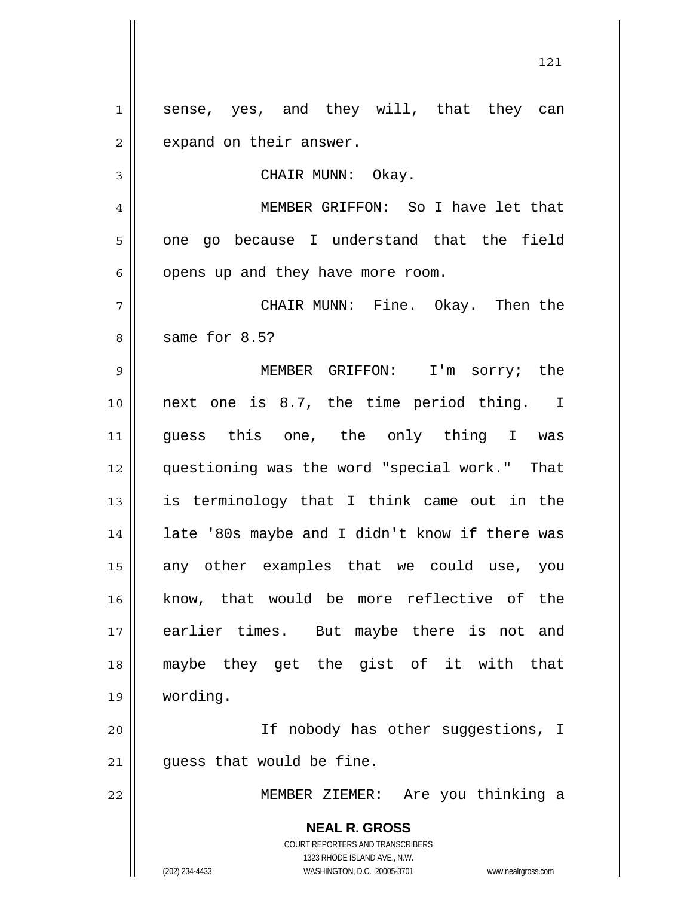sense, yes, and they will, that they can expand on their answer.

CHAIR MUNN: Okay.

MEMBER GRIFFON: So I have let that one go because I understand that the field opens up and they have more room.

CHAIR MUNN: Fine. Okay. Then the same for 8.5?

MEMBER GRIFFON: I'm sorry; the next one is 8.7, the time period thing. I guess this one, the only thing I was questioning was the word "special work." That is terminology that I think came out in the late '80s maybe and I didn't know if there was any other examples that we could use, you know, that would be more reflective of the earlier times. But maybe there is not and maybe they get the gist of it with that wording.

If nobody has other suggestions, I guess that would be fine.

MEMBER ZIEMER: Are you thinking a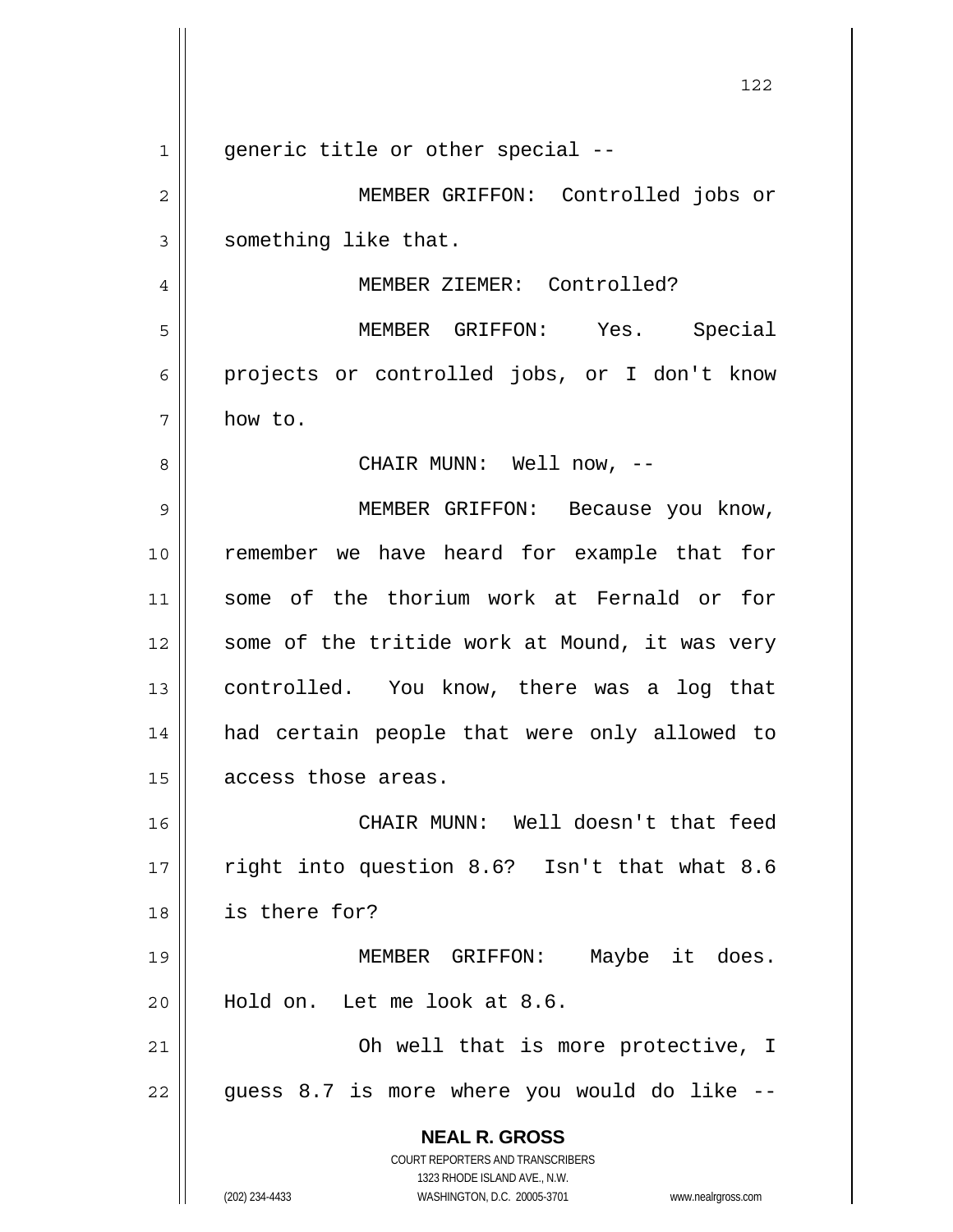generic title or other special --

MEMBER GRIFFON: Controlled jobs or something like that.

MEMBER ZIEMER: Controlled?

MEMBER GRIFFON: Yes. Special projects or controlled jobs, or I don't know how to.

CHAIR MUNN: Well now, --

MEMBER GRIFFON: Because you know, remember we have heard for example that for some of the thorium work at Fernald or for some of the tritide work at Mound, it was very controlled. You know, there was a log that had certain people that were only allowed to access those areas.

CHAIR MUNN: Well doesn't that feed right into question 8.6? Isn't that what 8.6 is there for?

MEMBER GRIFFON: Maybe it does. Hold on. Let me look at 8.6.

Oh well that is more protective, I guess 8.7 is more where you would do like --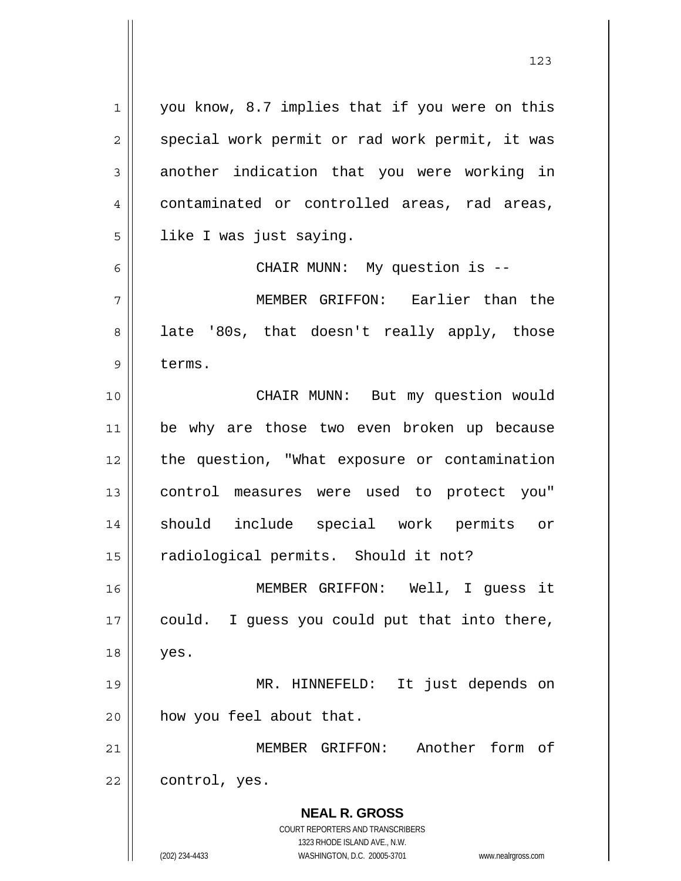you know, 8.7 implies that if you were on this special work permit or rad work permit, it was another indication that you were working in contaminated or controlled areas, rad areas, like I was just saying.

CHAIR MUNN: My question is --

MEMBER GRIFFON: Earlier than the late '80s, that doesn't really apply, those terms.

CHAIR MUNN: But my question would be why are those two even broken up because the question, "What exposure or contamination control measures were used to protect you" should include special work permits or radiological permits. Should it not?

MEMBER GRIFFON: Well, I guess it could. I guess you could put that into there, yes.

MR. HINNEFELD: It just depends on how you feel about that.

MEMBER GRIFFON: Another form of control, yes.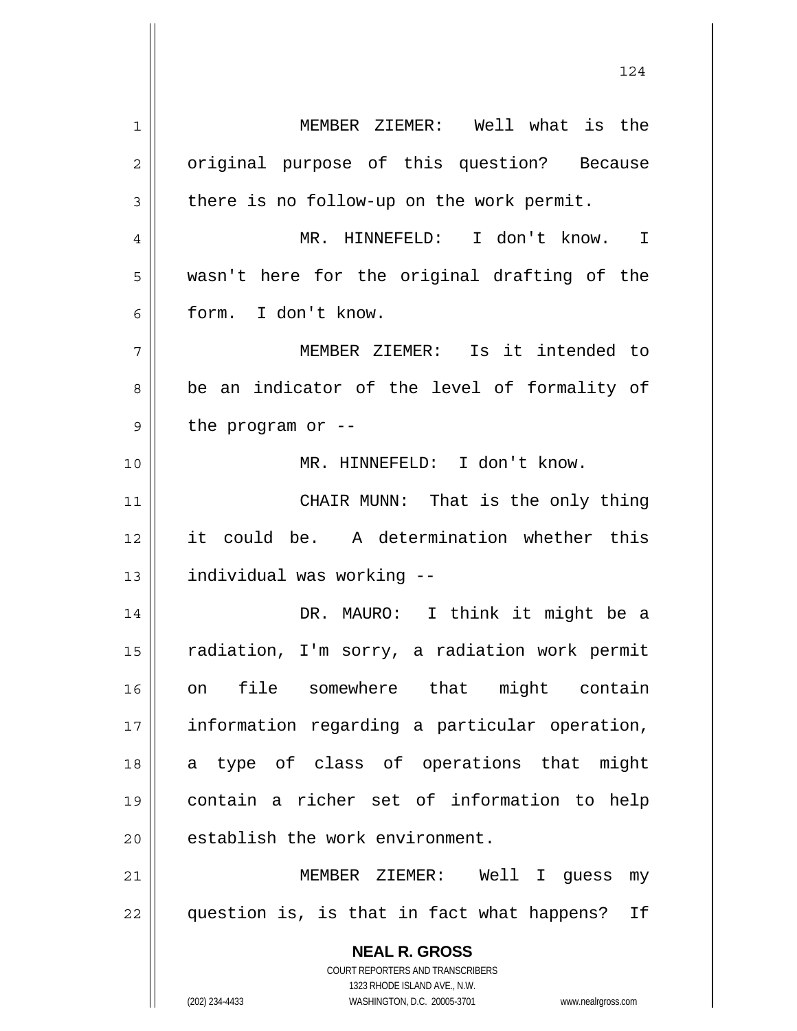MEMBER ZIEMER: Well what is the original purpose of this question? Because there is no follow-up on the work permit.

MR. HINNEFELD: I don't know. I wasn't here for the original drafting of the form. I don't know.

MEMBER ZIEMER: Is it intended to be an indicator of the level of formality of the program or --

MR. HINNEFELD: I don't know.

CHAIR MUNN: That is the only thing it could be. A determination whether this individual was working --

DR. MAURO: I think it might be a radiation, I'm sorry, a radiation work permit on file somewhere that might contain information regarding a particular operation, a type of class of operations that might contain a richer set of information to help establish the work environment.

MEMBER ZIEMER: Well I guess my question is, is that in fact what happens? If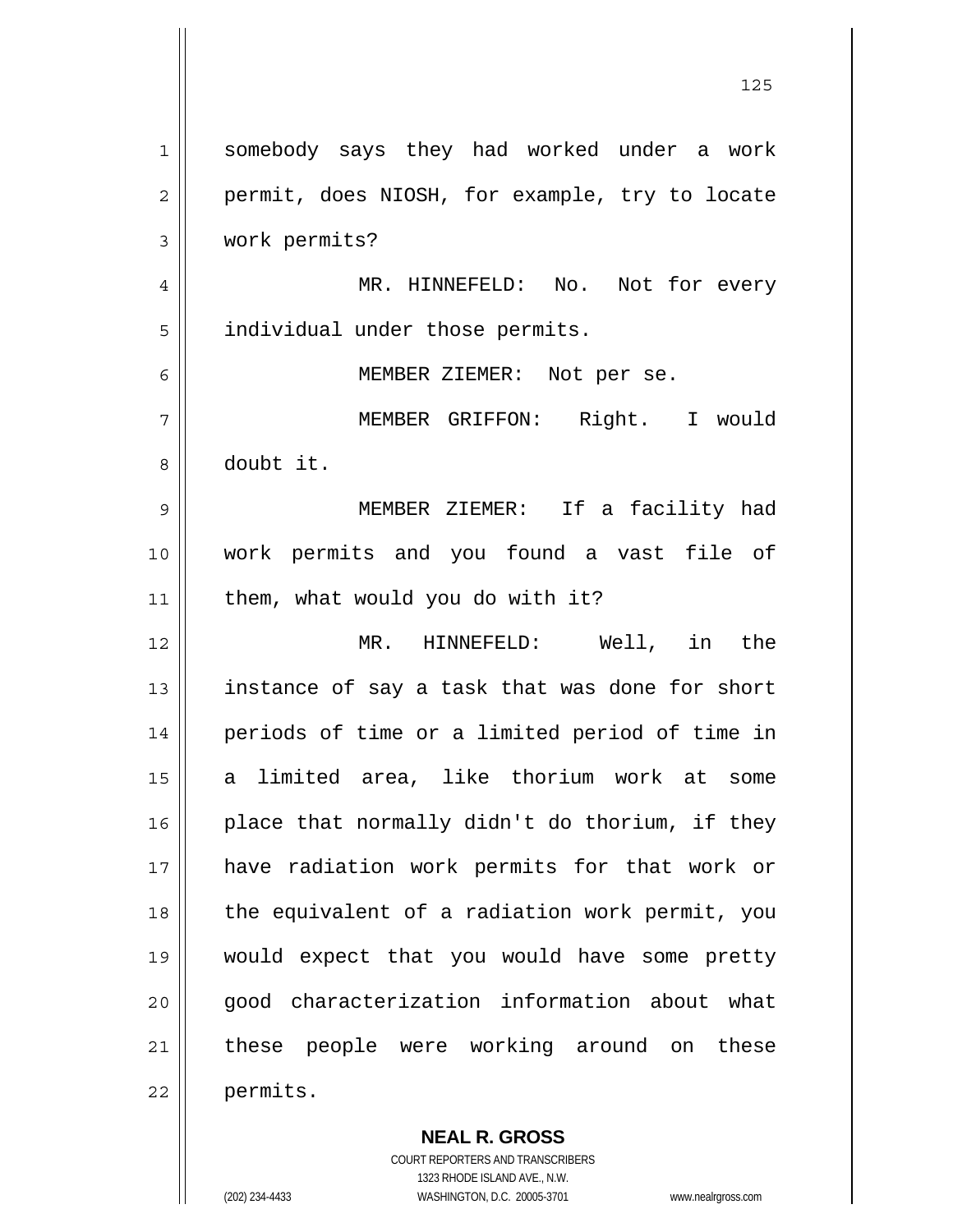somebody says they had worked under a work permit, does NIOSH, for example, try to locate work permits?

MR. HINNEFELD: No. Not for every individual under those permits.

MEMBER ZIEMER: Not per se.

MEMBER GRIFFON: Right. I would doubt it.

MEMBER ZIEMER: If a facility had work permits and you found a vast file of them, what would you do with it?

MR. HINNEFELD: Well, in the instance of say a task that was done for short periods of time or a limited period of time in a limited area, like thorium work at some place that normally didn't do thorium, if they have radiation work permits for that work or the equivalent of a radiation work permit, you would expect that you would have some pretty good characterization information about what these people were working around on these permits.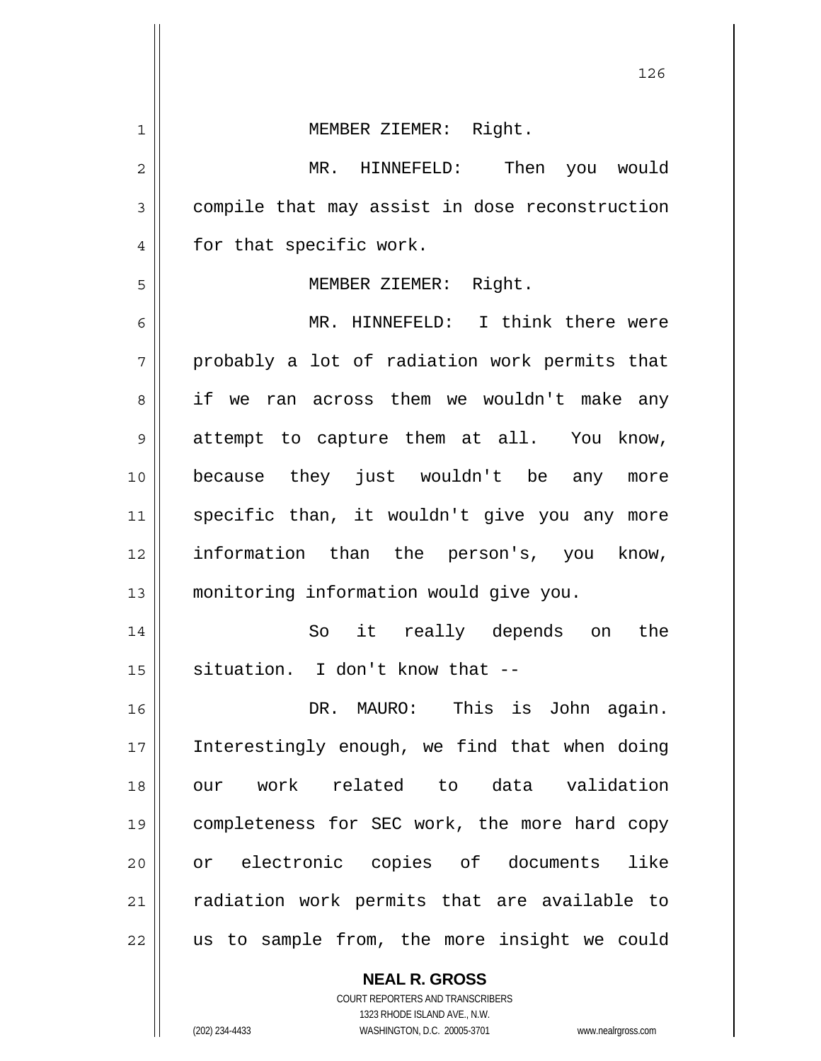MEMBER ZIEMER: Right.

MR. HINNEFELD: Then you would compile that may assist in dose reconstruction for that specific work.

MEMBER ZIEMER: Right.

MR. HINNEFELD: I think there were probably a lot of radiation work permits that if we ran across them we wouldn't make any attempt to capture them at all. You know, because they just wouldn't be any more specific than, it wouldn't give you any more information than the person's, you know, monitoring information would give you.

So it really depends on the situation. I don't know that --

DR. MAURO: This is John again. Interestingly enough, we find that when doing our work related to data validation completeness for SEC work, the more hard copy or electronic copies of documents like radiation work permits that are available to us to sample from, the more insight we could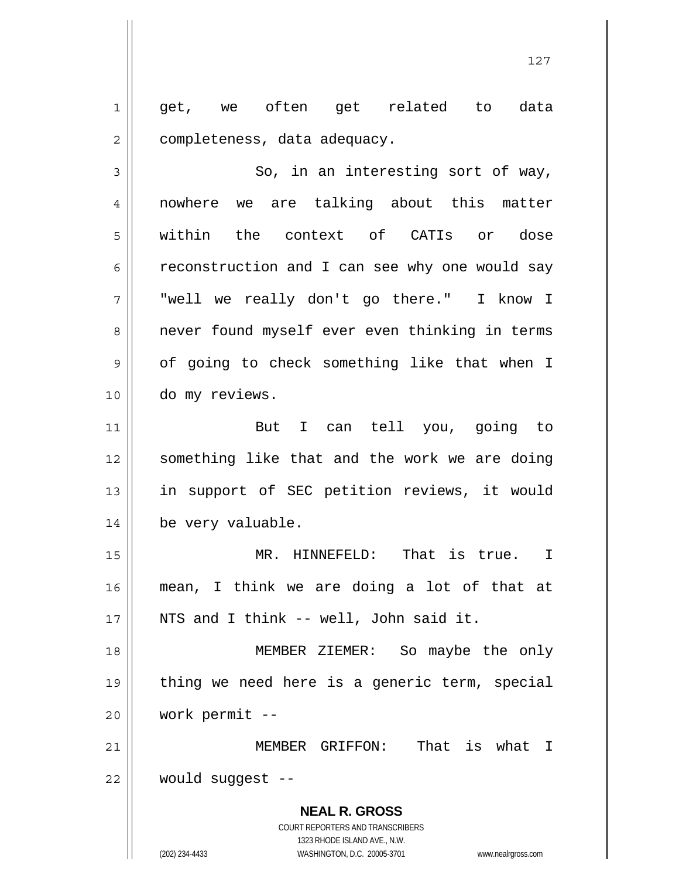get, we often get related to data completeness, data adequacy.

So, in an interesting sort of way, nowhere we are talking about this matter within the context of CATIs or dose reconstruction and I can see why one would say "well we really don't go there." I know I never found myself ever even thinking in terms of going to check something like that when I do my reviews.

But I can tell you, going to something like that and the work we are doing in support of SEC petition reviews, it would be very valuable.

MR. HINNEFELD: That is true. I mean, I think we are doing a lot of that at NTS and I think -- well, John said it.

MEMBER ZIEMER: So maybe the only thing we need here is a generic term, special work permit --

MEMBER GRIFFON: That is what I would suggest --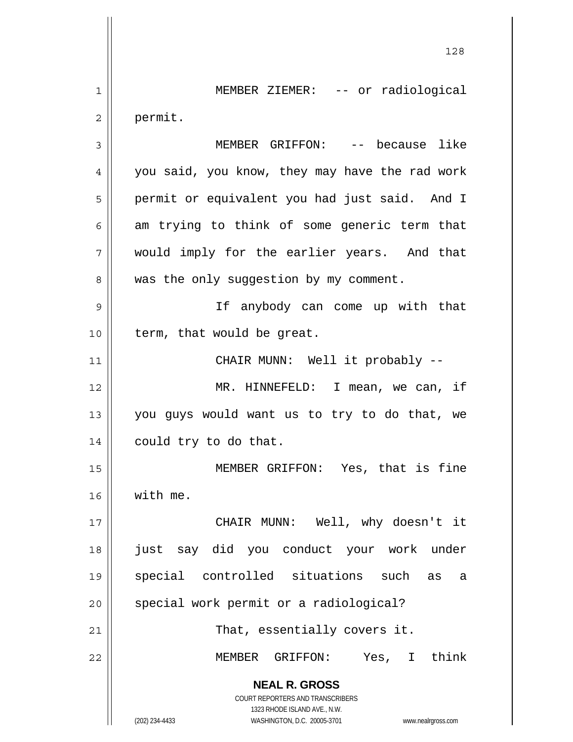MEMBER ZIEMER: -- or radiological permit.

MEMBER GRIFFON: -- because like you said, you know, they may have the rad work permit or equivalent you had just said. And I am trying to think of some generic term that would imply for the earlier years. And that was the only suggestion by my comment.

If anybody can come up with that term, that would be great.

CHAIR MUNN: Well it probably --

MR. HINNEFELD: I mean, we can, if you guys would want us to try to do that, we could try to do that.

MEMBER GRIFFON: Yes, that is fine with me.

CHAIR MUNN: Well, why doesn't it just say did you conduct your work under special controlled situations such as a special work permit or a radiological?

That, essentially covers it.

MEMBER GRIFFON: Yes, I think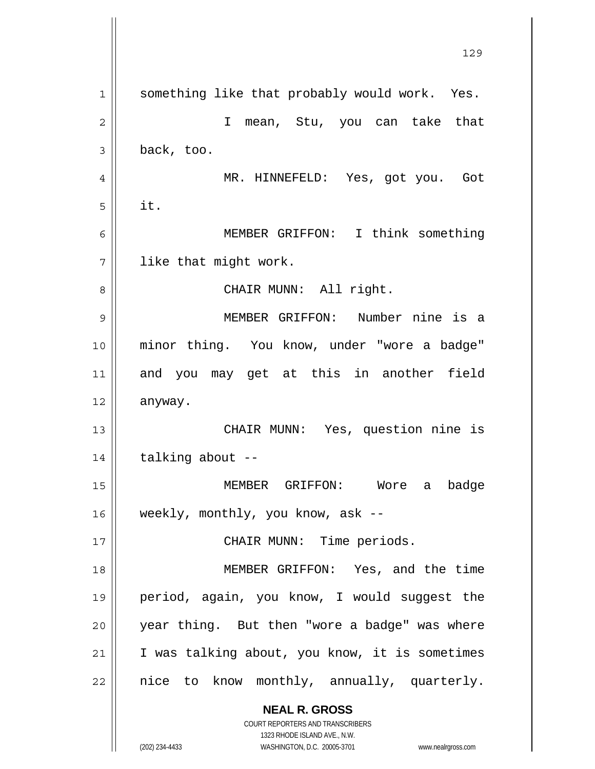something like that probably would work. Yes.

I mean, Stu, you can take that back, too.

MR. HINNEFELD: Yes, got you. Got it.

MEMBER GRIFFON: I think something like that might work.

CHAIR MUNN: All right.

MEMBER GRIFFON: Number nine is a minor thing. You know, under "wore a badge" and you may get at this in another field anyway.

CHAIR MUNN: Yes, question nine is talking about --

MEMBER GRIFFON: Wore a badge weekly, monthly, you know, ask --

CHAIR MUNN: Time periods.

MEMBER GRIFFON: Yes, and the time period, again, you know, I would suggest the year thing. But then "wore a badge" was where I was talking about, you know, it is sometimes nice to know monthly, annually, quarterly.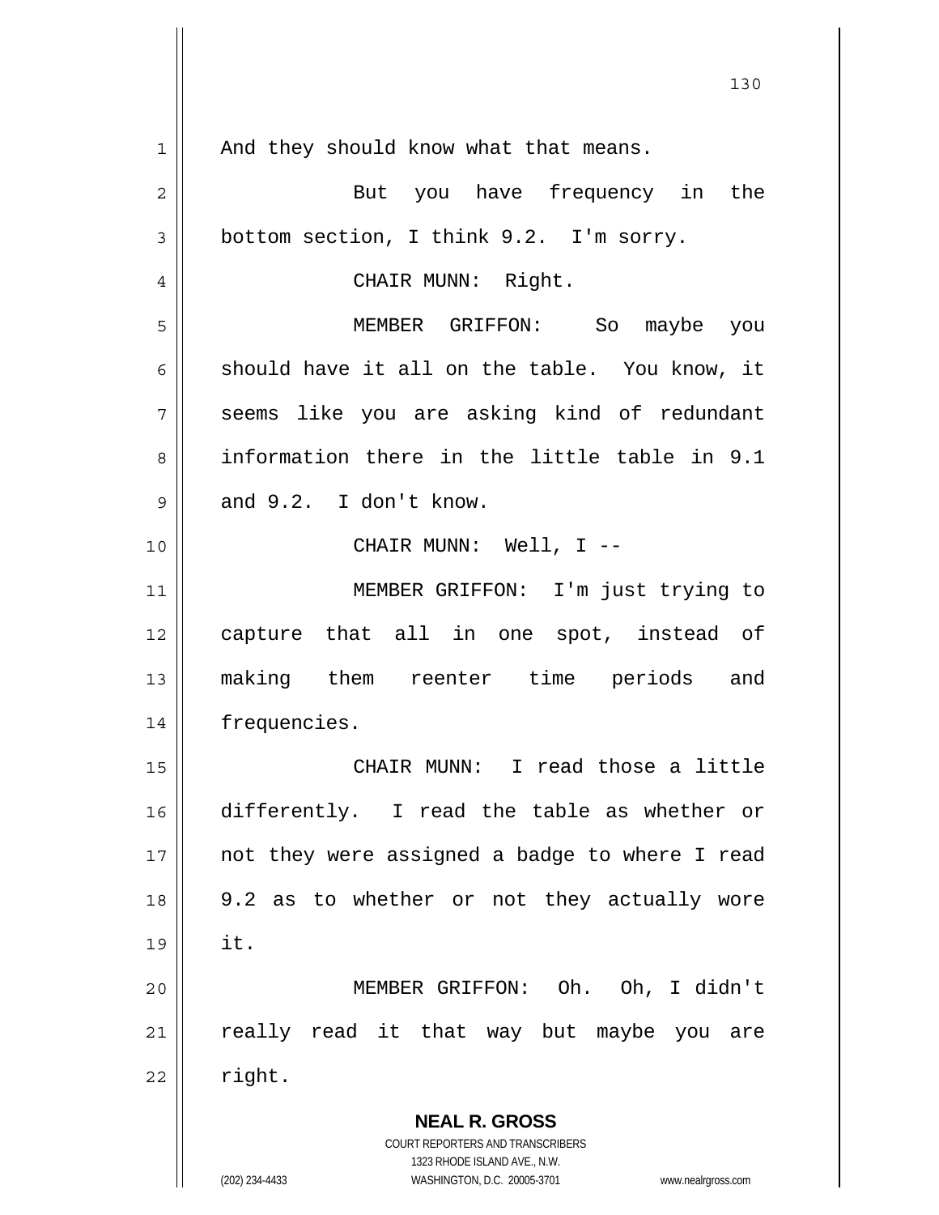And they should know what that means.

But you have frequency in the bottom section, I think 9.2. I'm sorry.

CHAIR MUNN: Right.

MEMBER GRIFFON: So maybe you should have it all on the table. You know, it seems like you are asking kind of redundant information there in the little table in 9.1 and 9.2. I don't know.

CHAIR MUNN: Well, I --

MEMBER GRIFFON: I'm just trying to capture that all in one spot, instead of making them reenter time periods and frequencies.

CHAIR MUNN: I read those a little differently. I read the table as whether or not they were assigned a badge to where I read 9.2 as to whether or not they actually wore it.

MEMBER GRIFFON: Oh. Oh, I didn't really read it that way but maybe you are right.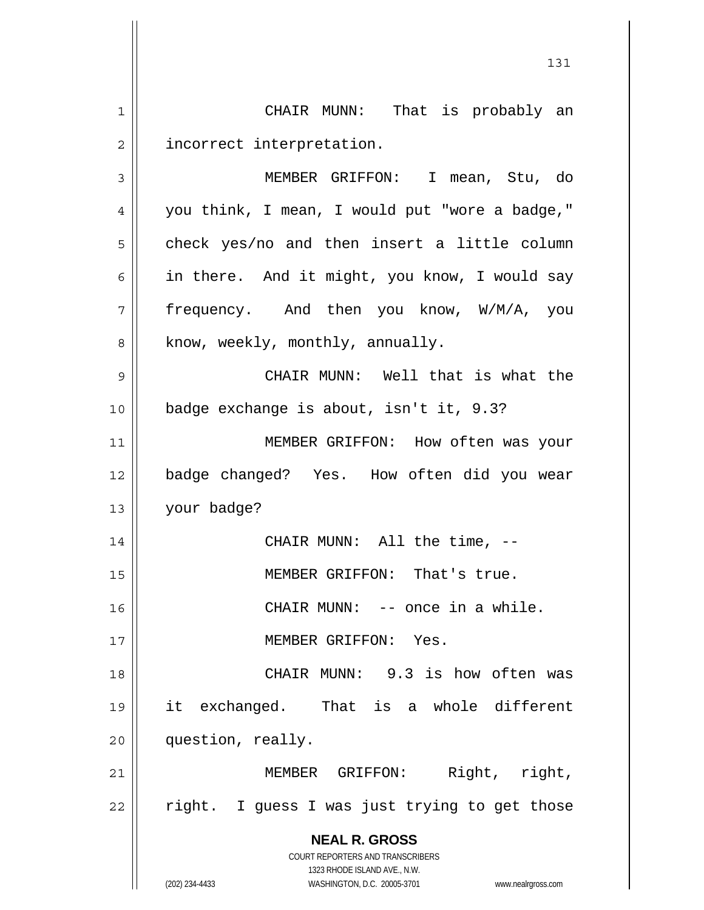CHAIR MUNN: That is probably an incorrect interpretation.

MEMBER GRIFFON: I mean, Stu, do you think, I mean, I would put "wore a badge," check yes/no and then insert a little column in there. And it might, you know, I would say frequency. And then you know, W/M/A, you know, weekly, monthly, annually.

CHAIR MUNN: Well that is what the badge exchange is about, isn't it, 9.3?

MEMBER GRIFFON: How often was your badge changed? Yes. How often did you wear your badge?

CHAIR MUNN: All the time, --

MEMBER GRIFFON: That's true.

CHAIR MUNN: -- once in a while.

MEMBER GRIFFON: Yes.

CHAIR MUNN: 9.3 is how often was it exchanged. That is a whole different question, really.

MEMBER GRIFFON: Right, right, right. I guess I was just trying to get those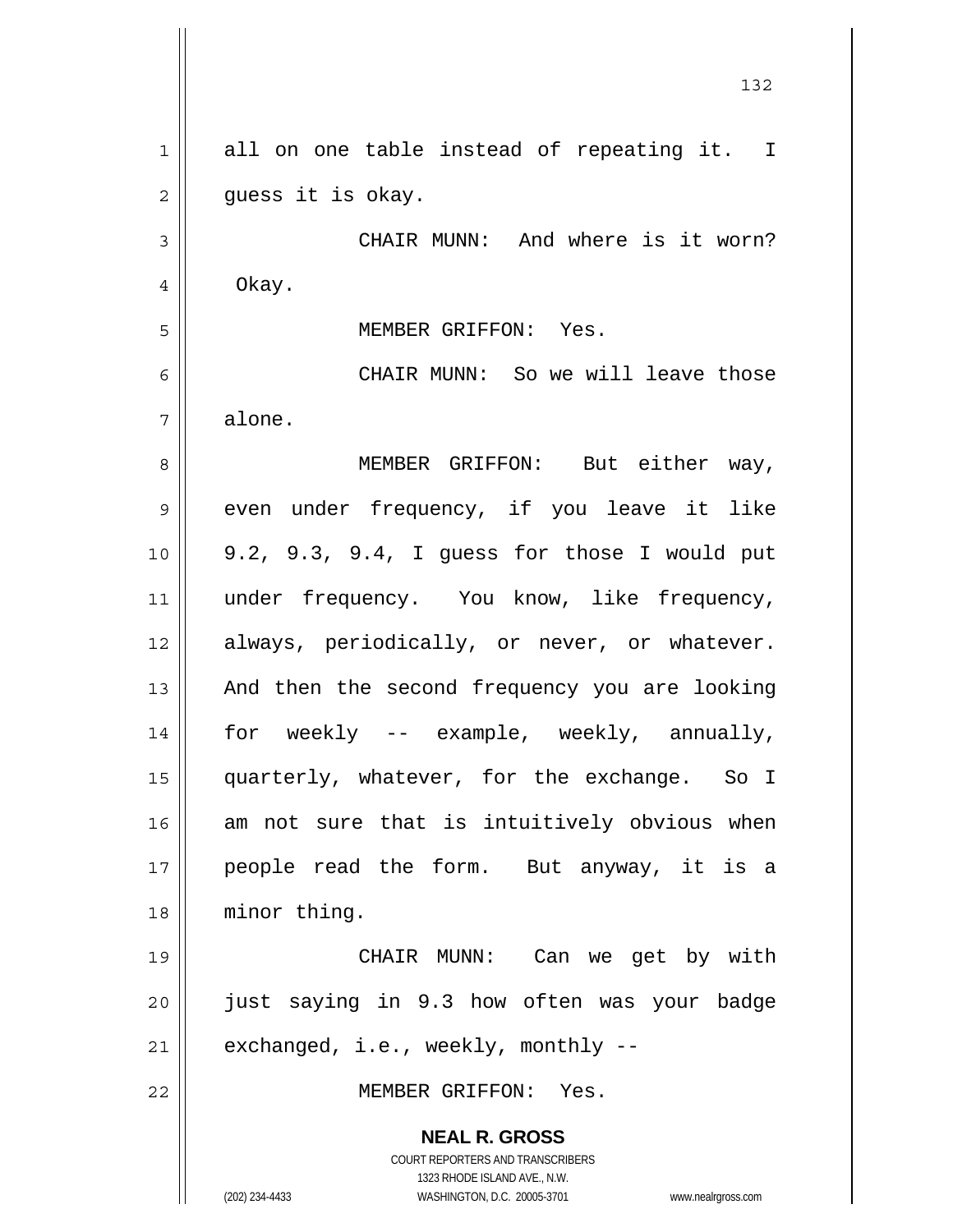all on one table instead of repeating it. I guess it is okay.

CHAIR MUNN: And where is it worn? Okay.

MEMBER GRIFFON: Yes.

CHAIR MUNN: So we will leave those alone.

MEMBER GRIFFON: But either way, even under frequency, if you leave it like 9.2, 9.3, 9.4, I guess for those I would put under frequency. You know, like frequency, always, periodically, or never, or whatever. And then the second frequency you are looking for weekly -- example, weekly, annually, quarterly, whatever, for the exchange. So I am not sure that is intuitively obvious when people read the form. But anyway, it is a minor thing.

CHAIR MUNN: Can we get by with just saying in 9.3 how often was your badge exchanged, i.e., weekly, monthly --

MEMBER GRIFFON: Yes.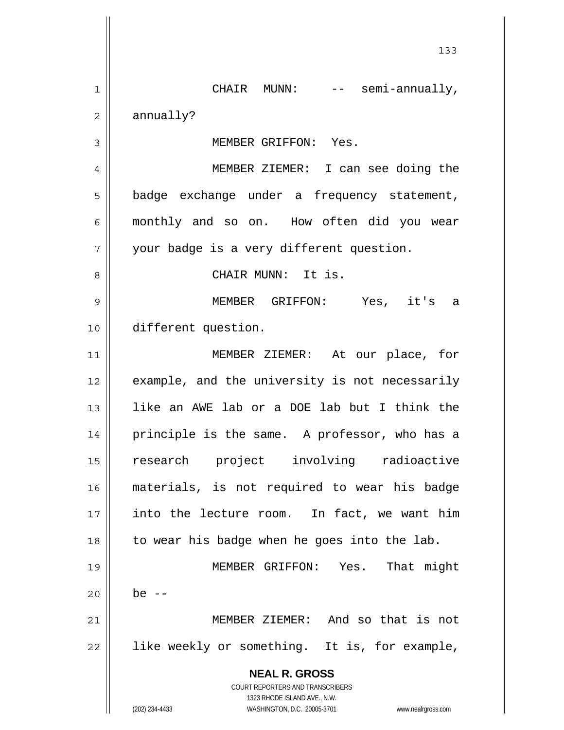CHAIR MUNN: -- semi-annually, annually?

MEMBER GRIFFON: Yes.

MEMBER ZIEMER: I can see doing the badge exchange under a frequency statement, monthly and so on. How often did you wear your badge is a very different question.

CHAIR MUNN: It is.

MEMBER GRIFFON: Yes, it's a different question.

MEMBER ZIEMER: At our place, for example, and the university is not necessarily like an AWE lab or a DOE lab but I think the principle is the same. A professor, who has a research project involving radioactive materials, is not required to wear his badge into the lecture room. In fact, we want him to wear his badge when he goes into the lab.

MEMBER GRIFFON: Yes. That might be --

MEMBER ZIEMER: And so that is not like weekly or something. It is, for example,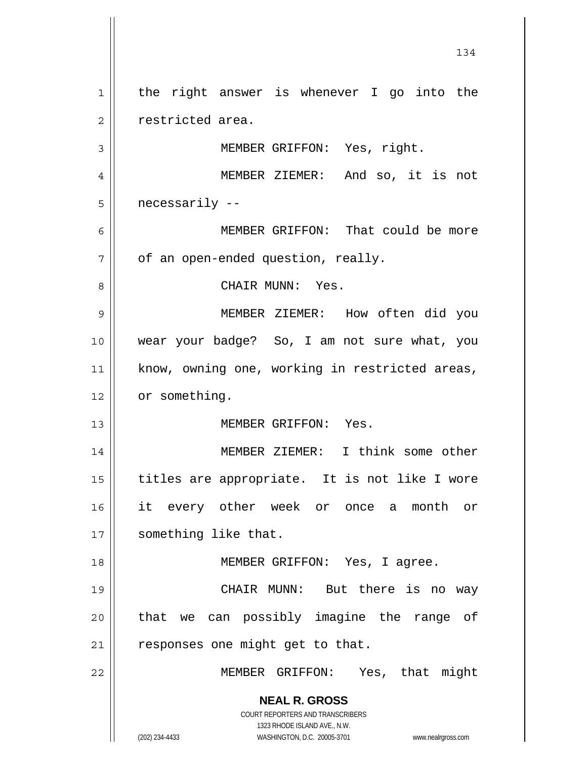the right answer is whenever I go into the restricted area.

MEMBER GRIFFON: Yes, right.

MEMBER ZIEMER: And so, it is not necessarily --

MEMBER GRIFFON: That could be more of an open-ended question, really.

CHAIR MUNN: Yes.

MEMBER ZIEMER: How often did you wear your badge? So, I am not sure what, you know, owning one, working in restricted areas, or something.

MEMBER GRIFFON: Yes.

MEMBER ZIEMER: I think some other titles are appropriate. It is not like I wore it every other week or once a month or something like that.

MEMBER GRIFFON: Yes, I agree.

CHAIR MUNN: But there is no way that we can possibly imagine the range of responses one might get to that.

MEMBER GRIFFON: Yes, that might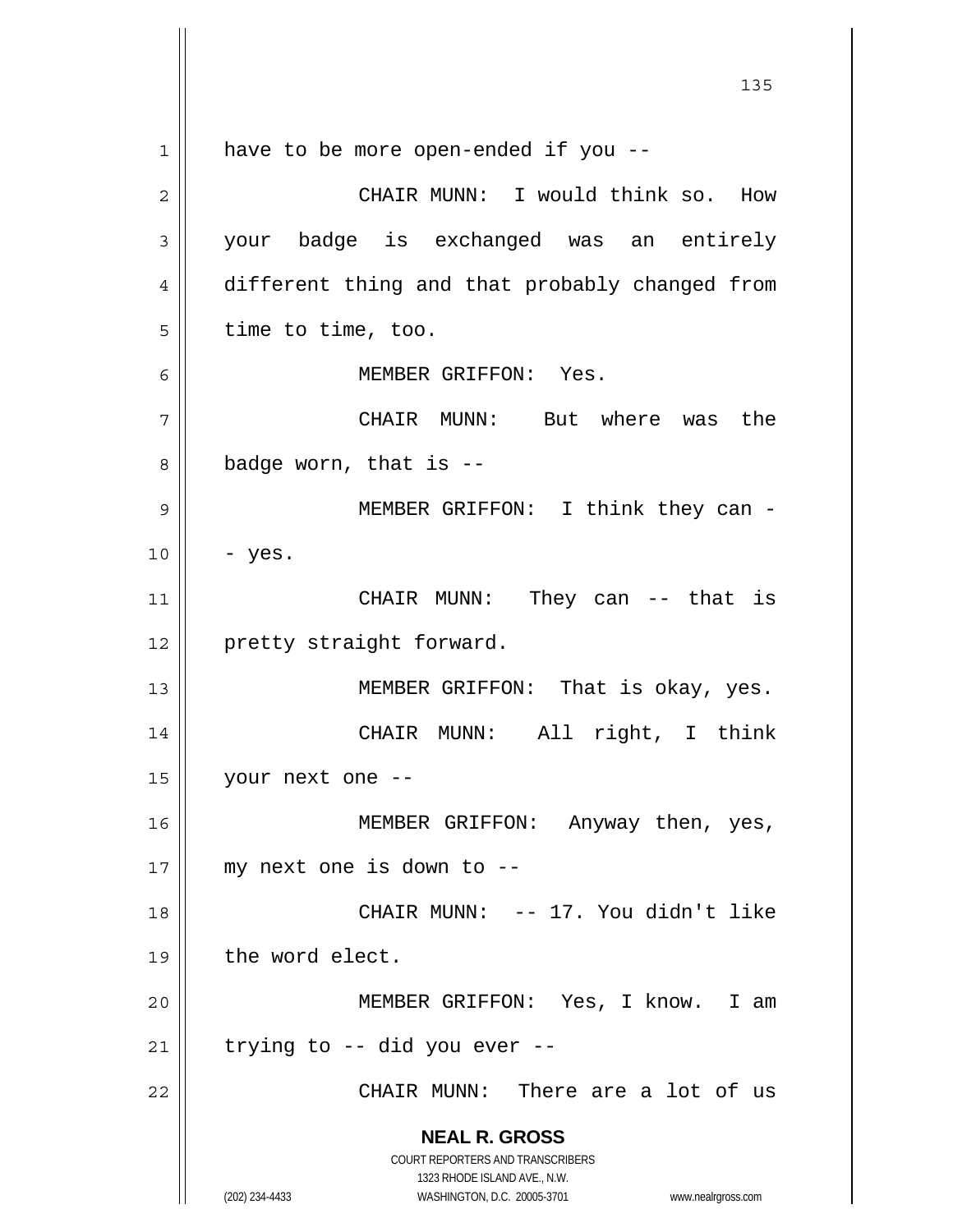have to be more open-ended if you --

CHAIR MUNN: I would think so. How your badge is exchanged was an entirely different thing and that probably changed from time to time, too.

MEMBER GRIFFON: Yes.

CHAIR MUNN: But where was the badge worn, that is --

MEMBER GRIFFON: I think they can -- yes.

CHAIR MUNN: They can -- that is pretty straight forward.

MEMBER GRIFFON: That is okay, yes.

CHAIR MUNN: All right, I think your next one --

MEMBER GRIFFON: Anyway then, yes, my next one is down to --

CHAIR MUNN: -- 17. You didn't like the word elect.

MEMBER GRIFFON: Yes, I know. I am trying to -- did you ever --

CHAIR MUNN: There are a lot of us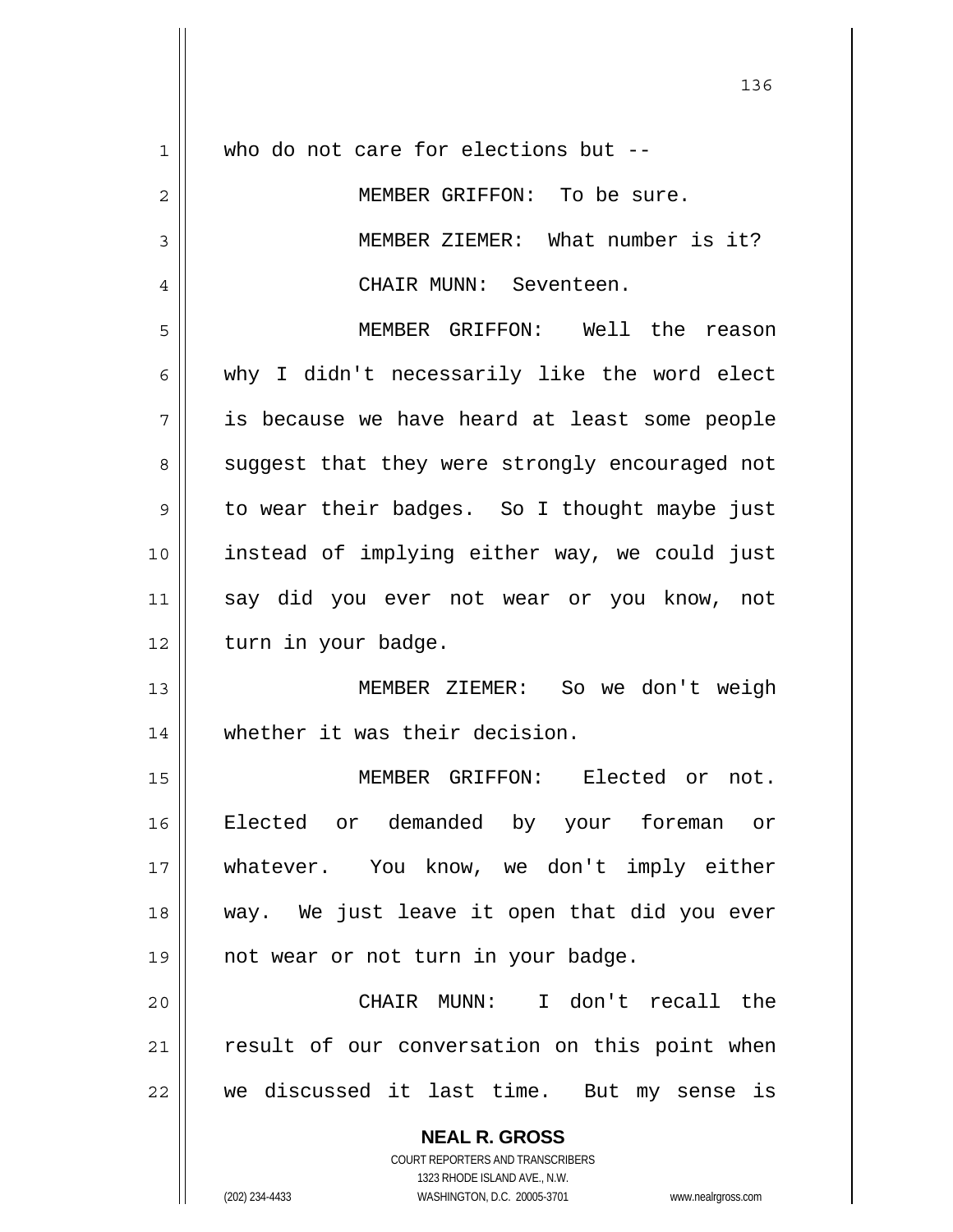who do not care for elections but --

MEMBER GRIFFON: To be sure.

MEMBER ZIEMER: What number is it?

CHAIR MUNN: Seventeen.

MEMBER GRIFFON: Well the reason why I didn't necessarily like the word elect is because we have heard at least some people suggest that they were strongly encouraged not to wear their badges. So I thought maybe just instead of implying either way, we could just say did you ever not wear or you know, not turn in your badge.

MEMBER ZIEMER: So we don't weigh whether it was their decision.

MEMBER GRIFFON: Elected or not. Elected or demanded by your foreman or whatever. You know, we don't imply either way. We just leave it open that did you ever not wear or not turn in your badge.

CHAIR MUNN: I don't recall the result of our conversation on this point when we discussed it last time. But my sense is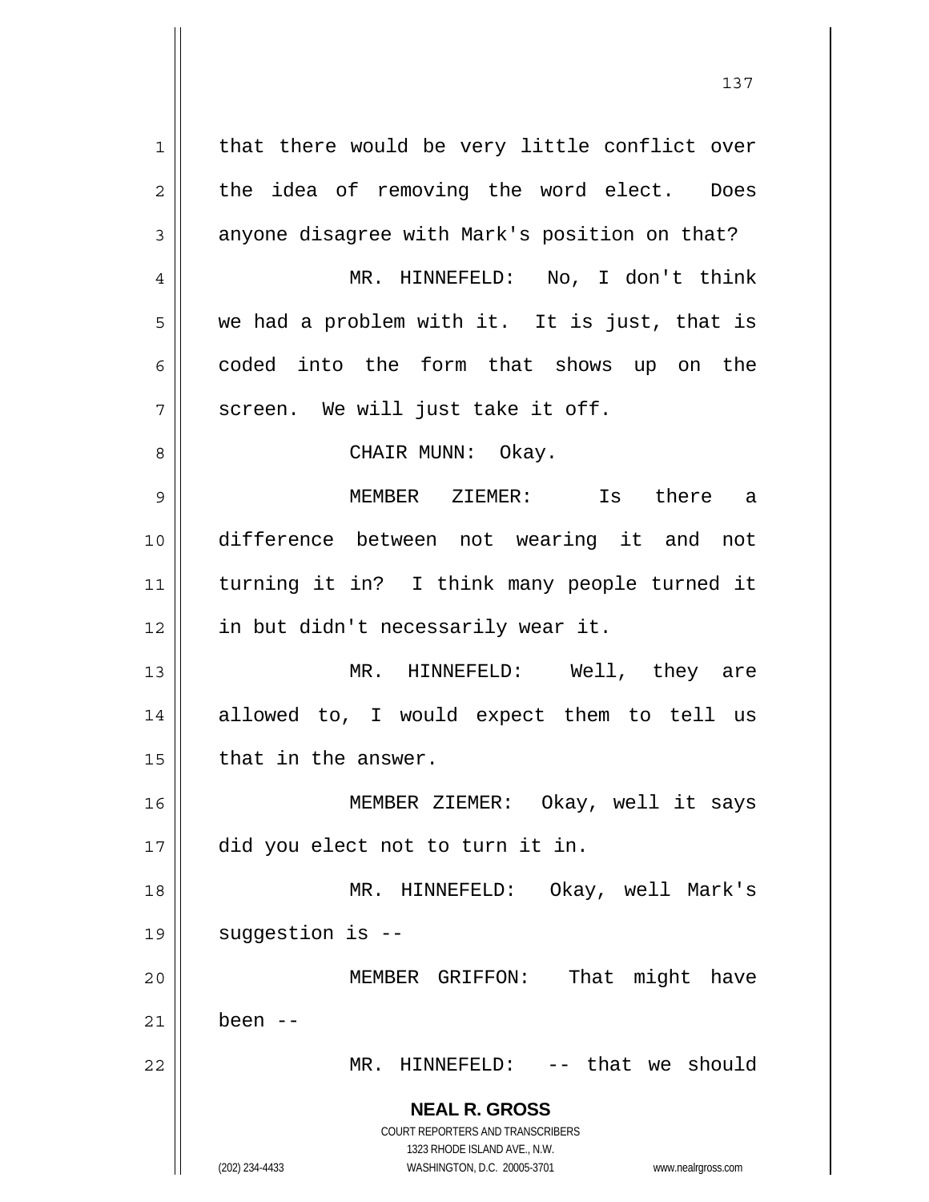that there would be very little conflict over the idea of removing the word elect. Does anyone disagree with Mark's position on that?

MR. HINNEFELD: No, I don't think we had a problem with it. It is just, that is coded into the form that shows up on the screen. We will just take it off.

CHAIR MUNN: Okay.

MEMBER ZIEMER: Is there a difference between not wearing it and not turning it in? I think many people turned it in but didn't necessarily wear it.

MR. HINNEFELD: Well, they are allowed to, I would expect them to tell us that in the answer.

MEMBER ZIEMER: Okay, well it says did you elect not to turn it in.

MR. HINNEFELD: Okay, well Mark's suggestion is --

MEMBER GRIFFON: That might have been --

MR. HINNEFELD: -- that we should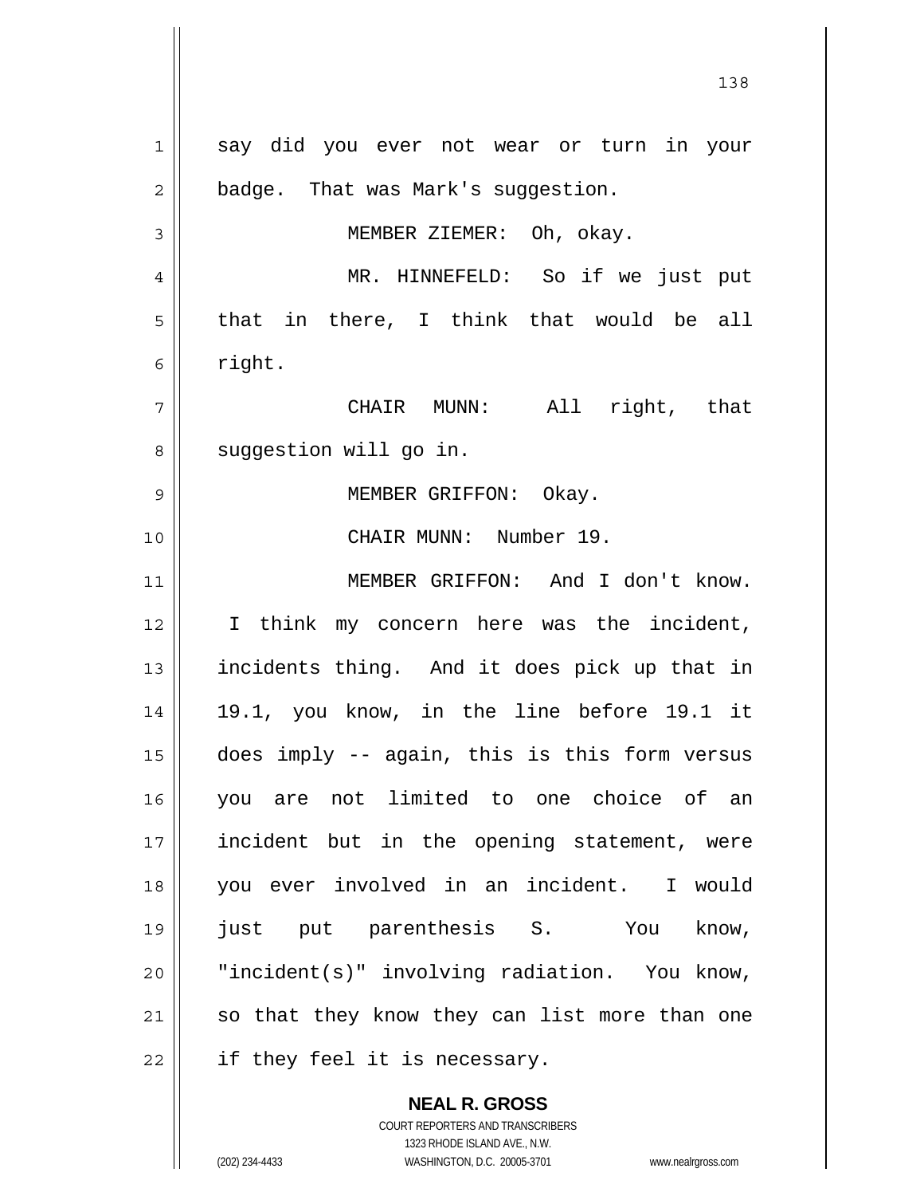say did you ever not wear or turn in your badge. That was Mark's suggestion.

MEMBER ZIEMER: Oh, okay.

MR. HINNEFELD: So if we just put that in there, I think that would be all right.

CHAIR MUNN: All right, that suggestion will go in.

MEMBER GRIFFON: Okay.

CHAIR MUNN: Number 19.

MEMBER GRIFFON: And I don't know. I think my concern here was the incident, incidents thing. And it does pick up that in 19.1, you know, in the line before 19.1 it does imply -- again, this is this form versus you are not limited to one choice of an incident but in the opening statement, were you ever involved in an incident. I would just put parenthesis S. You know, "incident(s)" involving radiation. You know, so that they know they can list more than one if they feel it is necessary.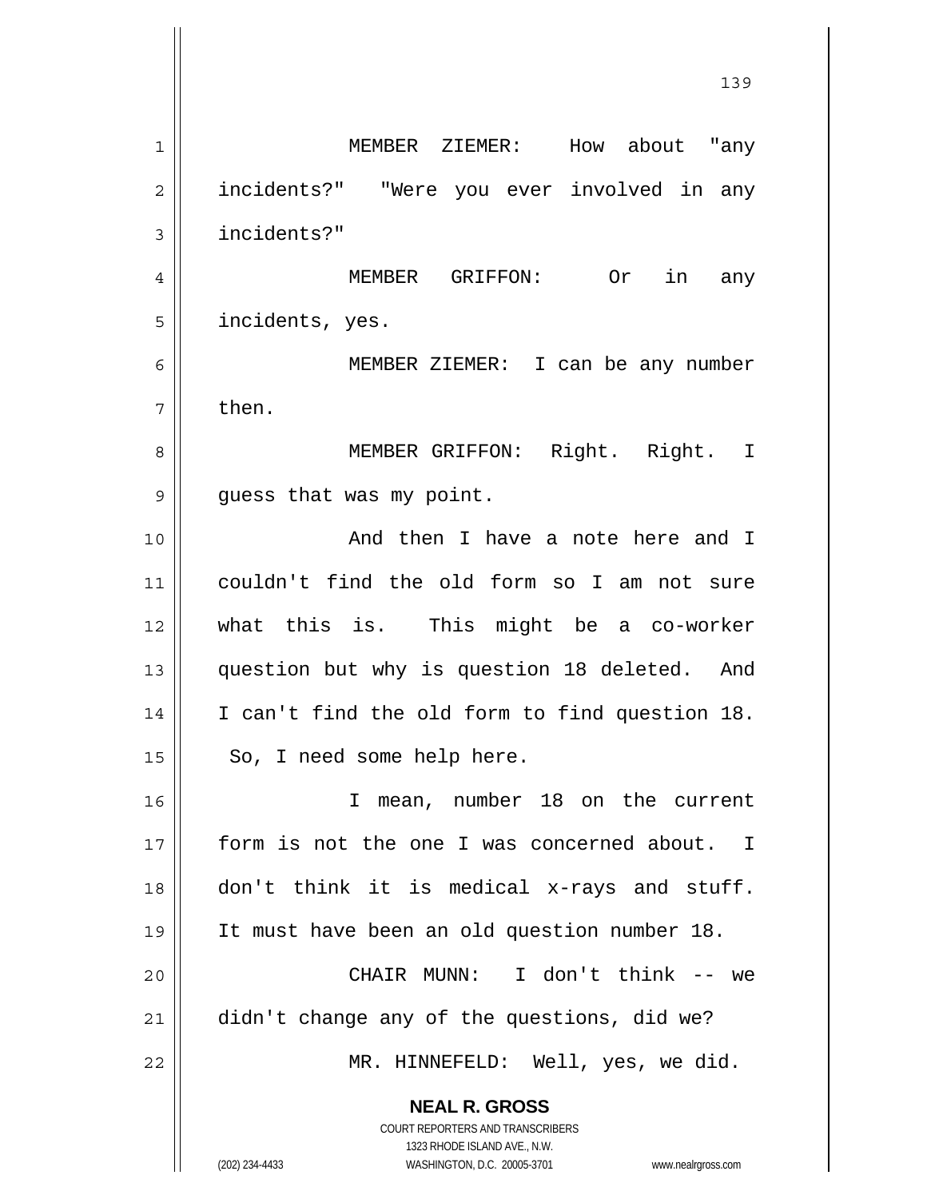MEMBER ZIEMER: How about "any incidents?" "Were you ever involved in any incidents?"

MEMBER GRIFFON: Or in any incidents, yes.

MEMBER ZIEMER: I can be any number then.

MEMBER GRIFFON: Right. Right. I guess that was my point.

And then I have a note here and I couldn't find the old form so I am not sure what this is. This might be a co-worker question but why is question 18 deleted. And I can't find the old form to find question 18. So, I need some help here.

I mean, number 18 on the current form is not the one I was concerned about. I don't think it is medical x-rays and stuff. It must have been an old question number 18.

CHAIR MUNN: I don't think -- we didn't change any of the questions, did we?

MR. HINNEFELD: Well, yes, we did.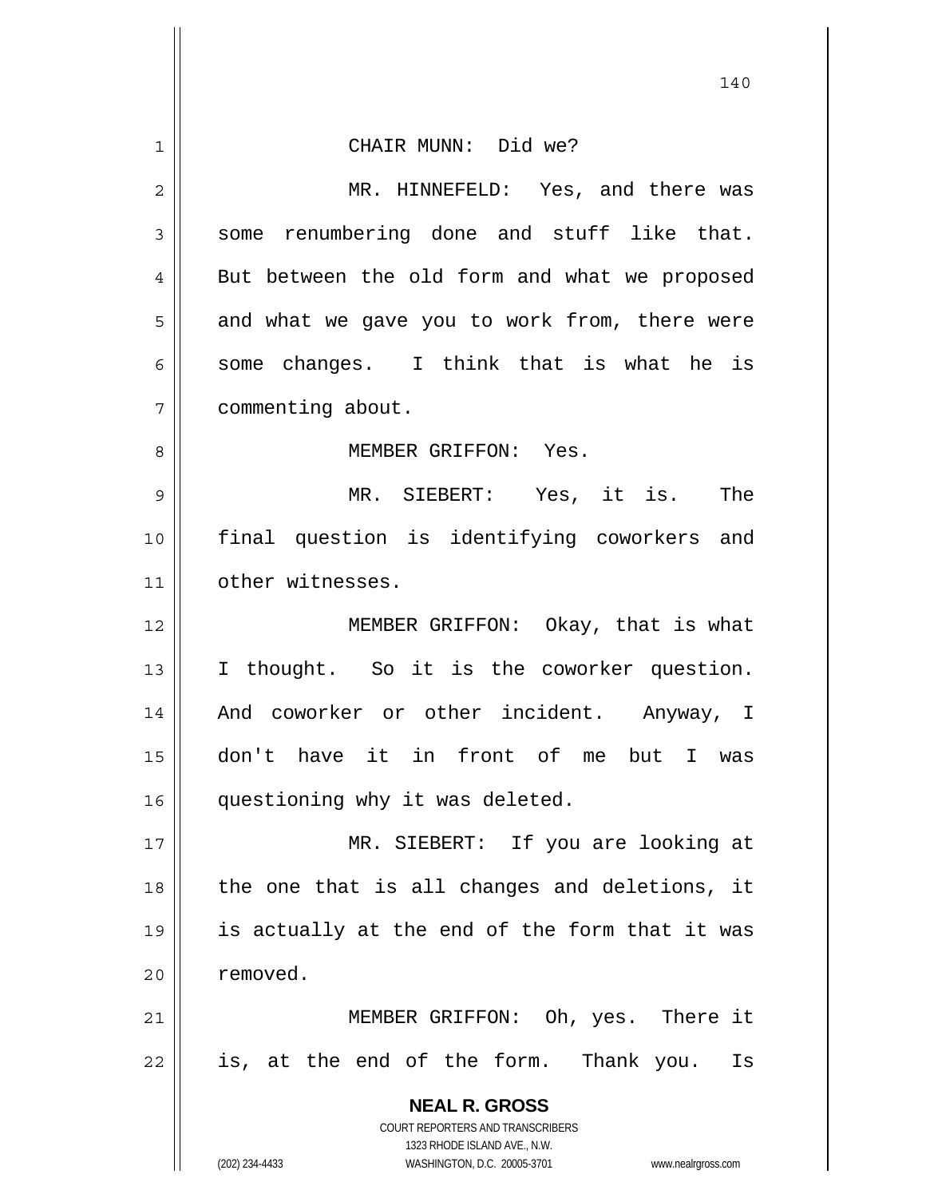CHAIR MUNN: Did we?

MR. HINNEFELD: Yes, and there was some renumbering done and stuff like that. But between the old form and what we proposed and what we gave you to work from, there were some changes. I think that is what he is commenting about.

MEMBER GRIFFON: Yes.

MR. SIEBERT: Yes, it is. The final question is identifying coworkers and other witnesses.

MEMBER GRIFFON: Okay, that is what I thought. So it is the coworker question. And coworker or other incident. Anyway, I don't have it in front of me but I was questioning why it was deleted.

MR. SIEBERT: If you are looking at the one that is all changes and deletions, it is actually at the end of the form that it was removed.

MEMBER GRIFFON: Oh, yes. There it is, at the end of the form. Thank you. Is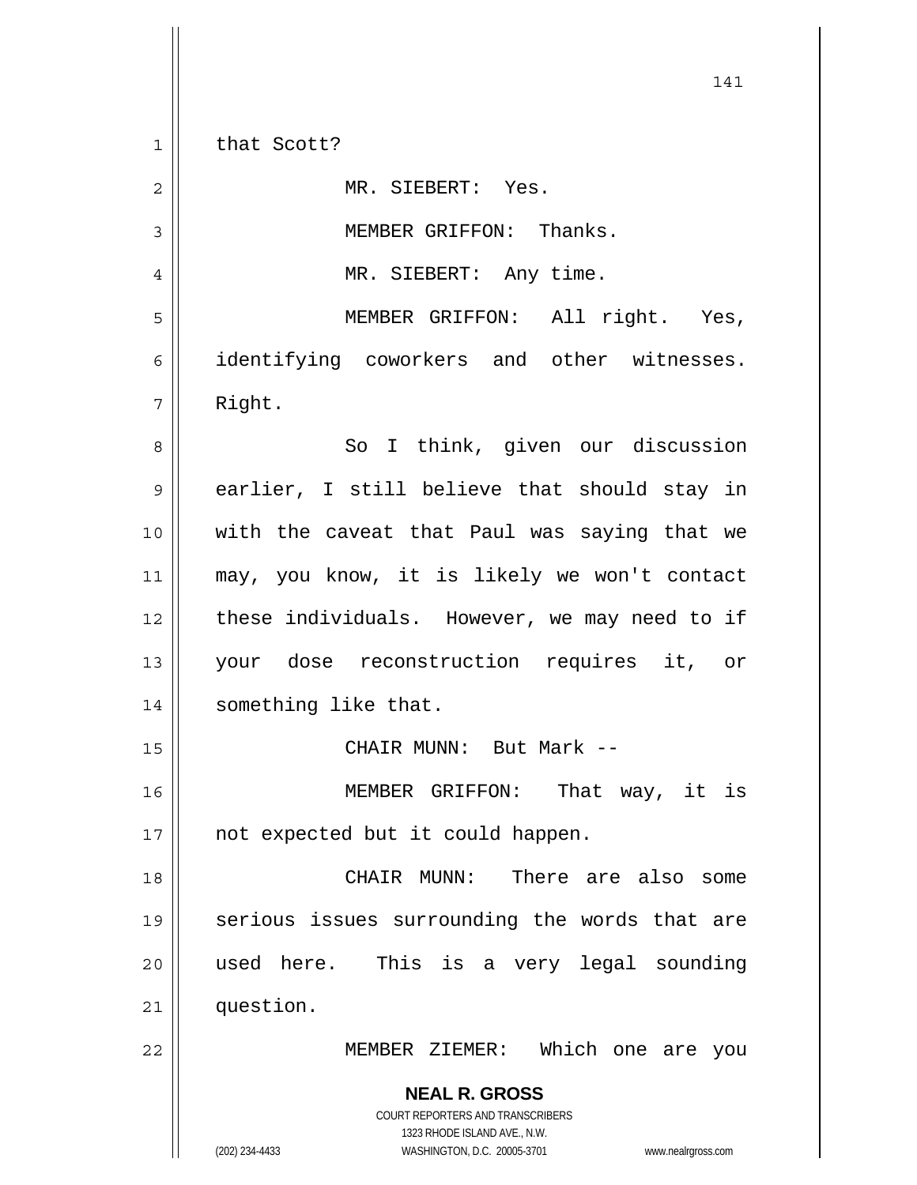that Scott?

MR. SIEBERT: Yes.

MEMBER GRIFFON: Thanks.

MR. SIEBERT: Any time.

MEMBER GRIFFON: All right. Yes, identifying coworkers and other witnesses. Right.

So I think, given our discussion earlier, I still believe that should stay in with the caveat that Paul was saying that we may, you know, it is likely we won't contact these individuals. However, we may need to if your dose reconstruction requires it, or something like that.

CHAIR MUNN: But Mark --

MEMBER GRIFFON: That way, it is not expected but it could happen.

CHAIR MUNN: There are also some serious issues surrounding the words that are used here. This is a very legal sounding question.

MEMBER ZIEMER: Which one are you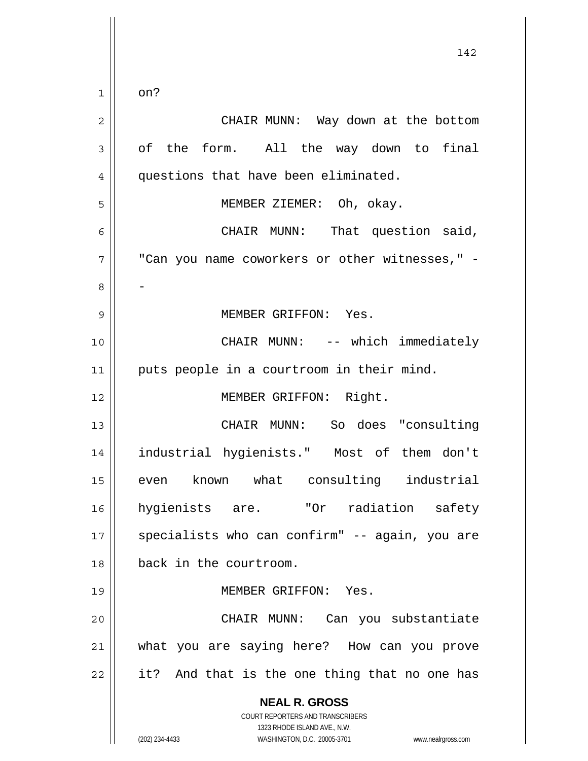on?

CHAIR MUNN: Way down at the bottom of the form. All the way down to final questions that have been eliminated.

MEMBER ZIEMER: Oh, okay.

CHAIR MUNN: That question said, "Can you name coworkers or other witnesses," --

MEMBER GRIFFON: Yes.

CHAIR MUNN: -- which immediately puts people in a courtroom in their mind.

MEMBER GRIFFON: Right.

CHAIR MUNN: So does "consulting industrial hygienists." Most of them don't even known what consulting industrial hygienists are. "Or radiation safety specialists who can confirm" -- again, you are back in the courtroom.

MEMBER GRIFFON: Yes.

CHAIR MUNN: Can you substantiate what you are saying here? How can you prove it? And that is the one thing that no one has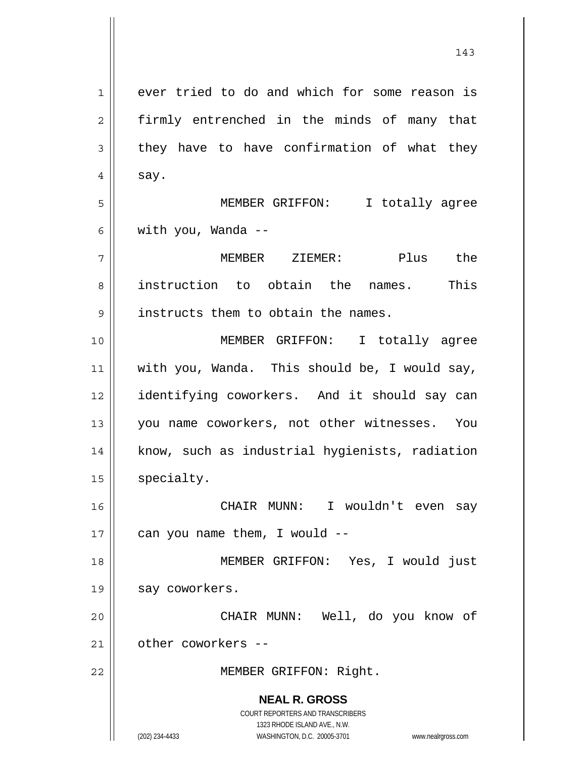ever tried to do and which for some reason is firmly entrenched in the minds of many that they have to have confirmation of what they say.

MEMBER GRIFFON: I totally agree with you, Wanda --

MEMBER ZIEMER: Plus the instruction to obtain the names. This instructs them to obtain the names.

MEMBER GRIFFON: I totally agree with you, Wanda. This should be, I would say, identifying coworkers. And it should say can you name coworkers, not other witnesses. You know, such as industrial hygienists, radiation specialty.

CHAIR MUNN: I wouldn't even say can you name them, I would --

MEMBER GRIFFON: Yes, I would just say coworkers.

CHAIR MUNN: Well, do you know of other coworkers --

MEMBER GRIFFON: Right.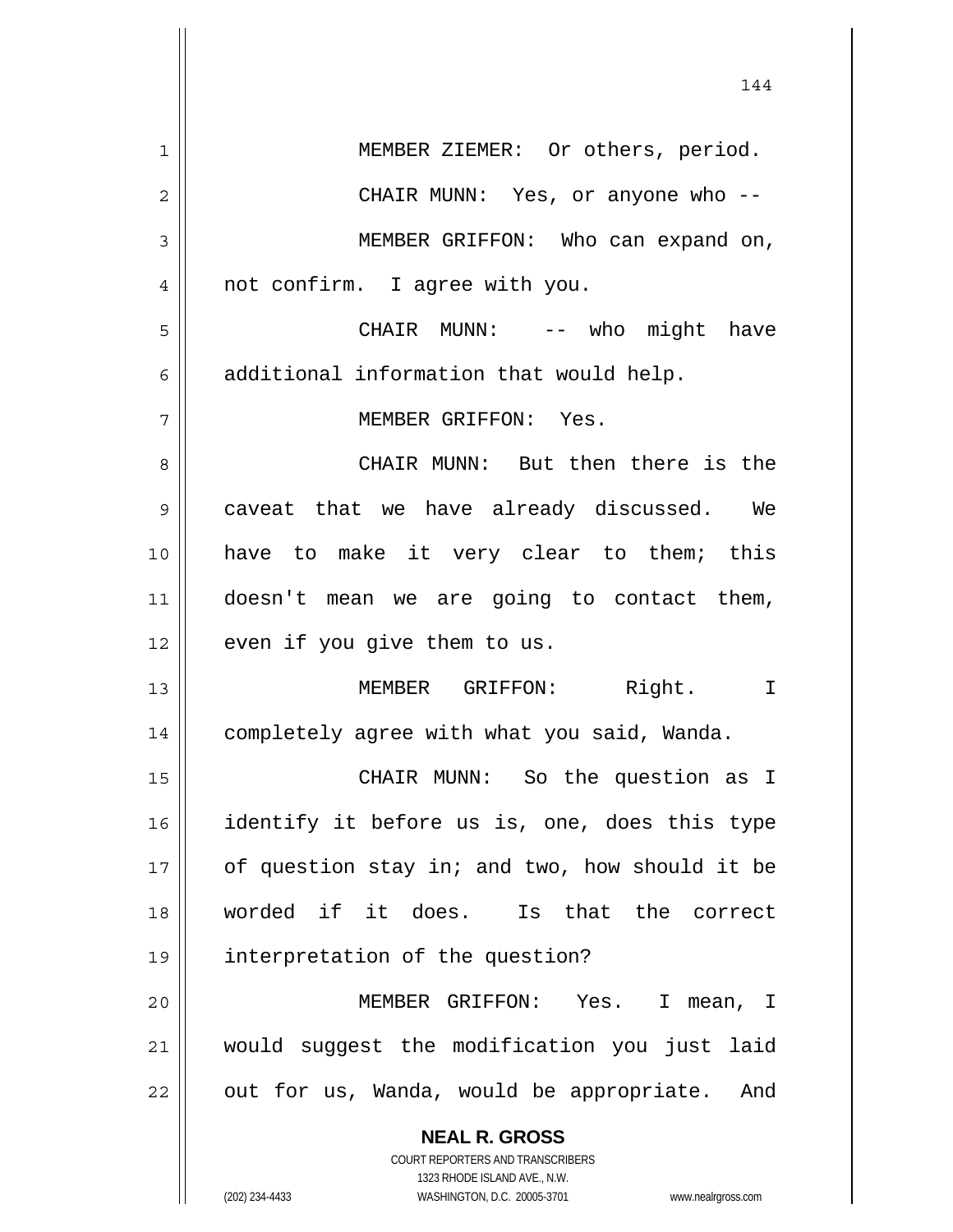MEMBER ZIEMER: Or others, period.

CHAIR MUNN: Yes, or anyone who --

MEMBER GRIFFON: Who can expand on, not confirm. I agree with you.

CHAIR MUNN: -- who might have additional information that would help.

MEMBER GRIFFON: Yes.

CHAIR MUNN: But then there is the caveat that we have already discussed. We have to make it very clear to them; this doesn't mean we are going to contact them, even if you give them to us.

MEMBER GRIFFON: Right. I completely agree with what you said, Wanda.

CHAIR MUNN: So the question as I identify it before us is, one, does this type of question stay in; and two, how should it be worded if it does. Is that the correct interpretation of the question?

MEMBER GRIFFON: Yes. I mean, I would suggest the modification you just laid out for us, Wanda, would be appropriate. And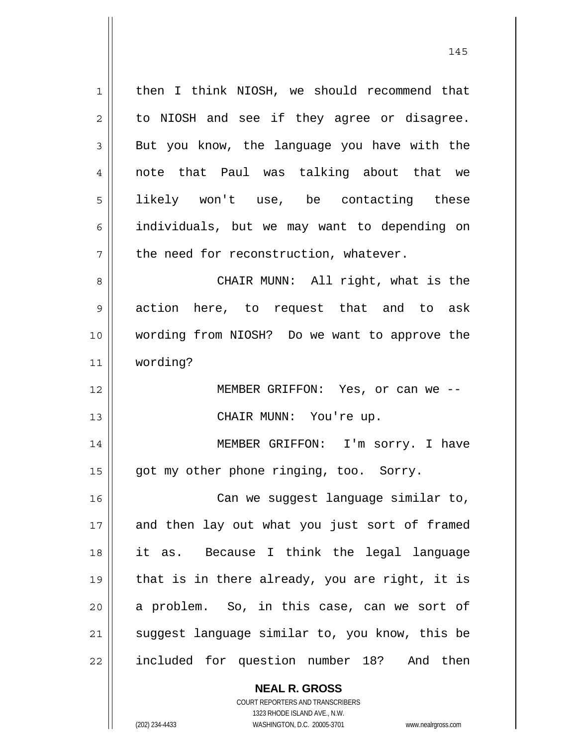then I think NIOSH, we should recommend that to NIOSH and see if they agree or disagree. But you know, the language you have with the note that Paul was talking about that we likely won't use, be contacting these individuals, but we may want to depending on the need for reconstruction, whatever.

CHAIR MUNN: All right, what is the action here, to request that and to ask wording from NIOSH? Do we want to approve the wording?

MEMBER GRIFFON: Yes, or can we --

CHAIR MUNN: You're up.

MEMBER GRIFFON: I'm sorry. I have got my other phone ringing, too. Sorry.

Can we suggest language similar to, and then lay out what you just sort of framed it as. Because I think the legal language that is in there already, you are right, it is a problem. So, in this case, can we sort of suggest language similar to, you know, this be included for question number 18? And then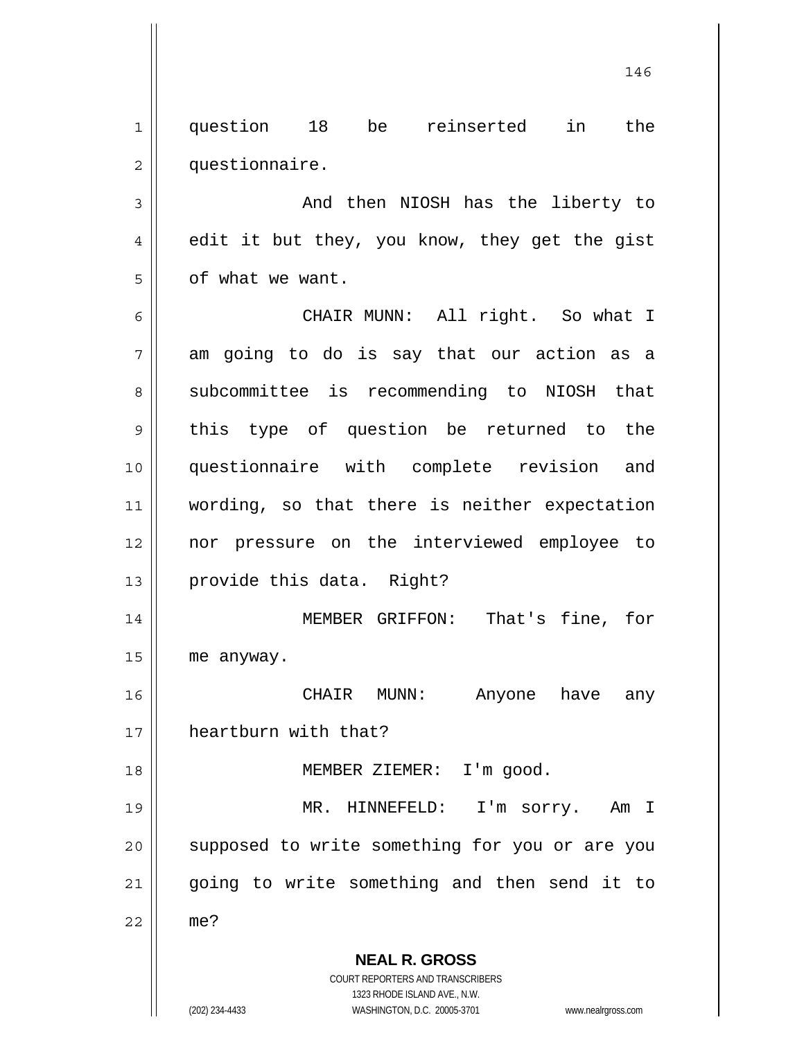question 18 be reinserted in the questionnaire.

And then NIOSH has the liberty to edit it but they, you know, they get the gist of what we want.

CHAIR MUNN: All right. So what I am going to do is say that our action as a subcommittee is recommending to NIOSH that this type of question be returned to the questionnaire with complete revision and wording, so that there is neither expectation nor pressure on the interviewed employee to provide this data. Right?

MEMBER GRIFFON: That's fine, for me anyway.

CHAIR MUNN: Anyone have any heartburn with that?

MEMBER ZIEMER: I'm good.

MR. HINNEFELD: I'm sorry. Am I supposed to write something for you or are you going to write something and then send it to me?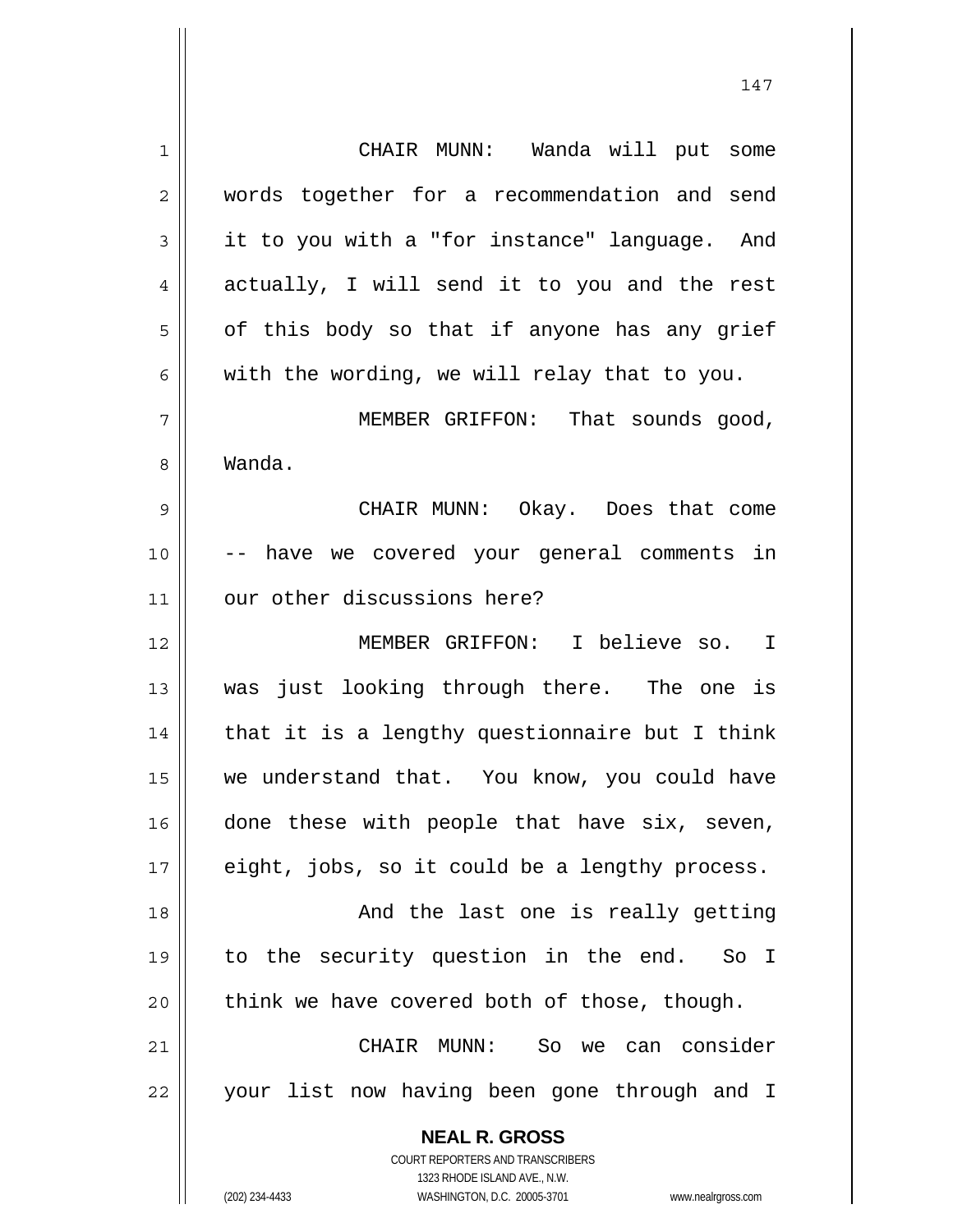CHAIR MUNN: Wanda will put some words together for a recommendation and send it to you with a "for instance" language. And actually, I will send it to you and the rest of this body so that if anyone has any grief with the wording, we will relay that to you.

MEMBER GRIFFON: That sounds good, Wanda.

CHAIR MUNN: Okay. Does that come -- have we covered your general comments in our other discussions here?

MEMBER GRIFFON: I believe so. I was just looking through there. The one is that it is a lengthy questionnaire but I think we understand that. You know, you could have done these with people that have six, seven, eight, jobs, so it could be a lengthy process.

And the last one is really getting to the security question in the end. So I think we have covered both of those, though.

CHAIR MUNN: So we can consider your list now having been gone through and I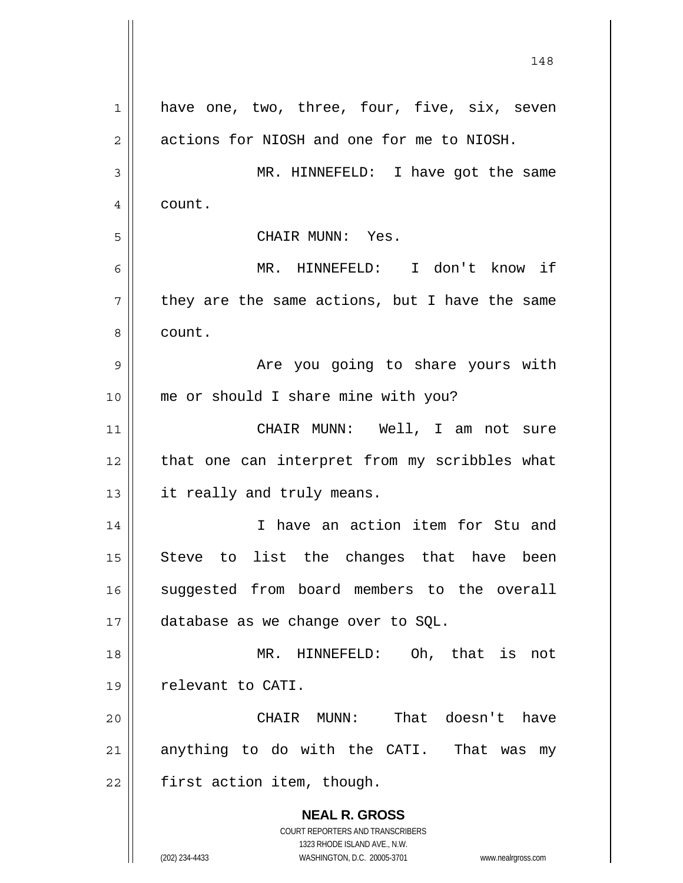have one, two, three, four, five, six, seven actions for NIOSH and one for me to NIOSH.

MR. HINNEFELD: I have got the same count.

CHAIR MUNN: Yes.

MR. HINNEFELD: I don't know if they are the same actions, but I have the same count.

Are you going to share yours with me or should I share mine with you?

CHAIR MUNN: Well, I am not sure that one can interpret from my scribbles what it really and truly means.

I have an action item for Stu and Steve to list the changes that have been suggested from board members to the overall database as we change over to SQL.

MR. HINNEFELD: Oh, that is not relevant to CATI.

CHAIR MUNN: That doesn't have anything to do with the CATI. That was my first action item, though.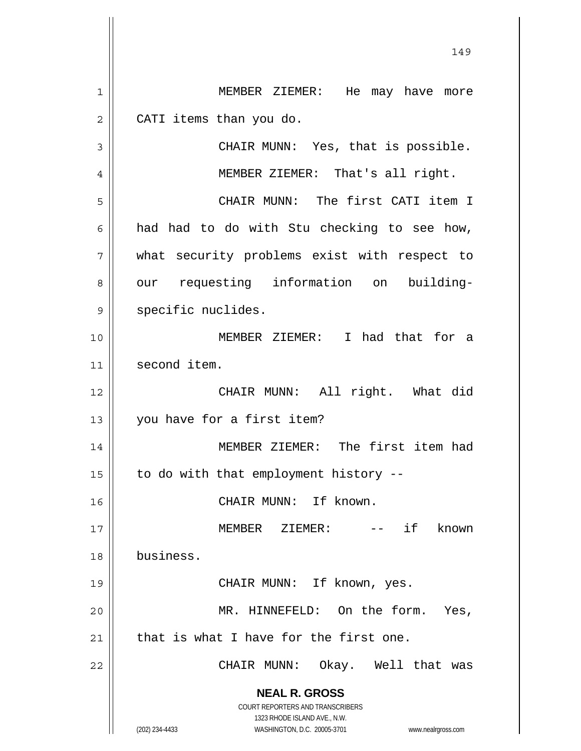MEMBER ZIEMER: He may have more CATI items than you do.

CHAIR MUNN: Yes, that is possible.

MEMBER ZIEMER: That's all right.

CHAIR MUNN: The first CATI item I had had to do with Stu checking to see how, what security problems exist with respect to our requesting information on building-specific nuclides.

MEMBER ZIEMER: I had that for a second item.

CHAIR MUNN: All right. What did you have for a first item?

MEMBER ZIEMER: The first item had to do with that employment history --

CHAIR MUNN: If known.

MEMBER ZIEMER: -- if known business.

CHAIR MUNN: If known, yes.

MR. HINNEFELD: On the form. Yes, that is what I have for the first one.

CHAIR MUNN: Okay. Well that was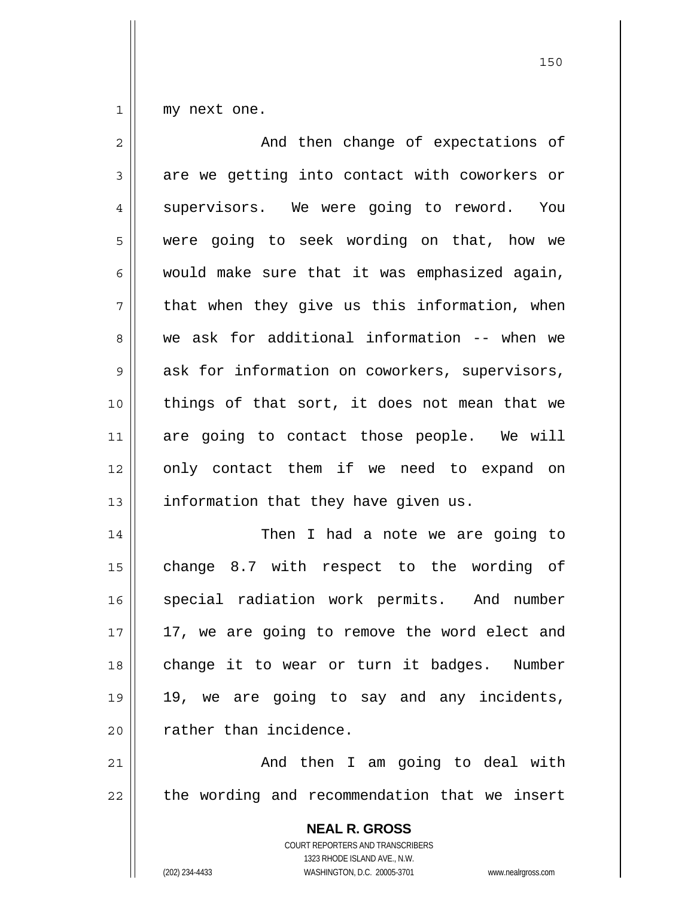my next one.

And then change of expectations of are we getting into contact with coworkers or supervisors. We were going to reword. You were going to seek wording on that, how we would make sure that it was emphasized again, that when they give us this information, when we ask for additional information -- when we ask for information on coworkers, supervisors, things of that sort, it does not mean that we are going to contact those people. We will only contact them if we need to expand on information that they have given us.

Then I had a note we are going to change 8.7 with respect to the wording of special radiation work permits. And number 17, we are going to remove the word elect and change it to wear or turn it badges. Number 19, we are going to say and any incidents, rather than incidence.

And then I am going to deal with the wording and recommendation that we insert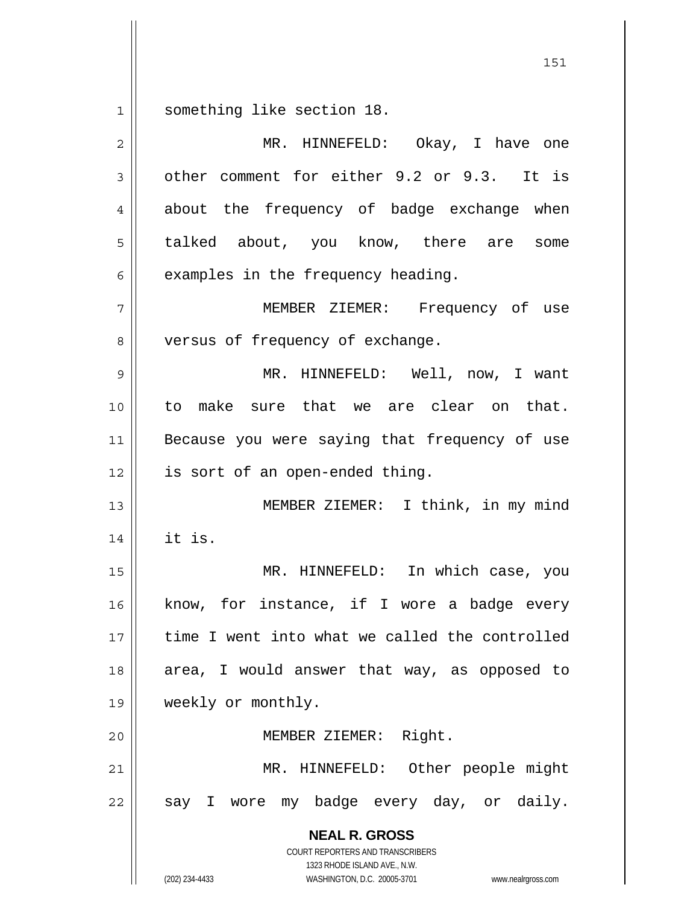something like section 18.

MR. HINNEFELD: Okay, I have one other comment for either 9.2 or 9.3. It is about the frequency of badge exchange when talked about, you know, there are some examples in the frequency heading.

MEMBER ZIEMER: Frequency of use versus of frequency of exchange.

MR. HINNEFELD: Well, now, I want to make sure that we are clear on that. Because you were saying that frequency of use is sort of an open-ended thing.

MEMBER ZIEMER: I think, in my mind it is.

MR. HINNEFELD: In which case, you know, for instance, if I wore a badge every time I went into what we called the controlled area, I would answer that way, as opposed to weekly or monthly.

MEMBER ZIEMER: Right.

MR. HINNEFELD: Other people might say I wore my badge every day, or daily.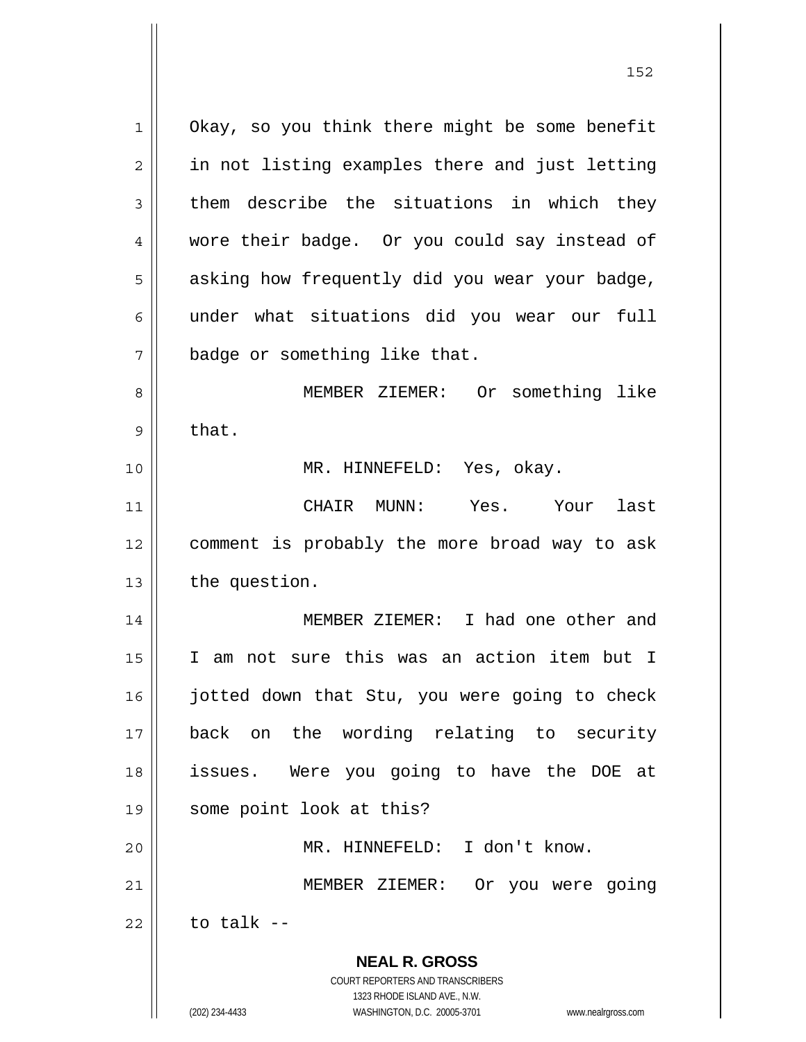Okay, so you think there might be some benefit in not listing examples there and just letting them describe the situations in which they wore their badge. Or you could say instead of asking how frequently did you wear your badge, under what situations did you wear our full badge or something like that.

MEMBER ZIEMER: Or something like that.

MR. HINNEFELD: Yes, okay.

CHAIR MUNN: Yes. Your last comment is probably the more broad way to ask the question.

MEMBER ZIEMER: I had one other and I am not sure this was an action item but I jotted down that Stu, you were going to check back on the wording relating to security issues. Were you going to have the DOE at some point look at this?

MR. HINNEFELD: I don't know.

MEMBER ZIEMER: Or you were going to talk --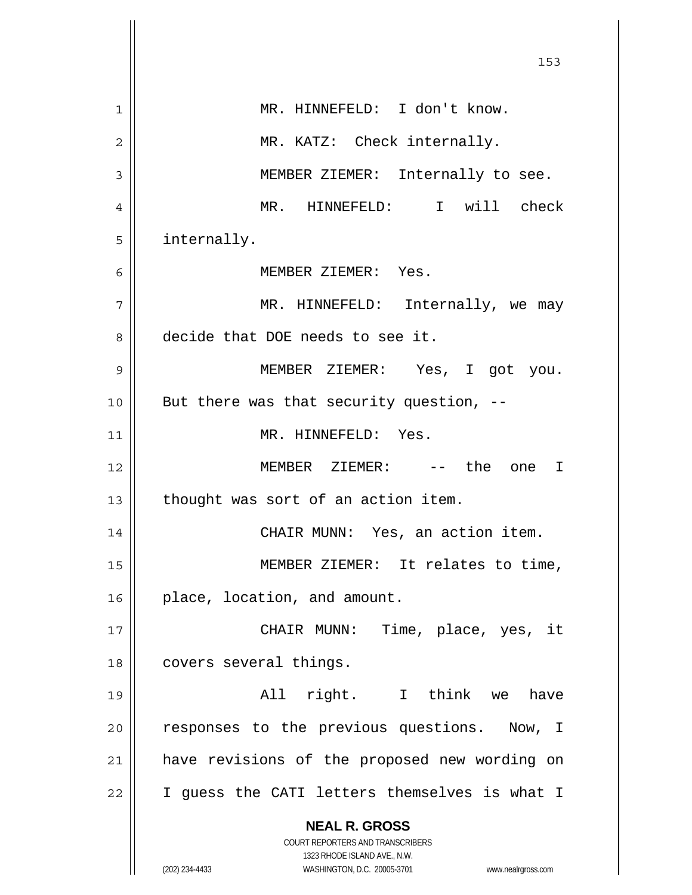MR. HINNEFELD: I don't know.

MR. KATZ: Check internally.

MEMBER ZIEMER: Internally to see.

MR. HINNEFELD: I will check internally.

MEMBER ZIEMER: Yes.

MR. HINNEFELD: Internally, we may decide that DOE needs to see it.

MEMBER ZIEMER: Yes, I got you. But there was that security question, --

MR. HINNEFELD: Yes.

MEMBER ZIEMER: -- the one I thought was sort of an action item.

CHAIR MUNN: Yes, an action item.

MEMBER ZIEMER: It relates to time, place, location, and amount.

CHAIR MUNN: Time, place, yes, it covers several things.

All right. I think we have responses to the previous questions. Now, I have revisions of the proposed new wording on I guess the CATI letters themselves is what I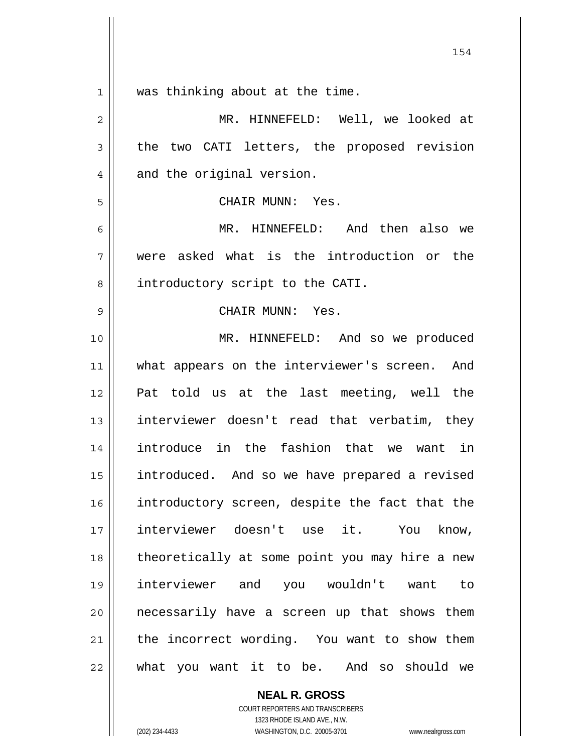was thinking about at the time.

MR. HINNEFELD: Well, we looked at the two CATI letters, the proposed revision and the original version.

CHAIR MUNN: Yes.

MR. HINNEFELD: And then also we were asked what is the introduction or the introductory script to the CATI.

CHAIR MUNN: Yes.

MR. HINNEFELD: And so we produced what appears on the interviewer's screen. And Pat told us at the last meeting, well the interviewer doesn't read that verbatim, they introduce in the fashion that we want in introduced. And so we have prepared a revised introductory screen, despite the fact that the interviewer doesn't use it. You know, theoretically at some point you may hire a new interviewer and you wouldn't want to necessarily have a screen up that shows them the incorrect wording. You want to show them what you want it to be. And so should we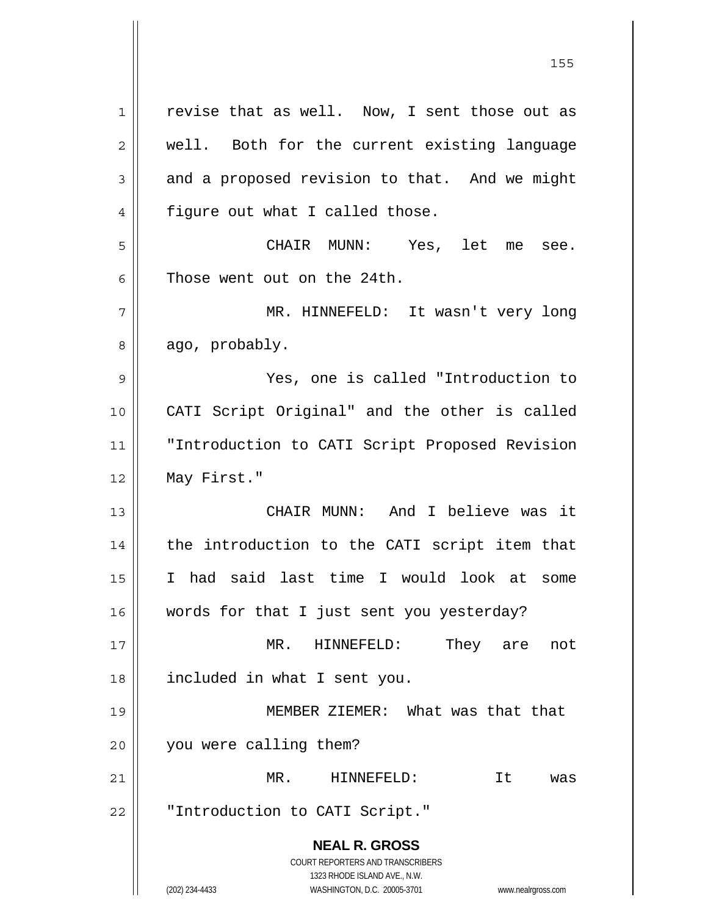revise that as well. Now, I sent those out as well. Both for the current existing language and a proposed revision to that. And we might figure out what I called those.

CHAIR MUNN: Yes, let me see. Those went out on the 24th.

MR. HINNEFELD: It wasn't very long ago, probably.

Yes, one is called "Introduction to CATI Script Original" and the other is called "Introduction to CATI Script Proposed Revision May First."

CHAIR MUNN: And I believe was it the introduction to the CATI script item that I had said last time I would look at some words for that I just sent you yesterday?

MR. HINNEFELD: They are not included in what I sent you.

MEMBER ZIEMER: What was that that you were calling them?

MR. HINNEFELD: It was "Introduction to CATI Script."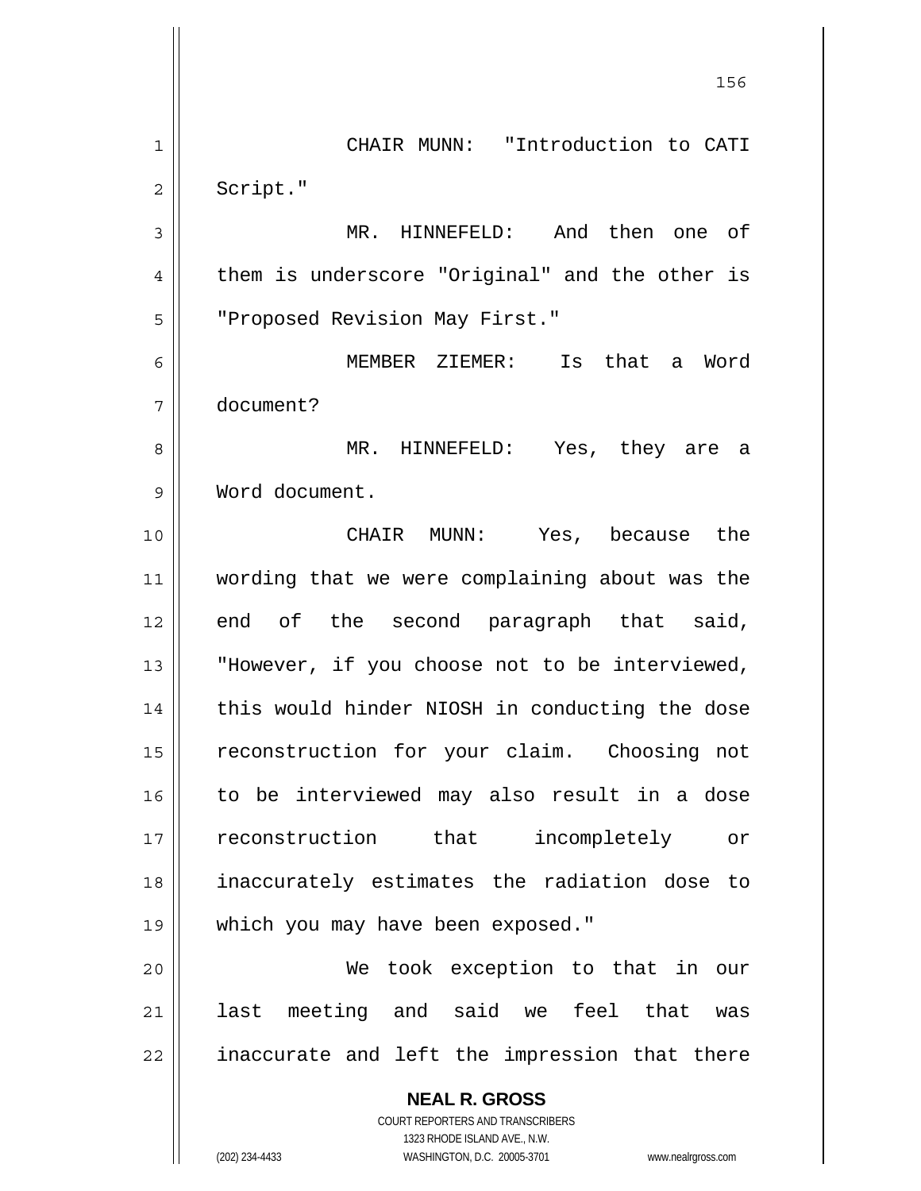CHAIR MUNN: "Introduction to CATI Script."

MR. HINNEFELD: And then one of them is underscore "Original" and the other is "Proposed Revision May First."

MEMBER ZIEMER: Is that a Word document?

MR. HINNEFELD: Yes, they are a Word document.

CHAIR MUNN: Yes, because the wording that we were complaining about was the end of the second paragraph that said, "However, if you choose not to be interviewed, this would hinder NIOSH in conducting the dose reconstruction for your claim. Choosing not to be interviewed may also result in a dose reconstruction that incompletely or inaccurately estimates the radiation dose to which you may have been exposed."

We took exception to that in our last meeting and said we feel that was inaccurate and left the impression that there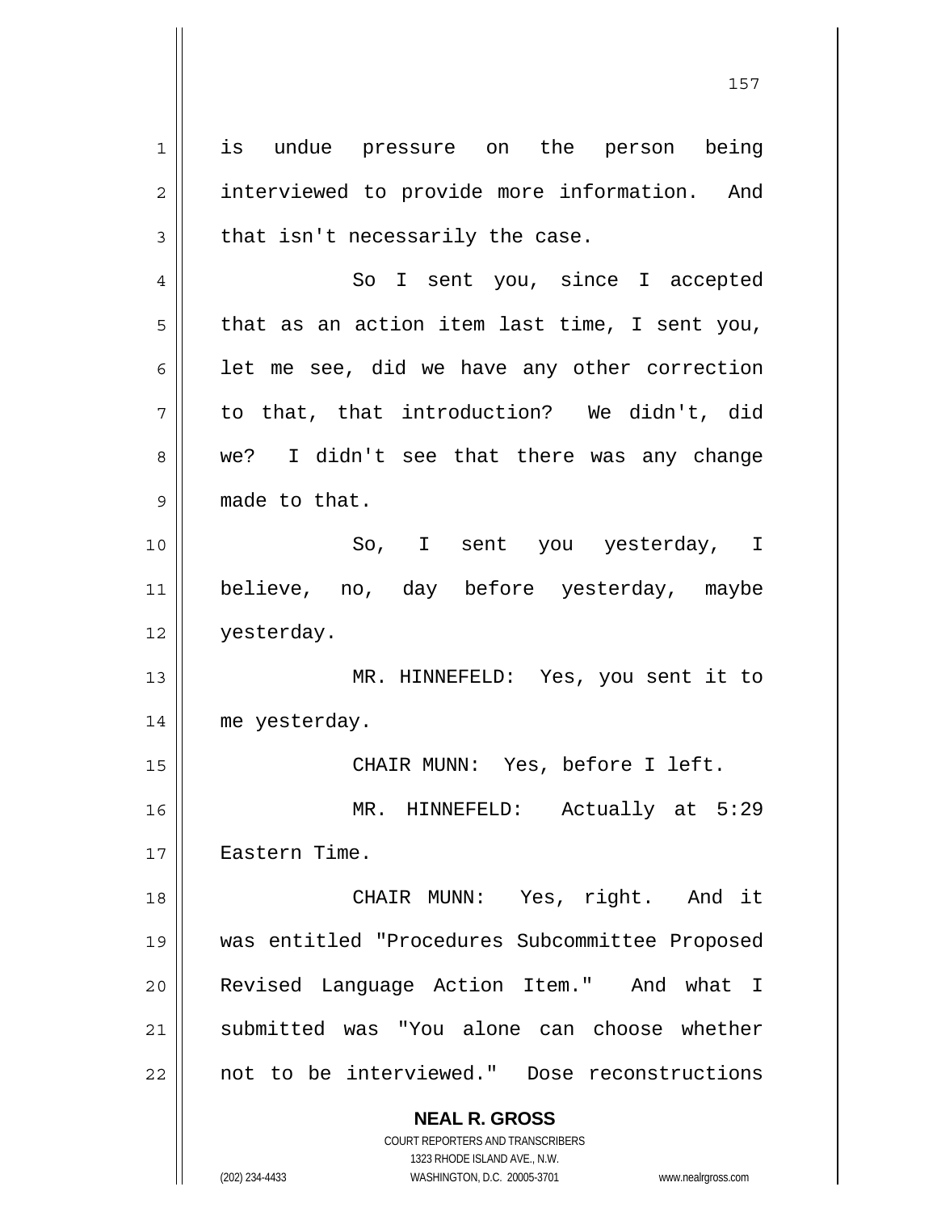is undue pressure on the person being interviewed to provide more information. And that isn't necessarily the case.

So I sent you, since I accepted that as an action item last time, I sent you, let me see, did we have any other correction to that, that introduction? We didn't, did we? I didn't see that there was any change made to that.

So, I sent you yesterday, I believe, no, day before yesterday, maybe yesterday.

MR. HINNEFELD: Yes, you sent it to me yesterday.

CHAIR MUNN: Yes, before I left.

MR. HINNEFELD: Actually at 5:29 Eastern Time.

CHAIR MUNN: Yes, right. And it was entitled "Procedures Subcommittee Proposed Revised Language Action Item." And what I submitted was "You alone can choose whether not to be interviewed." Dose reconstructions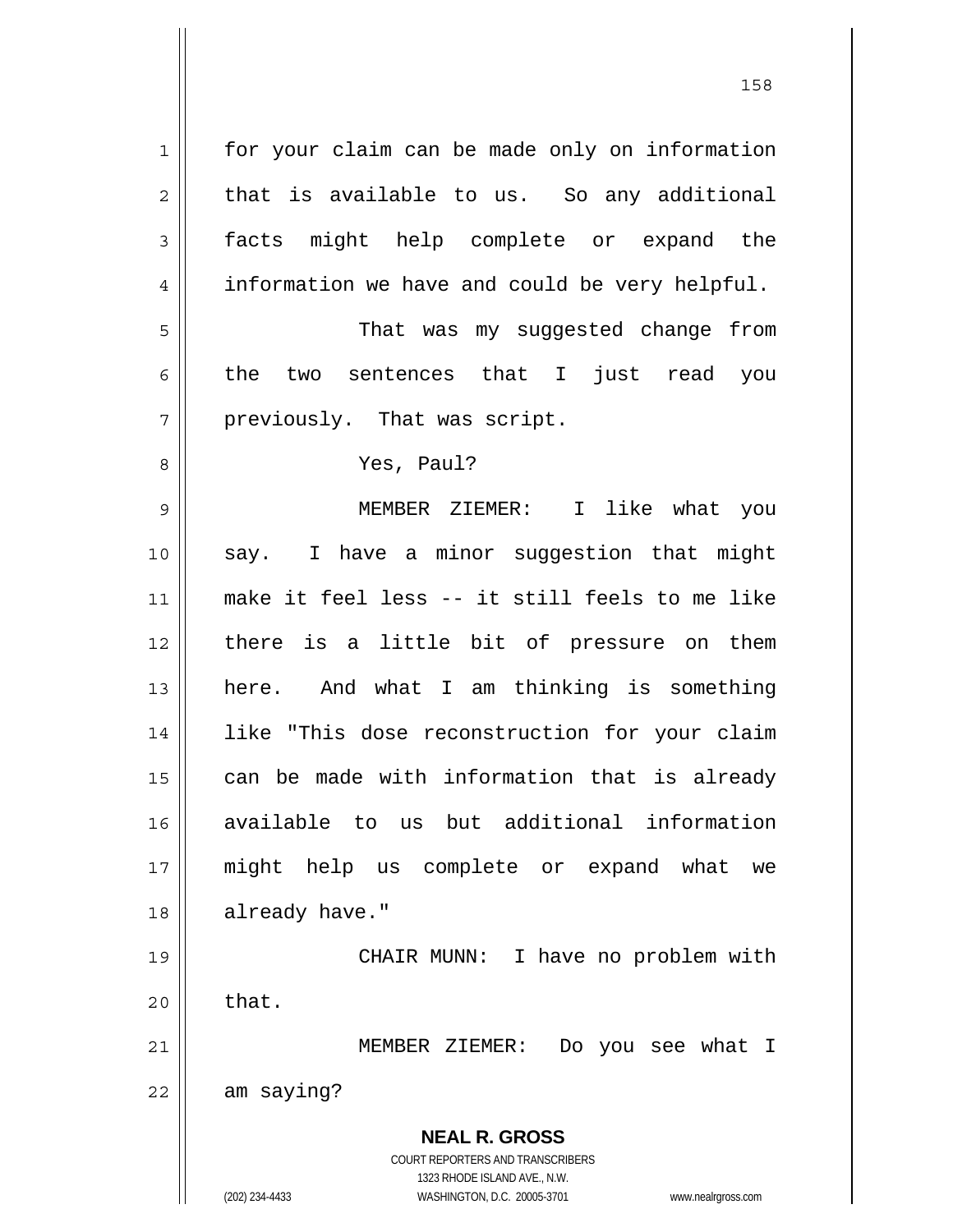for your claim can be made only on information that is available to us. So any additional facts might help complete or expand the information we have and could be very helpful.

That was my suggested change from the two sentences that I just read you previously. That was script.

Yes, Paul?

MEMBER ZIEMER: I like what you say. I have a minor suggestion that might make it feel less -- it still feels to me like there is a little bit of pressure on them here. And what I am thinking is something like "This dose reconstruction for your claim can be made with information that is already available to us but additional information might help us complete or expand what we already have."

CHAIR MUNN: I have no problem with that.

MEMBER ZIEMER: Do you see what I am saying?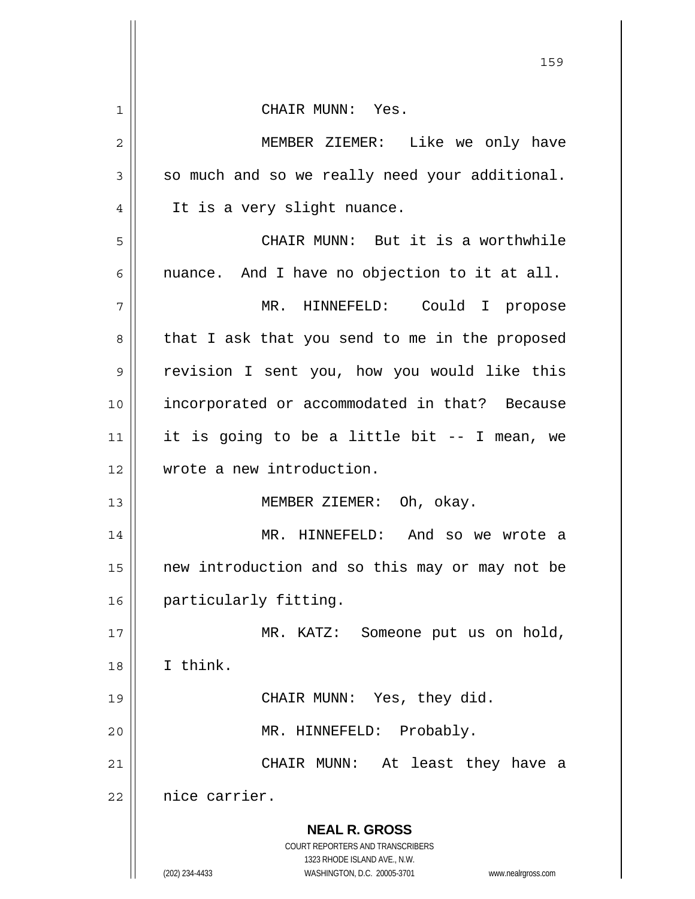CHAIR MUNN: Yes.

MEMBER ZIEMER: Like we only have so much and so we really need your additional. It is a very slight nuance.

CHAIR MUNN: But it is a worthwhile nuance. And I have no objection to it at all.

MR. HINNEFELD: Could I propose that I ask that you send to me in the proposed revision I sent you, how you would like this incorporated or accommodated in that? Because it is going to be a little bit -- I mean, we wrote a new introduction.

MEMBER ZIEMER: Oh, okay.

MR. HINNEFELD: And so we wrote a new introduction and so this may or may not be particularly fitting.

MR. KATZ: Someone put us on hold, I think.

CHAIR MUNN: Yes, they did.

MR. HINNEFELD: Probably.

CHAIR MUNN: At least they have a nice carrier.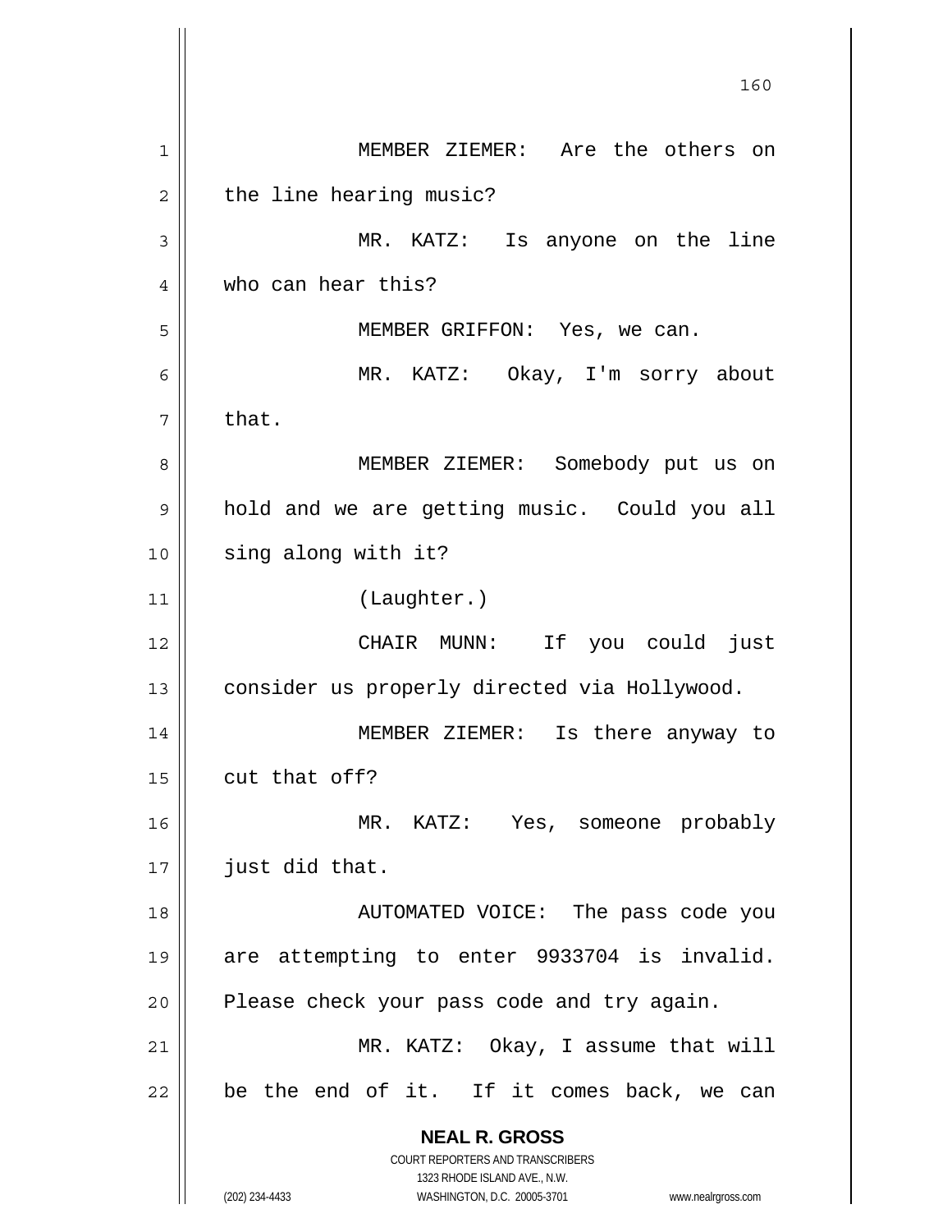MEMBER ZIEMER: Are the others on the line hearing music?

MR. KATZ: Is anyone on the line who can hear this?

MEMBER GRIFFON: Yes, we can.

MR. KATZ: Okay, I'm sorry about that.

MEMBER ZIEMER: Somebody put us on hold and we are getting music. Could you all sing along with it?

(Laughter.)

CHAIR MUNN: If you could just consider us properly directed via Hollywood.

MEMBER ZIEMER: Is there anyway to cut that off?

MR. KATZ: Yes, someone probably just did that.

AUTOMATED VOICE: The pass code you are attempting to enter 9933704 is invalid. Please check your pass code and try again.

MR. KATZ: Okay, I assume that will be the end of it. If it comes back, we can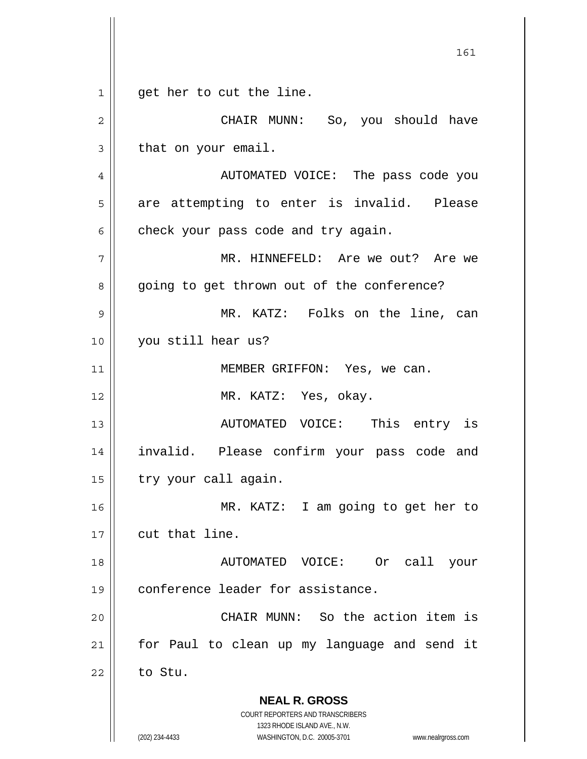get her to cut the line.

CHAIR MUNN: So, you should have that on your email.

AUTOMATED VOICE: The pass code you are attempting to enter is invalid. Please check your pass code and try again.

MR. HINNEFELD: Are we out? Are we going to get thrown out of the conference?

MR. KATZ: Folks on the line, can you still hear us?

MEMBER GRIFFON: Yes, we can.

MR. KATZ: Yes, okay.

AUTOMATED VOICE: This entry is invalid. Please confirm your pass code and try your call again.

MR. KATZ: I am going to get her to cut that line.

AUTOMATED VOICE: Or call your conference leader for assistance.

CHAIR MUNN: So the action item is for Paul to clean up my language and send it to Stu.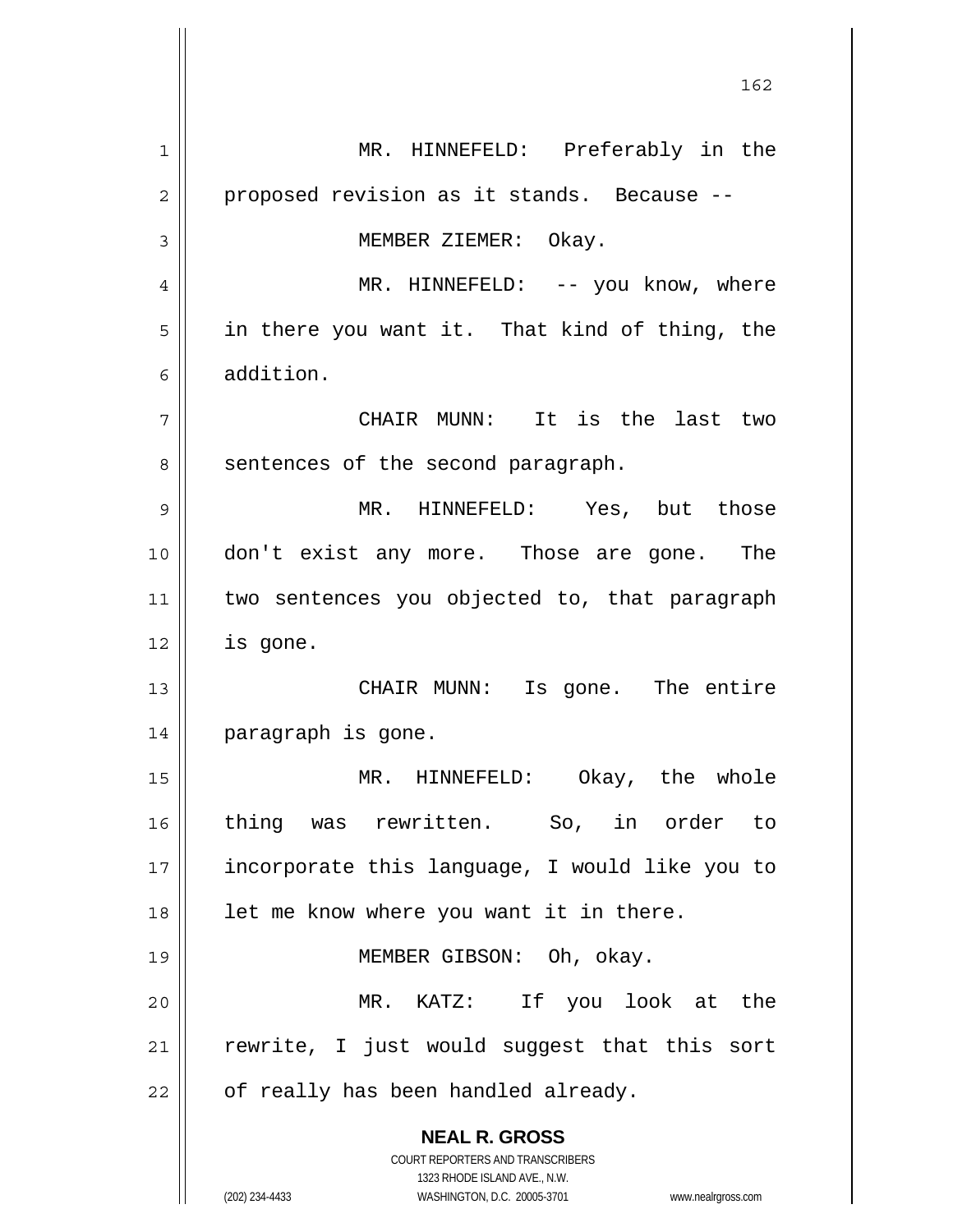MR. HINNEFELD: Preferably in the proposed revision as it stands. Because --

MEMBER ZIEMER: Okay.

MR. HINNEFELD: -- you know, where in there you want it. That kind of thing, the addition.

CHAIR MUNN: It is the last two sentences of the second paragraph.

MR. HINNEFELD: Yes, but those don't exist any more. Those are gone. The two sentences you objected to, that paragraph is gone.

CHAIR MUNN: Is gone. The entire paragraph is gone.

MR. HINNEFELD: Okay, the whole thing was rewritten. So, in order to incorporate this language, I would like you to let me know where you want it in there.

MEMBER GIBSON: Oh, okay.

MR. KATZ: If you look at the rewrite, I just would suggest that this sort of really has been handled already.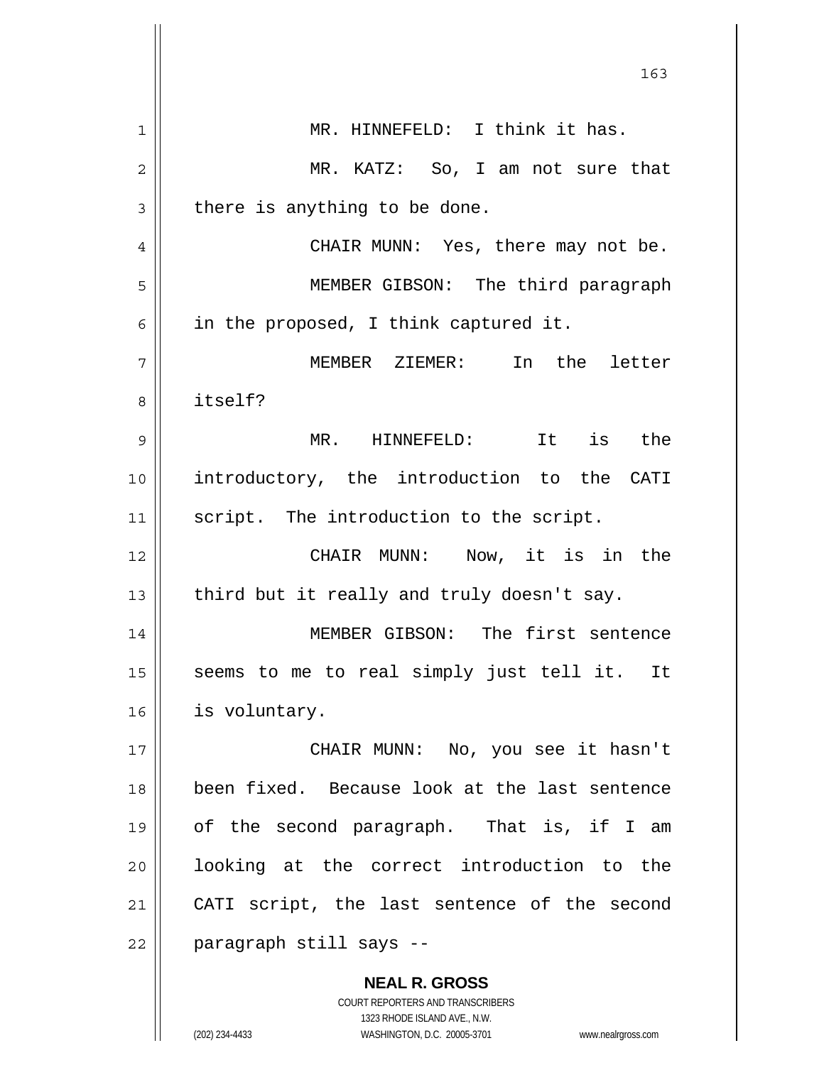MR. HINNEFELD: I think it has.

MR. KATZ: So, I am not sure that there is anything to be done.

CHAIR MUNN: Yes, there may not be.

MEMBER GIBSON: The third paragraph in the proposed, I think captured it.

MEMBER ZIEMER: In the letter itself?

MR. HINNEFELD: It is the introductory, the introduction to the CATI script. The introduction to the script.

CHAIR MUNN: Now, it is in the third but it really and truly doesn't say.

MEMBER GIBSON: The first sentence seems to me to real simply just tell it. It is voluntary.

CHAIR MUNN: No, you see it hasn't been fixed. Because look at the last sentence of the second paragraph. That is, if I am looking at the correct introduction to the CATI script, the last sentence of the second paragraph still says --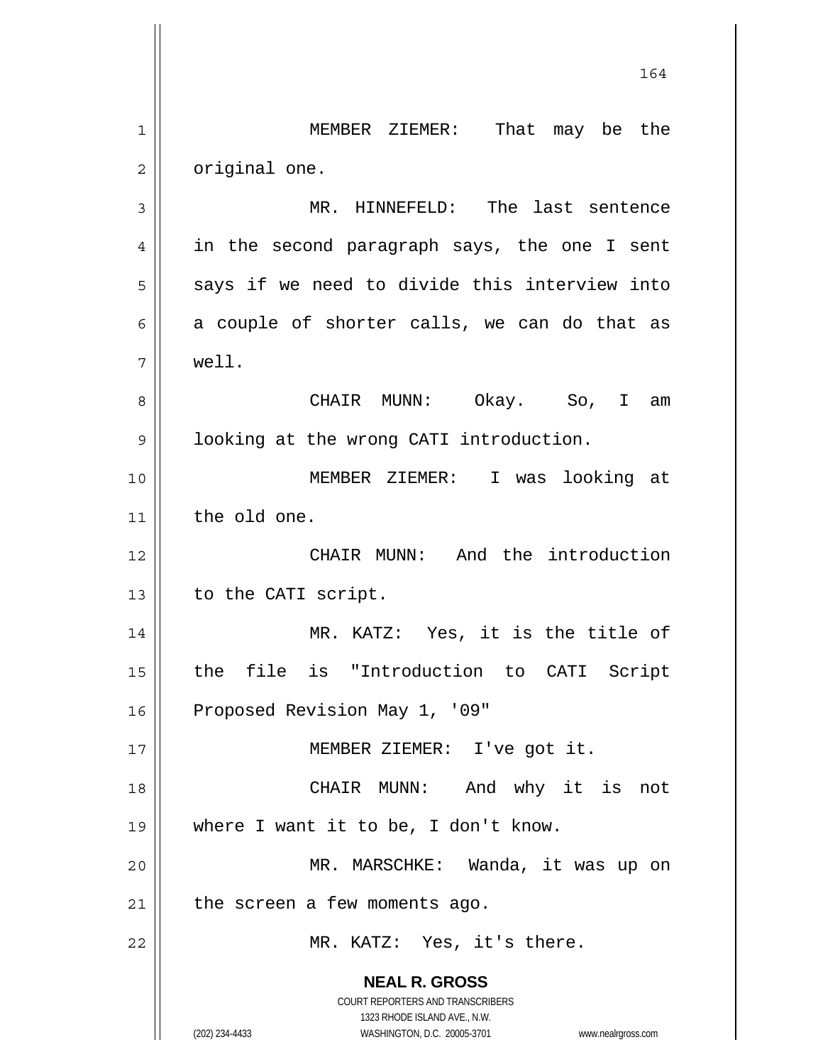MEMBER ZIEMER: That may be the original one.

MR. HINNEFELD: The last sentence in the second paragraph says, the one I sent says if we need to divide this interview into a couple of shorter calls, we can do that as well.

CHAIR MUNN: Okay. So, I am looking at the wrong CATI introduction.

MEMBER ZIEMER: I was looking at the old one.

CHAIR MUNN: And the introduction to the CATI script.

MR. KATZ: Yes, it is the title of the file is "Introduction to CATI Script Proposed Revision May 1, '09"

MEMBER ZIEMER: I've got it.

CHAIR MUNN: And why it is not where I want it to be, I don't know.

MR. MARSCHKE: Wanda, it was up on the screen a few moments ago.

MR. KATZ: Yes, it's there.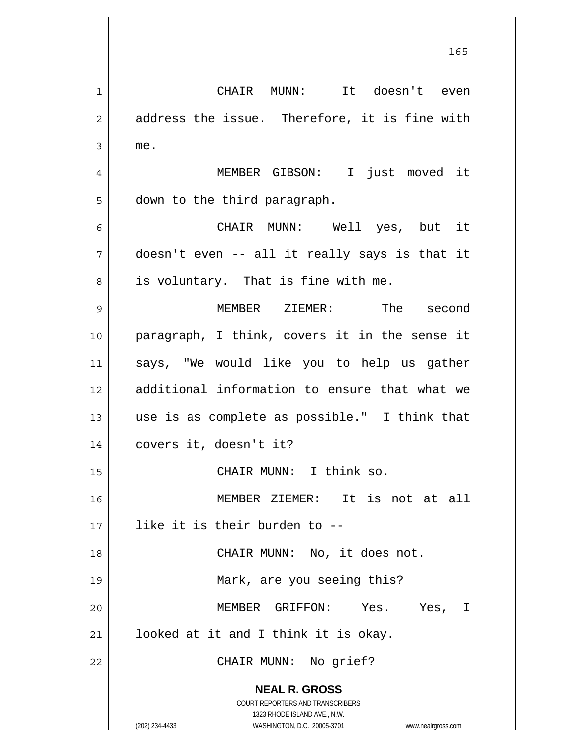CHAIR MUNN: It doesn't even address the issue. Therefore, it is fine with me.

MEMBER GIBSON: I just moved it down to the third paragraph.

CHAIR MUNN: Well yes, but it doesn't even -- all it really says is that it is voluntary. That is fine with me.

MEMBER ZIEMER: The second paragraph, I think, covers it in the sense it says, "We would like you to help us gather additional information to ensure that what we use is as complete as possible." I think that covers it, doesn't it?

CHAIR MUNN: I think so.

MEMBER ZIEMER: It is not at all like it is their burden to --

CHAIR MUNN: No, it does not.

Mark, are you seeing this?

MEMBER GRIFFON: Yes. Yes, I looked at it and I think it is okay.

CHAIR MUNN: No grief?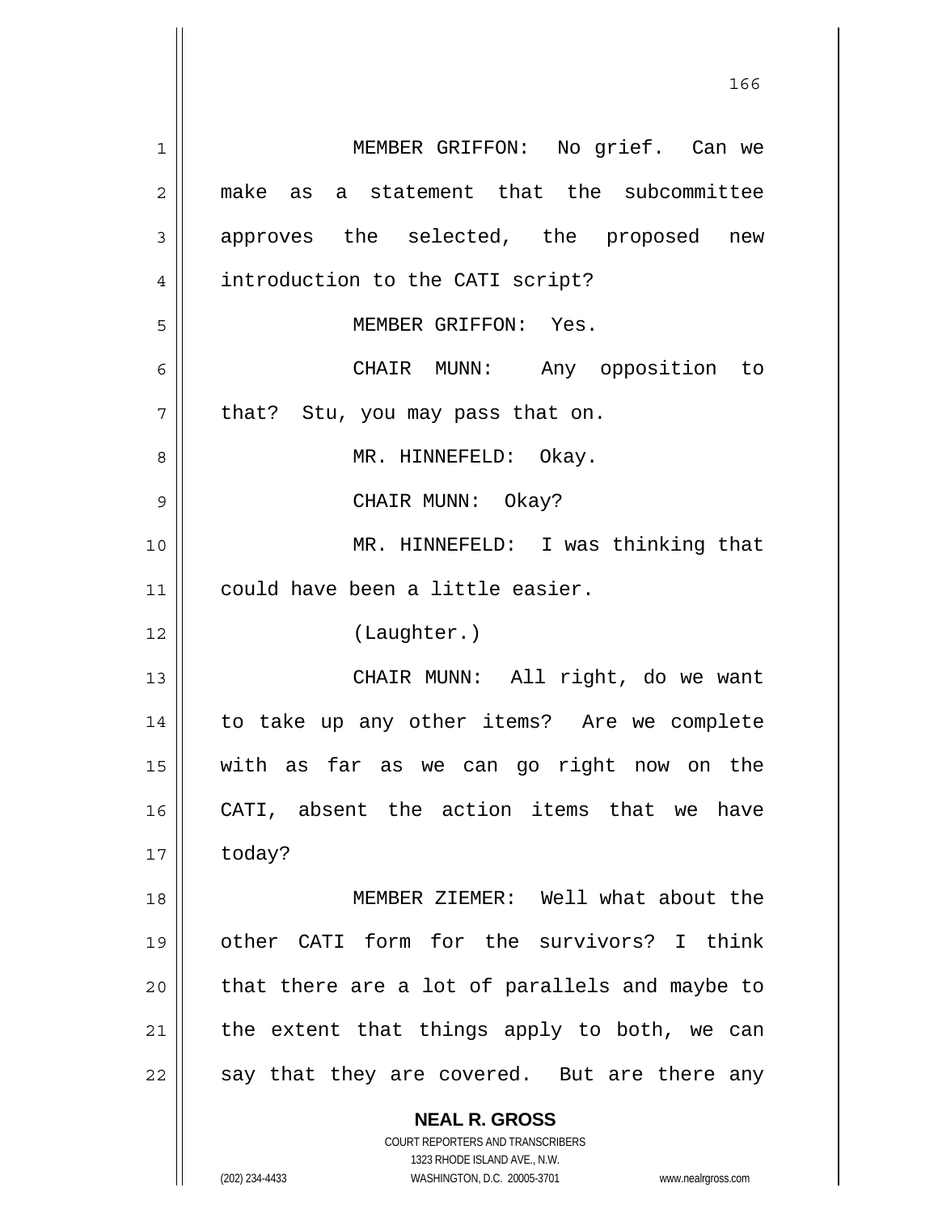MEMBER GRIFFON: No grief. Can we make as a statement that the subcommittee approves the selected, the proposed new introduction to the CATI script?

MEMBER GRIFFON: Yes.

CHAIR MUNN: Any opposition to that? Stu, you may pass that on.

MR. HINNEFELD: Okay.

CHAIR MUNN: Okay?

MR. HINNEFELD: I was thinking that could have been a little easier.

(Laughter.)

CHAIR MUNN: All right, do we want to take up any other items? Are we complete with as far as we can go right now on the CATI, absent the action items that we have today?

MEMBER ZIEMER: Well what about the other CATI form for the survivors? I think that there are a lot of parallels and maybe to the extent that things apply to both, we can say that they are covered. But are there any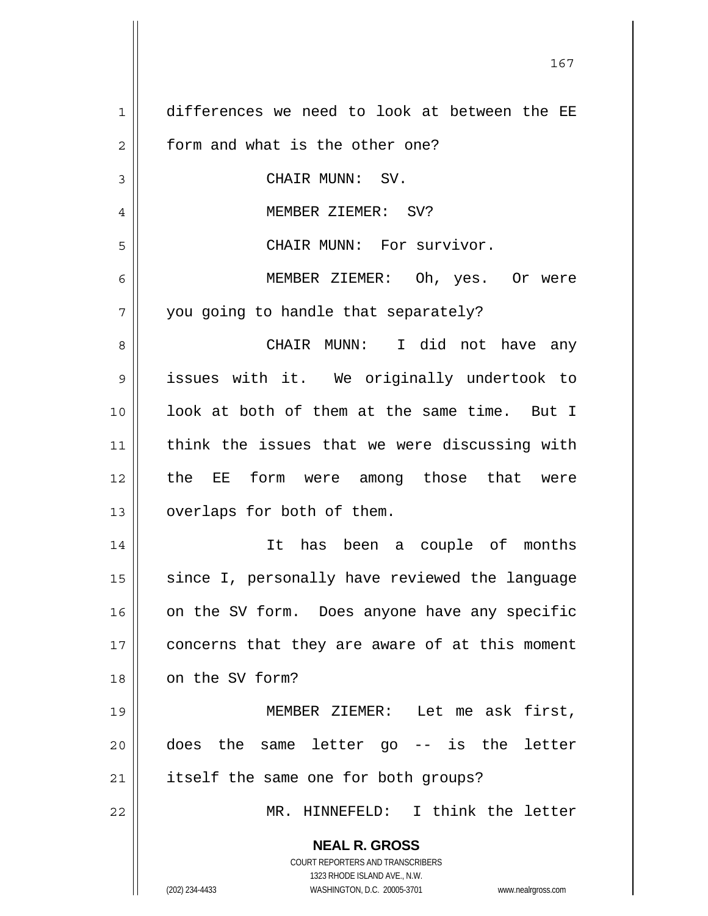differences we need to look at between the EE form and what is the other one?

CHAIR MUNN: SV.

MEMBER ZIEMER: SV?

CHAIR MUNN: For survivor.

MEMBER ZIEMER: Oh, yes. Or were you going to handle that separately?

CHAIR MUNN: I did not have any issues with it. We originally undertook to look at both of them at the same time. But I think the issues that we were discussing with the EE form were among those that were overlaps for both of them.

It has been a couple of months since I, personally have reviewed the language on the SV form. Does anyone have any specific concerns that they are aware of at this moment on the SV form?

MEMBER ZIEMER: Let me ask first, does the same letter go -- is the letter itself the same one for both groups?

MR. HINNEFELD: I think the letter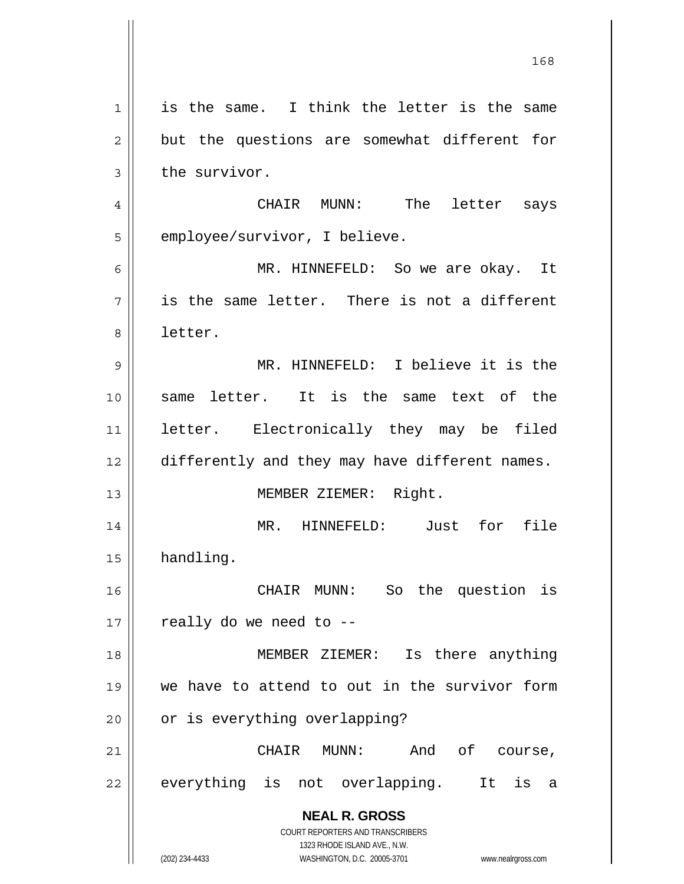is the same. I think the letter is the same but the questions are somewhat different for the survivor.

CHAIR MUNN: The letter says employee/survivor, I believe.

MR. HINNEFELD: So we are okay. It is the same letter. There is not a different letter.

MR. HINNEFELD: I believe it is the same letter. It is the same text of the letter. Electronically they may be filed differently and they may have different names.

MEMBER ZIEMER: Right.

MR. HINNEFELD: Just for file handling.

CHAIR MUNN: So the question is really do we need to --

MEMBER ZIEMER: Is there anything we have to attend to out in the survivor form or is everything overlapping?

CHAIR MUNN: And of course, everything is not overlapping. It is a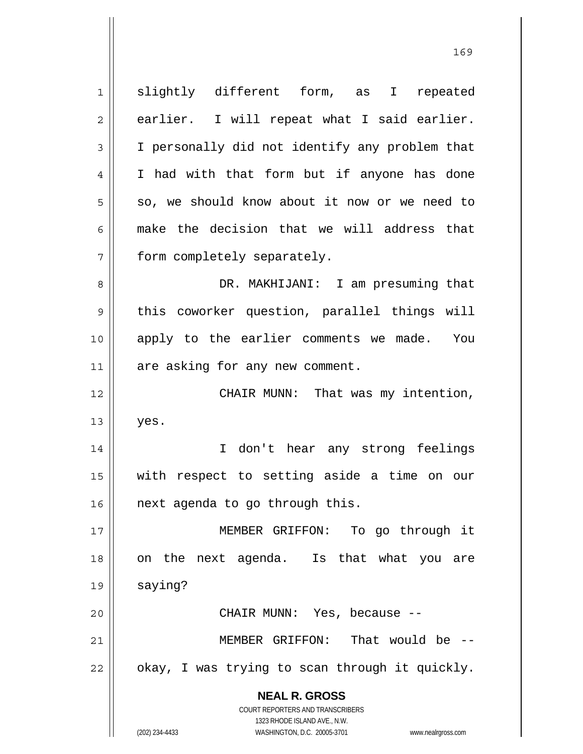slightly different form, as I repeated earlier. I will repeat what I said earlier. I personally did not identify any problem that I had with that form but if anyone has done so, we should know about it now or we need to make the decision that we will address that form completely separately.

DR. MAKHIJANI: I am presuming that this coworker question, parallel things will apply to the earlier comments we made. You are asking for any new comment.

CHAIR MUNN: That was my intention, yes.

I don't hear any strong feelings with respect to setting aside a time on our next agenda to go through this.

MEMBER GRIFFON: To go through it on the next agenda. Is that what you are saying?

CHAIR MUNN: Yes, because --

MEMBER GRIFFON: That would be -- okay, I was trying to scan through it quickly.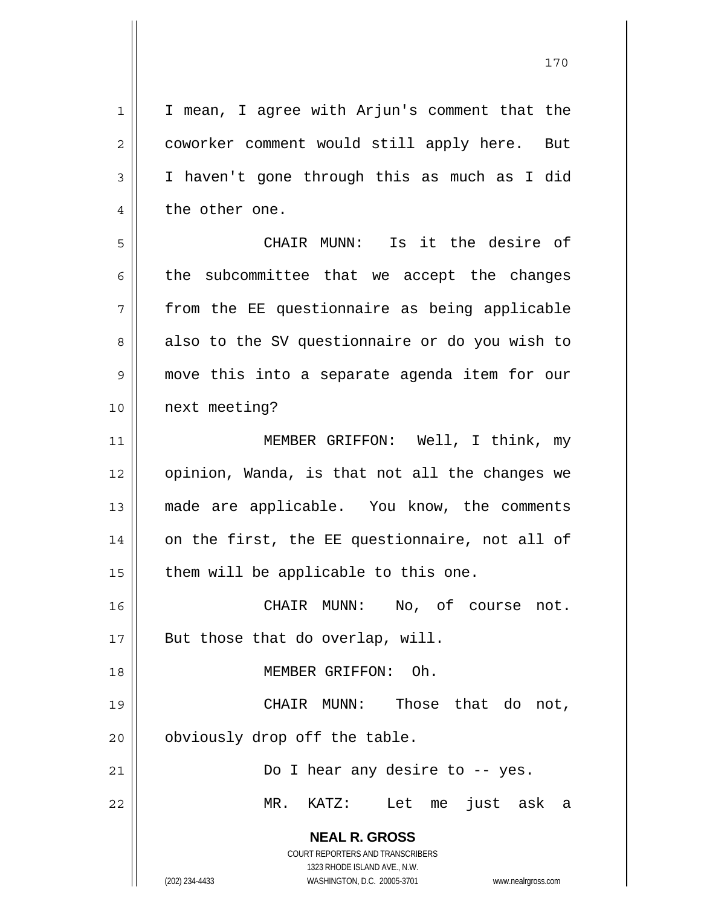I mean, I agree with Arjun's comment that the coworker comment would still apply here. But I haven't gone through this as much as I did the other one.

CHAIR MUNN: Is it the desire of the subcommittee that we accept the changes from the EE questionnaire as being applicable also to the SV questionnaire or do you wish to move this into a separate agenda item for our next meeting?

MEMBER GRIFFON: Well, I think, my opinion, Wanda, is that not all the changes we made are applicable. You know, the comments on the first, the EE questionnaire, not all of them will be applicable to this one.

CHAIR MUNN: No, of course not. But those that do overlap, will.

MEMBER GRIFFON: Oh.

CHAIR MUNN: Those that do not, obviously drop off the table.

Do I hear any desire to -- yes.

MR. KATZ: Let me just ask a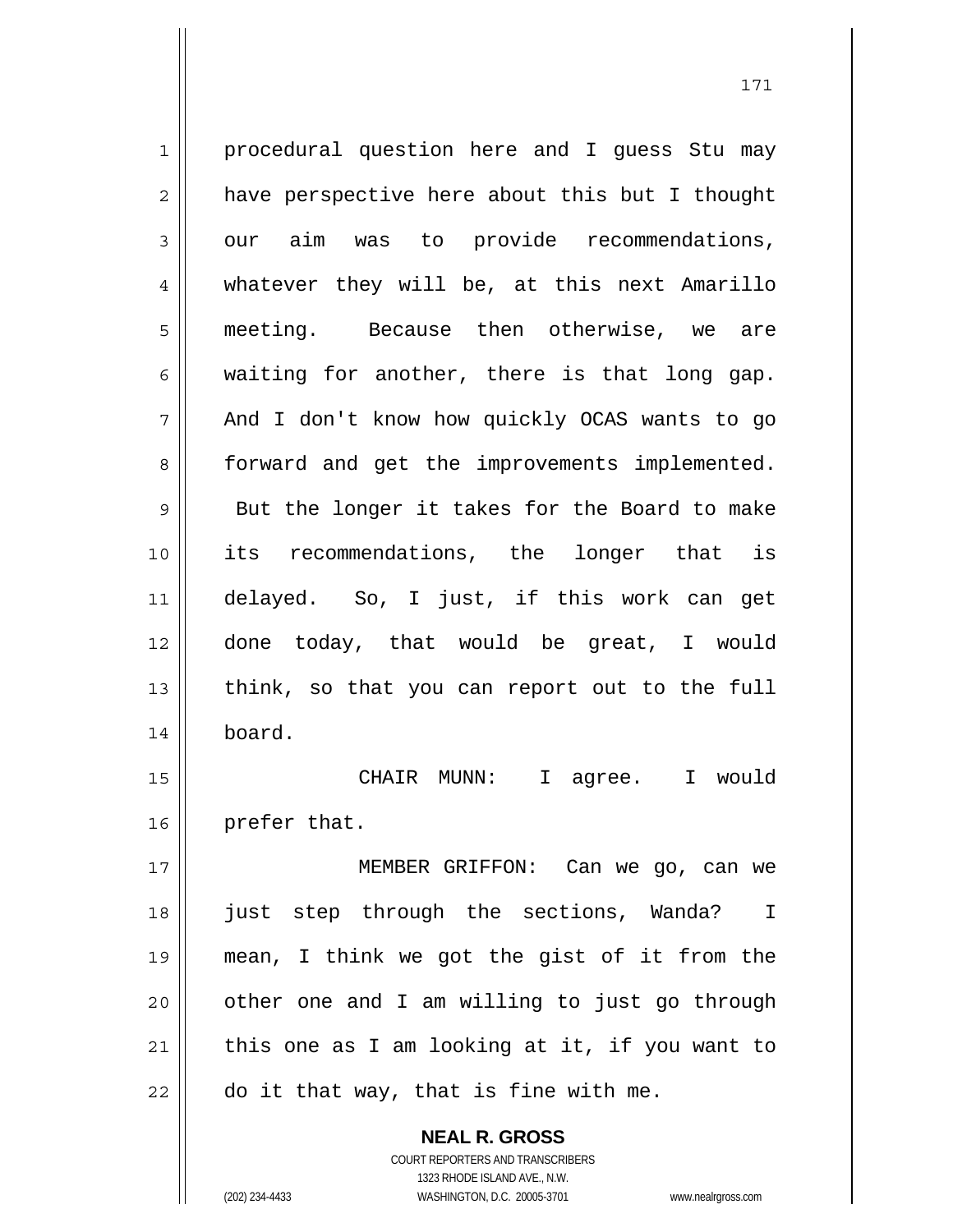procedural question here and I guess Stu may have perspective here about this but I thought our aim was to provide recommendations, whatever they will be, at this next Amarillo meeting. Because then otherwise, we are waiting for another, there is that long gap. And I don't know how quickly OCAS wants to go forward and get the improvements implemented. But the longer it takes for the Board to make its recommendations, the longer that is delayed. So, I just, if this work can get done today, that would be great, I would think, so that you can report out to the full board.

CHAIR MUNN: I agree. I would prefer that.

MEMBER GRIFFON: Can we go, can we just step through the sections, Wanda? I mean, I think we got the gist of it from the other one and I am willing to just go through this one as I am looking at it, if you want to do it that way, that is fine with me.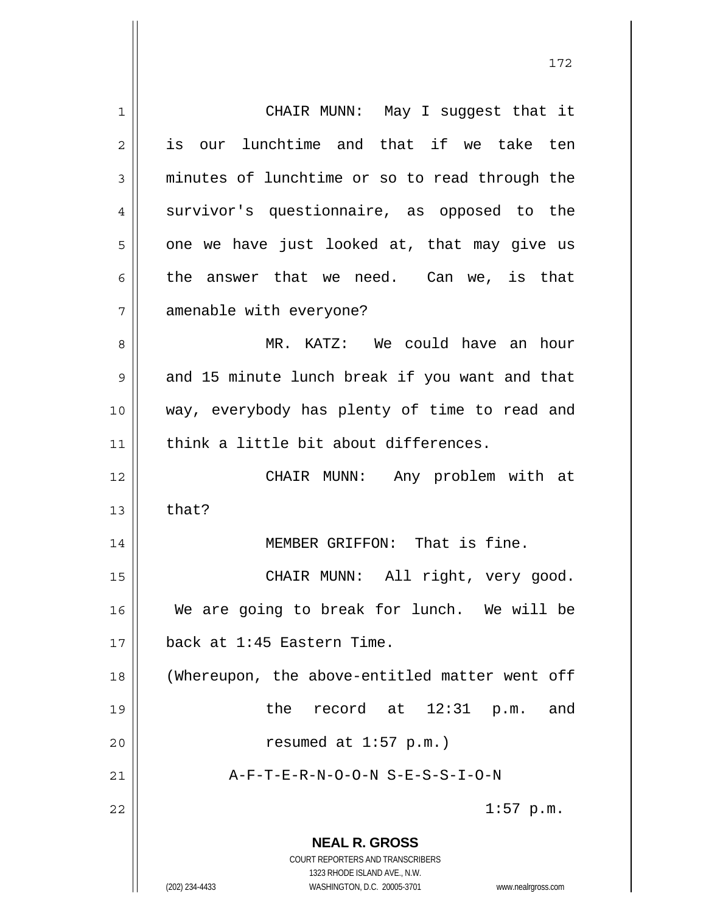CHAIR MUNN: May I suggest that it is our lunchtime and that if we take ten minutes of lunchtime or so to read through the survivor's questionnaire, as opposed to the one we have just looked at, that may give us the answer that we need. Can we, is that amenable with everyone?

MR. KATZ: We could have an hour and 15 minute lunch break if you want and that way, everybody has plenty of time to read and think a little bit about differences.

CHAIR MUNN: Any problem with at that?

MEMBER GRIFFON: That is fine.

CHAIR MUNN: All right, very good. We are going to break for lunch. We will be back at 1:45 Eastern Time.

(Whereupon, the above-entitled matter went off the record at 12:31 p.m. and resumed at 1:57 p.m.)

A-F-T-E-R-N-O-O-N S-E-S-S-I-O-N

1:57 p.m.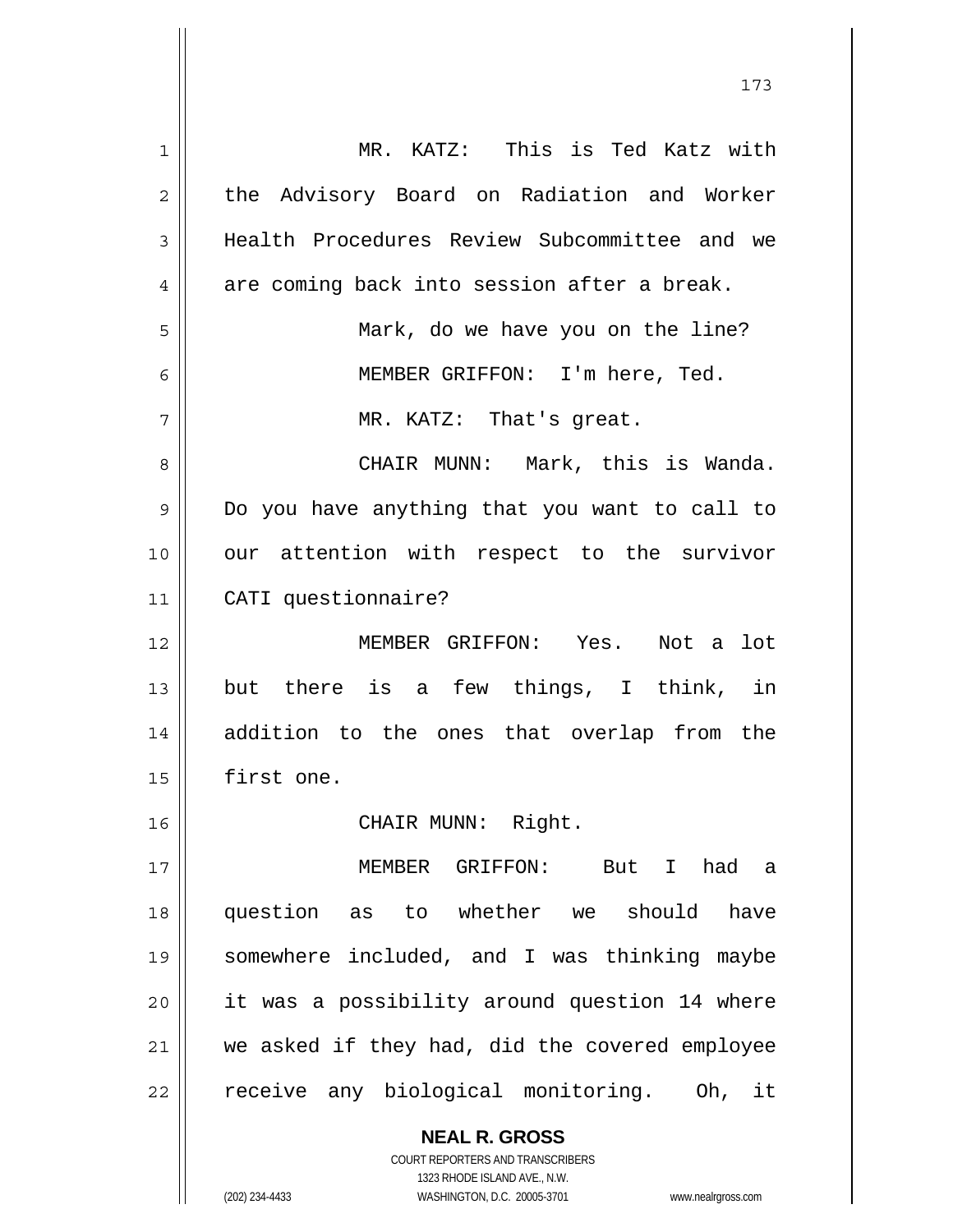MR. KATZ: This is Ted Katz with the Advisory Board on Radiation and Worker Health Procedures Review Subcommittee and we are coming back into session after a break.

Mark, do we have you on the line?

MEMBER GRIFFON: I'm here, Ted.

MR. KATZ: That's great.

CHAIR MUNN: Mark, this is Wanda. Do you have anything that you want to call to our attention with respect to the survivor CATI questionnaire?

MEMBER GRIFFON: Yes. Not a lot but there is a few things, I think, in addition to the ones that overlap from the first one.

CHAIR MUNN: Right.

MEMBER GRIFFON: But I had a question as to whether we should have somewhere included, and I was thinking maybe it was a possibility around question 14 where we asked if they had, did the covered employee receive any biological monitoring. Oh, it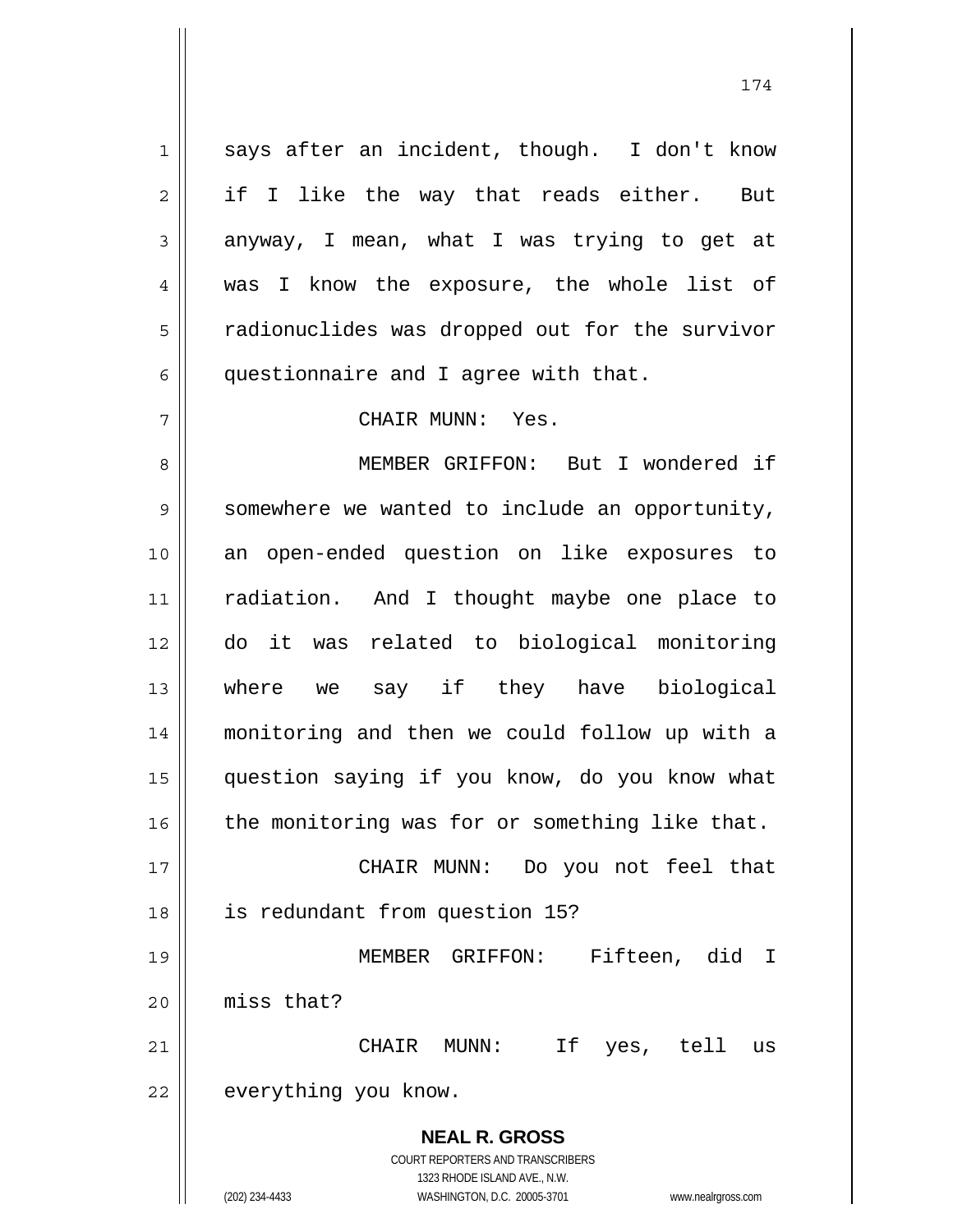says after an incident, though. I don't know if I like the way that reads either. But anyway, I mean, what I was trying to get at was I know the exposure, the whole list of radionuclides was dropped out for the survivor questionnaire and I agree with that.

CHAIR MUNN: Yes.

MEMBER GRIFFON: But I wondered if somewhere we wanted to include an opportunity, an open-ended question on like exposures to radiation. And I thought maybe one place to do it was related to biological monitoring where we say if they have biological monitoring and then we could follow up with a question saying if you know, do you know what the monitoring was for or something like that.

CHAIR MUNN: Do you not feel that is redundant from question 15?

MEMBER GRIFFON: Fifteen, did I miss that?

CHAIR MUNN: If yes, tell us everything you know.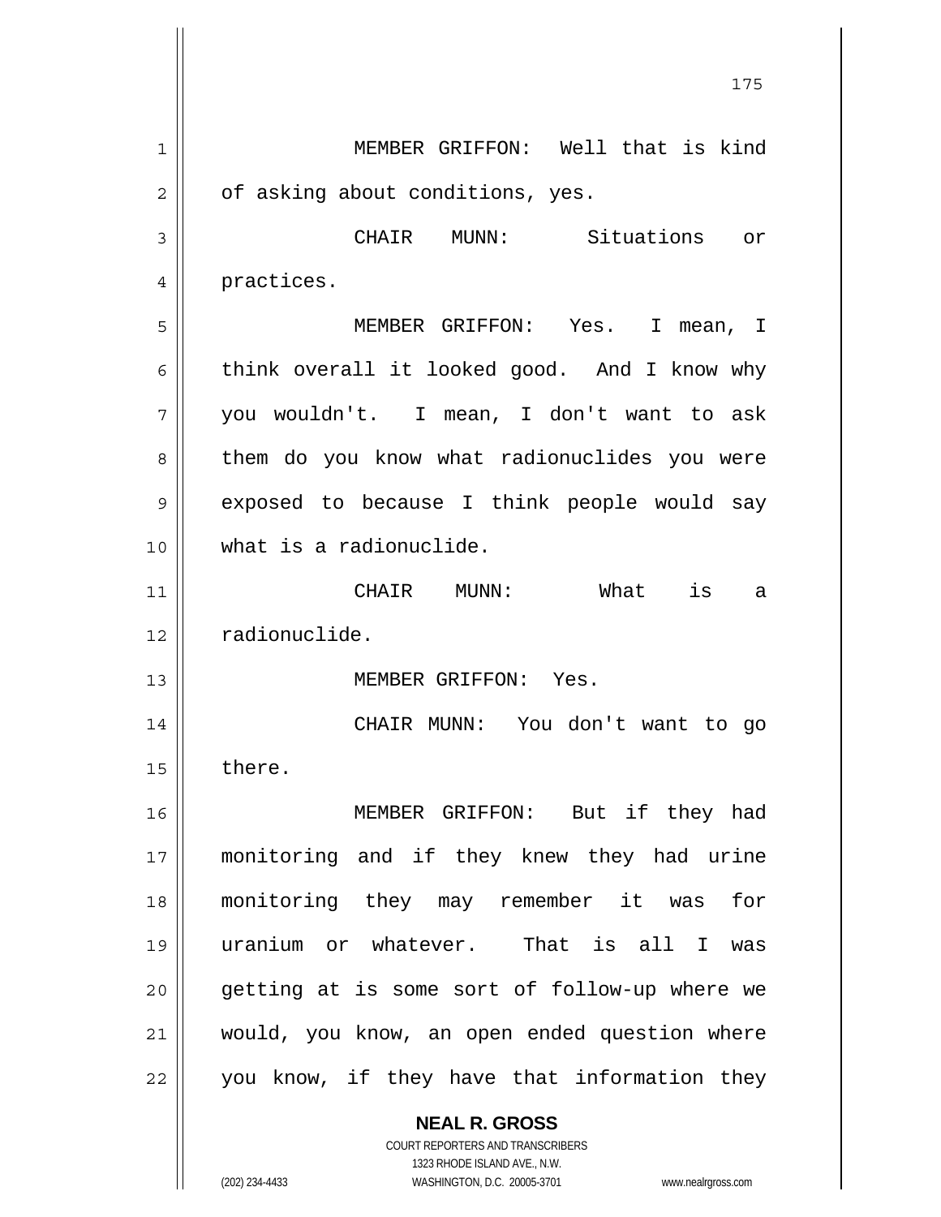MEMBER GRIFFON: Well that is kind of asking about conditions, yes.

CHAIR MUNN: Situations or practices.

MEMBER GRIFFON: Yes. I mean, I think overall it looked good. And I know why you wouldn't. I mean, I don't want to ask them do you know what radionuclides you were exposed to because I think people would say what is a radionuclide.

CHAIR MUNN: What is a radionuclide.

MEMBER GRIFFON: Yes.

CHAIR MUNN: You don't want to go there.

MEMBER GRIFFON: But if they had monitoring and if they knew they had urine monitoring they may remember it was for uranium or whatever. That is all I was getting at is some sort of follow-up where we would, you know, an open ended question where you know, if they have that information they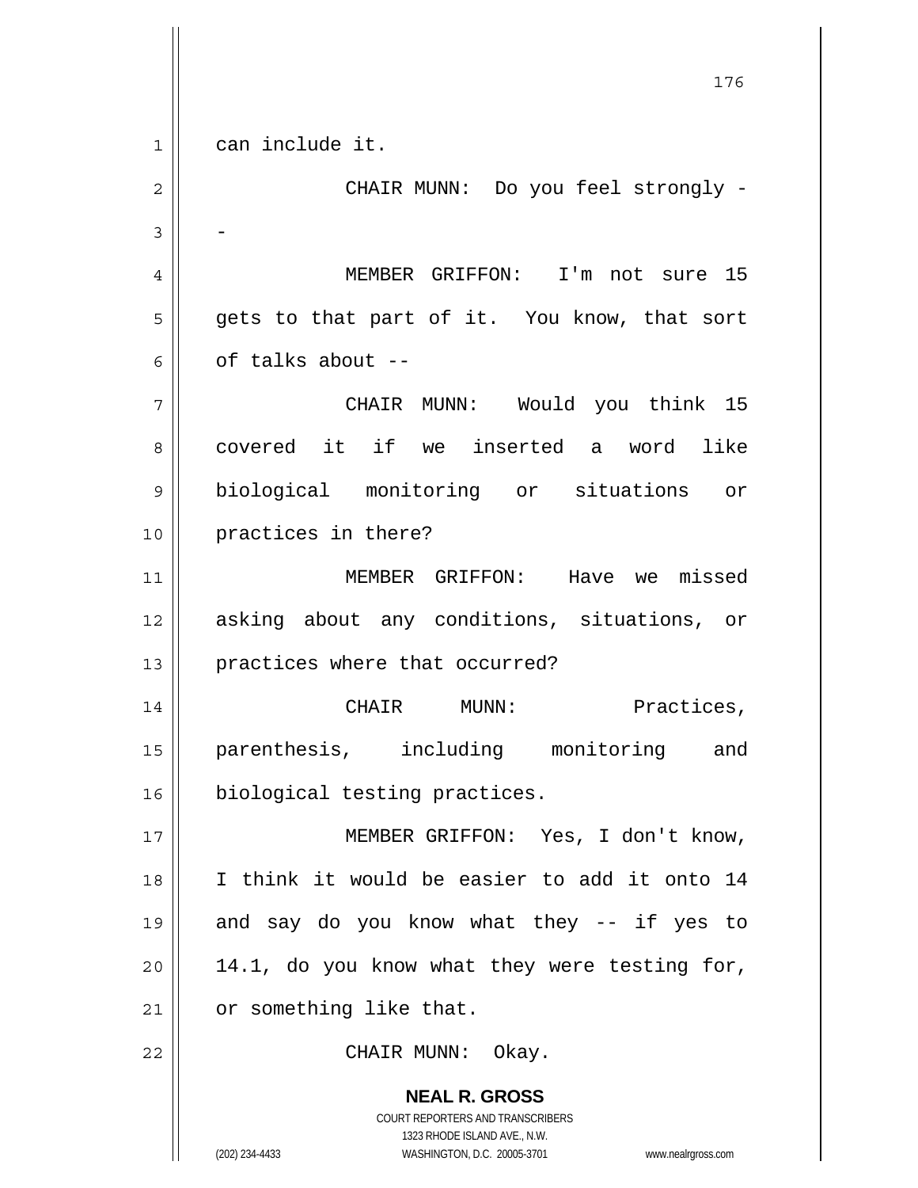can include it.

CHAIR MUNN: Do you feel strongly --

MEMBER GRIFFON: I'm not sure 15 gets to that part of it. You know, that sort of talks about --

CHAIR MUNN: Would you think 15 covered it if we inserted a word like biological monitoring or situations or practices in there?

MEMBER GRIFFON: Have we missed asking about any conditions, situations, or practices where that occurred?

CHAIR MUNN: Practices, parenthesis, including monitoring and biological testing practices.

MEMBER GRIFFON: Yes, I don't know, I think it would be easier to add it onto 14 and say do you know what they -- if yes to 14.1, do you know what they were testing for, or something like that.

CHAIR MUNN: Okay.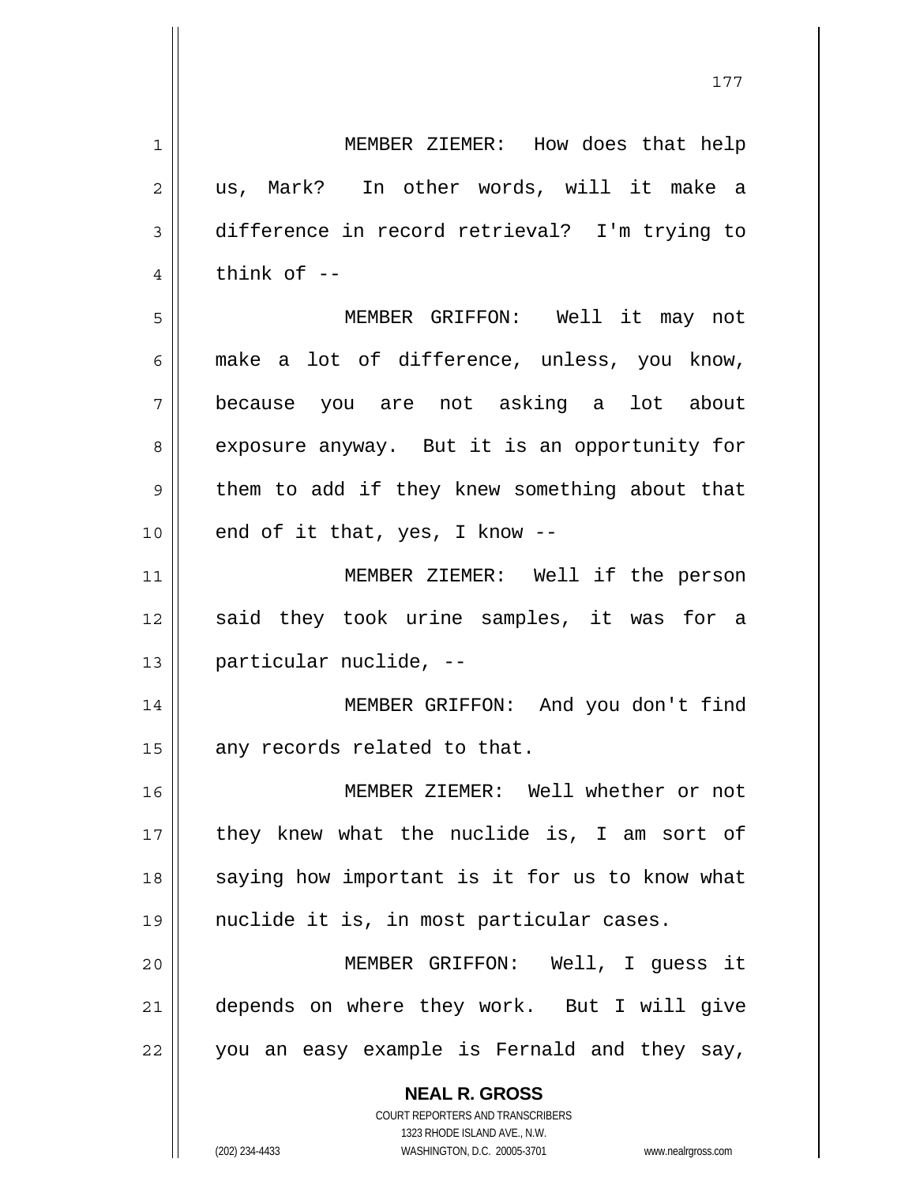MEMBER ZIEMER: How does that help us, Mark? In other words, will it make a difference in record retrieval? I'm trying to think of --

MEMBER GRIFFON: Well it may not make a lot of difference, unless, you know, because you are not asking a lot about exposure anyway. But it is an opportunity for them to add if they knew something about that end of it that, yes, I know --

MEMBER ZIEMER: Well if the person said they took urine samples, it was for a particular nuclide, --

MEMBER GRIFFON: And you don't find any records related to that.

MEMBER ZIEMER: Well whether or not they knew what the nuclide is, I am sort of saying how important is it for us to know what nuclide it is, in most particular cases.

MEMBER GRIFFON: Well, I guess it depends on where they work. But I will give you an easy example is Fernald and they say,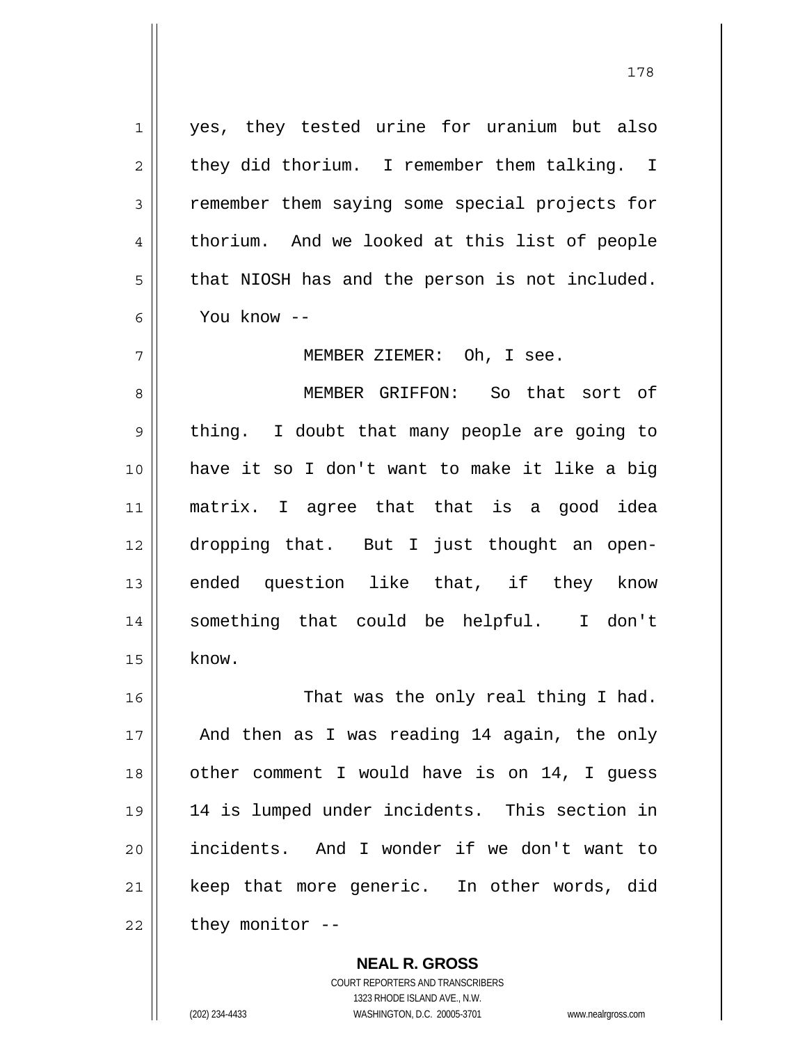yes, they tested urine for uranium but also they did thorium. I remember them talking. I remember them saying some special projects for thorium. And we looked at this list of people that NIOSH has and the person is not included. You know --

MEMBER ZIEMER: Oh, I see.

MEMBER GRIFFON: So that sort of thing. I doubt that many people are going to have it so I don't want to make it like a big matrix. I agree that that is a good idea dropping that. But I just thought an open-ended question like that, if they know something that could be helpful. I don't know.

That was the only real thing I had. And then as I was reading 14 again, the only other comment I would have is on 14, I guess 14 is lumped under incidents. This section in incidents. And I wonder if we don't want to keep that more generic. In other words, did they monitor --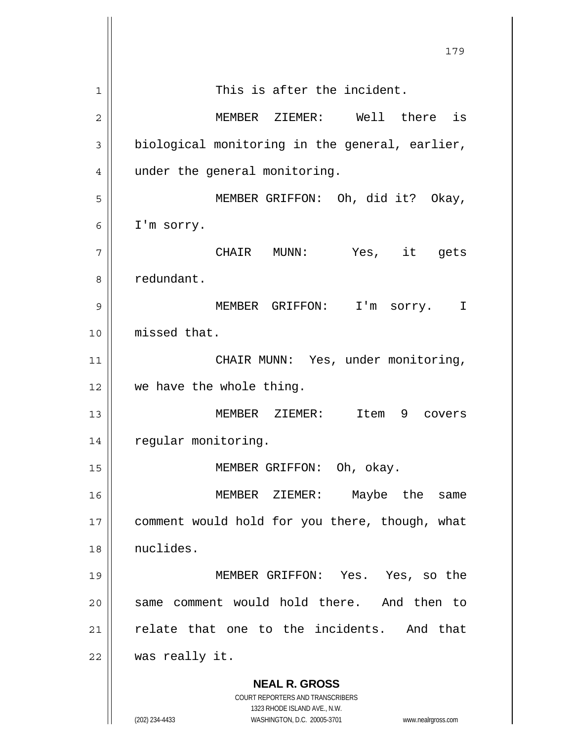This is after the incident.

MEMBER ZIEMER: Well there is biological monitoring in the general, earlier, under the general monitoring.

MEMBER GRIFFON: Oh, did it? Okay, I'm sorry.

CHAIR MUNN: Yes, it gets redundant.

MEMBER GRIFFON: I'm sorry. I missed that.

CHAIR MUNN: Yes, under monitoring, we have the whole thing.

MEMBER ZIEMER: Item 9 covers regular monitoring.

MEMBER GRIFFON: Oh, okay.

MEMBER ZIEMER: Maybe the same comment would hold for you there, though, what nuclides.

MEMBER GRIFFON: Yes. Yes, so the same comment would hold there. And then to relate that one to the incidents. And that was really it.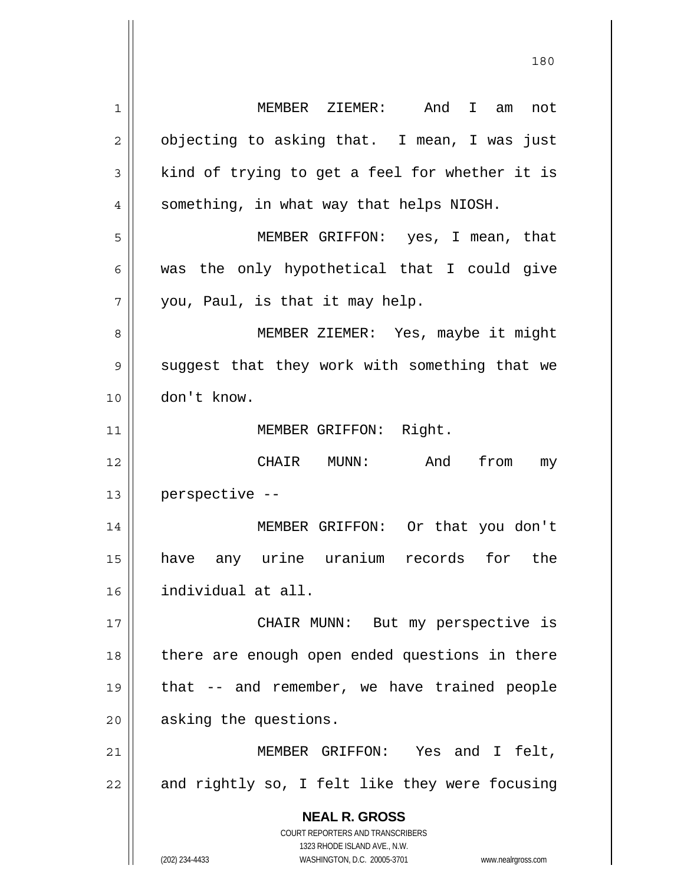MEMBER ZIEMER: And I am not objecting to asking that. I mean, I was just kind of trying to get a feel for whether it is something, in what way that helps NIOSH.

MEMBER GRIFFON: yes, I mean, that was the only hypothetical that I could give you, Paul, is that it may help.

MEMBER ZIEMER: Yes, maybe it might suggest that they work with something that we don't know.

MEMBER GRIFFON: Right.

CHAIR MUNN: And from my perspective --

MEMBER GRIFFON: Or that you don't have any urine uranium records for the individual at all.

CHAIR MUNN: But my perspective is there are enough open ended questions in there that -- and remember, we have trained people asking the questions.

MEMBER GRIFFON: Yes and I felt, and rightly so, I felt like they were focusing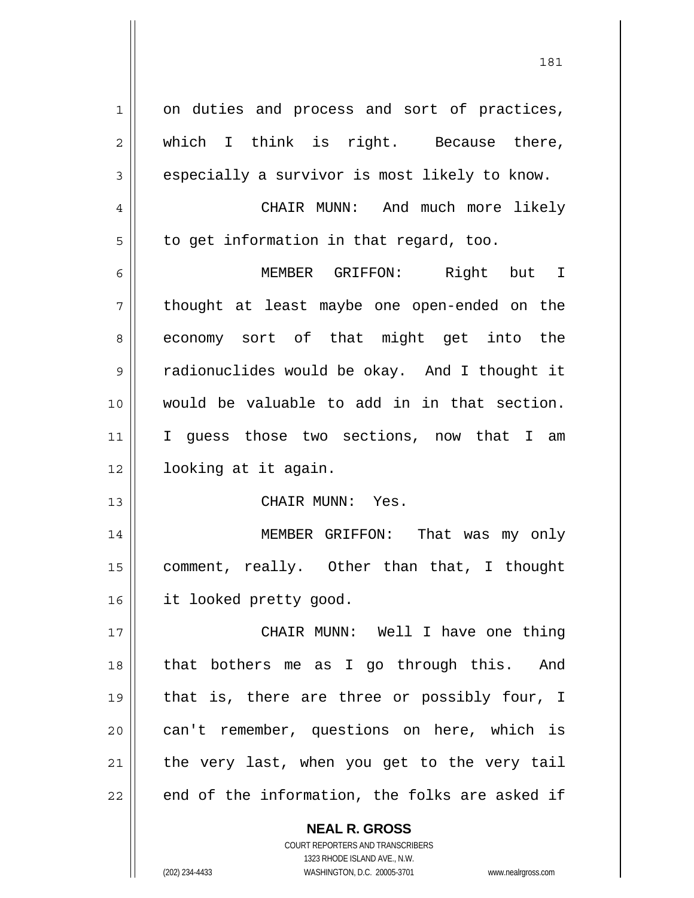on duties and process and sort of practices, which I think is right. Because there, especially a survivor is most likely to know.

CHAIR MUNN: And much more likely to get information in that regard, too.

MEMBER GRIFFON: Right but I thought at least maybe one open-ended on the economy sort of that might get into the radionuclides would be okay. And I thought it would be valuable to add in in that section. I guess those two sections, now that I am looking at it again.

CHAIR MUNN: Yes.

MEMBER GRIFFON: That was my only comment, really. Other than that, I thought it looked pretty good.

CHAIR MUNN: Well I have one thing that bothers me as I go through this. And that is, there are three or possibly four, I can't remember, questions on here, which is the very last, when you get to the very tail end of the information, the folks are asked if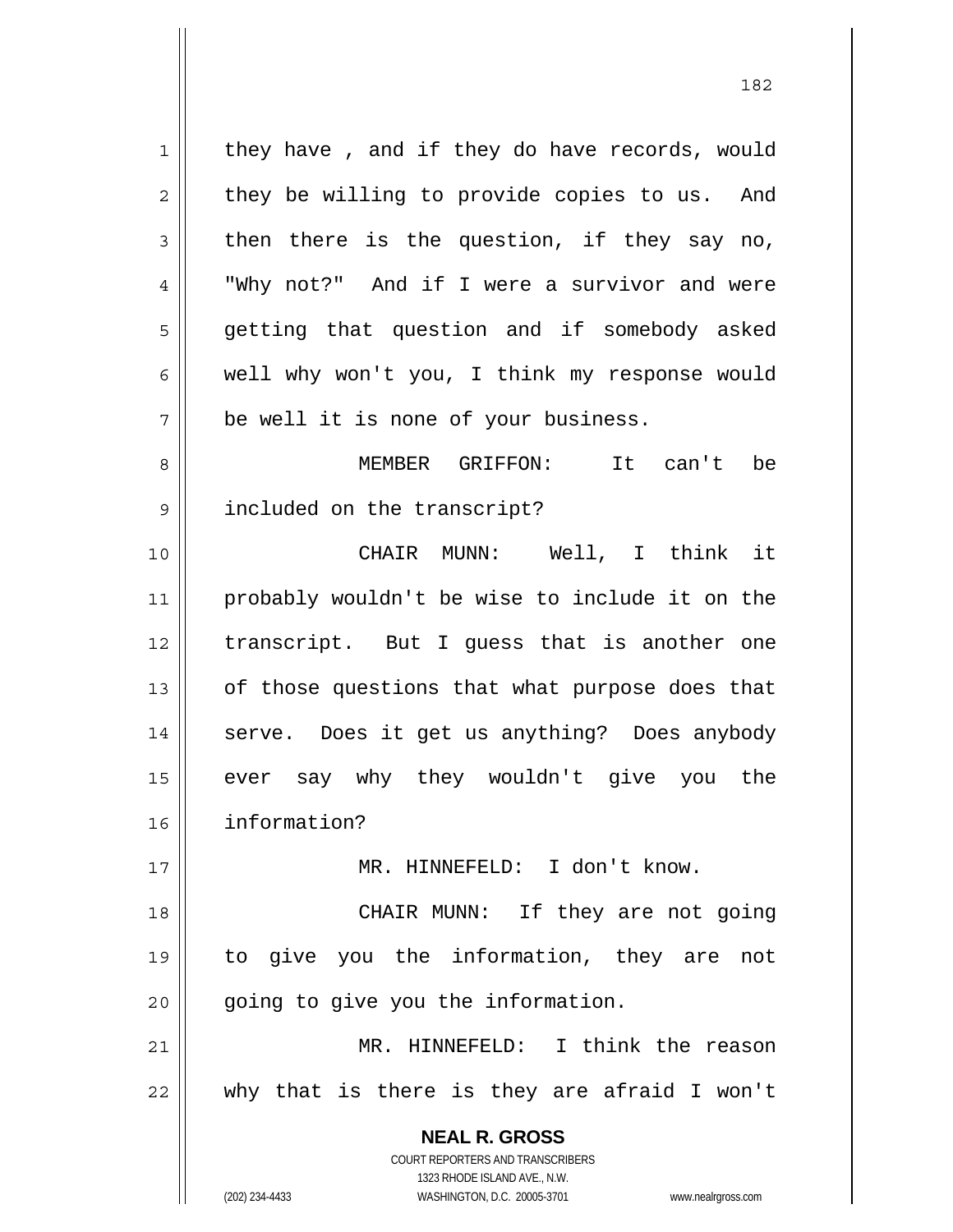they have , and if they do have records, would they be willing to provide copies to us. And then there is the question, if they say no, "Why not?" And if I were a survivor and were getting that question and if somebody asked well why won't you, I think my response would be well it is none of your business.

MEMBER GRIFFON: It can't be included on the transcript?

CHAIR MUNN: Well, I think it probably wouldn't be wise to include it on the transcript. But I guess that is another one of those questions that what purpose does that serve. Does it get us anything? Does anybody ever say why they wouldn't give you the information?

MR. HINNEFELD: I don't know.

CHAIR MUNN: If they are not going to give you the information, they are not going to give you the information.

MR. HINNEFELD: I think the reason why that is there is they are afraid I won't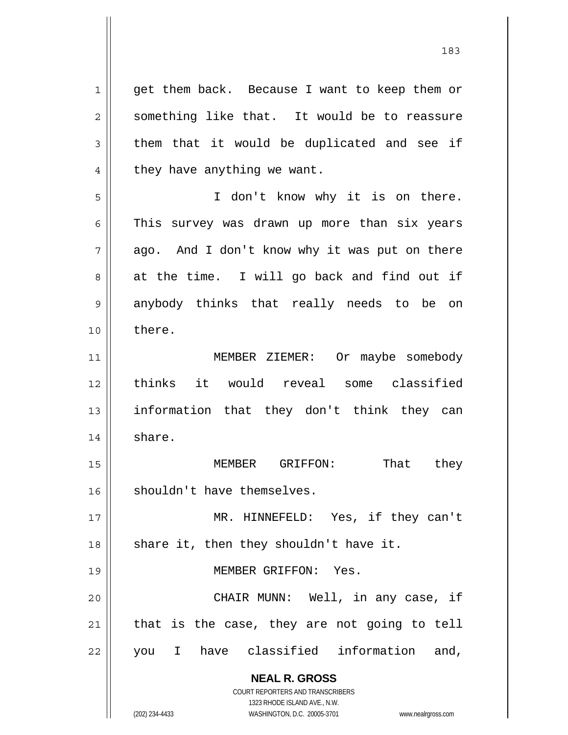get them back. Because I want to keep them or something like that. It would be to reassure them that it would be duplicated and see if they have anything we want.

I don't know why it is on there. This survey was drawn up more than six years ago. And I don't know why it was put on there at the time. I will go back and find out if anybody thinks that really needs to be on there.

MEMBER ZIEMER: Or maybe somebody thinks it would reveal some classified information that they don't think they can share.

MEMBER GRIFFON: That they shouldn't have themselves.

MR. HINNEFELD: Yes, if they can't share it, then they shouldn't have it.

MEMBER GRIFFON: Yes.

CHAIR MUNN: Well, in any case, if that is the case, they are not going to tell you I have classified information and,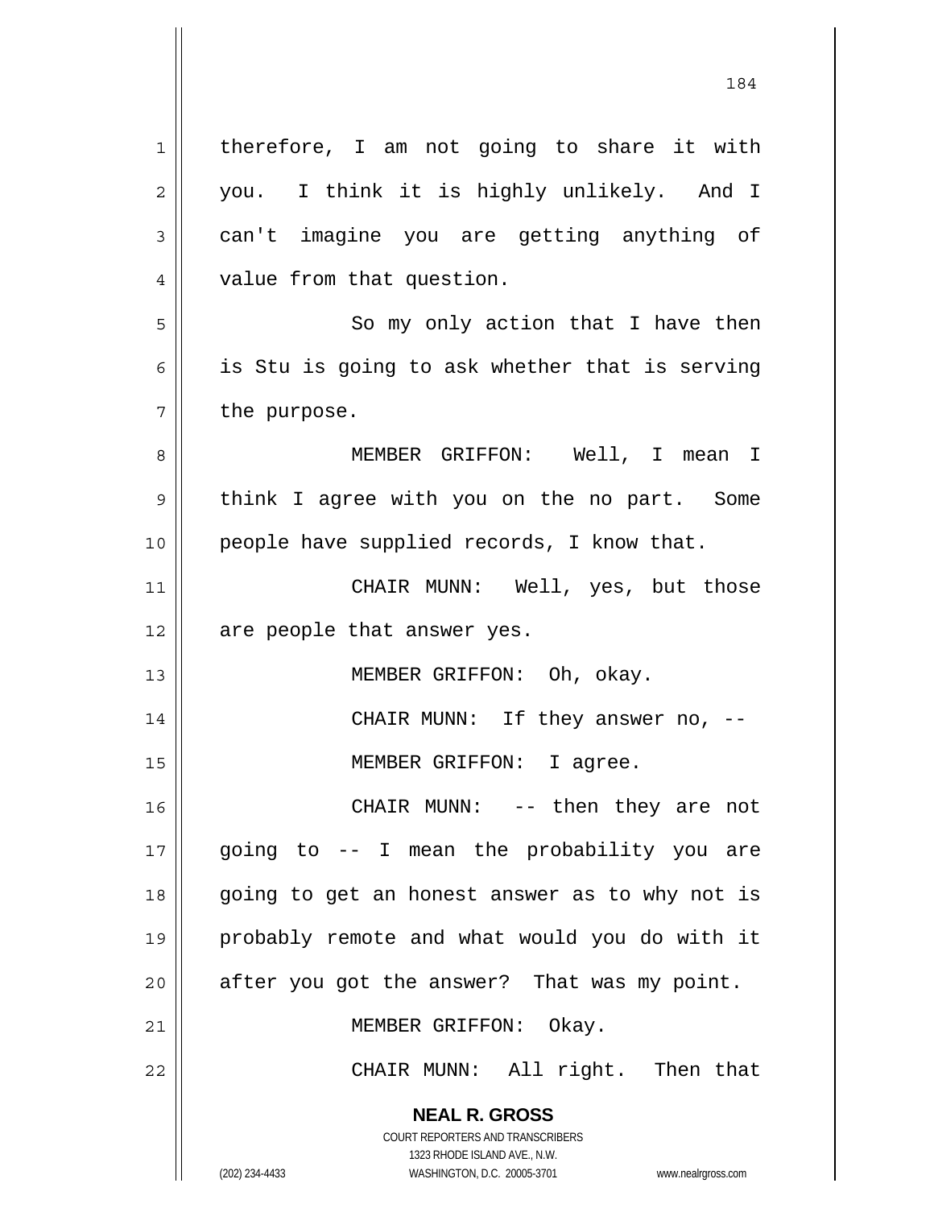therefore, I am not going to share it with you. I think it is highly unlikely. And I can't imagine you are getting anything of value from that question.

So my only action that I have then is Stu is going to ask whether that is serving the purpose.

MEMBER GRIFFON: Well, I mean I think I agree with you on the no part. Some people have supplied records, I know that.

CHAIR MUNN: Well, yes, but those are people that answer yes.

MEMBER GRIFFON: Oh, okay.

CHAIR MUNN: If they answer no, --

MEMBER GRIFFON: I agree.

CHAIR MUNN: -- then they are not going to -- I mean the probability you are going to get an honest answer as to why not is probably remote and what would you do with it after you got the answer? That was my point.

MEMBER GRIFFON: Okay.

CHAIR MUNN: All right. Then that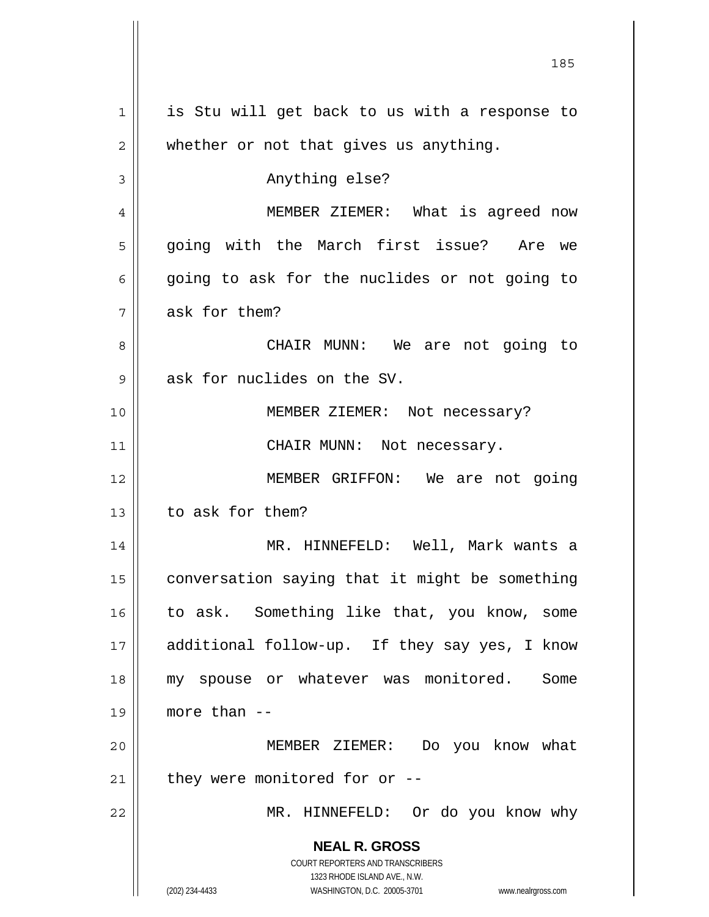is Stu will get back to us with a response to whether or not that gives us anything.

Anything else?

MEMBER ZIEMER: What is agreed now going with the March first issue? Are we going to ask for the nuclides or not going to ask for them?

CHAIR MUNN: We are not going to ask for nuclides on the SV.

MEMBER ZIEMER: Not necessary?

CHAIR MUNN: Not necessary.

MEMBER GRIFFON: We are not going to ask for them?

MR. HINNEFELD: Well, Mark wants a conversation saying that it might be something to ask. Something like that, you know, some additional follow-up. If they say yes, I know my spouse or whatever was monitored. Some more than --

MEMBER ZIEMER: Do you know what they were monitored for or --

MR. HINNEFELD: Or do you know why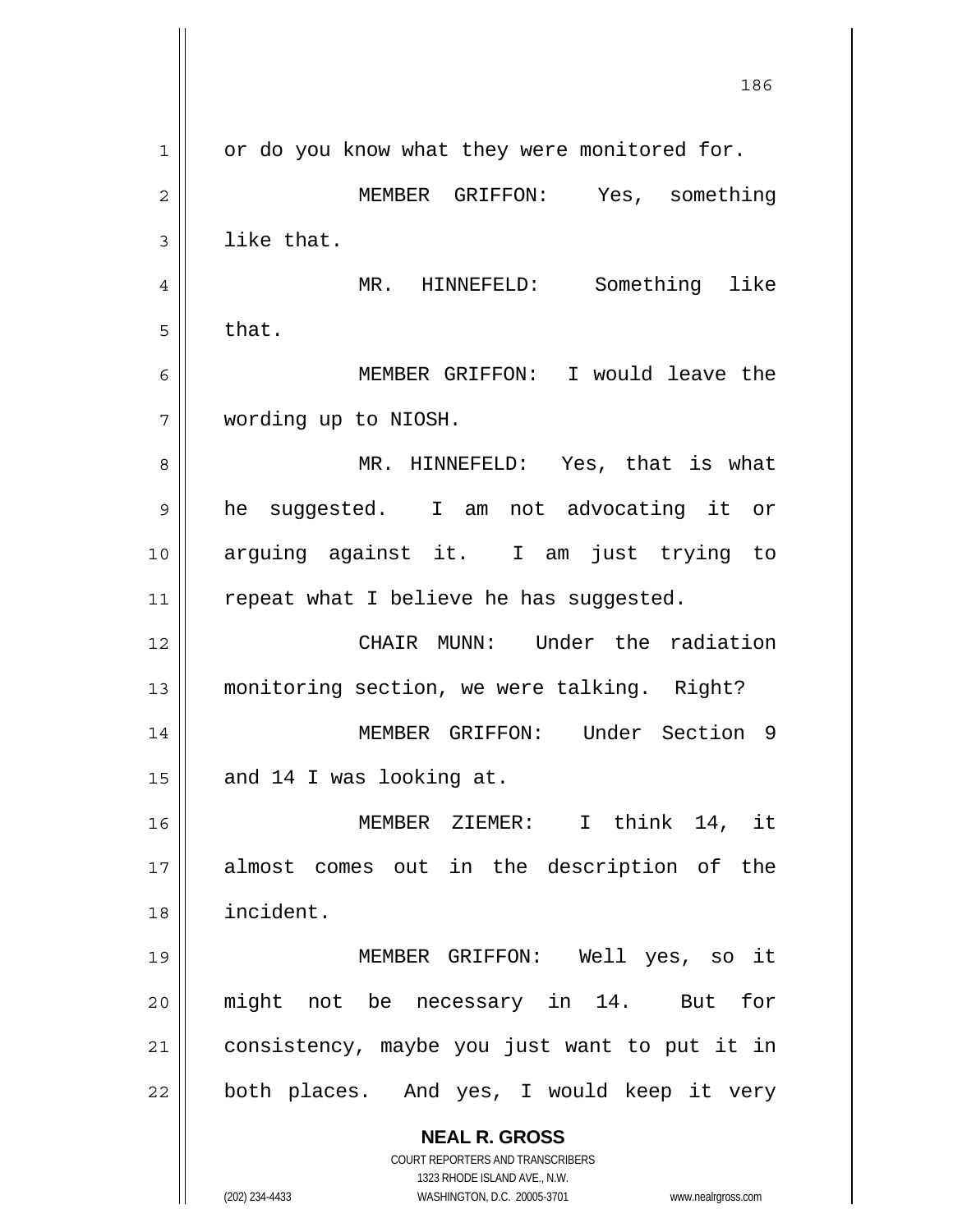or do you know what they were monitored for.

MEMBER GRIFFON: Yes, something like that.

MR. HINNEFELD: Something like that.

MEMBER GRIFFON: I would leave the wording up to NIOSH.

MR. HINNEFELD: Yes, that is what he suggested. I am not advocating it or arguing against it. I am just trying to repeat what I believe he has suggested.

CHAIR MUNN: Under the radiation monitoring section, we were talking. Right?

MEMBER GRIFFON: Under Section 9 and 14 I was looking at.

MEMBER ZIEMER: I think 14, it almost comes out in the description of the incident.

MEMBER GRIFFON: Well yes, so it might not be necessary in 14. But for consistency, maybe you just want to put it in both places. And yes, I would keep it very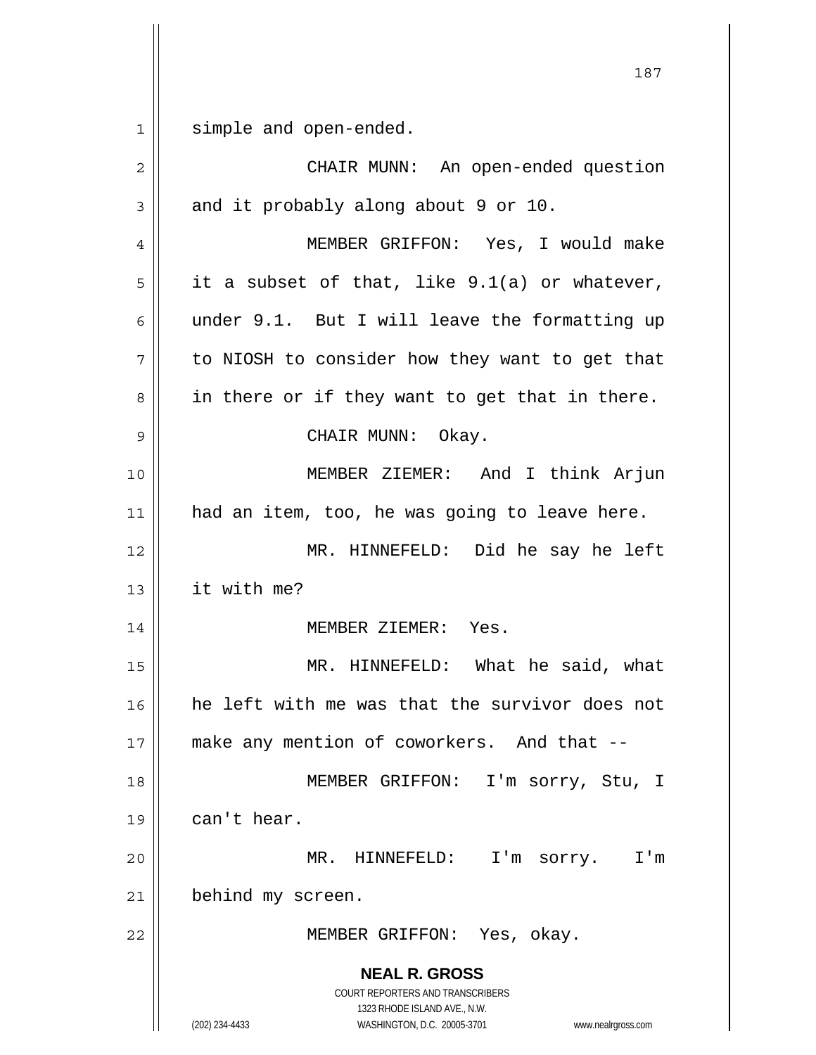simple and open-ended.

CHAIR MUNN: An open-ended question and it probably along about 9 or 10.

MEMBER GRIFFON: Yes, I would make it a subset of that, like 9.1(a) or whatever, under 9.1. But I will leave the formatting up to NIOSH to consider how they want to get that in there or if they want to get that in there.

CHAIR MUNN: Okay.

MEMBER ZIEMER: And I think Arjun had an item, too, he was going to leave here.

MR. HINNEFELD: Did he say he left it with me?

MEMBER ZIEMER: Yes.

MR. HINNEFELD: What he said, what he left with me was that the survivor does not make any mention of coworkers. And that --

MEMBER GRIFFON: I'm sorry, Stu, I can't hear.

MR. HINNEFELD: I'm sorry. I'm behind my screen.

MEMBER GRIFFON: Yes, okay.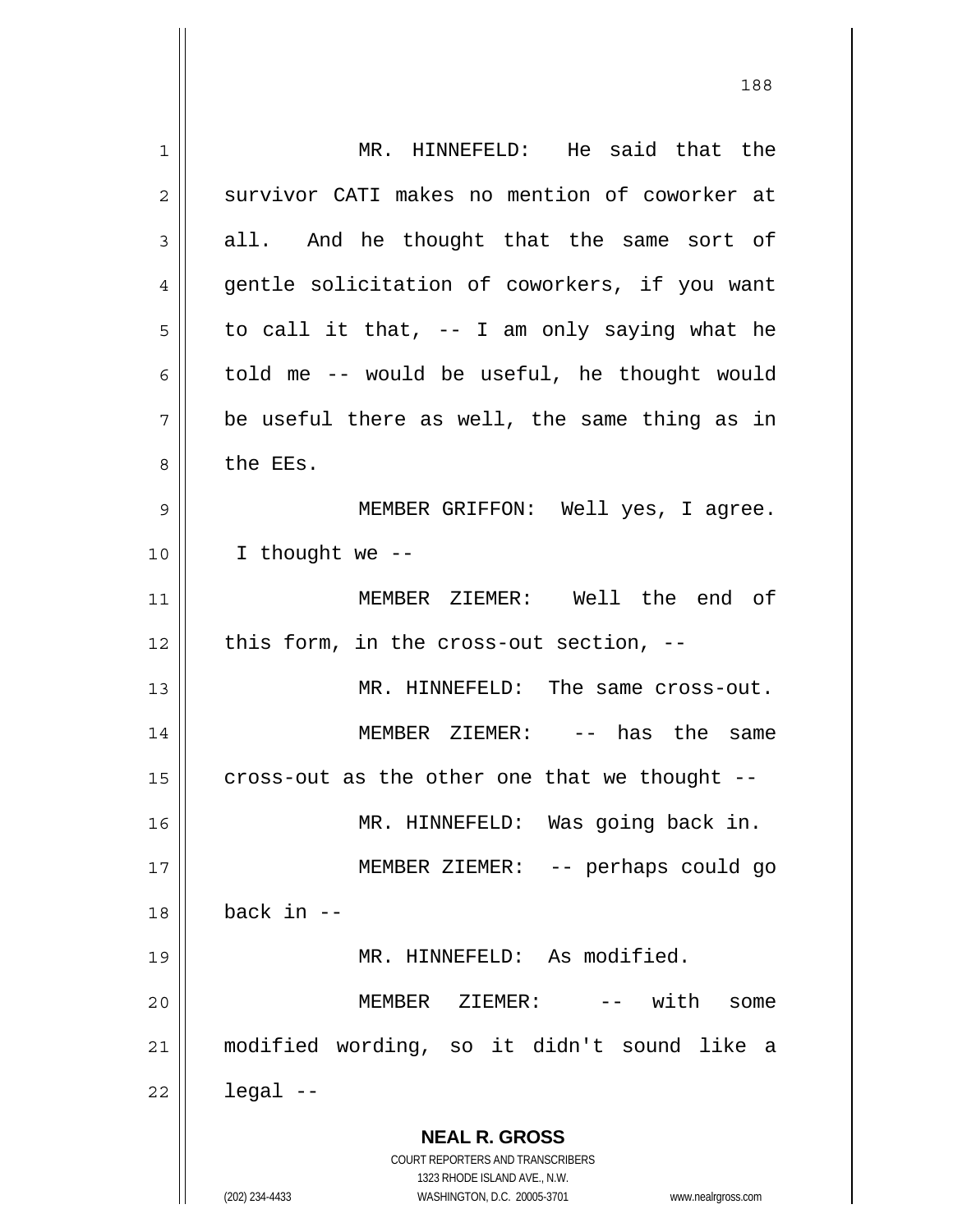MR. HINNEFELD: He said that the survivor CATI makes no mention of coworker at all. And he thought that the same sort of gentle solicitation of coworkers, if you want to call it that, -- I am only saying what he told me -- would be useful, he thought would be useful there as well, the same thing as in the EEs.

MEMBER GRIFFON: Well yes, I agree. I thought we --

MEMBER ZIEMER: Well the end of this form, in the cross-out section, --

MR. HINNEFELD: The same cross-out.

MEMBER ZIEMER: -- has the same cross-out as the other one that we thought --

MR. HINNEFELD: Was going back in.

MEMBER ZIEMER: -- perhaps could go back in --

MR. HINNEFELD: As modified.

MEMBER ZIEMER: -- with some modified wording, so it didn't sound like a legal --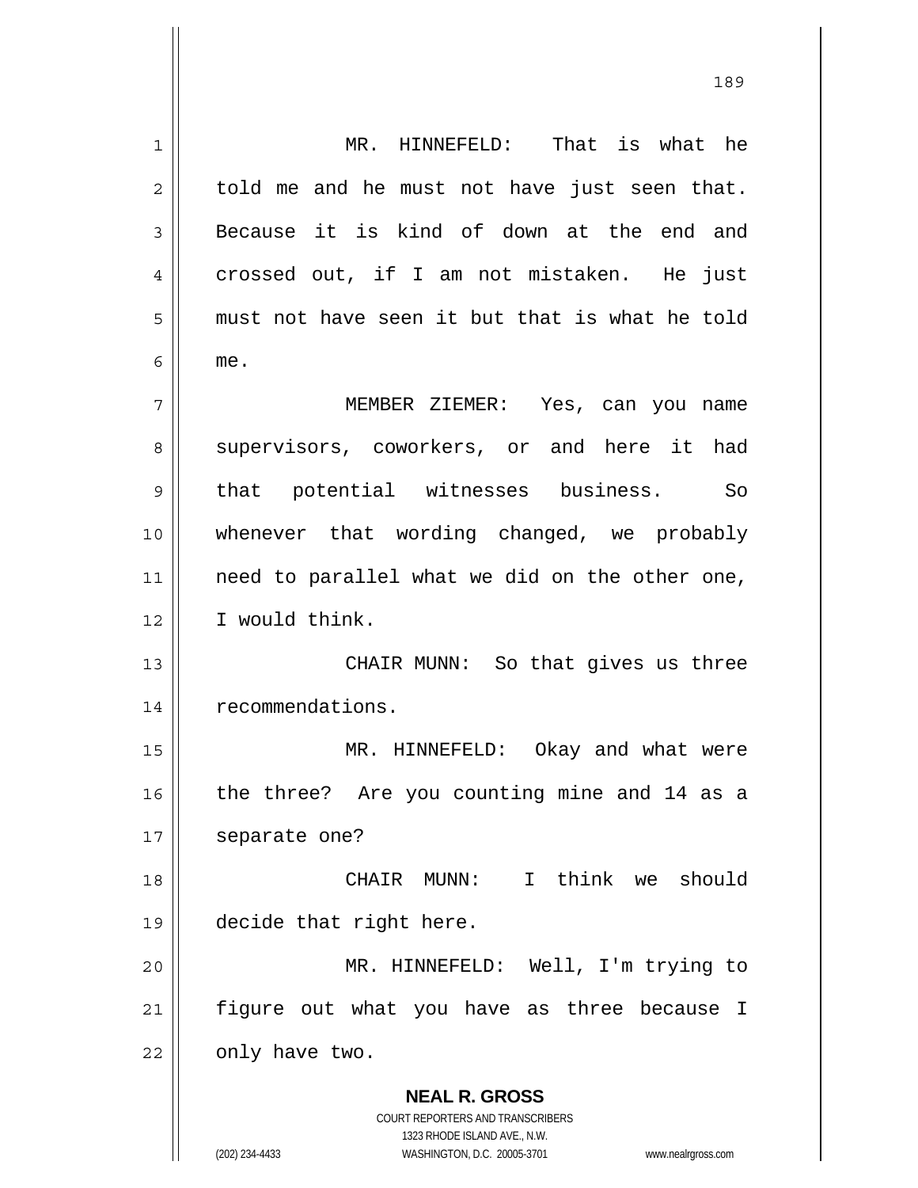MR. HINNEFELD: That is what he told me and he must not have just seen that. Because it is kind of down at the end and crossed out, if I am not mistaken. He just must not have seen it but that is what he told me.

MEMBER ZIEMER: Yes, can you name supervisors, coworkers, or and here it had that potential witnesses business. So whenever that wording changed, we probably need to parallel what we did on the other one, I would think.

CHAIR MUNN: So that gives us three recommendations.

MR. HINNEFELD: Okay and what were the three? Are you counting mine and 14 as a separate one?

CHAIR MUNN: I think we should decide that right here.

MR. HINNEFELD: Well, I'm trying to figure out what you have as three because I only have two.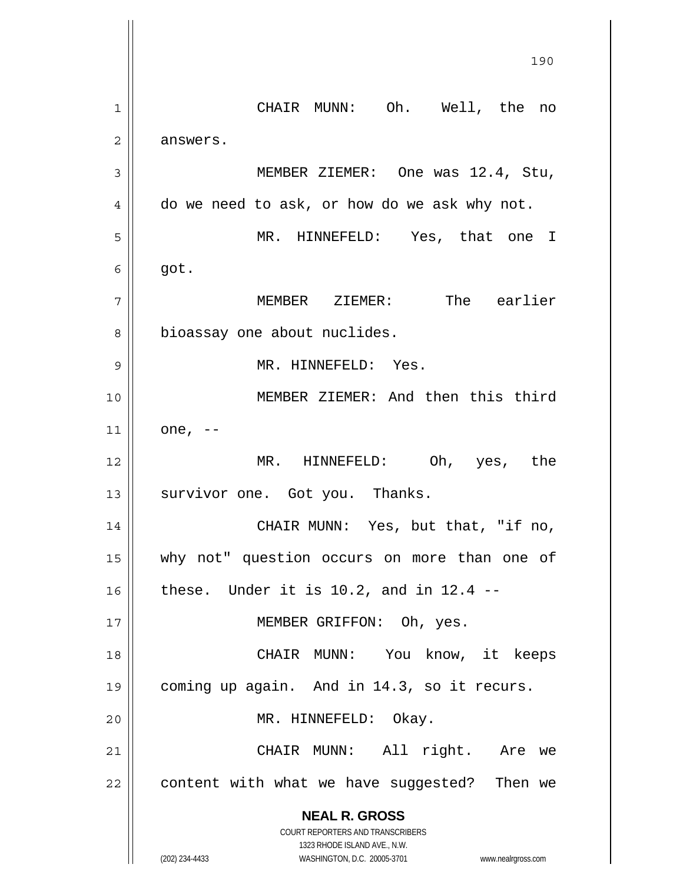CHAIR MUNN: Oh. Well, the no answers.

MEMBER ZIEMER: One was 12.4, Stu, do we need to ask, or how do we ask why not.

MR. HINNEFELD: Yes, that one I got.

MEMBER ZIEMER: The earlier bioassay one about nuclides.

MR. HINNEFELD: Yes.

MEMBER ZIEMER: And then this third one, --

MR. HINNEFELD: Oh, yes, the survivor one. Got you. Thanks.

CHAIR MUNN: Yes, but that, "if no, why not" question occurs on more than one of these. Under it is 10.2, and in 12.4 --

MEMBER GRIFFON: Oh, yes.

CHAIR MUNN: You know, it keeps coming up again. And in 14.3, so it recurs.

MR. HINNEFELD: Okay.

CHAIR MUNN: All right. Are we content with what we have suggested? Then we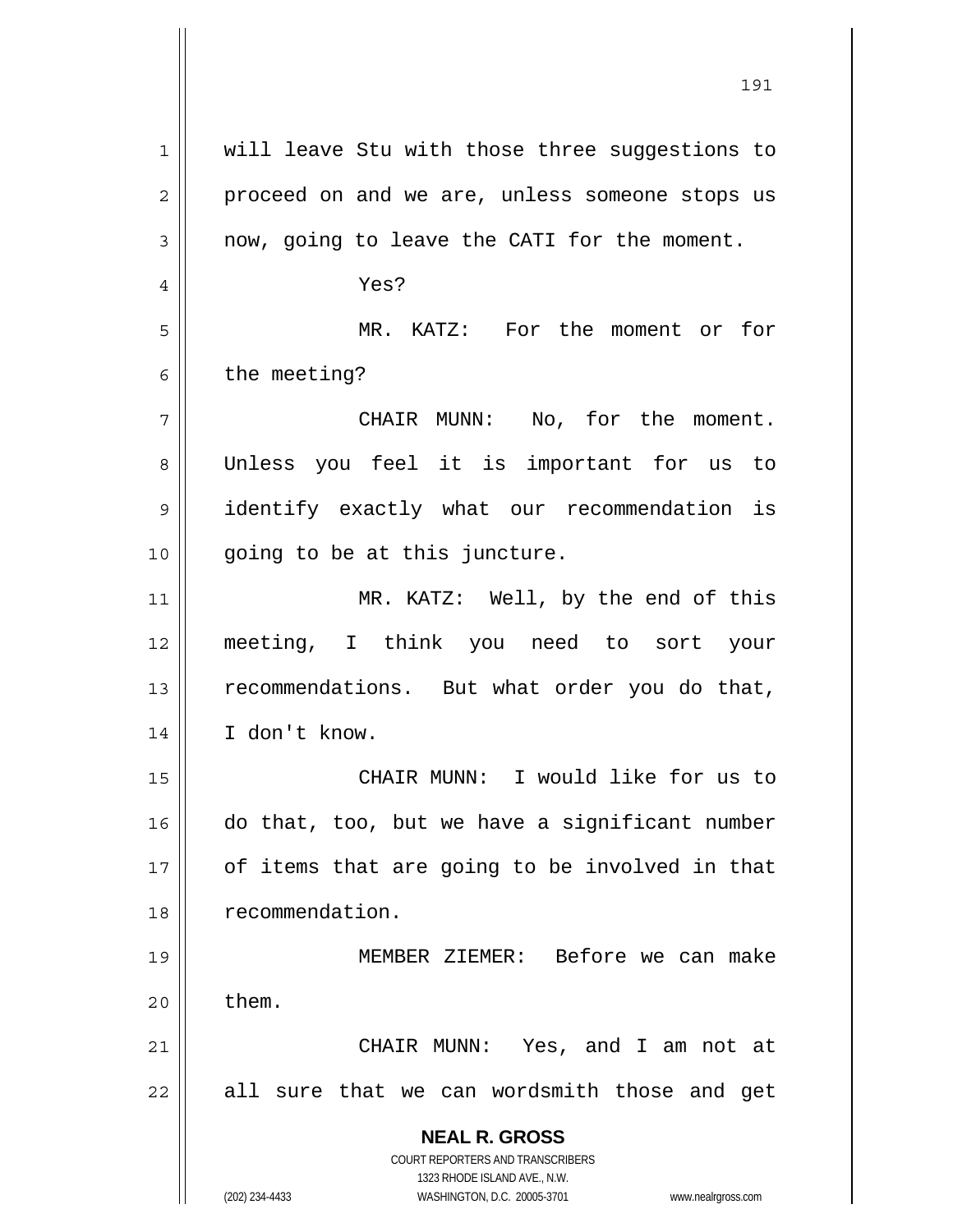will leave Stu with those three suggestions to proceed on and we are, unless someone stops us now, going to leave the CATI for the moment.

Yes?

MR. KATZ: For the moment or for the meeting?

CHAIR MUNN: No, for the moment. Unless you feel it is important for us to identify exactly what our recommendation is going to be at this juncture.

MR. KATZ: Well, by the end of this meeting, I think you need to sort your recommendations. But what order you do that, I don't know.

CHAIR MUNN: I would like for us to do that, too, but we have a significant number of items that are going to be involved in that recommendation.

MEMBER ZIEMER: Before we can make them.

CHAIR MUNN: Yes, and I am not at all sure that we can wordsmith those and get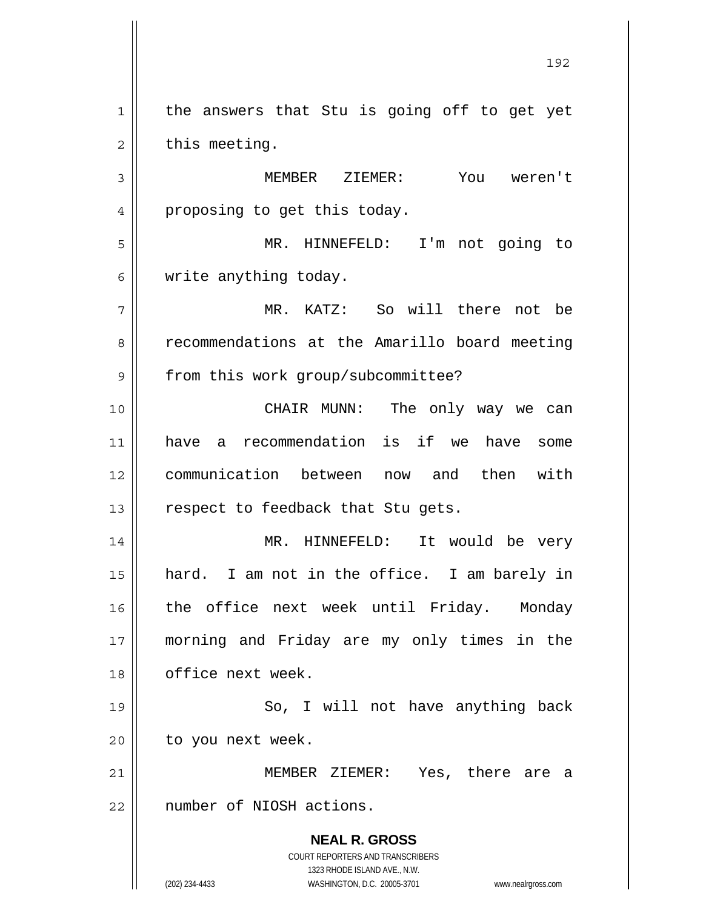the answers that Stu is going off to get yet this meeting.

MEMBER ZIEMER: You weren't proposing to get this today.

MR. HINNEFELD: I'm not going to write anything today.

MR. KATZ: So will there not be recommendations at the Amarillo board meeting from this work group/subcommittee?

CHAIR MUNN: The only way we can have a recommendation is if we have some communication between now and then with respect to feedback that Stu gets.

MR. HINNEFELD: It would be very hard. I am not in the office. I am barely in the office next week until Friday. Monday morning and Friday are my only times in the office next week.

So, I will not have anything back to you next week.

MEMBER ZIEMER: Yes, there are a number of NIOSH actions.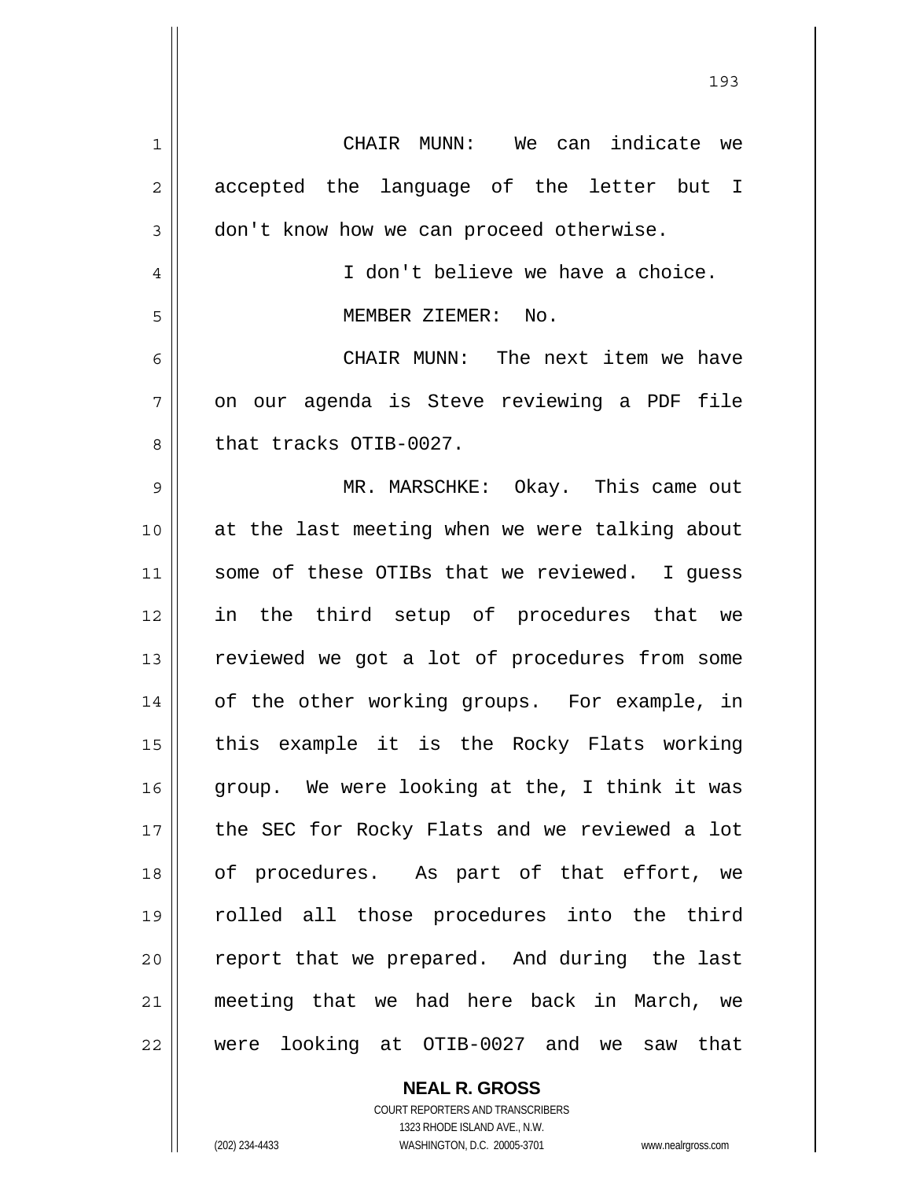CHAIR MUNN: We can indicate we accepted the language of the letter but I don't know how we can proceed otherwise.

I don't believe we have a choice.

MEMBER ZIEMER: No.

CHAIR MUNN: The next item we have on our agenda is Steve reviewing a PDF file that tracks OTIB-0027.

MR. MARSCHKE: Okay. This came out at the last meeting when we were talking about some of these OTIBs that we reviewed. I guess in the third setup of procedures that we reviewed we got a lot of procedures from some of the other working groups. For example, in this example it is the Rocky Flats working group. We were looking at the, I think it was the SEC for Rocky Flats and we reviewed a lot of procedures. As part of that effort, we rolled all those procedures into the third report that we prepared. And during the last meeting that we had here back in March, we were looking at OTIB-0027 and we saw that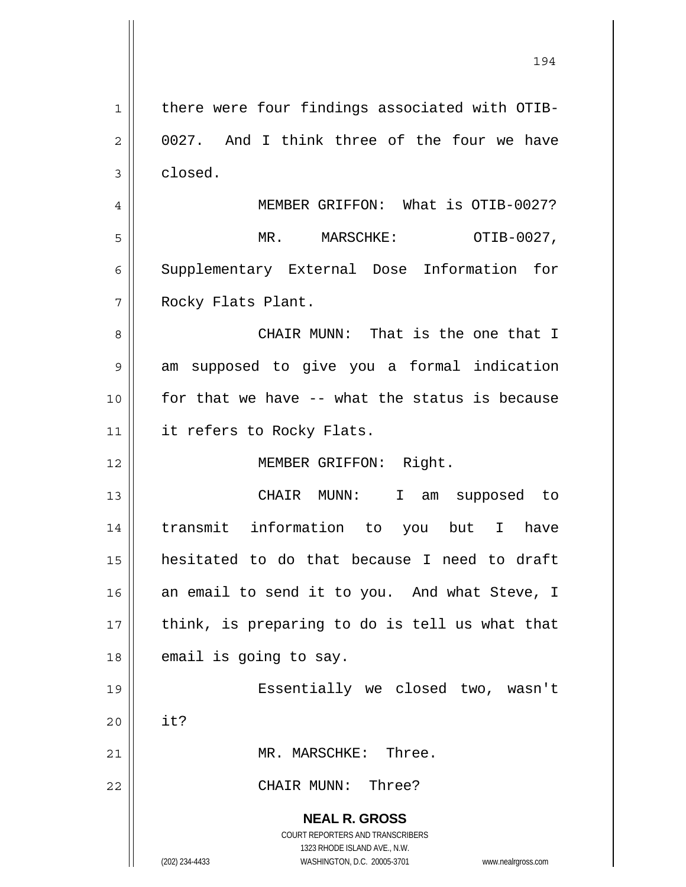there were four findings associated with OTIB-0027. And I think three of the four we have closed.

MEMBER GRIFFON: What is OTIB-0027?

MR. MARSCHKE: OTIB-0027, Supplementary External Dose Information for Rocky Flats Plant.

CHAIR MUNN: That is the one that I am supposed to give you a formal indication for that we have -- what the status is because it refers to Rocky Flats.

MEMBER GRIFFON: Right.

CHAIR MUNN: I am supposed to transmit information to you but I have hesitated to do that because I need to draft an email to send it to you. And what Steve, I think, is preparing to do is tell us what that email is going to say.

Essentially we closed two, wasn't it?

MR. MARSCHKE: Three.

CHAIR MUNN: Three?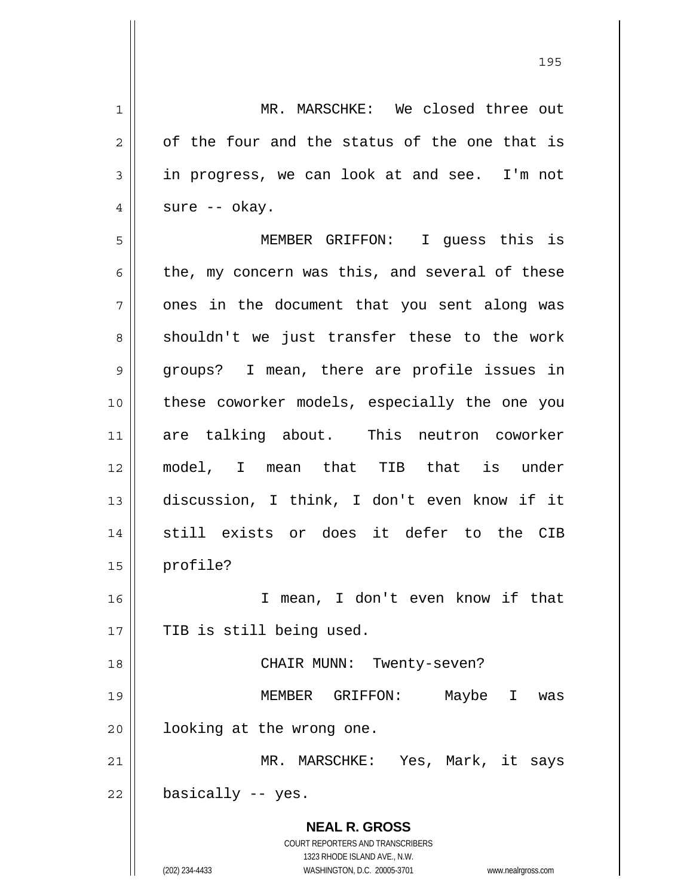MR. MARSCHKE: We closed three out of the four and the status of the one that is in progress, we can look at and see. I'm not sure -- okay.

MEMBER GRIFFON: I guess this is the, my concern was this, and several of these ones in the document that you sent along was shouldn't we just transfer these to the work groups? I mean, there are profile issues in these coworker models, especially the one you are talking about. This neutron coworker model, I mean that TIB that is under discussion, I think, I don't even know if it still exists or does it defer to the CIB profile?

I mean, I don't even know if that TIB is still being used.

CHAIR MUNN: Twenty-seven?

MEMBER GRIFFON: Maybe I was looking at the wrong one.

MR. MARSCHKE: Yes, Mark, it says basically -- yes.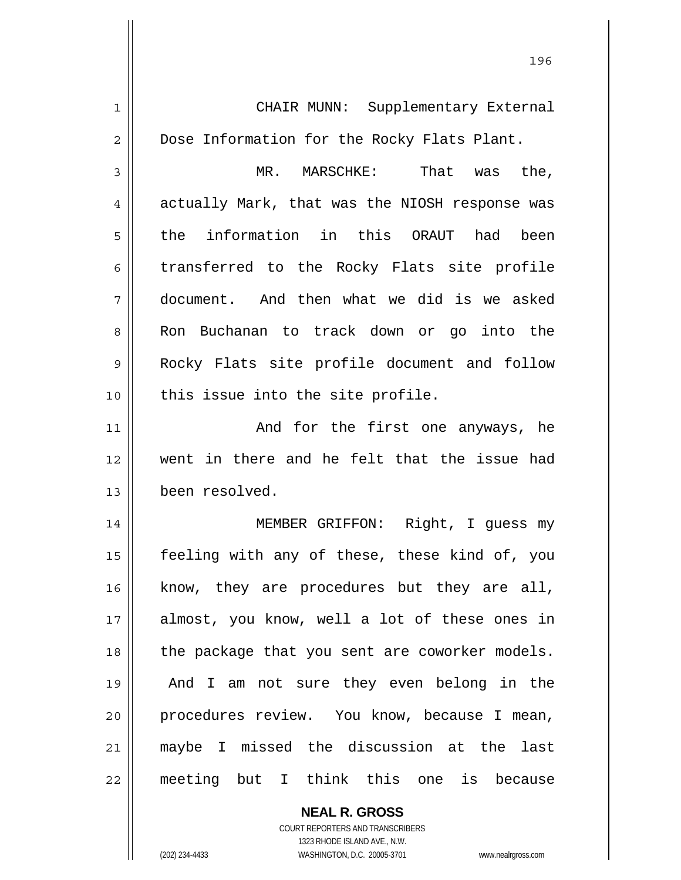CHAIR MUNN: Supplementary External Dose Information for the Rocky Flats Plant.

MR. MARSCHKE: That was the, actually Mark, that was the NIOSH response was the information in this ORAUT had been transferred to the Rocky Flats site profile document. And then what we did is we asked Ron Buchanan to track down or go into the Rocky Flats site profile document and follow this issue into the site profile.

And for the first one anyways, he went in there and he felt that the issue had been resolved.

MEMBER GRIFFON: Right, I guess my feeling with any of these, these kind of, you know, they are procedures but they are all, almost, you know, well a lot of these ones in the package that you sent are coworker models. And I am not sure they even belong in the procedures review. You know, because I mean, maybe I missed the discussion at the last meeting but I think this one is because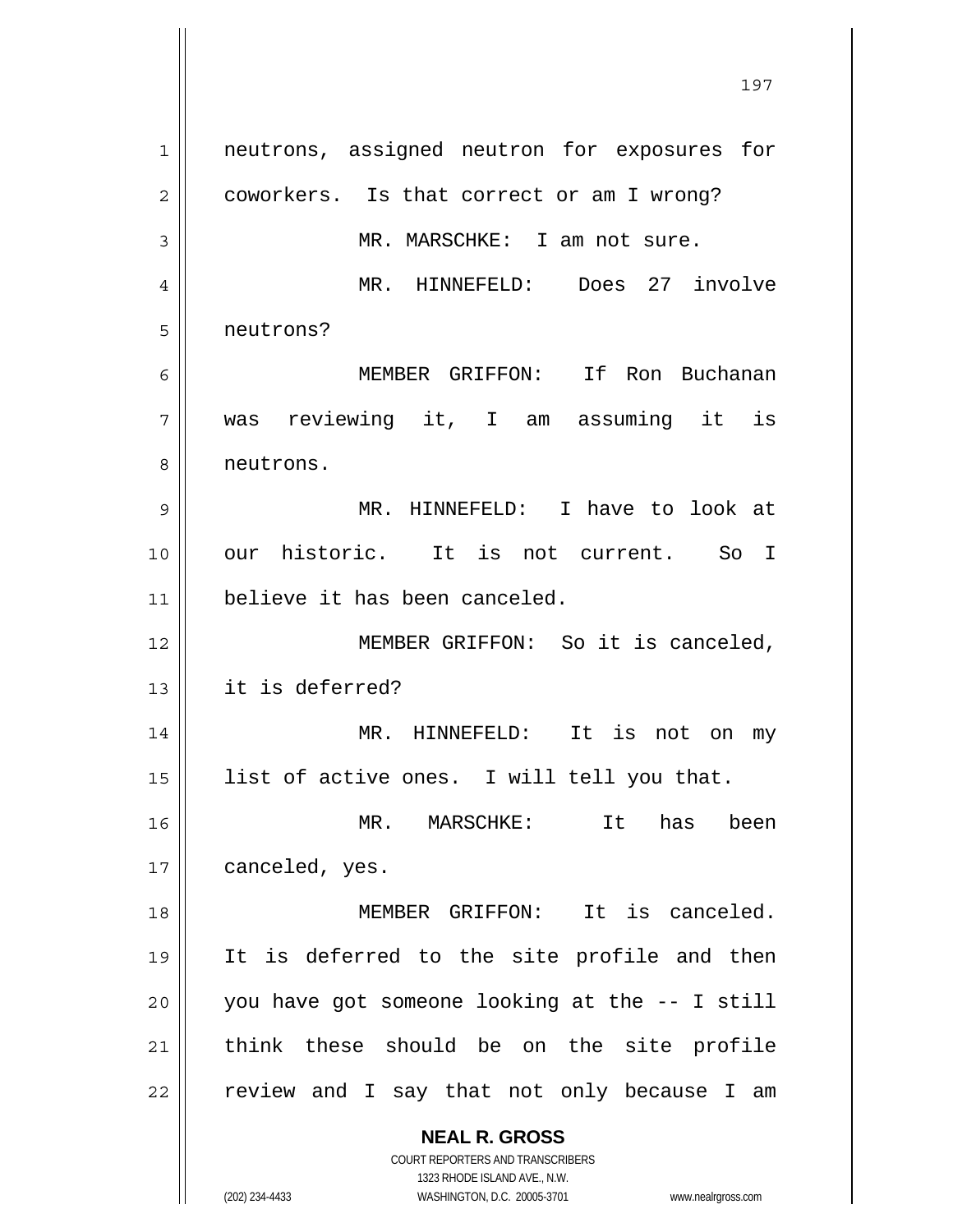neutrons, assigned neutron for exposures for coworkers. Is that correct or am I wrong?

MR. MARSCHKE: I am not sure.

MR. HINNEFELD: Does 27 involve neutrons?

MEMBER GRIFFON: If Ron Buchanan was reviewing it, I am assuming it is neutrons.

MR. HINNEFELD: I have to look at our historic. It is not current. So I believe it has been canceled.

MEMBER GRIFFON: So it is canceled, it is deferred?

MR. HINNEFELD: It is not on my list of active ones. I will tell you that.

MR. MARSCHKE: It has been canceled, yes.

MEMBER GRIFFON: It is canceled. It is deferred to the site profile and then you have got someone looking at the -- I still think these should be on the site profile review and I say that not only because I am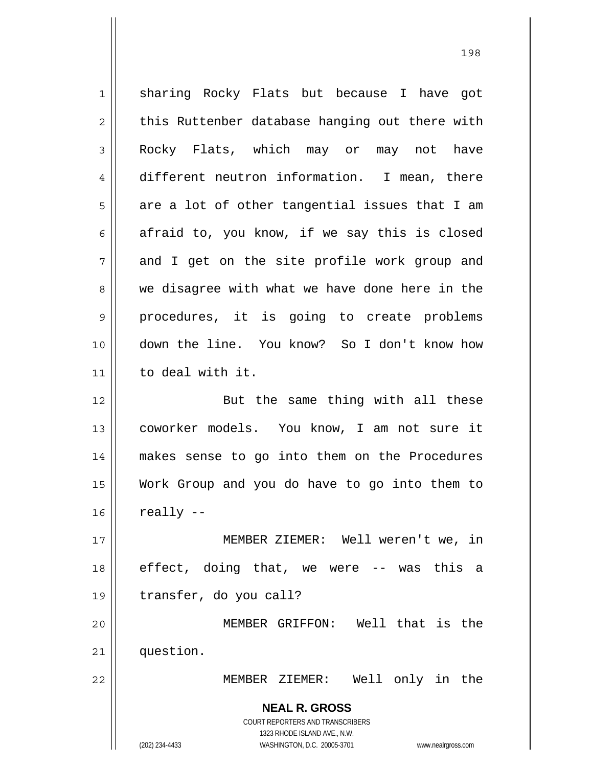sharing Rocky Flats but because I have got this Ruttenber database hanging out there with Rocky Flats, which may or may not have different neutron information. I mean, there are a lot of other tangential issues that I am afraid to, you know, if we say this is closed and I get on the site profile work group and we disagree with what we have done here in the procedures, it is going to create problems down the line. You know? So I don't know how to deal with it.

But the same thing with all these coworker models. You know, I am not sure it makes sense to go into them on the Procedures Work Group and you do have to go into them to really --

MEMBER ZIEMER: Well weren't we, in effect, doing that, we were -- was this a transfer, do you call?

MEMBER GRIFFON: Well that is the question.

MEMBER ZIEMER: Well only in the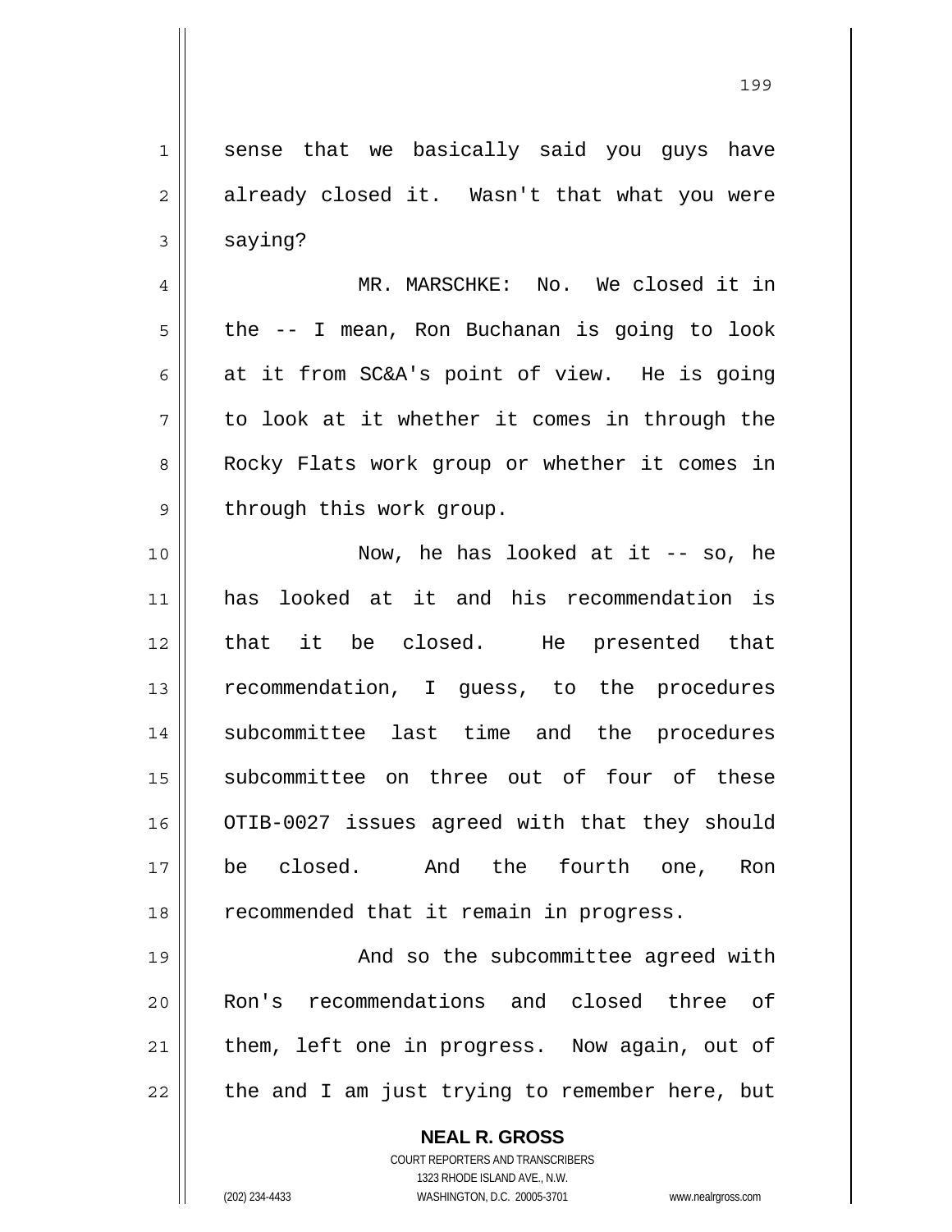sense that we basically said you guys have already closed it. Wasn't that what you were saying?

MR. MARSCHKE: No. We closed it in the -- I mean, Ron Buchanan is going to look at it from SC&A's point of view. He is going to look at it whether it comes in through the Rocky Flats work group or whether it comes in through this work group.

Now, he has looked at it -- so, he has looked at it and his recommendation is that it be closed. He presented that recommendation, I guess, to the procedures subcommittee last time and the procedures subcommittee on three out of four of these OTIB-0027 issues agreed with that they should be closed. And the fourth one, Ron recommended that it remain in progress.

And so the subcommittee agreed with Ron's recommendations and closed three of them, left one in progress. Now again, out of the and I am just trying to remember here, but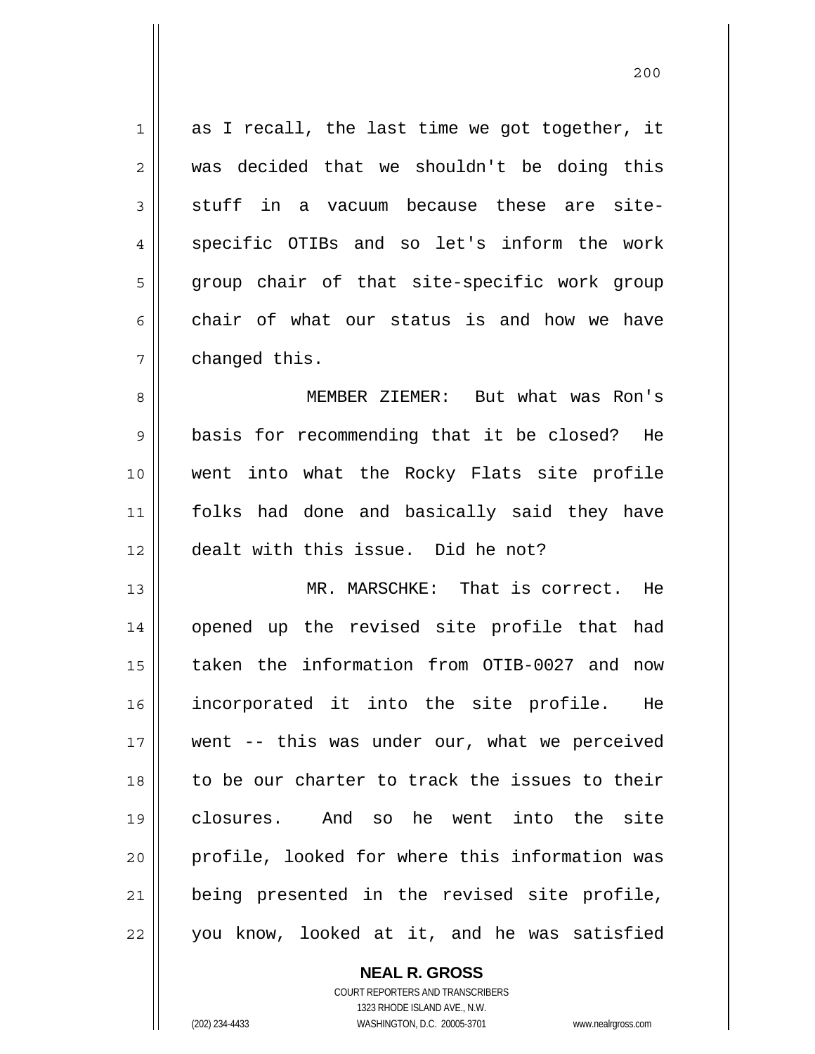as I recall, the last time we got together, it was decided that we shouldn't be doing this stuff in a vacuum because these are site-specific OTIBs and so let's inform the work group chair of that site-specific work group chair of what our status is and how we have changed this.

MEMBER ZIEMER: But what was Ron's basis for recommending that it be closed? He went into what the Rocky Flats site profile folks had done and basically said they have dealt with this issue. Did he not?

MR. MARSCHKE: That is correct. He opened up the revised site profile that had taken the information from OTIB-0027 and now incorporated it into the site profile. He went -- this was under our, what we perceived to be our charter to track the issues to their closures. And so he went into the site profile, looked for where this information was being presented in the revised site profile, you know, looked at it, and he was satisfied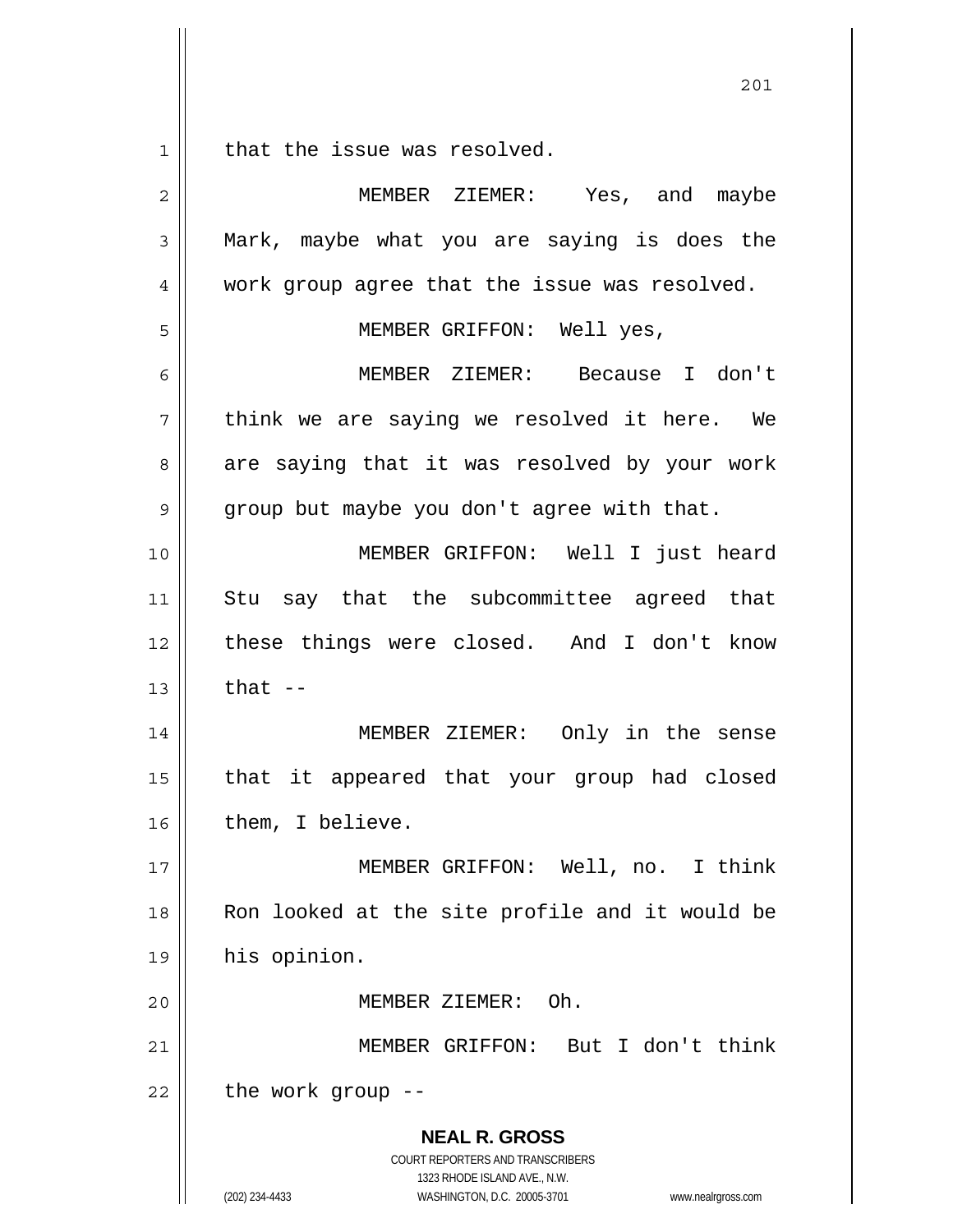that the issue was resolved.

MEMBER ZIEMER: Yes, and maybe Mark, maybe what you are saying is does the work group agree that the issue was resolved.

MEMBER GRIFFON: Well yes,

MEMBER ZIEMER: Because I don't think we are saying we resolved it here. We are saying that it was resolved by your work group but maybe you don't agree with that.

MEMBER GRIFFON: Well I just heard Stu say that the subcommittee agreed that these things were closed. And I don't know that --

MEMBER ZIEMER: Only in the sense that it appeared that your group had closed them, I believe.

MEMBER GRIFFON: Well, no. I think Ron looked at the site profile and it would be his opinion.

MEMBER ZIEMER: Oh.

MEMBER GRIFFON: But I don't think the work group --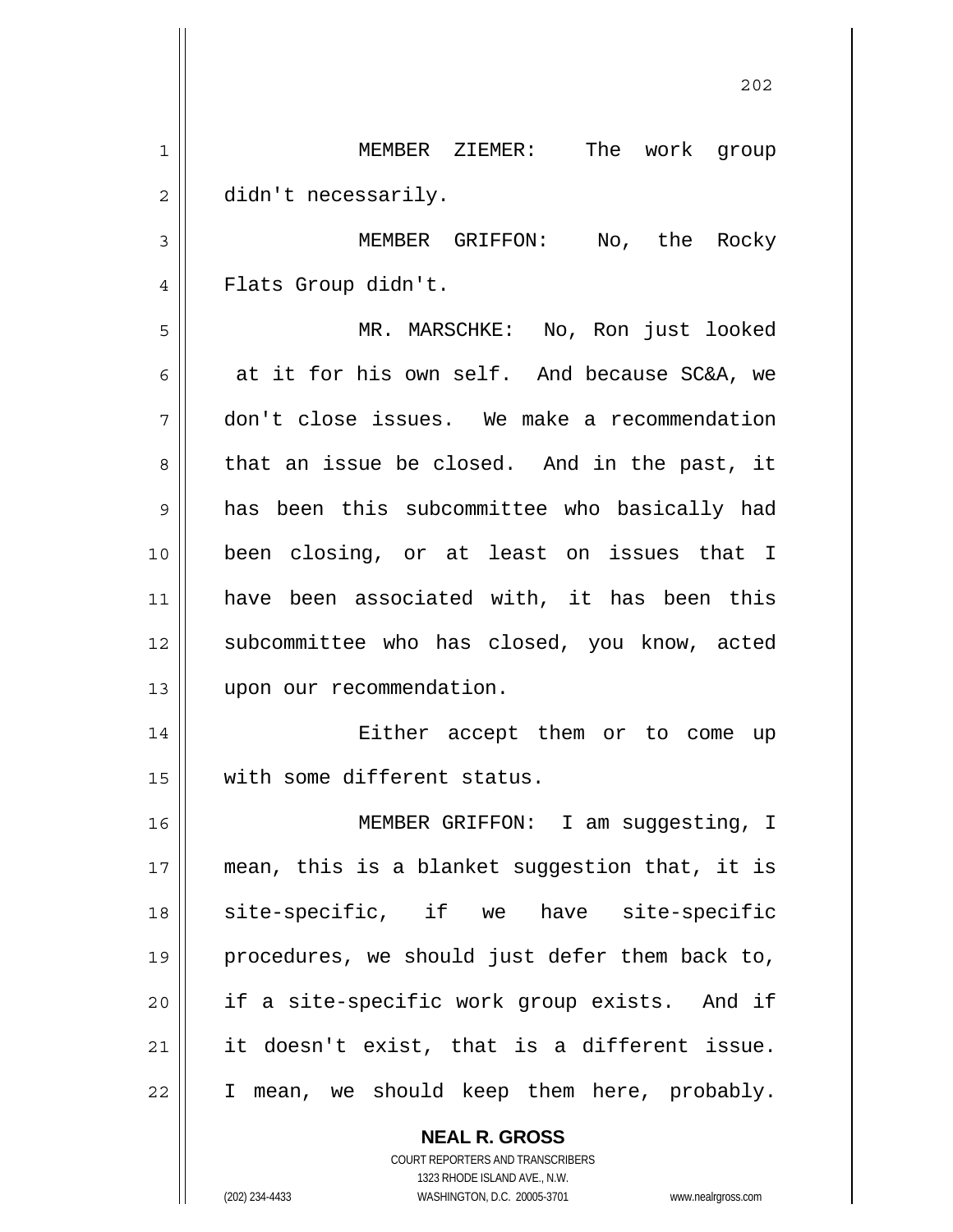MEMBER ZIEMER: The work group didn't necessarily.

MEMBER GRIFFON: No, the Rocky Flats Group didn't.

MR. MARSCHKE: No, Ron just looked at it for his own self. And because SC&A, we don't close issues. We make a recommendation that an issue be closed. And in the past, it has been this subcommittee who basically had been closing, or at least on issues that I have been associated with, it has been this subcommittee who has closed, you know, acted upon our recommendation.

Either accept them or to come up with some different status.

MEMBER GRIFFON: I am suggesting, I mean, this is a blanket suggestion that, it is site-specific, if we have site-specific procedures, we should just defer them back to, if a site-specific work group exists. And if it doesn't exist, that is a different issue. I mean, we should keep them here, probably.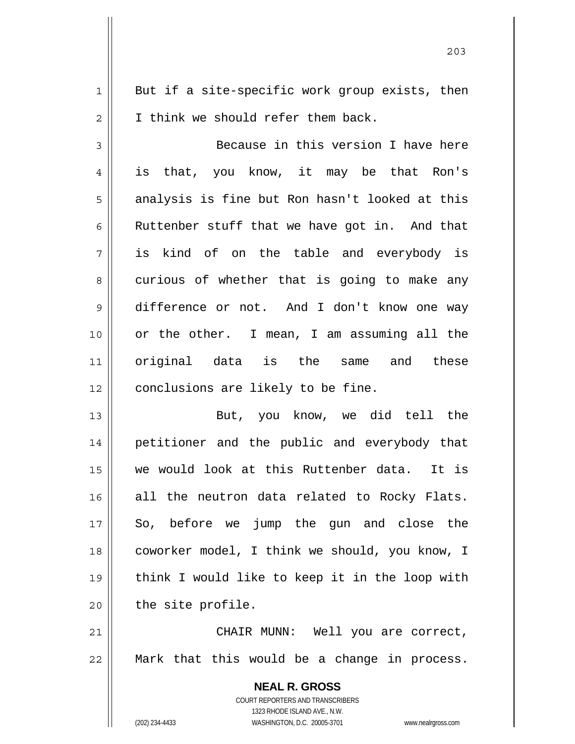But if a site-specific work group exists, then I think we should refer them back.

Because in this version I have here is that, you know, it may be that Ron's analysis is fine but Ron hasn't looked at this Ruttenber stuff that we have got in. And that is kind of on the table and everybody is curious of whether that is going to make any difference or not. And I don't know one way or the other. I mean, I am assuming all the original data is the same and these conclusions are likely to be fine.

But, you know, we did tell the petitioner and the public and everybody that we would look at this Ruttenber data. It is all the neutron data related to Rocky Flats. So, before we jump the gun and close the coworker model, I think we should, you know, I think I would like to keep it in the loop with the site profile.

CHAIR MUNN: Well you are correct, Mark that this would be a change in process.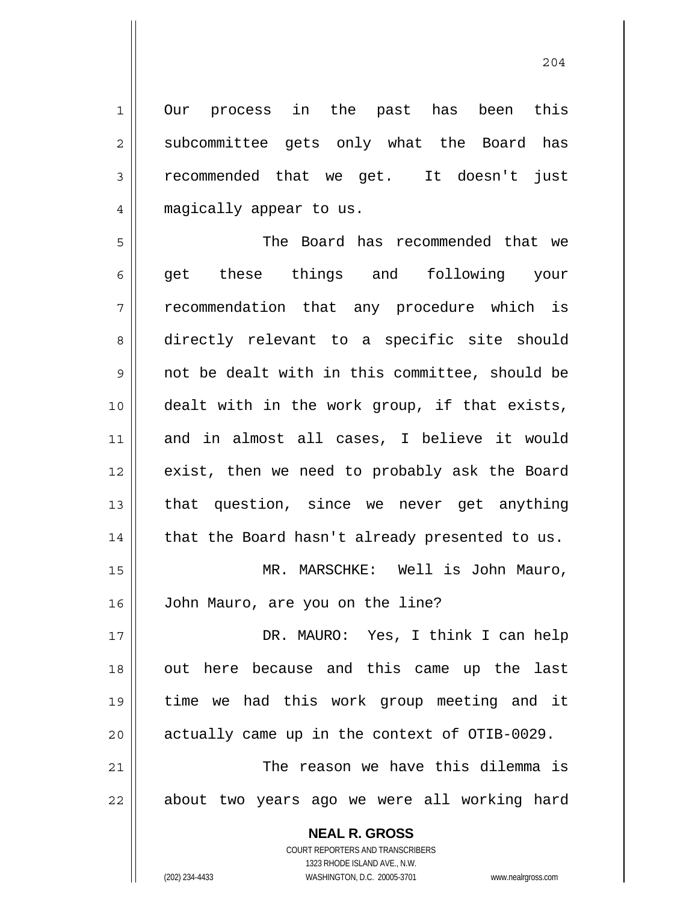Our process in the past has been this subcommittee gets only what the Board has recommended that we get. It doesn't just magically appear to us.

The Board has recommended that we get these things and following your recommendation that any procedure which is directly relevant to a specific site should not be dealt with in this committee, should be dealt with in the work group, if that exists, and in almost all cases, I believe it would exist, then we need to probably ask the Board that question, since we never get anything that the Board hasn't already presented to us.

MR. MARSCHKE: Well is John Mauro, John Mauro, are you on the line?

DR. MAURO: Yes, I think I can help out here because and this came up the last time we had this work group meeting and it actually came up in the context of OTIB-0029.

The reason we have this dilemma is about two years ago we were all working hard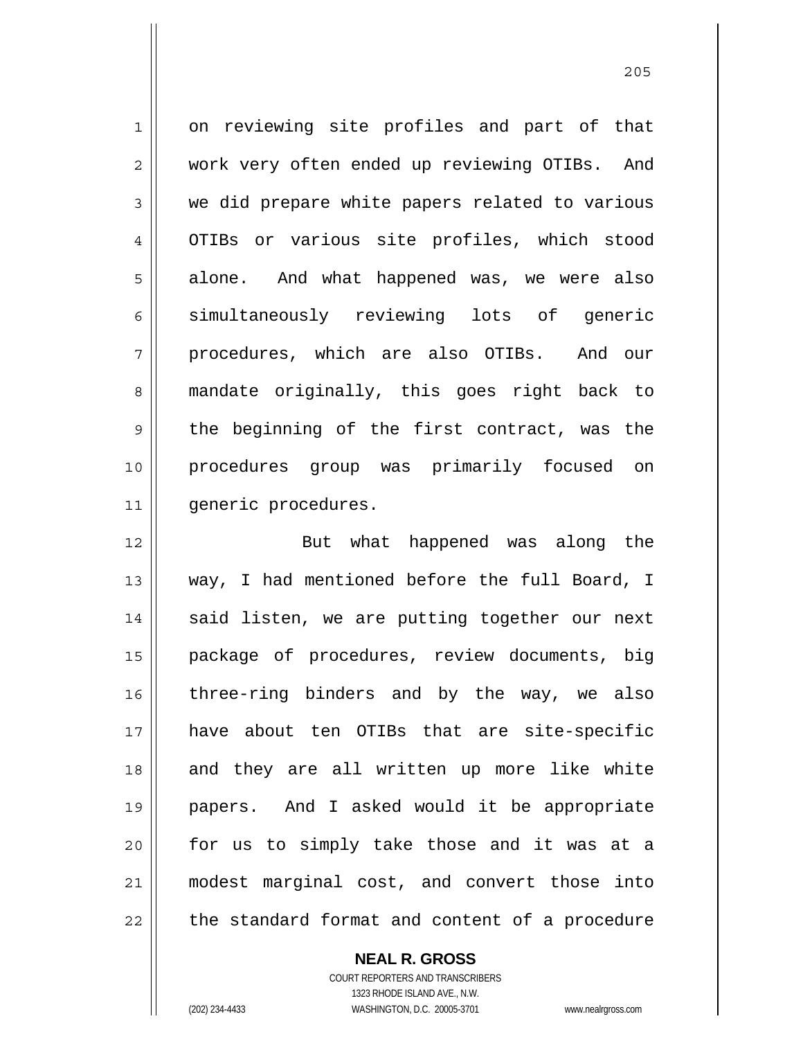on reviewing site profiles and part of that work very often ended up reviewing OTIBs. And we did prepare white papers related to various OTIBs or various site profiles, which stood alone. And what happened was, we were also simultaneously reviewing lots of generic procedures, which are also OTIBs. And our mandate originally, this goes right back to the beginning of the first contract, was the procedures group was primarily focused on generic procedures.

But what happened was along the way, I had mentioned before the full Board, I said listen, we are putting together our next package of procedures, review documents, big three-ring binders and by the way, we also have about ten OTIBs that are site-specific and they are all written up more like white papers. And I asked would it be appropriate for us to simply take those and it was at a modest marginal cost, and convert those into the standard format and content of a procedure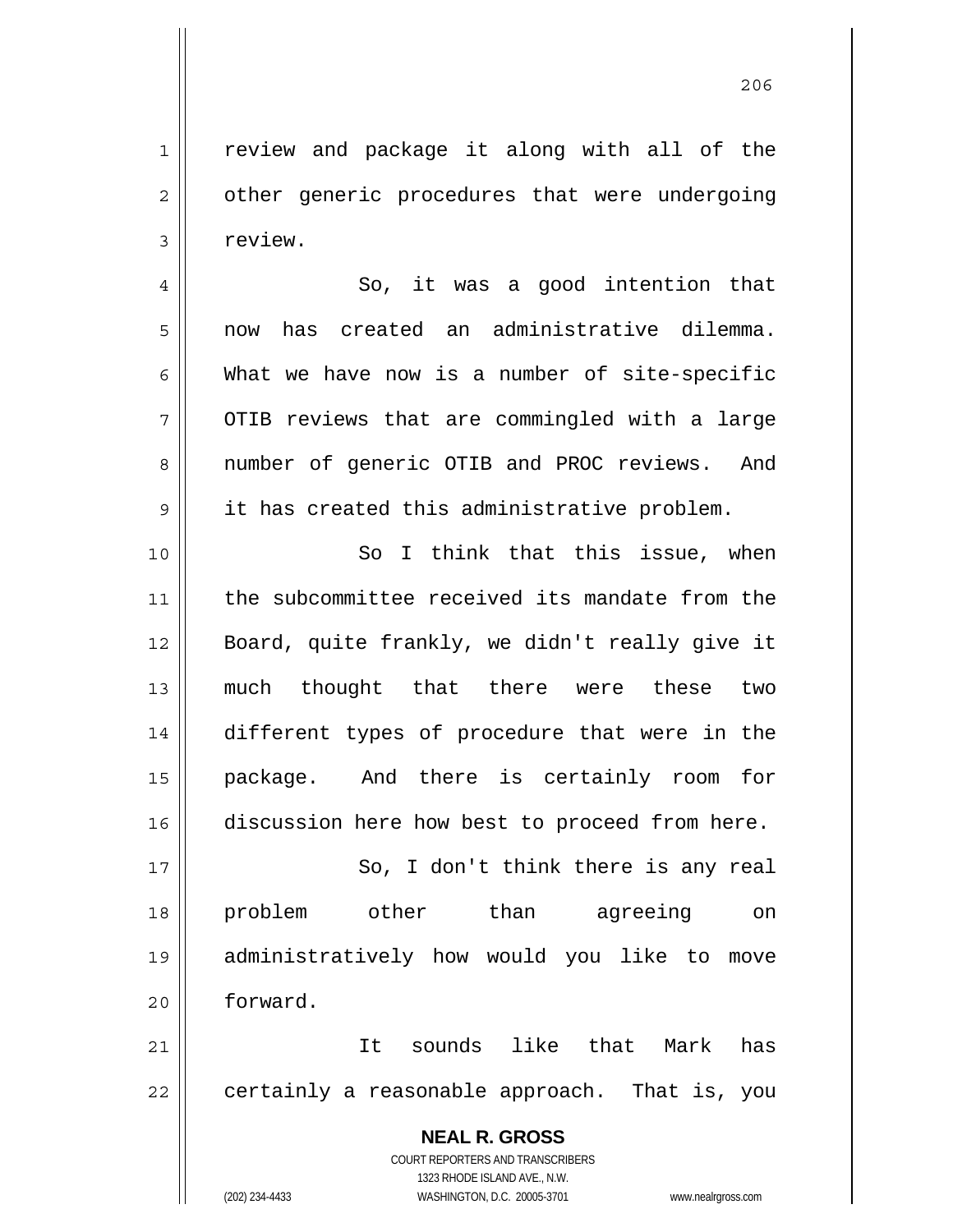review and package it along with all of the other generic procedures that were undergoing review.

So, it was a good intention that now has created an administrative dilemma. What we have now is a number of site-specific OTIB reviews that are commingled with a large number of generic OTIB and PROC reviews. And it has created this administrative problem.

So I think that this issue, when the subcommittee received its mandate from the Board, quite frankly, we didn't really give it much thought that there were these two different types of procedure that were in the package. And there is certainly room for discussion here how best to proceed from here.

So, I don't think there is any real problem other than agreeing on administratively how would you like to move forward.

It sounds like that Mark has certainly a reasonable approach. That is, you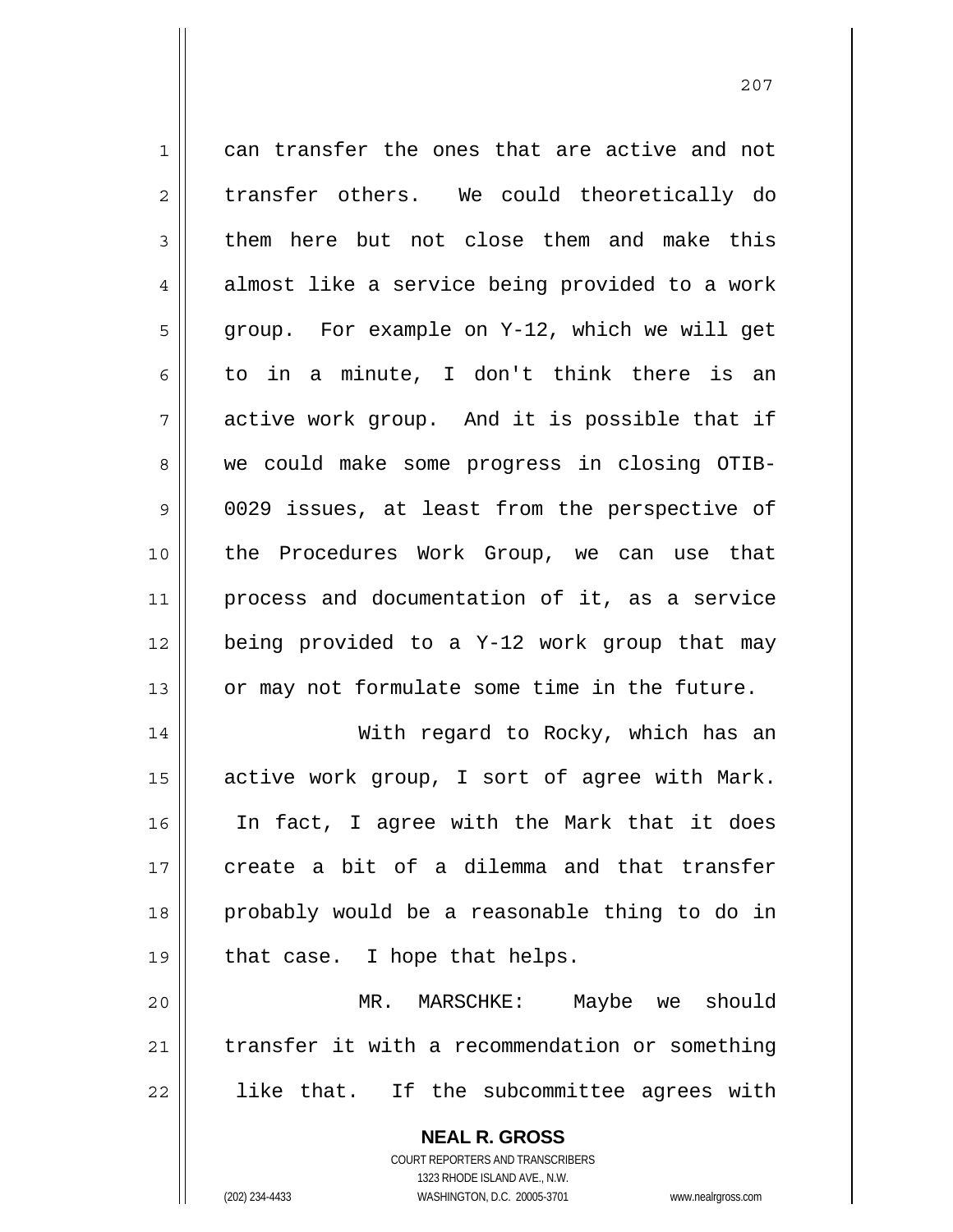can transfer the ones that are active and not transfer others. We could theoretically do them here but not close them and make this almost like a service being provided to a work group. For example on Y-12, which we will get to in a minute, I don't think there is an active work group. And it is possible that if we could make some progress in closing OTIB-0029 issues, at least from the perspective of the Procedures Work Group, we can use that process and documentation of it, as a service being provided to a Y-12 work group that may or may not formulate some time in the future.

With regard to Rocky, which has an active work group, I sort of agree with Mark. In fact, I agree with the Mark that it does create a bit of a dilemma and that transfer probably would be a reasonable thing to do in that case. I hope that helps.

MR. MARSCHKE: Maybe we should transfer it with a recommendation or something like that. If the subcommittee agrees with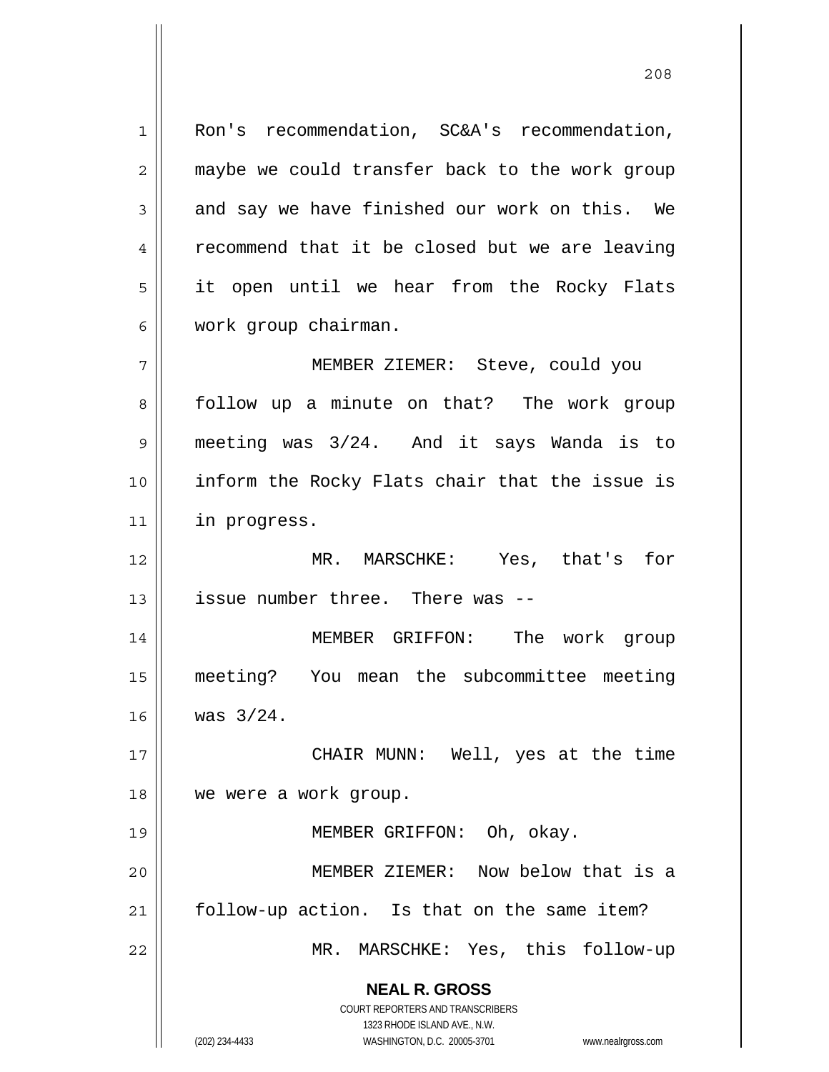Ron's recommendation, SC&A's recommendation, maybe we could transfer back to the work group and say we have finished our work on this. We recommend that it be closed but we are leaving it open until we hear from the Rocky Flats work group chairman.

MEMBER ZIEMER: Steve, could you follow up a minute on that? The work group meeting was 3/24. And it says Wanda is to inform the Rocky Flats chair that the issue is in progress.

MR. MARSCHKE: Yes, that's for issue number three. There was --

MEMBER GRIFFON: The work group meeting? You mean the subcommittee meeting was 3/24.

CHAIR MUNN: Well, yes at the time we were a work group.

MEMBER GRIFFON: Oh, okay.

MEMBER ZIEMER: Now below that is a follow-up action. Is that on the same item?

MR. MARSCHKE: Yes, this follow-up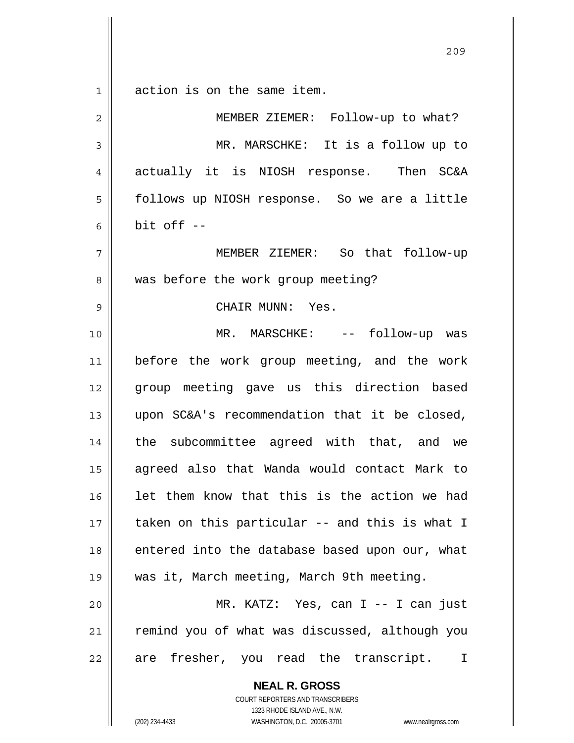action is on the same item.

MEMBER ZIEMER: Follow-up to what?

MR. MARSCHKE: It is a follow up to actually it is NIOSH response. Then SC&A follows up NIOSH response. So we are a little bit off --

MEMBER ZIEMER: So that follow-up was before the work group meeting?

CHAIR MUNN: Yes.

MR. MARSCHKE: -- follow-up was before the work group meeting, and the work group meeting gave us this direction based upon SC&A's recommendation that it be closed, the subcommittee agreed with that, and we agreed also that Wanda would contact Mark to let them know that this is the action we had taken on this particular -- and this is what I entered into the database based upon our, what was it, March meeting, March 9th meeting.

MR. KATZ: Yes, can I -- I can just remind you of what was discussed, although you are fresher, you read the transcript. I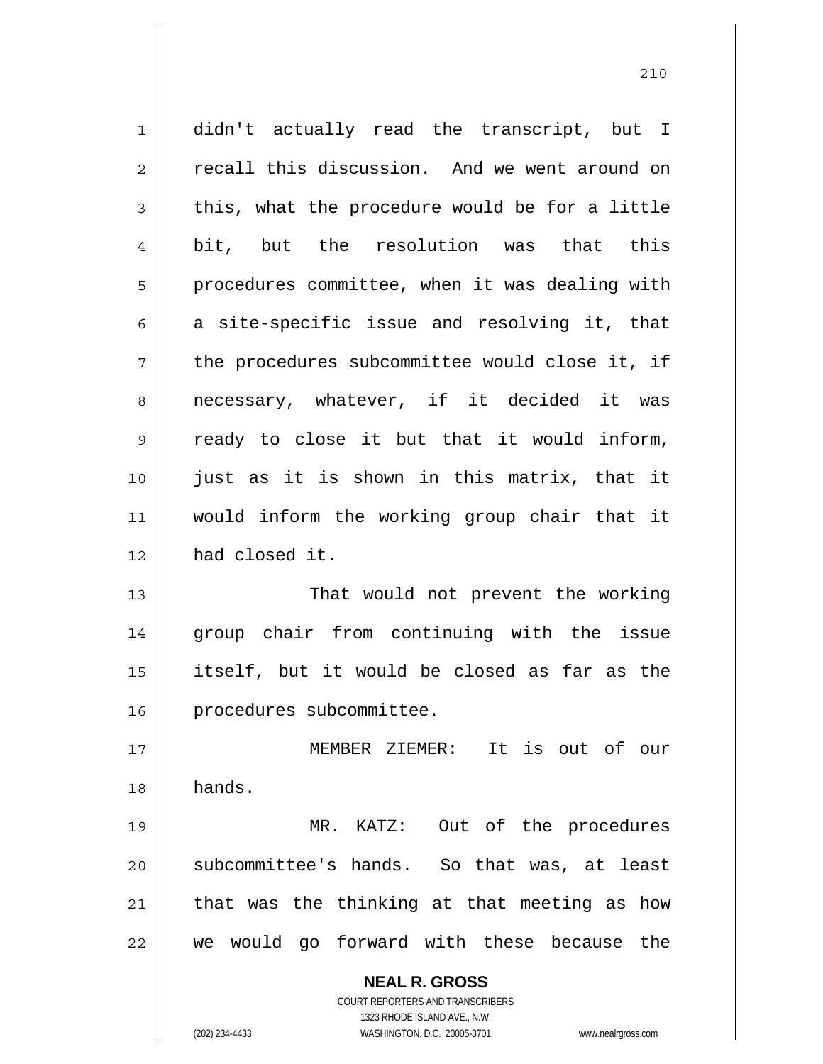didn't actually read the transcript, but I recall this discussion. And we went around on this, what the procedure would be for a little bit, but the resolution was that this procedures committee, when it was dealing with a site-specific issue and resolving it, that the procedures subcommittee would close it, if necessary, whatever, if it decided it was ready to close it but that it would inform, just as it is shown in this matrix, that it would inform the working group chair that it had closed it.

That would not prevent the working group chair from continuing with the issue itself, but it would be closed as far as the procedures subcommittee.

MEMBER ZIEMER: It is out of our hands.

MR. KATZ: Out of the procedures subcommittee's hands. So that was, at least that was the thinking at that meeting as how we would go forward with these because the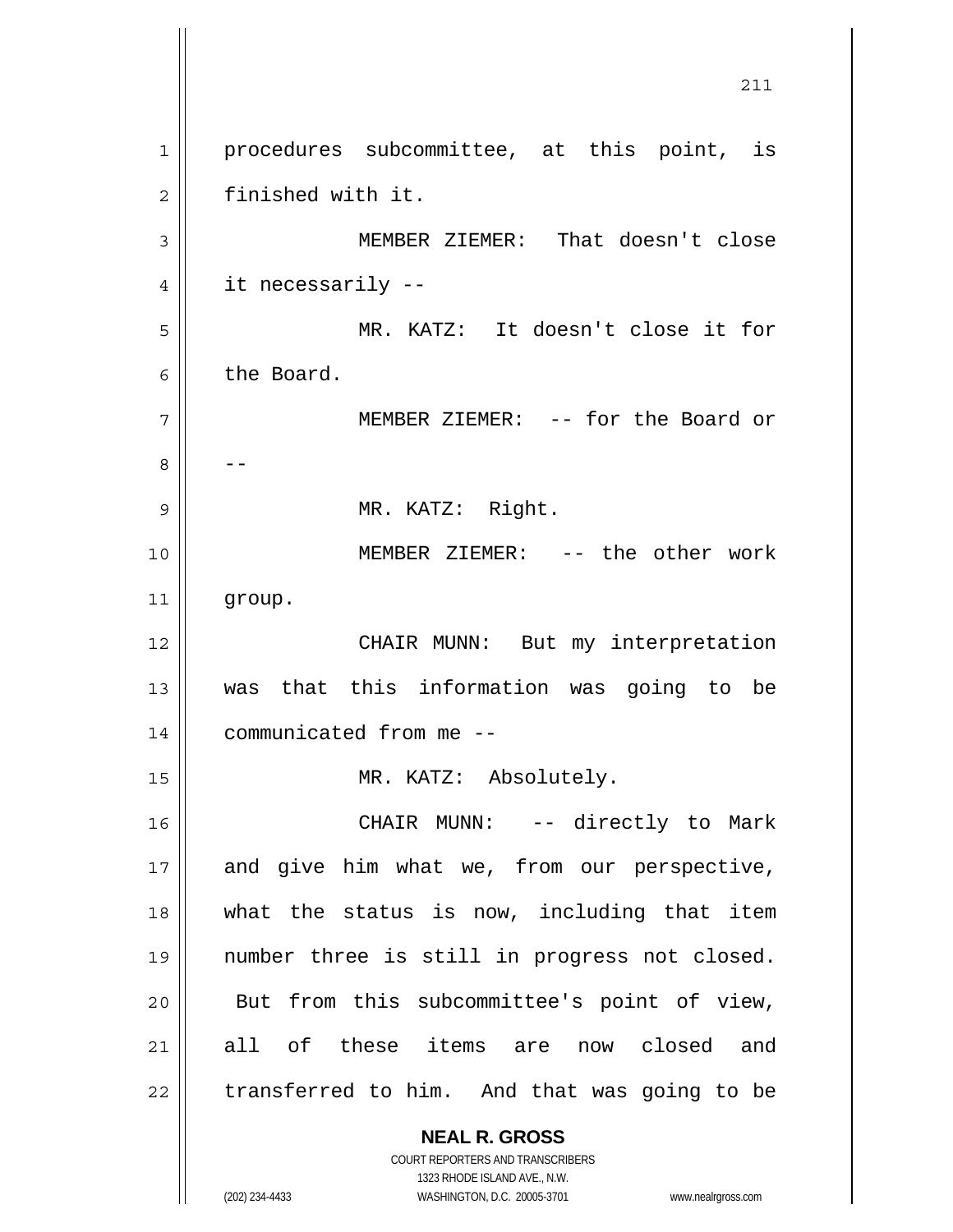procedures subcommittee, at this point, is finished with it.

MEMBER ZIEMER: That doesn't close it necessarily --

MR. KATZ: It doesn't close it for the Board.

MEMBER ZIEMER: -- for the Board or --

MR. KATZ: Right.

MEMBER ZIEMER: -- the other work group.

CHAIR MUNN: But my interpretation was that this information was going to be communicated from me --

MR. KATZ: Absolutely.

CHAIR MUNN: -- directly to Mark and give him what we, from our perspective, what the status is now, including that item number three is still in progress not closed. But from this subcommittee's point of view, all of these items are now closed and transferred to him. And that was going to be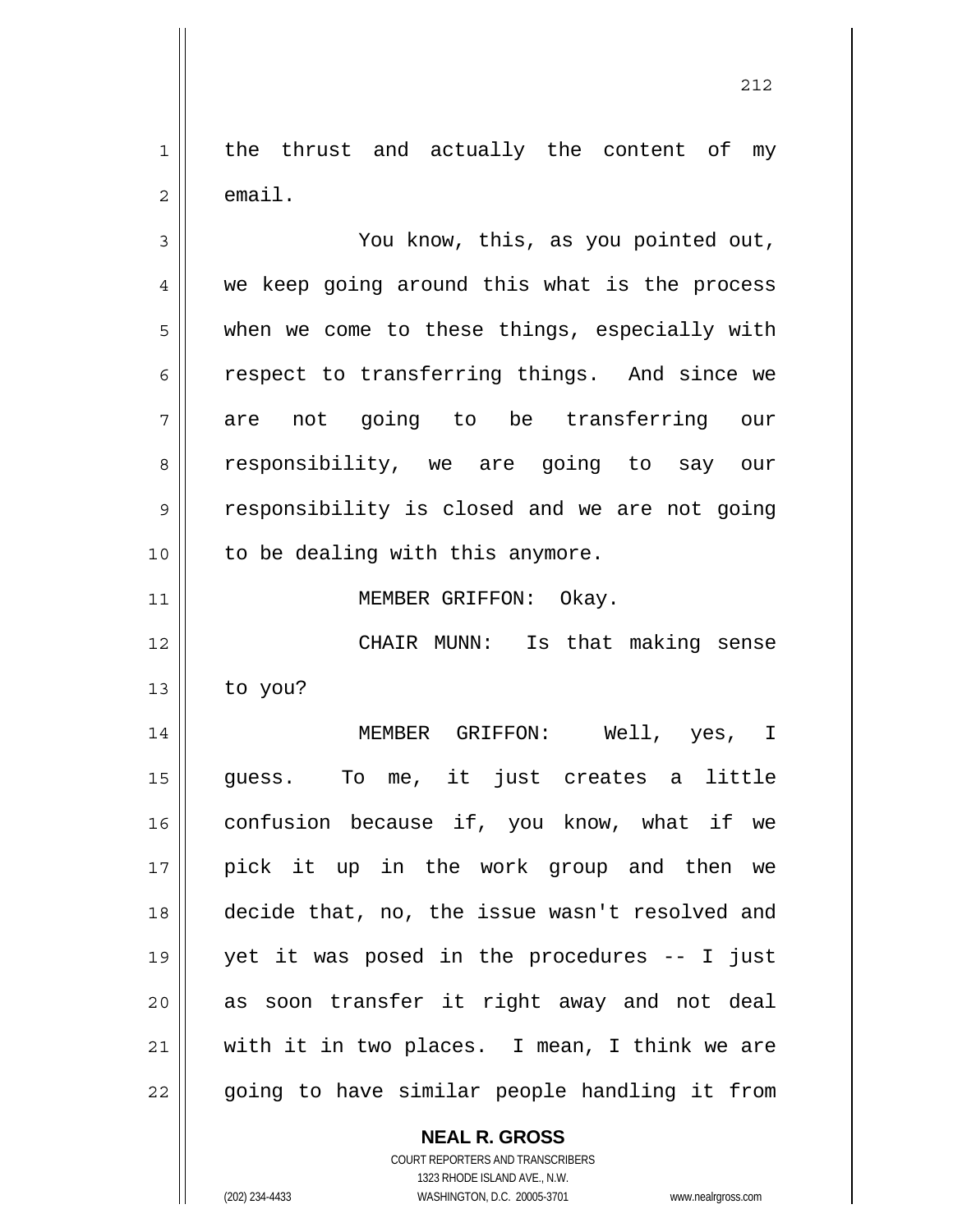the thrust and actually the content of my email.

You know, this, as you pointed out, we keep going around this what is the process when we come to these things, especially with respect to transferring things. And since we are not going to be transferring our responsibility, we are going to say our responsibility is closed and we are not going to be dealing with this anymore.

MEMBER GRIFFON: Okay.

CHAIR MUNN: Is that making sense to you?

MEMBER GRIFFON: Well, yes, I guess. To me, it just creates a little confusion because if, you know, what if we pick it up in the work group and then we decide that, no, the issue wasn't resolved and yet it was posed in the procedures -- I just as soon transfer it right away and not deal with it in two places. I mean, I think we are going to have similar people handling it from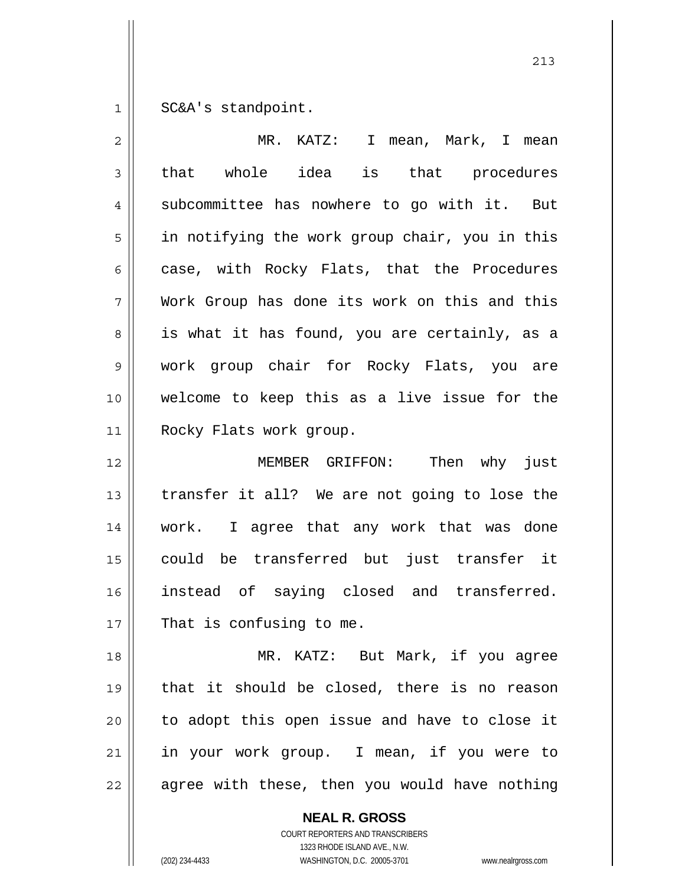SC&A's standpoint.

MR. KATZ: I mean, Mark, I mean that whole idea is that procedures subcommittee has nowhere to go with it. But in notifying the work group chair, you in this case, with Rocky Flats, that the Procedures Work Group has done its work on this and this is what it has found, you are certainly, as a work group chair for Rocky Flats, you are welcome to keep this as a live issue for the Rocky Flats work group.

MEMBER GRIFFON: Then why just transfer it all? We are not going to lose the work. I agree that any work that was done could be transferred but just transfer it instead of saying closed and transferred. That is confusing to me.

MR. KATZ: But Mark, if you agree that it should be closed, there is no reason to adopt this open issue and have to close it in your work group. I mean, if you were to agree with these, then you would have nothing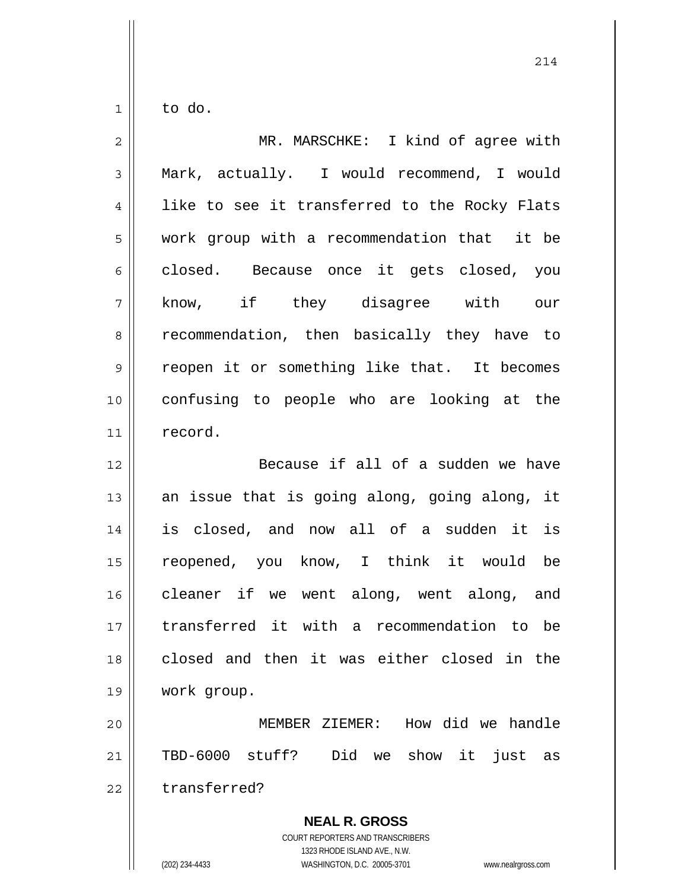to do.

MR. MARSCHKE: I kind of agree with Mark, actually. I would recommend, I would like to see it transferred to the Rocky Flats work group with a recommendation that it be closed. Because once it gets closed, you know, if they disagree with our recommendation, then basically they have to reopen it or something like that. It becomes confusing to people who are looking at the record.

Because if all of a sudden we have an issue that is going along, going along, it is closed, and now all of a sudden it is reopened, you know, I think it would be cleaner if we went along, went along, and transferred it with a recommendation to be closed and then it was either closed in the work group.

MEMBER ZIEMER: How did we handle TBD-6000 stuff? Did we show it just as transferred?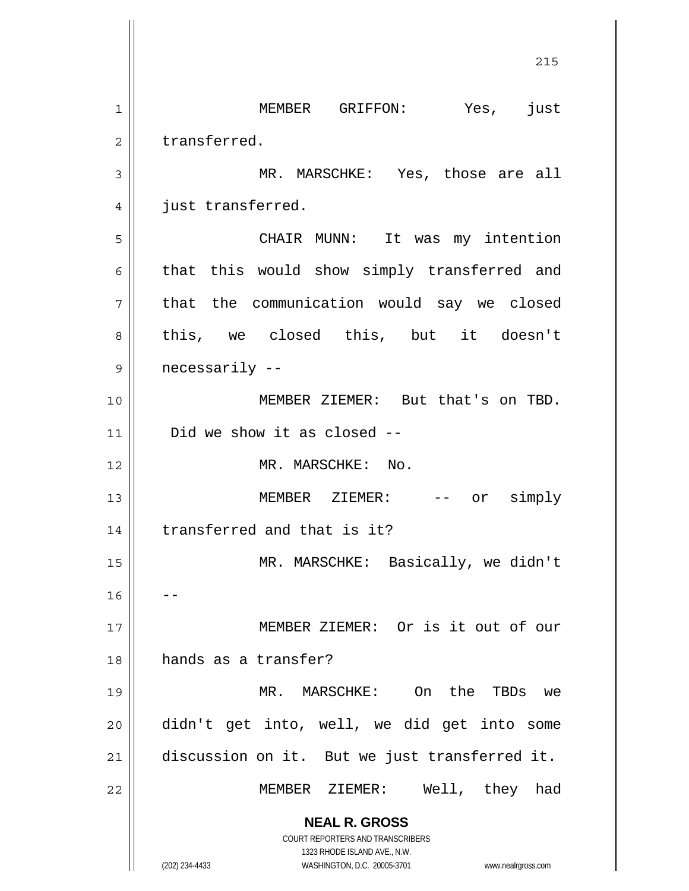MEMBER GRIFFON: Yes, just transferred.

MR. MARSCHKE: Yes, those are all just transferred.

CHAIR MUNN: It was my intention that this would show simply transferred and that the communication would say we closed this, we closed this, but it doesn't necessarily --

MEMBER ZIEMER: But that's on TBD. Did we show it as closed --

MR. MARSCHKE: No.

MEMBER ZIEMER: -- or simply transferred and that is it?

MR. MARSCHKE: Basically, we didn't --

MEMBER ZIEMER: Or is it out of our hands as a transfer?

MR. MARSCHKE: On the TBDs we didn't get into, well, we did get into some discussion on it. But we just transferred it.

MEMBER ZIEMER: Well, they had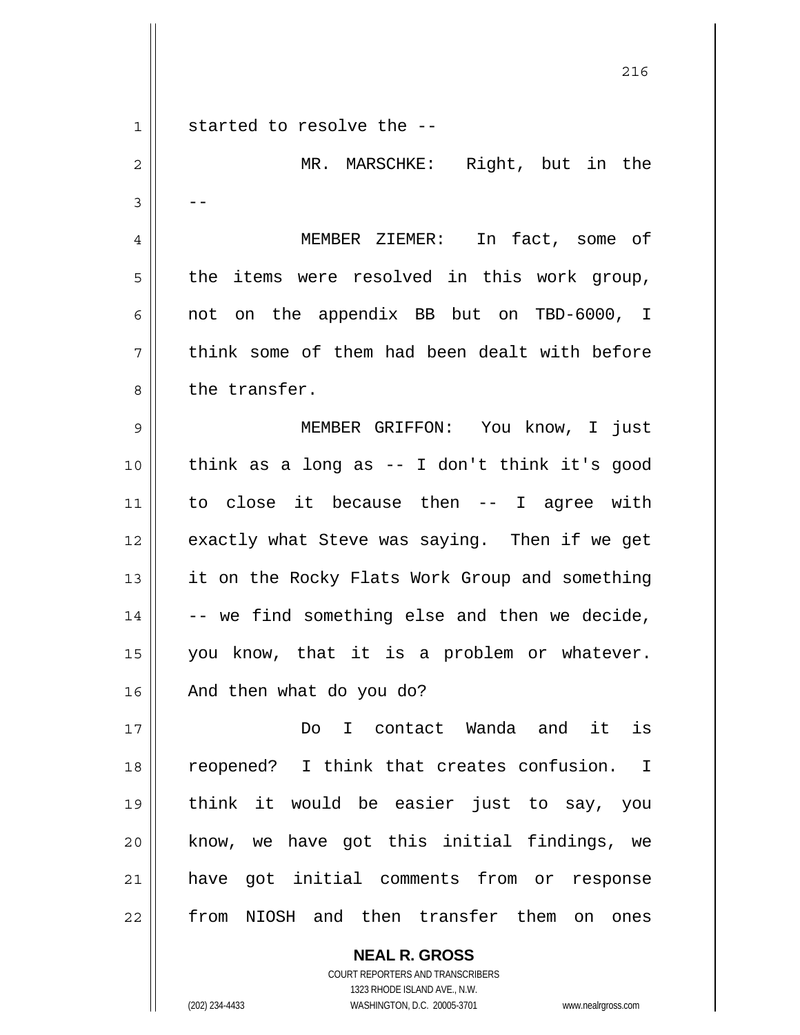started to resolve the --

MR. MARSCHKE: Right, but in the --

MEMBER ZIEMER: In fact, some of the items were resolved in this work group, not on the appendix BB but on TBD-6000, I think some of them had been dealt with before the transfer.

MEMBER GRIFFON: You know, I just think as a long as -- I don't think it's good to close it because then -- I agree with exactly what Steve was saying. Then if we get it on the Rocky Flats Work Group and something -- we find something else and then we decide, you know, that it is a problem or whatever. And then what do you do?

Do I contact Wanda and it is reopened? I think that creates confusion. I think it would be easier just to say, you know, we have got this initial findings, we have got initial comments from or response from NIOSH and then transfer them on ones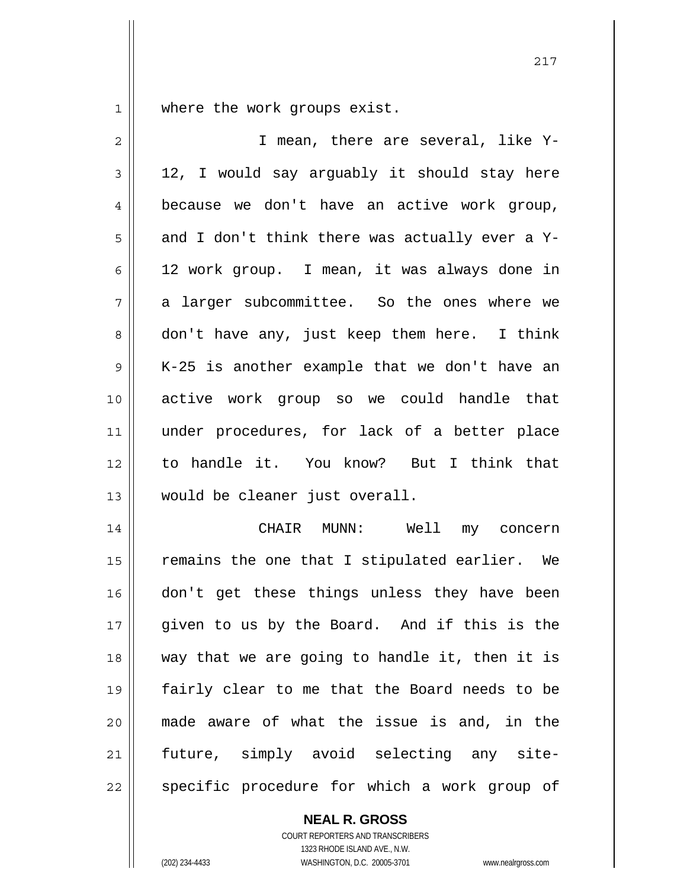where the work groups exist.

I mean, there are several, like Y-12, I would say arguably it should stay here because we don't have an active work group, and I don't think there was actually ever a Y-12 work group. I mean, it was always done in a larger subcommittee. So the ones where we don't have any, just keep them here. I think K-25 is another example that we don't have an active work group so we could handle that under procedures, for lack of a better place to handle it. You know? But I think that would be cleaner just overall.

CHAIR MUNN: Well my concern remains the one that I stipulated earlier. We don't get these things unless they have been given to us by the Board. And if this is the way that we are going to handle it, then it is fairly clear to me that the Board needs to be made aware of what the issue is and, in the future, simply avoid selecting any site-specific procedure for which a work group of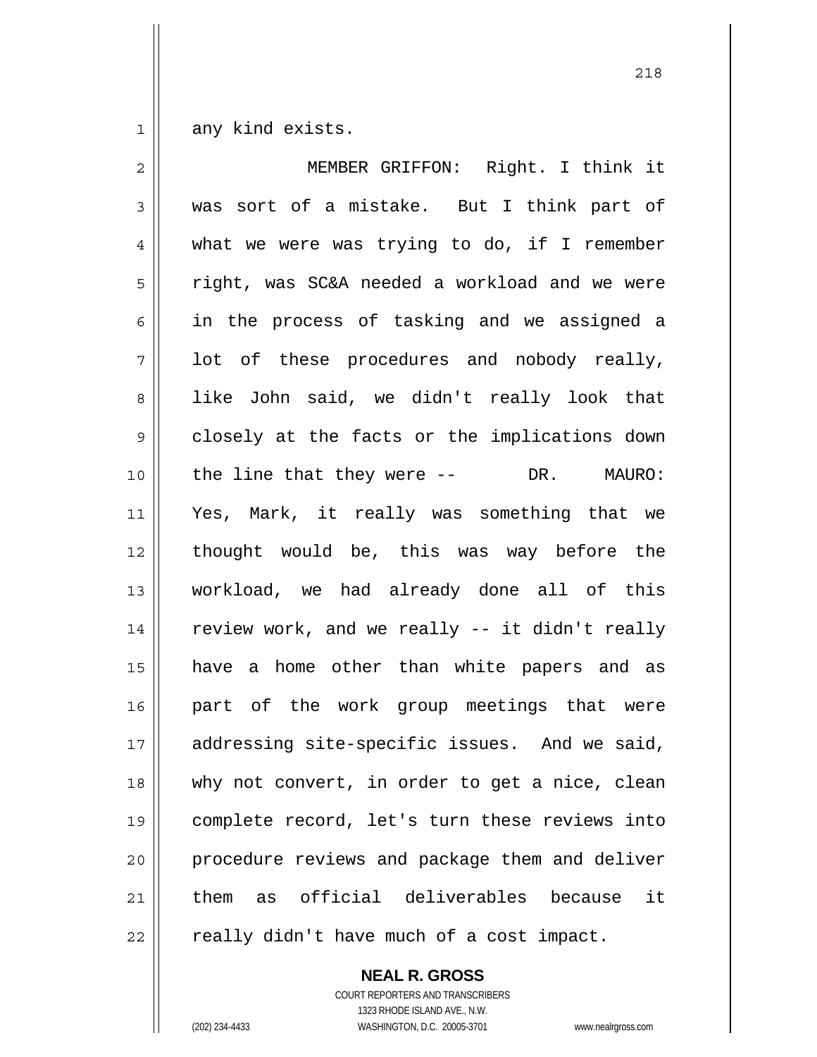any kind exists.

MEMBER GRIFFON: Right. I think it was sort of a mistake. But I think part of what we were was trying to do, if I remember right, was SC&A needed a workload and we were in the process of tasking and we assigned a lot of these procedures and nobody really, like John said, we didn't really look that closely at the facts or the implications down the line that they were --

DR. MAURO: Yes, Mark, it really was something that we thought would be, this was way before the workload, we had already done all of this review work, and we really -- it didn't really have a home other than white papers and as part of the work group meetings that were addressing site-specific issues. And we said, why not convert, in order to get a nice, clean complete record, let's turn these reviews into procedure reviews and package them and deliver them as official deliverables because it really didn't have much of a cost impact.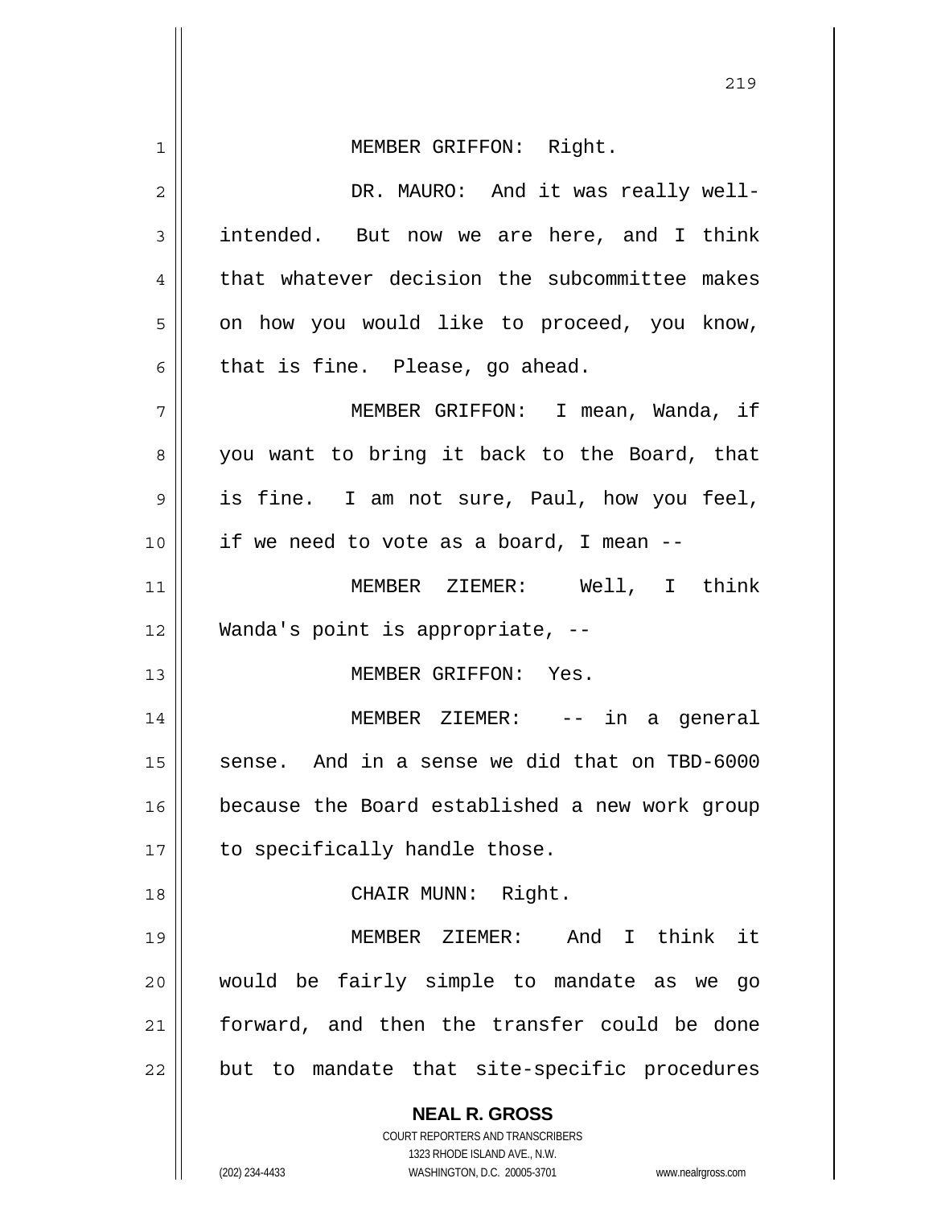MEMBER GRIFFON: Right.

DR. MAURO: And it was really well-intended. But now we are here, and I think that whatever decision the subcommittee makes on how you would like to proceed, you know, that is fine. Please, go ahead.

MEMBER GRIFFON: I mean, Wanda, if you want to bring it back to the Board, that is fine. I am not sure, Paul, how you feel, if we need to vote as a board, I mean --

MEMBER ZIEMER: Well, I think Wanda's point is appropriate, --

MEMBER GRIFFON: Yes.

MEMBER ZIEMER: -- in a general sense. And in a sense we did that on TBD-6000 because the Board established a new work group to specifically handle those.

CHAIR MUNN: Right.

MEMBER ZIEMER: And I think it would be fairly simple to mandate as we go forward, and then the transfer could be done but to mandate that site-specific procedures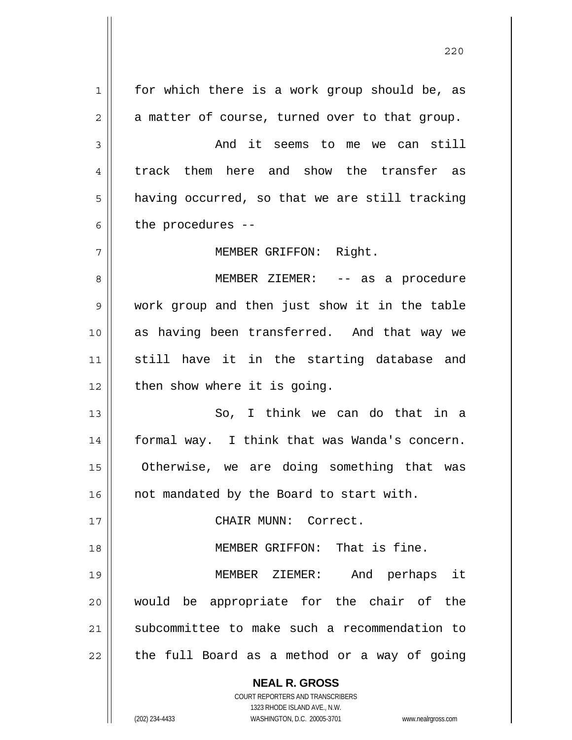for which there is a work group should be, as a matter of course, turned over to that group.

And it seems to me we can still track them here and show the transfer as having occurred, so that we are still tracking the procedures --

MEMBER GRIFFON: Right.

MEMBER ZIEMER: -- as a procedure work group and then just show it in the table as having been transferred. And that way we still have it in the starting database and then show where it is going.

So, I think we can do that in a formal way. I think that was Wanda's concern. Otherwise, we are doing something that was not mandated by the Board to start with.

CHAIR MUNN: Correct.

MEMBER GRIFFON: That is fine.

MEMBER ZIEMER: And perhaps it would be appropriate for the chair of the subcommittee to make such a recommendation to the full Board as a method or a way of going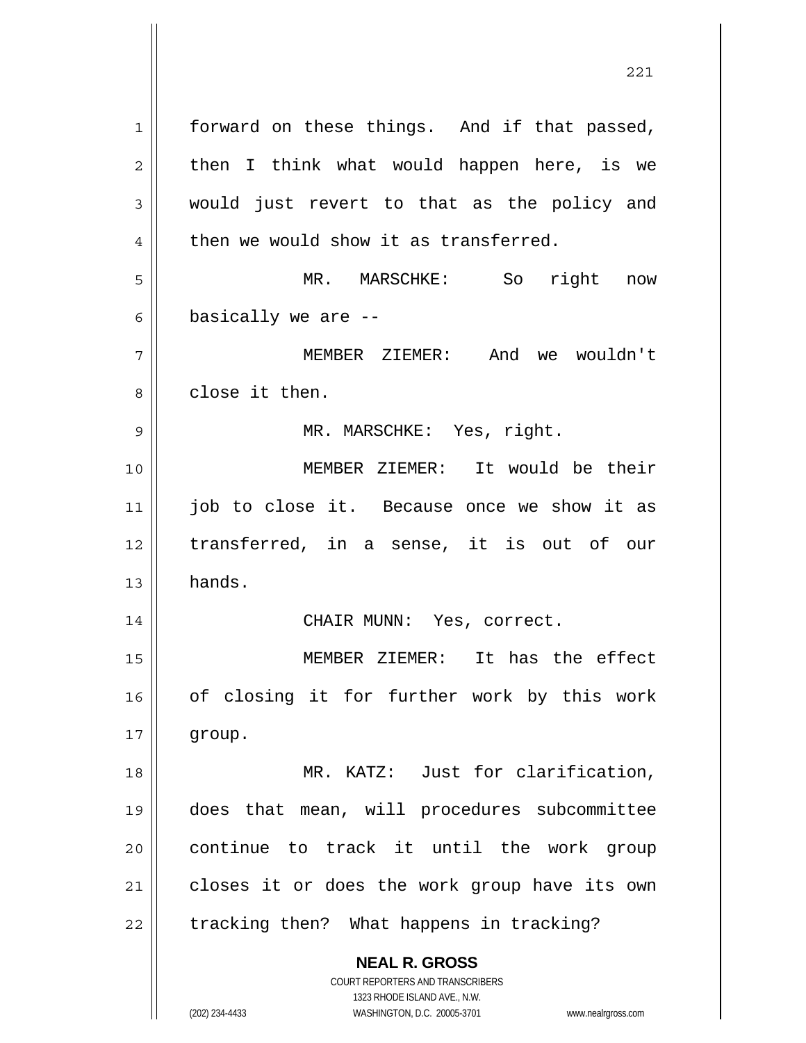forward on these things. And if that passed, then I think what would happen here, is we would just revert to that as the policy and then we would show it as transferred.

MR. MARSCHKE: So right now basically we are --

MEMBER ZIEMER: And we wouldn't close it then.

MR. MARSCHKE: Yes, right.

MEMBER ZIEMER: It would be their job to close it. Because once we show it as transferred, in a sense, it is out of our hands.

CHAIR MUNN: Yes, correct.

MEMBER ZIEMER: It has the effect of closing it for further work by this work group.

MR. KATZ: Just for clarification, does that mean, will procedures subcommittee continue to track it until the work group closes it or does the work group have its own tracking then? What happens in tracking?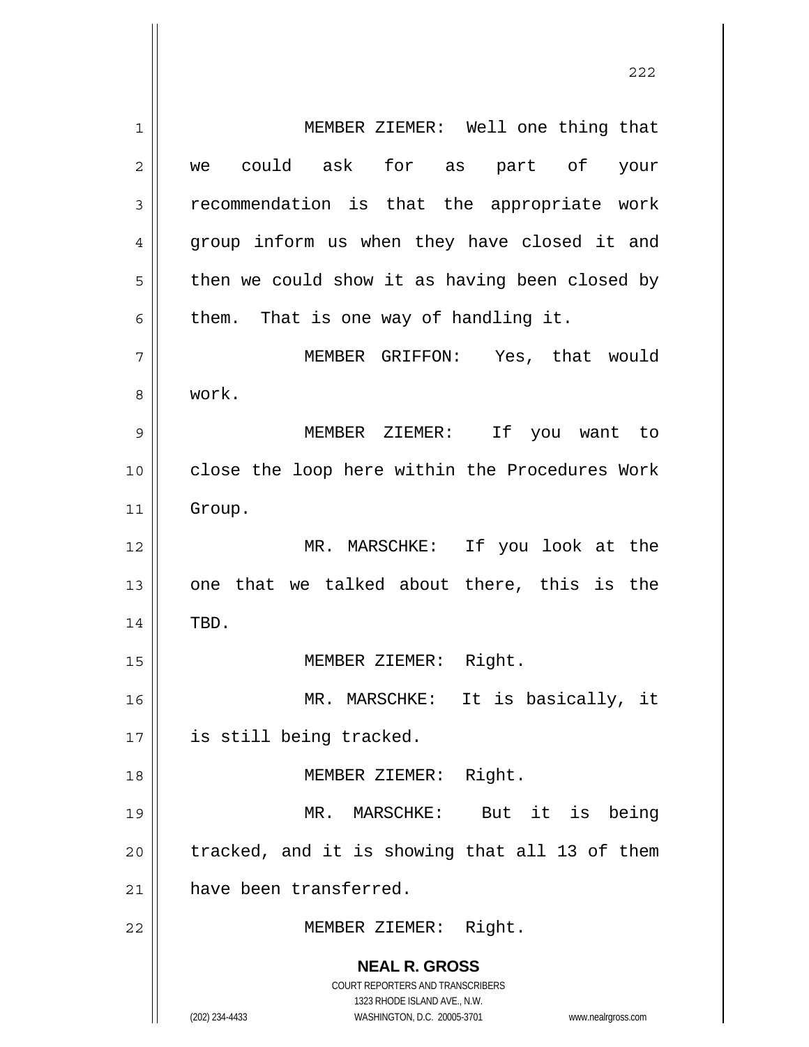MEMBER ZIEMER: Well one thing that we could ask for as part of your recommendation is that the appropriate work group inform us when they have closed it and then we could show it as having been closed by them. That is one way of handling it.

MEMBER GRIFFON: Yes, that would work.

MEMBER ZIEMER: If you want to close the loop here within the Procedures Work Group.

MR. MARSCHKE: If you look at the one that we talked about there, this is the TBD.

MEMBER ZIEMER: Right.

MR. MARSCHKE: It is basically, it is still being tracked.

MEMBER ZIEMER: Right.

MR. MARSCHKE: But it is being tracked, and it is showing that all 13 of them have been transferred.

MEMBER ZIEMER: Right.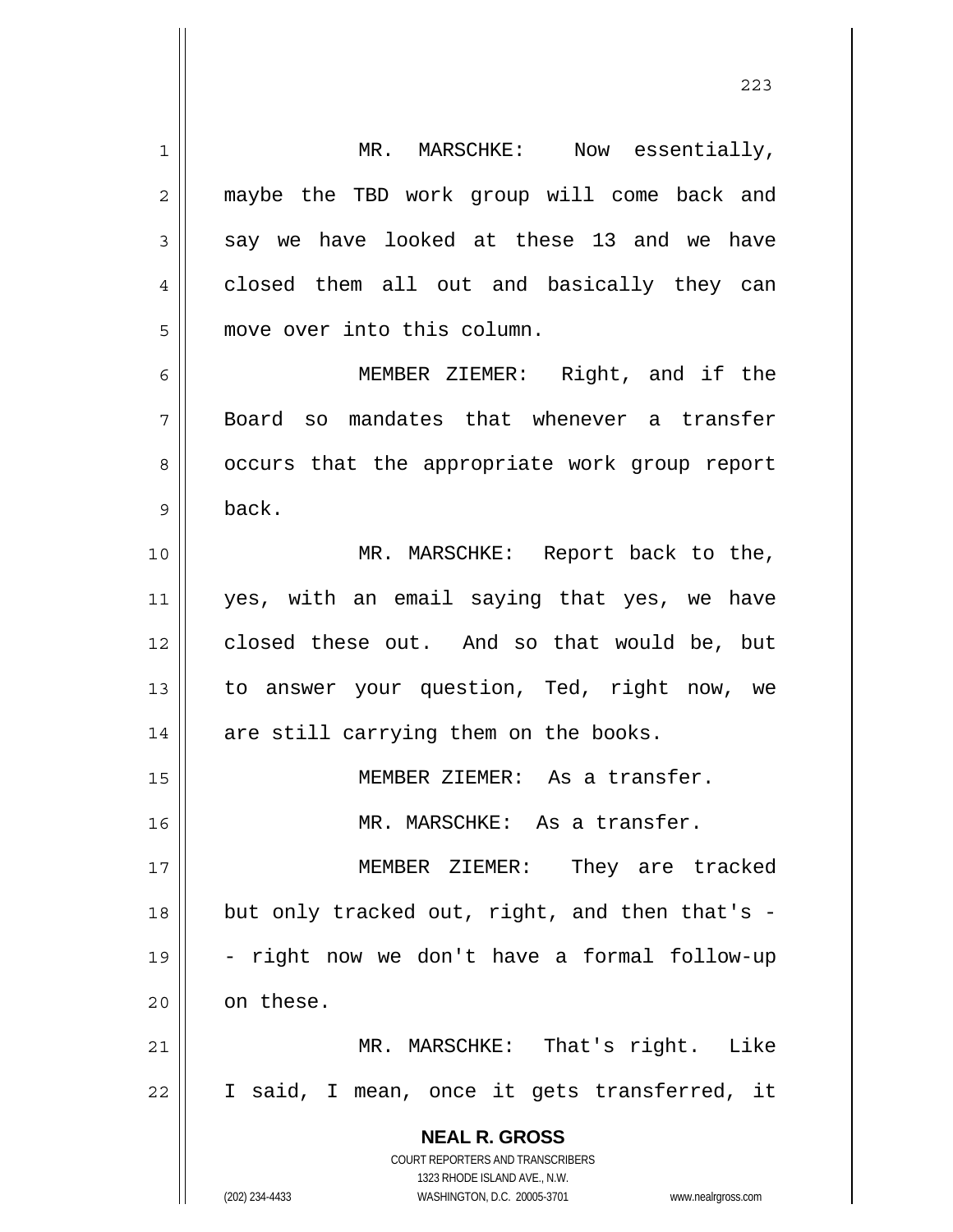MR. MARSCHKE: Now essentially, maybe the TBD work group will come back and say we have looked at these 13 and we have closed them all out and basically they can move over into this column.

MEMBER ZIEMER: Right, and if the Board so mandates that whenever a transfer occurs that the appropriate work group report back.

MR. MARSCHKE: Report back to the, yes, with an email saying that yes, we have closed these out. And so that would be, but to answer your question, Ted, right now, we are still carrying them on the books.

MEMBER ZIEMER: As a transfer.

MR. MARSCHKE: As a transfer.

MEMBER ZIEMER: They are tracked but only tracked out, right, and then that's -- right now we don't have a formal follow-up on these.

MR. MARSCHKE: That's right. Like I said, I mean, once it gets transferred, it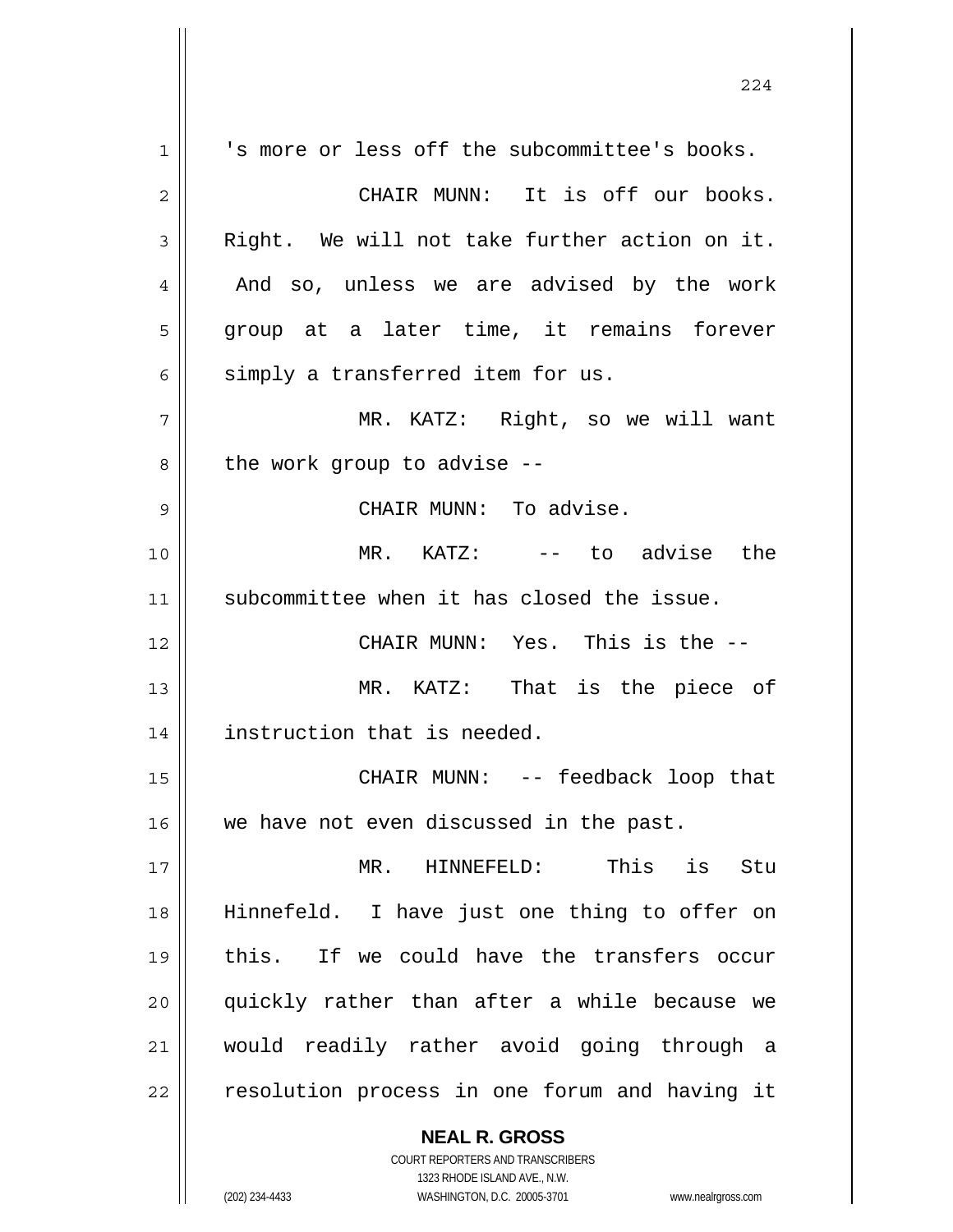's more or less off the subcommittee's books.

CHAIR MUNN: It is off our books. Right. We will not take further action on it. And so, unless we are advised by the work group at a later time, it remains forever simply a transferred item for us.

MR. KATZ: Right, so we will want the work group to advise --

CHAIR MUNN: To advise.

MR. KATZ: -- to advise the subcommittee when it has closed the issue.

CHAIR MUNN: Yes. This is the --

MR. KATZ: That is the piece of instruction that is needed.

CHAIR MUNN: -- feedback loop that we have not even discussed in the past.

MR. HINNEFELD: This is Stu Hinnefeld. I have just one thing to offer on this. If we could have the transfers occur quickly rather than after a while because we would readily rather avoid going through a resolution process in one forum and having it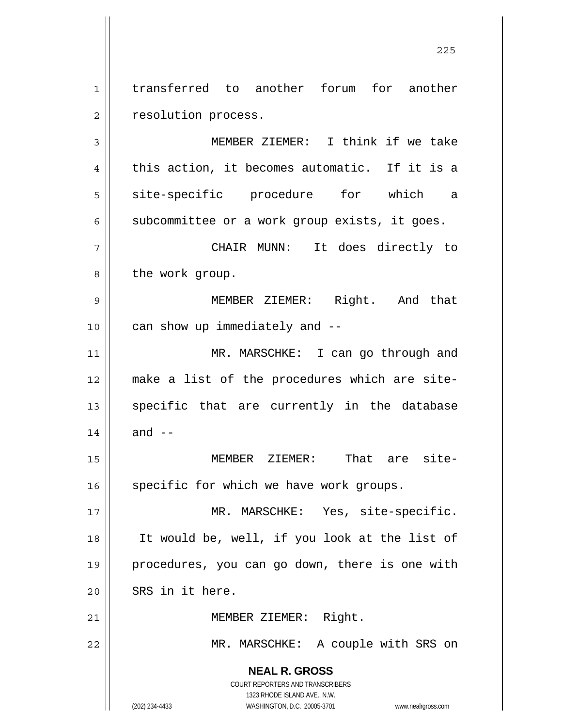transferred to another forum for another resolution process.

MEMBER ZIEMER: I think if we take this action, it becomes automatic. If it is a site-specific procedure for which a subcommittee or a work group exists, it goes.

CHAIR MUNN: It does directly to the work group.

MEMBER ZIEMER: Right. And that can show up immediately and --

MR. MARSCHKE: I can go through and make a list of the procedures which are site-specific that are currently in the database and --

MEMBER ZIEMER: That are site-specific for which we have work groups.

MR. MARSCHKE: Yes, site-specific. It would be, well, if you look at the list of procedures, you can go down, there is one with SRS in it here.

MEMBER ZIEMER: Right.

MR. MARSCHKE: A couple with SRS on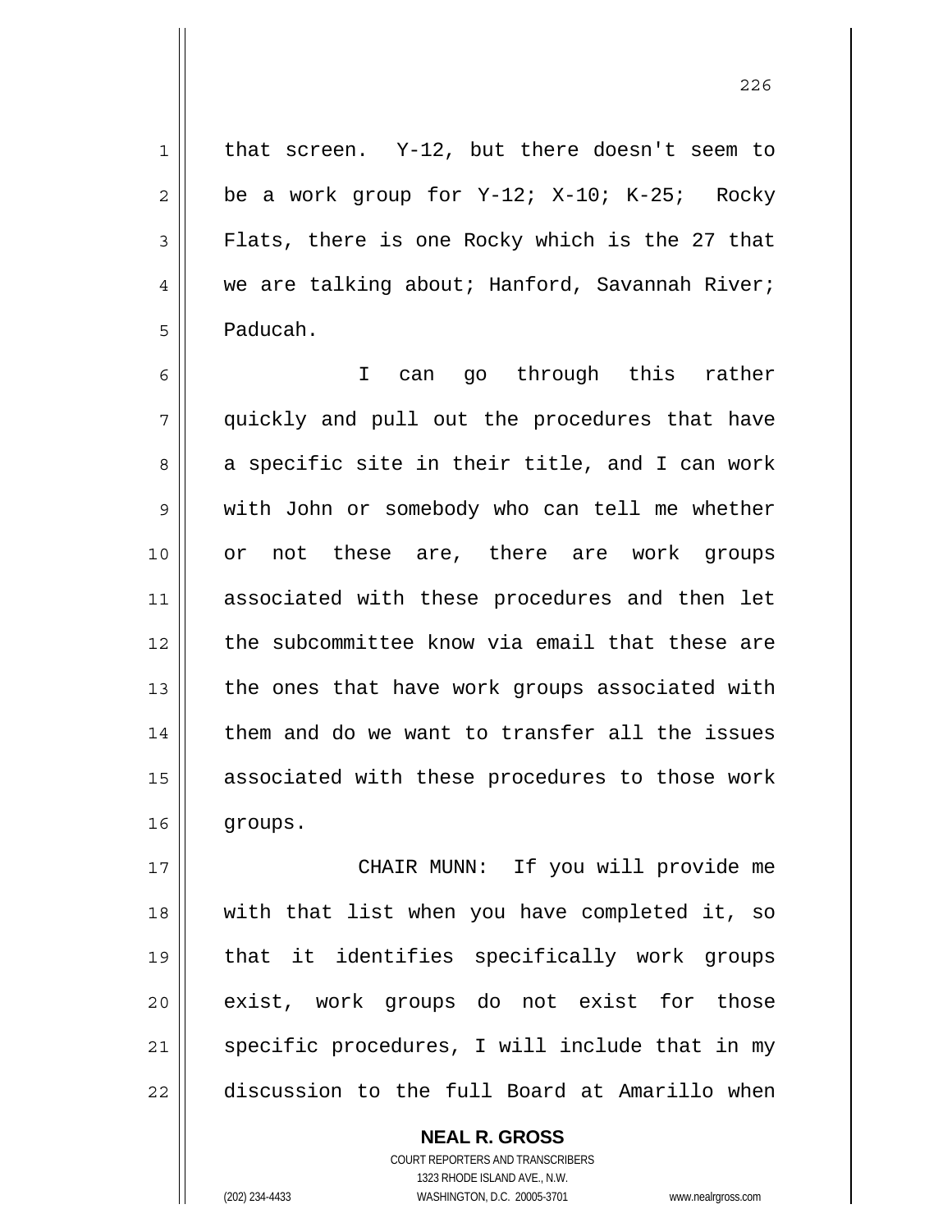that screen. Y-12, but there doesn't seem to be a work group for Y-12; X-10; K-25; Rocky Flats, there is one Rocky which is the 27 that we are talking about; Hanford, Savannah River; Paducah.

I can go through this rather quickly and pull out the procedures that have a specific site in their title, and I can work with John or somebody who can tell me whether or not these are, there are work groups associated with these procedures and then let the subcommittee know via email that these are the ones that have work groups associated with them and do we want to transfer all the issues associated with these procedures to those work groups.

CHAIR MUNN: If you will provide me with that list when you have completed it, so that it identifies specifically work groups exist, work groups do not exist for those specific procedures, I will include that in my discussion to the full Board at Amarillo when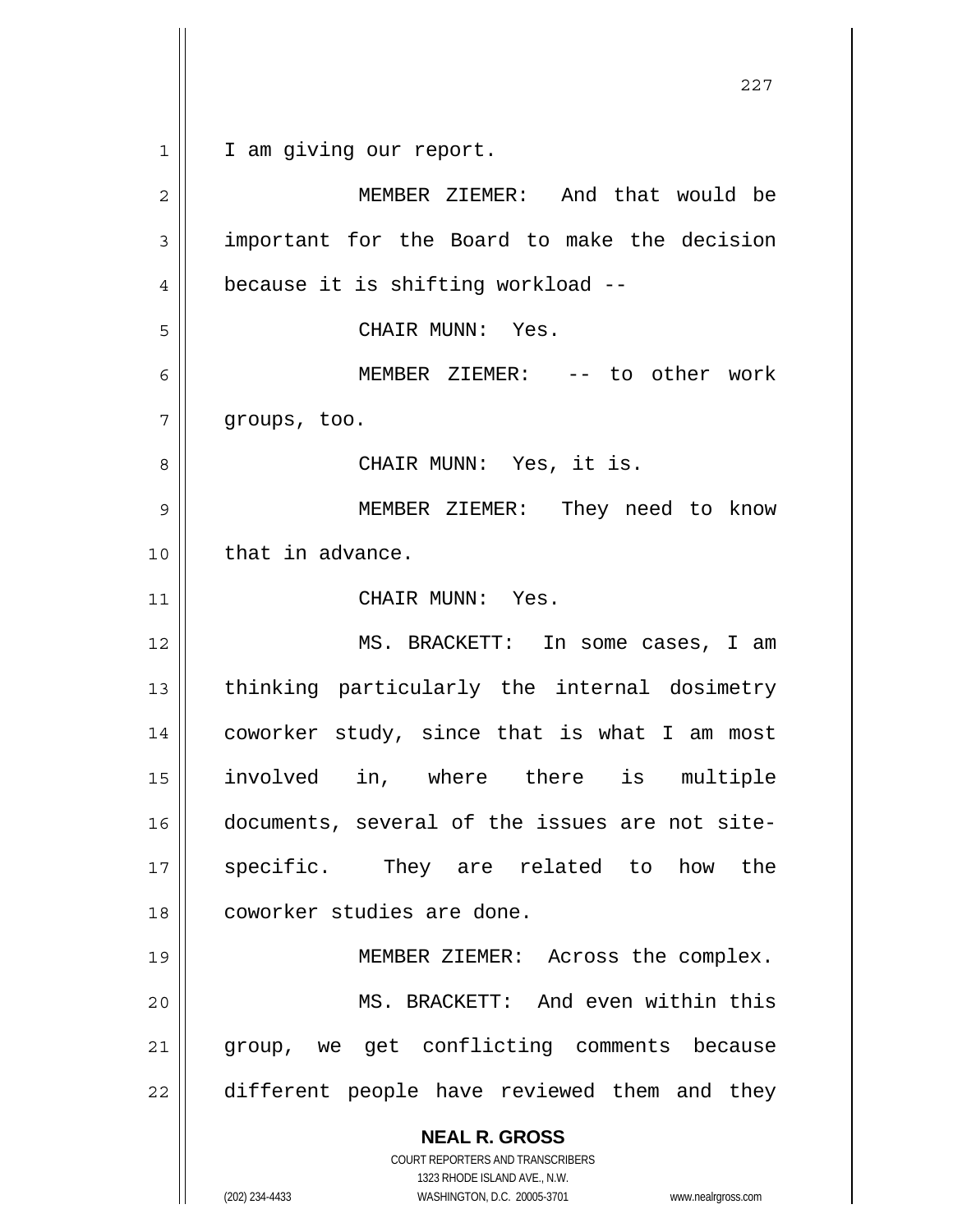I am giving our report.

MEMBER ZIEMER: And that would be important for the Board to make the decision because it is shifting workload --

CHAIR MUNN: Yes.

MEMBER ZIEMER: -- to other work groups, too.

CHAIR MUNN: Yes, it is.

MEMBER ZIEMER: They need to know that in advance.

CHAIR MUNN: Yes.

MS. BRACKETT: In some cases, I am thinking particularly the internal dosimetry coworker study, since that is what I am most involved in, where there is multiple documents, several of the issues are not site-specific. They are related to how the coworker studies are done.

MEMBER ZIEMER: Across the complex.

MS. BRACKETT: And even within this group, we get conflicting comments because different people have reviewed them and they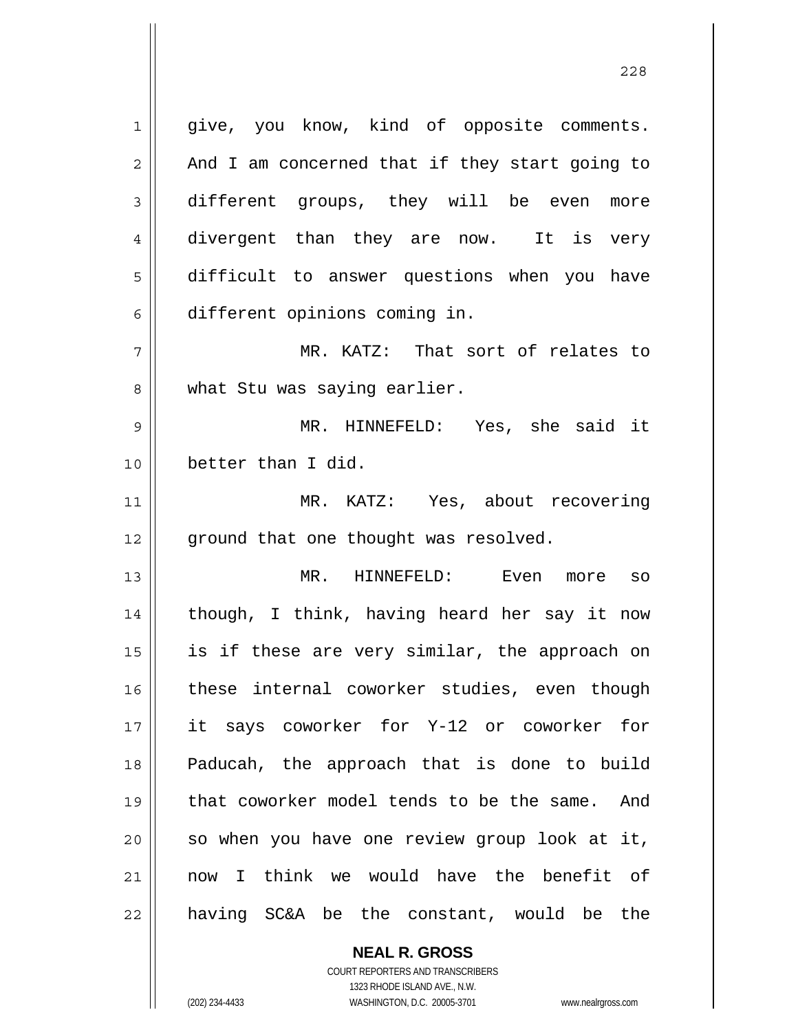give, you know, kind of opposite comments. And I am concerned that if they start going to different groups, they will be even more divergent than they are now. It is very difficult to answer questions when you have different opinions coming in.

MR. KATZ: That sort of relates to what Stu was saying earlier.

MR. HINNEFELD: Yes, she said it better than I did.

MR. KATZ: Yes, about recovering ground that one thought was resolved.

MR. HINNEFELD: Even more so though, I think, having heard her say it now is if these are very similar, the approach on these internal coworker studies, even though it says coworker for Y-12 or coworker for Paducah, the approach that is done to build that coworker model tends to be the same. And so when you have one review group look at it, now I think we would have the benefit of having SC&A be the constant, would be the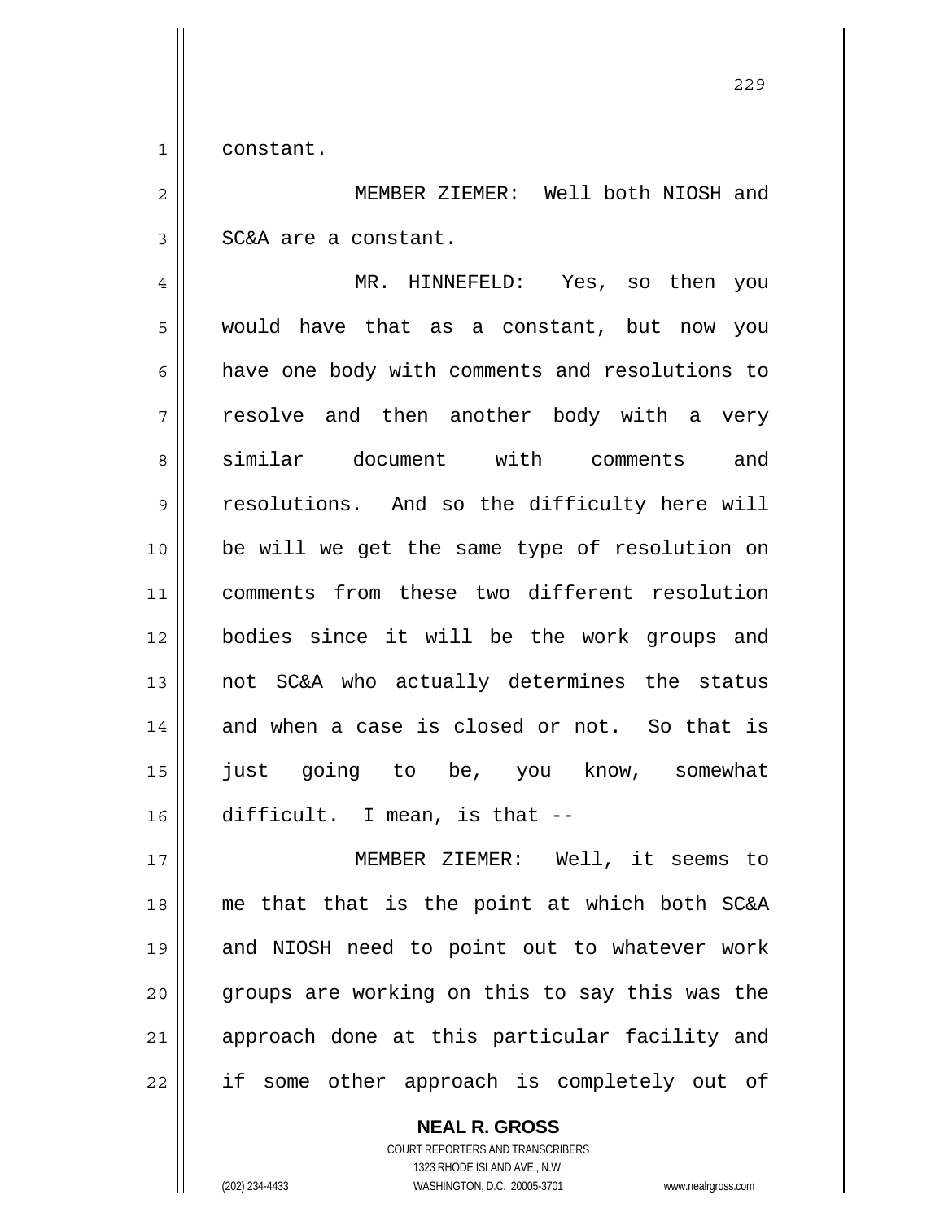constant.

MEMBER ZIEMER: Well both NIOSH and SC&A are a constant.

MR. HINNEFELD: Yes, so then you would have that as a constant, but now you have one body with comments and resolutions to resolve and then another body with a very similar document with comments and resolutions. And so the difficulty here will be will we get the same type of resolution on comments from these two different resolution bodies since it will be the work groups and not SC&A who actually determines the status and when a case is closed or not. So that is just going to be, you know, somewhat difficult. I mean, is that --

MEMBER ZIEMER: Well, it seems to me that that is the point at which both SC&A and NIOSH need to point out to whatever work groups are working on this to say this was the approach done at this particular facility and if some other approach is completely out of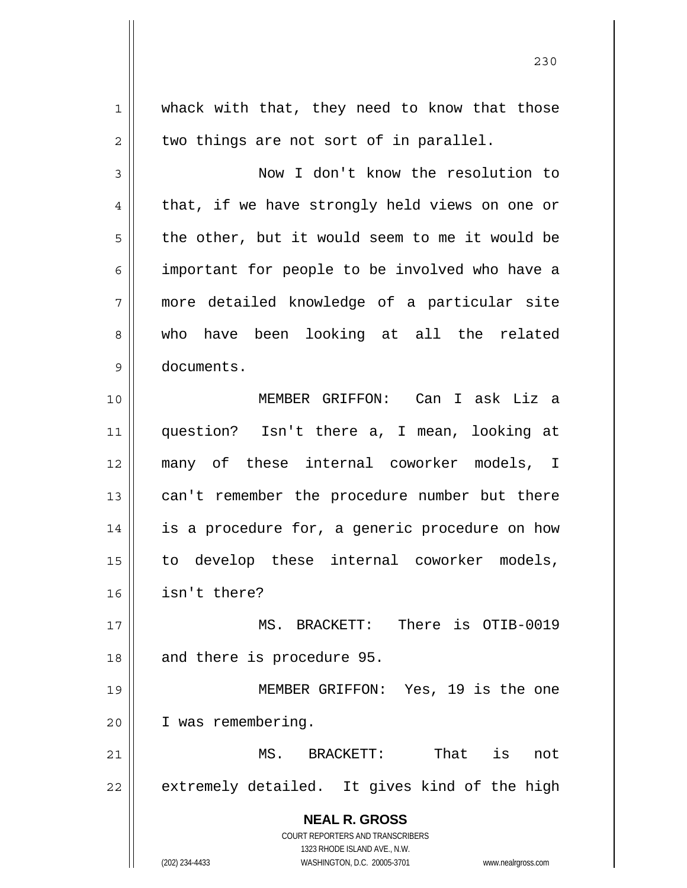whack with that, they need to know that those two things are not sort of in parallel.

Now I don't know the resolution to that, if we have strongly held views on one or the other, but it would seem to me it would be important for people to be involved who have a more detailed knowledge of a particular site who have been looking at all the related documents.

MEMBER GRIFFON: Can I ask Liz a question? Isn't there a, I mean, looking at many of these internal coworker models, I can't remember the procedure number but there is a procedure for, a generic procedure on how to develop these internal coworker models, isn't there?

MS. BRACKETT: There is OTIB-0019 and there is procedure 95.

MEMBER GRIFFON: Yes, 19 is the one I was remembering.

MS. BRACKETT: That is not extremely detailed. It gives kind of the high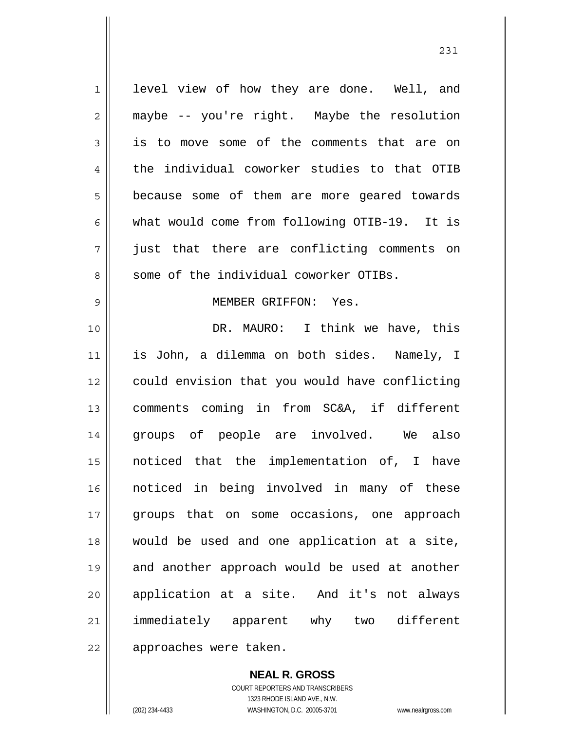level view of how they are done. Well, and maybe -- you're right. Maybe the resolution is to move some of the comments that are on the individual coworker studies to that OTIB because some of them are more geared towards what would come from following OTIB-19. It is just that there are conflicting comments on some of the individual coworker OTIBs.

MEMBER GRIFFON: Yes.

DR. MAURO: I think we have, this is John, a dilemma on both sides. Namely, I could envision that you would have conflicting comments coming in from SC&A, if different groups of people are involved. We also noticed that the implementation of, I have noticed in being involved in many of these groups that on some occasions, one approach would be used and one application at a site, and another approach would be used at another application at a site. And it's not always immediately apparent why two different approaches were taken.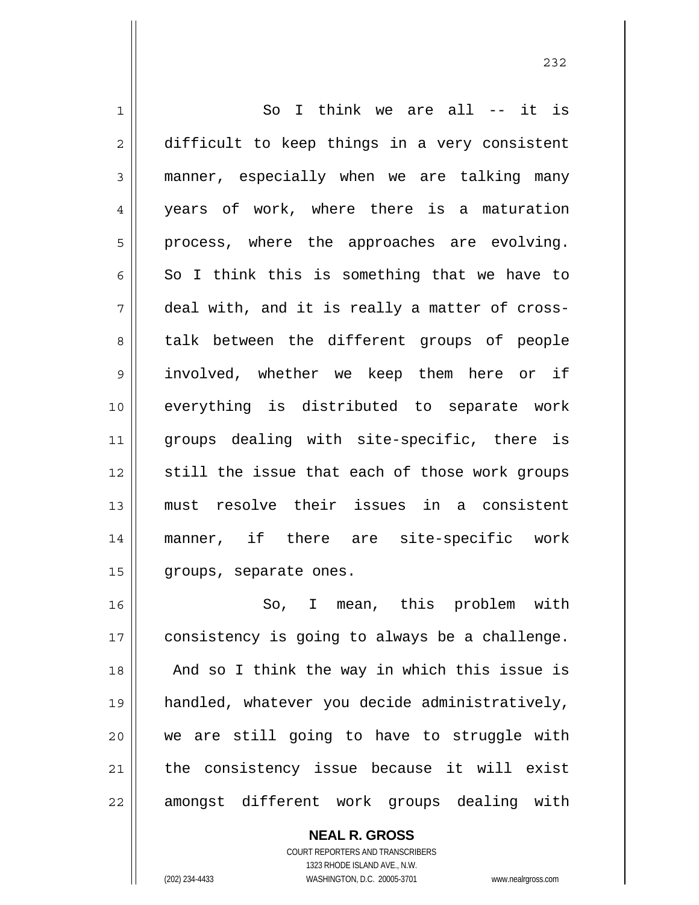So I think we are all -- it is difficult to keep things in a very consistent manner, especially when we are talking many years of work, where there is a maturation process, where the approaches are evolving. So I think this is something that we have to deal with, and it is really a matter of cross-talk between the different groups of people involved, whether we keep them here or if everything is distributed to separate work groups dealing with site-specific, there is still the issue that each of those work groups must resolve their issues in a consistent manner, if there are site-specific work groups, separate ones.

So, I mean, this problem with consistency is going to always be a challenge. And so I think the way in which this issue is handled, whatever you decide administratively, we are still going to have to struggle with the consistency issue because it will exist amongst different work groups dealing with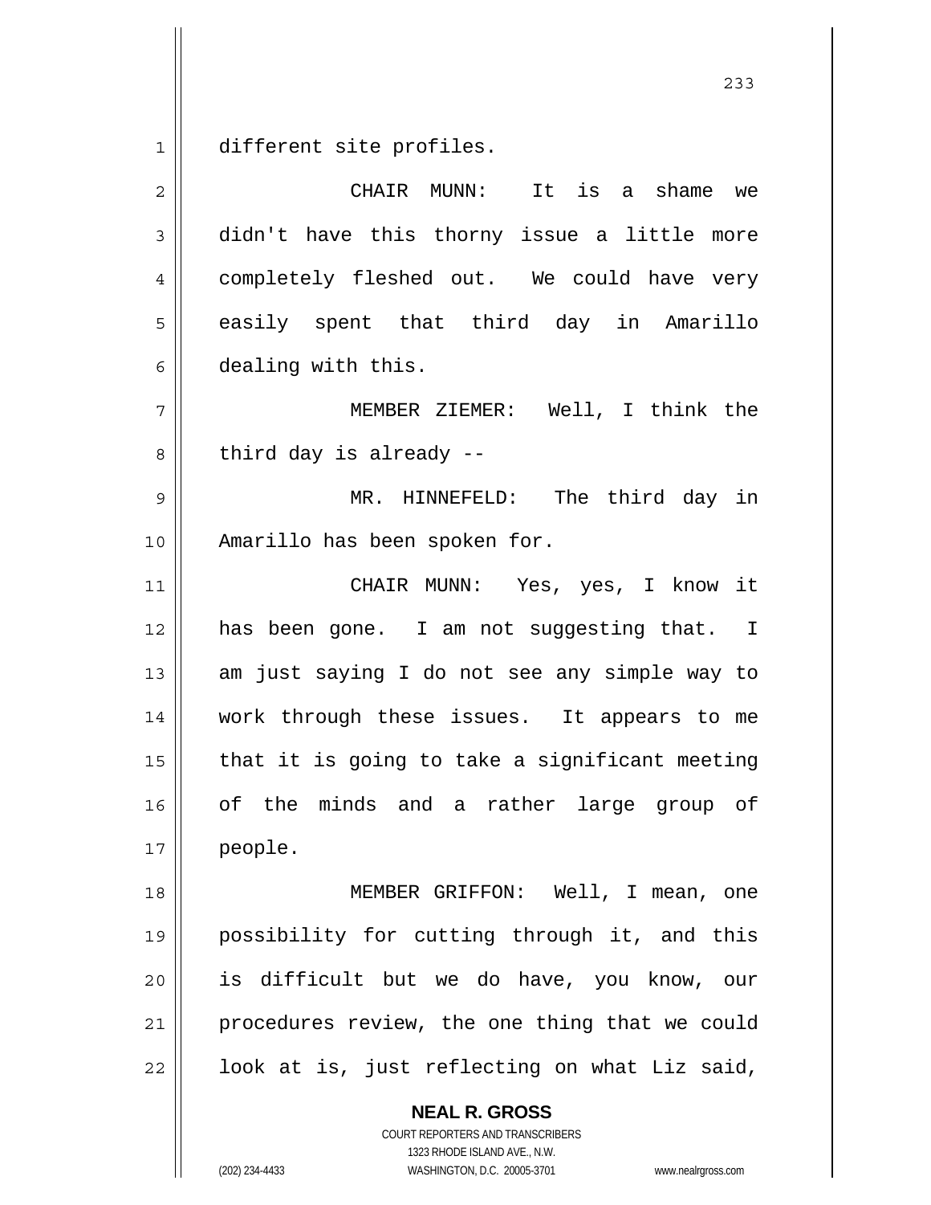different site profiles.

CHAIR MUNN: It is a shame we didn't have this thorny issue a little more completely fleshed out. We could have very easily spent that third day in Amarillo dealing with this.

MEMBER ZIEMER: Well, I think the third day is already --

MR. HINNEFELD: The third day in Amarillo has been spoken for.

CHAIR MUNN: Yes, yes, I know it has been gone. I am not suggesting that. I am just saying I do not see any simple way to work through these issues. It appears to me that it is going to take a significant meeting of the minds and a rather large group of people.

MEMBER GRIFFON: Well, I mean, one possibility for cutting through it, and this is difficult but we do have, you know, our procedures review, the one thing that we could look at is, just reflecting on what Liz said,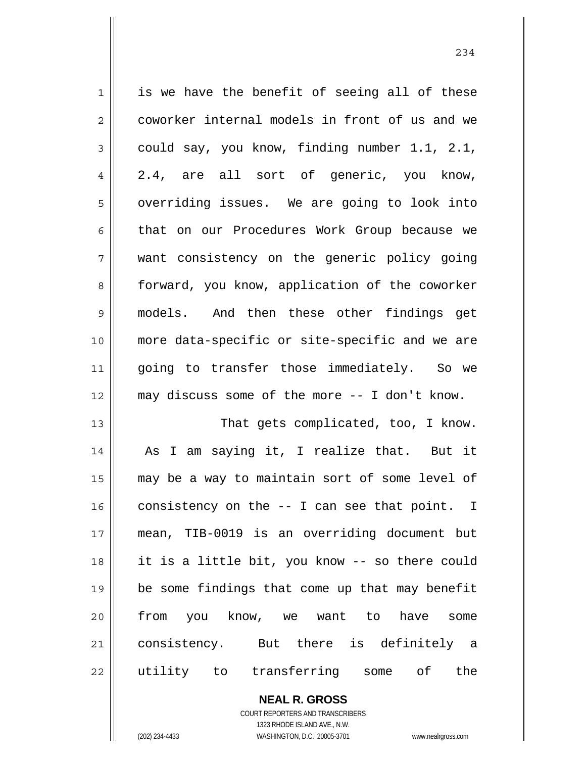is we have the benefit of seeing all of these coworker internal models in front of us and we could say, you know, finding number 1.1, 2.1, 2.4, are all sort of generic, you know, overriding issues. We are going to look into that on our Procedures Work Group because we want consistency on the generic policy going forward, you know, application of the coworker models. And then these other findings get more data-specific or site-specific and we are going to transfer those immediately. So we may discuss some of the more -- I don't know.

That gets complicated, too, I know. As I am saying it, I realize that. But it may be a way to maintain sort of some level of consistency on the -- I can see that point. I mean, TIB-0019 is an overriding document but it is a little bit, you know -- so there could be some findings that come up that may benefit from you know, we want to have some consistency. But there is definitely a utility to transferring some of the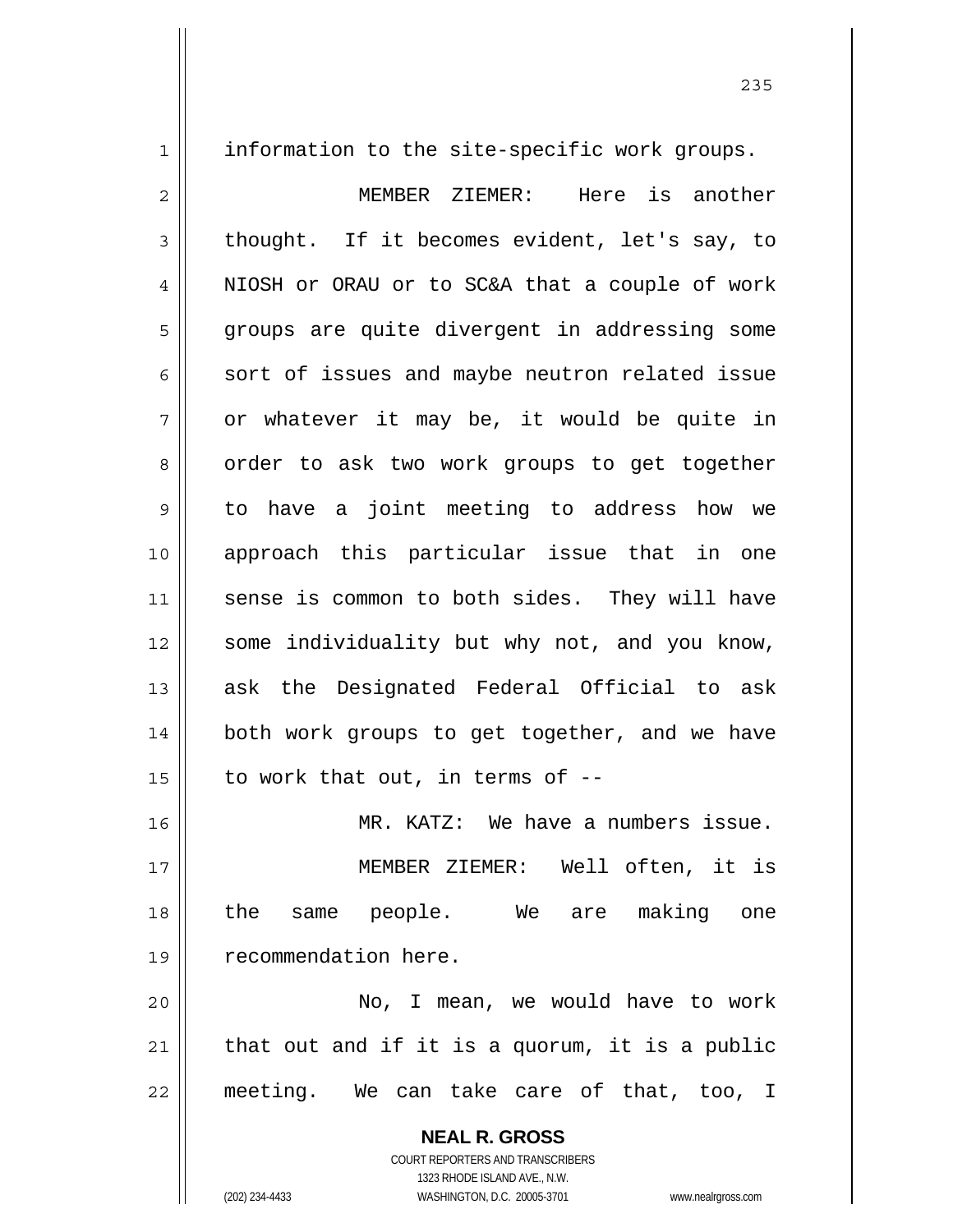information to the site-specific work groups.

MEMBER ZIEMER: Here is another thought. If it becomes evident, let's say, to NIOSH or ORAU or to SC&A that a couple of work groups are quite divergent in addressing some sort of issues and maybe neutron related issue or whatever it may be, it would be quite in order to ask two work groups to get together to have a joint meeting to address how we approach this particular issue that in one sense is common to both sides. They will have some individuality but why not, and you know, ask the Designated Federal Official to ask both work groups to get together, and we have to work that out, in terms of --

MR. KATZ: We have a numbers issue.

MEMBER ZIEMER: Well often, it is the same people. We are making one recommendation here.

No, I mean, we would have to work that out and if it is a quorum, it is a public meeting. We can take care of that, too, I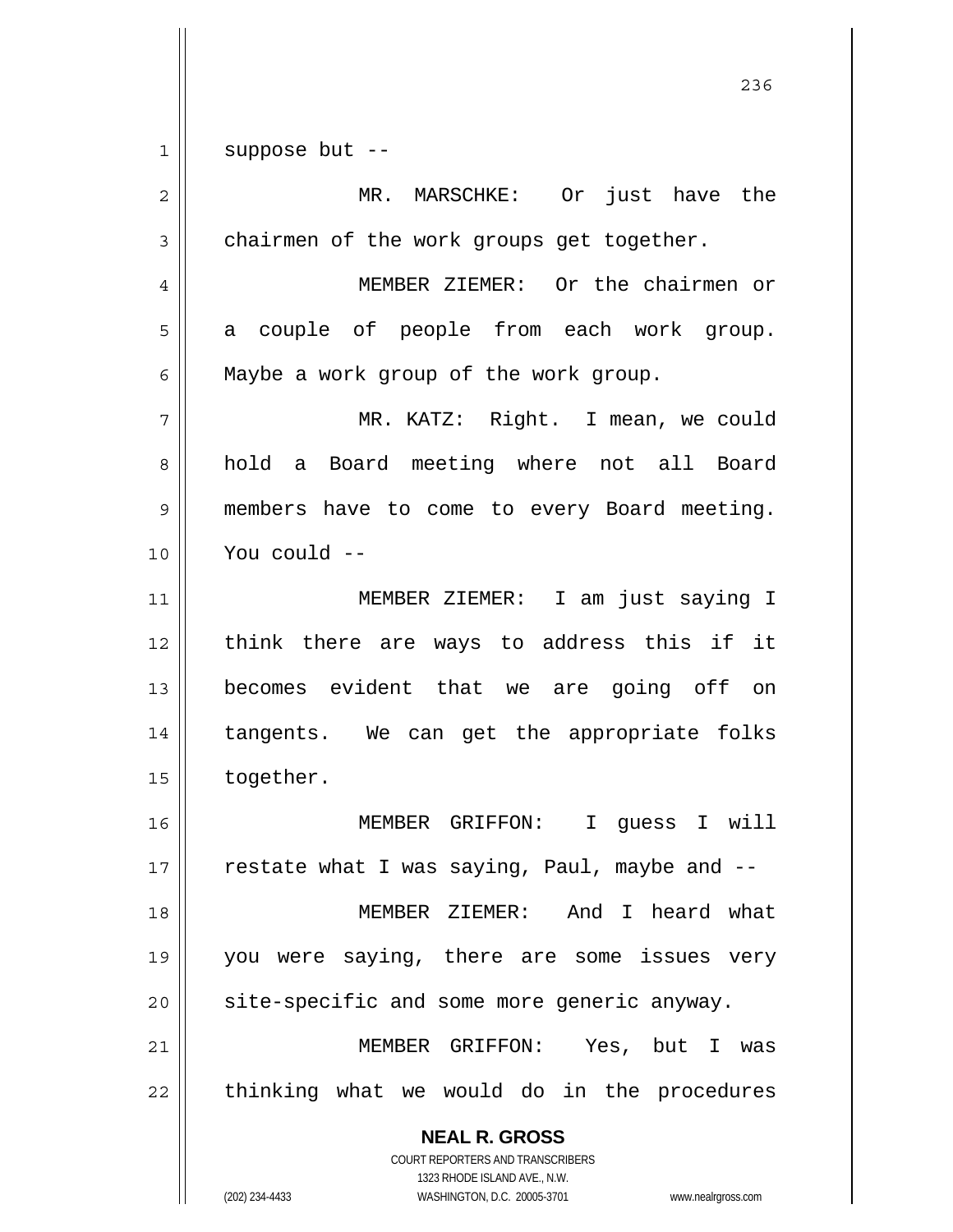suppose but --

MR. MARSCHKE: Or just have the chairmen of the work groups get together.

MEMBER ZIEMER: Or the chairmen or a couple of people from each work group. Maybe a work group of the work group.

MR. KATZ: Right. I mean, we could hold a Board meeting where not all Board members have to come to every Board meeting. You could --

MEMBER ZIEMER: I am just saying I think there are ways to address this if it becomes evident that we are going off on tangents. We can get the appropriate folks together.

MEMBER GRIFFON: I guess I will restate what I was saying, Paul, maybe and --

MEMBER ZIEMER: And I heard what you were saying, there are some issues very site-specific and some more generic anyway.

MEMBER GRIFFON: Yes, but I was thinking what we would do in the procedures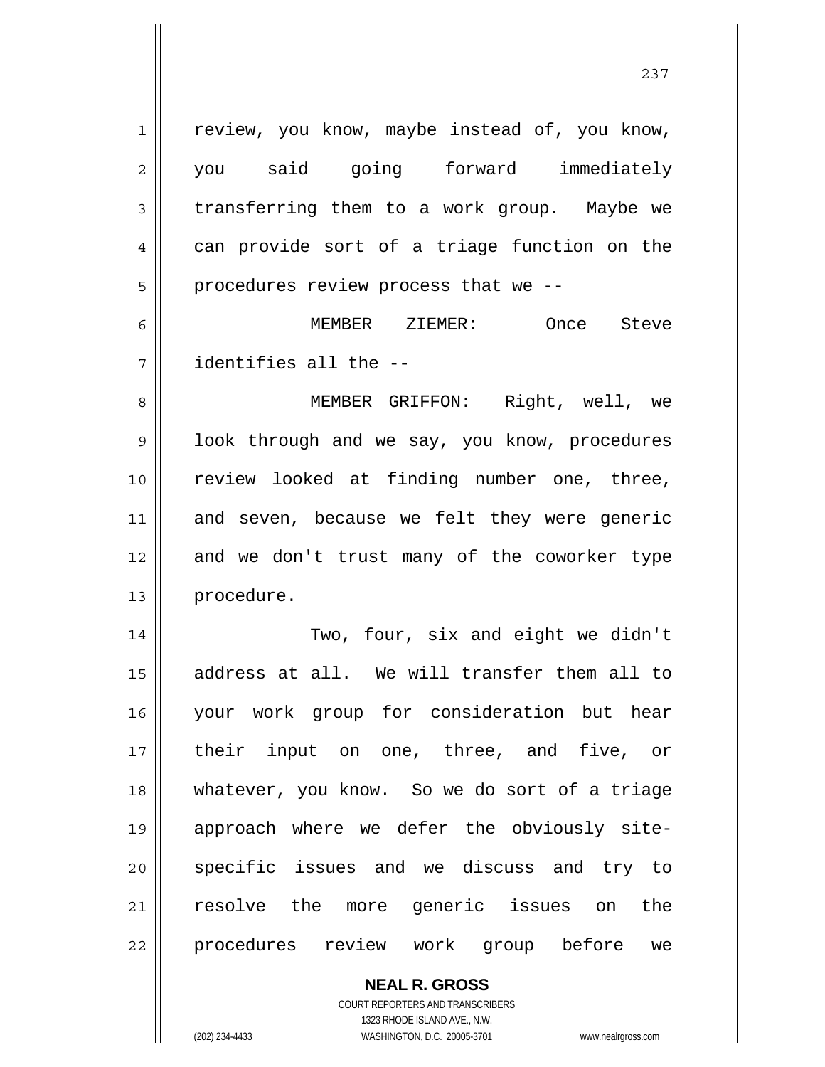review, you know, maybe instead of, you know, you said going forward immediately transferring them to a work group. Maybe we can provide sort of a triage function on the procedures review process that we --

MEMBER ZIEMER: Once Steve identifies all the --

MEMBER GRIFFON: Right, well, we look through and we say, you know, procedures review looked at finding number one, three, and seven, because we felt they were generic and we don't trust many of the coworker type procedure.

Two, four, six and eight we didn't address at all. We will transfer them all to your work group for consideration but hear their input on one, three, and five, or whatever, you know. So we do sort of a triage approach where we defer the obviously site-specific issues and we discuss and try to resolve the more generic issues on the procedures review work group before we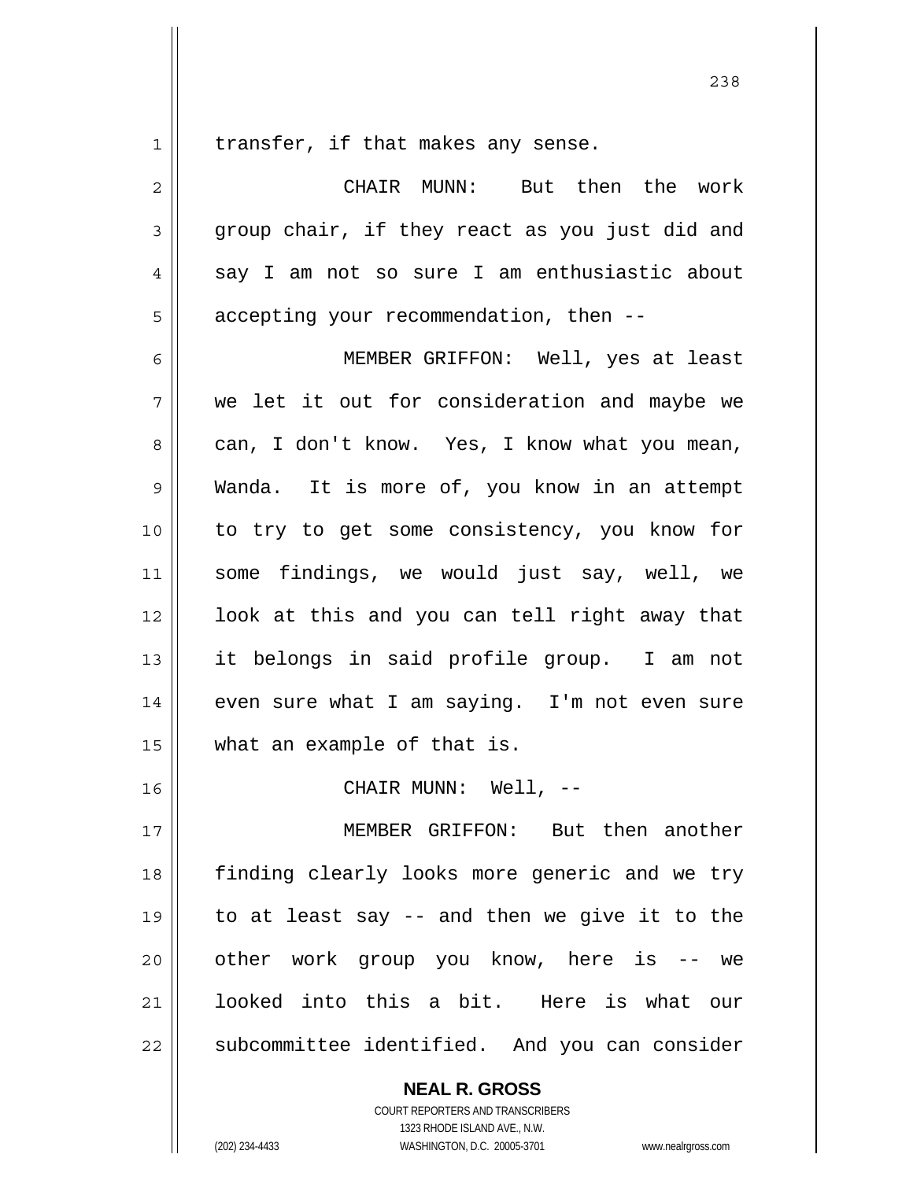transfer, if that makes any sense.

CHAIR MUNN: But then the work group chair, if they react as you just did and say I am not so sure I am enthusiastic about accepting your recommendation, then --

MEMBER GRIFFON: Well, yes at least we let it out for consideration and maybe we can, I don't know. Yes, I know what you mean, Wanda. It is more of, you know in an attempt to try to get some consistency, you know for some findings, we would just say, well, we look at this and you can tell right away that it belongs in said profile group. I am not even sure what I am saying. I'm not even sure what an example of that is.

CHAIR MUNN: Well, --

MEMBER GRIFFON: But then another finding clearly looks more generic and we try to at least say -- and then we give it to the other work group you know, here is -- we looked into this a bit. Here is what our subcommittee identified. And you can consider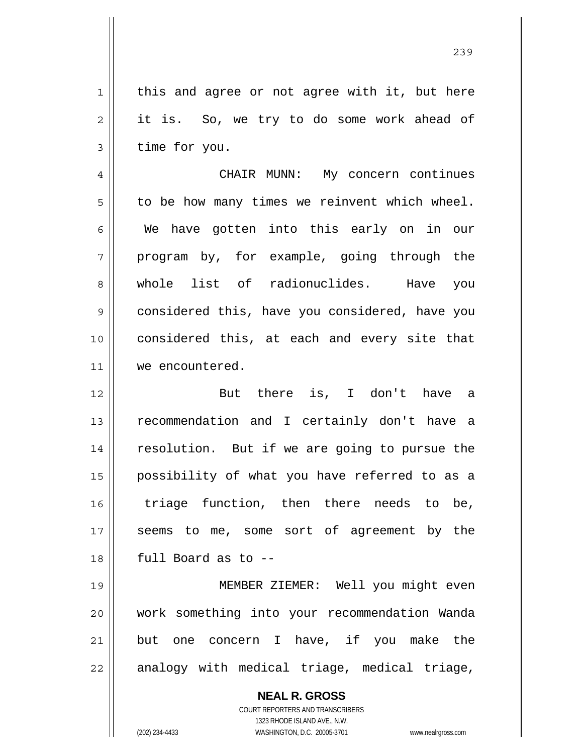this and agree or not agree with it, but here it is. So, we try to do some work ahead of time for you.

CHAIR MUNN: My concern continues to be how many times we reinvent which wheel. We have gotten into this early on in our program by, for example, going through the whole list of radionuclides. Have you considered this, have you considered, have you considered this, at each and every site that we encountered.

But there is, I don't have a recommendation and I certainly don't have a resolution. But if we are going to pursue the possibility of what you have referred to as a triage function, then there needs to be, seems to me, some sort of agreement by the full Board as to --

MEMBER ZIEMER: Well you might even work something into your recommendation Wanda but one concern I have, if you make the analogy with medical triage, medical triage,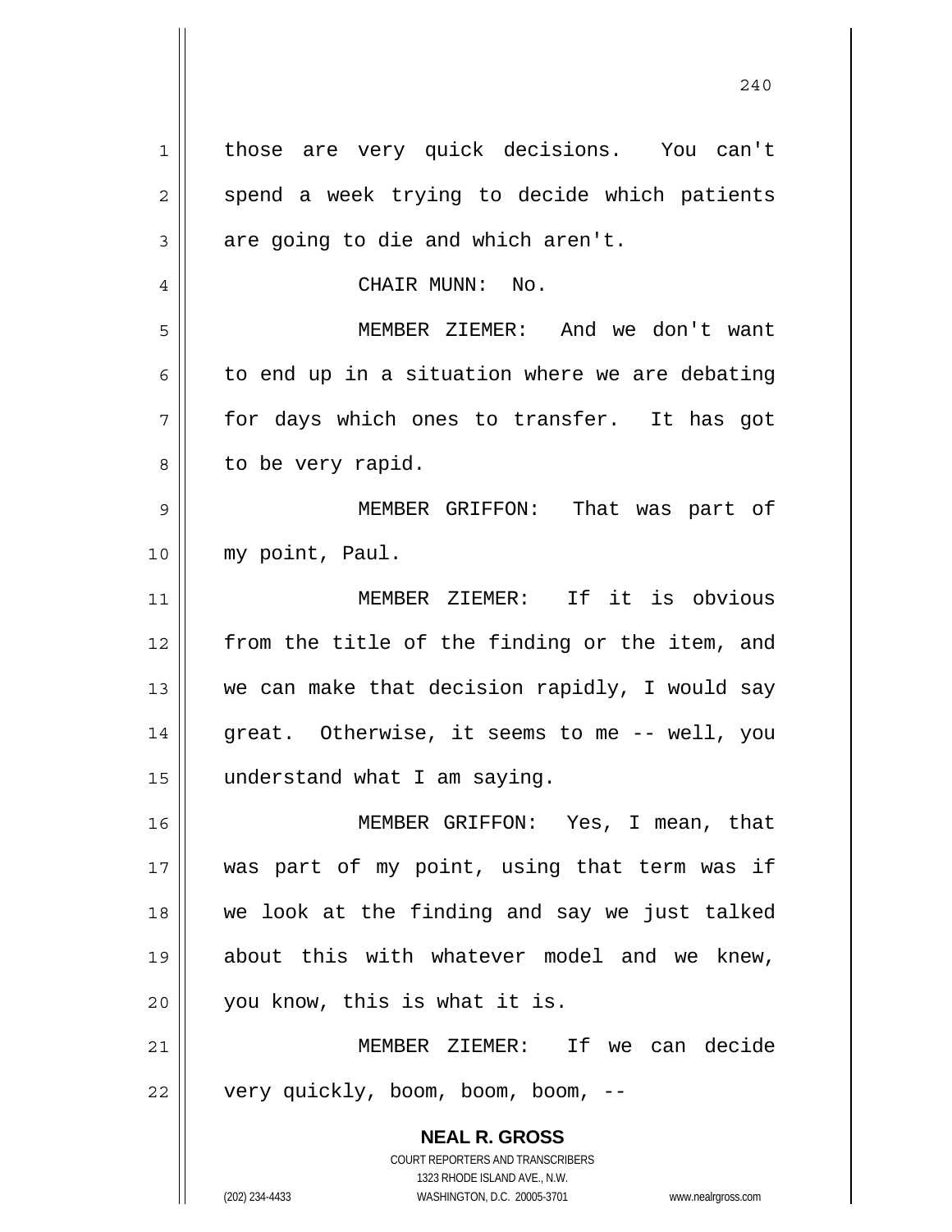those are very quick decisions. You can't spend a week trying to decide which patients are going to die and which aren't.

CHAIR MUNN: No.

MEMBER ZIEMER: And we don't want to end up in a situation where we are debating for days which ones to transfer. It has got to be very rapid.

MEMBER GRIFFON: That was part of my point, Paul.

MEMBER ZIEMER: If it is obvious from the title of the finding or the item, and we can make that decision rapidly, I would say great. Otherwise, it seems to me -- well, you understand what I am saying.

MEMBER GRIFFON: Yes, I mean, that was part of my point, using that term was if we look at the finding and say we just talked about this with whatever model and we knew, you know, this is what it is.

MEMBER ZIEMER: If we can decide very quickly, boom, boom, boom, --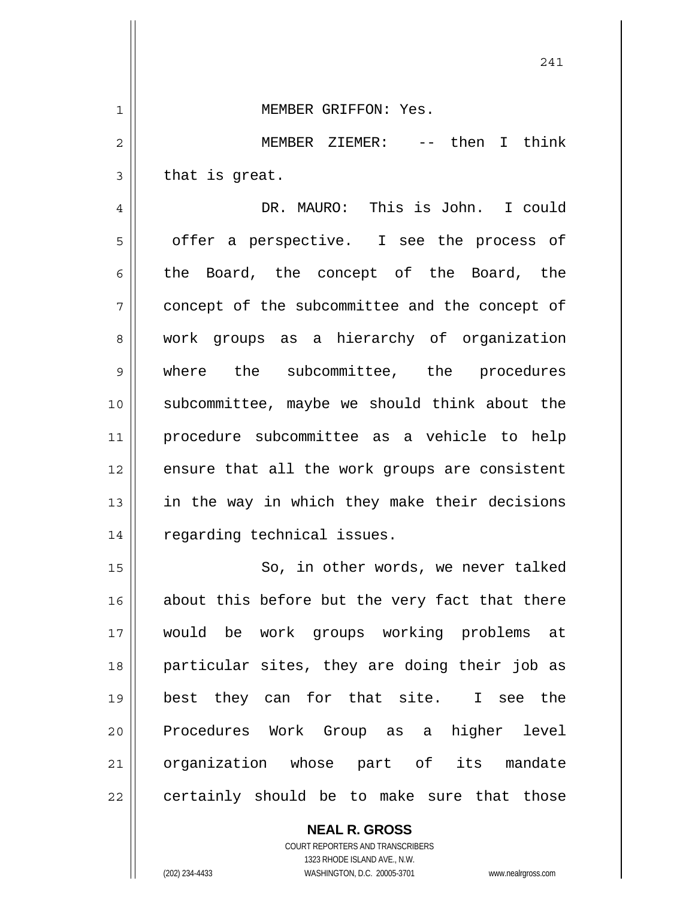MEMBER GRIFFON: Yes.

MEMBER ZIEMER: -- then I think that is great.

DR. MAURO: This is John. I could offer a perspective. I see the process of the Board, the concept of the Board, the concept of the subcommittee and the concept of work groups as a hierarchy of organization where the subcommittee, the procedures subcommittee, maybe we should think about the procedure subcommittee as a vehicle to help ensure that all the work groups are consistent in the way in which they make their decisions regarding technical issues.

So, in other words, we never talked about this before but the very fact that there would be work groups working problems at particular sites, they are doing their job as best they can for that site. I see the Procedures Work Group as a higher level organization whose part of its mandate certainly should be to make sure that those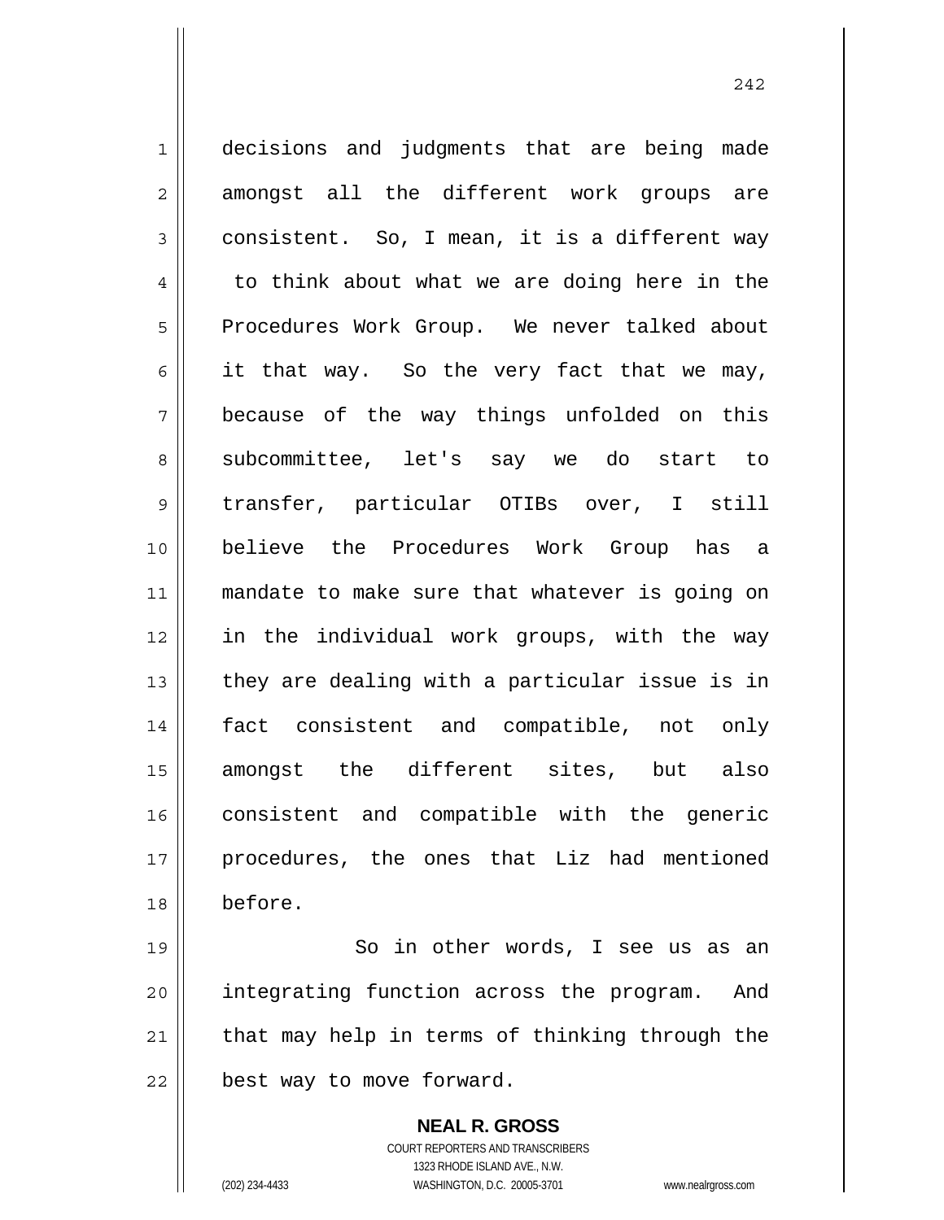decisions and judgments that are being made amongst all the different work groups are consistent. So, I mean, it is a different way to think about what we are doing here in the Procedures Work Group. We never talked about it that way. So the very fact that we may, because of the way things unfolded on this subcommittee, let's say we do start to transfer, particular OTIBs over, I still believe the Procedures Work Group has a mandate to make sure that whatever is going on in the individual work groups, with the way they are dealing with a particular issue is in fact consistent and compatible, not only amongst the different sites, but also consistent and compatible with the generic procedures, the ones that Liz had mentioned before.

So in other words, I see us as an integrating function across the program. And that may help in terms of thinking through the best way to move forward.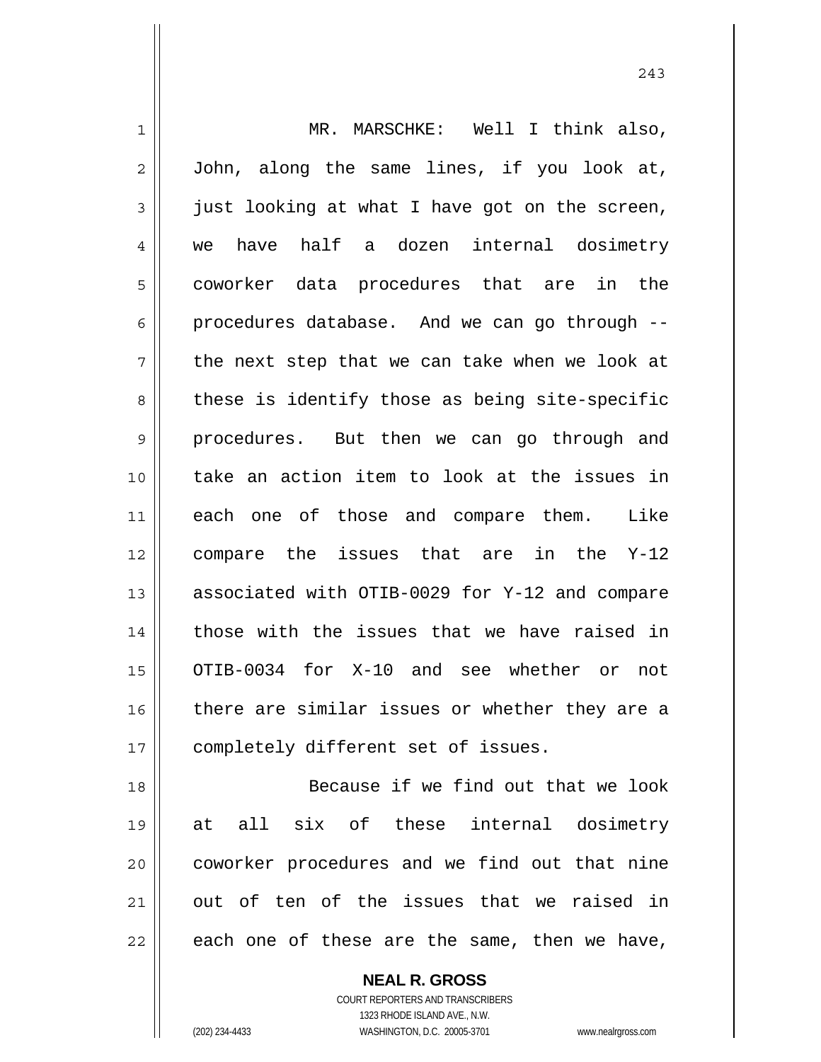MR. MARSCHKE: Well I think also, John, along the same lines, if you look at, just looking at what I have got on the screen, we have half a dozen internal dosimetry coworker data procedures that are in the procedures database. And we can go through -- the next step that we can take when we look at these is identify those as being site-specific procedures. But then we can go through and take an action item to look at the issues in each one of those and compare them. Like compare the issues that are in the Y-12 associated with OTIB-0029 for Y-12 and compare those with the issues that we have raised in OTIB-0034 for X-10 and see whether or not there are similar issues or whether they are a completely different set of issues.

Because if we find out that we look at all six of these internal dosimetry coworker procedures and we find out that nine out of ten of the issues that we raised in each one of these are the same, then we have,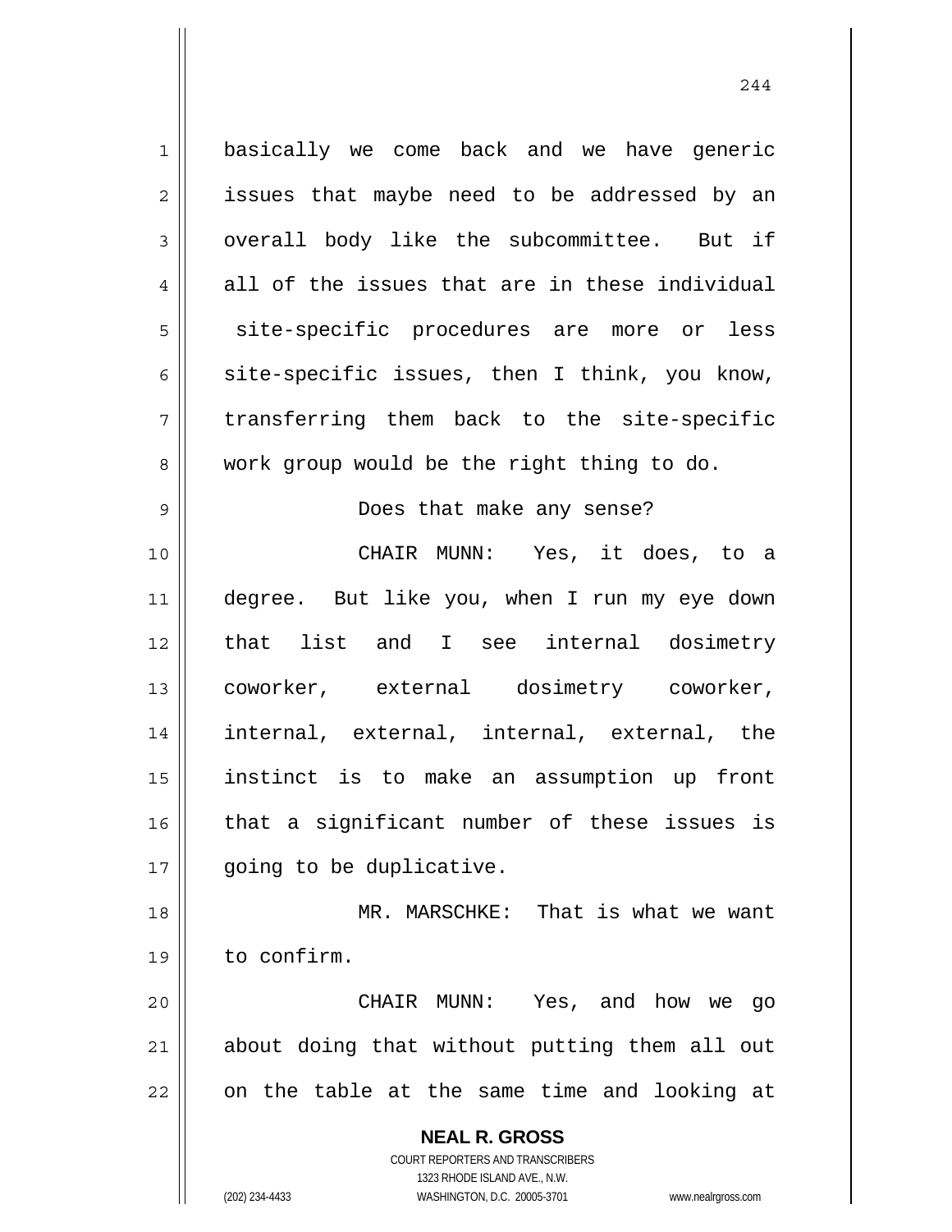basically we come back and we have generic issues that maybe need to be addressed by an overall body like the subcommittee. But if all of the issues that are in these individual site-specific procedures are more or less site-specific issues, then I think, you know, transferring them back to the site-specific work group would be the right thing to do.

Does that make any sense?

CHAIR MUNN: Yes, it does, to a degree. But like you, when I run my eye down that list and I see internal dosimetry coworker, external dosimetry coworker, internal, external, internal, external, the instinct is to make an assumption up front that a significant number of these issues is going to be duplicative.

MR. MARSCHKE: That is what we want to confirm.

CHAIR MUNN: Yes, and how we go about doing that without putting them all out on the table at the same time and looking at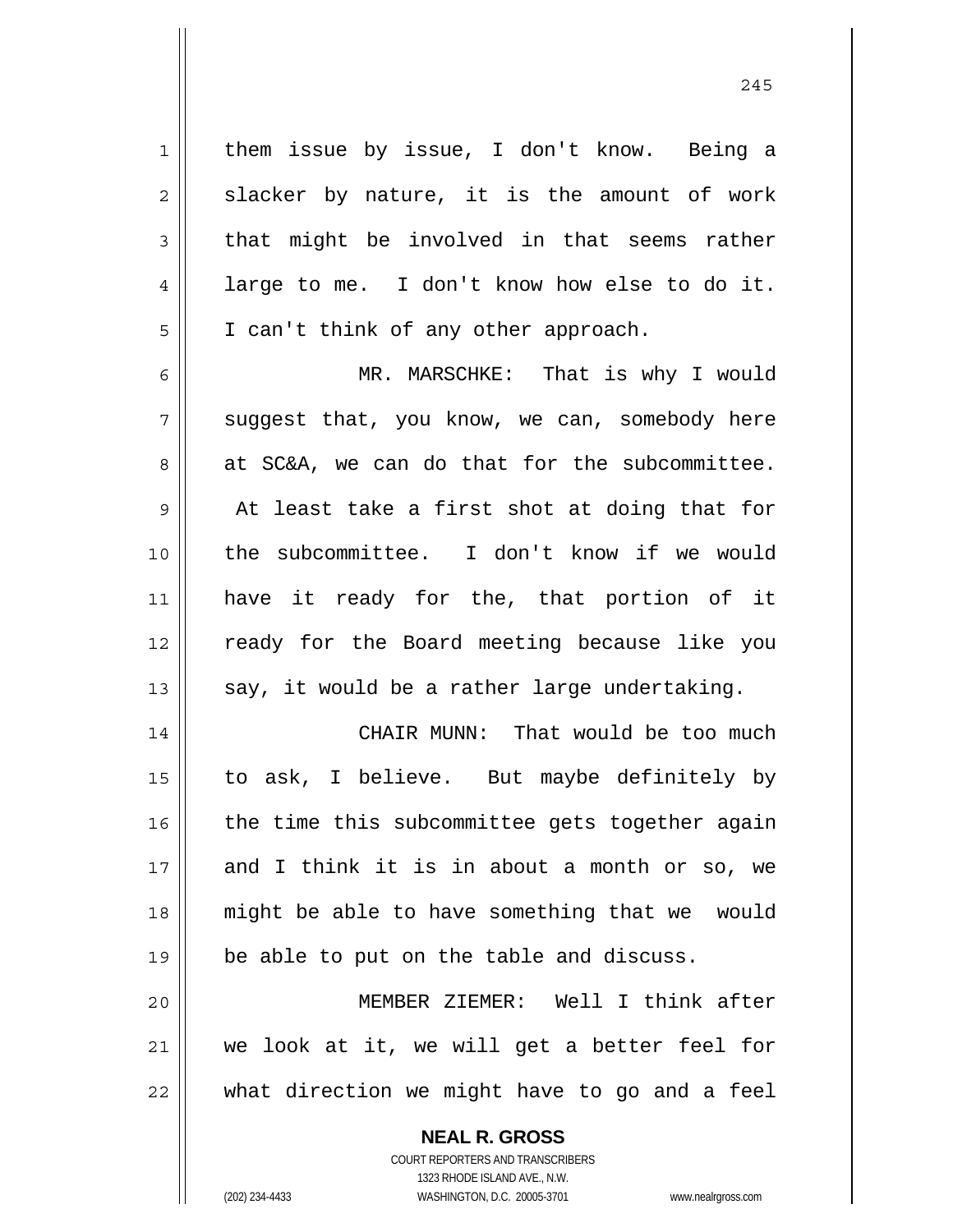them issue by issue, I don't know. Being a slacker by nature, it is the amount of work that might be involved in that seems rather large to me. I don't know how else to do it. I can't think of any other approach.

MR. MARSCHKE: That is why I would suggest that, you know, we can, somebody here at SC&A, we can do that for the subcommittee. At least take a first shot at doing that for the subcommittee. I don't know if we would have it ready for the, that portion of it ready for the Board meeting because like you say, it would be a rather large undertaking.

CHAIR MUNN: That would be too much to ask, I believe. But maybe definitely by the time this subcommittee gets together again and I think it is in about a month or so, we might be able to have something that we would be able to put on the table and discuss.

MEMBER ZIEMER: Well I think after we look at it, we will get a better feel for what direction we might have to go and a feel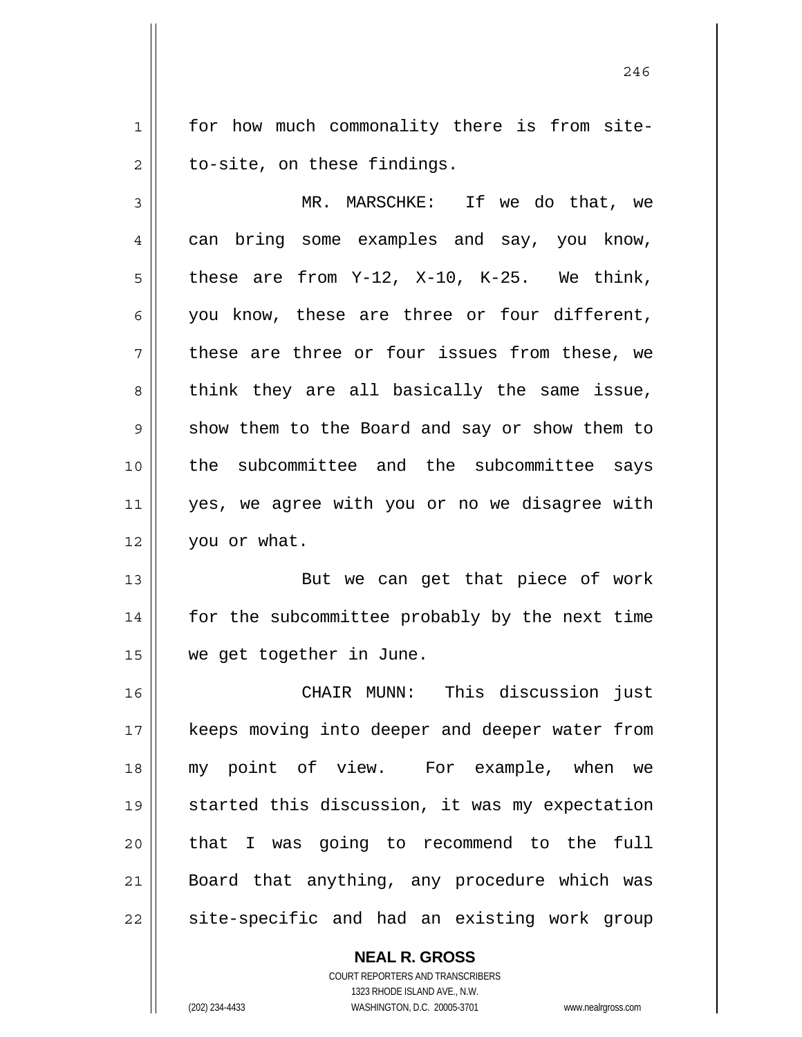for how much commonality there is from site-to-site, on these findings.

MR. MARSCHKE: If we do that, we can bring some examples and say, you know, these are from Y-12, X-10, K-25. We think, you know, these are three or four different, these are three or four issues from these, we think they are all basically the same issue, show them to the Board and say or show them to the subcommittee and the subcommittee says yes, we agree with you or no we disagree with you or what.

But we can get that piece of work for the subcommittee probably by the next time we get together in June.

CHAIR MUNN: This discussion just keeps moving into deeper and deeper water from my point of view. For example, when we started this discussion, it was my expectation that I was going to recommend to the full Board that anything, any procedure which was site-specific and had an existing work group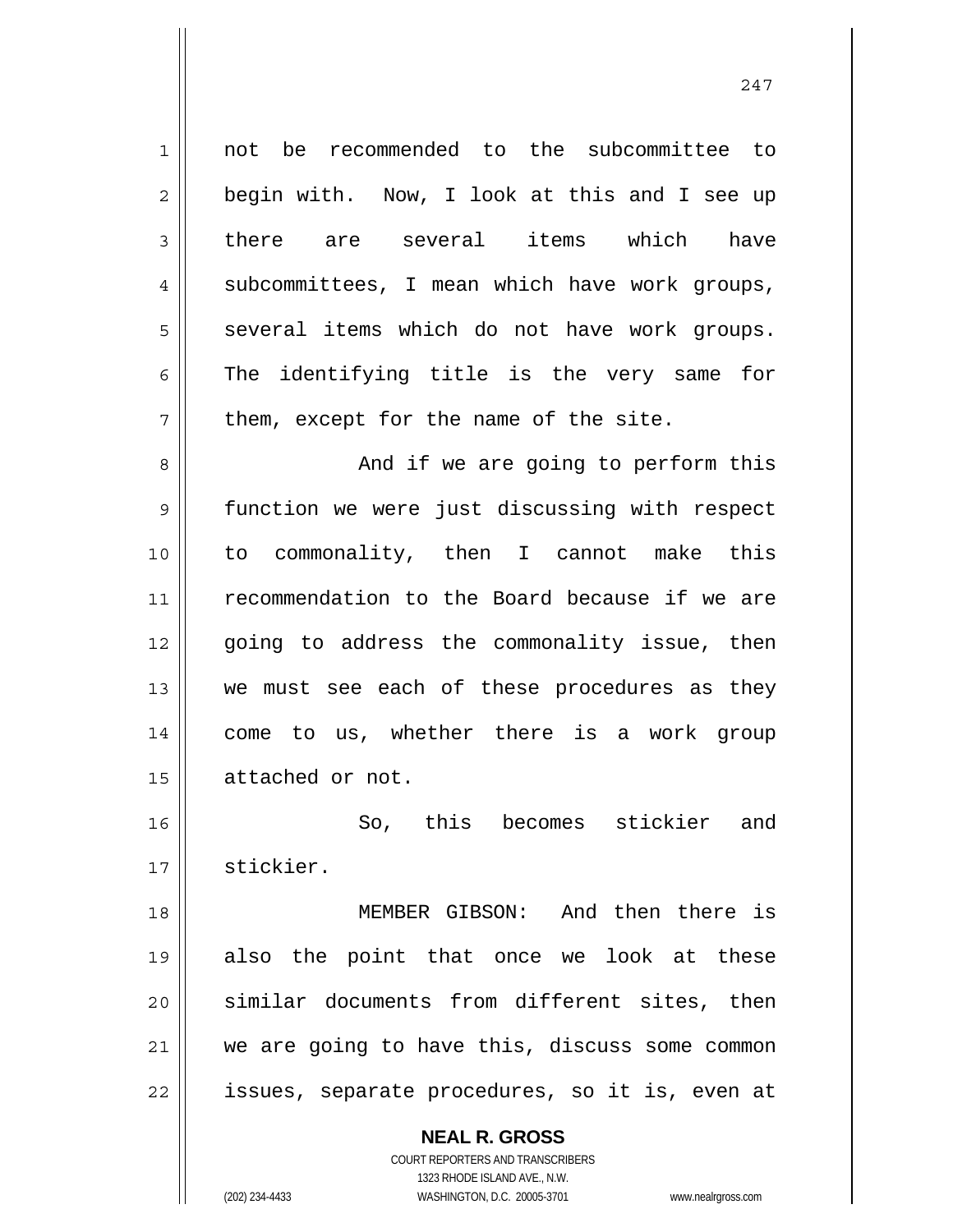not be recommended to the subcommittee to begin with. Now, I look at this and I see up there are several items which have subcommittees, I mean which have work groups, several items which do not have work groups. The identifying title is the very same for them, except for the name of the site.

And if we are going to perform this function we were just discussing with respect to commonality, then I cannot make this recommendation to the Board because if we are going to address the commonality issue, then we must see each of these procedures as they come to us, whether there is a work group attached or not.

So, this becomes stickier and stickier.

MEMBER GIBSON: And then there is also the point that once we look at these similar documents from different sites, then we are going to have this, discuss some common issues, separate procedures, so it is, even at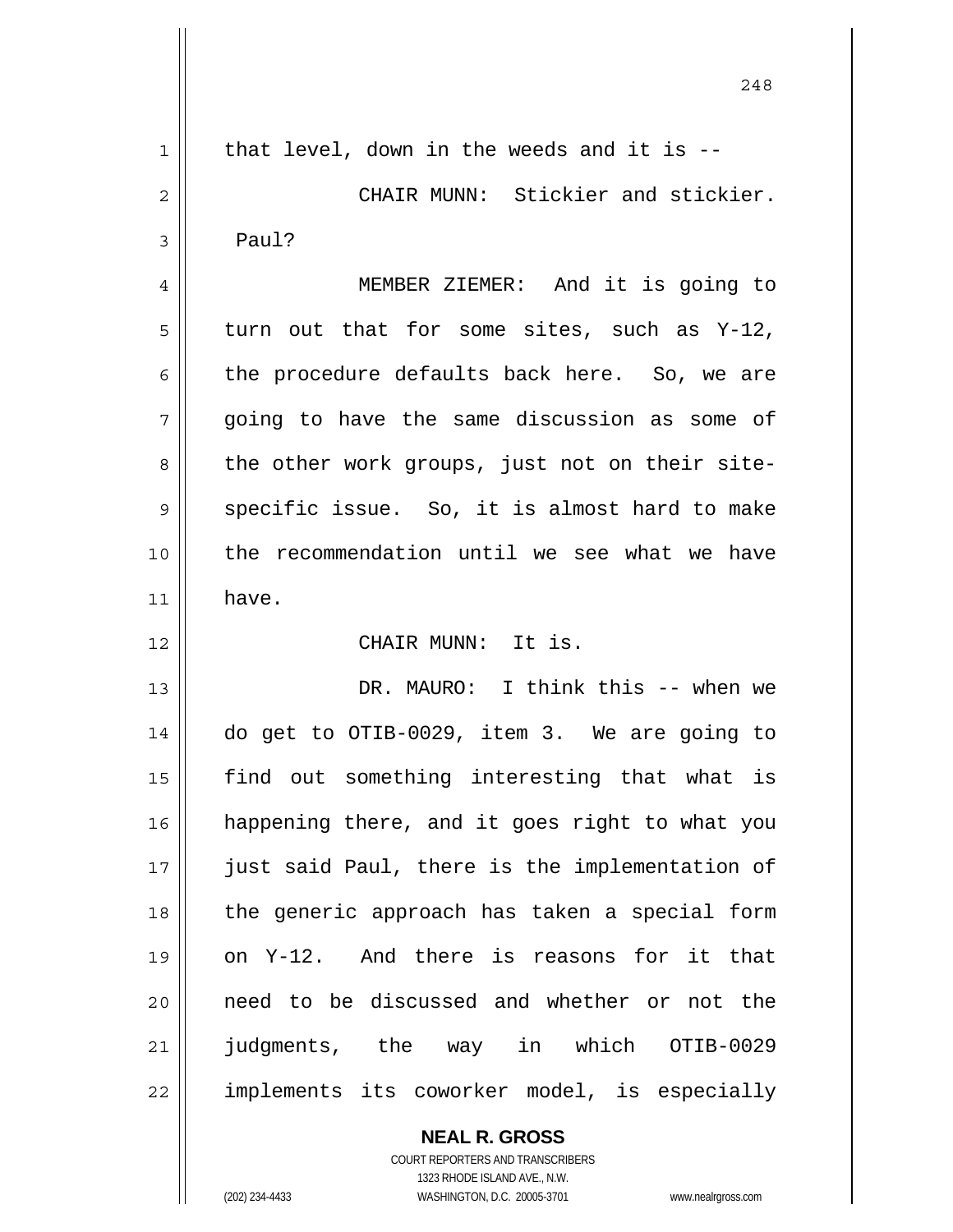that level, down in the weeds and it is --

CHAIR MUNN: Stickier and stickier. Paul?

MEMBER ZIEMER: And it is going to turn out that for some sites, such as Y-12, the procedure defaults back here. So, we are going to have the same discussion as some of the other work groups, just not on their site-specific issue. So, it is almost hard to make the recommendation until we see what we have have.

CHAIR MUNN: It is.

DR. MAURO: I think this -- when we do get to OTIB-0029, item 3. We are going to find out something interesting that what is happening there, and it goes right to what you just said Paul, there is the implementation of the generic approach has taken a special form on Y-12. And there is reasons for it that need to be discussed and whether or not the judgments, the way in which OTIB-0029 implements its coworker model, is especially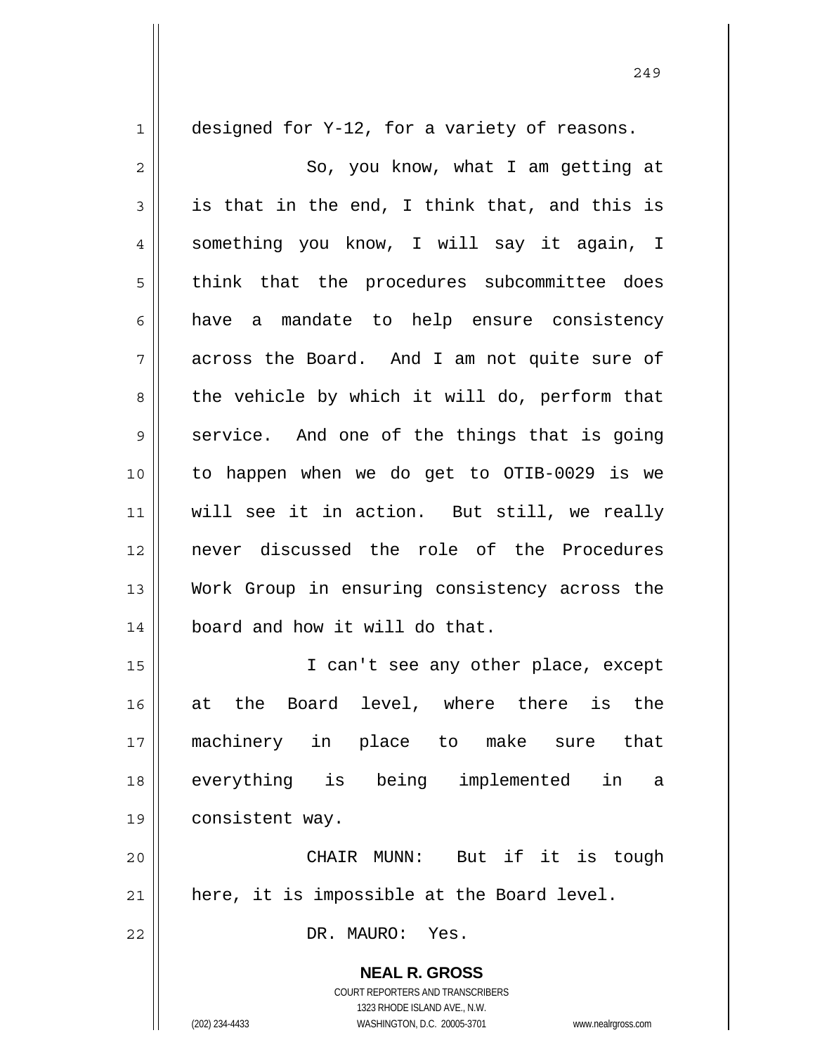designed for Y-12, for a variety of reasons.

So, you know, what I am getting at is that in the end, I think that, and this is something you know, I will say it again, I think that the procedures subcommittee does have a mandate to help ensure consistency across the Board. And I am not quite sure of the vehicle by which it will do, perform that service. And one of the things that is going to happen when we do get to OTIB-0029 is we will see it in action. But still, we really never discussed the role of the Procedures Work Group in ensuring consistency across the board and how it will do that.

I can't see any other place, except at the Board level, where there is the machinery in place to make sure that everything is being implemented in a consistent way.

CHAIR MUNN: But if it is tough here, it is impossible at the Board level.

DR. MAURO: Yes.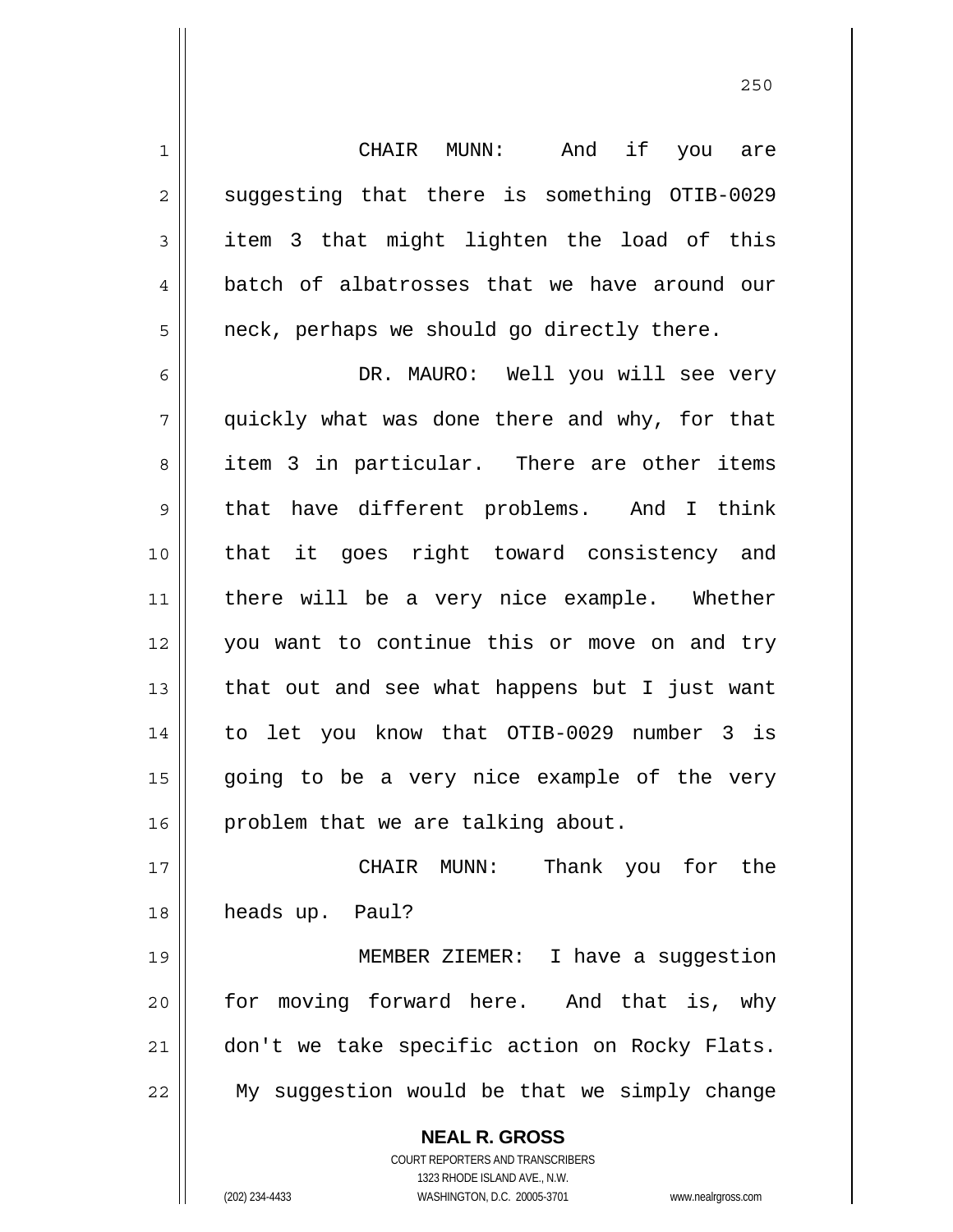CHAIR MUNN: And if you are suggesting that there is something OTIB-0029 item 3 that might lighten the load of this batch of albatrosses that we have around our neck, perhaps we should go directly there.

DR. MAURO: Well you will see very quickly what was done there and why, for that item 3 in particular. There are other items that have different problems. And I think that it goes right toward consistency and there will be a very nice example. Whether you want to continue this or move on and try that out and see what happens but I just want to let you know that OTIB-0029 number 3 is going to be a very nice example of the very problem that we are talking about.

CHAIR MUNN: Thank you for the heads up. Paul?

MEMBER ZIEMER: I have a suggestion for moving forward here. And that is, why don't we take specific action on Rocky Flats. My suggestion would be that we simply change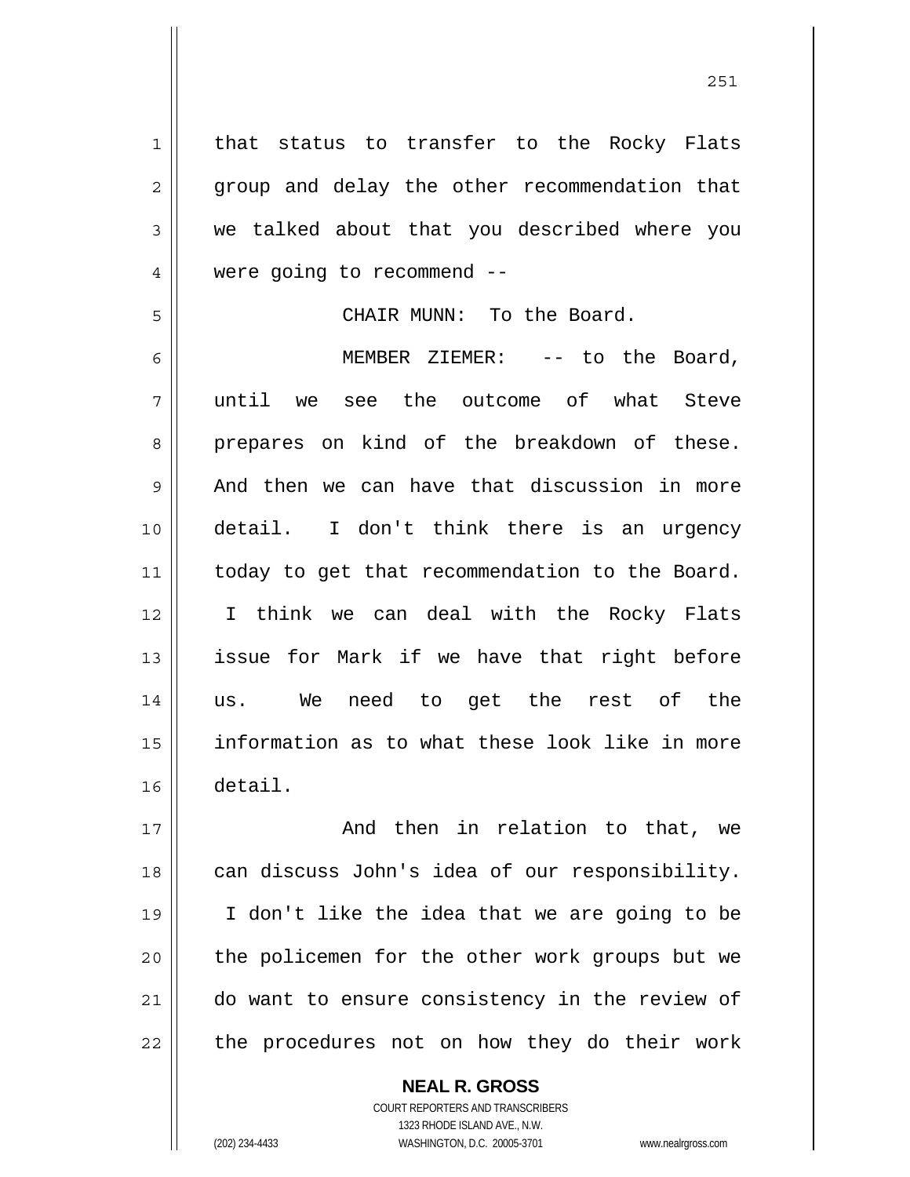that status to transfer to the Rocky Flats group and delay the other recommendation that we talked about that you described where you were going to recommend --

CHAIR MUNN: To the Board.

MEMBER ZIEMER: -- to the Board, until we see the outcome of what Steve prepares on kind of the breakdown of these. And then we can have that discussion in more detail. I don't think there is an urgency today to get that recommendation to the Board. I think we can deal with the Rocky Flats issue for Mark if we have that right before us. We need to get the rest of the information as to what these look like in more detail.

And then in relation to that, we can discuss John's idea of our responsibility. I don't like the idea that we are going to be the policemen for the other work groups but we do want to ensure consistency in the review of the procedures not on how they do their work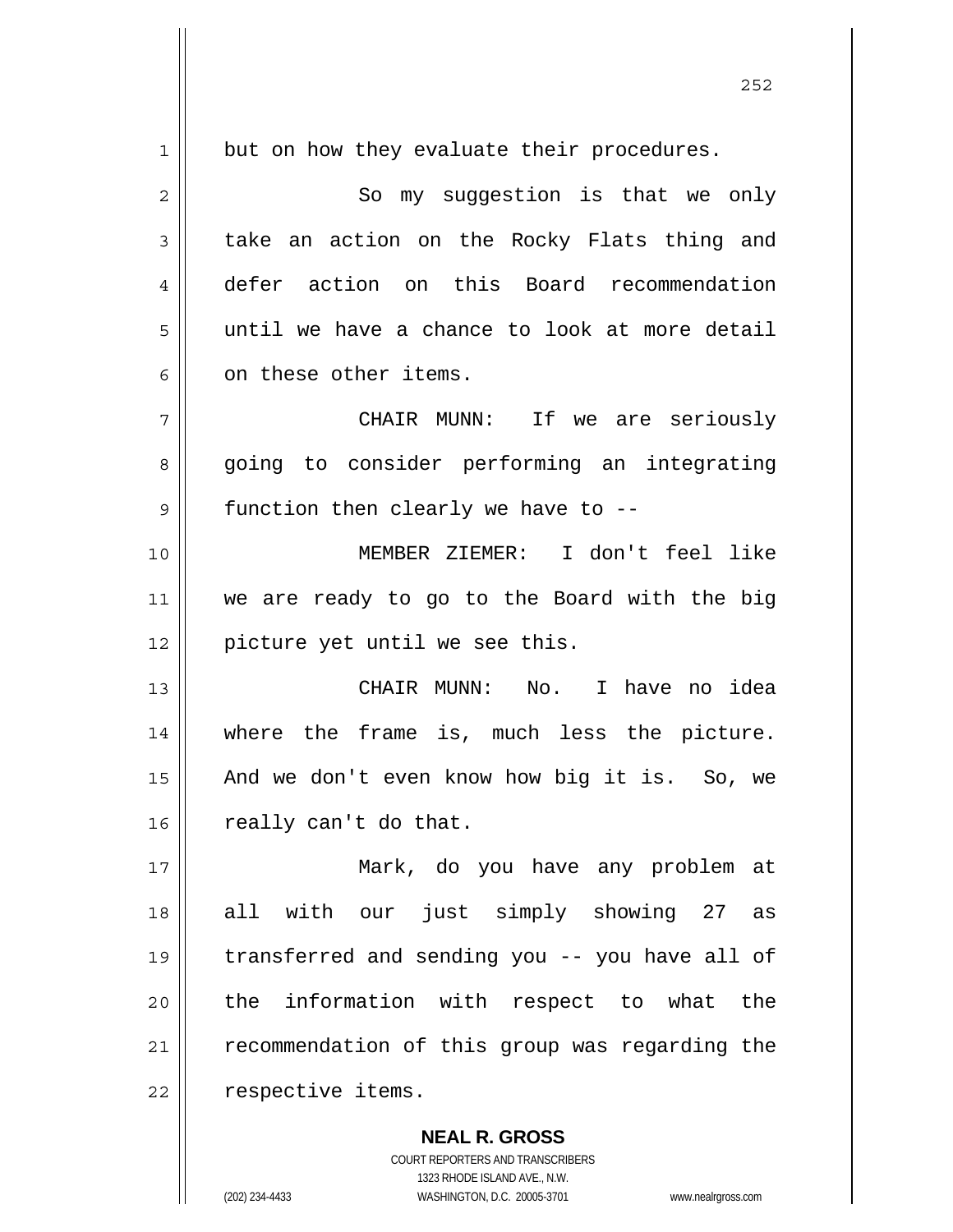but on how they evaluate their procedures.

So my suggestion is that we only take an action on the Rocky Flats thing and defer action on this Board recommendation until we have a chance to look at more detail on these other items.

CHAIR MUNN: If we are seriously going to consider performing an integrating function then clearly we have to --

MEMBER ZIEMER: I don't feel like we are ready to go to the Board with the big picture yet until we see this.

CHAIR MUNN: No. I have no idea where the frame is, much less the picture. And we don't even know how big it is. So, we really can't do that.

Mark, do you have any problem at all with our just simply showing 27 as transferred and sending you -- you have all of the information with respect to what the recommendation of this group was regarding the respective items.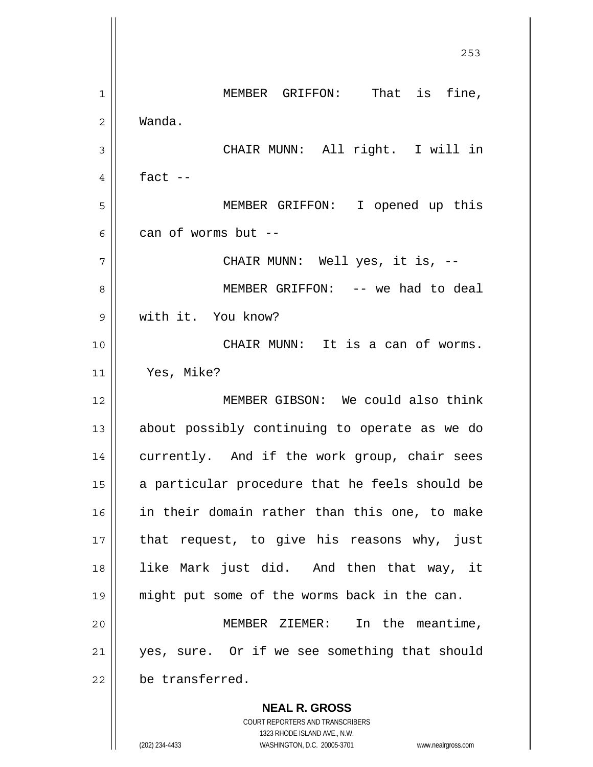MEMBER GRIFFON: That is fine, Wanda.

CHAIR MUNN: All right. I will in fact --

MEMBER GRIFFON: I opened up this can of worms but --

CHAIR MUNN: Well yes, it is, --

MEMBER GRIFFON: -- we had to deal with it. You know?

CHAIR MUNN: It is a can of worms. Yes, Mike?

MEMBER GIBSON: We could also think about possibly continuing to operate as we do currently. And if the work group, chair sees a particular procedure that he feels should be in their domain rather than this one, to make that request, to give his reasons why, just like Mark just did. And then that way, it might put some of the worms back in the can.

MEMBER ZIEMER: In the meantime, yes, sure. Or if we see something that should be transferred.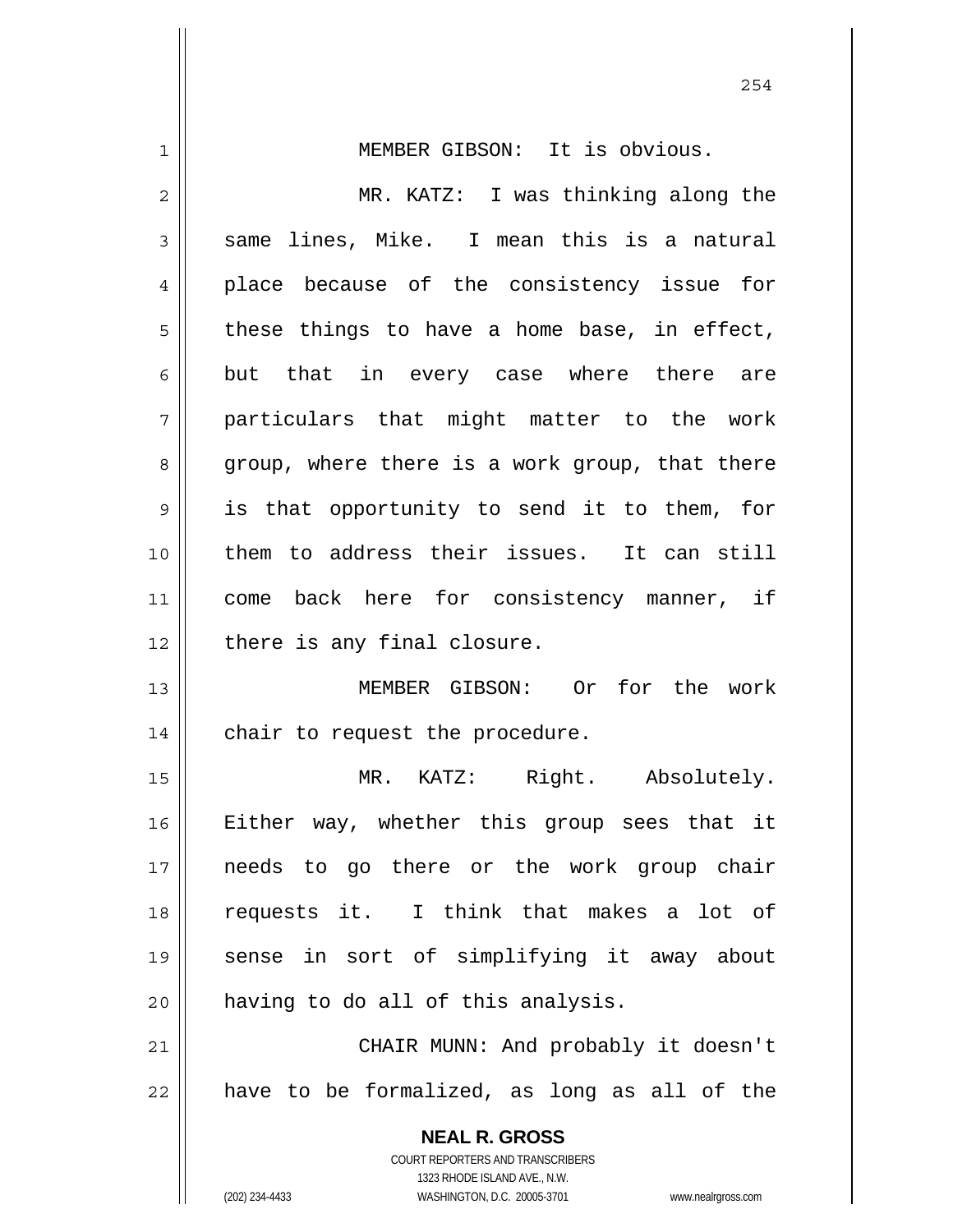MEMBER GIBSON: It is obvious.

MR. KATZ: I was thinking along the same lines, Mike. I mean this is a natural place because of the consistency issue for these things to have a home base, in effect, but that in every case where there are particulars that might matter to the work group, where there is a work group, that there is that opportunity to send it to them, for them to address their issues. It can still come back here for consistency manner, if there is any final closure.

MEMBER GIBSON: Or for the work chair to request the procedure.

MR. KATZ: Right. Absolutely. Either way, whether this group sees that it needs to go there or the work group chair requests it. I think that makes a lot of sense in sort of simplifying it away about having to do all of this analysis.

CHAIR MUNN: And probably it doesn't have to be formalized, as long as all of the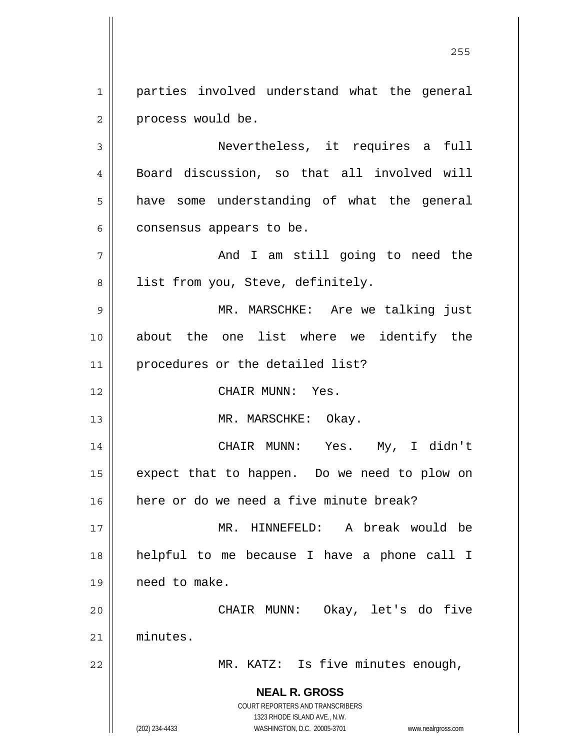parties involved understand what the general process would be.

Nevertheless, it requires a full Board discussion, so that all involved will have some understanding of what the general consensus appears to be.

And I am still going to need the list from you, Steve, definitely.

MR. MARSCHKE: Are we talking just about the one list where we identify the procedures or the detailed list?

CHAIR MUNN: Yes.

MR. MARSCHKE: Okay.

CHAIR MUNN: Yes. My, I didn't expect that to happen. Do we need to plow on here or do we need a five minute break?

MR. HINNEFELD: A break would be helpful to me because I have a phone call I need to make.

CHAIR MUNN: Okay, let's do five minutes.

MR. KATZ: Is five minutes enough,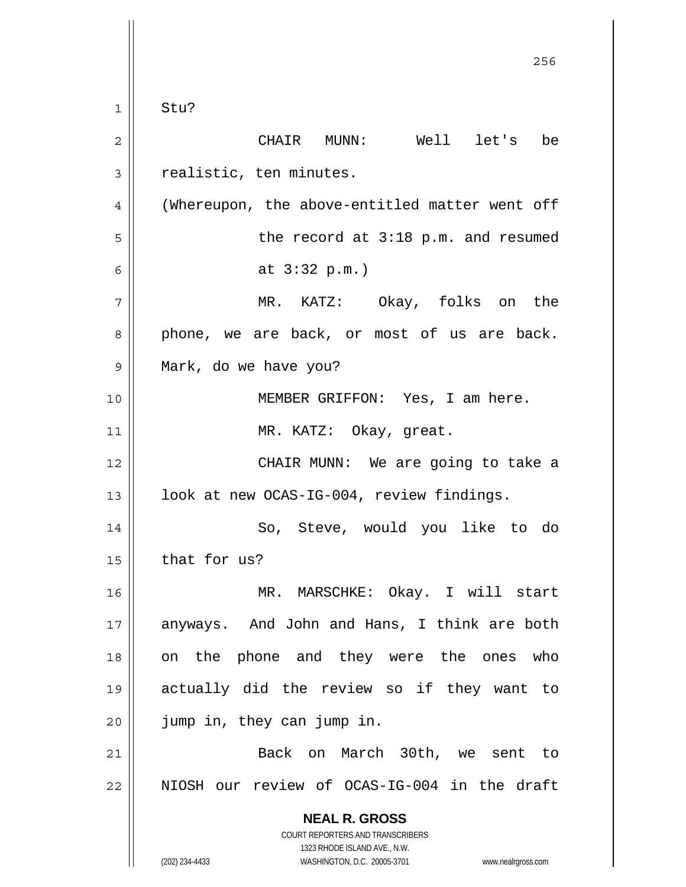Stu?

CHAIR MUNN: Well let's be realistic, ten minutes.

(Whereupon, the above-entitled matter went off the record at 3:18 p.m. and resumed at 3:32 p.m.)

MR. KATZ: Okay, folks on the phone, we are back, or most of us are back. Mark, do we have you?

MEMBER GRIFFON: Yes, I am here.

MR. KATZ: Okay, great.

CHAIR MUNN: We are going to take a look at new OCAS-IG-004, review findings.

So, Steve, would you like to do that for us?

MR. MARSCHKE: Okay. I will start anyways. And John and Hans, I think are both on the phone and they were the ones who actually did the review so if they want to jump in, they can jump in.

Back on March 30th, we sent to NIOSH our review of OCAS-IG-004 in the draft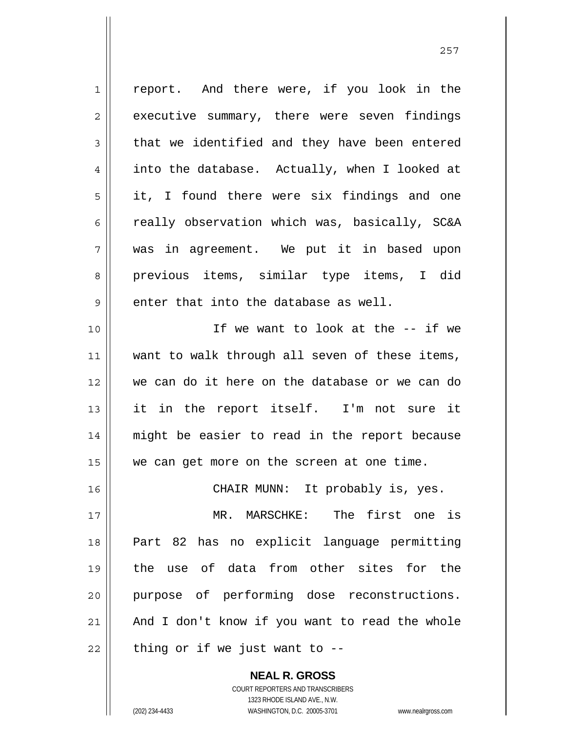report. And there were, if you look in the executive summary, there were seven findings that we identified and they have been entered into the database. Actually, when I looked at it, I found there were six findings and one really observation which was, basically, SC&A was in agreement. We put it in based upon previous items, similar type items, I did enter that into the database as well.

If we want to look at the -- if we want to walk through all seven of these items, we can do it here on the database or we can do it in the report itself. I'm not sure it might be easier to read in the report because we can get more on the screen at one time.

CHAIR MUNN: It probably is, yes.

MR. MARSCHKE: The first one is Part 82 has no explicit language permitting the use of data from other sites for the purpose of performing dose reconstructions. And I don't know if you want to read the whole thing or if we just want to --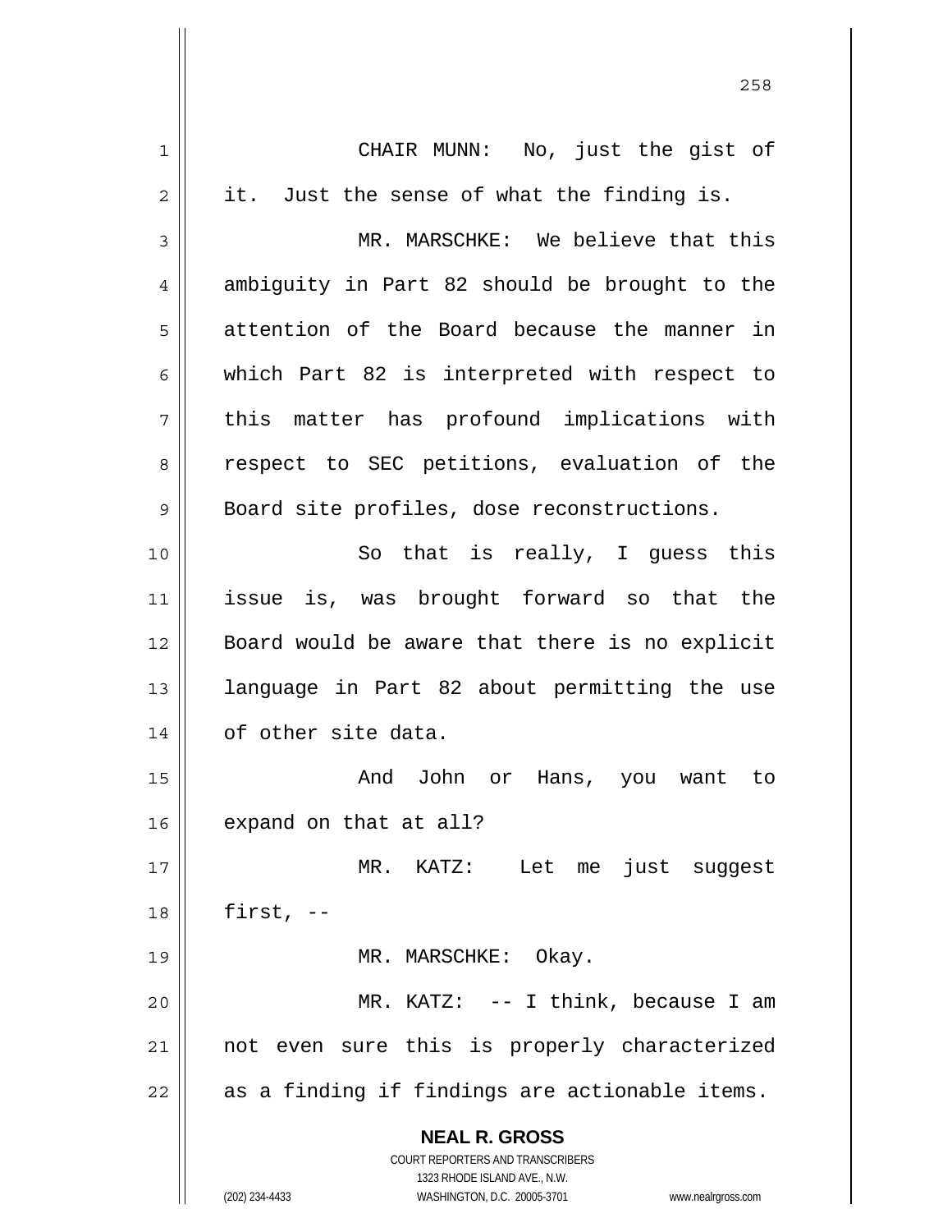CHAIR MUNN: No, just the gist of it. Just the sense of what the finding is.

MR. MARSCHKE: We believe that this ambiguity in Part 82 should be brought to the attention of the Board because the manner in which Part 82 is interpreted with respect to this matter has profound implications with respect to SEC petitions, evaluation of the Board site profiles, dose reconstructions.

So that is really, I guess this issue is, was brought forward so that the Board would be aware that there is no explicit language in Part 82 about permitting the use of other site data.

And John or Hans, you want to expand on that at all?

MR. KATZ: Let me just suggest first, --

MR. MARSCHKE: Okay.

MR. KATZ: -- I think, because I am not even sure this is properly characterized as a finding if findings are actionable items.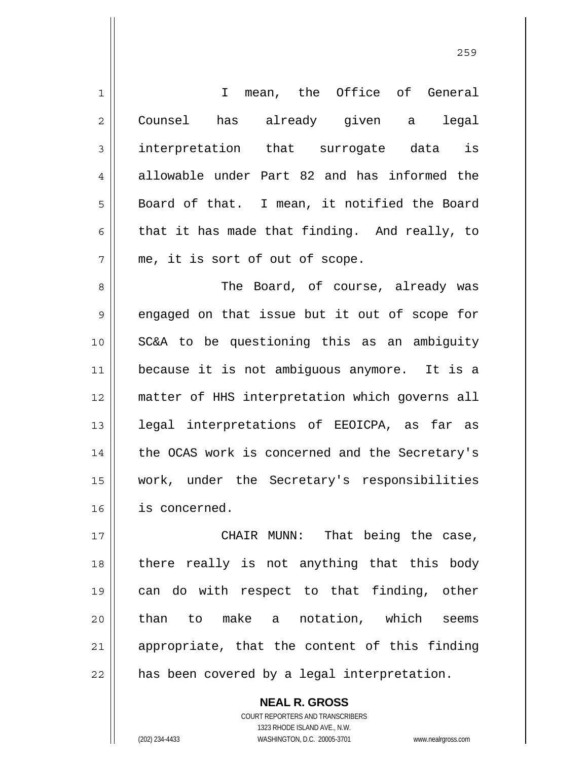I mean, the Office of General Counsel has already given a legal interpretation that surrogate data is allowable under Part 82 and has informed the Board of that. I mean, it notified the Board that it has made that finding. And really, to me, it is sort of out of scope.

The Board, of course, already was engaged on that issue but it out of scope for SC&A to be questioning this as an ambiguity because it is not ambiguous anymore. It is a matter of HHS interpretation which governs all legal interpretations of EEOICPA, as far as the OCAS work is concerned and the Secretary's work, under the Secretary's responsibilities is concerned.

CHAIR MUNN: That being the case, there really is not anything that this body can do with respect to that finding, other than to make a notation, which seems appropriate, that the content of this finding has been covered by a legal interpretation.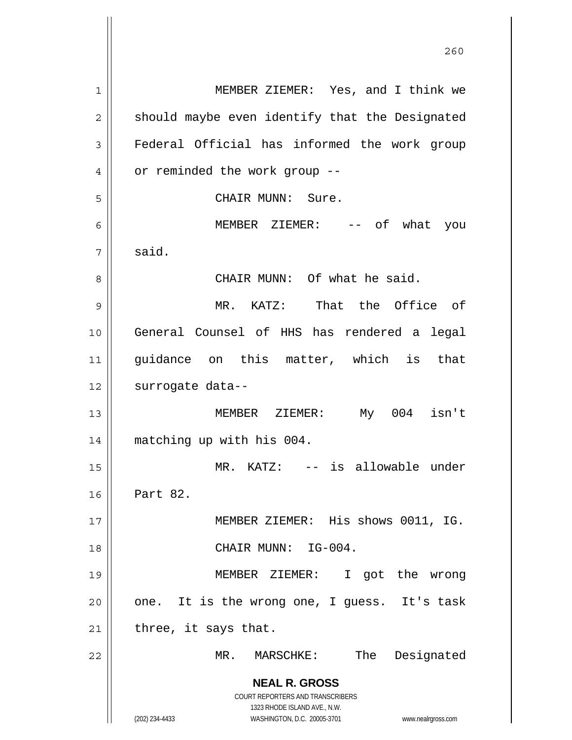MEMBER ZIEMER: Yes, and I think we should maybe even identify that the Designated Federal Official has informed the work group or reminded the work group --

CHAIR MUNN: Sure.

MEMBER ZIEMER: -- of what you said.

CHAIR MUNN: Of what he said.

MR. KATZ: That the Office of General Counsel of HHS has rendered a legal guidance on this matter, which is that surrogate data--

MEMBER ZIEMER: My 004 isn't matching up with his 004.

MR. KATZ: -- is allowable under Part 82.

MEMBER ZIEMER: His shows 0011, IG.

CHAIR MUNN: IG-004.

MEMBER ZIEMER: I got the wrong one. It is the wrong one, I guess. It's task three, it says that.

MR. MARSCHKE: The Designated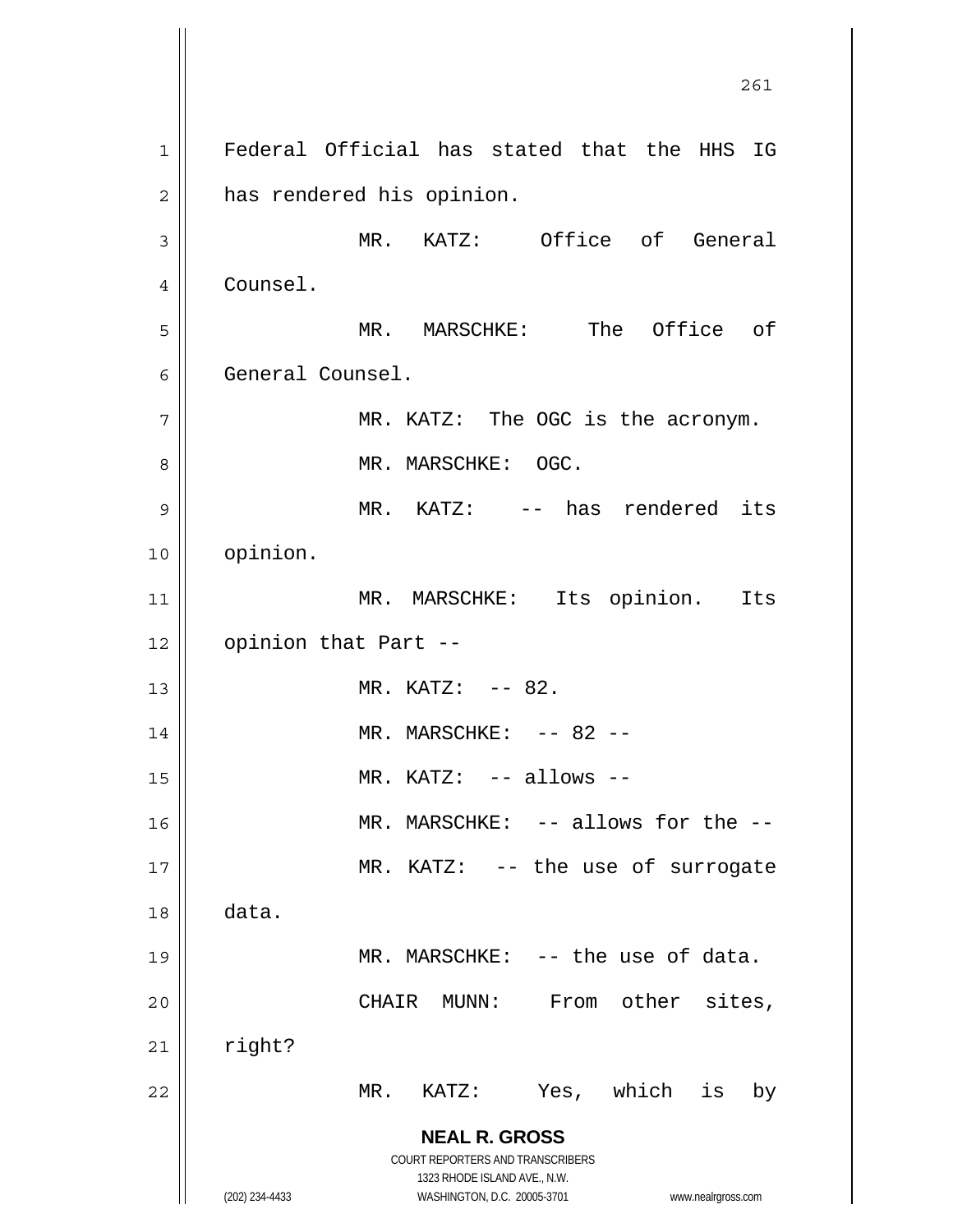Federal Official has stated that the HHS IG has rendered his opinion.

MR. KATZ: Office of General Counsel.

MR. MARSCHKE: The Office of General Counsel.

MR. KATZ: The OGC is the acronym.

MR. MARSCHKE: OGC.

MR. KATZ: -- has rendered its opinion.

MR. MARSCHKE: Its opinion. Its opinion that Part --

MR. KATZ: -- 82.

MR. MARSCHKE: -- 82 --

MR. KATZ: -- allows --

MR. MARSCHKE: -- allows for the --

MR. KATZ: -- the use of surrogate data.

MR. MARSCHKE: -- the use of data.

CHAIR MUNN: From other sites, right?

MR. KATZ: Yes, which is by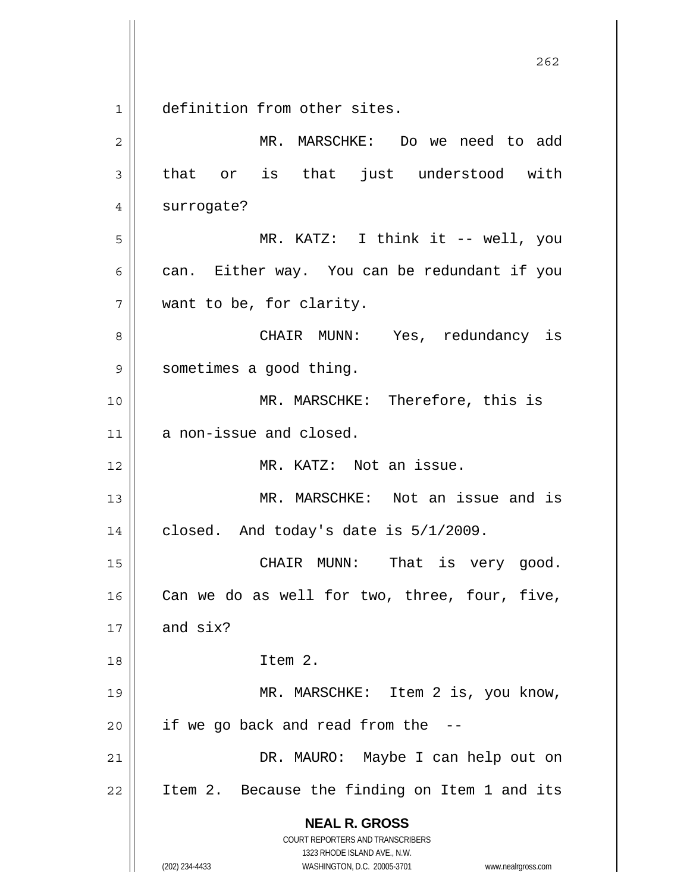definition from other sites.

MR. MARSCHKE: Do we need to add that or is that just understood with surrogate?

MR. KATZ: I think it -- well, you can. Either way. You can be redundant if you want to be, for clarity.

CHAIR MUNN: Yes, redundancy is sometimes a good thing.

MR. MARSCHKE: Therefore, this is a non-issue and closed.

MR. KATZ: Not an issue.

MR. MARSCHKE: Not an issue and is closed. And today's date is 5/1/2009.

CHAIR MUNN: That is very good. Can we do as well for two, three, four, five, and six?

Item 2.

MR. MARSCHKE: Item 2 is, you know, if we go back and read from the --

DR. MAURO: Maybe I can help out on Item 2. Because the finding on Item 1 and its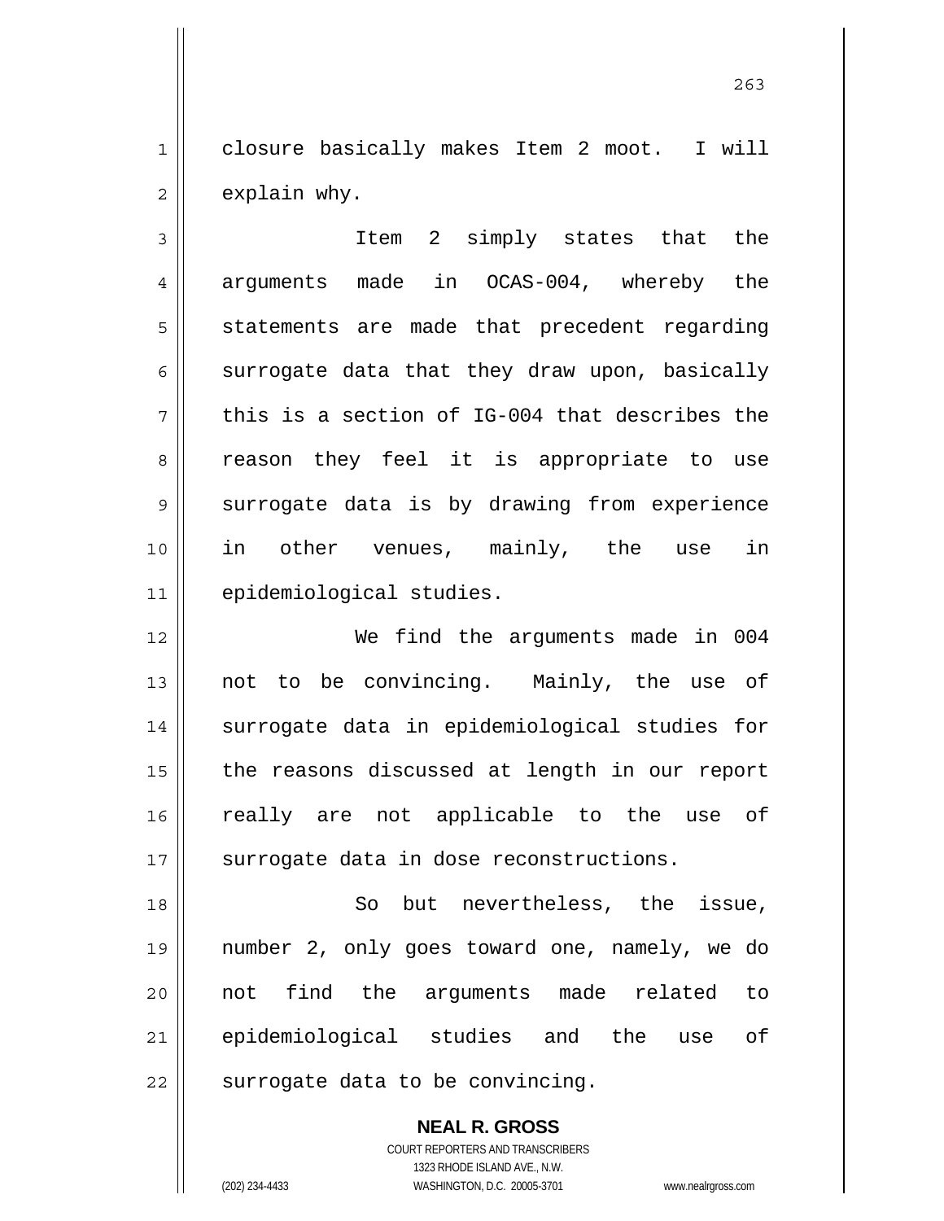closure basically makes Item 2 moot. I will explain why.

Item 2 simply states that the arguments made in OCAS-004, whereby the statements are made that precedent regarding surrogate data that they draw upon, basically this is a section of IG-004 that describes the reason they feel it is appropriate to use surrogate data is by drawing from experience in other venues, mainly, the use in epidemiological studies.

We find the arguments made in 004 not to be convincing. Mainly, the use of surrogate data in epidemiological studies for the reasons discussed at length in our report really are not applicable to the use of surrogate data in dose reconstructions.

So but nevertheless, the issue, number 2, only goes toward one, namely, we do not find the arguments made related to epidemiological studies and the use of surrogate data to be convincing.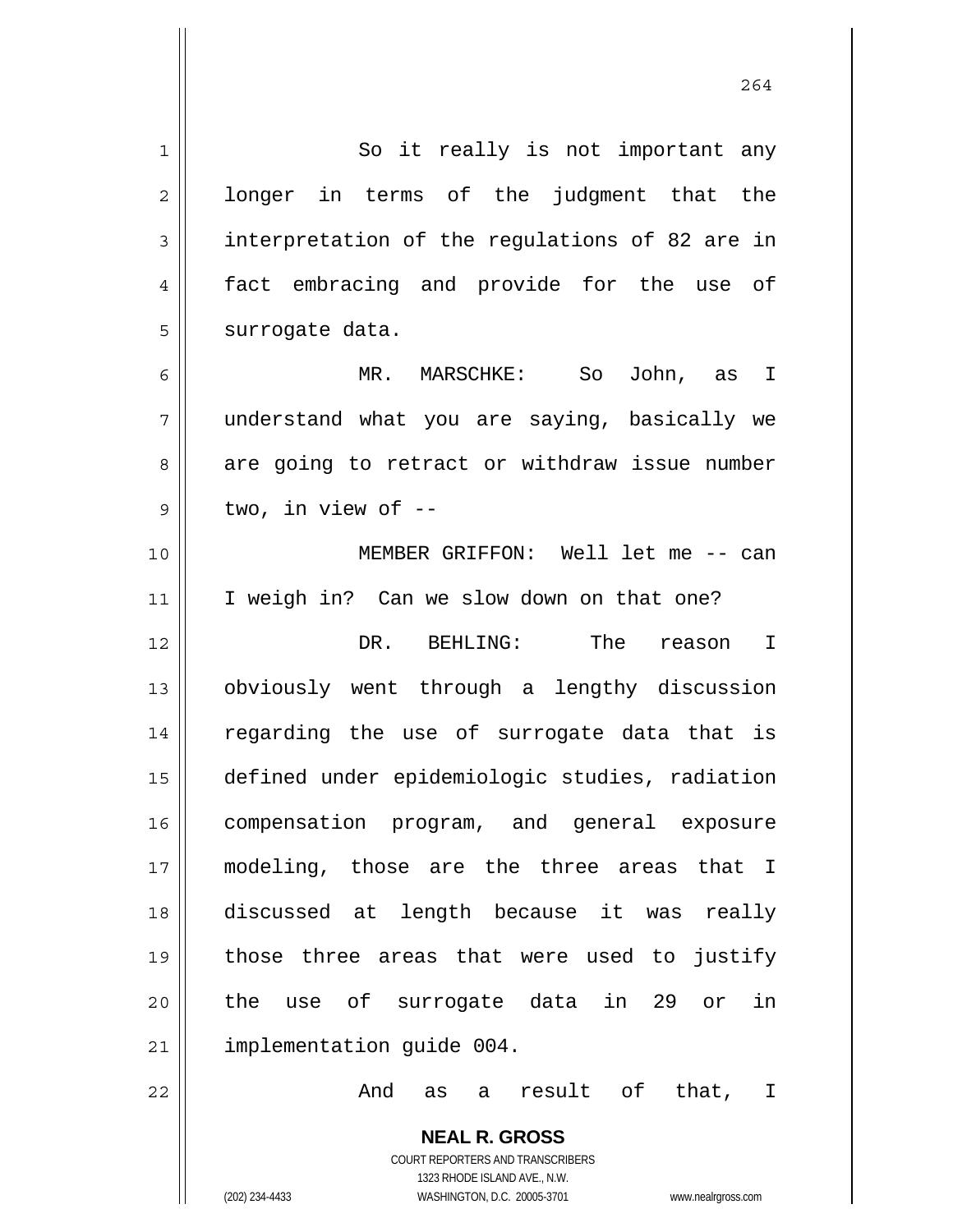So it really is not important any longer in terms of the judgment that the interpretation of the regulations of 82 are in fact embracing and provide for the use of surrogate data.

MR. MARSCHKE: So John, as I understand what you are saying, basically we are going to retract or withdraw issue number two, in view of --

MEMBER GRIFFON: Well let me -- can I weigh in? Can we slow down on that one?

DR. BEHLING: The reason I obviously went through a lengthy discussion regarding the use of surrogate data that is defined under epidemiologic studies, radiation compensation program, and general exposure modeling, those are the three areas that I discussed at length because it was really those three areas that were used to justify the use of surrogate data in 29 or in implementation guide 004.

And as a result of that, I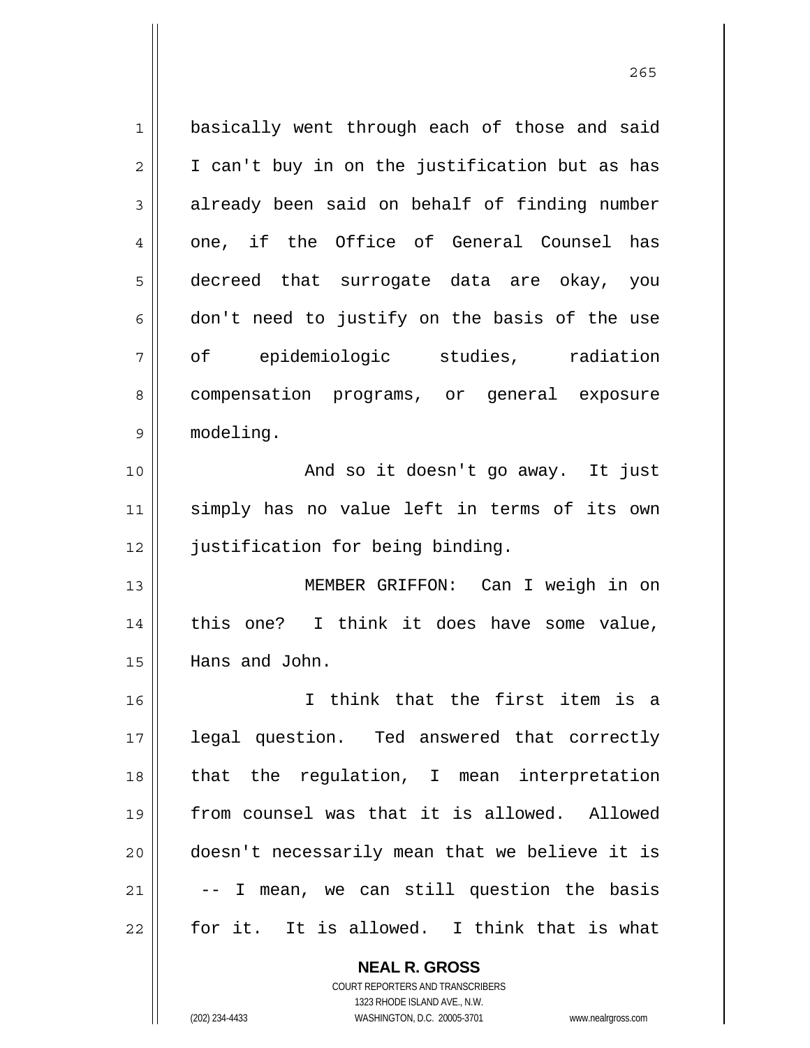basically went through each of those and said I can't buy in on the justification but as has already been said on behalf of finding number one, if the Office of General Counsel has decreed that surrogate data are okay, you don't need to justify on the basis of the use of epidemiologic studies, radiation compensation programs, or general exposure modeling.

And so it doesn't go away. It just simply has no value left in terms of its own justification for being binding.

MEMBER GRIFFON: Can I weigh in on this one? I think it does have some value, Hans and John.

I think that the first item is a legal question. Ted answered that correctly that the regulation, I mean interpretation from counsel was that it is allowed. Allowed doesn't necessarily mean that we believe it is -- I mean, we can still question the basis for it. It is allowed. I think that is what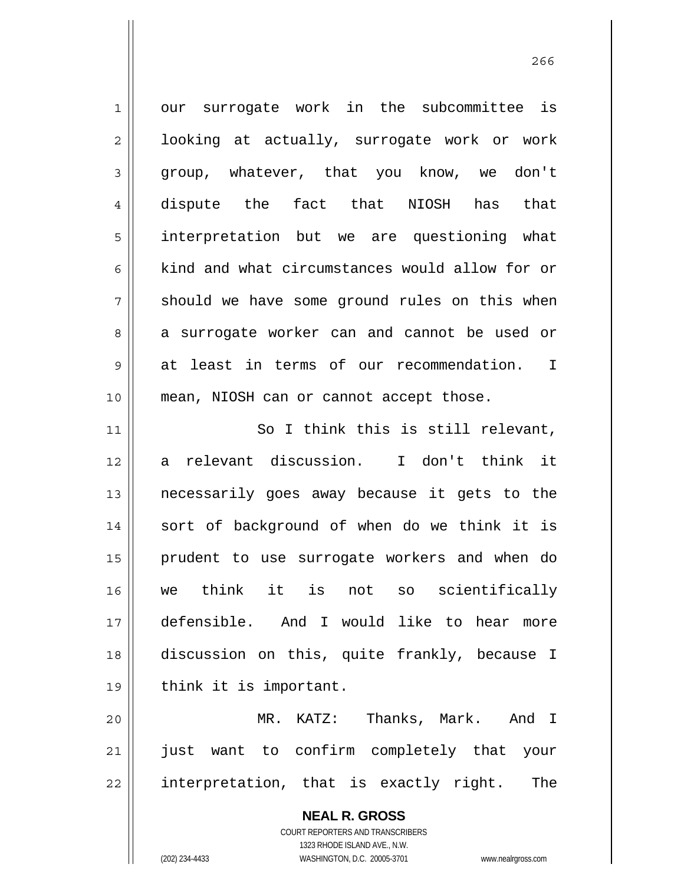our surrogate work in the subcommittee is looking at actually, surrogate work or work group, whatever, that you know, we don't dispute the fact that NIOSH has that interpretation but we are questioning what kind and what circumstances would allow for or should we have some ground rules on this when a surrogate worker can and cannot be used or at least in terms of our recommendation. I mean, NIOSH can or cannot accept those.

So I think this is still relevant, a relevant discussion. I don't think it necessarily goes away because it gets to the sort of background of when do we think it is prudent to use surrogate workers and when do we think it is not so scientifically defensible. And I would like to hear more discussion on this, quite frankly, because I think it is important.

MR. KATZ: Thanks, Mark. And I just want to confirm completely that your interpretation, that is exactly right. The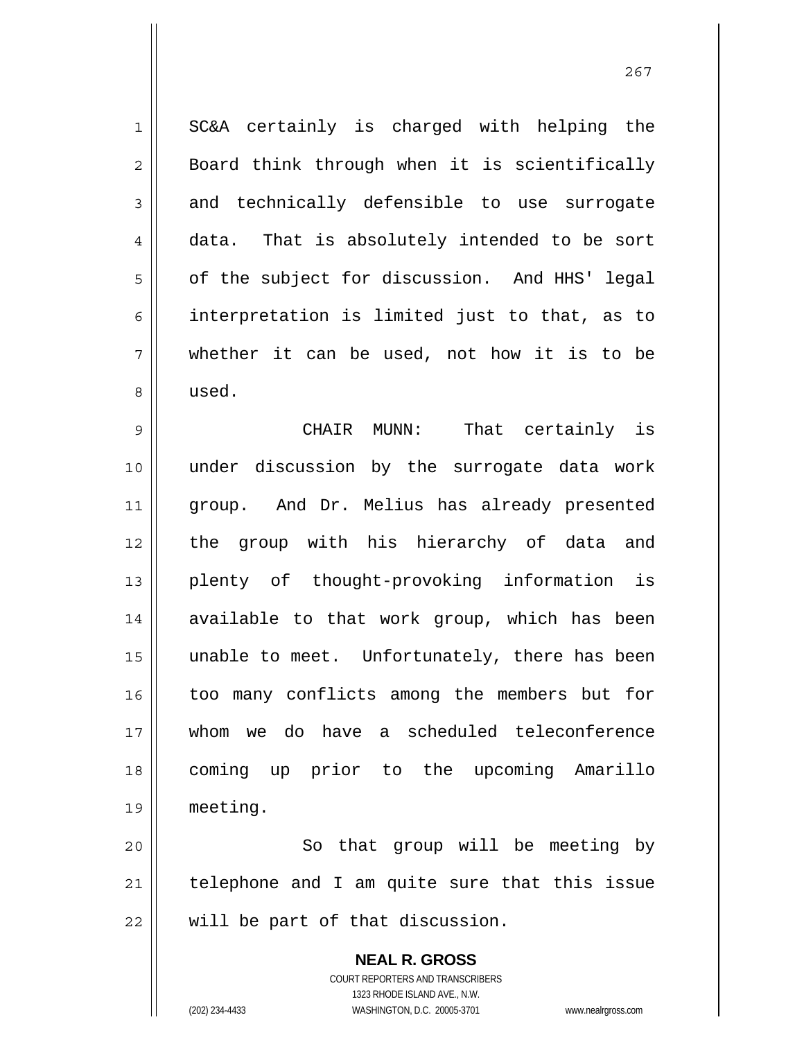SC&A certainly is charged with helping the Board think through when it is scientifically and technically defensible to use surrogate data. That is absolutely intended to be sort of the subject for discussion. And HHS' legal interpretation is limited just to that, as to whether it can be used, not how it is to be used.

CHAIR MUNN: That certainly is under discussion by the surrogate data work group. And Dr. Melius has already presented the group with his hierarchy of data and plenty of thought-provoking information is available to that work group, which has been unable to meet. Unfortunately, there has been too many conflicts among the members but for whom we do have a scheduled teleconference coming up prior to the upcoming Amarillo meeting.

So that group will be meeting by telephone and I am quite sure that this issue will be part of that discussion.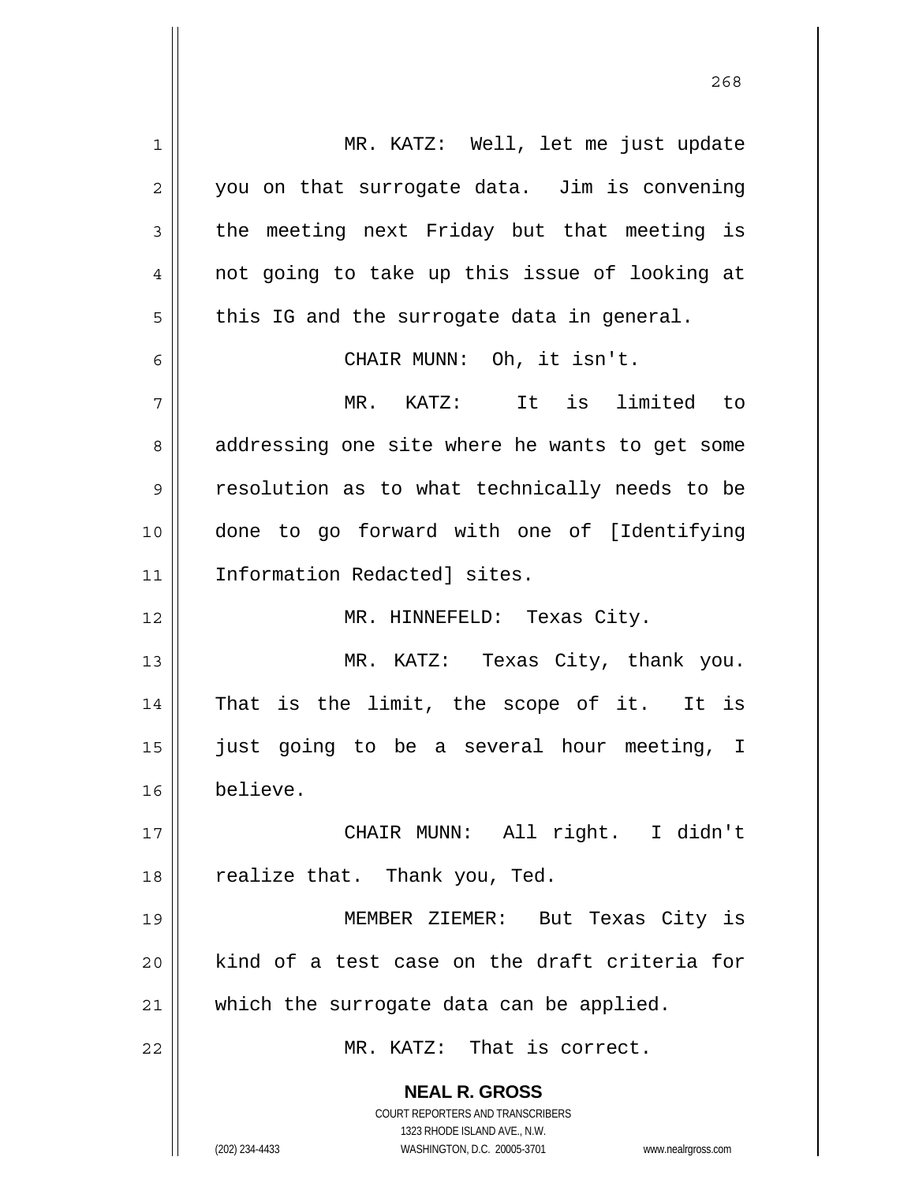MR. KATZ: Well, let me just update you on that surrogate data. Jim is convening the meeting next Friday but that meeting is not going to take up this issue of looking at this IG and the surrogate data in general.

CHAIR MUNN: Oh, it isn't.

MR. KATZ: It is limited to addressing one site where he wants to get some resolution as to what technically needs to be done to go forward with one of [Identifying Information Redacted] sites.

MR. HINNEFELD: Texas City.

MR. KATZ: Texas City, thank you. That is the limit, the scope of it. It is just going to be a several hour meeting, I believe.

CHAIR MUNN: All right. I didn't realize that. Thank you, Ted.

MEMBER ZIEMER: But Texas City is kind of a test case on the draft criteria for which the surrogate data can be applied.

MR. KATZ: That is correct.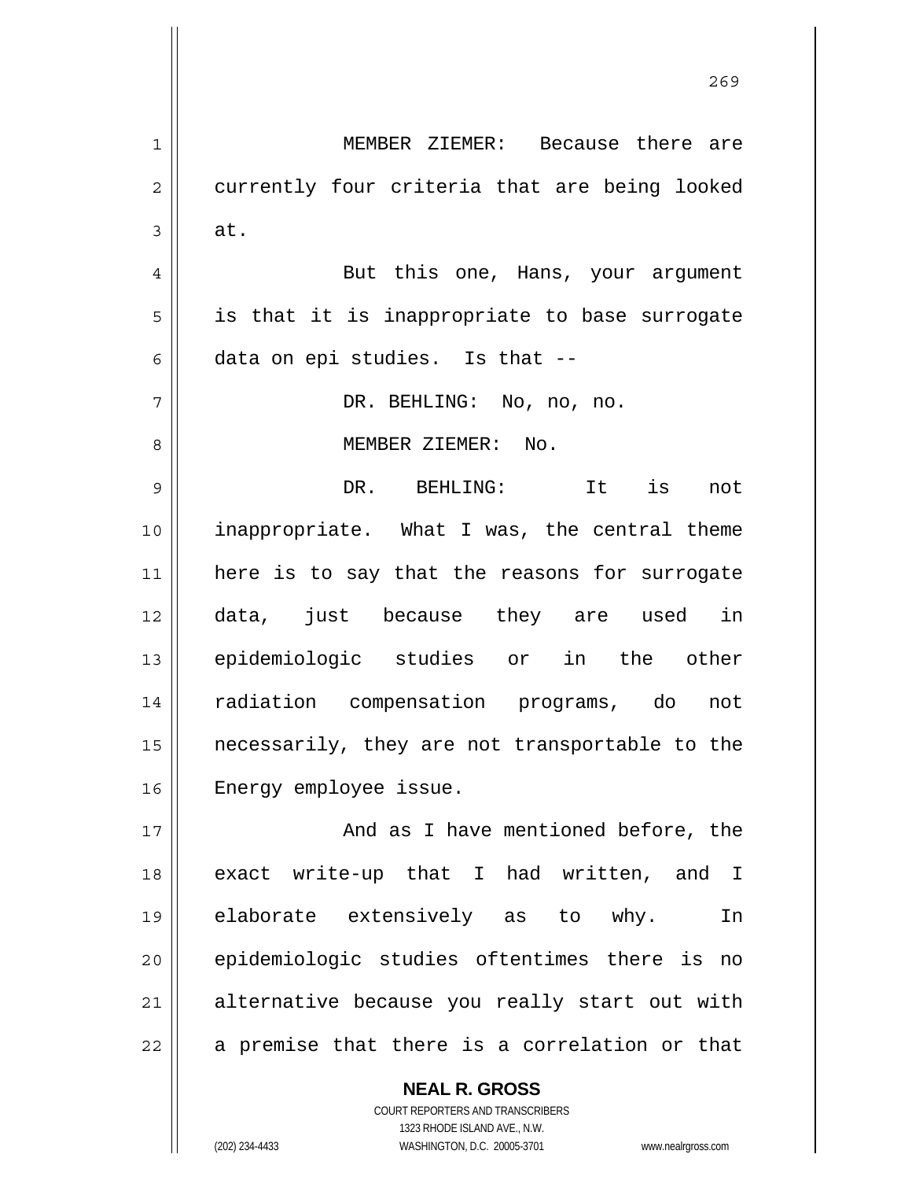MEMBER ZIEMER: Because there are currently four criteria that are being looked at.

But this one, Hans, your argument is that it is inappropriate to base surrogate data on epi studies. Is that --

DR. BEHLING: No, no, no.

MEMBER ZIEMER: No.

DR. BEHLING: It is not inappropriate. What I was, the central theme here is to say that the reasons for surrogate data, just because they are used in epidemiologic studies or in the other radiation compensation programs, do not necessarily, they are not transportable to the Energy employee issue.

And as I have mentioned before, the exact write-up that I had written, and I elaborate extensively as to why. In epidemiologic studies oftentimes there is no alternative because you really start out with a premise that there is a correlation or that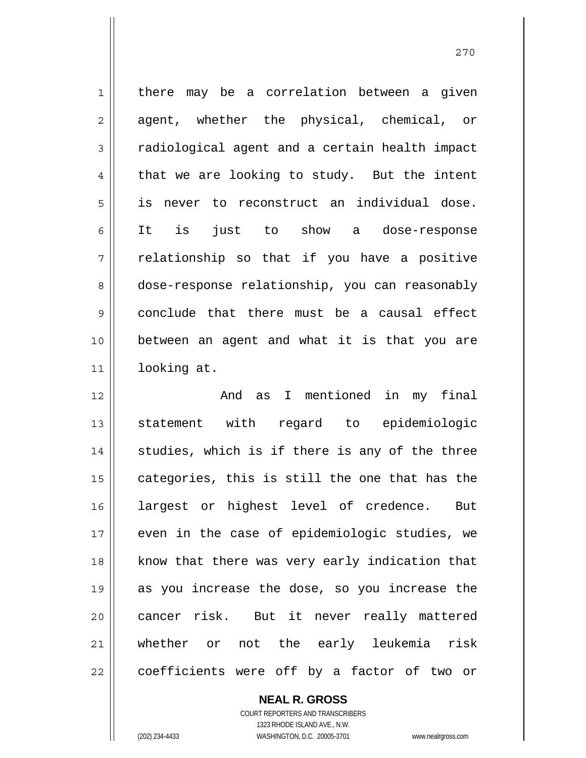there may be a correlation between a given agent, whether the physical, chemical, or radiological agent and a certain health impact that we are looking to study. But the intent is never to reconstruct an individual dose. It is just to show a dose-response relationship so that if you have a positive dose-response relationship, you can reasonably conclude that there must be a causal effect between an agent and what it is that you are looking at.

And as I mentioned in my final statement with regard to epidemiologic studies, which is if there is any of the three categories, this is still the one that has the largest or highest level of credence. But even in the case of epidemiologic studies, we know that there was very early indication that as you increase the dose, so you increase the cancer risk. But it never really mattered whether or not the early leukemia risk coefficients were off by a factor of two or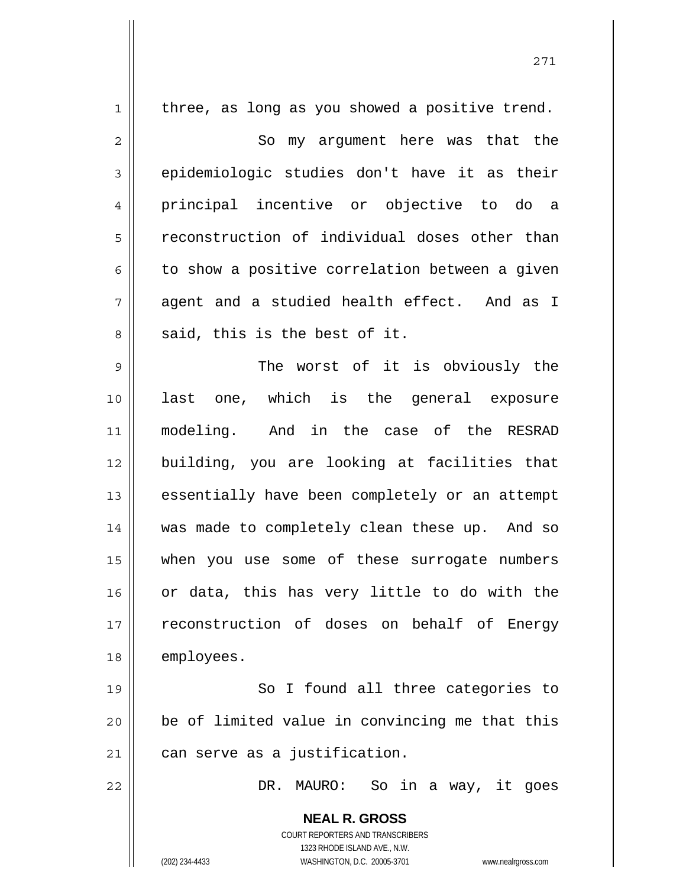three, as long as you showed a positive trend.

So my argument here was that the epidemiologic studies don't have it as their principal incentive or objective to do a reconstruction of individual doses other than to show a positive correlation between a given agent and a studied health effect. And as I said, this is the best of it.

The worst of it is obviously the last one, which is the general exposure modeling. And in the case of the RESRAD building, you are looking at facilities that essentially have been completely or an attempt was made to completely clean these up. And so when you use some of these surrogate numbers or data, this has very little to do with the reconstruction of doses on behalf of Energy employees.

So I found all three categories to be of limited value in convincing me that this can serve as a justification.

DR. MAURO: So in a way, it goes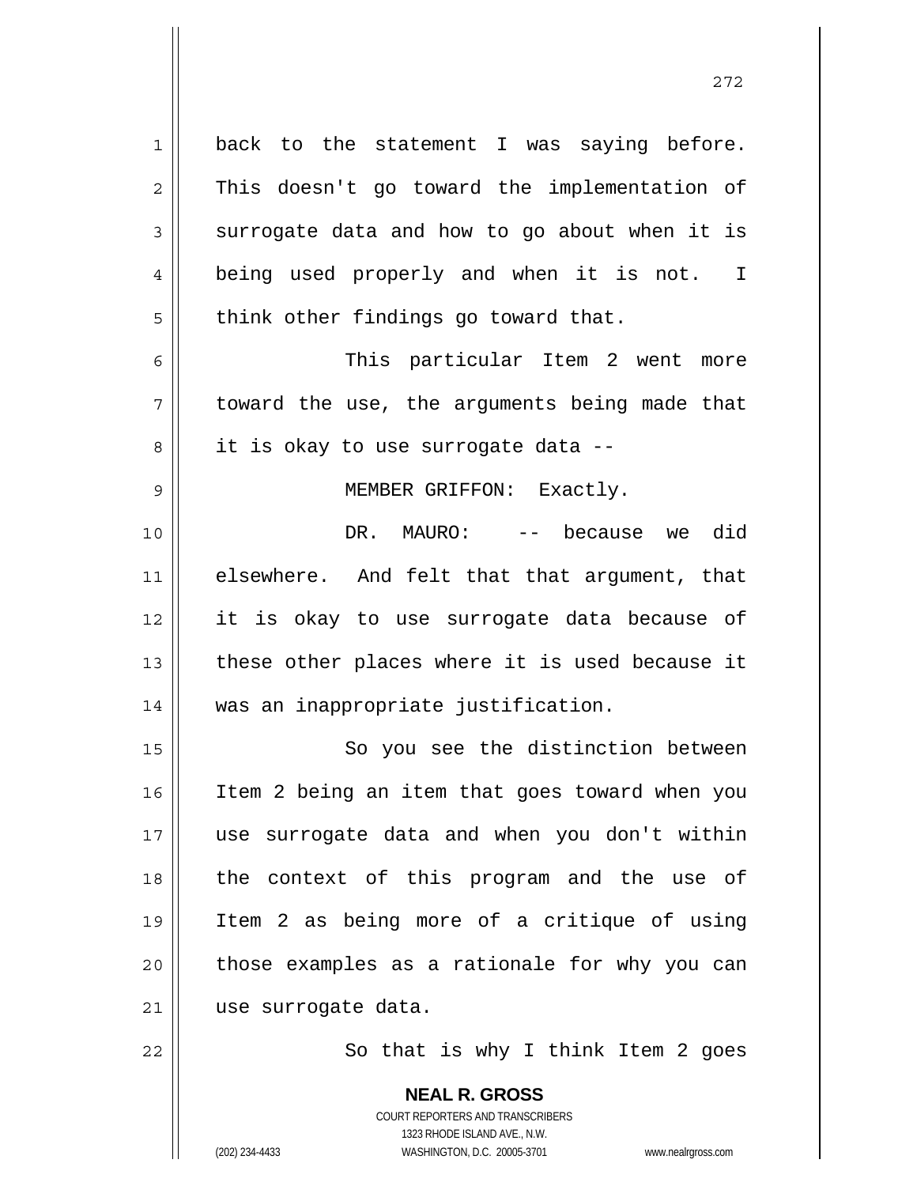back to the statement I was saying before. This doesn't go toward the implementation of surrogate data and how to go about when it is being used properly and when it is not. I think other findings go toward that.

This particular Item 2 went more toward the use, the arguments being made that it is okay to use surrogate data --

MEMBER GRIFFON: Exactly.

DR. MAURO: -- because we did elsewhere. And felt that that argument, that it is okay to use surrogate data because of these other places where it is used because it was an inappropriate justification.

So you see the distinction between Item 2 being an item that goes toward when you use surrogate data and when you don't within the context of this program and the use of Item 2 as being more of a critique of using those examples as a rationale for why you can use surrogate data.

So that is why I think Item 2 goes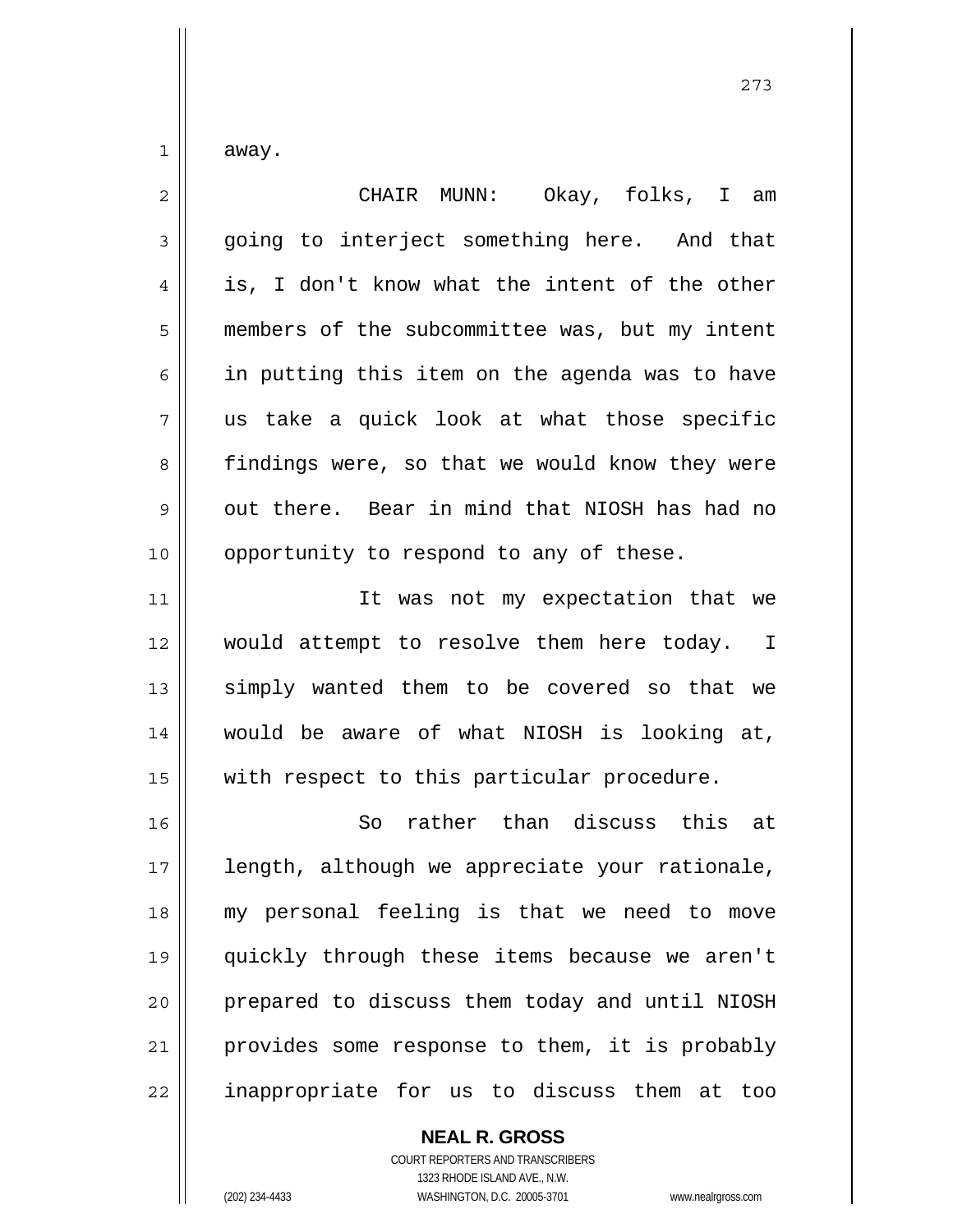away.

CHAIR MUNN: Okay, folks, I am going to interject something here. And that is, I don't know what the intent of the other members of the subcommittee was, but my intent in putting this item on the agenda was to have us take a quick look at what those specific findings were, so that we would know they were out there. Bear in mind that NIOSH has had no opportunity to respond to any of these.

It was not my expectation that we would attempt to resolve them here today. I simply wanted them to be covered so that we would be aware of what NIOSH is looking at, with respect to this particular procedure.

So rather than discuss this at length, although we appreciate your rationale, my personal feeling is that we need to move quickly through these items because we aren't prepared to discuss them today and until NIOSH provides some response to them, it is probably inappropriate for us to discuss them at too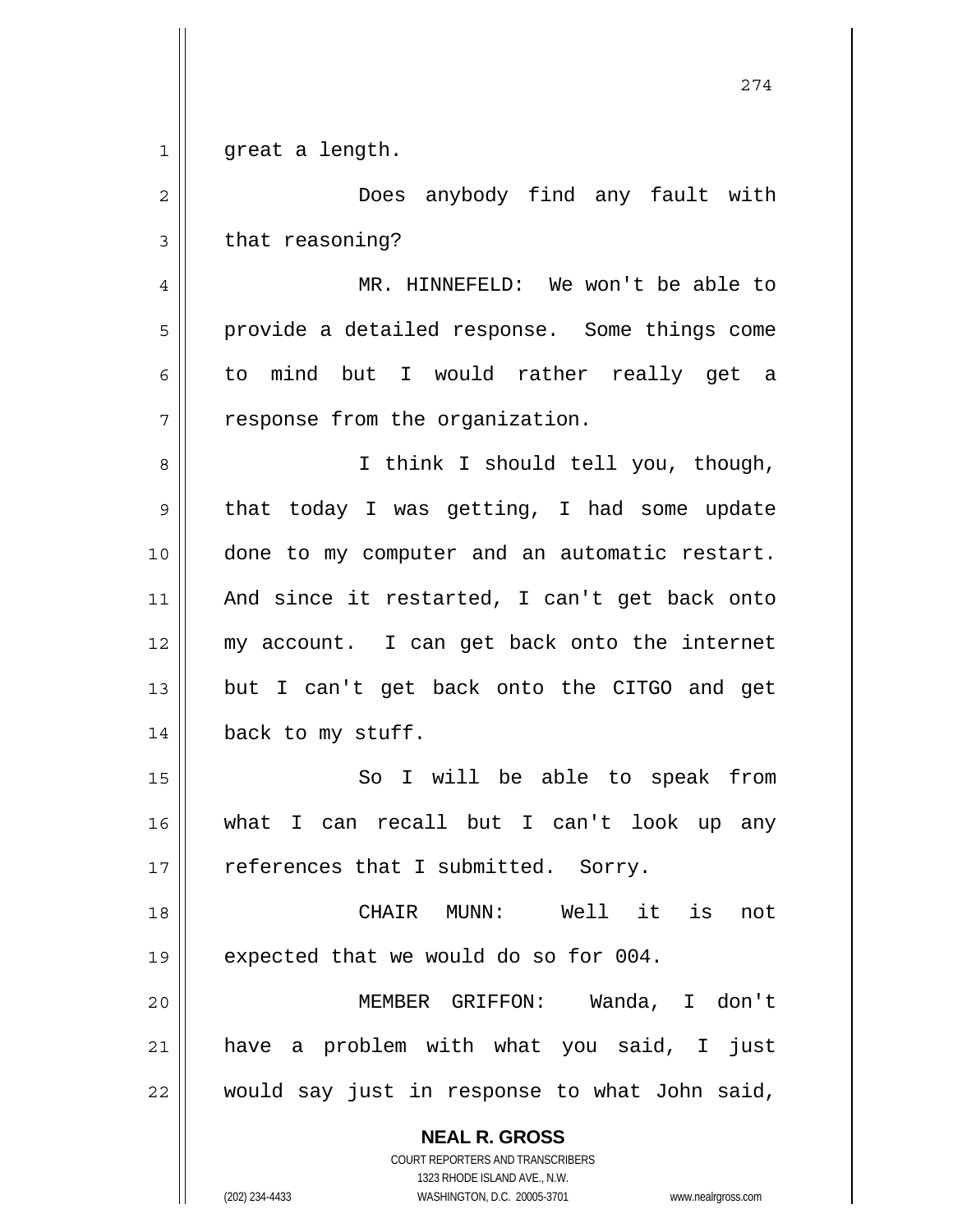great a length.

Does anybody find any fault with that reasoning?

MR. HINNEFELD: We won't be able to provide a detailed response. Some things come to mind but I would rather really get a response from the organization.

I think I should tell you, though, that today I was getting, I had some update done to my computer and an automatic restart. And since it restarted, I can't get back onto my account. I can get back onto the internet but I can't get back onto the CITGO and get back to my stuff.

So I will be able to speak from what I can recall but I can't look up any references that I submitted. Sorry.

CHAIR MUNN: Well it is not expected that we would do so for 004.

MEMBER GRIFFON: Wanda, I don't have a problem with what you said, I just would say just in response to what John said,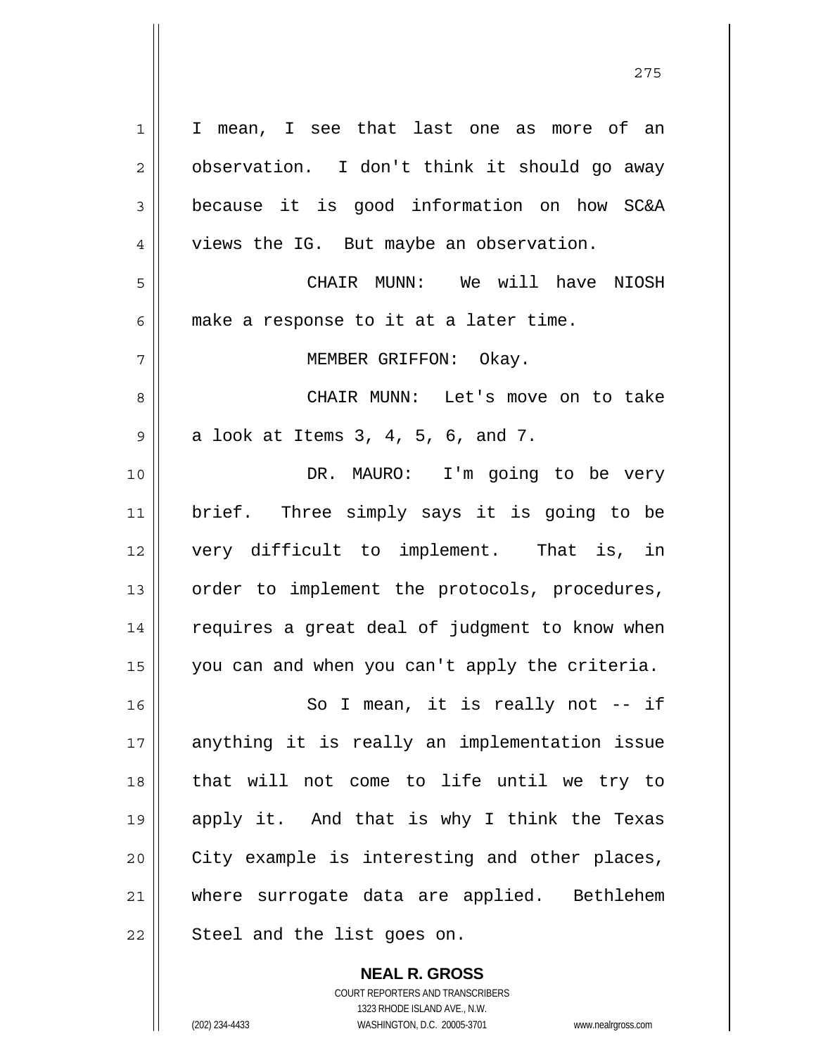I mean, I see that last one as more of an observation. I don't think it should go away because it is good information on how SC&A views the IG. But maybe an observation.

CHAIR MUNN: We will have NIOSH make a response to it at a later time.

MEMBER GRIFFON: Okay.

CHAIR MUNN: Let's move on to take a look at Items 3, 4, 5, 6, and 7.

DR. MAURO: I'm going to be very brief. Three simply says it is going to be very difficult to implement. That is, in order to implement the protocols, procedures, requires a great deal of judgment to know when you can and when you can't apply the criteria.

So I mean, it is really not -- if anything it is really an implementation issue that will not come to life until we try to apply it. And that is why I think the Texas City example is interesting and other places, where surrogate data are applied. Bethlehem Steel and the list goes on.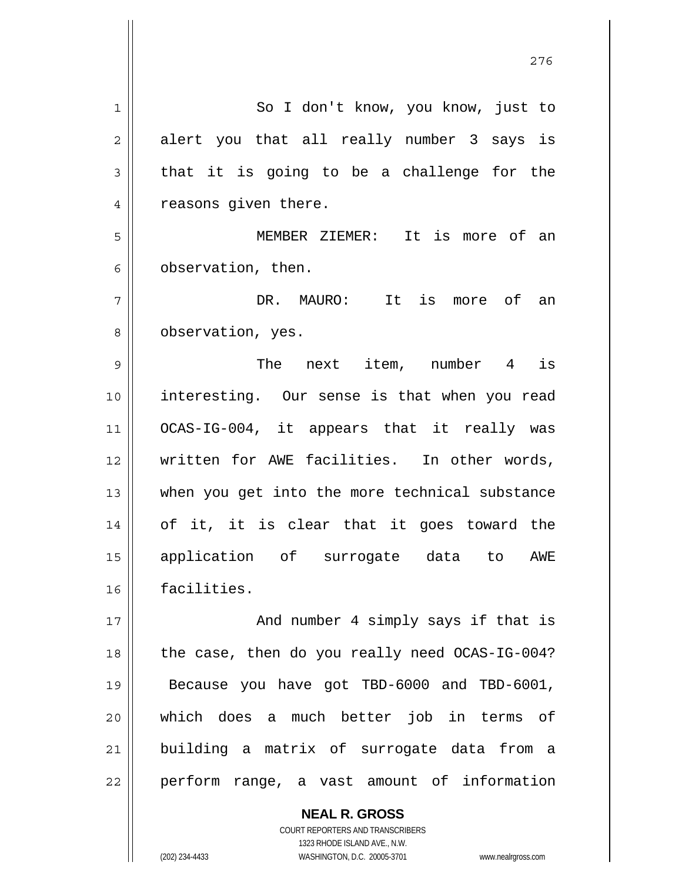So I don't know, you know, just to alert you that all really number 3 says is that it is going to be a challenge for the reasons given there.

MEMBER ZIEMER: It is more of an observation, then.

DR. MAURO: It is more of an observation, yes.

The next item, number 4 is interesting. Our sense is that when you read OCAS-IG-004, it appears that it really was written for AWE facilities. In other words, when you get into the more technical substance of it, it is clear that it goes toward the application of surrogate data to AWE facilities.

And number 4 simply says if that is the case, then do you really need OCAS-IG-004? Because you have got TBD-6000 and TBD-6001, which does a much better job in terms of building a matrix of surrogate data from a perform range, a vast amount of information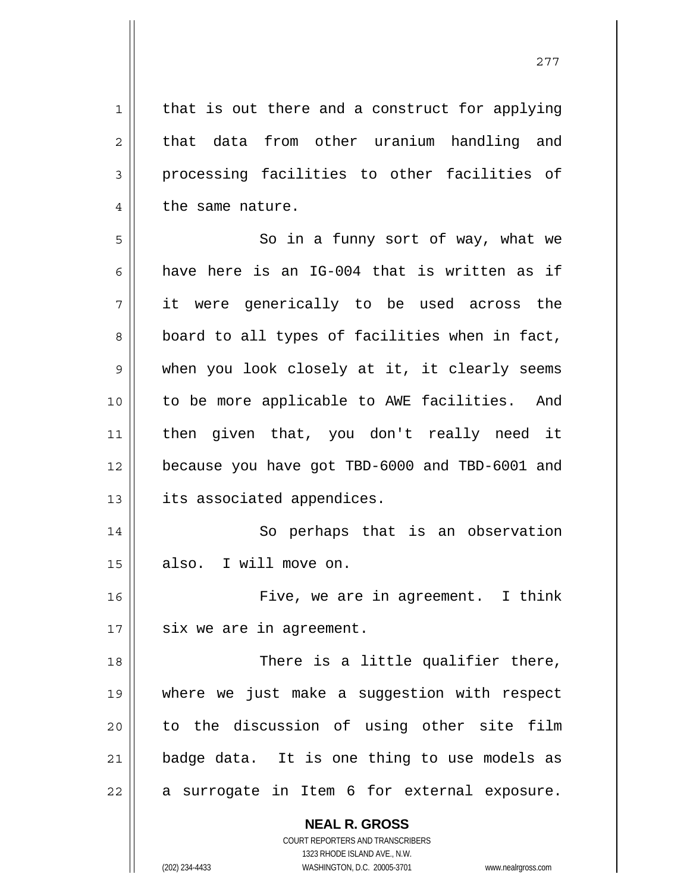that is out there and a construct for applying that data from other uranium handling and processing facilities to other facilities of the same nature.

So in a funny sort of way, what we have here is an IG-004 that is written as if it were generically to be used across the board to all types of facilities when in fact, when you look closely at it, it clearly seems to be more applicable to AWE facilities. And then given that, you don't really need it because you have got TBD-6000 and TBD-6001 and its associated appendices.

So perhaps that is an observation also. I will move on.

Five, we are in agreement. I think six we are in agreement.

There is a little qualifier there, where we just make a suggestion with respect to the discussion of using other site film badge data. It is one thing to use models as a surrogate in Item 6 for external exposure.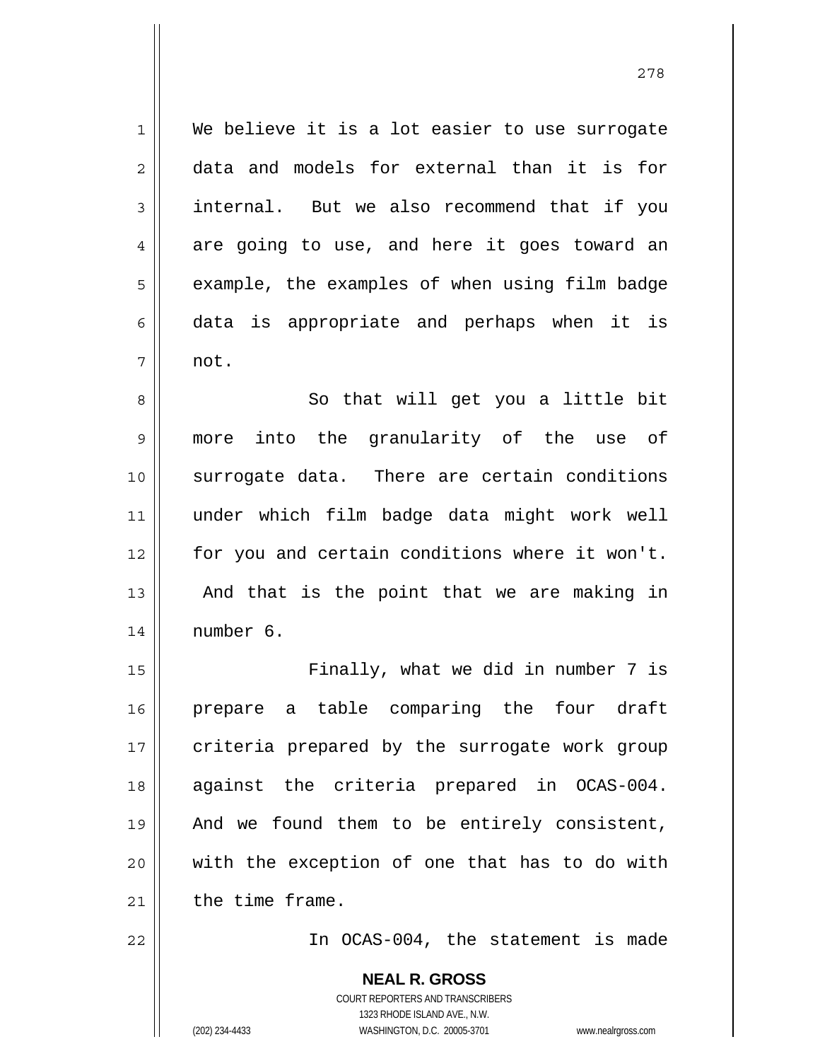We believe it is a lot easier to use surrogate data and models for external than it is for internal. But we also recommend that if you are going to use, and here it goes toward an example, the examples of when using film badge data is appropriate and perhaps when it is not.

So that will get you a little bit more into the granularity of the use of surrogate data. There are certain conditions under which film badge data might work well for you and certain conditions where it won't. And that is the point that we are making in number 6.

Finally, what we did in number 7 is prepare a table comparing the four draft criteria prepared by the surrogate work group against the criteria prepared in OCAS-004. And we found them to be entirely consistent, with the exception of one that has to do with the time frame.

In OCAS-004, the statement is made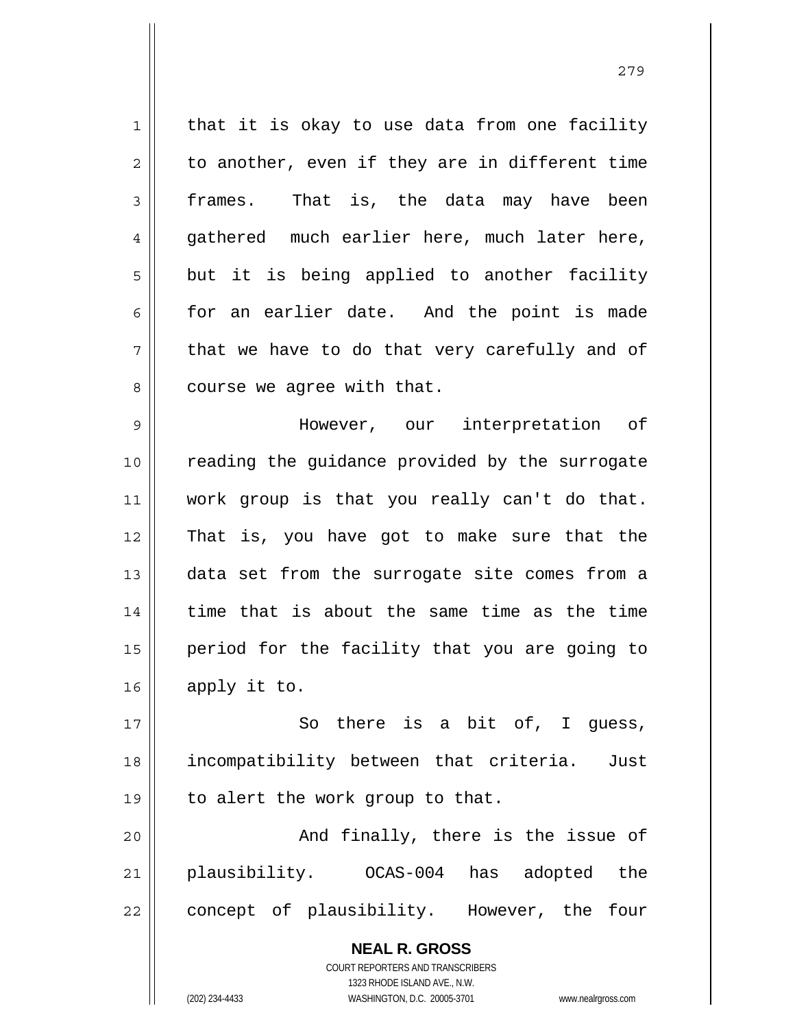that it is okay to use data from one facility to another, even if they are in different time frames. That is, the data may have been gathered much earlier here, much later here, but it is being applied to another facility for an earlier date. And the point is made that we have to do that very carefully and of course we agree with that.

However, our interpretation of reading the guidance provided by the surrogate work group is that you really can't do that. That is, you have got to make sure that the data set from the surrogate site comes from a time that is about the same time as the time period for the facility that you are going to apply it to.

So there is a bit of, I guess, incompatibility between that criteria. Just to alert the work group to that.

And finally, there is the issue of plausibility. OCAS-004 has adopted the concept of plausibility. However, the four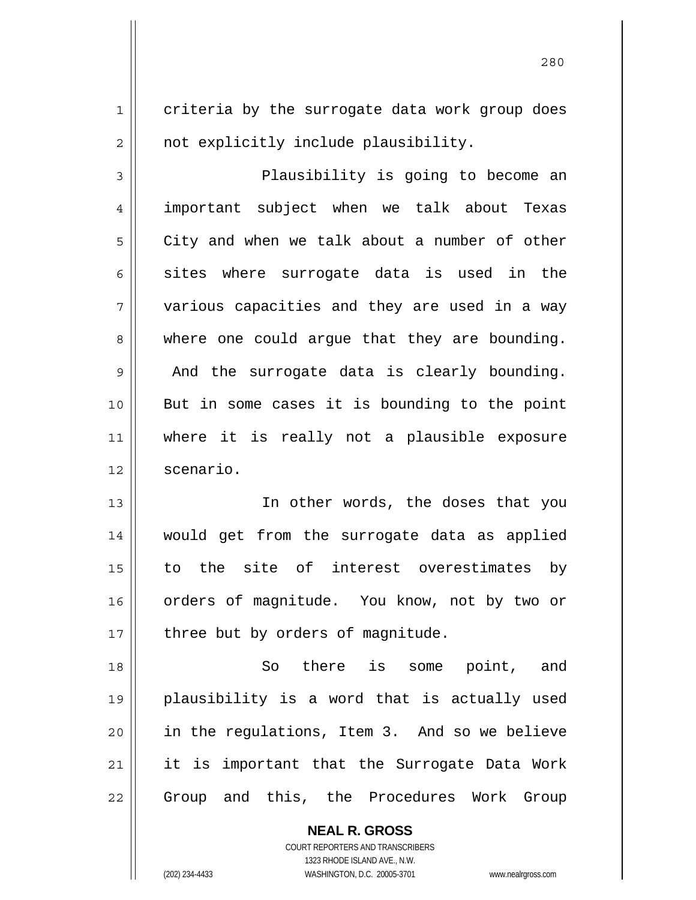criteria by the surrogate data work group does not explicitly include plausibility.

Plausibility is going to become an important subject when we talk about Texas City and when we talk about a number of other sites where surrogate data is used in the various capacities and they are used in a way where one could argue that they are bounding. And the surrogate data is clearly bounding. But in some cases it is bounding to the point where it is really not a plausible exposure scenario.

In other words, the doses that you would get from the surrogate data as applied to the site of interest overestimates by orders of magnitude. You know, not by two or three but by orders of magnitude.

So there is some point, and plausibility is a word that is actually used in the regulations, Item 3. And so we believe it is important that the Surrogate Data Work Group and this, the Procedures Work Group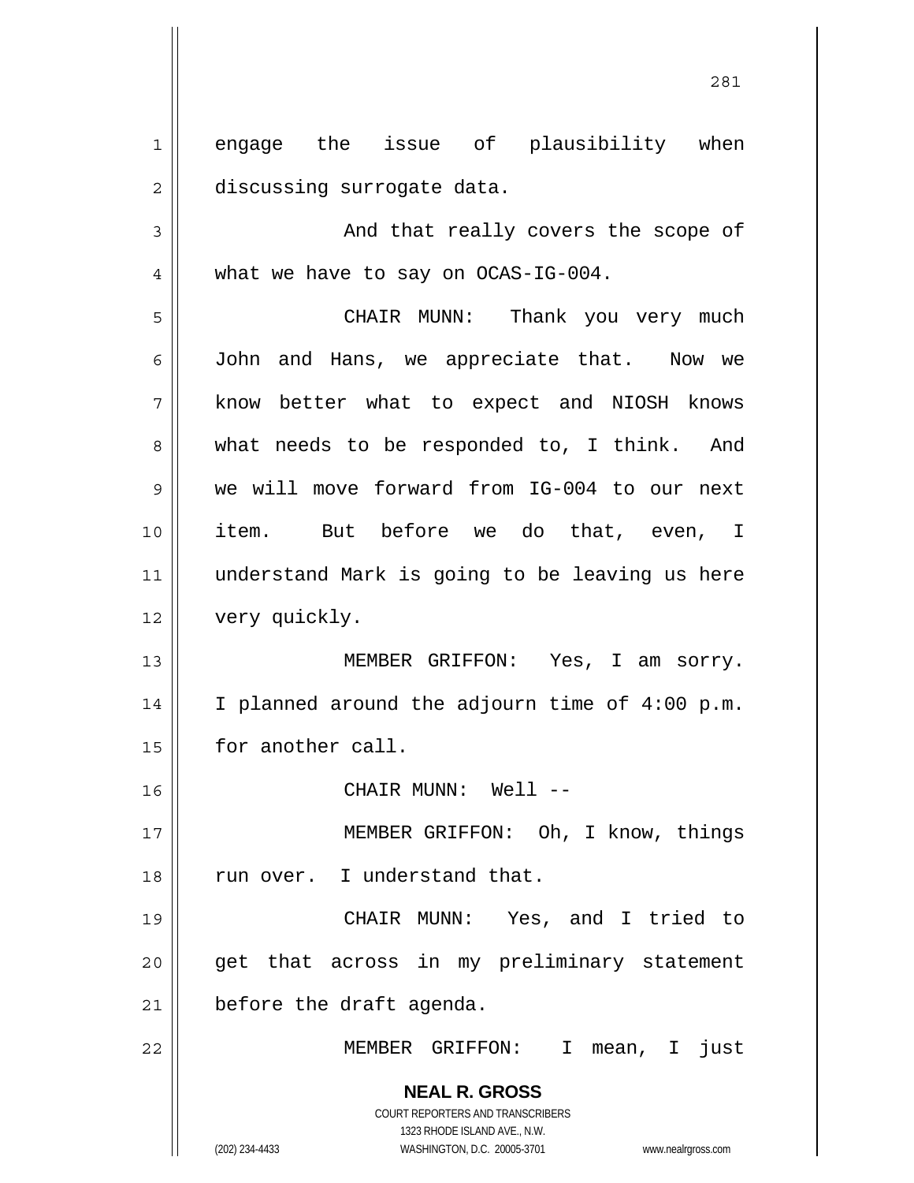engage the issue of plausibility when discussing surrogate data.

And that really covers the scope of what we have to say on OCAS-IG-004.

CHAIR MUNN: Thank you very much John and Hans, we appreciate that. Now we know better what to expect and NIOSH knows what needs to be responded to, I think. And we will move forward from IG-004 to our next item. But before we do that, even, I understand Mark is going to be leaving us here very quickly.

MEMBER GRIFFON: Yes, I am sorry. I planned around the adjourn time of 4:00 p.m. for another call.

CHAIR MUNN: Well --

MEMBER GRIFFON: Oh, I know, things run over. I understand that.

CHAIR MUNN: Yes, and I tried to get that across in my preliminary statement before the draft agenda.

MEMBER GRIFFON: I mean, I just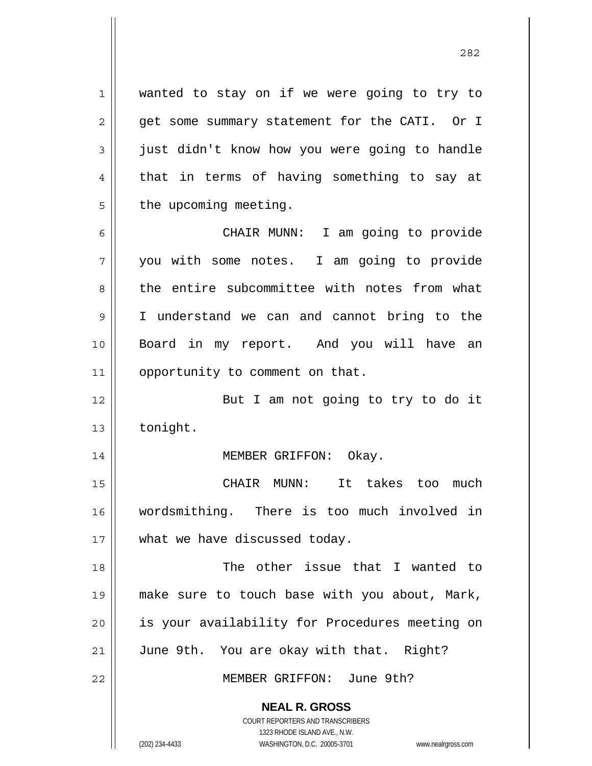wanted to stay on if we were going to try to get some summary statement for the CATI. Or I just didn't know how you were going to handle that in terms of having something to say at the upcoming meeting.

CHAIR MUNN: I am going to provide you with some notes. I am going to provide the entire subcommittee with notes from what I understand we can and cannot bring to the Board in my report. And you will have an opportunity to comment on that.

But I am not going to try to do it tonight.

MEMBER GRIFFON: Okay.

CHAIR MUNN: It takes too much wordsmithing. There is too much involved in what we have discussed today.

The other issue that I wanted to make sure to touch base with you about, Mark, is your availability for Procedures meeting on June 9th. You are okay with that. Right?

MEMBER GRIFFON: June 9th?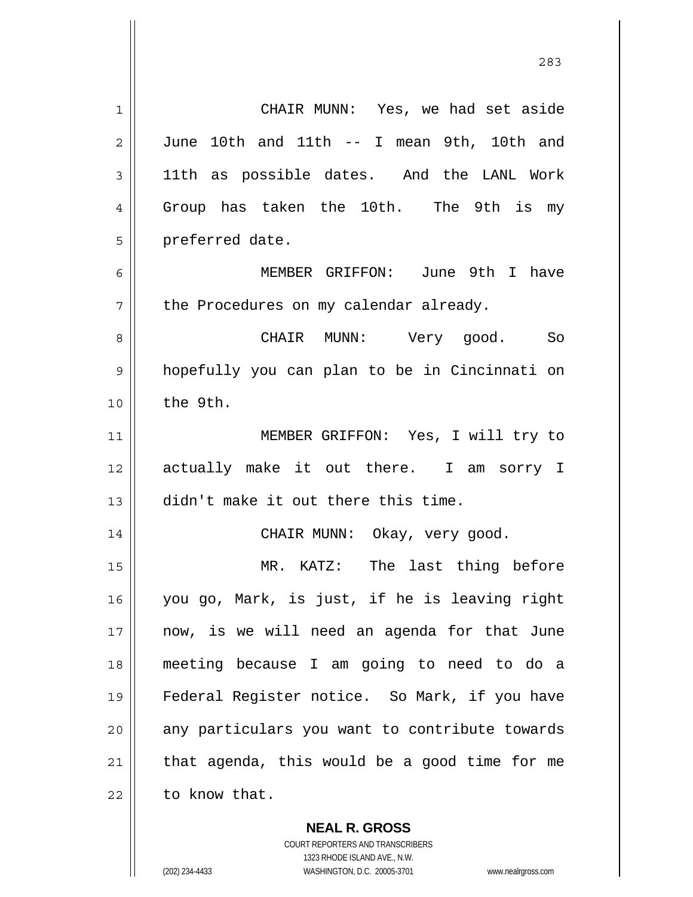CHAIR MUNN: Yes, we had set aside June 10th and 11th -- I mean 9th, 10th and 11th as possible dates. And the LANL Work Group has taken the 10th. The 9th is my preferred date.

MEMBER GRIFFON: June 9th I have the Procedures on my calendar already.

CHAIR MUNN: Very good. So hopefully you can plan to be in Cincinnati on the 9th.

MEMBER GRIFFON: Yes, I will try to actually make it out there. I am sorry I didn't make it out there this time.

CHAIR MUNN: Okay, very good.

MR. KATZ: The last thing before you go, Mark, is just, if he is leaving right now, is we will need an agenda for that June meeting because I am going to need to do a Federal Register notice. So Mark, if you have any particulars you want to contribute towards that agenda, this would be a good time for me to know that.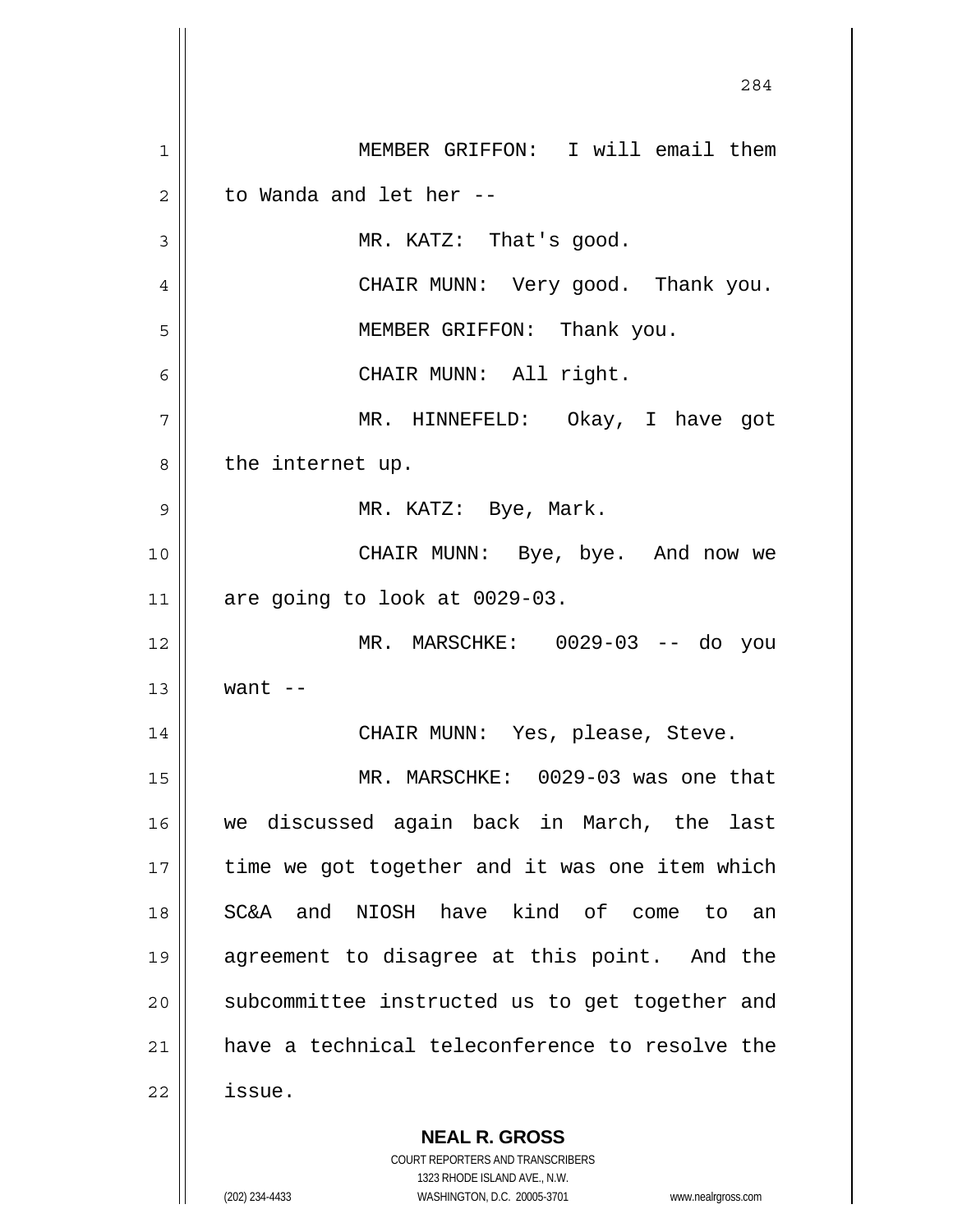MEMBER GRIFFON: I will email them to Wanda and let her --

MR. KATZ: That's good.

CHAIR MUNN: Very good. Thank you.

MEMBER GRIFFON: Thank you.

CHAIR MUNN: All right.

MR. HINNEFELD: Okay, I have got the internet up.

MR. KATZ: Bye, Mark.

CHAIR MUNN: Bye, bye. And now we are going to look at 0029-03.

MR. MARSCHKE: 0029-03 -- do you want --

CHAIR MUNN: Yes, please, Steve.

MR. MARSCHKE: 0029-03 was one that we discussed again back in March, the last time we got together and it was one item which SC&A and NIOSH have kind of come to an agreement to disagree at this point. And the subcommittee instructed us to get together and have a technical teleconference to resolve the issue.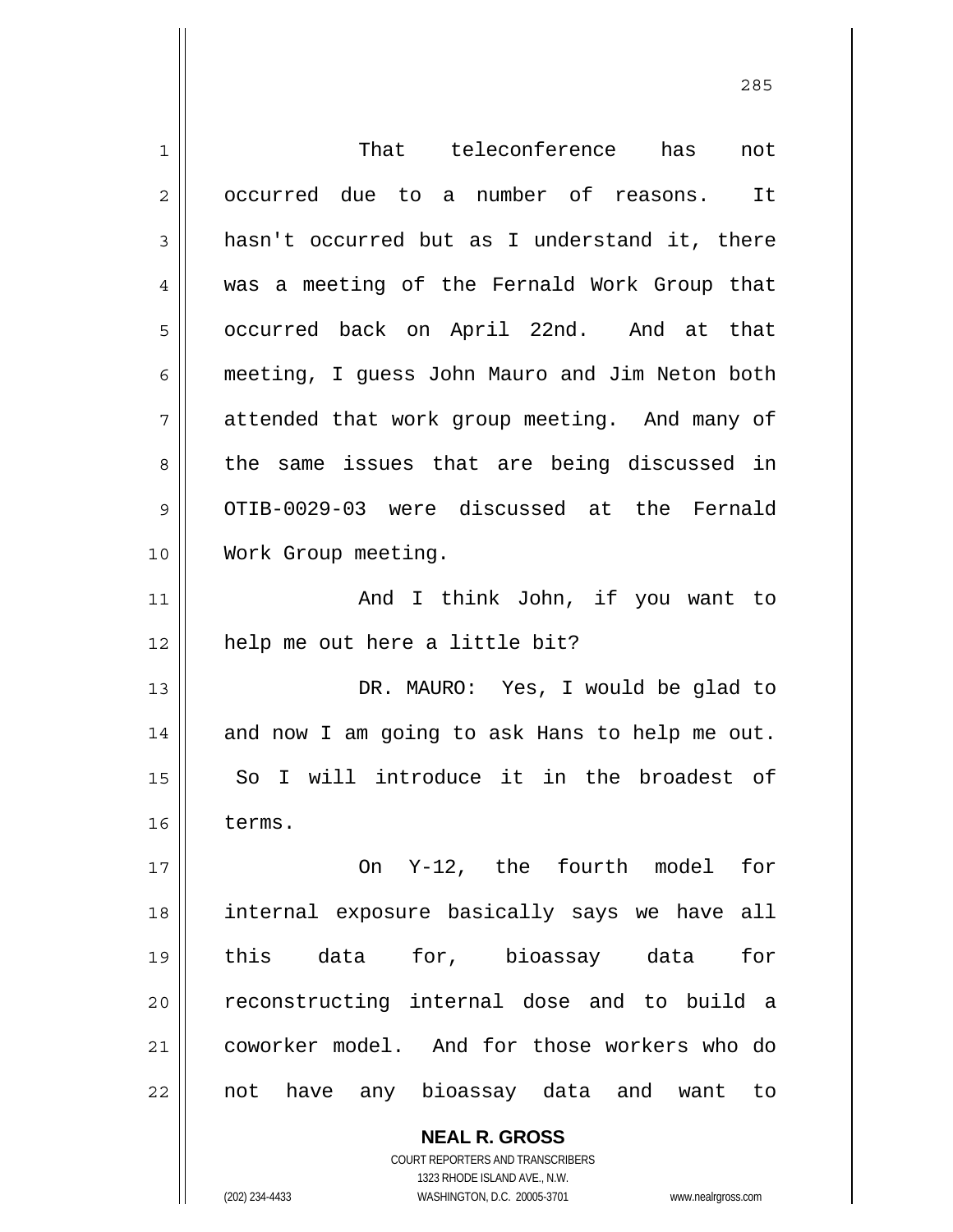That teleconference has not occurred due to a number of reasons. It hasn't occurred but as I understand it, there was a meeting of the Fernald Work Group that occurred back on April 22nd. And at that meeting, I guess John Mauro and Jim Neton both attended that work group meeting. And many of the same issues that are being discussed in OTIB-0029-03 were discussed at the Fernald Work Group meeting.

And I think John, if you want to help me out here a little bit?

DR. MAURO: Yes, I would be glad to and now I am going to ask Hans to help me out. So I will introduce it in the broadest of terms.

On Y-12, the fourth model for internal exposure basically says we have all this data for, bioassay data for reconstructing internal dose and to build a coworker model. And for those workers who do not have any bioassay data and want to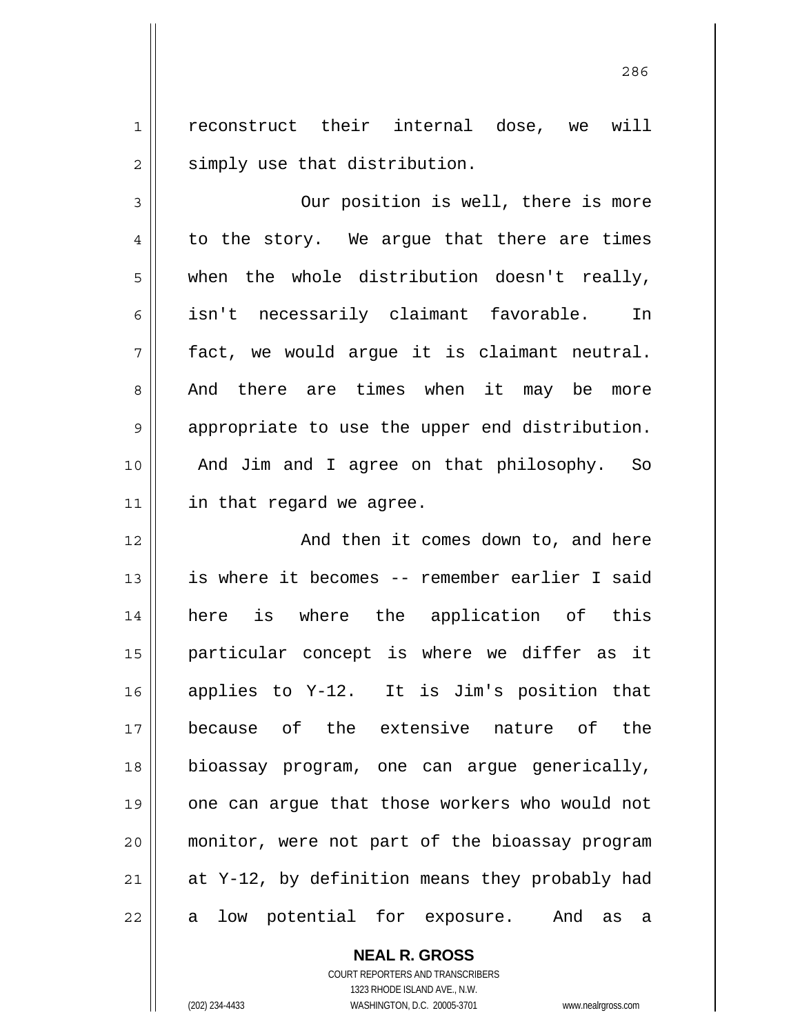reconstruct their internal dose, we will simply use that distribution.

Our position is well, there is more to the story. We argue that there are times when the whole distribution doesn't really, isn't necessarily claimant favorable. In fact, we would argue it is claimant neutral. And there are times when it may be more appropriate to use the upper end distribution. And Jim and I agree on that philosophy. So in that regard we agree.

And then it comes down to, and here is where it becomes -- remember earlier I said here is where the application of this particular concept is where we differ as it applies to Y-12. It is Jim's position that because of the extensive nature of the bioassay program, one can argue generically, one can argue that those workers who would not monitor, were not part of the bioassay program at Y-12, by definition means they probably had a low potential for exposure. And as a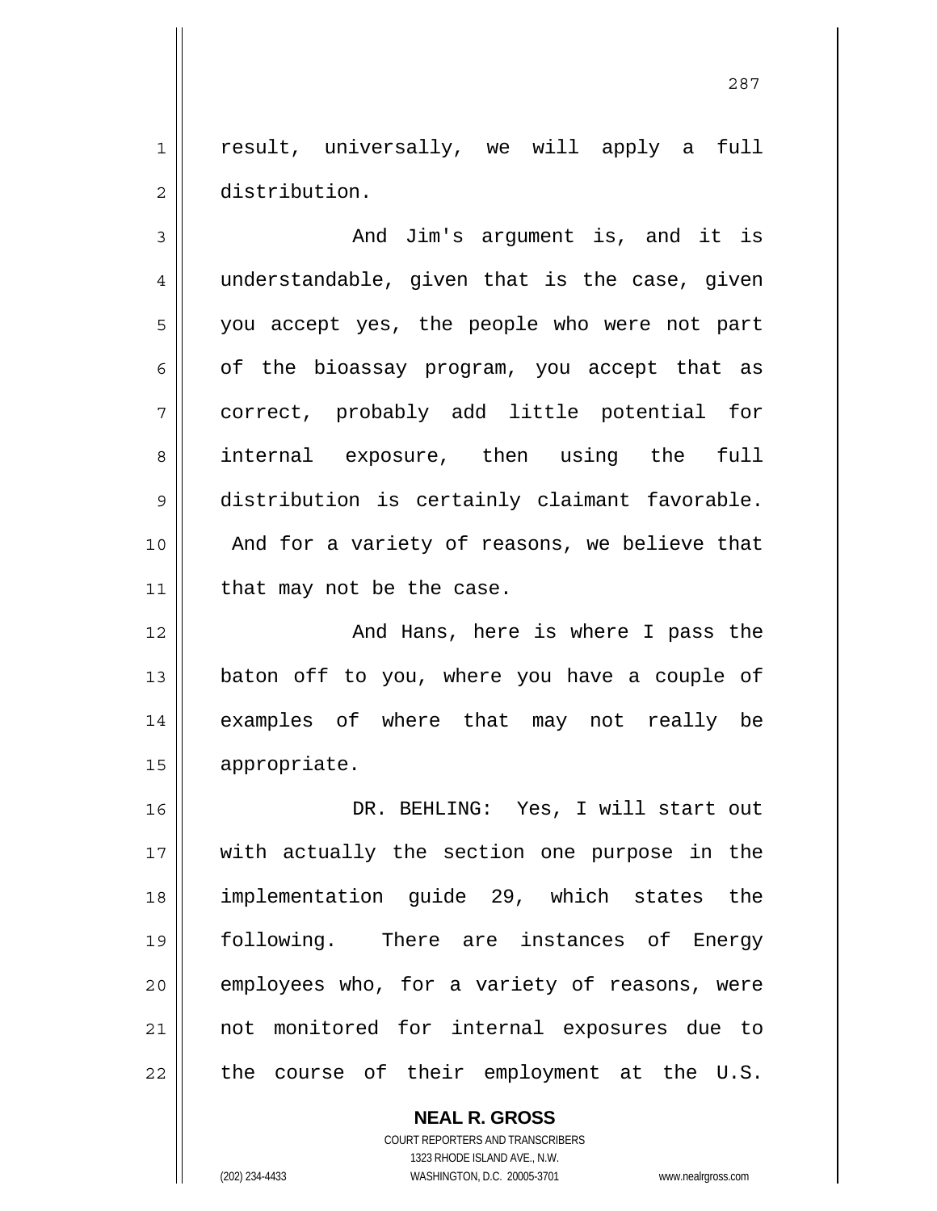result, universally, we will apply a full distribution.

And Jim's argument is, and it is understandable, given that is the case, given you accept yes, the people who were not part of the bioassay program, you accept that as correct, probably add little potential for internal exposure, then using the full distribution is certainly claimant favorable. And for a variety of reasons, we believe that that may not be the case.

And Hans, here is where I pass the baton off to you, where you have a couple of examples of where that may not really be appropriate.

DR. BEHLING: Yes, I will start out with actually the section one purpose in the implementation guide 29, which states the following. There are instances of Energy employees who, for a variety of reasons, were not monitored for internal exposures due to the course of their employment at the U.S.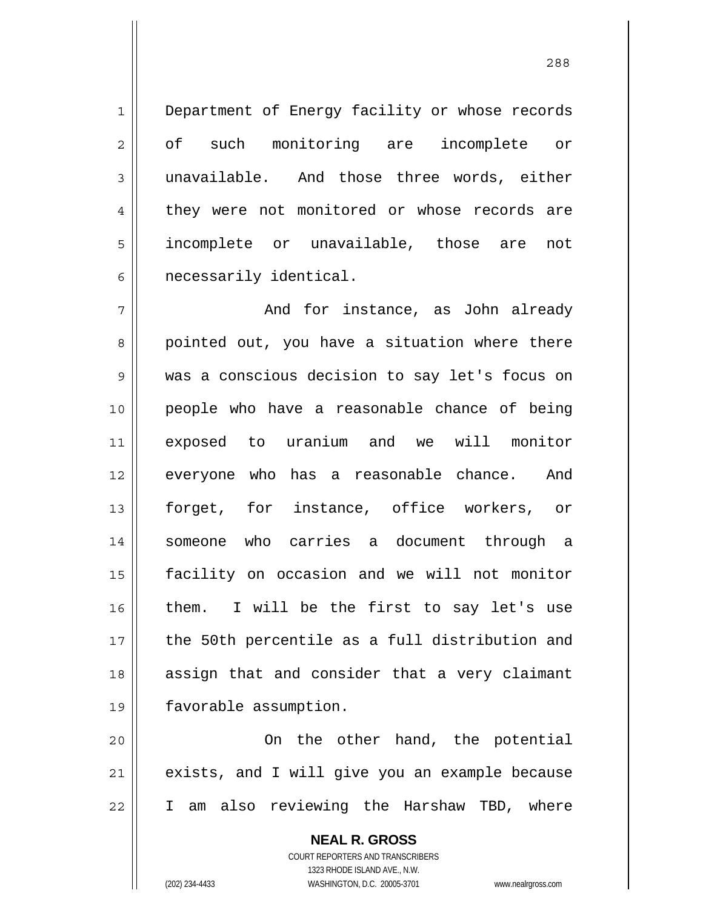Department of Energy facility or whose records of such monitoring are incomplete or unavailable. And those three words, either they were not monitored or whose records are incomplete or unavailable, those are not necessarily identical.

And for instance, as John already pointed out, you have a situation where there was a conscious decision to say let's focus on people who have a reasonable chance of being exposed to uranium and we will monitor everyone who has a reasonable chance. And forget, for instance, office workers, or someone who carries a document through a facility on occasion and we will not monitor them. I will be the first to say let's use the 50th percentile as a full distribution and assign that and consider that a very claimant favorable assumption.

On the other hand, the potential exists, and I will give you an example because I am also reviewing the Harshaw TBD, where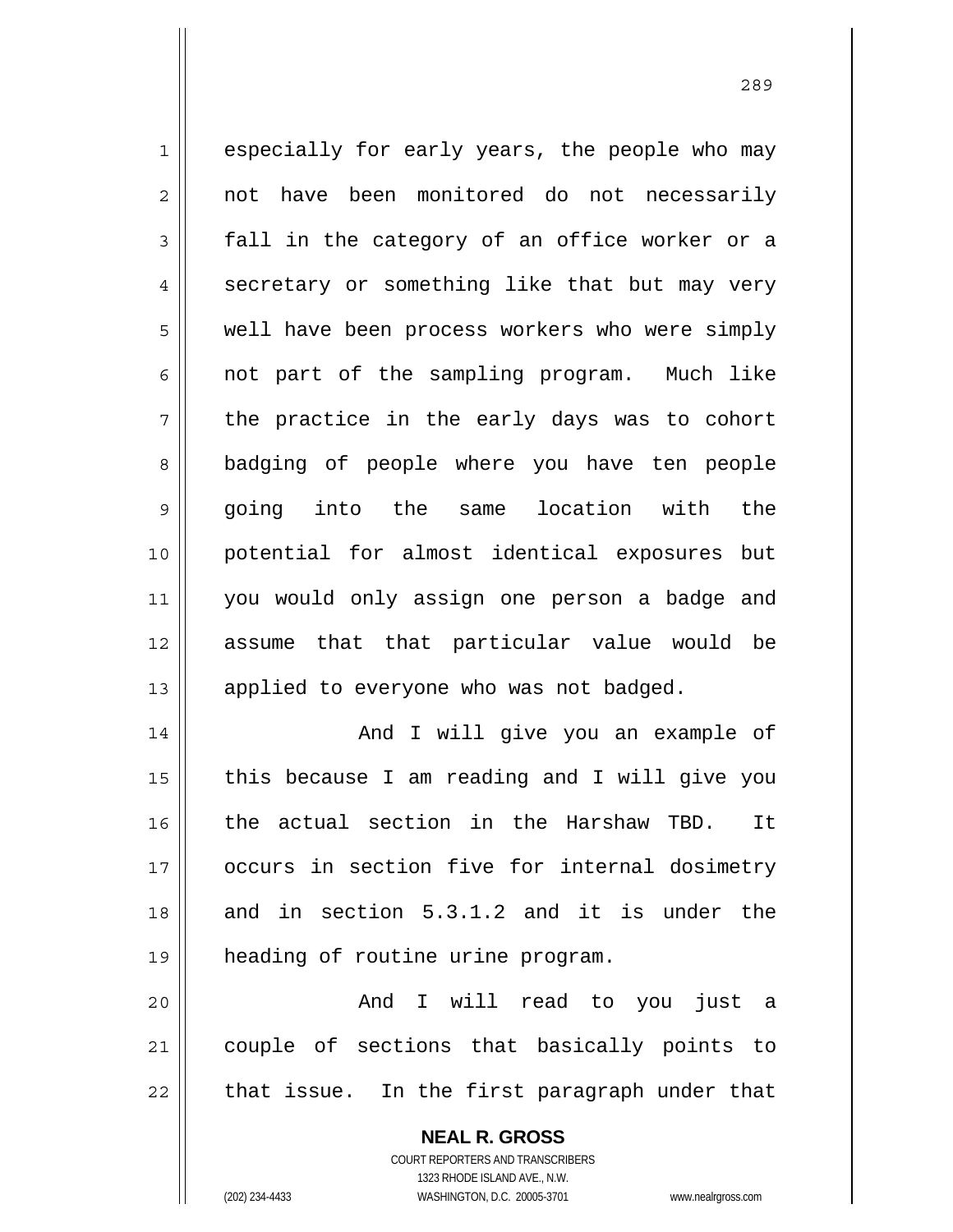especially for early years, the people who may not have been monitored do not necessarily fall in the category of an office worker or a secretary or something like that but may very well have been process workers who were simply not part of the sampling program. Much like the practice in the early days was to cohort badging of people where you have ten people going into the same location with the potential for almost identical exposures but you would only assign one person a badge and assume that that particular value would be applied to everyone who was not badged.

And I will give you an example of this because I am reading and I will give you the actual section in the Harshaw TBD. It occurs in section five for internal dosimetry and in section 5.3.1.2 and it is under the heading of routine urine program.

And I will read to you just a couple of sections that basically points to that issue. In the first paragraph under that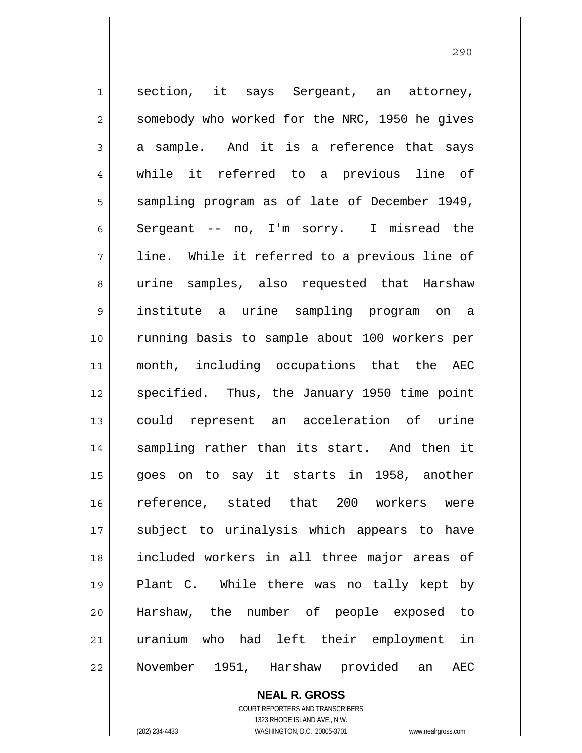section, it says Sergeant, an attorney, somebody who worked for the NRC, 1950 he gives a sample. And it is a reference that says while it referred to a previous line of sampling program as of late of December 1949, Sergeant -- no, I'm sorry. I misread the line. While it referred to a previous line of urine samples, also requested that Harshaw institute a urine sampling program on a running basis to sample about 100 workers per month, including occupations that the AEC specified. Thus, the January 1950 time point could represent an acceleration of urine sampling rather than its start. And then it goes on to say it starts in 1958, another reference, stated that 200 workers were subject to urinalysis which appears to have included workers in all three major areas of Plant C. While there was no tally kept by Harshaw, the number of people exposed to uranium who had left their employment in November 1951, Harshaw provided an AEC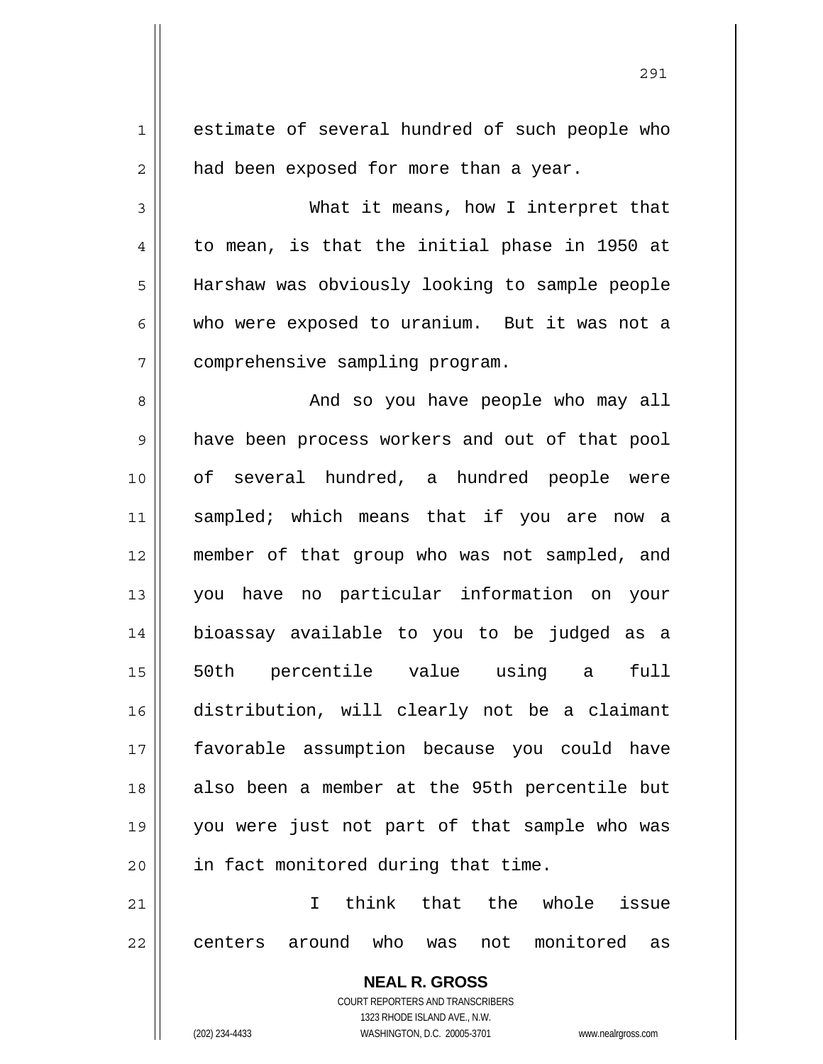estimate of several hundred of such people who had been exposed for more than a year.

What it means, how I interpret that to mean, is that the initial phase in 1950 at Harshaw was obviously looking to sample people who were exposed to uranium. But it was not a comprehensive sampling program.

And so you have people who may all have been process workers and out of that pool of several hundred, a hundred people were sampled; which means that if you are now a member of that group who was not sampled, and you have no particular information on your bioassay available to you to be judged as a 50th percentile value using a full distribution, will clearly not be a claimant favorable assumption because you could have also been a member at the 95th percentile but you were just not part of that sample who was in fact monitored during that time.

I think that the whole issue centers around who was not monitored as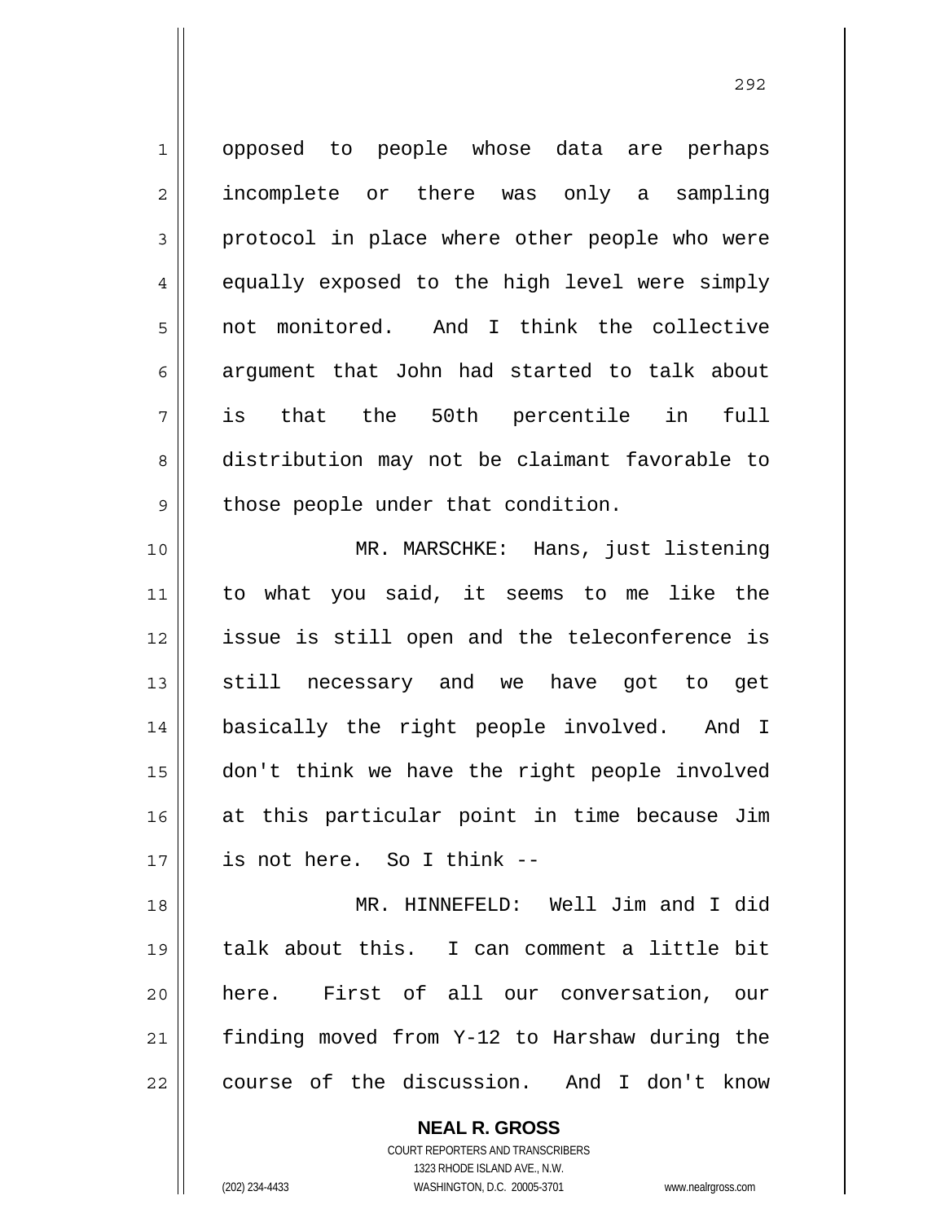opposed to people whose data are perhaps incomplete or there was only a sampling protocol in place where other people who were equally exposed to the high level were simply not monitored. And I think the collective argument that John had started to talk about is that the 50th percentile in full distribution may not be claimant favorable to those people under that condition.

MR. MARSCHKE: Hans, just listening to what you said, it seems to me like the issue is still open and the teleconference is still necessary and we have got to get basically the right people involved. And I don't think we have the right people involved at this particular point in time because Jim is not here. So I think --

MR. HINNEFELD: Well Jim and I did talk about this. I can comment a little bit here. First of all our conversation, our finding moved from Y-12 to Harshaw during the course of the discussion. And I don't know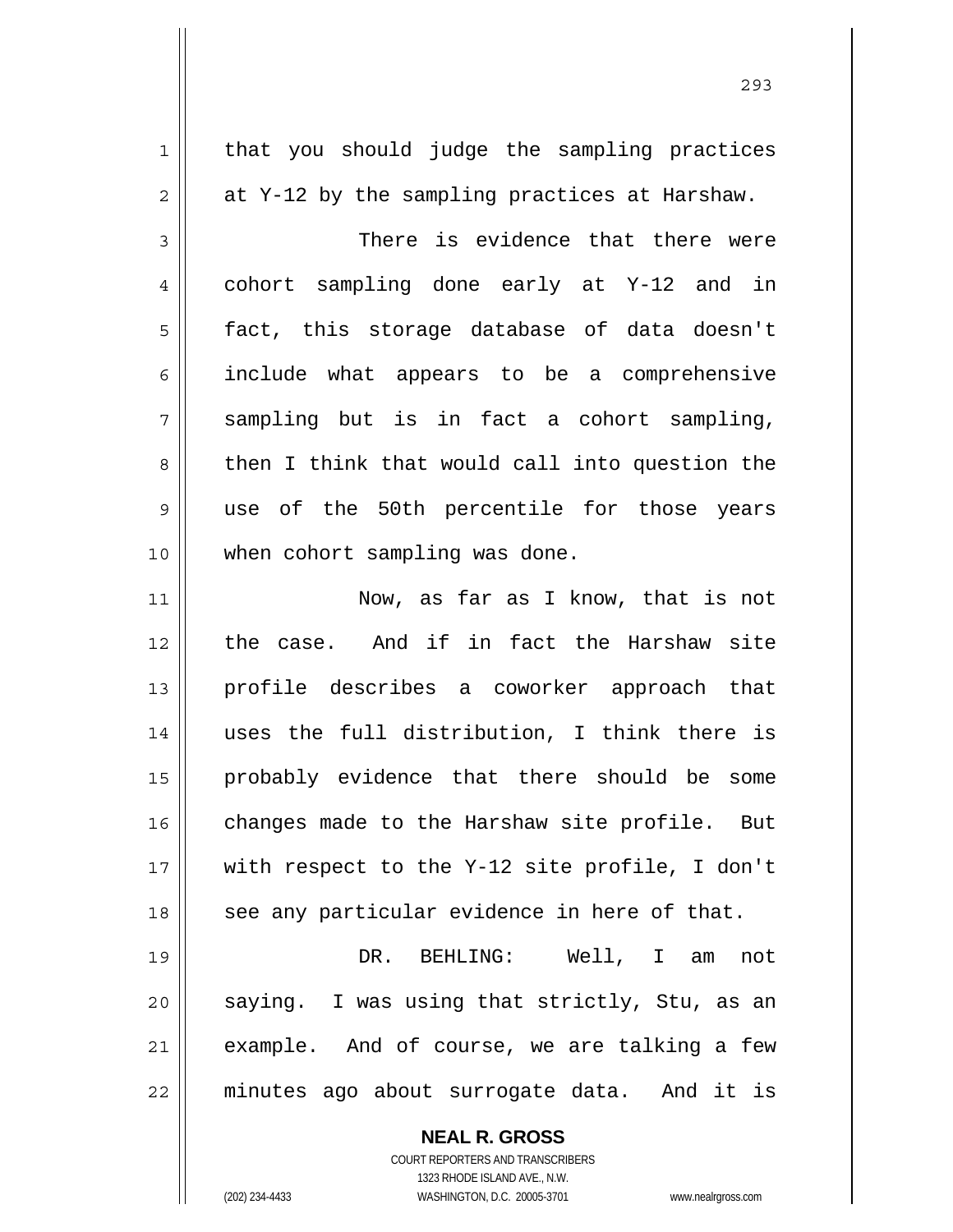that you should judge the sampling practices at Y-12 by the sampling practices at Harshaw.

There is evidence that there were cohort sampling done early at Y-12 and in fact, this storage database of data doesn't include what appears to be a comprehensive sampling but is in fact a cohort sampling, then I think that would call into question the use of the 50th percentile for those years when cohort sampling was done.

Now, as far as I know, that is not the case. And if in fact the Harshaw site profile describes a coworker approach that uses the full distribution, I think there is probably evidence that there should be some changes made to the Harshaw site profile. But with respect to the Y-12 site profile, I don't see any particular evidence in here of that.

DR. BEHLING: Well, I am not saying. I was using that strictly, Stu, as an example. And of course, we are talking a few minutes ago about surrogate data. And it is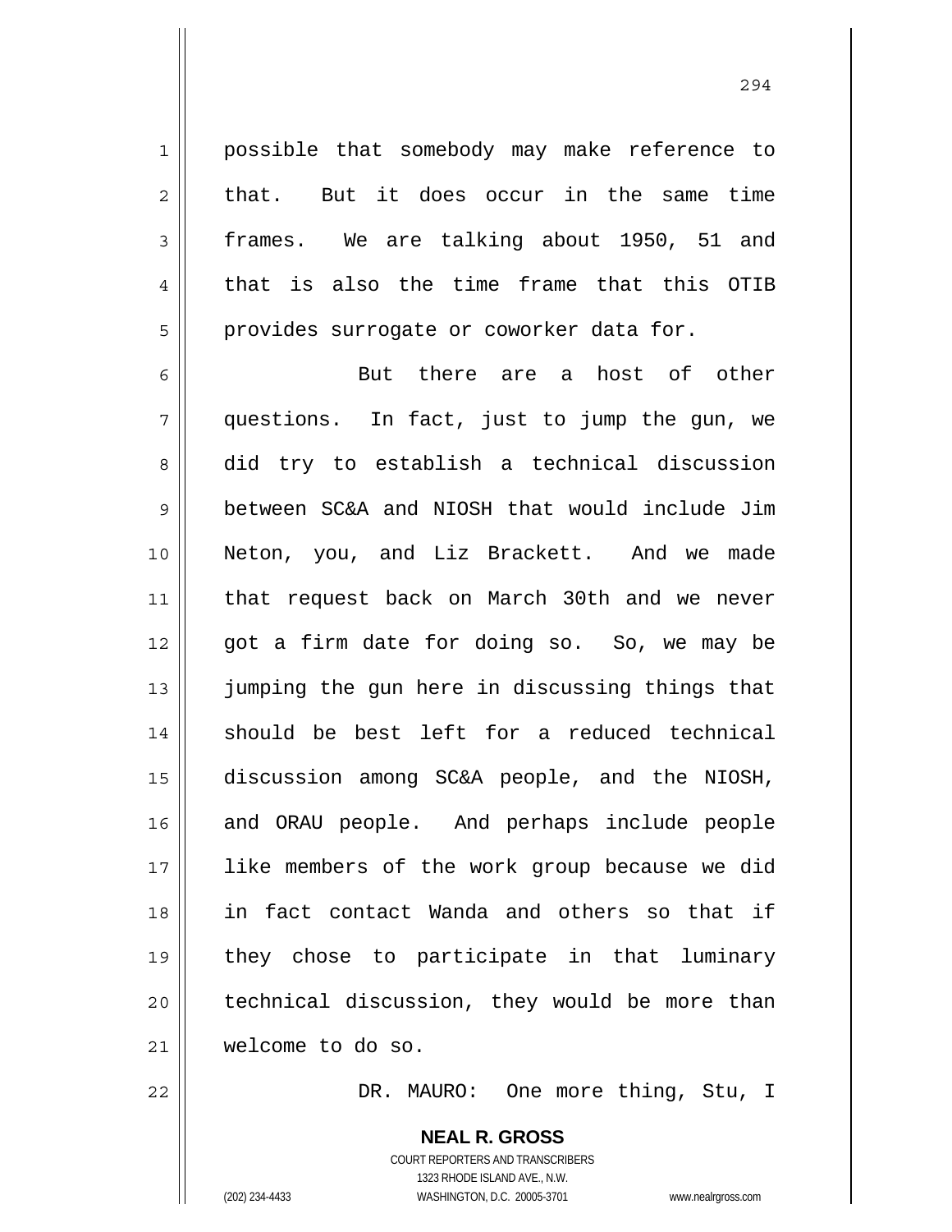possible that somebody may make reference to that. But it does occur in the same time frames. We are talking about 1950, 51 and that is also the time frame that this OTIB provides surrogate or coworker data for.

But there are a host of other questions. In fact, just to jump the gun, we did try to establish a technical discussion between SC&A and NIOSH that would include Jim Neton, you, and Liz Brackett. And we made that request back on March 30th and we never got a firm date for doing so. So, we may be jumping the gun here in discussing things that should be best left for a reduced technical discussion among SC&A people, and the NIOSH, and ORAU people. And perhaps include people like members of the work group because we did in fact contact Wanda and others so that if they chose to participate in that luminary technical discussion, they would be more than welcome to do so.

DR. MAURO: One more thing, Stu, I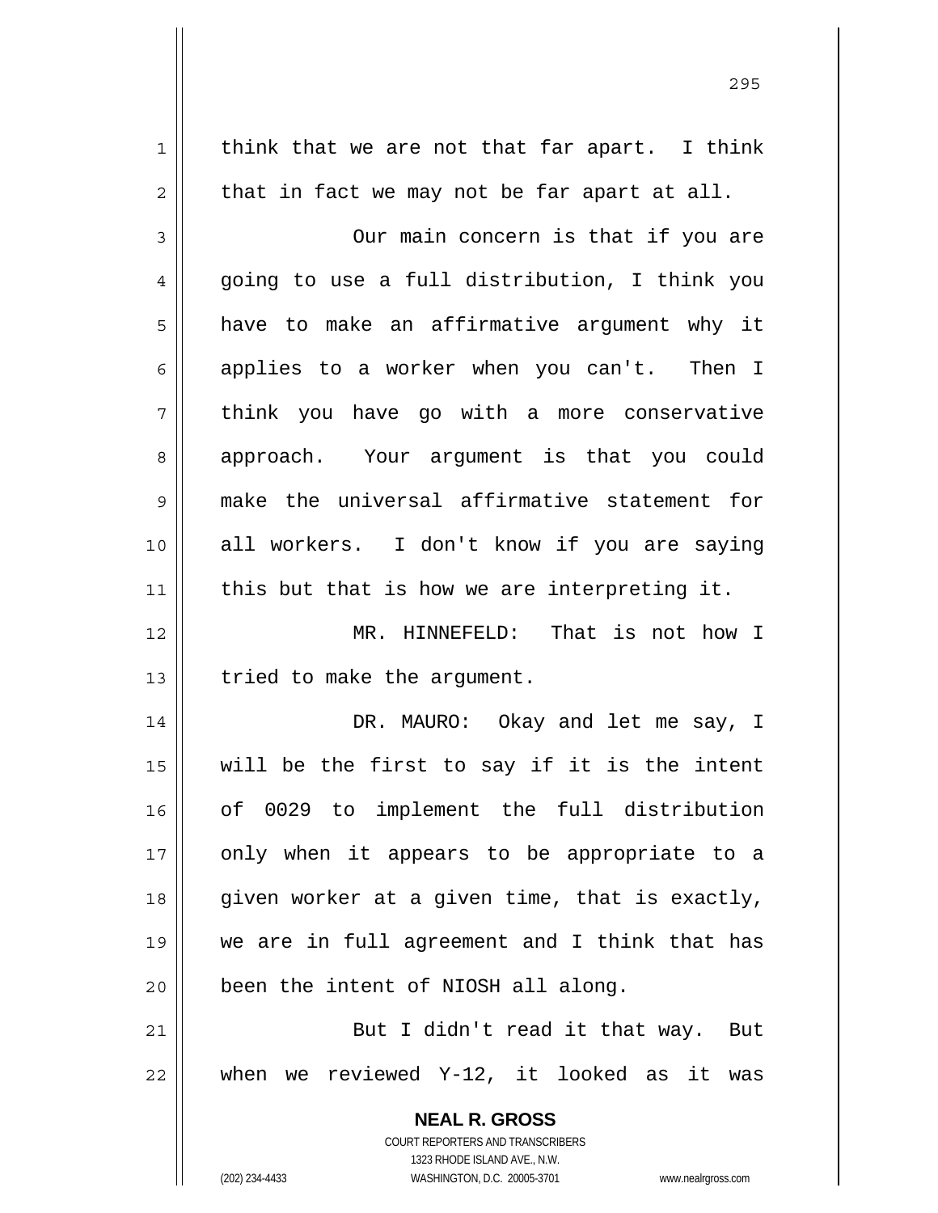think that we are not that far apart. I think that in fact we may not be far apart at all.

Our main concern is that if you are going to use a full distribution, I think you have to make an affirmative argument why it applies to a worker when you can't. Then I think you have go with a more conservative approach. Your argument is that you could make the universal affirmative statement for all workers. I don't know if you are saying this but that is how we are interpreting it.

MR. HINNEFELD: That is not how I tried to make the argument.

DR. MAURO: Okay and let me say, I will be the first to say if it is the intent of 0029 to implement the full distribution only when it appears to be appropriate to a given worker at a given time, that is exactly, we are in full agreement and I think that has been the intent of NIOSH all along.

But I didn't read it that way. But when we reviewed Y-12, it looked as it was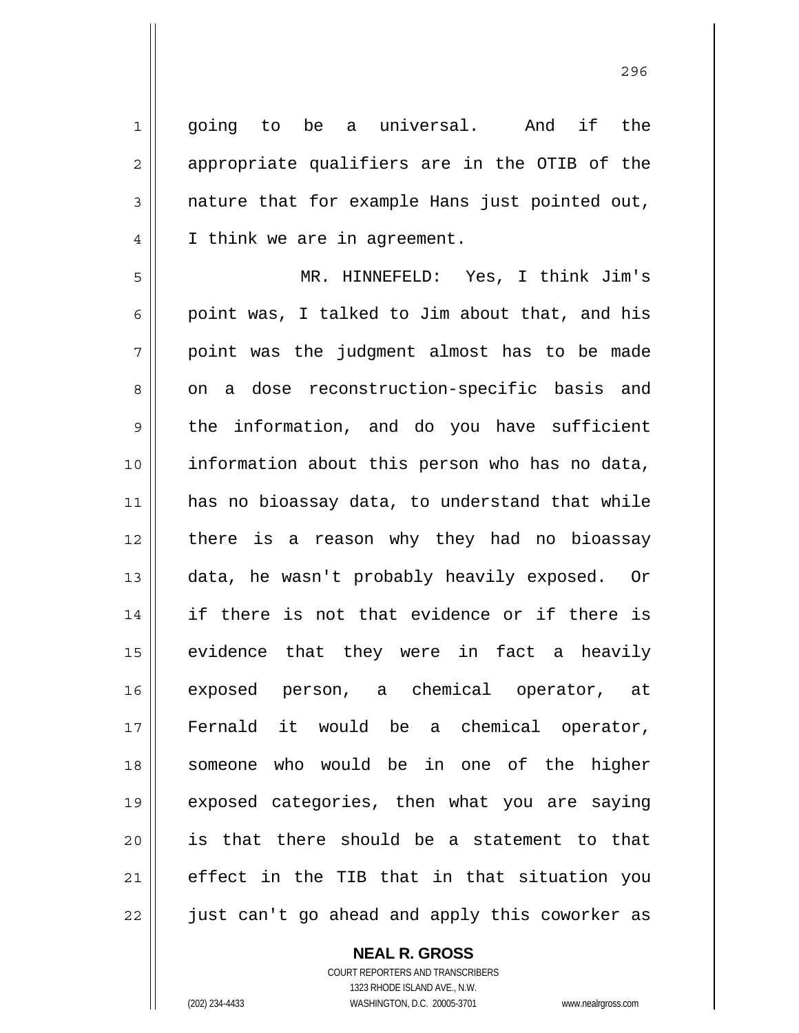going to be a universal. And if the appropriate qualifiers are in the OTIB of the nature that for example Hans just pointed out, I think we are in agreement.

MR. HINNEFELD: Yes, I think Jim's point was, I talked to Jim about that, and his point was the judgment almost has to be made on a dose reconstruction-specific basis and the information, and do you have sufficient information about this person who has no data, has no bioassay data, to understand that while there is a reason why they had no bioassay data, he wasn't probably heavily exposed. Or if there is not that evidence or if there is evidence that they were in fact a heavily exposed person, a chemical operator, at Fernald it would be a chemical operator, someone who would be in one of the higher exposed categories, then what you are saying is that there should be a statement to that effect in the TIB that in that situation you just can't go ahead and apply this coworker as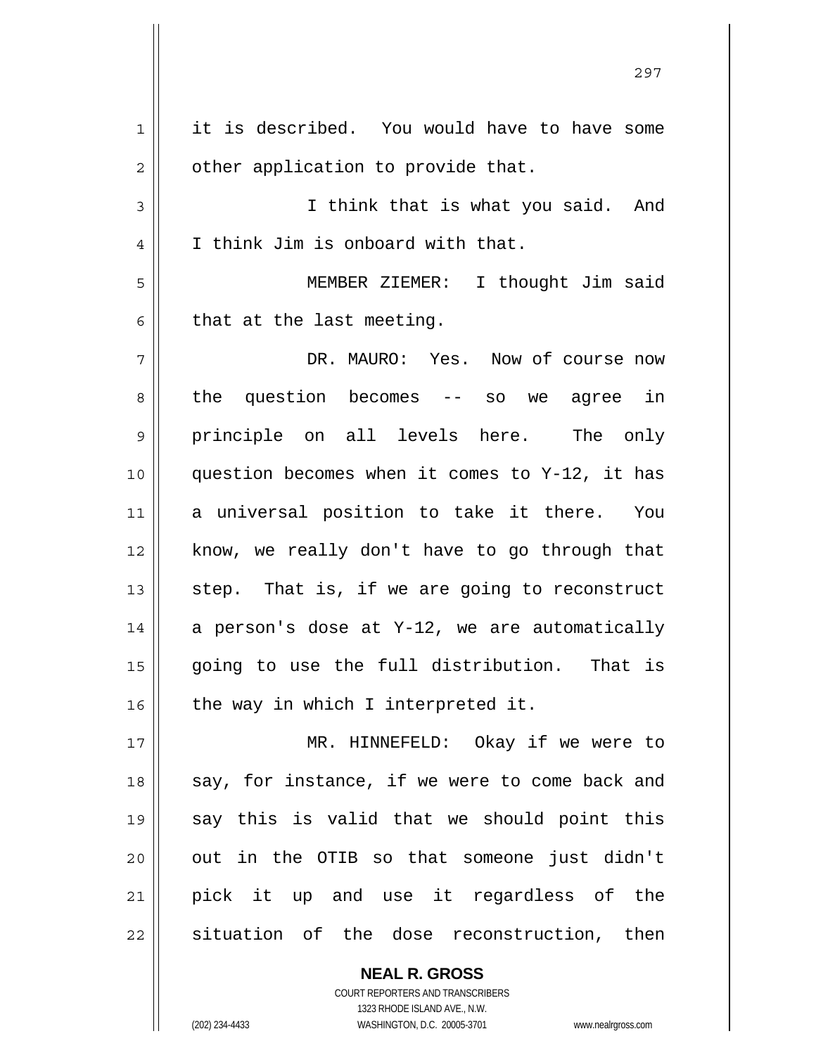it is described. You would have to have some other application to provide that.

I think that is what you said. And I think Jim is onboard with that.

MEMBER ZIEMER: I thought Jim said that at the last meeting.

DR. MAURO: Yes. Now of course now the question becomes -- so we agree in principle on all levels here. The only question becomes when it comes to Y-12, it has a universal position to take it there. You know, we really don't have to go through that step. That is, if we are going to reconstruct a person's dose at Y-12, we are automatically going to use the full distribution. That is the way in which I interpreted it.

MR. HINNEFELD: Okay if we were to say, for instance, if we were to come back and say this is valid that we should point this out in the OTIB so that someone just didn't pick it up and use it regardless of the situation of the dose reconstruction, then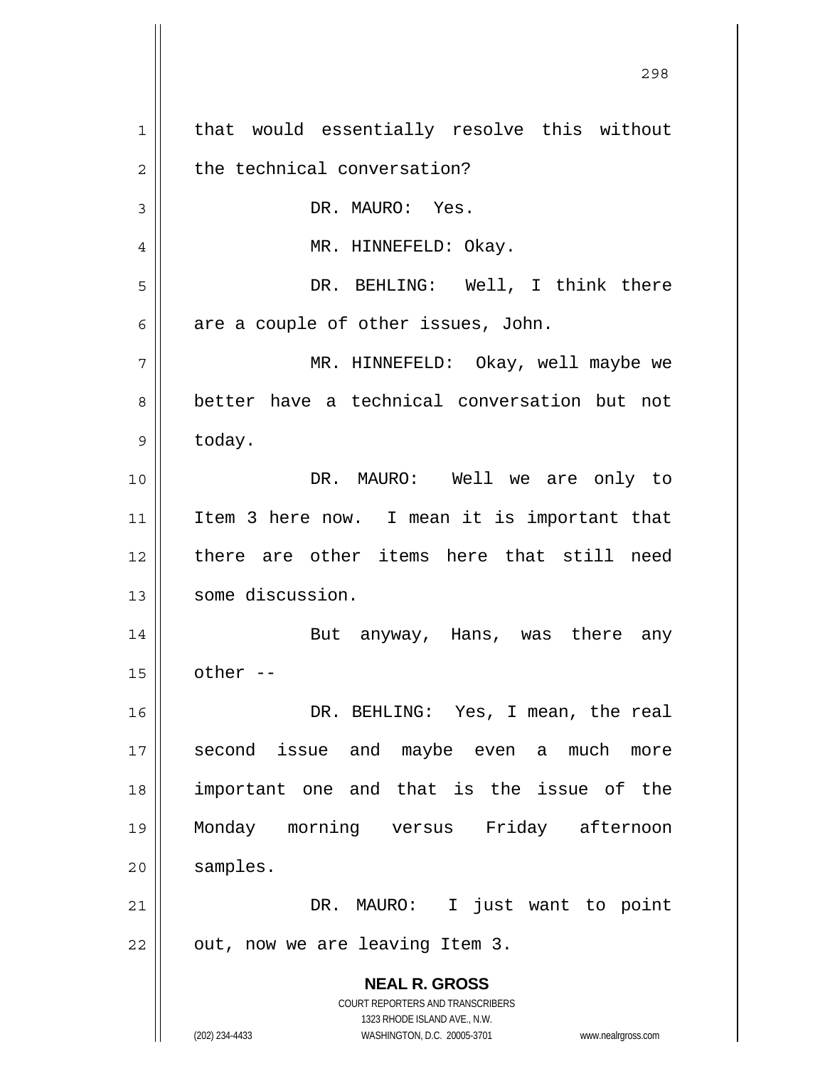that would essentially resolve this without the technical conversation?

DR. MAURO: Yes.

MR. HINNEFELD: Okay.

DR. BEHLING: Well, I think there are a couple of other issues, John.

MR. HINNEFELD: Okay, well maybe we better have a technical conversation but not today.

DR. MAURO: Well we are only to Item 3 here now. I mean it is important that there are other items here that still need some discussion.

But anyway, Hans, was there any other --

DR. BEHLING: Yes, I mean, the real second issue and maybe even a much more important one and that is the issue of the Monday morning versus Friday afternoon samples.

DR. MAURO: I just want to point out, now we are leaving Item 3.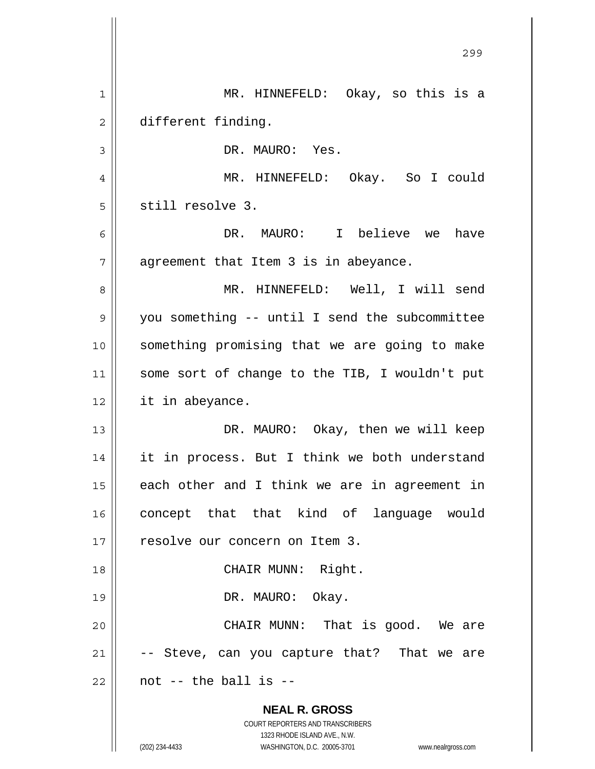MR. HINNEFELD: Okay, so this is a different finding.

DR. MAURO: Yes.

MR. HINNEFELD: Okay. So I could still resolve 3.

DR. MAURO: I believe we have agreement that Item 3 is in abeyance.

MR. HINNEFELD: Well, I will send you something -- until I send the subcommittee something promising that we are going to make some sort of change to the TIB, I wouldn't put it in abeyance.

DR. MAURO: Okay, then we will keep it in process. But I think we both understand each other and I think we are in agreement in concept that that kind of language would resolve our concern on Item 3.

CHAIR MUNN: Right.

DR. MAURO: Okay.

CHAIR MUNN: That is good. We are -- Steve, can you capture that? That we are not -- the ball is --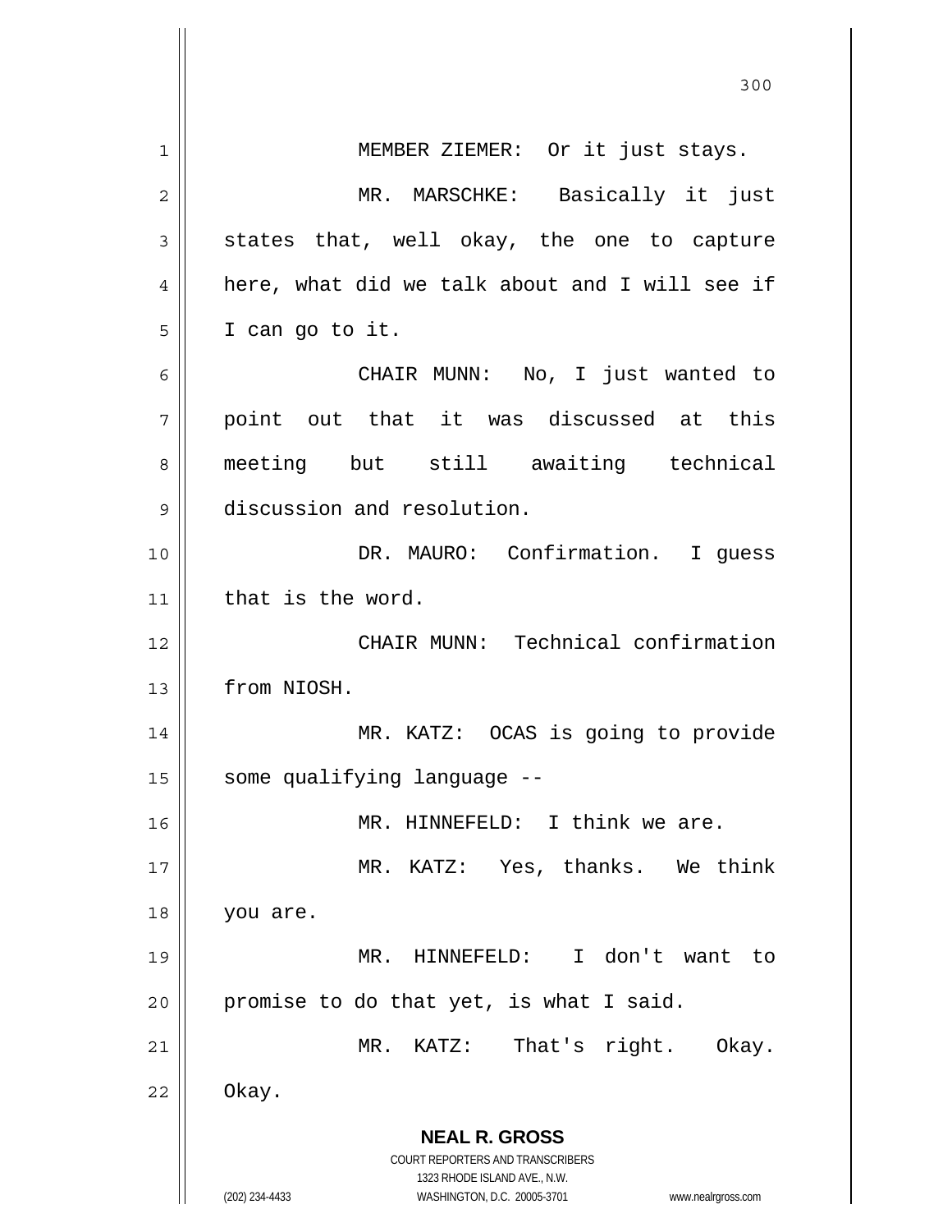MEMBER ZIEMER: Or it just stays.

MR. MARSCHKE: Basically it just states that, well okay, the one to capture here, what did we talk about and I will see if I can go to it.

CHAIR MUNN: No, I just wanted to point out that it was discussed at this meeting but still awaiting technical discussion and resolution.

DR. MAURO: Confirmation. I guess that is the word.

CHAIR MUNN: Technical confirmation from NIOSH.

MR. KATZ: OCAS is going to provide some qualifying language --

MR. HINNEFELD: I think we are.

MR. KATZ: Yes, thanks. We think you are.

MR. HINNEFELD: I don't want to promise to do that yet, is what I said.

MR. KATZ: That's right. Okay. Okay.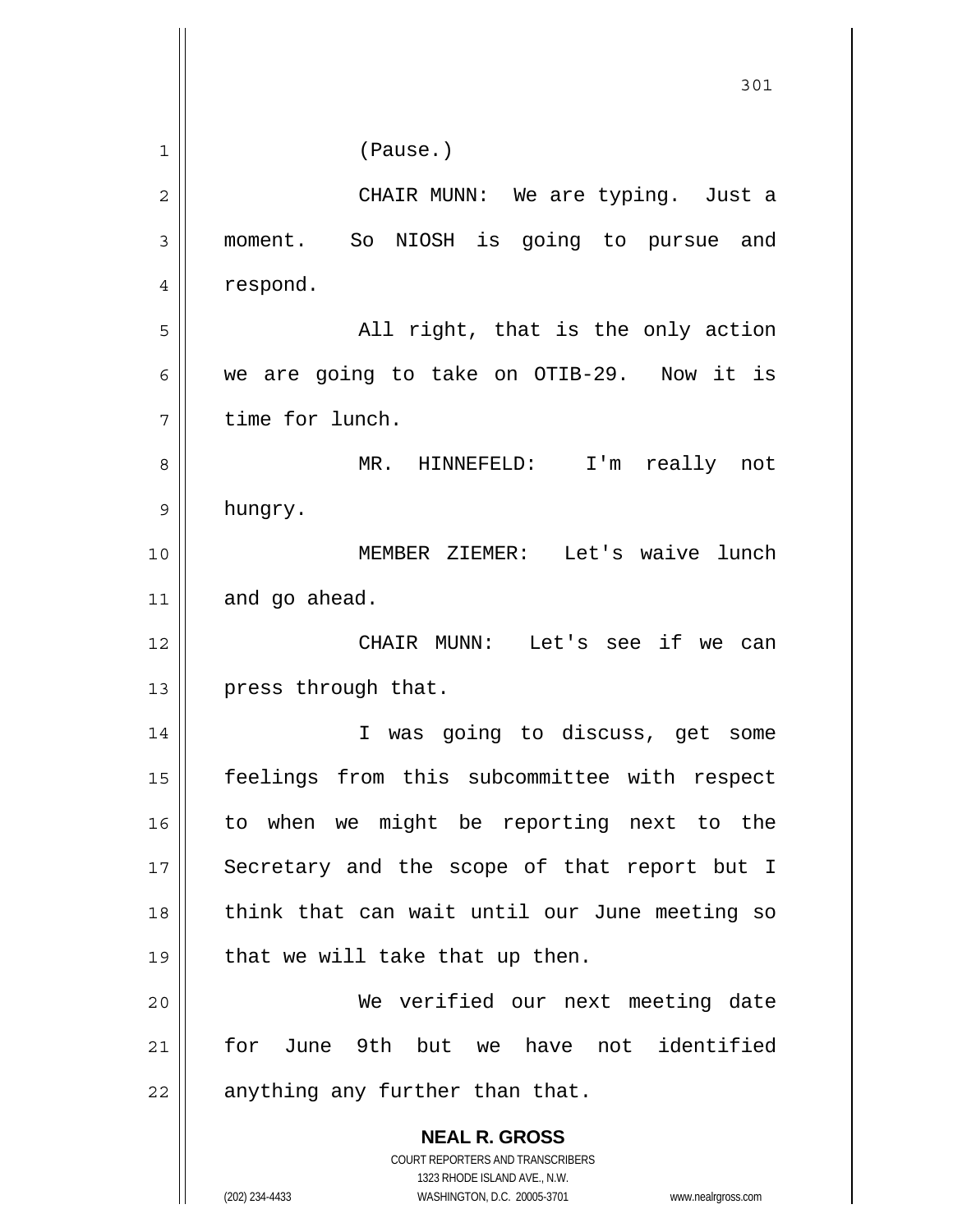(Pause.)

CHAIR MUNN: We are typing. Just a moment. So NIOSH is going to pursue and respond.

All right, that is the only action we are going to take on OTIB-29. Now it is time for lunch.

MR. HINNEFELD: I'm really not hungry.

MEMBER ZIEMER: Let's waive lunch and go ahead.

CHAIR MUNN: Let's see if we can press through that.

I was going to discuss, get some feelings from this subcommittee with respect to when we might be reporting next to the Secretary and the scope of that report but I think that can wait until our June meeting so that we will take that up then.

We verified our next meeting date for June 9th but we have not identified anything any further than that.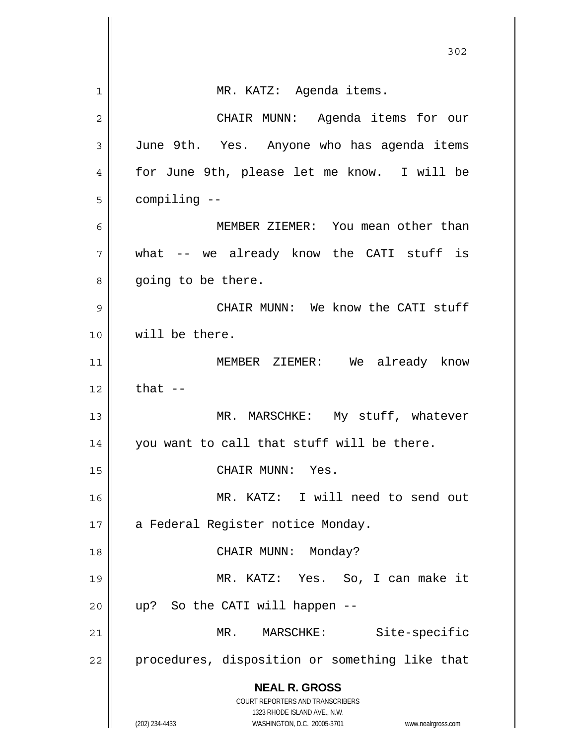MR. KATZ: Agenda items.

CHAIR MUNN: Agenda items for our June 9th. Yes. Anyone who has agenda items for June 9th, please let me know. I will be compiling --

MEMBER ZIEMER: You mean other than what -- we already know the CATI stuff is going to be there.

CHAIR MUNN: We know the CATI stuff will be there.

MEMBER ZIEMER: We already know that --

MR. MARSCHKE: My stuff, whatever you want to call that stuff will be there.

CHAIR MUNN: Yes.

MR. KATZ: I will need to send out a Federal Register notice Monday.

CHAIR MUNN: Monday?

MR. KATZ: Yes. So, I can make it up? So the CATI will happen --

MR. MARSCHKE: Site-specific procedures, disposition or something like that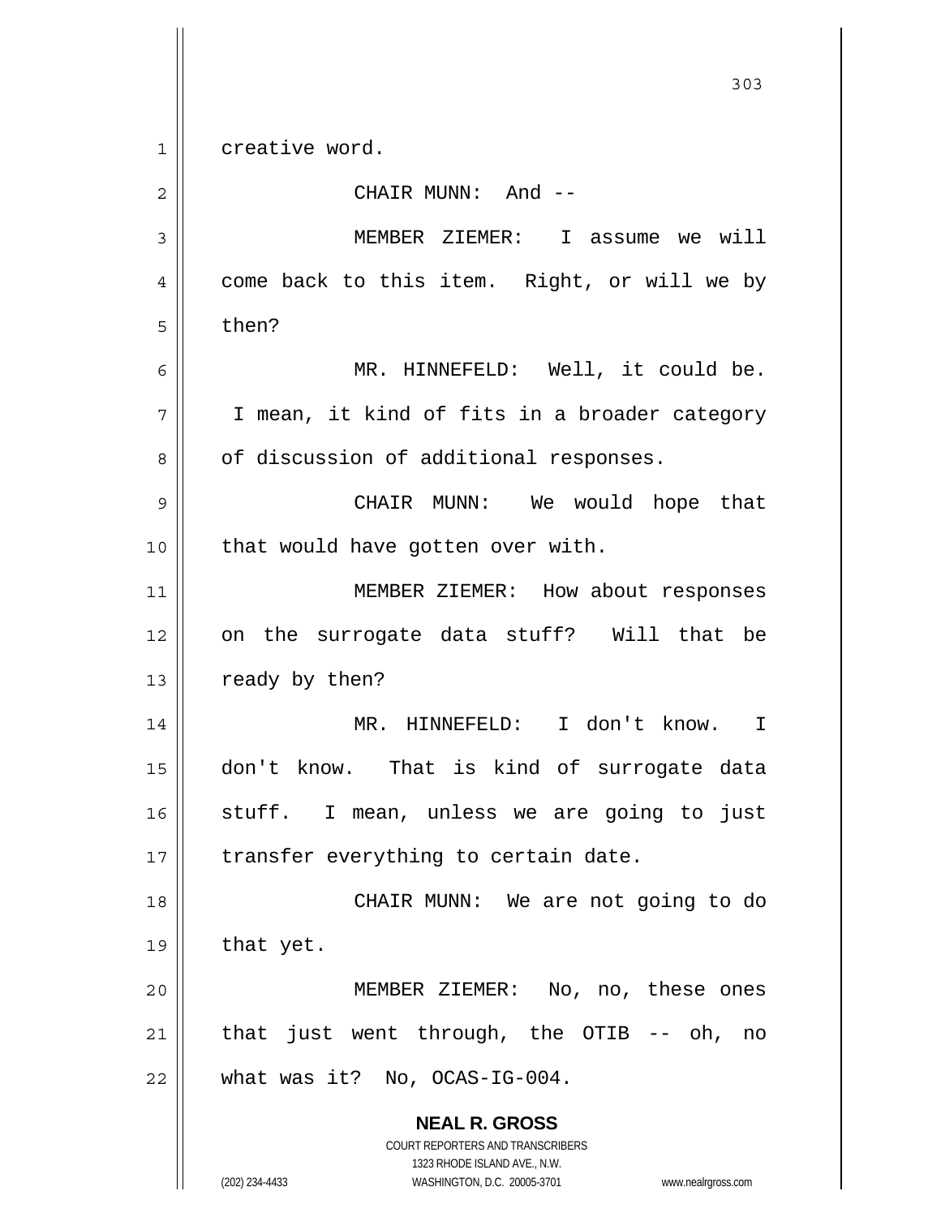creative word.

CHAIR MUNN: And --

MEMBER ZIEMER: I assume we will come back to this item. Right, or will we by then?

MR. HINNEFELD: Well, it could be. I mean, it kind of fits in a broader category of discussion of additional responses.

CHAIR MUNN: We would hope that that would have gotten over with.

MEMBER ZIEMER: How about responses on the surrogate data stuff? Will that be ready by then?

MR. HINNEFELD: I don't know. I don't know. That is kind of surrogate data stuff. I mean, unless we are going to just transfer everything to certain date.

CHAIR MUNN: We are not going to do that yet.

MEMBER ZIEMER: No, no, these ones that just went through, the OTIB -- oh, no what was it? No, OCAS-IG-004.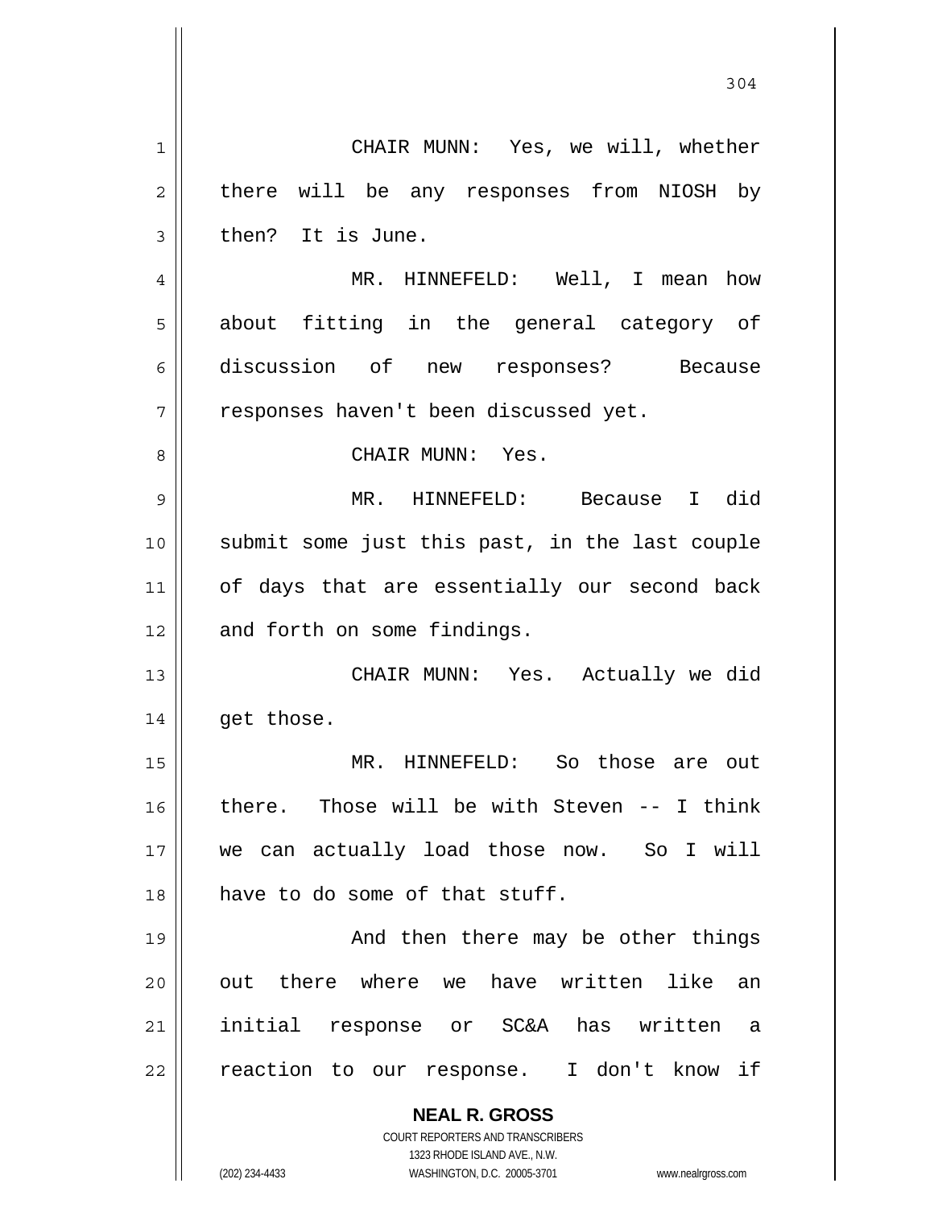CHAIR MUNN: Yes, we will, whether there will be any responses from NIOSH by then? It is June.

MR. HINNEFELD: Well, I mean how about fitting in the general category of discussion of new responses? Because responses haven't been discussed yet.

CHAIR MUNN: Yes.

MR. HINNEFELD: Because I did submit some just this past, in the last couple of days that are essentially our second back and forth on some findings.

CHAIR MUNN: Yes. Actually we did get those.

MR. HINNEFELD: So those are out there. Those will be with Steven -- I think we can actually load those now. So I will have to do some of that stuff.

And then there may be other things out there where we have written like an initial response or SC&A has written a reaction to our response. I don't know if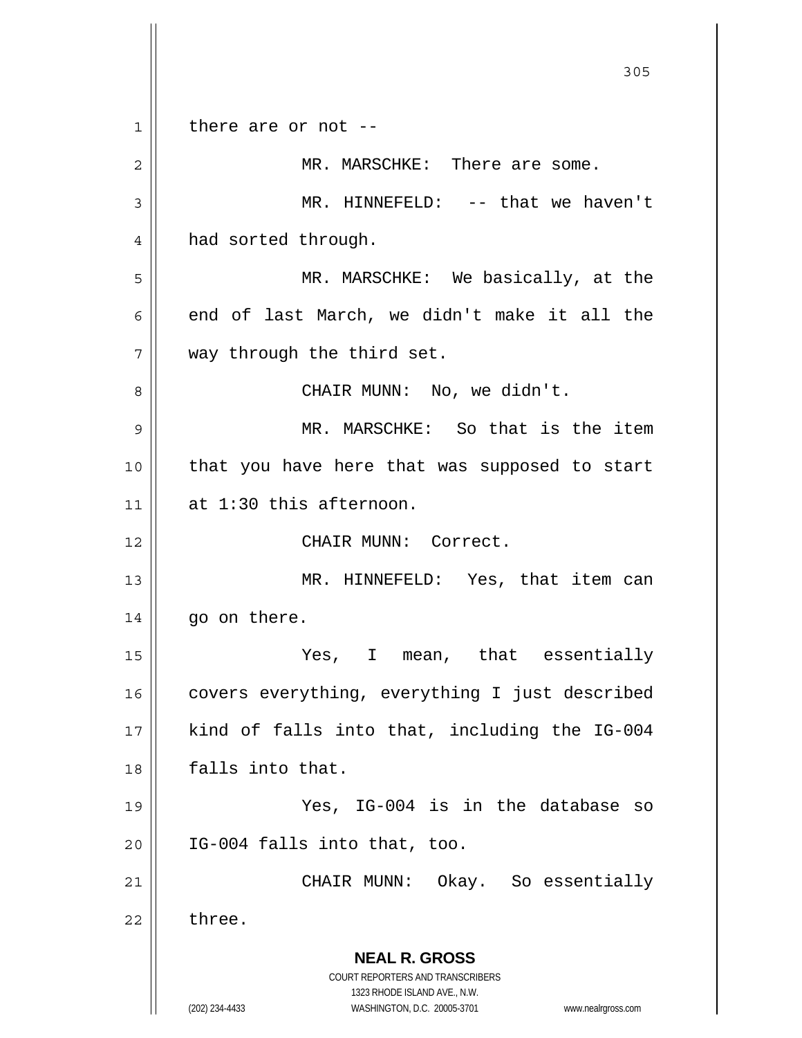there are or not --

MR. MARSCHKE: There are some.

MR. HINNEFELD: -- that we haven't had sorted through.

MR. MARSCHKE: We basically, at the end of last March, we didn't make it all the way through the third set.

CHAIR MUNN: No, we didn't.

MR. MARSCHKE: So that is the item that you have here that was supposed to start at 1:30 this afternoon.

CHAIR MUNN: Correct.

MR. HINNEFELD: Yes, that item can go on there.

Yes, I mean, that essentially covers everything, everything I just described kind of falls into that, including the IG-004 falls into that.

Yes, IG-004 is in the database so IG-004 falls into that, too.

CHAIR MUNN: Okay. So essentially three.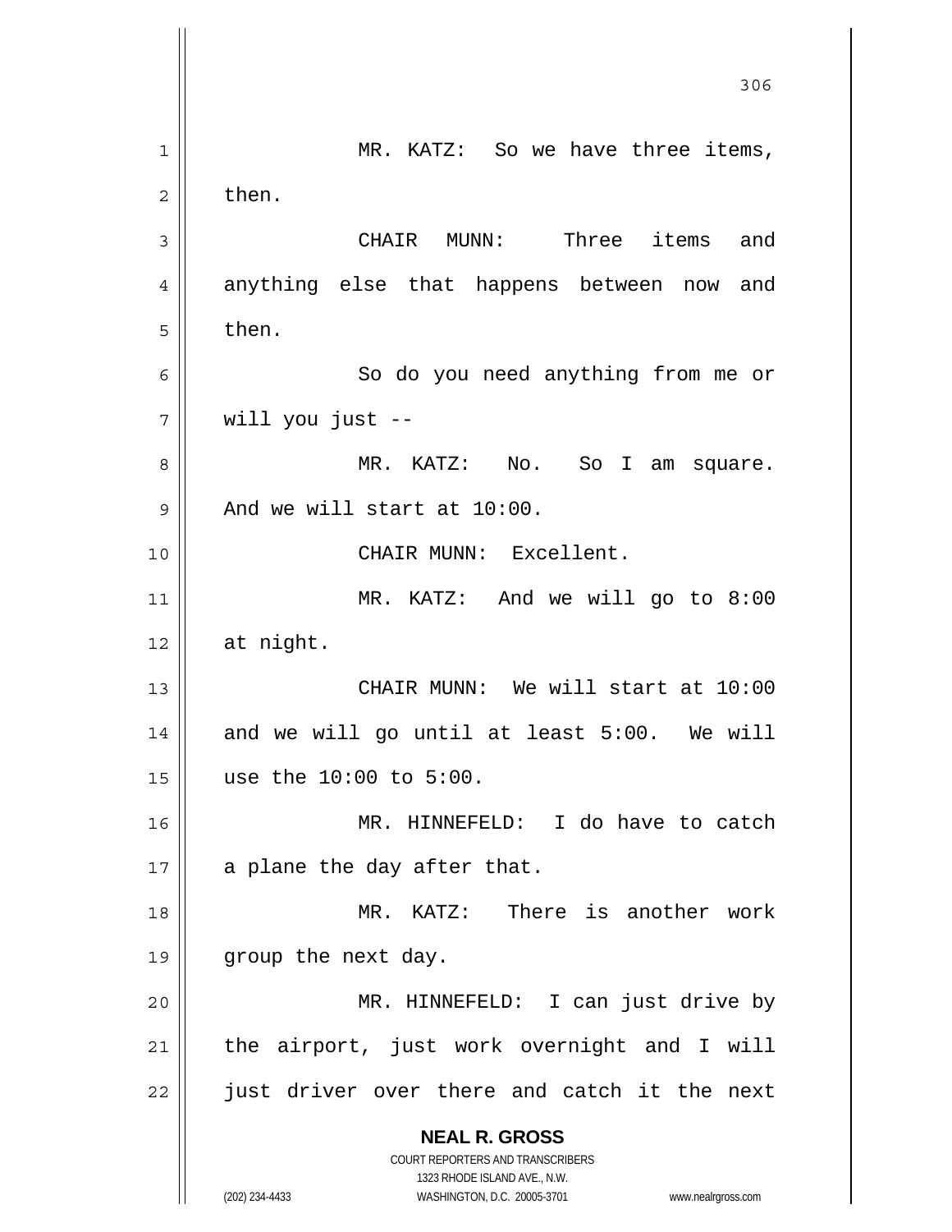MR. KATZ: So we have three items, then.

CHAIR MUNN: Three items and anything else that happens between now and then.

So do you need anything from me or will you just --

MR. KATZ: No. So I am square. And we will start at 10:00.

CHAIR MUNN: Excellent.

MR. KATZ: And we will go to 8:00 at night.

CHAIR MUNN: We will start at 10:00 and we will go until at least 5:00. We will use the 10:00 to 5:00.

MR. HINNEFELD: I do have to catch a plane the day after that.

MR. KATZ: There is another work group the next day.

MR. HINNEFELD: I can just drive by the airport, just work overnight and I will just driver over there and catch it the next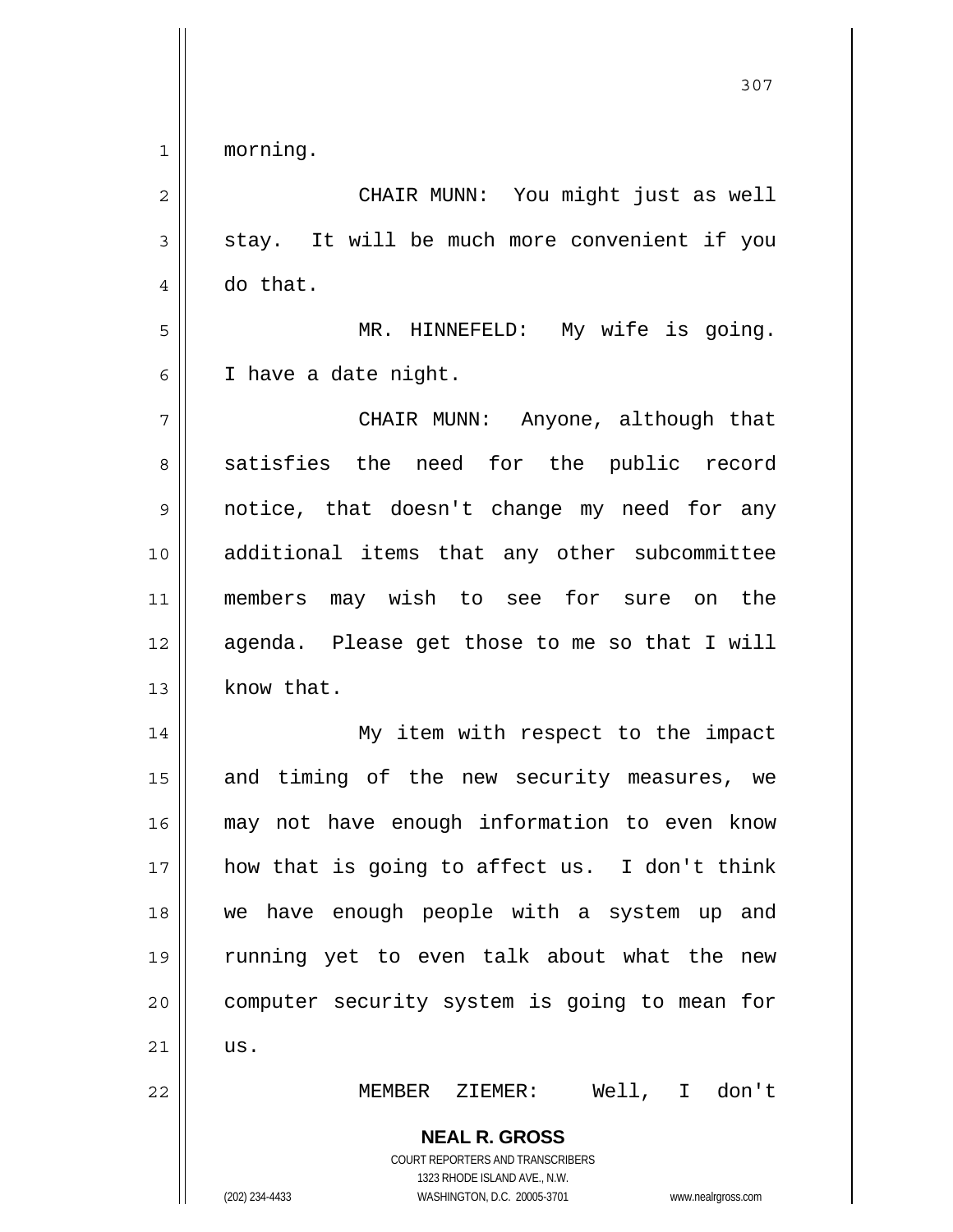morning.

CHAIR MUNN: You might just as well stay. It will be much more convenient if you do that.

MR. HINNEFELD: My wife is going. I have a date night.

CHAIR MUNN: Anyone, although that satisfies the need for the public record notice, that doesn't change my need for any additional items that any other subcommittee members may wish to see for sure on the agenda. Please get those to me so that I will know that.

My item with respect to the impact and timing of the new security measures, we may not have enough information to even know how that is going to affect us. I don't think we have enough people with a system up and running yet to even talk about what the new computer security system is going to mean for us.

MEMBER ZIEMER: Well, I don't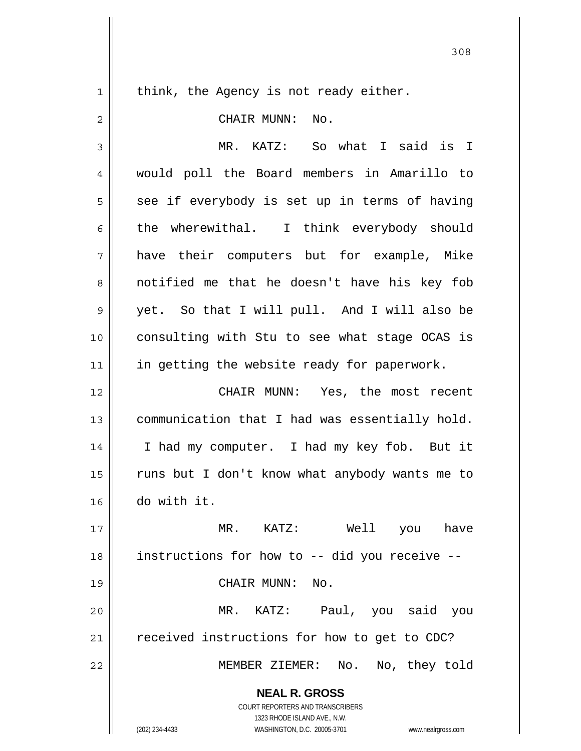think, the Agency is not ready either.

CHAIR MUNN: No.

MR. KATZ: So what I said is I would poll the Board members in Amarillo to see if everybody is set up in terms of having the wherewithal. I think everybody should have their computers but for example, Mike notified me that he doesn't have his key fob yet. So that I will pull. And I will also be consulting with Stu to see what stage OCAS is in getting the website ready for paperwork.

CHAIR MUNN: Yes, the most recent communication that I had was essentially hold. I had my computer. I had my key fob. But it runs but I don't know what anybody wants me to do with it.

MR. KATZ: Well you have instructions for how to -- did you receive --

CHAIR MUNN: No.

MR. KATZ: Paul, you said you received instructions for how to get to CDC?

MEMBER ZIEMER: No. No, they told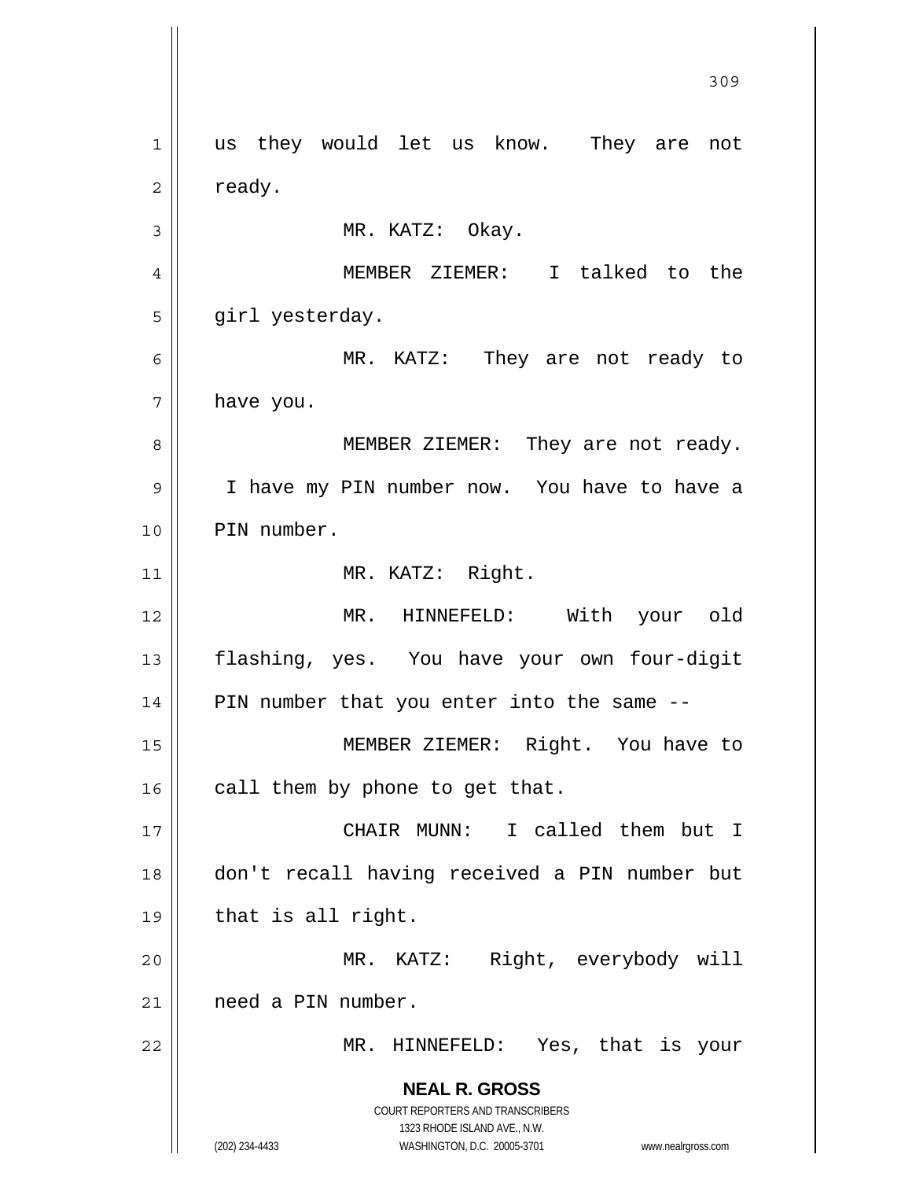us they would let us know. They are not ready.

MR. KATZ: Okay.

MEMBER ZIEMER: I talked to the girl yesterday.

MR. KATZ: They are not ready to have you.

MEMBER ZIEMER: They are not ready. I have my PIN number now. You have to have a PIN number.

MR. KATZ: Right.

MR. HINNEFELD: With your old flashing, yes. You have your own four-digit PIN number that you enter into the same --

MEMBER ZIEMER: Right. You have to call them by phone to get that.

CHAIR MUNN: I called them but I don't recall having received a PIN number but that is all right.

MR. KATZ: Right, everybody will need a PIN number.

MR. HINNEFELD: Yes, that is your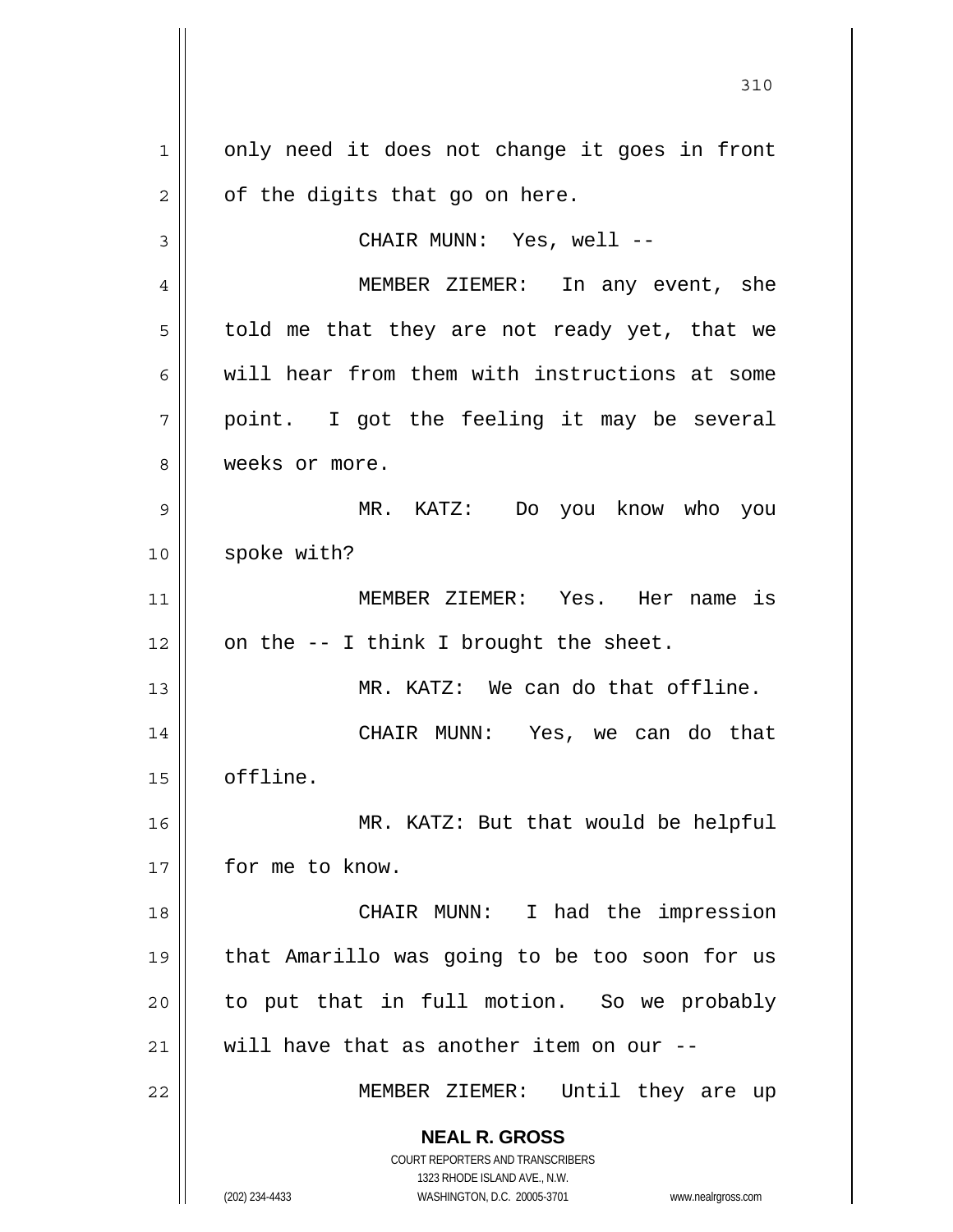only need it does not change it goes in front of the digits that go on here.

CHAIR MUNN: Yes, well --

MEMBER ZIEMER: In any event, she told me that they are not ready yet, that we will hear from them with instructions at some point. I got the feeling it may be several weeks or more.

MR. KATZ: Do you know who you spoke with?

MEMBER ZIEMER: Yes. Her name is on the -- I think I brought the sheet.

MR. KATZ: We can do that offline.

CHAIR MUNN: Yes, we can do that offline.

MR. KATZ: But that would be helpful for me to know.

CHAIR MUNN: I had the impression that Amarillo was going to be too soon for us to put that in full motion. So we probably will have that as another item on our --

MEMBER ZIEMER: Until they are up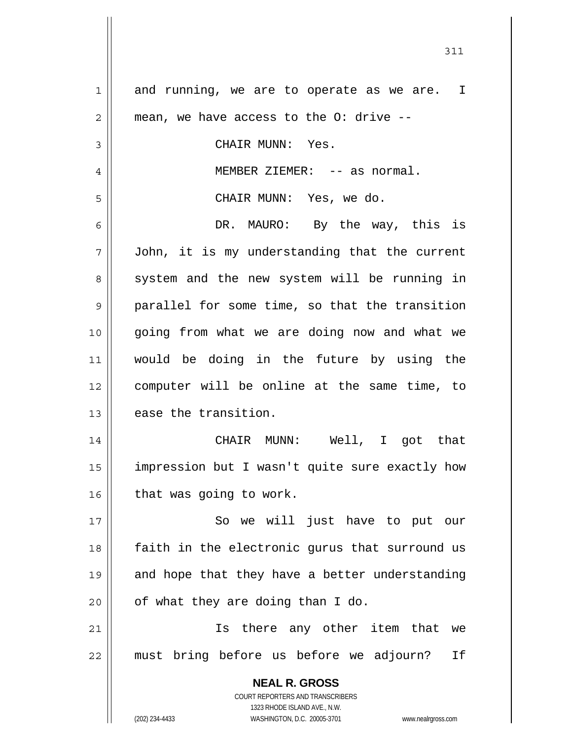and running, we are to operate as we are. I mean, we have access to the O: drive --

CHAIR MUNN: Yes.

MEMBER ZIEMER: -- as normal.

CHAIR MUNN: Yes, we do.

DR. MAURO: By the way, this is John, it is my understanding that the current system and the new system will be running in parallel for some time, so that the transition going from what we are doing now and what we would be doing in the future by using the computer will be online at the same time, to ease the transition.

CHAIR MUNN: Well, I got that impression but I wasn't quite sure exactly how that was going to work.

So we will just have to put our faith in the electronic gurus that surround us and hope that they have a better understanding of what they are doing than I do.

Is there any other item that we must bring before us before we adjourn? If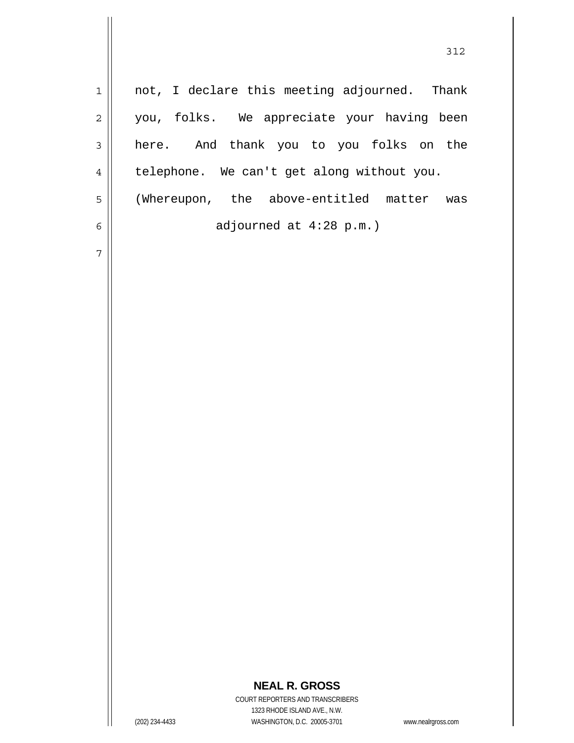not, I declare this meeting adjourned. Thank you, folks. We appreciate your having been here. And thank you to you folks on the telephone. We can't get along without you.

(Whereupon, the above-entitled matter was adjourned at 4:28 p.m.)